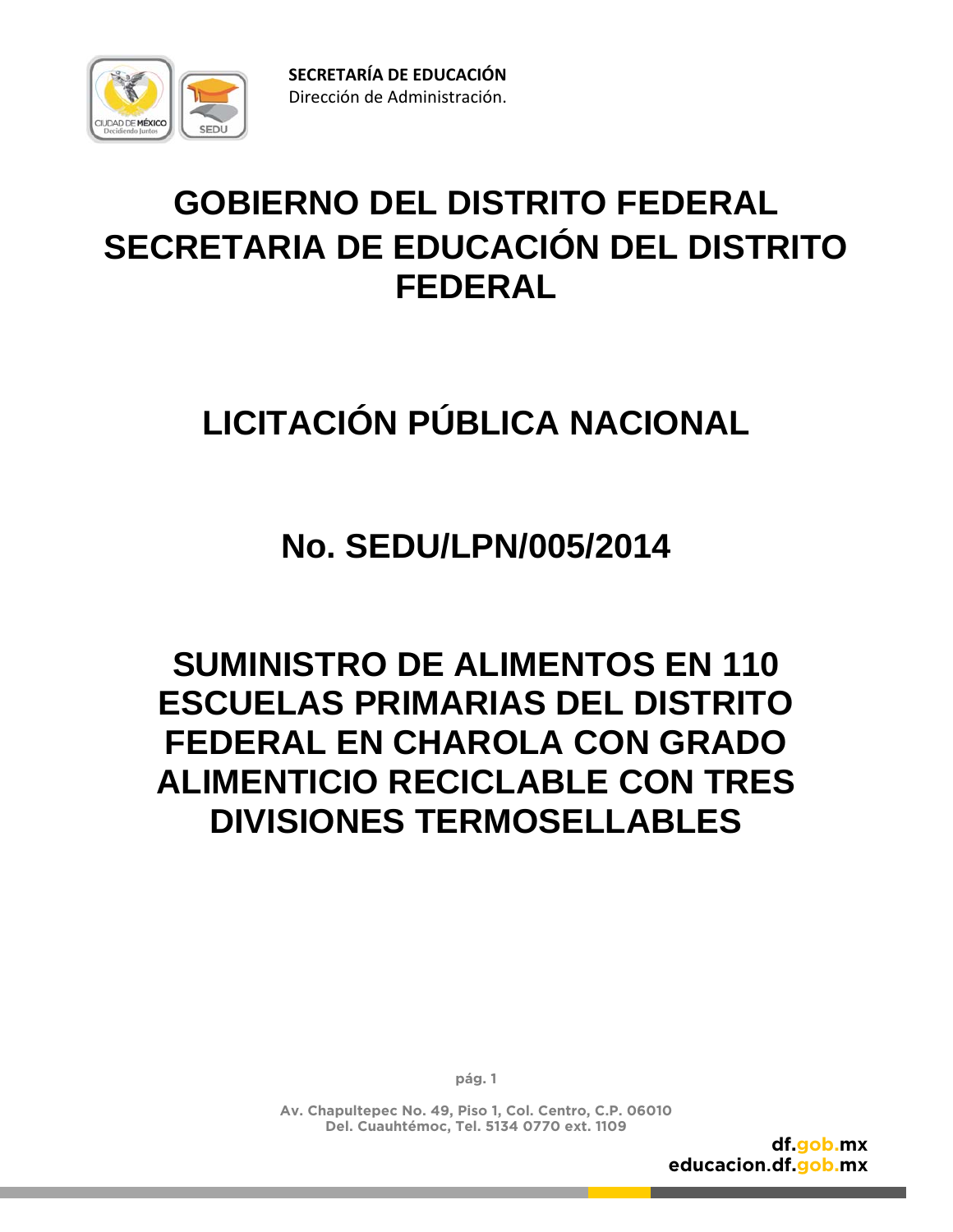**SECRETARÍA DE EDUCACIÓN**
Dirección de Administración.

# GOBIERNO DEL DISTRITO FEDERAL
# SECRETARIA DE EDUCACIÓN DEL DISTRITO FEDERAL

# LICITACIÓN PÚBLICA NACIONAL

# No. SEDU/LPN/005/2014

# SUMINISTRO DE ALIMENTOS EN 110 ESCUELAS PRIMARIAS DEL DISTRITO FEDERAL EN CHAROLA CON GRADO ALIMENTICIO RECICLABLE CON TRES DIVISIONES TERMOSELLABLES

Av. Chapultepec No. 49, Piso 1, Col. Centro, C.P. 06010
Del. Cuauhtémoc, Tel. 5134 0770 ext. 1109

df.gob.mx
educacion.df.gob.mx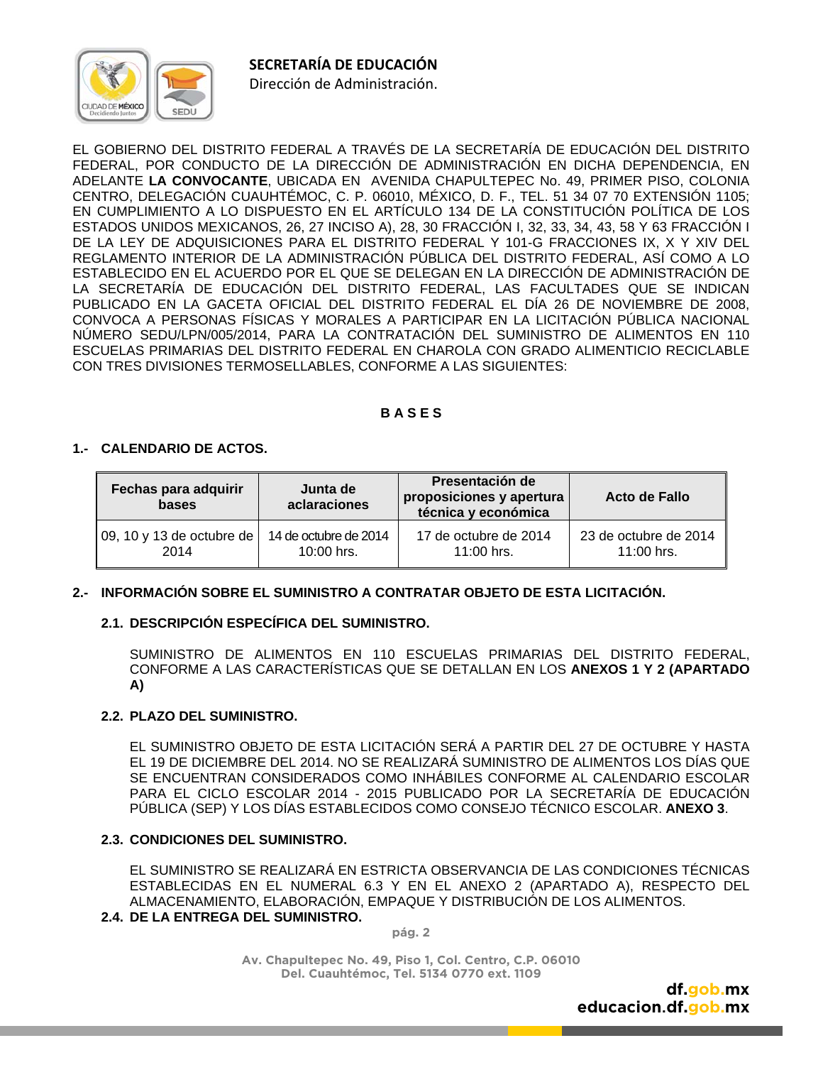EL GOBIERNO DEL DISTRITO FEDERAL A TRAVÉS DE LA SECRETARÍA DE EDUCACIÓN DEL DISTRITO FEDERAL, POR CONDUCTO DE LA DIRECCIÓN DE ADMINISTRACIÓN EN DICHA DEPENDENCIA, EN ADELANTE **LA CONVOCANTE**, UBICADA EN AVENIDA CHAPULTEPEC No. 49, PRIMER PISO, COLONIA CENTRO, DELEGACIÓN CUAUHTÉMOC, C. P. 06010, MÉXICO, D. F., TEL. 51 34 07 70 EXTENSIÓN 1105; EN CUMPLIMIENTO A LO DISPUESTO EN EL ARTÍCULO 134 DE LA CONSTITUCIÓN POLÍTICA DE LOS ESTADOS UNIDOS MEXICANOS, 26, 27 INCISO A), 28, 30 FRACCIÓN I, 32, 33, 34, 43, 58 Y 63 FRACCIÓN I DE LA LEY DE ADQUISICIONES PARA EL DISTRITO FEDERAL Y 101-G FRACCIONES IX, X Y XIV DEL REGLAMENTO INTERIOR DE LA ADMINISTRACIÓN PÚBLICA DEL DISTRITO FEDERAL, ASÍ COMO A LO ESTABLECIDO EN EL ACUERDO POR EL QUE SE DELEGAN EN LA DIRECCIÓN DE ADMINISTRACIÓN DE LA SECRETARÍA DE EDUCACIÓN DEL DISTRITO FEDERAL, LAS FACULTADES QUE SE INDICAN PUBLICADO EN LA GACETA OFICIAL DEL DISTRITO FEDERAL EL DÍA 26 DE NOVIEMBRE DE 2008, CONVOCA A PERSONAS FÍSICAS Y MORALES A PARTICIPAR EN LA LICITACIÓN PÚBLICA NACIONAL NÚMERO SEDU/LPN/005/2014, PARA LA CONTRATACIÓN DEL SUMINISTRO DE ALIMENTOS EN 110 ESCUELAS PRIMARIAS DEL DISTRITO FEDERAL EN CHAROLA CON GRADO ALIMENTICIO RECICLABLE CON TRES DIVISIONES TERMOSELLABLES, CONFORME A LAS SIGUIENTES:

## B A S E S

### 1.- CALENDARIO DE ACTOS.

| Fechas para adquirir bases | Junta de aclaraciones | Presentación de proposiciones y apertura técnica y económica | Acto de Fallo |
|---|---|---|---|
| 09, 10 y 13 de octubre de 2014 | 14 de octubre de 2014 10:00 hrs. | 17 de octubre de 2014 11:00 hrs. | 23 de octubre de 2014 11:00 hrs. |

### 2.- INFORMACIÓN SOBRE EL SUMINISTRO A CONTRATAR OBJETO DE ESTA LICITACIÓN.

#### 2.1. DESCRIPCIÓN ESPECÍFICA DEL SUMINISTRO.

SUMINISTRO DE ALIMENTOS EN 110 ESCUELAS PRIMARIAS DEL DISTRITO FEDERAL, CONFORME A LAS CARACTERÍSTICAS QUE SE DETALLAN EN LOS **ANEXOS 1 Y 2 (APARTADO A)**

#### 2.2. PLAZO DEL SUMINISTRO.

EL SUMINISTRO OBJETO DE ESTA LICITACIÓN SERÁ A PARTIR DEL 27 DE OCTUBRE Y HASTA EL 19 DE DICIEMBRE DEL 2014. NO SE REALIZARÁ SUMINISTRO DE ALIMENTOS LOS DÍAS QUE SE ENCUENTRAN CONSIDERADOS COMO INHÁBILES CONFORME AL CALENDARIO ESCOLAR PARA EL CICLO ESCOLAR 2014 - 2015 PUBLICADO POR LA SECRETARÍA DE EDUCACIÓN PÚBLICA (SEP) Y LOS DÍAS ESTABLECIDOS COMO CONSEJO TÉCNICO ESCOLAR. **ANEXO 3**.

#### 2.3. CONDICIONES DEL SUMINISTRO.

EL SUMINISTRO SE REALIZARÁ EN ESTRICTA OBSERVANCIA DE LAS CONDICIONES TÉCNICAS ESTABLECIDAS EN EL NUMERAL 6.3 Y EN EL ANEXO 2 (APARTADO A), RESPECTO DEL ALMACENAMIENTO, ELABORACIÓN, EMPAQUE Y DISTRIBUCIÓN DE LOS ALIMENTOS.

#### 2.4. DE LA ENTREGA DEL SUMINISTRO.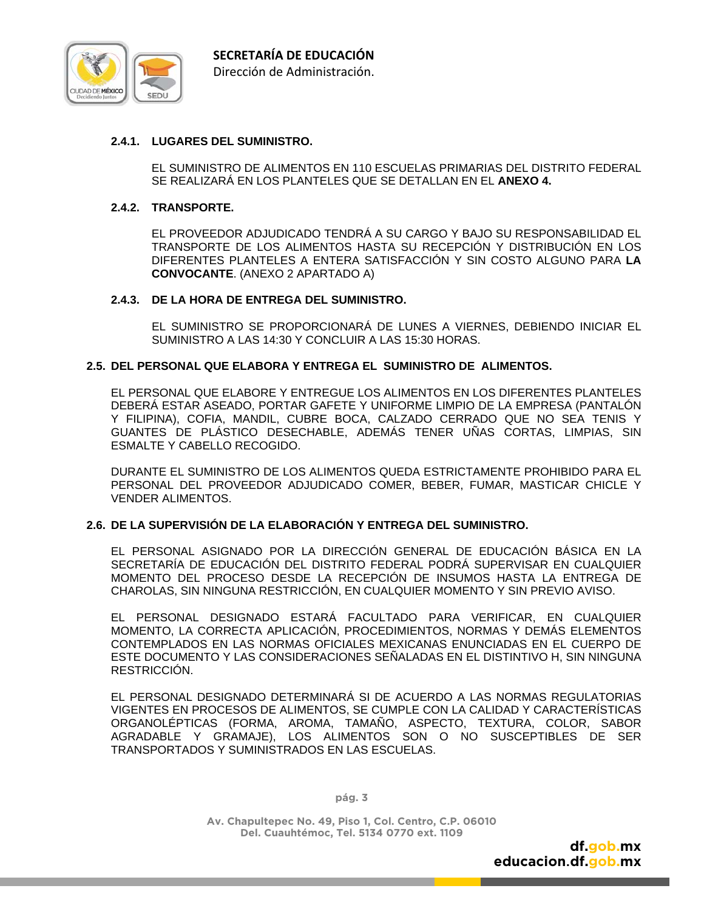#### 2.4.1. LUGARES DEL SUMINISTRO.

EL SUMINISTRO DE ALIMENTOS EN 110 ESCUELAS PRIMARIAS DEL DISTRITO FEDERAL SE REALIZARÁ EN LOS PLANTELES QUE SE DETALLAN EN EL **ANEXO 4.**

#### 2.4.2. TRANSPORTE.

EL PROVEEDOR ADJUDICADO TENDRÁ A SU CARGO Y BAJO SU RESPONSABILIDAD EL TRANSPORTE DE LOS ALIMENTOS HASTA SU RECEPCIÓN Y DISTRIBUCIÓN EN LOS DIFERENTES PLANTELES A ENTERA SATISFACCIÓN Y SIN COSTO ALGUNO PARA **LA CONVOCANTE**. (ANEXO 2 APARTADO A)

#### 2.4.3. DE LA HORA DE ENTREGA DEL SUMINISTRO.

EL SUMINISTRO SE PROPORCIONARÁ DE LUNES A VIERNES, DEBIENDO INICIAR EL SUMINISTRO A LAS 14:30 Y CONCLUIR A LAS 15:30 HORAS.

### 2.5. DEL PERSONAL QUE ELABORA Y ENTREGA EL SUMINISTRO DE ALIMENTOS.

EL PERSONAL QUE ELABORE Y ENTREGUE LOS ALIMENTOS EN LOS DIFERENTES PLANTELES DEBERÁ ESTAR ASEADO, PORTAR GAFETE Y UNIFORME LIMPIO DE LA EMPRESA (PANTALÓN Y FILIPINA), COFIA, MANDIL, CUBRE BOCA, CALZADO CERRADO QUE NO SEA TENIS Y GUANTES DE PLÁSTICO DESECHABLE, ADEMÁS TENER UÑAS CORTAS, LIMPIAS, SIN ESMALTE Y CABELLO RECOGIDO.

DURANTE EL SUMINISTRO DE LOS ALIMENTOS QUEDA ESTRICTAMENTE PROHIBIDO PARA EL PERSONAL DEL PROVEEDOR ADJUDICADO COMER, BEBER, FUMAR, MASTICAR CHICLE Y VENDER ALIMENTOS.

### 2.6. DE LA SUPERVISIÓN DE LA ELABORACIÓN Y ENTREGA DEL SUMINISTRO.

EL PERSONAL ASIGNADO POR LA DIRECCIÓN GENERAL DE EDUCACIÓN BÁSICA EN LA SECRETARÍA DE EDUCACIÓN DEL DISTRITO FEDERAL PODRÁ SUPERVISAR EN CUALQUIER MOMENTO DEL PROCESO DESDE LA RECEPCIÓN DE INSUMOS HASTA LA ENTREGA DE CHAROLAS, SIN NINGUNA RESTRICCIÓN, EN CUALQUIER MOMENTO Y SIN PREVIO AVISO.

EL PERSONAL DESIGNADO ESTARÁ FACULTADO PARA VERIFICAR, EN CUALQUIER MOMENTO, LA CORRECTA APLICACIÓN, PROCEDIMIENTOS, NORMAS Y DEMÁS ELEMENTOS CONTEMPLADOS EN LAS NORMAS OFICIALES MEXICANAS ENUNCIADAS EN EL CUERPO DE ESTE DOCUMENTO Y LAS CONSIDERACIONES SEÑALADAS EN EL DISTINTIVO H, SIN NINGUNA RESTRICCIÓN.

EL PERSONAL DESIGNADO DETERMINARÁ SI DE ACUERDO A LAS NORMAS REGULATORIAS VIGENTES EN PROCESOS DE ALIMENTOS, SE CUMPLE CON LA CALIDAD Y CARACTERÍSTICAS ORGANOLÉPTICAS (FORMA, AROMA, TAMAÑO, ASPECTO, TEXTURA, COLOR, SABOR AGRADABLE Y GRAMAJE), LOS ALIMENTOS SON O NO SUSCEPTIBLES DE SER TRANSPORTADOS Y SUMINISTRADOS EN LAS ESCUELAS.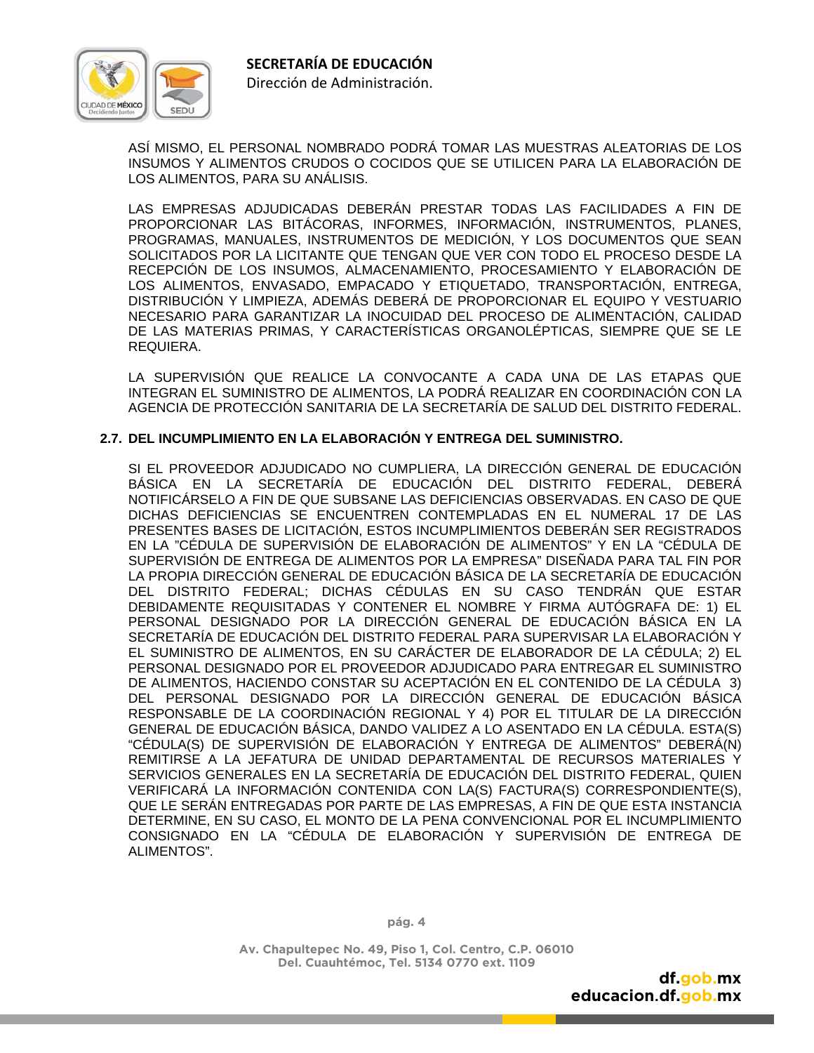ASÍ MISMO, EL PERSONAL NOMBRADO PODRÁ TOMAR LAS MUESTRAS ALEATORIAS DE LOS INSUMOS Y ALIMENTOS CRUDOS O COCIDOS QUE SE UTILICEN PARA LA ELABORACIÓN DE LOS ALIMENTOS, PARA SU ANÁLISIS.

LAS EMPRESAS ADJUDICADAS DEBERÁN PRESTAR TODAS LAS FACILIDADES A FIN DE PROPORCIONAR LAS BITÁCORAS, INFORMES, INFORMACIÓN, INSTRUMENTOS, PLANES, PROGRAMAS, MANUALES, INSTRUMENTOS DE MEDICIÓN, Y LOS DOCUMENTOS QUE SEAN SOLICITADOS POR LA LICITANTE QUE TENGAN QUE VER CON TODO EL PROCESO DESDE LA RECEPCIÓN DE LOS INSUMOS, ALMACENAMIENTO, PROCESAMIENTO Y ELABORACIÓN DE LOS ALIMENTOS, ENVASADO, EMPACADO Y ETIQUETADO, TRANSPORTACIÓN, ENTREGA, DISTRIBUCIÓN Y LIMPIEZA, ADEMÁS DEBERÁ DE PROPORCIONAR EL EQUIPO Y VESTUARIO NECESARIO PARA GARANTIZAR LA INOCUIDAD DEL PROCESO DE ALIMENTACIÓN, CALIDAD DE LAS MATERIAS PRIMAS, Y CARACTERÍSTICAS ORGANOLÉPTICAS, SIEMPRE QUE SE LE REQUIERA.

LA SUPERVISIÓN QUE REALICE LA CONVOCANTE A CADA UNA DE LAS ETAPAS QUE INTEGRAN EL SUMINISTRO DE ALIMENTOS, LA PODRÁ REALIZAR EN COORDINACIÓN CON LA AGENCIA DE PROTECCIÓN SANITARIA DE LA SECRETARÍA DE SALUD DEL DISTRITO FEDERAL.

### 2.7. DEL INCUMPLIMIENTO EN LA ELABORACIÓN Y ENTREGA DEL SUMINISTRO.

SI EL PROVEEDOR ADJUDICADO NO CUMPLIERA, LA DIRECCIÓN GENERAL DE EDUCACIÓN BÁSICA EN LA SECRETARÍA DE EDUCACIÓN DEL DISTRITO FEDERAL, DEBERÁ NOTIFICÁRSELO A FIN DE QUE SUBSANE LAS DEFICIENCIAS OBSERVADAS. EN CASO DE QUE DICHAS DEFICIENCIAS SE ENCUENTREN CONTEMPLADAS EN EL NUMERAL 17 DE LAS PRESENTES BASES DE LICITACIÓN, ESTOS INCUMPLIMIENTOS DEBERÁN SER REGISTRADOS EN LA "CÉDULA DE SUPERVISIÓN DE ELABORACIÓN DE ALIMENTOS" Y EN LA "CÉDULA DE SUPERVISIÓN DE ENTREGA DE ALIMENTOS POR LA EMPRESA" DISEÑADA PARA TAL FIN POR LA PROPIA DIRECCIÓN GENERAL DE EDUCACIÓN BÁSICA DE LA SECRETARÍA DE EDUCACIÓN DEL DISTRITO FEDERAL; DICHAS CÉDULAS EN SU CASO TENDRÁN QUE ESTAR DEBIDAMENTE REQUISITADAS Y CONTENER EL NOMBRE Y FIRMA AUTÓGRAFA DE: 1) EL PERSONAL DESIGNADO POR LA DIRECCIÓN GENERAL DE EDUCACIÓN BÁSICA EN LA SECRETARÍA DE EDUCACIÓN DEL DISTRITO FEDERAL PARA SUPERVISAR LA ELABORACIÓN Y EL SUMINISTRO DE ALIMENTOS, EN SU CARÁCTER DE ELABORADOR DE LA CÉDULA; 2) EL PERSONAL DESIGNADO POR EL PROVEEDOR ADJUDICADO PARA ENTREGAR EL SUMINISTRO DE ALIMENTOS, HACIENDO CONSTAR SU ACEPTACIÓN EN EL CONTENIDO DE LA CÉDULA 3) DEL PERSONAL DESIGNADO POR LA DIRECCIÓN GENERAL DE EDUCACIÓN BÁSICA RESPONSABLE DE LA COORDINACIÓN REGIONAL Y 4) POR EL TITULAR DE LA DIRECCIÓN GENERAL DE EDUCACIÓN BÁSICA, DANDO VALIDEZ A LO ASENTADO EN LA CÉDULA. ESTA(S) "CÉDULA(S) DE SUPERVISIÓN DE ELABORACIÓN Y ENTREGA DE ALIMENTOS" DEBERÁ(N) REMITIRSE A LA JEFATURA DE UNIDAD DEPARTAMENTAL DE RECURSOS MATERIALES Y SERVICIOS GENERALES EN LA SECRETARÍA DE EDUCACIÓN DEL DISTRITO FEDERAL, QUIEN VERIFICARÁ LA INFORMACIÓN CONTENIDA CON LA(S) FACTURA(S) CORRESPONDIENTE(S), QUE LE SERÁN ENTREGADAS POR PARTE DE LAS EMPRESAS, A FIN DE QUE ESTA INSTANCIA DETERMINE, EN SU CASO, EL MONTO DE LA PENA CONVENCIONAL POR EL INCUMPLIMIENTO CONSIGNADO EN LA "CÉDULA DE ELABORACIÓN Y SUPERVISIÓN DE ENTREGA DE ALIMENTOS".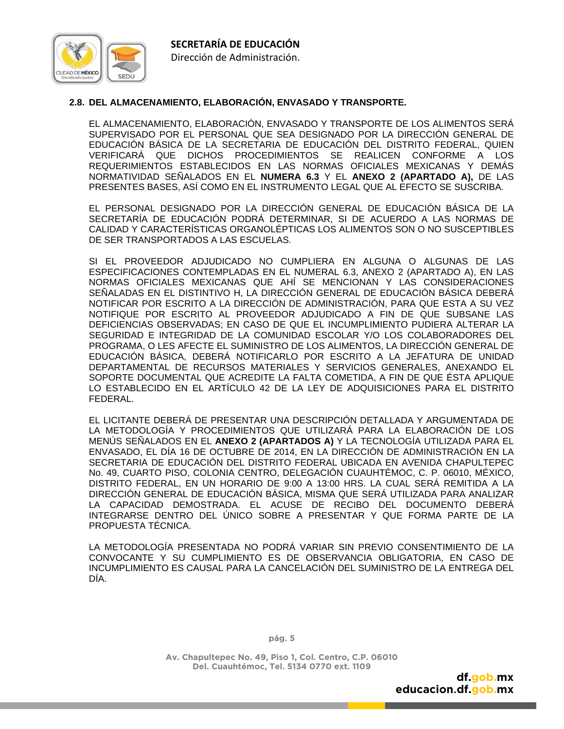## 2.8. DEL ALMACENAMIENTO, ELABORACIÓN, ENVASADO Y TRANSPORTE.

EL ALMACENAMIENTO, ELABORACIÓN, ENVASADO Y TRANSPORTE DE LOS ALIMENTOS SERÁ SUPERVISADO POR EL PERSONAL QUE SEA DESIGNADO POR LA DIRECCIÓN GENERAL DE EDUCACIÓN BÁSICA DE LA SECRETARIA DE EDUCACIÓN DEL DISTRITO FEDERAL, QUIEN VERIFICARÁ QUE DICHOS PROCEDIMIENTOS SE REALICEN CONFORME A LOS REQUERIMIENTOS ESTABLECIDOS EN LAS NORMAS OFICIALES MEXICANAS Y DEMÁS NORMATIVIDAD SEÑALADOS EN EL **NUMERA 6.3** Y EL **ANEXO 2 (APARTADO A),** DE LAS PRESENTES BASES, ASÍ COMO EN EL INSTRUMENTO LEGAL QUE AL EFECTO SE SUSCRIBA.

EL PERSONAL DESIGNADO POR LA DIRECCIÓN GENERAL DE EDUCACIÓN BÁSICA DE LA SECRETARÍA DE EDUCACIÓN PODRÁ DETERMINAR, SI DE ACUERDO A LAS NORMAS DE CALIDAD Y CARACTERÍSTICAS ORGANOLÉPTICAS LOS ALIMENTOS SON O NO SUSCEPTIBLES DE SER TRANSPORTADOS A LAS ESCUELAS.

SI EL PROVEEDOR ADJUDICADO NO CUMPLIERA EN ALGUNA O ALGUNAS DE LAS ESPECIFICACIONES CONTEMPLADAS EN EL NUMERAL 6.3, ANEXO 2 (APARTADO A), EN LAS NORMAS OFICIALES MEXICANAS QUE AHÍ SE MENCIONAN Y LAS CONSIDERACIONES SEÑALADAS EN EL DISTINTIVO H, LA DIRECCIÓN GENERAL DE EDUCACIÓN BÁSICA DEBERÁ NOTIFICAR POR ESCRITO A LA DIRECCIÓN DE ADMINISTRACIÓN, PARA QUE ESTA A SU VEZ NOTIFIQUE POR ESCRITO AL PROVEEDOR ADJUDICADO A FIN DE QUE SUBSANE LAS DEFICIENCIAS OBSERVADAS; EN CASO DE QUE EL INCUMPLIMIENTO PUDIERA ALTERAR LA SEGURIDAD E INTEGRIDAD DE LA COMUNIDAD ESCOLAR Y/O LOS COLABORADORES DEL PROGRAMA, O LES AFECTE EL SUMINISTRO DE LOS ALIMENTOS, LA DIRECCIÓN GENERAL DE EDUCACIÓN BÁSICA, DEBERÁ NOTIFICARLO POR ESCRITO A LA JEFATURA DE UNIDAD DEPARTAMENTAL DE RECURSOS MATERIALES Y SERVICIOS GENERALES, ANEXANDO EL SOPORTE DOCUMENTAL QUE ACREDITE LA FALTA COMETIDA, A FIN DE QUE ÉSTA APLIQUE LO ESTABLECIDO EN EL ARTÍCULO 42 DE LA LEY DE ADQUISICIONES PARA EL DISTRITO FEDERAL.

EL LICITANTE DEBERÁ DE PRESENTAR UNA DESCRIPCIÓN DETALLADA Y ARGUMENTADA DE LA METODOLOGÍA Y PROCEDIMIENTOS QUE UTILIZARÁ PARA LA ELABORACIÓN DE LOS MENÚS SEÑALADOS EN EL **ANEXO 2 (APARTADOS A)** Y LA TECNOLOGÍA UTILIZADA PARA EL ENVASADO, EL DÍA 16 DE OCTUBRE DE 2014, EN LA DIRECCIÓN DE ADMINISTRACIÓN EN LA SECRETARIA DE EDUCACIÓN DEL DISTRITO FEDERAL UBICADA EN AVENIDA CHAPULTEPEC No. 49, CUARTO PISO, COLONIA CENTRO, DELEGACIÓN CUAUHTÉMOC, C. P. 06010, MÉXICO, DISTRITO FEDERAL, EN UN HORARIO DE 9:00 A 13:00 HRS. LA CUAL SERÁ REMITIDA A LA DIRECCIÓN GENERAL DE EDUCACIÓN BÁSICA, MISMA QUE SERÁ UTILIZADA PARA ANALIZAR LA CAPACIDAD DEMOSTRADA. EL ACUSE DE RECIBO DEL DOCUMENTO DEBERÁ INTEGRARSE DENTRO DEL ÚNICO SOBRE A PRESENTAR Y QUE FORMA PARTE DE LA PROPUESTA TÉCNICA.

LA METODOLOGÍA PRESENTADA NO PODRÁ VARIAR SIN PREVIO CONSENTIMIENTO DE LA CONVOCANTE Y SU CUMPLIMIENTO ES DE OBSERVANCIA OBLIGATORIA, EN CASO DE INCUMPLIMIENTO ES CAUSAL PARA LA CANCELACIÓN DEL SUMINISTRO DE LA ENTREGA DEL DÍA.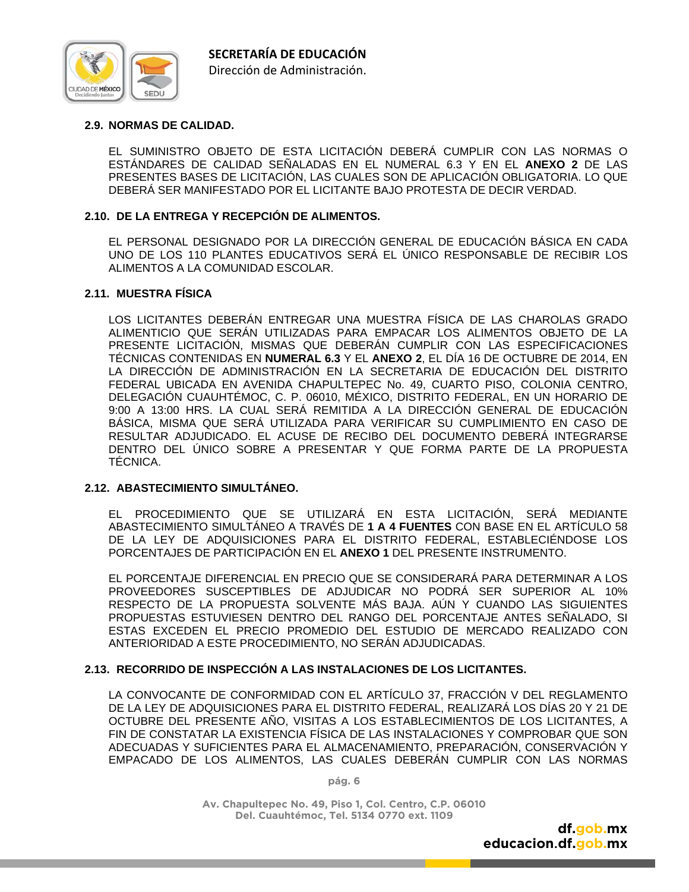### 2.9. NORMAS DE CALIDAD.

EL SUMINISTRO OBJETO DE ESTA LICITACIÓN DEBERÁ CUMPLIR CON LAS NORMAS O ESTÁNDARES DE CALIDAD SEÑALADAS EN EL NUMERAL 6.3 Y EN EL **ANEXO 2** DE LAS PRESENTES BASES DE LICITACIÓN, LAS CUALES SON DE APLICACIÓN OBLIGATORIA. LO QUE DEBERÁ SER MANIFESTADO POR EL LICITANTE BAJO PROTESTA DE DECIR VERDAD.

### 2.10. DE LA ENTREGA Y RECEPCIÓN DE ALIMENTOS.

EL PERSONAL DESIGNADO POR LA DIRECCIÓN GENERAL DE EDUCACIÓN BÁSICA EN CADA UNO DE LOS 110 PLANTES EDUCATIVOS SERÁ EL ÚNICO RESPONSABLE DE RECIBIR LOS ALIMENTOS A LA COMUNIDAD ESCOLAR.

### 2.11. MUESTRA FÍSICA

LOS LICITANTES DEBERÁN ENTREGAR UNA MUESTRA FÍSICA DE LAS CHAROLAS GRADO ALIMENTICIO QUE SERÁN UTILIZADAS PARA EMPACAR LOS ALIMENTOS OBJETO DE LA PRESENTE LICITACIÓN, MISMAS QUE DEBERÁN CUMPLIR CON LAS ESPECIFICACIONES TÉCNICAS CONTENIDAS EN **NUMERAL 6.3** Y EL **ANEXO 2**, EL DÍA 16 DE OCTUBRE DE 2014, EN LA DIRECCIÓN DE ADMINISTRACIÓN EN LA SECRETARIA DE EDUCACIÓN DEL DISTRITO FEDERAL UBICADA EN AVENIDA CHAPULTEPEC No. 49, CUARTO PISO, COLONIA CENTRO, DELEGACIÓN CUAUHTÉMOC, C. P. 06010, MÉXICO, DISTRITO FEDERAL, EN UN HORARIO DE 9:00 A 13:00 HRS. LA CUAL SERÁ REMITIDA A LA DIRECCIÓN GENERAL DE EDUCACIÓN BÁSICA, MISMA QUE SERÁ UTILIZADA PARA VERIFICAR SU CUMPLIMIENTO EN CASO DE RESULTAR ADJUDICADO. EL ACUSE DE RECIBO DEL DOCUMENTO DEBERÁ INTEGRARSE DENTRO DEL ÚNICO SOBRE A PRESENTAR Y QUE FORMA PARTE DE LA PROPUESTA TÉCNICA.

### 2.12. ABASTECIMIENTO SIMULTÁNEO.

EL PROCEDIMIENTO QUE SE UTILIZARÁ EN ESTA LICITACIÓN, SERÁ MEDIANTE ABASTECIMIENTO SIMULTÁNEO A TRAVÉS DE **1 A 4 FUENTES** CON BASE EN EL ARTÍCULO 58 DE LA LEY DE ADQUISICIONES PARA EL DISTRITO FEDERAL, ESTABLECIÉNDOSE LOS PORCENTAJES DE PARTICIPACIÓN EN EL **ANEXO 1** DEL PRESENTE INSTRUMENTO.

EL PORCENTAJE DIFERENCIAL EN PRECIO QUE SE CONSIDERARÁ PARA DETERMINAR A LOS PROVEEDORES SUSCEPTIBLES DE ADJUDICAR NO PODRÁ SER SUPERIOR AL 10% RESPECTO DE LA PROPUESTA SOLVENTE MÁS BAJA. AÚN Y CUANDO LAS SIGUIENTES PROPUESTAS ESTUVIESEN DENTRO DEL RANGO DEL PORCENTAJE ANTES SEÑALADO, SI ESTAS EXCEDEN EL PRECIO PROMEDIO DEL ESTUDIO DE MERCADO REALIZADO CON ANTERIORIDAD A ESTE PROCEDIMIENTO, NO SERÁN ADJUDICADAS.

### 2.13. RECORRIDO DE INSPECCIÓN A LAS INSTALACIONES DE LOS LICITANTES.

LA CONVOCANTE DE CONFORMIDAD CON EL ARTÍCULO 37, FRACCIÓN V DEL REGLAMENTO DE LA LEY DE ADQUISICIONES PARA EL DISTRITO FEDERAL, REALIZARÁ LOS DÍAS 20 Y 21 DE OCTUBRE DEL PRESENTE AÑO, VISITAS A LOS ESTABLECIMIENTOS DE LOS LICITANTES, A FIN DE CONSTATAR LA EXISTENCIA FÍSICA DE LAS INSTALACIONES Y COMPROBAR QUE SON ADECUADAS Y SUFICIENTES PARA EL ALMACENAMIENTO, PREPARACIÓN, CONSERVACIÓN Y EMPACADO DE LOS ALIMENTOS, LAS CUALES DEBERÁN CUMPLIR CON LAS NORMAS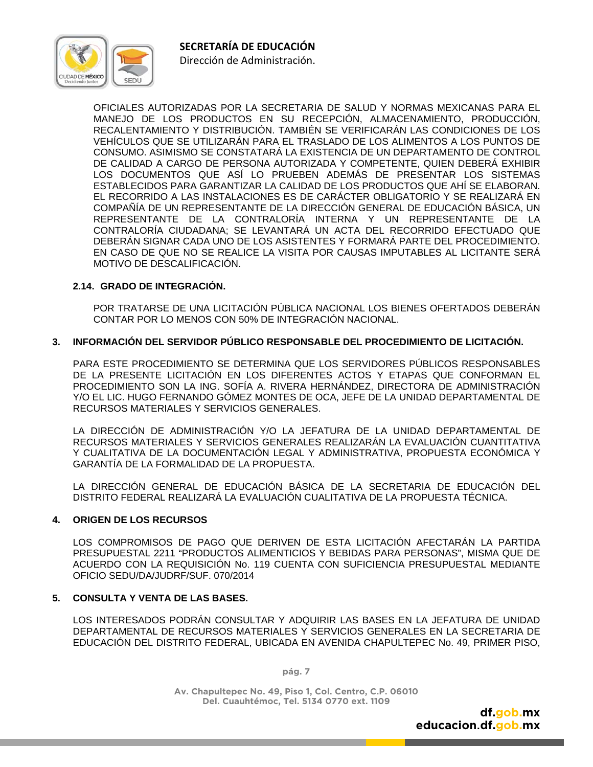OFICIALES AUTORIZADAS POR LA SECRETARIA DE SALUD Y NORMAS MEXICANAS PARA EL MANEJO DE LOS PRODUCTOS EN SU RECEPCIÓN, ALMACENAMIENTO, PRODUCCIÓN, RECALENTAMIENTO Y DISTRIBUCIÓN. TAMBIÉN SE VERIFICARÁN LAS CONDICIONES DE LOS VEHÍCULOS QUE SE UTILIZARÁN PARA EL TRASLADO DE LOS ALIMENTOS A LOS PUNTOS DE CONSUMO. ASIMISMO SE CONSTATARÁ LA EXISTENCIA DE UN DEPARTAMENTO DE CONTROL DE CALIDAD A CARGO DE PERSONA AUTORIZADA Y COMPETENTE, QUIEN DEBERÁ EXHIBIR LOS DOCUMENTOS QUE ASÍ LO PRUEBEN ADEMÁS DE PRESENTAR LOS SISTEMAS ESTABLECIDOS PARA GARANTIZAR LA CALIDAD DE LOS PRODUCTOS QUE AHÍ SE ELABORAN. EL RECORRIDO A LAS INSTALACIONES ES DE CARÁCTER OBLIGATORIO Y SE REALIZARÁ EN COMPAÑÍA DE UN REPRESENTANTE DE LA DIRECCIÓN GENERAL DE EDUCACIÓN BÁSICA, UN REPRESENTANTE DE LA CONTRALORÍA INTERNA Y UN REPRESENTANTE DE LA CONTRALORÍA CIUDADANA; SE LEVANTARÁ UN ACTA DEL RECORRIDO EFECTUADO QUE DEBERÁN SIGNAR CADA UNO DE LOS ASISTENTES Y FORMARÁ PARTE DEL PROCEDIMIENTO. EN CASO DE QUE NO SE REALICE LA VISITA POR CAUSAS IMPUTABLES AL LICITANTE SERÁ MOTIVO DE DESCALIFICACIÓN.

### 2.14. GRADO DE INTEGRACIÓN.

POR TRATARSE DE UNA LICITACIÓN PÚBLICA NACIONAL LOS BIENES OFERTADOS DEBERÁN CONTAR POR LO MENOS CON 50% DE INTEGRACIÓN NACIONAL.

## 3. INFORMACIÓN DEL SERVIDOR PÚBLICO RESPONSABLE DEL PROCEDIMIENTO DE LICITACIÓN.

PARA ESTE PROCEDIMIENTO SE DETERMINA QUE LOS SERVIDORES PÚBLICOS RESPONSABLES DE LA PRESENTE LICITACIÓN EN LOS DIFERENTES ACTOS Y ETAPAS QUE CONFORMAN EL PROCEDIMIENTO SON LA ING. SOFÍA A. RIVERA HERNÁNDEZ, DIRECTORA DE ADMINISTRACIÓN Y/O EL LIC. HUGO FERNANDO GÓMEZ MONTES DE OCA, JEFE DE LA UNIDAD DEPARTAMENTAL DE RECURSOS MATERIALES Y SERVICIOS GENERALES.

LA DIRECCIÓN DE ADMINISTRACIÓN Y/O LA JEFATURA DE LA UNIDAD DEPARTAMENTAL DE RECURSOS MATERIALES Y SERVICIOS GENERALES REALIZARÁN LA EVALUACIÓN CUANTITATIVA Y CUALITATIVA DE LA DOCUMENTACIÓN LEGAL Y ADMINISTRATIVA, PROPUESTA ECONÓMICA Y GARANTÍA DE LA FORMALIDAD DE LA PROPUESTA.

LA DIRECCIÓN GENERAL DE EDUCACIÓN BÁSICA DE LA SECRETARIA DE EDUCACIÓN DEL DISTRITO FEDERAL REALIZARÁ LA EVALUACIÓN CUALITATIVA DE LA PROPUESTA TÉCNICA.

## 4. ORIGEN DE LOS RECURSOS

LOS COMPROMISOS DE PAGO QUE DERIVEN DE ESTA LICITACIÓN AFECTARÁN LA PARTIDA PRESUPUESTAL 2211 “PRODUCTOS ALIMENTICIOS Y BEBIDAS PARA PERSONAS”, MISMA QUE DE ACUERDO CON LA REQUISICIÓN No. 119 CUENTA CON SUFICIENCIA PRESUPUESTAL MEDIANTE OFICIO SEDU/DA/JUDRF/SUF. 070/2014

## 5. CONSULTA Y VENTA DE LAS BASES.

LOS INTERESADOS PODRÁN CONSULTAR Y ADQUIRIR LAS BASES EN LA JEFATURA DE UNIDAD DEPARTAMENTAL DE RECURSOS MATERIALES Y SERVICIOS GENERALES EN LA SECRETARIA DE EDUCACIÓN DEL DISTRITO FEDERAL, UBICADA EN AVENIDA CHAPULTEPEC No. 49, PRIMER PISO,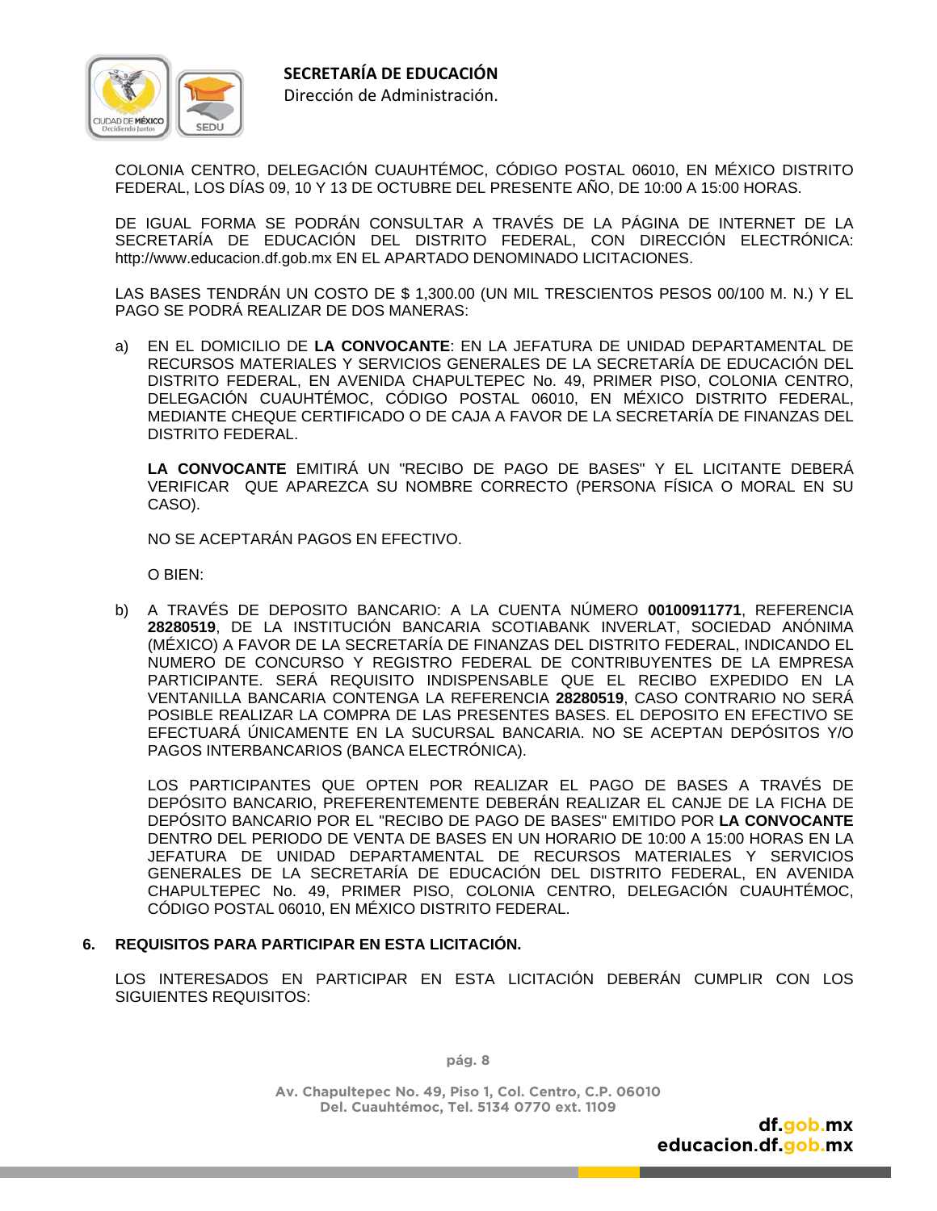COLONIA CENTRO, DELEGACIÓN CUAUHTÉMOC, CÓDIGO POSTAL 06010, EN MÉXICO DISTRITO FEDERAL, LOS DÍAS 09, 10 Y 13 DE OCTUBRE DEL PRESENTE AÑO, DE 10:00 A 15:00 HORAS.

DE IGUAL FORMA SE PODRÁN CONSULTAR A TRAVÉS DE LA PÁGINA DE INTERNET DE LA SECRETARÍA DE EDUCACIÓN DEL DISTRITO FEDERAL, CON DIRECCIÓN ELECTRÓNICA: http://www.educacion.df.gob.mx EN EL APARTADO DENOMINADO LICITACIONES.

LAS BASES TENDRÁN UN COSTO DE $ 1,300.00 (UN MIL TRESCIENTOS PESOS 00/100 M. N.) Y EL PAGO SE PODRÁ REALIZAR DE DOS MANERAS:

a) EN EL DOMICILIO DE **LA CONVOCANTE**: EN LA JEFATURA DE UNIDAD DEPARTAMENTAL DE RECURSOS MATERIALES Y SERVICIOS GENERALES DE LA SECRETARÍA DE EDUCACIÓN DEL DISTRITO FEDERAL, EN AVENIDA CHAPULTEPEC No. 49, PRIMER PISO, COLONIA CENTRO, DELEGACIÓN CUAUHTÉMOC, CÓDIGO POSTAL 06010, EN MÉXICO DISTRITO FEDERAL, MEDIANTE CHEQUE CERTIFICADO O DE CAJA A FAVOR DE LA SECRETARÍA DE FINANZAS DEL DISTRITO FEDERAL.

   **LA CONVOCANTE** EMITIRÁ UN "RECIBO DE PAGO DE BASES" Y EL LICITANTE DEBERÁ VERIFICAR QUE APAREZCA SU NOMBRE CORRECTO (PERSONA FÍSICA O MORAL EN SU CASO).

   NO SE ACEPTARÁN PAGOS EN EFECTIVO.

   O BIEN:

b) A TRAVÉS DE DEPOSITO BANCARIO: A LA CUENTA NÚMERO **00100911771**, REFERENCIA **28280519**, DE LA INSTITUCIÓN BANCARIA SCOTIABANK INVERLAT, SOCIEDAD ANÓNIMA (MÉXICO) A FAVOR DE LA SECRETARÍA DE FINANZAS DEL DISTRITO FEDERAL, INDICANDO EL NUMERO DE CONCURSO Y REGISTRO FEDERAL DE CONTRIBUYENTES DE LA EMPRESA PARTICIPANTE. SERÁ REQUISITO INDISPENSABLE QUE EL RECIBO EXPEDIDO EN LA VENTANILLA BANCARIA CONTENGA LA REFERENCIA **28280519**, CASO CONTRARIO NO SERÁ POSIBLE REALIZAR LA COMPRA DE LAS PRESENTES BASES. EL DEPOSITO EN EFECTIVO SE EFECTUARÁ ÚNICAMENTE EN LA SUCURSAL BANCARIA. NO SE ACEPTAN DEPÓSITOS Y/O PAGOS INTERBANCARIOS (BANCA ELECTRÓNICA).

   LOS PARTICIPANTES QUE OPTEN POR REALIZAR EL PAGO DE BASES A TRAVÉS DE DEPÓSITO BANCARIO, PREFERENTEMENTE DEBERÁN REALIZAR EL CANJE DE LA FICHA DE DEPÓSITO BANCARIO POR EL "RECIBO DE PAGO DE BASES" EMITIDO POR **LA CONVOCANTE** DENTRO DEL PERIODO DE VENTA DE BASES EN UN HORARIO DE 10:00 A 15:00 HORAS EN LA JEFATURA DE UNIDAD DEPARTAMENTAL DE RECURSOS MATERIALES Y SERVICIOS GENERALES DE LA SECRETARÍA DE EDUCACIÓN DEL DISTRITO FEDERAL, EN AVENIDA CHAPULTEPEC No. 49, PRIMER PISO, COLONIA CENTRO, DELEGACIÓN CUAUHTÉMOC, CÓDIGO POSTAL 06010, EN MÉXICO DISTRITO FEDERAL.

## 6. REQUISITOS PARA PARTICIPAR EN ESTA LICITACIÓN.

LOS INTERESADOS EN PARTICIPAR EN ESTA LICITACIÓN DEBERÁN CUMPLIR CON LOS SIGUIENTES REQUISITOS: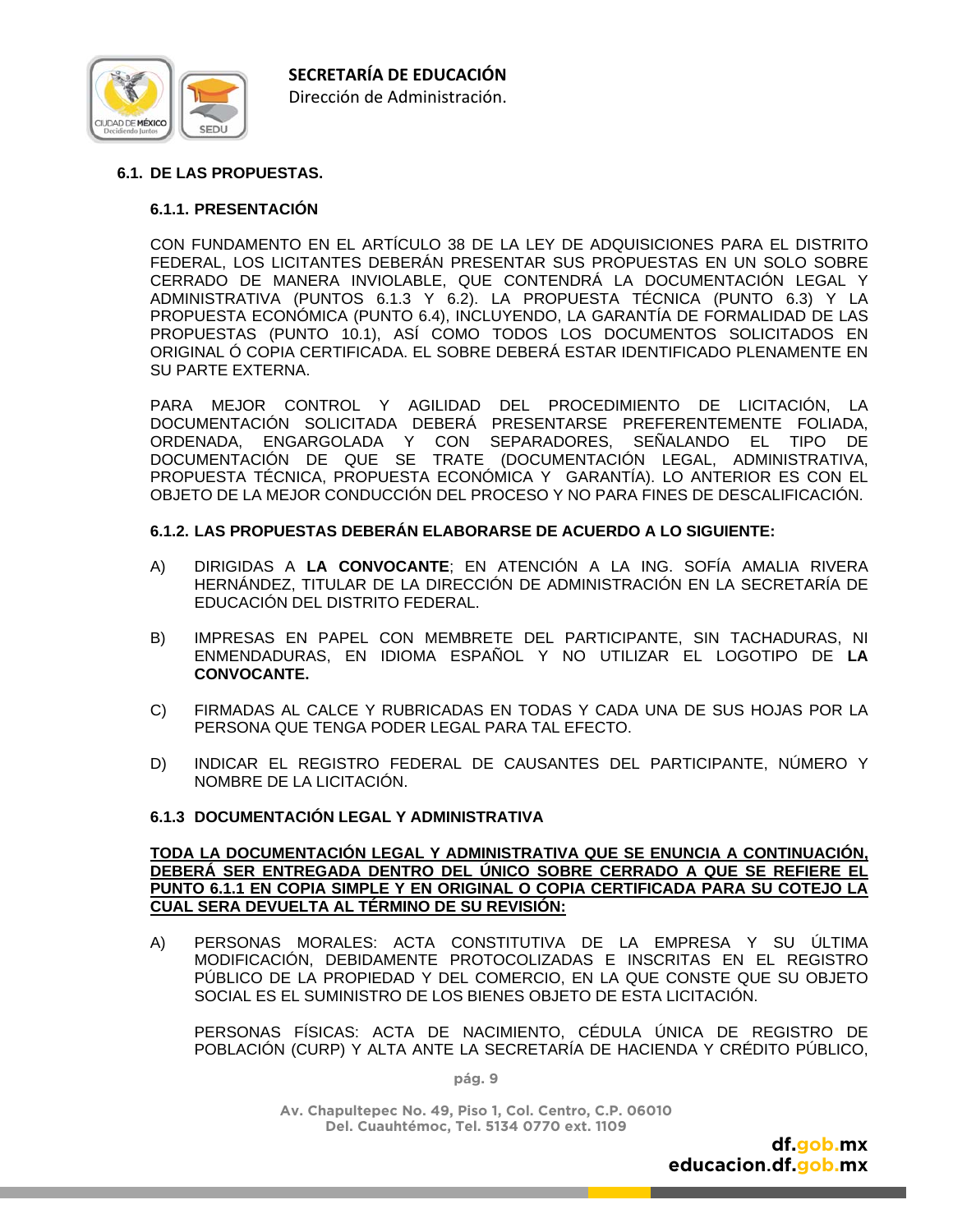## 6.1. DE LAS PROPUESTAS.

### 6.1.1. PRESENTACIÓN

CON FUNDAMENTO EN EL ARTÍCULO 38 DE LA LEY DE ADQUISICIONES PARA EL DISTRITO FEDERAL, LOS LICITANTES DEBERÁN PRESENTAR SUS PROPUESTAS EN UN SOLO SOBRE CERRADO DE MANERA INVIOLABLE, QUE CONTENDRÁ LA DOCUMENTACIÓN LEGAL Y ADMINISTRATIVA (PUNTOS 6.1.3 Y 6.2). LA PROPUESTA TÉCNICA (PUNTO 6.3) Y LA PROPUESTA ECONÓMICA (PUNTO 6.4), INCLUYENDO, LA GARANTÍA DE FORMALIDAD DE LAS PROPUESTAS (PUNTO 10.1), ASÍ COMO TODOS LOS DOCUMENTOS SOLICITADOS EN ORIGINAL Ó COPIA CERTIFICADA. EL SOBRE DEBERÁ ESTAR IDENTIFICADO PLENAMENTE EN SU PARTE EXTERNA.

PARA MEJOR CONTROL Y AGILIDAD DEL PROCEDIMIENTO DE LICITACIÓN, LA DOCUMENTACIÓN SOLICITADA DEBERÁ PRESENTARSE PREFERENTEMENTE FOLIADA, ORDENADA, ENGARGOLADA Y CON SEPARADORES, SEÑALANDO EL TIPO DE DOCUMENTACIÓN DE QUE SE TRATE (DOCUMENTACIÓN LEGAL, ADMINISTRATIVA, PROPUESTA TÉCNICA, PROPUESTA ECONÓMICA Y GARANTÍA). LO ANTERIOR ES CON EL OBJETO DE LA MEJOR CONDUCCIÓN DEL PROCESO Y NO PARA FINES DE DESCALIFICACIÓN.

### 6.1.2. LAS PROPUESTAS DEBERÁN ELABORARSE DE ACUERDO A LO SIGUIENTE:

A) DIRIGIDAS A **LA CONVOCANTE**; EN ATENCIÓN A LA ING. SOFÍA AMALIA RIVERA HERNÁNDEZ, TITULAR DE LA DIRECCIÓN DE ADMINISTRACIÓN EN LA SECRETARÍA DE EDUCACIÓN DEL DISTRITO FEDERAL.

B) IMPRESAS EN PAPEL CON MEMBRETE DEL PARTICIPANTE, SIN TACHADURAS, NI ENMENDADURAS, EN IDIOMA ESPAÑOL Y NO UTILIZAR EL LOGOTIPO DE **LA CONVOCANTE.**

C) FIRMADAS AL CALCE Y RUBRICADAS EN TODAS Y CADA UNA DE SUS HOJAS POR LA PERSONA QUE TENGA PODER LEGAL PARA TAL EFECTO.

D) INDICAR EL REGISTRO FEDERAL DE CAUSANTES DEL PARTICIPANTE, NÚMERO Y NOMBRE DE LA LICITACIÓN.

### 6.1.3 DOCUMENTACIÓN LEGAL Y ADMINISTRATIVA

**TODA LA DOCUMENTACIÓN LEGAL Y ADMINISTRATIVA QUE SE ENUNCIA A CONTINUACIÓN, DEBERÁ SER ENTREGADA DENTRO DEL ÚNICO SOBRE CERRADO A QUE SE REFIERE EL PUNTO 6.1.1 EN COPIA SIMPLE Y EN ORIGINAL O COPIA CERTIFICADA PARA SU COTEJO LA CUAL SERA DEVUELTA AL TÉRMINO DE SU REVISIÓN:**

A) PERSONAS MORALES: ACTA CONSTITUTIVA DE LA EMPRESA Y SU ÚLTIMA MODIFICACIÓN, DEBIDAMENTE PROTOCOLIZADAS E INSCRITAS EN EL REGISTRO PÚBLICO DE LA PROPIEDAD Y DEL COMERCIO, EN LA QUE CONSTE QUE SU OBJETO SOCIAL ES EL SUMINISTRO DE LOS BIENES OBJETO DE ESTA LICITACIÓN.

PERSONAS FÍSICAS: ACTA DE NACIMIENTO, CÉDULA ÚNICA DE REGISTRO DE POBLACIÓN (CURP) Y ALTA ANTE LA SECRETARÍA DE HACIENDA Y CRÉDITO PÚBLICO,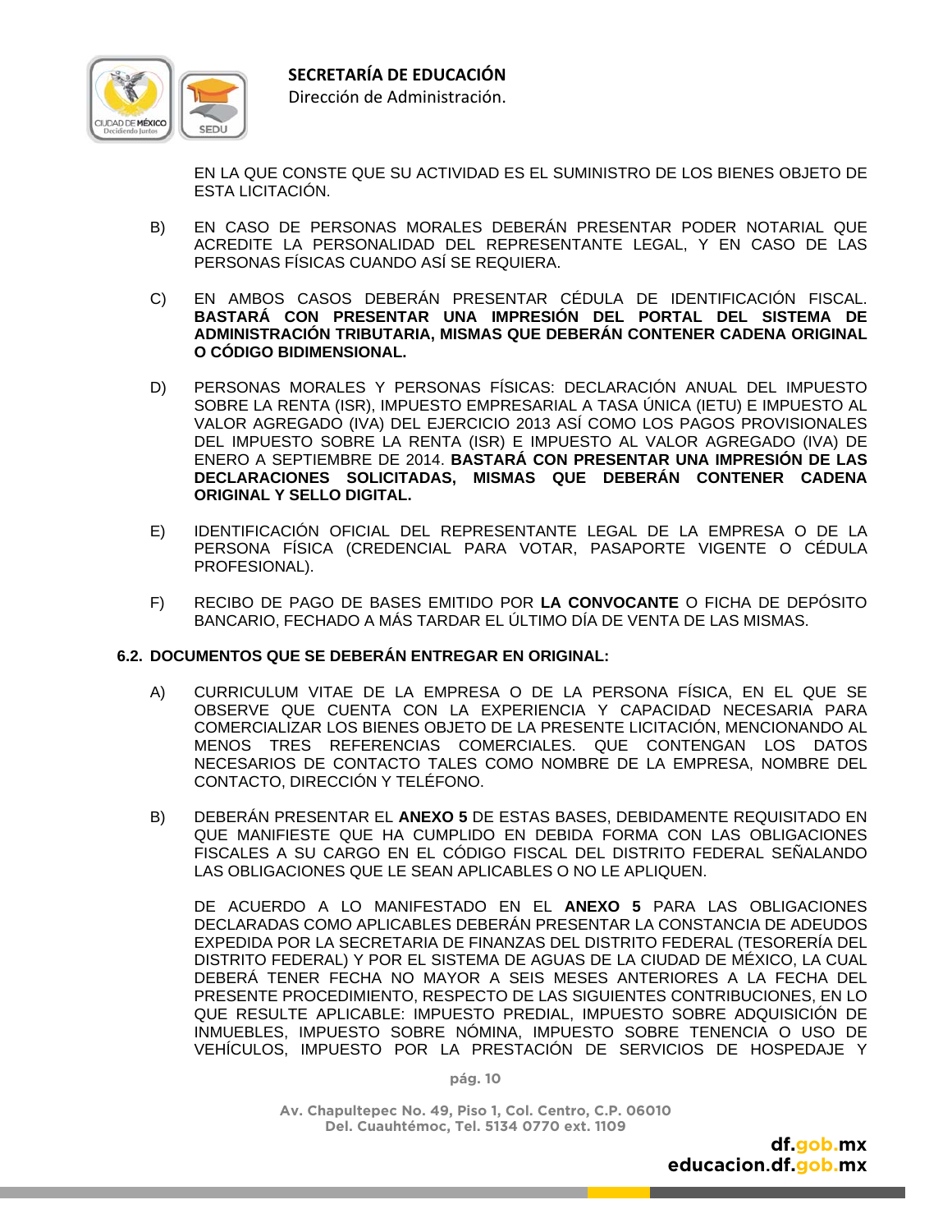EN LA QUE CONSTE QUE SU ACTIVIDAD ES EL SUMINISTRO DE LOS BIENES OBJETO DE ESTA LICITACIÓN.

B) EN CASO DE PERSONAS MORALES DEBERÁN PRESENTAR PODER NOTARIAL QUE ACREDITE LA PERSONALIDAD DEL REPRESENTANTE LEGAL, Y EN CASO DE LAS PERSONAS FÍSICAS CUANDO ASÍ SE REQUIERA.

C) EN AMBOS CASOS DEBERÁN PRESENTAR CÉDULA DE IDENTIFICACIÓN FISCAL. **BASTARÁ CON PRESENTAR UNA IMPRESIÓN DEL PORTAL DEL SISTEMA DE ADMINISTRACIÓN TRIBUTARIA, MISMAS QUE DEBERÁN CONTENER CADENA ORIGINAL O CÓDIGO BIDIMENSIONAL.**

D) PERSONAS MORALES Y PERSONAS FÍSICAS: DECLARACIÓN ANUAL DEL IMPUESTO SOBRE LA RENTA (ISR), IMPUESTO EMPRESARIAL A TASA ÚNICA (IETU) E IMPUESTO AL VALOR AGREGADO (IVA) DEL EJERCICIO 2013 ASÍ COMO LOS PAGOS PROVISIONALES DEL IMPUESTO SOBRE LA RENTA (ISR) E IMPUESTO AL VALOR AGREGADO (IVA) DE ENERO A SEPTIEMBRE DE 2014. **BASTARÁ CON PRESENTAR UNA IMPRESIÓN DE LAS DECLARACIONES SOLICITADAS, MISMAS QUE DEBERÁN CONTENER CADENA ORIGINAL Y SELLO DIGITAL.**

E) IDENTIFICACIÓN OFICIAL DEL REPRESENTANTE LEGAL DE LA EMPRESA O DE LA PERSONA FÍSICA (CREDENCIAL PARA VOTAR, PASAPORTE VIGENTE O CÉDULA PROFESIONAL).

F) RECIBO DE PAGO DE BASES EMITIDO POR **LA CONVOCANTE** O FICHA DE DEPÓSITO BANCARIO, FECHADO A MÁS TARDAR EL ÚLTIMO DÍA DE VENTA DE LAS MISMAS.

### 6.2. DOCUMENTOS QUE SE DEBERÁN ENTREGAR EN ORIGINAL:

A) CURRICULUM VITAE DE LA EMPRESA O DE LA PERSONA FÍSICA, EN EL QUE SE OBSERVE QUE CUENTA CON LA EXPERIENCIA Y CAPACIDAD NECESARIA PARA COMERCIALIZAR LOS BIENES OBJETO DE LA PRESENTE LICITACIÓN, MENCIONANDO AL MENOS TRES REFERENCIAS COMERCIALES. QUE CONTENGAN LOS DATOS NECESARIOS DE CONTACTO TALES COMO NOMBRE DE LA EMPRESA, NOMBRE DEL CONTACTO, DIRECCIÓN Y TELÉFONO.

B) DEBERÁN PRESENTAR EL **ANEXO 5** DE ESTAS BASES, DEBIDAMENTE REQUISITADO EN QUE MANIFIESTE QUE HA CUMPLIDO EN DEBIDA FORMA CON LAS OBLIGACIONES FISCALES A SU CARGO EN EL CÓDIGO FISCAL DEL DISTRITO FEDERAL SEÑALANDO LAS OBLIGACIONES QUE LE SEAN APLICABLES O NO LE APLIQUEN.

DE ACUERDO A LO MANIFESTADO EN EL **ANEXO 5** PARA LAS OBLIGACIONES DECLARADAS COMO APLICABLES DEBERÁN PRESENTAR LA CONSTANCIA DE ADEUDOS EXPEDIDA POR LA SECRETARIA DE FINANZAS DEL DISTRITO FEDERAL (TESORERÍA DEL DISTRITO FEDERAL) Y POR EL SISTEMA DE AGUAS DE LA CIUDAD DE MÉXICO, LA CUAL DEBERÁ TENER FECHA NO MAYOR A SEIS MESES ANTERIORES A LA FECHA DEL PRESENTE PROCEDIMIENTO, RESPECTO DE LAS SIGUIENTES CONTRIBUCIONES, EN LO QUE RESULTE APLICABLE: IMPUESTO PREDIAL, IMPUESTO SOBRE ADQUISICIÓN DE INMUEBLES, IMPUESTO SOBRE NÓMINA, IMPUESTO SOBRE TENENCIA O USO DE VEHÍCULOS, IMPUESTO POR LA PRESTACIÓN DE SERVICIOS DE HOSPEDAJE Y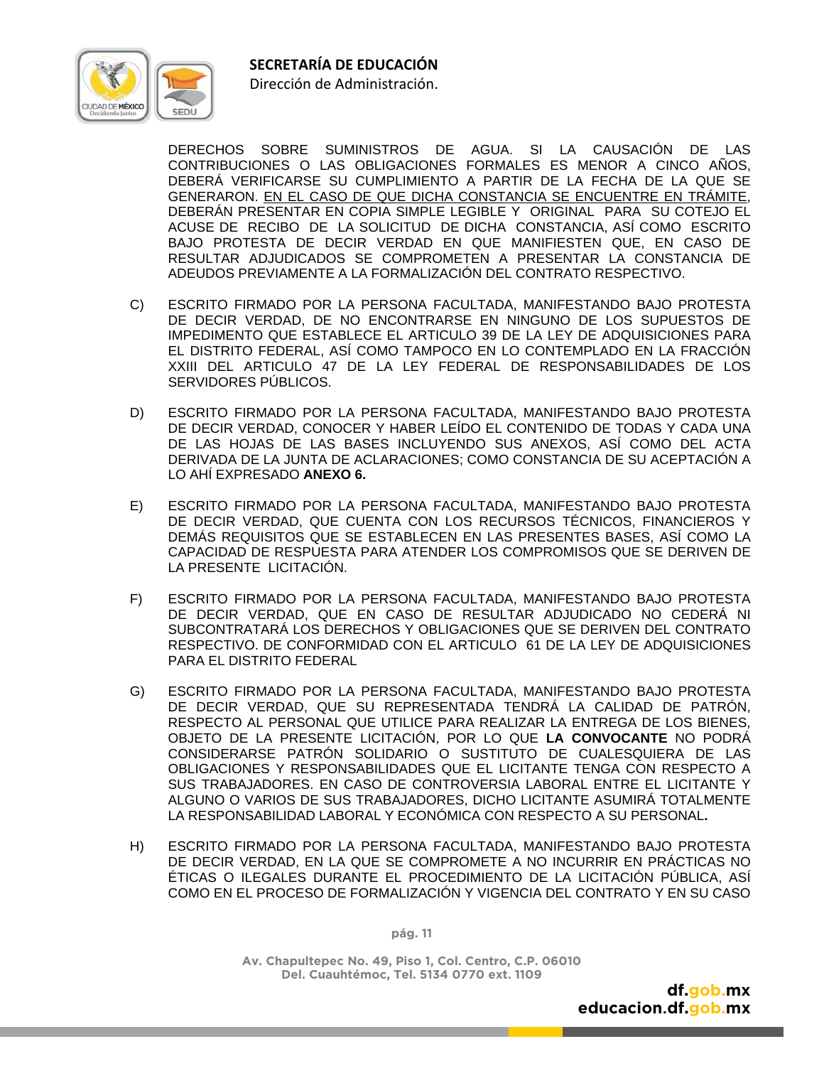DERECHOS SOBRE SUMINISTROS DE AGUA. SI LA CAUSACIÓN DE LAS CONTRIBUCIONES O LAS OBLIGACIONES FORMALES ES MENOR A CINCO AÑOS, DEBERÁ VERIFICARSE SU CUMPLIMIENTO A PARTIR DE LA FECHA DE LA QUE SE GENERARON. <u>EN EL CASO DE QUE DICHA CONSTANCIA SE ENCUENTRE EN TRÁMITE</u>, DEBERÁN PRESENTAR EN COPIA SIMPLE LEGIBLE Y ORIGINAL PARA SU COTEJO EL ACUSE DE RECIBO DE LA SOLICITUD DE DICHA CONSTANCIA, ASÍ COMO ESCRITO BAJO PROTESTA DE DECIR VERDAD EN QUE MANIFIESTEN QUE, EN CASO DE RESULTAR ADJUDICADOS SE COMPROMETEN A PRESENTAR LA CONSTANCIA DE ADEUDOS PREVIAMENTE A LA FORMALIZACIÓN DEL CONTRATO RESPECTIVO.

C) ESCRITO FIRMADO POR LA PERSONA FACULTADA, MANIFESTANDO BAJO PROTESTA DE DECIR VERDAD, DE NO ENCONTRARSE EN NINGUNO DE LOS SUPUESTOS DE IMPEDIMENTO QUE ESTABLECE EL ARTICULO 39 DE LA LEY DE ADQUISICIONES PARA EL DISTRITO FEDERAL, ASÍ COMO TAMPOCO EN LO CONTEMPLADO EN LA FRACCIÓN XXIII DEL ARTICULO 47 DE LA LEY FEDERAL DE RESPONSABILIDADES DE LOS SERVIDORES PÚBLICOS.

D) ESCRITO FIRMADO POR LA PERSONA FACULTADA, MANIFESTANDO BAJO PROTESTA DE DECIR VERDAD, CONOCER Y HABER LEÍDO EL CONTENIDO DE TODAS Y CADA UNA DE LAS HOJAS DE LAS BASES INCLUYENDO SUS ANEXOS, ASÍ COMO DEL ACTA DERIVADA DE LA JUNTA DE ACLARACIONES; COMO CONSTANCIA DE SU ACEPTACIÓN A LO AHÍ EXPRESADO **ANEXO 6.**

E) ESCRITO FIRMADO POR LA PERSONA FACULTADA, MANIFESTANDO BAJO PROTESTA DE DECIR VERDAD, QUE CUENTA CON LOS RECURSOS TÉCNICOS, FINANCIEROS Y DEMÁS REQUISITOS QUE SE ESTABLECEN EN LAS PRESENTES BASES, ASÍ COMO LA CAPACIDAD DE RESPUESTA PARA ATENDER LOS COMPROMISOS QUE SE DERIVEN DE LA PRESENTE LICITACIÓN.

F) ESCRITO FIRMADO POR LA PERSONA FACULTADA, MANIFESTANDO BAJO PROTESTA DE DECIR VERDAD, QUE EN CASO DE RESULTAR ADJUDICADO NO CEDERÁ NI SUBCONTRATARÁ LOS DERECHOS Y OBLIGACIONES QUE SE DERIVEN DEL CONTRATO RESPECTIVO. DE CONFORMIDAD CON EL ARTICULO 61 DE LA LEY DE ADQUISICIONES PARA EL DISTRITO FEDERAL

G) ESCRITO FIRMADO POR LA PERSONA FACULTADA, MANIFESTANDO BAJO PROTESTA DE DECIR VERDAD, QUE SU REPRESENTADA TENDRÁ LA CALIDAD DE PATRÓN, RESPECTO AL PERSONAL QUE UTILICE PARA REALIZAR LA ENTREGA DE LOS BIENES, OBJETO DE LA PRESENTE LICITACIÓN, POR LO QUE **LA CONVOCANTE** NO PODRÁ CONSIDERARSE PATRÓN SOLIDARIO O SUSTITUTO DE CUALESQUIERA DE LAS OBLIGACIONES Y RESPONSABILIDADES QUE EL LICITANTE TENGA CON RESPECTO A SUS TRABAJADORES. EN CASO DE CONTROVERSIA LABORAL ENTRE EL LICITANTE Y ALGUNO O VARIOS DE SUS TRABAJADORES, DICHO LICITANTE ASUMIRÁ TOTALMENTE LA RESPONSABILIDAD LABORAL Y ECONÓMICA CON RESPECTO A SU PERSONAL**.**

H) ESCRITO FIRMADO POR LA PERSONA FACULTADA, MANIFESTANDO BAJO PROTESTA DE DECIR VERDAD, EN LA QUE SE COMPROMETE A NO INCURRIR EN PRÁCTICAS NO ÉTICAS O ILEGALES DURANTE EL PROCEDIMIENTO DE LA LICITACIÓN PÚBLICA, ASÍ COMO EN EL PROCESO DE FORMALIZACIÓN Y VIGENCIA DEL CONTRATO Y EN SU CASO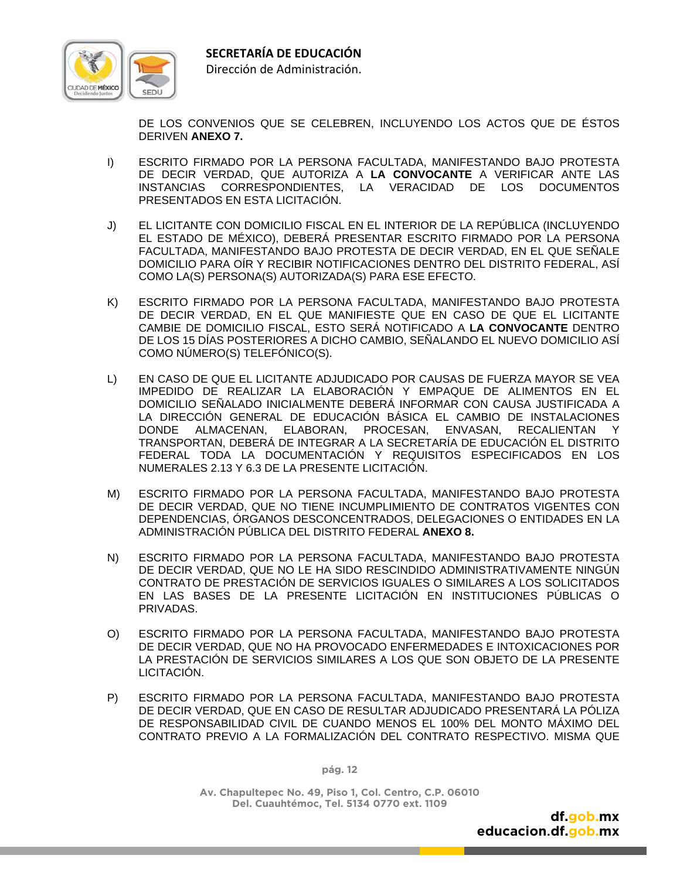DE LOS CONVENIOS QUE SE CELEBREN, INCLUYENDO LOS ACTOS QUE DE ÉSTOS DERIVEN **ANEXO 7.**

I) ESCRITO FIRMADO POR LA PERSONA FACULTADA, MANIFESTANDO BAJO PROTESTA DE DECIR VERDAD, QUE AUTORIZA A **LA CONVOCANTE** A VERIFICAR ANTE LAS INSTANCIAS CORRESPONDIENTES, LA VERACIDAD DE LOS DOCUMENTOS PRESENTADOS EN ESTA LICITACIÓN.

J) EL LICITANTE CON DOMICILIO FISCAL EN EL INTERIOR DE LA REPÚBLICA (INCLUYENDO EL ESTADO DE MÉXICO), DEBERÁ PRESENTAR ESCRITO FIRMADO POR LA PERSONA FACULTADA, MANIFESTANDO BAJO PROTESTA DE DECIR VERDAD, EN EL QUE SEÑALE DOMICILIO PARA OÍR Y RECIBIR NOTIFICACIONES DENTRO DEL DISTRITO FEDERAL, ASÍ COMO LA(S) PERSONA(S) AUTORIZADA(S) PARA ESE EFECTO.

K) ESCRITO FIRMADO POR LA PERSONA FACULTADA, MANIFESTANDO BAJO PROTESTA DE DECIR VERDAD, EN EL QUE MANIFIESTE QUE EN CASO DE QUE EL LICITANTE CAMBIE DE DOMICILIO FISCAL, ESTO SERÁ NOTIFICADO A **LA CONVOCANTE** DENTRO DE LOS 15 DÍAS POSTERIORES A DICHO CAMBIO, SEÑALANDO EL NUEVO DOMICILIO ASÍ COMO NÚMERO(S) TELEFÓNICO(S).

L) EN CASO DE QUE EL LICITANTE ADJUDICADO POR CAUSAS DE FUERZA MAYOR SE VEA IMPEDIDO DE REALIZAR LA ELABORACIÓN Y EMPAQUE DE ALIMENTOS EN EL DOMICILIO SEÑALADO INICIALMENTE DEBERÁ INFORMAR CON CAUSA JUSTIFICADA A LA DIRECCIÓN GENERAL DE EDUCACIÓN BÁSICA EL CAMBIO DE INSTALACIONES DONDE ALMACENAN, ELABORAN, PROCESAN, ENVASAN, RECALIENTAN Y TRANSPORTAN, DEBERÁ DE INTEGRAR A LA SECRETARÍA DE EDUCACIÓN EL DISTRITO FEDERAL TODA LA DOCUMENTACIÓN Y REQUISITOS ESPECIFICADOS EN LOS NUMERALES 2.13 Y 6.3 DE LA PRESENTE LICITACIÓN.

M) ESCRITO FIRMADO POR LA PERSONA FACULTADA, MANIFESTANDO BAJO PROTESTA DE DECIR VERDAD, QUE NO TIENE INCUMPLIMIENTO DE CONTRATOS VIGENTES CON DEPENDENCIAS, ÓRGANOS DESCONCENTRADOS, DELEGACIONES O ENTIDADES EN LA ADMINISTRACIÓN PÚBLICA DEL DISTRITO FEDERAL **ANEXO 8.**

N) ESCRITO FIRMADO POR LA PERSONA FACULTADA, MANIFESTANDO BAJO PROTESTA DE DECIR VERDAD, QUE NO LE HA SIDO RESCINDIDO ADMINISTRATIVAMENTE NINGÚN CONTRATO DE PRESTACIÓN DE SERVICIOS IGUALES O SIMILARES A LOS SOLICITADOS EN LAS BASES DE LA PRESENTE LICITACIÓN EN INSTITUCIONES PÚBLICAS O PRIVADAS.

O) ESCRITO FIRMADO POR LA PERSONA FACULTADA, MANIFESTANDO BAJO PROTESTA DE DECIR VERDAD, QUE NO HA PROVOCADO ENFERMEDADES E INTOXICACIONES POR LA PRESTACIÓN DE SERVICIOS SIMILARES A LOS QUE SON OBJETO DE LA PRESENTE LICITACIÓN.

P) ESCRITO FIRMADO POR LA PERSONA FACULTADA, MANIFESTANDO BAJO PROTESTA DE DECIR VERDAD, QUE EN CASO DE RESULTAR ADJUDICADO PRESENTARÁ LA PÓLIZA DE RESPONSABILIDAD CIVIL DE CUANDO MENOS EL 100% DEL MONTO MÁXIMO DEL CONTRATO PREVIO A LA FORMALIZACIÓN DEL CONTRATO RESPECTIVO. MISMA QUE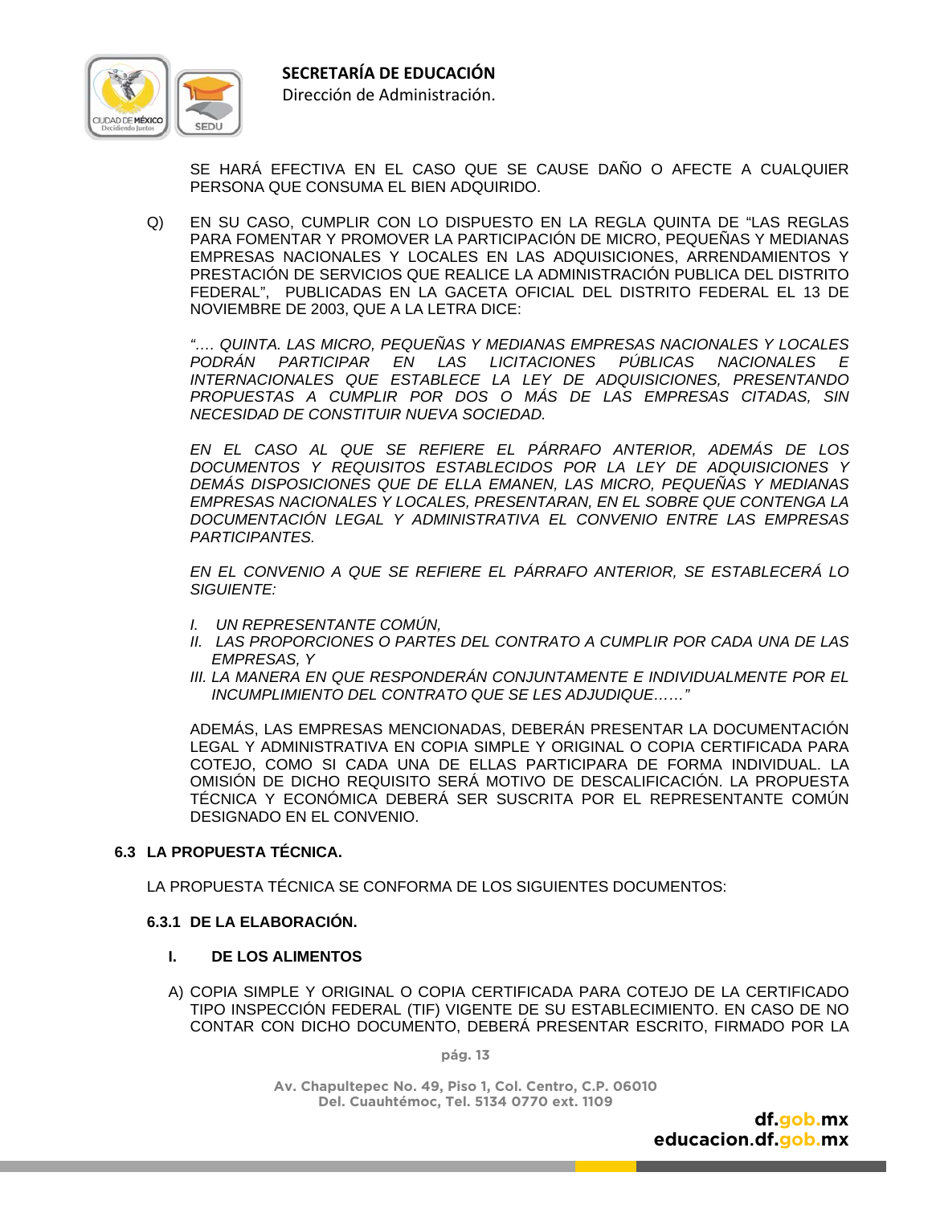SE HARÁ EFECTIVA EN EL CASO QUE SE CAUSE DAÑO O AFECTE A CUALQUIER PERSONA QUE CONSUMA EL BIEN ADQUIRIDO.

Q) EN SU CASO, CUMPLIR CON LO DISPUESTO EN LA REGLA QUINTA DE "LAS REGLAS PARA FOMENTAR Y PROMOVER LA PARTICIPACIÓN DE MICRO, PEQUEÑAS Y MEDIANAS EMPRESAS NACIONALES Y LOCALES EN LAS ADQUISICIONES, ARRENDAMIENTOS Y PRESTACIÓN DE SERVICIOS QUE REALICE LA ADMINISTRACIÓN PUBLICA DEL DISTRITO FEDERAL", PUBLICADAS EN LA GACETA OFICIAL DEL DISTRITO FEDERAL EL 13 DE NOVIEMBRE DE 2003, QUE A LA LETRA DICE:

*"…. QUINTA. LAS MICRO, PEQUEÑAS Y MEDIANAS EMPRESAS NACIONALES Y LOCALES PODRÁN PARTICIPAR EN LAS LICITACIONES PÚBLICAS NACIONALES E INTERNACIONALES QUE ESTABLECE LA LEY DE ADQUISICIONES, PRESENTANDO PROPUESTAS A CUMPLIR POR DOS O MÁS DE LAS EMPRESAS CITADAS, SIN NECESIDAD DE CONSTITUIR NUEVA SOCIEDAD.*

*EN EL CASO AL QUE SE REFIERE EL PÁRRAFO ANTERIOR, ADEMÁS DE LOS DOCUMENTOS Y REQUISITOS ESTABLECIDOS POR LA LEY DE ADQUISICIONES Y DEMÁS DISPOSICIONES QUE DE ELLA EMANEN, LAS MICRO, PEQUEÑAS Y MEDIANAS EMPRESAS NACIONALES Y LOCALES, PRESENTARAN, EN EL SOBRE QUE CONTENGA LA DOCUMENTACIÓN LEGAL Y ADMINISTRATIVA EL CONVENIO ENTRE LAS EMPRESAS PARTICIPANTES.*

*EN EL CONVENIO A QUE SE REFIERE EL PÁRRAFO ANTERIOR, SE ESTABLECERÁ LO SIGUIENTE:*

*I. UN REPRESENTANTE COMÚN,*
*II. LAS PROPORCIONES O PARTES DEL CONTRATO A CUMPLIR POR CADA UNA DE LAS EMPRESAS, Y*
*III. LA MANERA EN QUE RESPONDERÁN CONJUNTAMENTE E INDIVIDUALMENTE POR EL INCUMPLIMIENTO DEL CONTRATO QUE SE LES ADJUDIQUE……"*

ADEMÁS, LAS EMPRESAS MENCIONADAS, DEBERÁN PRESENTAR LA DOCUMENTACIÓN LEGAL Y ADMINISTRATIVA EN COPIA SIMPLE Y ORIGINAL O COPIA CERTIFICADA PARA COTEJO, COMO SI CADA UNA DE ELLAS PARTICIPARA DE FORMA INDIVIDUAL. LA OMISIÓN DE DICHO REQUISITO SERÁ MOTIVO DE DESCALIFICACIÓN. LA PROPUESTA TÉCNICA Y ECONÓMICA DEBERÁ SER SUSCRITA POR EL REPRESENTANTE COMÚN DESIGNADO EN EL CONVENIO.

## 6.3 LA PROPUESTA TÉCNICA.

LA PROPUESTA TÉCNICA SE CONFORMA DE LOS SIGUIENTES DOCUMENTOS:

### 6.3.1 DE LA ELABORACIÓN.

**I. DE LOS ALIMENTOS**

A) COPIA SIMPLE Y ORIGINAL O COPIA CERTIFICADA PARA COTEJO DE LA CERTIFICADO TIPO INSPECCIÓN FEDERAL (TIF) VIGENTE DE SU ESTABLECIMIENTO. EN CASO DE NO CONTAR CON DICHO DOCUMENTO, DEBERÁ PRESENTAR ESCRITO, FIRMADO POR LA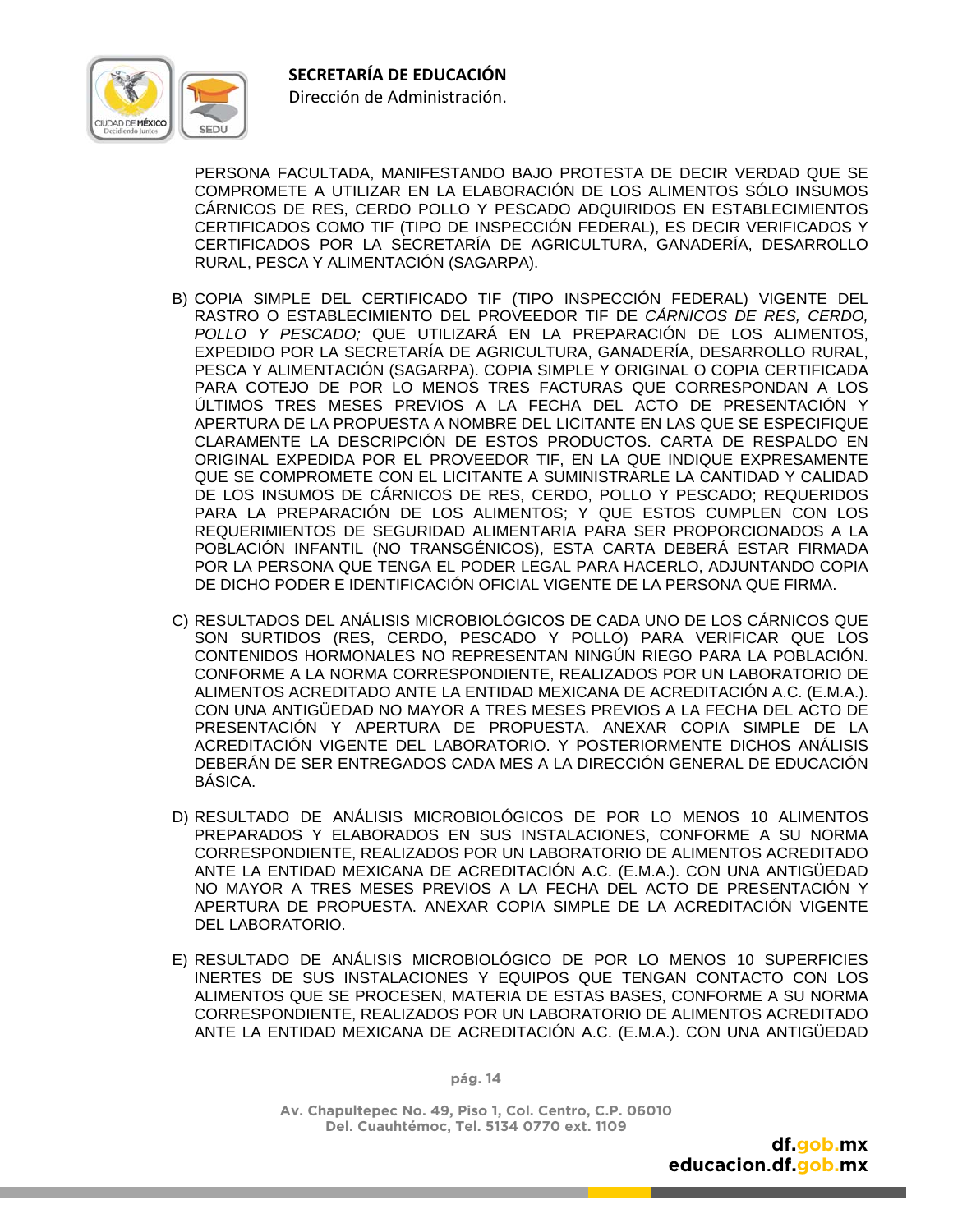PERSONA FACULTADA, MANIFESTANDO BAJO PROTESTA DE DECIR VERDAD QUE SE COMPROMETE A UTILIZAR EN LA ELABORACIÓN DE LOS ALIMENTOS SÓLO INSUMOS CÁRNICOS DE RES, CERDO POLLO Y PESCADO ADQUIRIDOS EN ESTABLECIMIENTOS CERTIFICADOS COMO TIF (TIPO DE INSPECCIÓN FEDERAL), ES DECIR VERIFICADOS Y CERTIFICADOS POR LA SECRETARÍA DE AGRICULTURA, GANADERÍA, DESARROLLO RURAL, PESCA Y ALIMENTACIÓN (SAGARPA).

B) COPIA SIMPLE DEL CERTIFICADO TIF (TIPO INSPECCIÓN FEDERAL) VIGENTE DEL RASTRO O ESTABLECIMIENTO DEL PROVEEDOR TIF DE *CÁRNICOS DE RES, CERDO, POLLO Y PESCADO;* QUE UTILIZARÁ EN LA PREPARACIÓN DE LOS ALIMENTOS, EXPEDIDO POR LA SECRETARÍA DE AGRICULTURA, GANADERÍA, DESARROLLO RURAL, PESCA Y ALIMENTACIÓN (SAGARPA). COPIA SIMPLE Y ORIGINAL O COPIA CERTIFICADA PARA COTEJO DE POR LO MENOS TRES FACTURAS QUE CORRESPONDAN A LOS ÚLTIMOS TRES MESES PREVIOS A LA FECHA DEL ACTO DE PRESENTACIÓN Y APERTURA DE LA PROPUESTA A NOMBRE DEL LICITANTE EN LAS QUE SE ESPECIFIQUE CLARAMENTE LA DESCRIPCIÓN DE ESTOS PRODUCTOS. CARTA DE RESPALDO EN ORIGINAL EXPEDIDA POR EL PROVEEDOR TIF, EN LA QUE INDIQUE EXPRESAMENTE QUE SE COMPROMETE CON EL LICITANTE A SUMINISTRARLE LA CANTIDAD Y CALIDAD DE LOS INSUMOS DE CÁRNICOS DE RES, CERDO, POLLO Y PESCADO; REQUERIDOS PARA LA PREPARACIÓN DE LOS ALIMENTOS; Y QUE ESTOS CUMPLEN CON LOS REQUERIMIENTOS DE SEGURIDAD ALIMENTARIA PARA SER PROPORCIONADOS A LA POBLACIÓN INFANTIL (NO TRANSGÉNICOS), ESTA CARTA DEBERÁ ESTAR FIRMADA POR LA PERSONA QUE TENGA EL PODER LEGAL PARA HACERLO, ADJUNTANDO COPIA DE DICHO PODER E IDENTIFICACIÓN OFICIAL VIGENTE DE LA PERSONA QUE FIRMA.

C) RESULTADOS DEL ANÁLISIS MICROBIOLÓGICOS DE CADA UNO DE LOS CÁRNICOS QUE SON SURTIDOS (RES, CERDO, PESCADO Y POLLO) PARA VERIFICAR QUE LOS CONTENIDOS HORMONALES NO REPRESENTAN NINGÚN RIEGO PARA LA POBLACIÓN. CONFORME A LA NORMA CORRESPONDIENTE, REALIZADOS POR UN LABORATORIO DE ALIMENTOS ACREDITADO ANTE LA ENTIDAD MEXICANA DE ACREDITACIÓN A.C. (E.M.A.). CON UNA ANTIGÜEDAD NO MAYOR A TRES MESES PREVIOS A LA FECHA DEL ACTO DE PRESENTACIÓN Y APERTURA DE PROPUESTA. ANEXAR COPIA SIMPLE DE LA ACREDITACIÓN VIGENTE DEL LABORATORIO. Y POSTERIORMENTE DICHOS ANÁLISIS DEBERÁN DE SER ENTREGADOS CADA MES A LA DIRECCIÓN GENERAL DE EDUCACIÓN BÁSICA.

D) RESULTADO DE ANÁLISIS MICROBIOLÓGICOS DE POR LO MENOS 10 ALIMENTOS PREPARADOS Y ELABORADOS EN SUS INSTALACIONES, CONFORME A SU NORMA CORRESPONDIENTE, REALIZADOS POR UN LABORATORIO DE ALIMENTOS ACREDITADO ANTE LA ENTIDAD MEXICANA DE ACREDITACIÓN A.C. (E.M.A.). CON UNA ANTIGÜEDAD NO MAYOR A TRES MESES PREVIOS A LA FECHA DEL ACTO DE PRESENTACIÓN Y APERTURA DE PROPUESTA. ANEXAR COPIA SIMPLE DE LA ACREDITACIÓN VIGENTE DEL LABORATORIO.

E) RESULTADO DE ANÁLISIS MICROBIOLÓGICO DE POR LO MENOS 10 SUPERFICIES INERTES DE SUS INSTALACIONES Y EQUIPOS QUE TENGAN CONTACTO CON LOS ALIMENTOS QUE SE PROCESEN, MATERIA DE ESTAS BASES, CONFORME A SU NORMA CORRESPONDIENTE, REALIZADOS POR UN LABORATORIO DE ALIMENTOS ACREDITADO ANTE LA ENTIDAD MEXICANA DE ACREDITACIÓN A.C. (E.M.A.). CON UNA ANTIGÜEDAD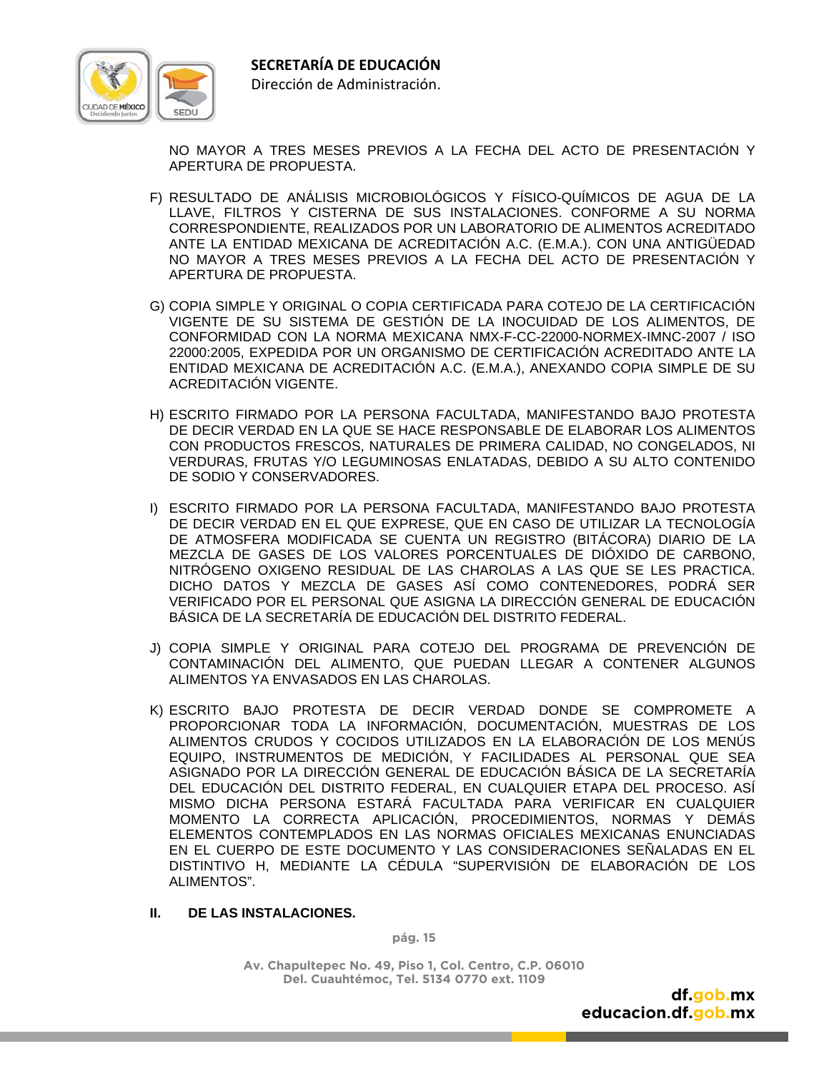NO MAYOR A TRES MESES PREVIOS A LA FECHA DEL ACTO DE PRESENTACIÓN Y APERTURA DE PROPUESTA.

F) RESULTADO DE ANÁLISIS MICROBIOLÓGICOS Y FÍSICO-QUÍMICOS DE AGUA DE LA LLAVE, FILTROS Y CISTERNA DE SUS INSTALACIONES. CONFORME A SU NORMA CORRESPONDIENTE, REALIZADOS POR UN LABORATORIO DE ALIMENTOS ACREDITADO ANTE LA ENTIDAD MEXICANA DE ACREDITACIÓN A.C. (E.M.A.). CON UNA ANTIGÜEDAD NO MAYOR A TRES MESES PREVIOS A LA FECHA DEL ACTO DE PRESENTACIÓN Y APERTURA DE PROPUESTA.

G) COPIA SIMPLE Y ORIGINAL O COPIA CERTIFICADA PARA COTEJO DE LA CERTIFICACIÓN VIGENTE DE SU SISTEMA DE GESTIÓN DE LA INOCUIDAD DE LOS ALIMENTOS, DE CONFORMIDAD CON LA NORMA MEXICANA NMX-F-CC-22000-NORMEX-IMNC-2007 / ISO 22000:2005, EXPEDIDA POR UN ORGANISMO DE CERTIFICACIÓN ACREDITADO ANTE LA ENTIDAD MEXICANA DE ACREDITACIÓN A.C. (E.M.A.), ANEXANDO COPIA SIMPLE DE SU ACREDITACIÓN VIGENTE.

H) ESCRITO FIRMADO POR LA PERSONA FACULTADA, MANIFESTANDO BAJO PROTESTA DE DECIR VERDAD EN LA QUE SE HACE RESPONSABLE DE ELABORAR LOS ALIMENTOS CON PRODUCTOS FRESCOS, NATURALES DE PRIMERA CALIDAD, NO CONGELADOS, NI VERDURAS, FRUTAS Y/O LEGUMINOSAS ENLATADAS, DEBIDO A SU ALTO CONTENIDO DE SODIO Y CONSERVADORES.

I) ESCRITO FIRMADO POR LA PERSONA FACULTADA, MANIFESTANDO BAJO PROTESTA DE DECIR VERDAD EN EL QUE EXPRESE, QUE EN CASO DE UTILIZAR LA TECNOLOGÍA DE ATMOSFERA MODIFICADA SE CUENTA UN REGISTRO (BITÁCORA) DIARIO DE LA MEZCLA DE GASES DE LOS VALORES PORCENTUALES DE DIÓXIDO DE CARBONO, NITRÓGENO OXIGENO RESIDUAL DE LAS CHAROLAS A LAS QUE SE LES PRACTICA. DICHO DATOS Y MEZCLA DE GASES ASÍ COMO CONTENEDORES, PODRÁ SER VERIFICADO POR EL PERSONAL QUE ASIGNA LA DIRECCIÓN GENERAL DE EDUCACIÓN BÁSICA DE LA SECRETARÍA DE EDUCACIÓN DEL DISTRITO FEDERAL.

J) COPIA SIMPLE Y ORIGINAL PARA COTEJO DEL PROGRAMA DE PREVENCIÓN DE CONTAMINACIÓN DEL ALIMENTO, QUE PUEDAN LLEGAR A CONTENER ALGUNOS ALIMENTOS YA ENVASADOS EN LAS CHAROLAS.

K) ESCRITO BAJO PROTESTA DE DECIR VERDAD DONDE SE COMPROMETE A PROPORCIONAR TODA LA INFORMACIÓN, DOCUMENTACIÓN, MUESTRAS DE LOS ALIMENTOS CRUDOS Y COCIDOS UTILIZADOS EN LA ELABORACIÓN DE LOS MENÚS EQUIPO, INSTRUMENTOS DE MEDICIÓN, Y FACILIDADES AL PERSONAL QUE SEA ASIGNADO POR LA DIRECCIÓN GENERAL DE EDUCACIÓN BÁSICA DE LA SECRETARÍA DEL EDUCACIÓN DEL DISTRITO FEDERAL, EN CUALQUIER ETAPA DEL PROCESO. ASÍ MISMO DICHA PERSONA ESTARÁ FACULTADA PARA VERIFICAR EN CUALQUIER MOMENTO LA CORRECTA APLICACIÓN, PROCEDIMIENTOS, NORMAS Y DEMÁS ELEMENTOS CONTEMPLADOS EN LAS NORMAS OFICIALES MEXICANAS ENUNCIADAS EN EL CUERPO DE ESTE DOCUMENTO Y LAS CONSIDERACIONES SEÑALADAS EN EL DISTINTIVO H, MEDIANTE LA CÉDULA "SUPERVISIÓN DE ELABORACIÓN DE LOS ALIMENTOS".

**II. DE LAS INSTALACIONES.**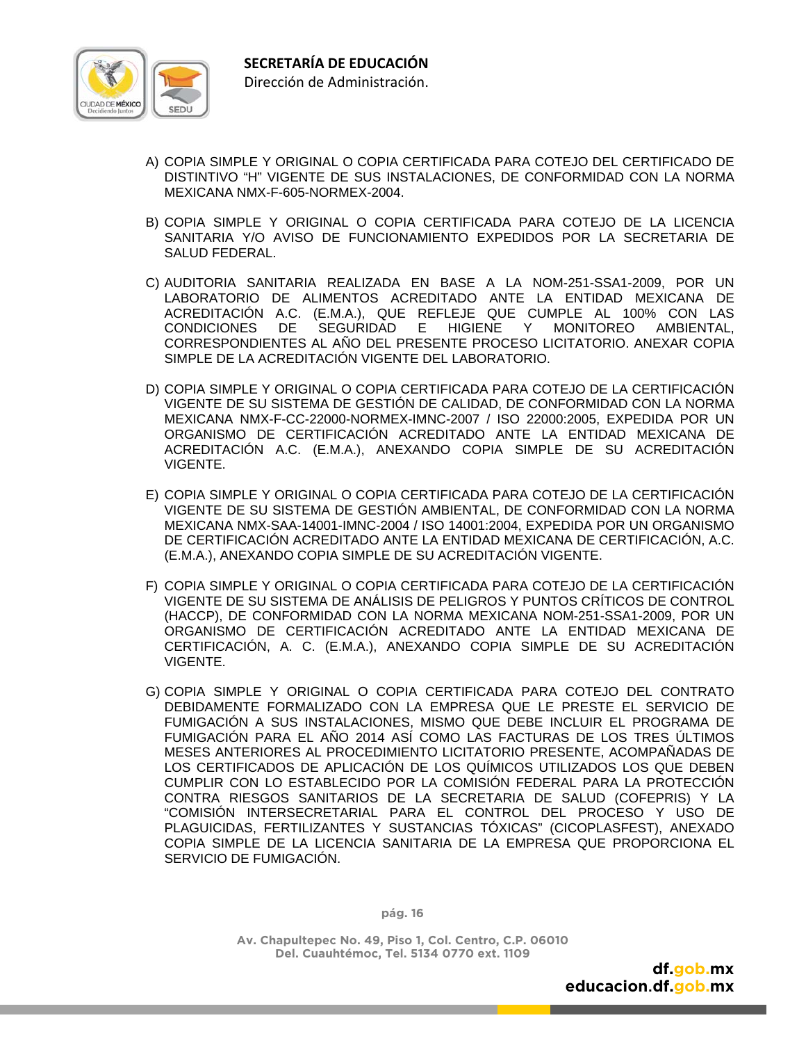A) COPIA SIMPLE Y ORIGINAL O COPIA CERTIFICADA PARA COTEJO DEL CERTIFICADO DE DISTINTIVO "H" VIGENTE DE SUS INSTALACIONES, DE CONFORMIDAD CON LA NORMA MEXICANA NMX-F-605-NORMEX-2004.

B) COPIA SIMPLE Y ORIGINAL O COPIA CERTIFICADA PARA COTEJO DE LA LICENCIA SANITARIA Y/O AVISO DE FUNCIONAMIENTO EXPEDIDOS POR LA SECRETARIA DE SALUD FEDERAL.

C) AUDITORIA SANITARIA REALIZADA EN BASE A LA NOM-251-SSA1-2009, POR UN LABORATORIO DE ALIMENTOS ACREDITADO ANTE LA ENTIDAD MEXICANA DE ACREDITACIÓN A.C. (E.M.A.), QUE REFLEJE QUE CUMPLE AL 100% CON LAS CONDICIONES DE SEGURIDAD E HIGIENE Y MONITOREO AMBIENTAL, CORRESPONDIENTES AL AÑO DEL PRESENTE PROCESO LICITATORIO. ANEXAR COPIA SIMPLE DE LA ACREDITACIÓN VIGENTE DEL LABORATORIO.

D) COPIA SIMPLE Y ORIGINAL O COPIA CERTIFICADA PARA COTEJO DE LA CERTIFICACIÓN VIGENTE DE SU SISTEMA DE GESTIÓN DE CALIDAD, DE CONFORMIDAD CON LA NORMA MEXICANA NMX-F-CC-22000-NORMEX-IMNC-2007 / ISO 22000:2005, EXPEDIDA POR UN ORGANISMO DE CERTIFICACIÓN ACREDITADO ANTE LA ENTIDAD MEXICANA DE ACREDITACIÓN A.C. (E.M.A.), ANEXANDO COPIA SIMPLE DE SU ACREDITACIÓN VIGENTE.

E) COPIA SIMPLE Y ORIGINAL O COPIA CERTIFICADA PARA COTEJO DE LA CERTIFICACIÓN VIGENTE DE SU SISTEMA DE GESTIÓN AMBIENTAL, DE CONFORMIDAD CON LA NORMA MEXICANA NMX-SAA-14001-IMNC-2004 / ISO 14001:2004, EXPEDIDA POR UN ORGANISMO DE CERTIFICACIÓN ACREDITADO ANTE LA ENTIDAD MEXICANA DE CERTIFICACIÓN, A.C. (E.M.A.), ANEXANDO COPIA SIMPLE DE SU ACREDITACIÓN VIGENTE.

F) COPIA SIMPLE Y ORIGINAL O COPIA CERTIFICADA PARA COTEJO DE LA CERTIFICACIÓN VIGENTE DE SU SISTEMA DE ANÁLISIS DE PELIGROS Y PUNTOS CRÍTICOS DE CONTROL (HACCP), DE CONFORMIDAD CON LA NORMA MEXICANA NOM-251-SSA1-2009, POR UN ORGANISMO DE CERTIFICACIÓN ACREDITADO ANTE LA ENTIDAD MEXICANA DE CERTIFICACIÓN, A. C. (E.M.A.), ANEXANDO COPIA SIMPLE DE SU ACREDITACIÓN VIGENTE.

G) COPIA SIMPLE Y ORIGINAL O COPIA CERTIFICADA PARA COTEJO DEL CONTRATO DEBIDAMENTE FORMALIZADO CON LA EMPRESA QUE LE PRESTE EL SERVICIO DE FUMIGACIÓN A SUS INSTALACIONES, MISMO QUE DEBE INCLUIR EL PROGRAMA DE FUMIGACIÓN PARA EL AÑO 2014 ASÍ COMO LAS FACTURAS DE LOS TRES ÚLTIMOS MESES ANTERIORES AL PROCEDIMIENTO LICITATORIO PRESENTE, ACOMPAÑADAS DE LOS CERTIFICADOS DE APLICACIÓN DE LOS QUÍMICOS UTILIZADOS LOS QUE DEBEN CUMPLIR CON LO ESTABLECIDO POR LA COMISIÓN FEDERAL PARA LA PROTECCIÓN CONTRA RIESGOS SANITARIOS DE LA SECRETARIA DE SALUD (COFEPRIS) Y LA "COMISIÓN INTERSECRETARIAL PARA EL CONTROL DEL PROCESO Y USO DE PLAGUICIDAS, FERTILIZANTES Y SUSTANCIAS TÓXICAS" (CICOPLASFEST), ANEXADO COPIA SIMPLE DE LA LICENCIA SANITARIA DE LA EMPRESA QUE PROPORCIONA EL SERVICIO DE FUMIGACIÓN.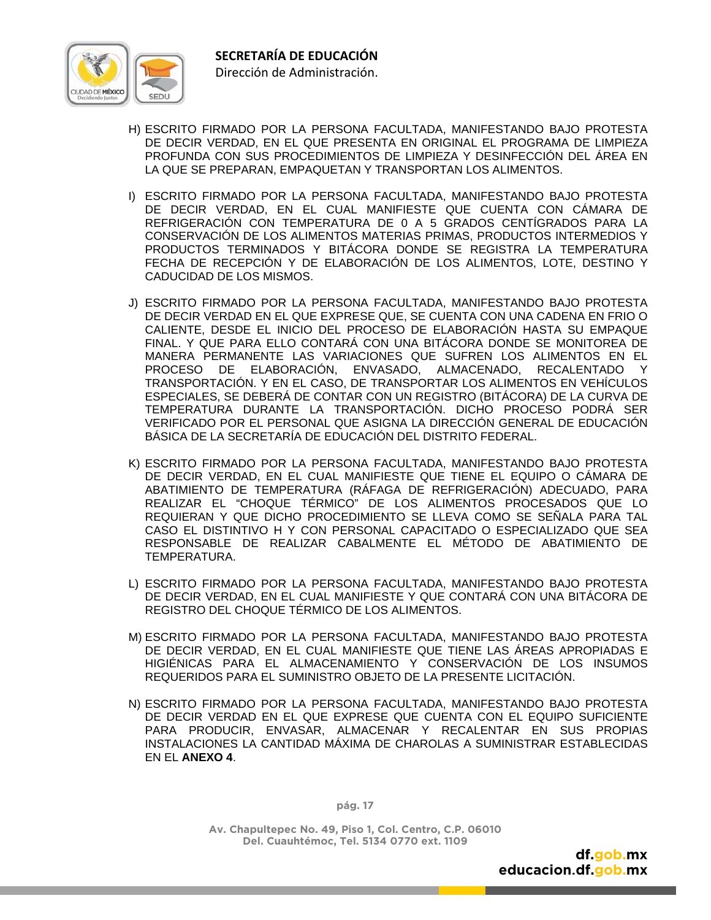H) ESCRITO FIRMADO POR LA PERSONA FACULTADA, MANIFESTANDO BAJO PROTESTA DE DECIR VERDAD, EN EL QUE PRESENTA EN ORIGINAL EL PROGRAMA DE LIMPIEZA PROFUNDA CON SUS PROCEDIMIENTOS DE LIMPIEZA Y DESINFECCIÓN DEL ÁREA EN LA QUE SE PREPARAN, EMPAQUETAN Y TRANSPORTAN LOS ALIMENTOS.

I) ESCRITO FIRMADO POR LA PERSONA FACULTADA, MANIFESTANDO BAJO PROTESTA DE DECIR VERDAD, EN EL CUAL MANIFIESTE QUE CUENTA CON CÁMARA DE REFRIGERACIÓN CON TEMPERATURA DE 0 A 5 GRADOS CENTÍGRADOS PARA LA CONSERVACIÓN DE LOS ALIMENTOS MATERIAS PRIMAS, PRODUCTOS INTERMEDIOS Y PRODUCTOS TERMINADOS Y BITÁCORA DONDE SE REGISTRA LA TEMPERATURA FECHA DE RECEPCIÓN Y DE ELABORACIÓN DE LOS ALIMENTOS, LOTE, DESTINO Y CADUCIDAD DE LOS MISMOS.

J) ESCRITO FIRMADO POR LA PERSONA FACULTADA, MANIFESTANDO BAJO PROTESTA DE DECIR VERDAD EN EL QUE EXPRESE QUE, SE CUENTA CON UNA CADENA EN FRIO O CALIENTE, DESDE EL INICIO DEL PROCESO DE ELABORACIÓN HASTA SU EMPAQUE FINAL. Y QUE PARA ELLO CONTARÁ CON UNA BITÁCORA DONDE SE MONITOREA DE MANERA PERMANENTE LAS VARIACIONES QUE SUFREN LOS ALIMENTOS EN EL PROCESO DE ELABORACIÓN, ENVASADO, ALMACENADO, RECALENTADO Y TRANSPORTACIÓN. Y EN EL CASO, DE TRANSPORTAR LOS ALIMENTOS EN VEHÍCULOS ESPECIALES, SE DEBERÁ DE CONTAR CON UN REGISTRO (BITÁCORA) DE LA CURVA DE TEMPERATURA DURANTE LA TRANSPORTACIÓN. DICHO PROCESO PODRÁ SER VERIFICADO POR EL PERSONAL QUE ASIGNA LA DIRECCIÓN GENERAL DE EDUCACIÓN BÁSICA DE LA SECRETARÍA DE EDUCACIÓN DEL DISTRITO FEDERAL.

K) ESCRITO FIRMADO POR LA PERSONA FACULTADA, MANIFESTANDO BAJO PROTESTA DE DECIR VERDAD, EN EL CUAL MANIFIESTE QUE TIENE EL EQUIPO O CÁMARA DE ABATIMIENTO DE TEMPERATURA (RÁFAGA DE REFRIGERACIÓN) ADECUADO, PARA REALIZAR EL "CHOQUE TÉRMICO" DE LOS ALIMENTOS PROCESADOS QUE LO REQUIERAN Y QUE DICHO PROCEDIMIENTO SE LLEVA COMO SE SEÑALA PARA TAL CASO EL DISTINTIVO H Y CON PERSONAL CAPACITADO O ESPECIALIZADO QUE SEA RESPONSABLE DE REALIZAR CABALMENTE EL MÉTODO DE ABATIMIENTO DE TEMPERATURA.

L) ESCRITO FIRMADO POR LA PERSONA FACULTADA, MANIFESTANDO BAJO PROTESTA DE DECIR VERDAD, EN EL CUAL MANIFIESTE Y QUE CONTARÁ CON UNA BITÁCORA DE REGISTRO DEL CHOQUE TÉRMICO DE LOS ALIMENTOS.

M) ESCRITO FIRMADO POR LA PERSONA FACULTADA, MANIFESTANDO BAJO PROTESTA DE DECIR VERDAD, EN EL CUAL MANIFIESTE QUE TIENE LAS ÁREAS APROPIADAS E HIGIÉNICAS PARA EL ALMACENAMIENTO Y CONSERVACIÓN DE LOS INSUMOS REQUERIDOS PARA EL SUMINISTRO OBJETO DE LA PRESENTE LICITACIÓN.

N) ESCRITO FIRMADO POR LA PERSONA FACULTADA, MANIFESTANDO BAJO PROTESTA DE DECIR VERDAD EN EL QUE EXPRESE QUE CUENTA CON EL EQUIPO SUFICIENTE PARA PRODUCIR, ENVASAR, ALMACENAR Y RECALENTAR EN SUS PROPIAS INSTALACIONES LA CANTIDAD MÁXIMA DE CHAROLAS A SUMINISTRAR ESTABLECIDAS EN EL **ANEXO 4**.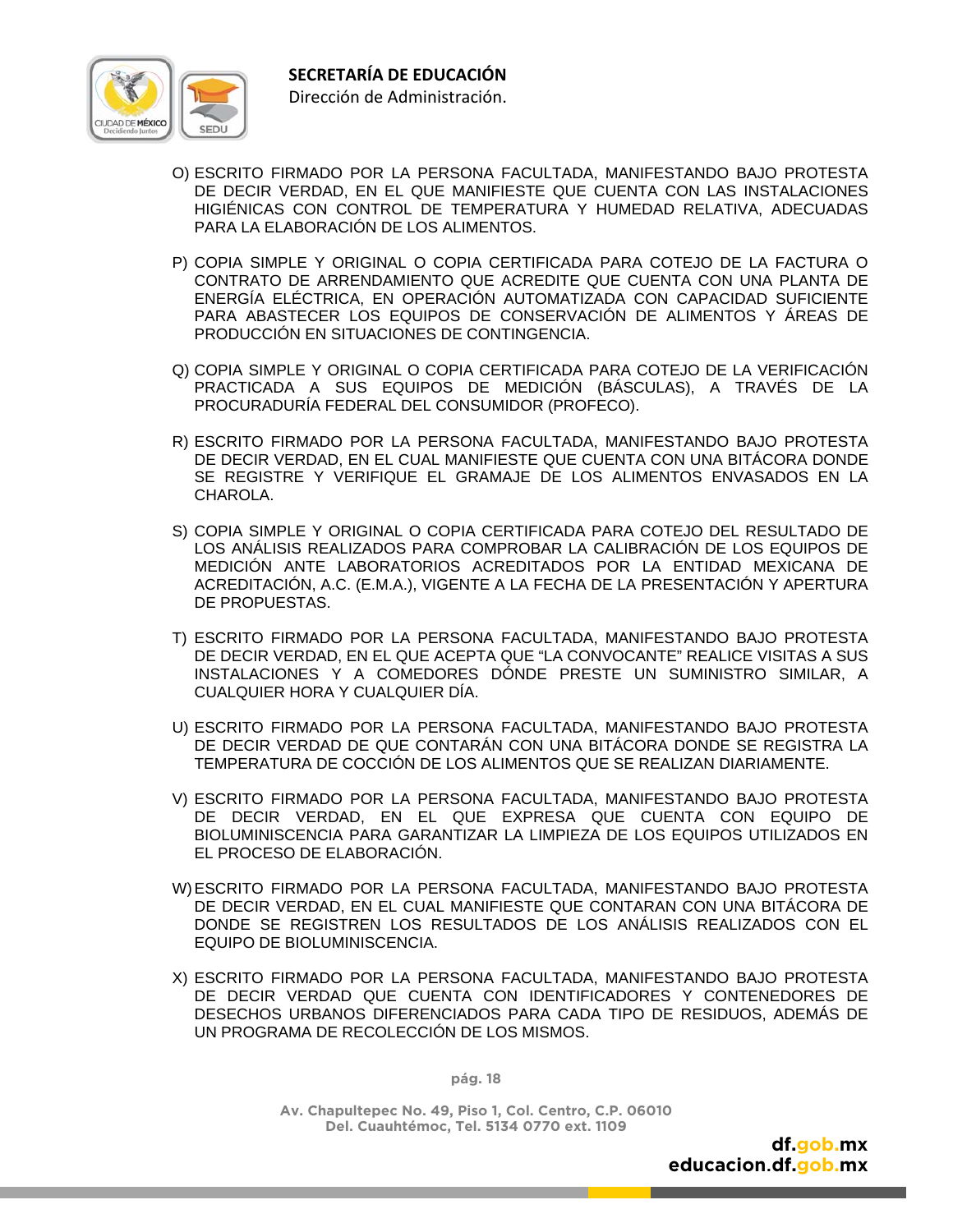O) ESCRITO FIRMADO POR LA PERSONA FACULTADA, MANIFESTANDO BAJO PROTESTA DE DECIR VERDAD, EN EL QUE MANIFIESTE QUE CUENTA CON LAS INSTALACIONES HIGIÉNICAS CON CONTROL DE TEMPERATURA Y HUMEDAD RELATIVA, ADECUADAS PARA LA ELABORACIÓN DE LOS ALIMENTOS.

P) COPIA SIMPLE Y ORIGINAL O COPIA CERTIFICADA PARA COTEJO DE LA FACTURA O CONTRATO DE ARRENDAMIENTO QUE ACREDITE QUE CUENTA CON UNA PLANTA DE ENERGÍA ELÉCTRICA, EN OPERACIÓN AUTOMATIZADA CON CAPACIDAD SUFICIENTE PARA ABASTECER LOS EQUIPOS DE CONSERVACIÓN DE ALIMENTOS Y ÁREAS DE PRODUCCIÓN EN SITUACIONES DE CONTINGENCIA.

Q) COPIA SIMPLE Y ORIGINAL O COPIA CERTIFICADA PARA COTEJO DE LA VERIFICACIÓN PRACTICADA A SUS EQUIPOS DE MEDICIÓN (BÁSCULAS), A TRAVÉS DE LA PROCURADURÍA FEDERAL DEL CONSUMIDOR (PROFECO).

R) ESCRITO FIRMADO POR LA PERSONA FACULTADA, MANIFESTANDO BAJO PROTESTA DE DECIR VERDAD, EN EL CUAL MANIFIESTE QUE CUENTA CON UNA BITÁCORA DONDE SE REGISTRE Y VERIFIQUE EL GRAMAJE DE LOS ALIMENTOS ENVASADOS EN LA CHAROLA.

S) COPIA SIMPLE Y ORIGINAL O COPIA CERTIFICADA PARA COTEJO DEL RESULTADO DE LOS ANÁLISIS REALIZADOS PARA COMPROBAR LA CALIBRACIÓN DE LOS EQUIPOS DE MEDICIÓN ANTE LABORATORIOS ACREDITADOS POR LA ENTIDAD MEXICANA DE ACREDITACIÓN, A.C. (E.M.A.), VIGENTE A LA FECHA DE LA PRESENTACIÓN Y APERTURA DE PROPUESTAS.

T) ESCRITO FIRMADO POR LA PERSONA FACULTADA, MANIFESTANDO BAJO PROTESTA DE DECIR VERDAD, EN EL QUE ACEPTA QUE “LA CONVOCANTE” REALICE VISITAS A SUS INSTALACIONES Y A COMEDORES DÓNDE PRESTE UN SUMINISTRO SIMILAR, A CUALQUIER HORA Y CUALQUIER DÍA.

U) ESCRITO FIRMADO POR LA PERSONA FACULTADA, MANIFESTANDO BAJO PROTESTA DE DECIR VERDAD DE QUE CONTARÁN CON UNA BITÁCORA DONDE SE REGISTRA LA TEMPERATURA DE COCCIÓN DE LOS ALIMENTOS QUE SE REALIZAN DIARIAMENTE.

V) ESCRITO FIRMADO POR LA PERSONA FACULTADA, MANIFESTANDO BAJO PROTESTA DE DECIR VERDAD, EN EL QUE EXPRESA QUE CUENTA CON EQUIPO DE BIOLUMINISCENCIA PARA GARANTIZAR LA LIMPIEZA DE LOS EQUIPOS UTILIZADOS EN EL PROCESO DE ELABORACIÓN.

W) ESCRITO FIRMADO POR LA PERSONA FACULTADA, MANIFESTANDO BAJO PROTESTA DE DECIR VERDAD, EN EL CUAL MANIFIESTE QUE CONTARAN CON UNA BITÁCORA DE DONDE SE REGISTREN LOS RESULTADOS DE LOS ANÁLISIS REALIZADOS CON EL EQUIPO DE BIOLUMINISCENCIA.

X) ESCRITO FIRMADO POR LA PERSONA FACULTADA, MANIFESTANDO BAJO PROTESTA DE DECIR VERDAD QUE CUENTA CON IDENTIFICADORES Y CONTENEDORES DE DESECHOS URBANOS DIFERENCIADOS PARA CADA TIPO DE RESIDUOS, ADEMÁS DE UN PROGRAMA DE RECOLECCIÓN DE LOS MISMOS.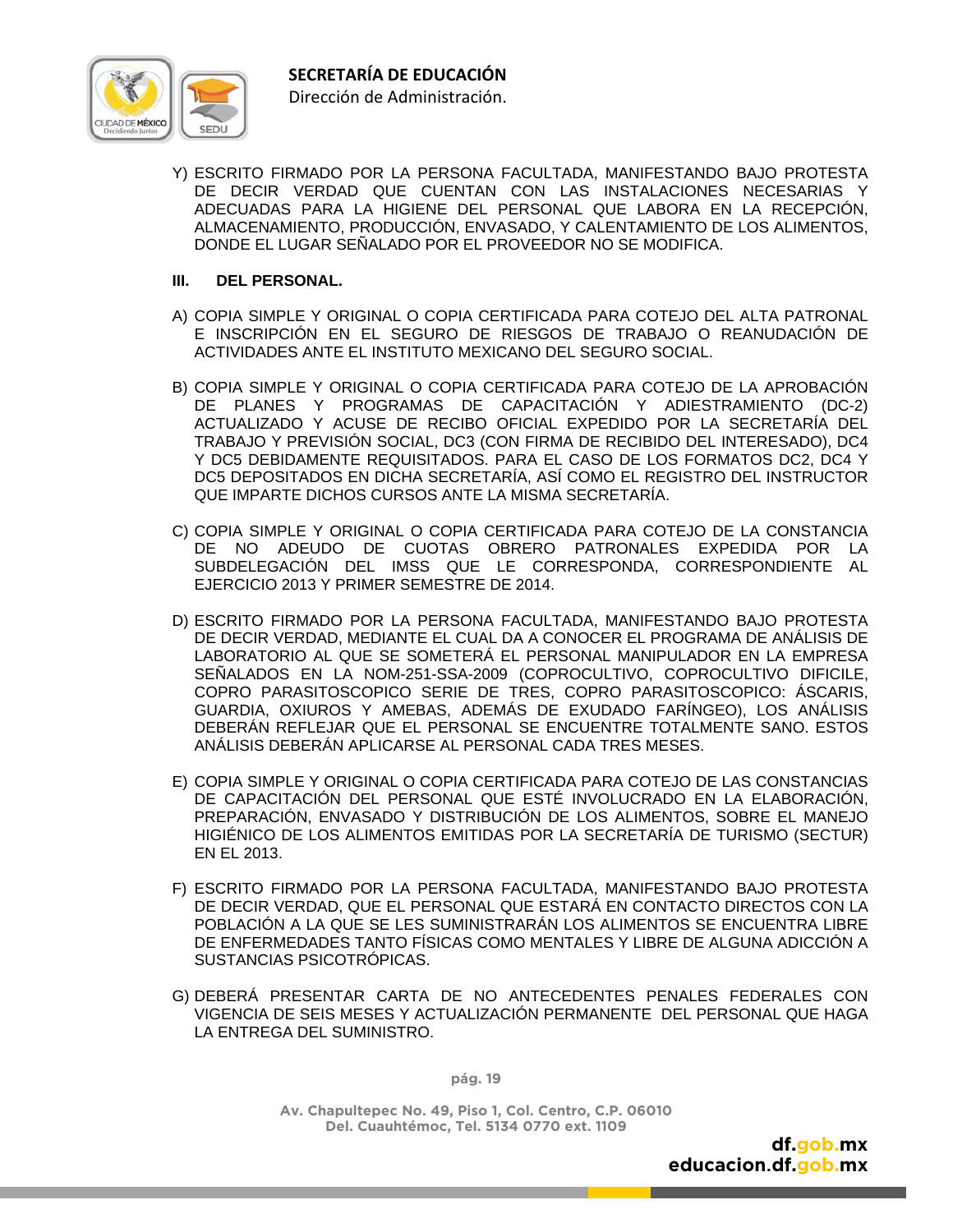Y) ESCRITO FIRMADO POR LA PERSONA FACULTADA, MANIFESTANDO BAJO PROTESTA DE DECIR VERDAD QUE CUENTAN CON LAS INSTALACIONES NECESARIAS Y ADECUADAS PARA LA HIGIENE DEL PERSONAL QUE LABORA EN LA RECEPCIÓN, ALMACENAMIENTO, PRODUCCIÓN, ENVASADO, Y CALENTAMIENTO DE LOS ALIMENTOS, DONDE EL LUGAR SEÑALADO POR EL PROVEEDOR NO SE MODIFICA.

**III. DEL PERSONAL.**

A) COPIA SIMPLE Y ORIGINAL O COPIA CERTIFICADA PARA COTEJO DEL ALTA PATRONAL E INSCRIPCIÓN EN EL SEGURO DE RIESGOS DE TRABAJO O REANUDACIÓN DE ACTIVIDADES ANTE EL INSTITUTO MEXICANO DEL SEGURO SOCIAL.

B) COPIA SIMPLE Y ORIGINAL O COPIA CERTIFICADA PARA COTEJO DE LA APROBACIÓN DE PLANES Y PROGRAMAS DE CAPACITACIÓN Y ADIESTRAMIENTO (DC-2) ACTUALIZADO Y ACUSE DE RECIBO OFICIAL EXPEDIDO POR LA SECRETARÍA DEL TRABAJO Y PREVISIÓN SOCIAL, DC3 (CON FIRMA DE RECIBIDO DEL INTERESADO), DC4 Y DC5 DEBIDAMENTE REQUISITADOS. PARA EL CASO DE LOS FORMATOS DC2, DC4 Y DC5 DEPOSITADOS EN DICHA SECRETARÍA, ASÍ COMO EL REGISTRO DEL INSTRUCTOR QUE IMPARTE DICHOS CURSOS ANTE LA MISMA SECRETARÍA.

C) COPIA SIMPLE Y ORIGINAL O COPIA CERTIFICADA PARA COTEJO DE LA CONSTANCIA DE NO ADEUDO DE CUOTAS OBRERO PATRONALES EXPEDIDA POR LA SUBDELEGACIÓN DEL IMSS QUE LE CORRESPONDA, CORRESPONDIENTE AL EJERCICIO 2013 Y PRIMER SEMESTRE DE 2014.

D) ESCRITO FIRMADO POR LA PERSONA FACULTADA, MANIFESTANDO BAJO PROTESTA DE DECIR VERDAD, MEDIANTE EL CUAL DA A CONOCER EL PROGRAMA DE ANÁLISIS DE LABORATORIO AL QUE SE SOMETERÁ EL PERSONAL MANIPULADOR EN LA EMPRESA SEÑALADOS EN LA NOM-251-SSA-2009 (COPROCULTIVO, COPROCULTIVO DIFICILE, COPRO PARASITOSCOPICO SERIE DE TRES, COPRO PARASITOSCOPICO: ÁSCARIS, GUARDIA, OXIUROS Y AMEBAS, ADEMÁS DE EXUDADO FARÍNGEO), LOS ANÁLISIS DEBERÁN REFLEJAR QUE EL PERSONAL SE ENCUENTRE TOTALMENTE SANO. ESTOS ANÁLISIS DEBERÁN APLICARSE AL PERSONAL CADA TRES MESES.

E) COPIA SIMPLE Y ORIGINAL O COPIA CERTIFICADA PARA COTEJO DE LAS CONSTANCIAS DE CAPACITACIÓN DEL PERSONAL QUE ESTÉ INVOLUCRADO EN LA ELABORACIÓN, PREPARACIÓN, ENVASADO Y DISTRIBUCIÓN DE LOS ALIMENTOS, SOBRE EL MANEJO HIGIÉNICO DE LOS ALIMENTOS EMITIDAS POR LA SECRETARÍA DE TURISMO (SECTUR) EN EL 2013.

F) ESCRITO FIRMADO POR LA PERSONA FACULTADA, MANIFESTANDO BAJO PROTESTA DE DECIR VERDAD, QUE EL PERSONAL QUE ESTARÁ EN CONTACTO DIRECTOS CON LA POBLACIÓN A LA QUE SE LES SUMINISTRARÁN LOS ALIMENTOS SE ENCUENTRA LIBRE DE ENFERMEDADES TANTO FÍSICAS COMO MENTALES Y LIBRE DE ALGUNA ADICCIÓN A SUSTANCIAS PSICOTRÓPICAS.

G) DEBERÁ PRESENTAR CARTA DE NO ANTECEDENTES PENALES FEDERALES CON VIGENCIA DE SEIS MESES Y ACTUALIZACIÓN PERMANENTE DEL PERSONAL QUE HAGA LA ENTREGA DEL SUMINISTRO.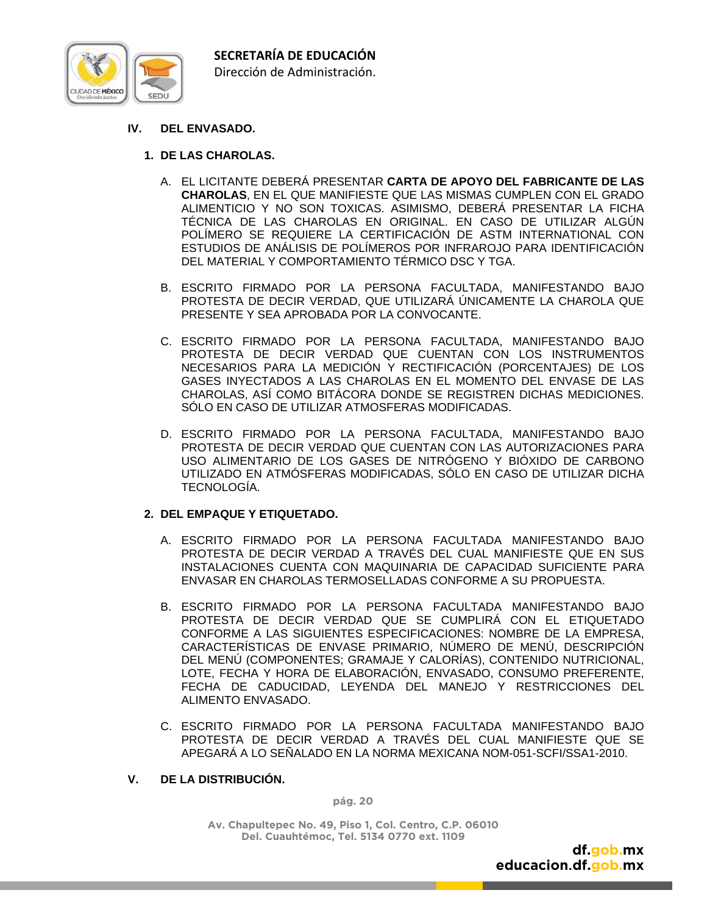## IV. DEL ENVASADO.

### 1. DE LAS CHAROLAS.

A. EL LICITANTE DEBERÁ PRESENTAR **CARTA DE APOYO DEL FABRICANTE DE LAS CHAROLAS**, EN EL QUE MANIFIESTE QUE LAS MISMAS CUMPLEN CON EL GRADO ALIMENTICIO Y NO SON TOXICAS. ASIMISMO, DEBERÁ PRESENTAR LA FICHA TÉCNICA DE LAS CHAROLAS EN ORIGINAL. EN CASO DE UTILIZAR ALGÚN POLÍMERO SE REQUIERE LA CERTIFICACIÓN DE ASTM INTERNATIONAL CON ESTUDIOS DE ANÁLISIS DE POLÍMEROS POR INFRAROJO PARA IDENTIFICACIÓN DEL MATERIAL Y COMPORTAMIENTO TÉRMICO DSC Y TGA.

B. ESCRITO FIRMADO POR LA PERSONA FACULTADA, MANIFESTANDO BAJO PROTESTA DE DECIR VERDAD, QUE UTILIZARÁ ÚNICAMENTE LA CHAROLA QUE PRESENTE Y SEA APROBADA POR LA CONVOCANTE.

C. ESCRITO FIRMADO POR LA PERSONA FACULTADA, MANIFESTANDO BAJO PROTESTA DE DECIR VERDAD QUE CUENTAN CON LOS INSTRUMENTOS NECESARIOS PARA LA MEDICIÓN Y RECTIFICACIÓN (PORCENTAJES) DE LOS GASES INYECTADOS A LAS CHAROLAS EN EL MOMENTO DEL ENVASE DE LAS CHAROLAS, ASÍ COMO BITÁCORA DONDE SE REGISTREN DICHAS MEDICIONES. SÓLO EN CASO DE UTILIZAR ATMOSFERAS MODIFICADAS.

D. ESCRITO FIRMADO POR LA PERSONA FACULTADA, MANIFESTANDO BAJO PROTESTA DE DECIR VERDAD QUE CUENTAN CON LAS AUTORIZACIONES PARA USO ALIMENTARIO DE LOS GASES DE NITRÓGENO Y BIÓXIDO DE CARBONO UTILIZADO EN ATMÓSFERAS MODIFICADAS, SÓLO EN CASO DE UTILIZAR DICHA TECNOLOGÍA.

### 2. DEL EMPAQUE Y ETIQUETADO.

A. ESCRITO FIRMADO POR LA PERSONA FACULTADA MANIFESTANDO BAJO PROTESTA DE DECIR VERDAD A TRAVÉS DEL CUAL MANIFIESTE QUE EN SUS INSTALACIONES CUENTA CON MAQUINARIA DE CAPACIDAD SUFICIENTE PARA ENVASAR EN CHAROLAS TERMOSELLADAS CONFORME A SU PROPUESTA.

B. ESCRITO FIRMADO POR LA PERSONA FACULTADA MANIFESTANDO BAJO PROTESTA DE DECIR VERDAD QUE SE CUMPLIRÁ CON EL ETIQUETADO CONFORME A LAS SIGUIENTES ESPECIFICACIONES: NOMBRE DE LA EMPRESA, CARACTERÍSTICAS DE ENVASE PRIMARIO, NÚMERO DE MENÚ, DESCRIPCIÓN DEL MENÚ (COMPONENTES; GRAMAJE Y CALORÍAS), CONTENIDO NUTRICIONAL, LOTE, FECHA Y HORA DE ELABORACIÓN, ENVASADO, CONSUMO PREFERENTE, FECHA DE CADUCIDAD, LEYENDA DEL MANEJO Y RESTRICCIONES DEL ALIMENTO ENVASADO.

C. ESCRITO FIRMADO POR LA PERSONA FACULTADA MANIFESTANDO BAJO PROTESTA DE DECIR VERDAD A TRAVÉS DEL CUAL MANIFIESTE QUE SE APEGARÁ A LO SEÑALADO EN LA NORMA MEXICANA NOM-051-SCFI/SSA1-2010.

## V. DE LA DISTRIBUCIÓN.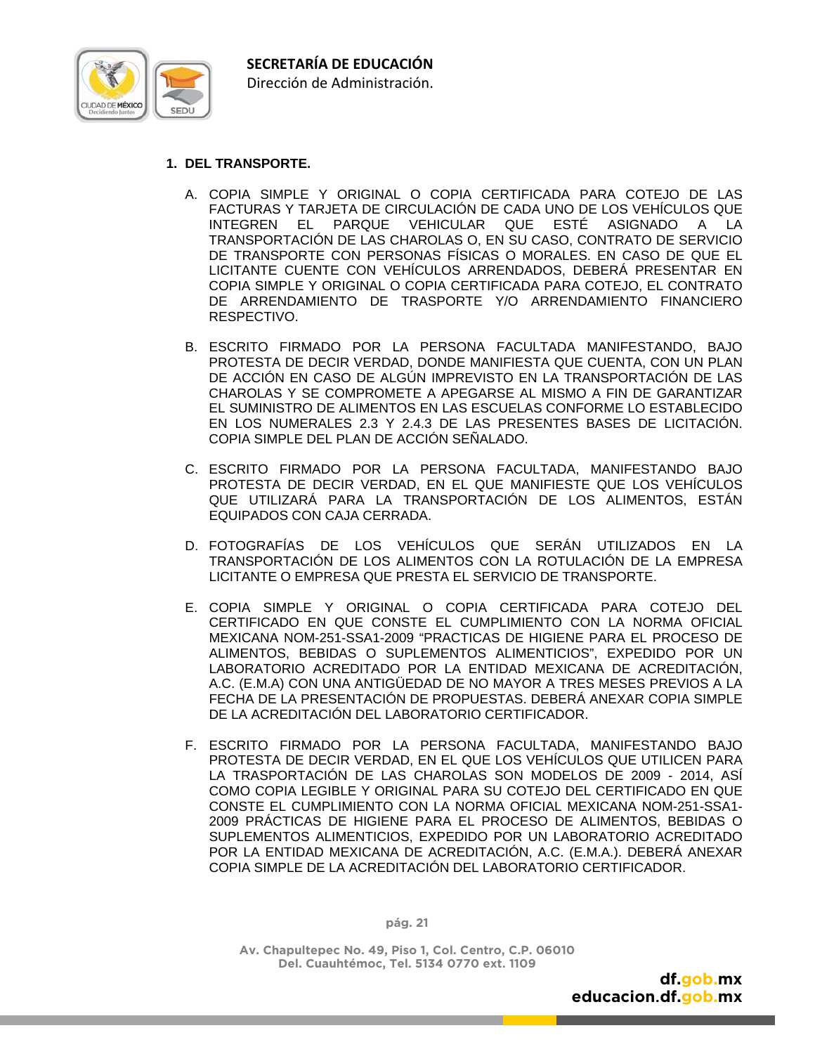1. **DEL TRANSPORTE.**

   A. COPIA SIMPLE Y ORIGINAL O COPIA CERTIFICADA PARA COTEJO DE LAS FACTURAS Y TARJETA DE CIRCULACIÓN DE CADA UNO DE LOS VEHÍCULOS QUE INTEGREN EL PARQUE VEHICULAR QUE ESTÉ ASIGNADO A LA TRANSPORTACIÓN DE LAS CHAROLAS O, EN SU CASO, CONTRATO DE SERVICIO DE TRANSPORTE CON PERSONAS FÍSICAS O MORALES. EN CASO DE QUE EL LICITANTE CUENTE CON VEHÍCULOS ARRENDADOS, DEBERÁ PRESENTAR EN COPIA SIMPLE Y ORIGINAL O COPIA CERTIFICADA PARA COTEJO, EL CONTRATO DE ARRENDAMIENTO DE TRASPORTE Y/O ARRENDAMIENTO FINANCIERO RESPECTIVO.

   B. ESCRITO FIRMADO POR LA PERSONA FACULTADA MANIFESTANDO, BAJO PROTESTA DE DECIR VERDAD, DONDE MANIFIESTA QUE CUENTA, CON UN PLAN DE ACCIÓN EN CASO DE ALGÚN IMPREVISTO EN LA TRANSPORTACIÓN DE LAS CHAROLAS Y SE COMPROMETE A APEGARSE AL MISMO A FIN DE GARANTIZAR EL SUMINISTRO DE ALIMENTOS EN LAS ESCUELAS CONFORME LO ESTABLECIDO EN LOS NUMERALES 2.3 Y 2.4.3 DE LAS PRESENTES BASES DE LICITACIÓN. COPIA SIMPLE DEL PLAN DE ACCIÓN SEÑALADO.

   C. ESCRITO FIRMADO POR LA PERSONA FACULTADA, MANIFESTANDO BAJO PROTESTA DE DECIR VERDAD, EN EL QUE MANIFIESTE QUE LOS VEHÍCULOS QUE UTILIZARÁ PARA LA TRANSPORTACIÓN DE LOS ALIMENTOS, ESTÁN EQUIPADOS CON CAJA CERRADA.

   D. FOTOGRAFÍAS DE LOS VEHÍCULOS QUE SERÁN UTILIZADOS EN LA TRANSPORTACIÓN DE LOS ALIMENTOS CON LA ROTULACIÓN DE LA EMPRESA LICITANTE O EMPRESA QUE PRESTA EL SERVICIO DE TRANSPORTE.

   E. COPIA SIMPLE Y ORIGINAL O COPIA CERTIFICADA PARA COTEJO DEL CERTIFICADO EN QUE CONSTE EL CUMPLIMIENTO CON LA NORMA OFICIAL MEXICANA NOM-251-SSA1-2009 "PRACTICAS DE HIGIENE PARA EL PROCESO DE ALIMENTOS, BEBIDAS O SUPLEMENTOS ALIMENTICIOS", EXPEDIDO POR UN LABORATORIO ACREDITADO POR LA ENTIDAD MEXICANA DE ACREDITACIÓN, A.C. (E.M.A) CON UNA ANTIGÜEDAD DE NO MAYOR A TRES MESES PREVIOS A LA FECHA DE LA PRESENTACIÓN DE PROPUESTAS. DEBERÁ ANEXAR COPIA SIMPLE DE LA ACREDITACIÓN DEL LABORATORIO CERTIFICADOR.

   F. ESCRITO FIRMADO POR LA PERSONA FACULTADA, MANIFESTANDO BAJO PROTESTA DE DECIR VERDAD, EN EL QUE LOS VEHÍCULOS QUE UTILICEN PARA LA TRASPORTACIÓN DE LAS CHAROLAS SON MODELOS DE 2009 - 2014, ASÍ COMO COPIA LEGIBLE Y ORIGINAL PARA SU COTEJO DEL CERTIFICADO EN QUE CONSTE EL CUMPLIMIENTO CON LA NORMA OFICIAL MEXICANA NOM-251-SSA1-2009 PRÁCTICAS DE HIGIENE PARA EL PROCESO DE ALIMENTOS, BEBIDAS O SUPLEMENTOS ALIMENTICIOS, EXPEDIDO POR UN LABORATORIO ACREDITADO POR LA ENTIDAD MEXICANA DE ACREDITACIÓN, A.C. (E.M.A.). DEBERÁ ANEXAR COPIA SIMPLE DE LA ACREDITACIÓN DEL LABORATORIO CERTIFICADOR.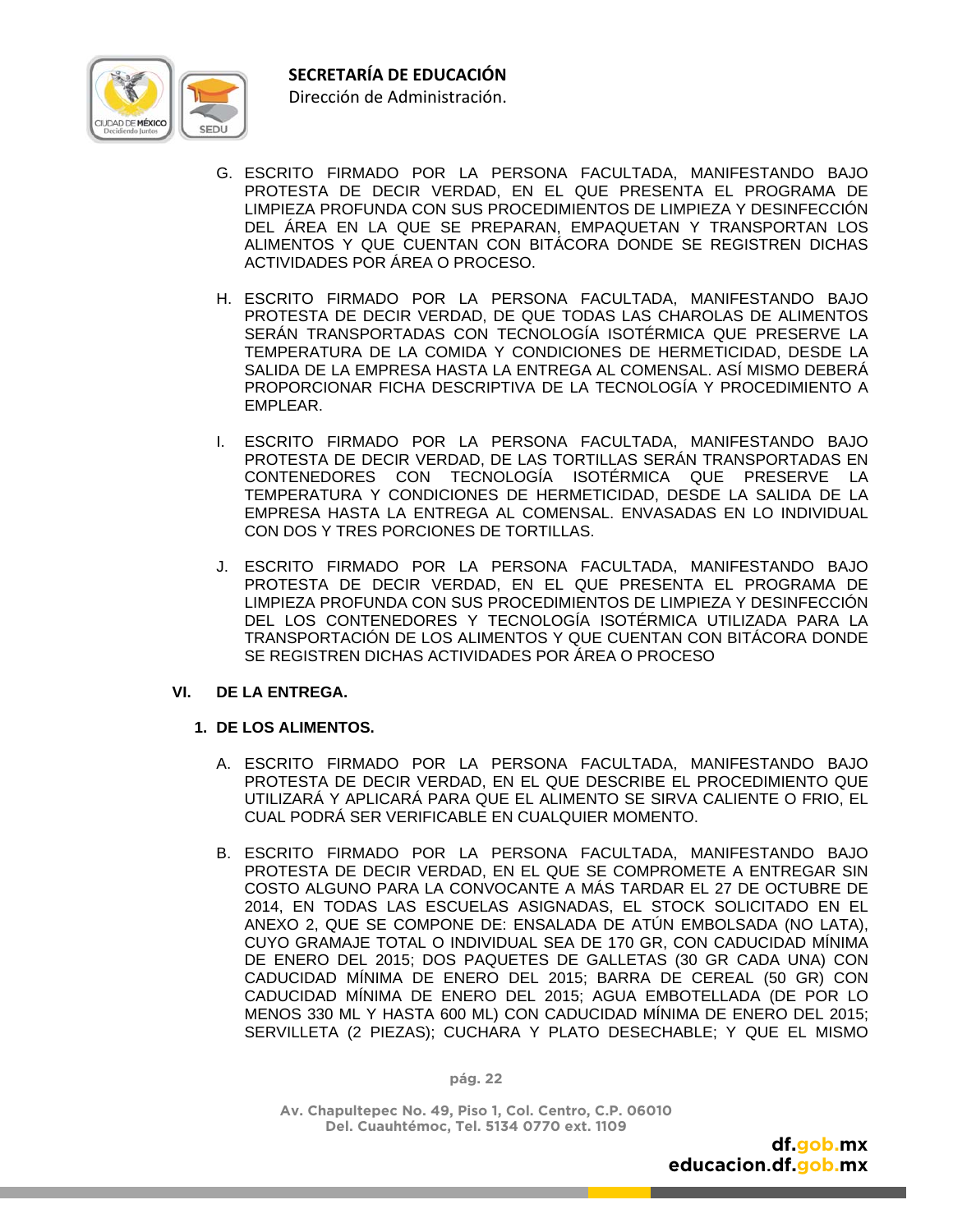G. ESCRITO FIRMADO POR LA PERSONA FACULTADA, MANIFESTANDO BAJO PROTESTA DE DECIR VERDAD, EN EL QUE PRESENTA EL PROGRAMA DE LIMPIEZA PROFUNDA CON SUS PROCEDIMIENTOS DE LIMPIEZA Y DESINFECCIÓN DEL ÁREA EN LA QUE SE PREPARAN, EMPAQUETAN Y TRANSPORTAN LOS ALIMENTOS Y QUE CUENTAN CON BITÁCORA DONDE SE REGISTREN DICHAS ACTIVIDADES POR ÁREA O PROCESO.

H. ESCRITO FIRMADO POR LA PERSONA FACULTADA, MANIFESTANDO BAJO PROTESTA DE DECIR VERDAD, DE QUE TODAS LAS CHAROLAS DE ALIMENTOS SERÁN TRANSPORTADAS CON TECNOLOGÍA ISOTÉRMICA QUE PRESERVE LA TEMPERATURA DE LA COMIDA Y CONDICIONES DE HERMETICIDAD, DESDE LA SALIDA DE LA EMPRESA HASTA LA ENTREGA AL COMENSAL. ASÍ MISMO DEBERÁ PROPORCIONAR FICHA DESCRIPTIVA DE LA TECNOLOGÍA Y PROCEDIMIENTO A EMPLEAR.

I. ESCRITO FIRMADO POR LA PERSONA FACULTADA, MANIFESTANDO BAJO PROTESTA DE DECIR VERDAD, DE LAS TORTILLAS SERÁN TRANSPORTADAS EN CONTENEDORES CON TECNOLOGÍA ISOTÉRMICA QUE PRESERVE LA TEMPERATURA Y CONDICIONES DE HERMETICIDAD, DESDE LA SALIDA DE LA EMPRESA HASTA LA ENTREGA AL COMENSAL. ENVASADAS EN LO INDIVIDUAL CON DOS Y TRES PORCIONES DE TORTILLAS.

J. ESCRITO FIRMADO POR LA PERSONA FACULTADA, MANIFESTANDO BAJO PROTESTA DE DECIR VERDAD, EN EL QUE PRESENTA EL PROGRAMA DE LIMPIEZA PROFUNDA CON SUS PROCEDIMIENTOS DE LIMPIEZA Y DESINFECCIÓN DEL LOS CONTENEDORES Y TECNOLOGÍA ISOTÉRMICA UTILIZADA PARA LA TRANSPORTACIÓN DE LOS ALIMENTOS Y QUE CUENTAN CON BITÁCORA DONDE SE REGISTREN DICHAS ACTIVIDADES POR ÁREA O PROCESO

## VI. DE LA ENTREGA.

### 1. DE LOS ALIMENTOS.

A. ESCRITO FIRMADO POR LA PERSONA FACULTADA, MANIFESTANDO BAJO PROTESTA DE DECIR VERDAD, EN EL QUE DESCRIBE EL PROCEDIMIENTO QUE UTILIZARÁ Y APLICARÁ PARA QUE EL ALIMENTO SE SIRVA CALIENTE O FRIO, EL CUAL PODRÁ SER VERIFICABLE EN CUALQUIER MOMENTO.

B. ESCRITO FIRMADO POR LA PERSONA FACULTADA, MANIFESTANDO BAJO PROTESTA DE DECIR VERDAD, EN EL QUE SE COMPROMETE A ENTREGAR SIN COSTO ALGUNO PARA LA CONVOCANTE A MÁS TARDAR EL 27 DE OCTUBRE DE 2014, EN TODAS LAS ESCUELAS ASIGNADAS, EL STOCK SOLICITADO EN EL ANEXO 2, QUE SE COMPONE DE: ENSALADA DE ATÚN EMBOLSADA (NO LATA), CUYO GRAMAJE TOTAL O INDIVIDUAL SEA DE 170 GR, CON CADUCIDAD MÍNIMA DE ENERO DEL 2015; DOS PAQUETES DE GALLETAS (30 GR CADA UNA) CON CADUCIDAD MÍNIMA DE ENERO DEL 2015; BARRA DE CEREAL (50 GR) CON CADUCIDAD MÍNIMA DE ENERO DEL 2015; AGUA EMBOTELLADA (DE POR LO MENOS 330 ML Y HASTA 600 ML) CON CADUCIDAD MÍNIMA DE ENERO DEL 2015; SERVILLETA (2 PIEZAS); CUCHARA Y PLATO DESECHABLE; Y QUE EL MISMO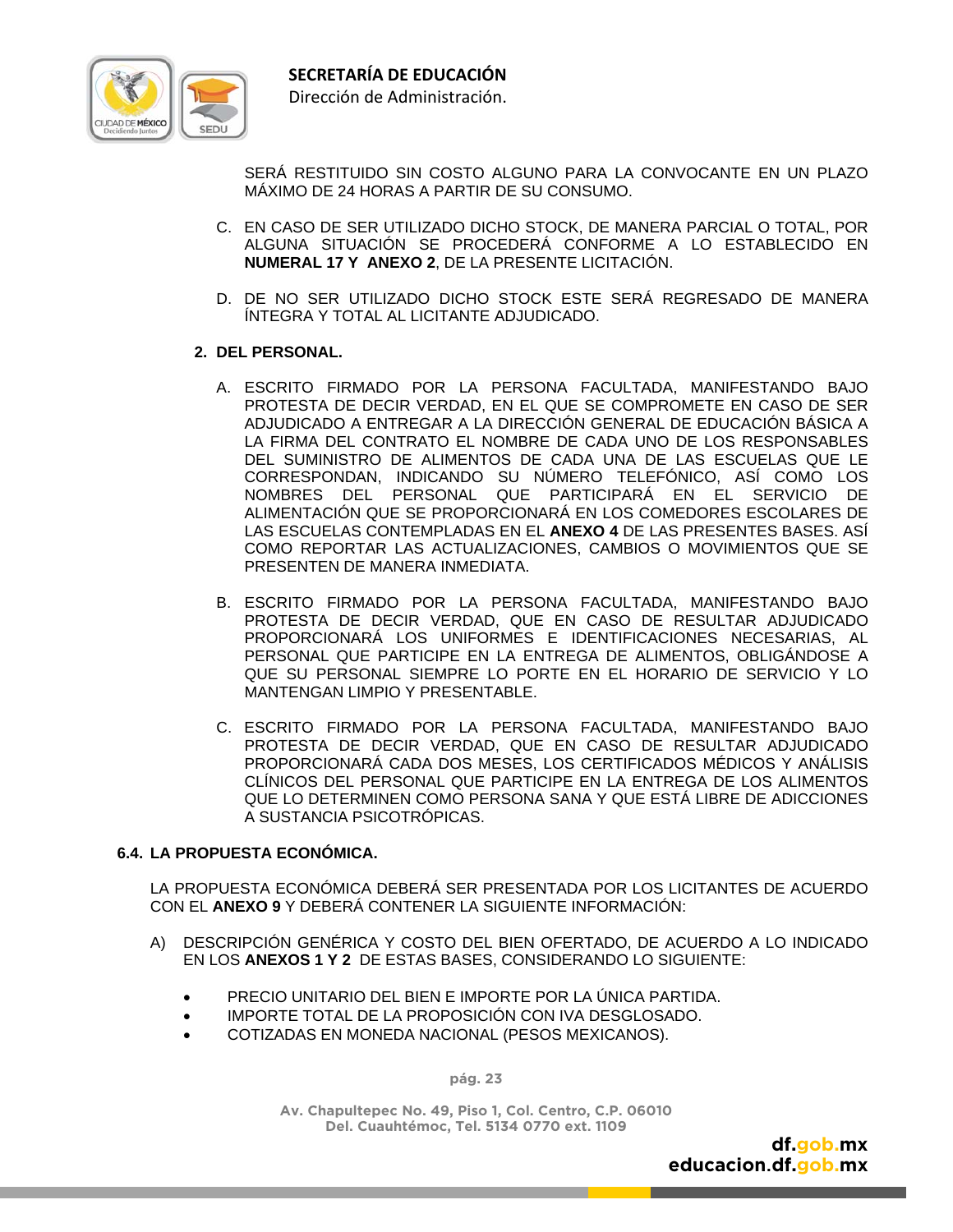SERÁ RESTITUIDO SIN COSTO ALGUNO PARA LA CONVOCANTE EN UN PLAZO MÁXIMO DE 24 HORAS A PARTIR DE SU CONSUMO.

C. EN CASO DE SER UTILIZADO DICHO STOCK, DE MANERA PARCIAL O TOTAL, POR ALGUNA SITUACIÓN SE PROCEDERÁ CONFORME A LO ESTABLECIDO EN **NUMERAL 17 Y ANEXO 2**, DE LA PRESENTE LICITACIÓN.

D. DE NO SER UTILIZADO DICHO STOCK ESTE SERÁ REGRESADO DE MANERA ÍNTEGRA Y TOTAL AL LICITANTE ADJUDICADO.

**2. DEL PERSONAL.**

A. ESCRITO FIRMADO POR LA PERSONA FACULTADA, MANIFESTANDO BAJO PROTESTA DE DECIR VERDAD, EN EL QUE SE COMPROMETE EN CASO DE SER ADJUDICADO A ENTREGAR A LA DIRECCIÓN GENERAL DE EDUCACIÓN BÁSICA A LA FIRMA DEL CONTRATO EL NOMBRE DE CADA UNO DE LOS RESPONSABLES DEL SUMINISTRO DE ALIMENTOS DE CADA UNA DE LAS ESCUELAS QUE LE CORRESPONDAN, INDICANDO SU NÚMERO TELEFÓNICO, ASÍ COMO LOS NOMBRES DEL PERSONAL QUE PARTICIPARÁ EN EL SERVICIO DE ALIMENTACIÓN QUE SE PROPORCIONARÁ EN LOS COMEDORES ESCOLARES DE LAS ESCUELAS CONTEMPLADAS EN EL **ANEXO 4** DE LAS PRESENTES BASES. ASÍ COMO REPORTAR LAS ACTUALIZACIONES, CAMBIOS O MOVIMIENTOS QUE SE PRESENTEN DE MANERA INMEDIATA.

B. ESCRITO FIRMADO POR LA PERSONA FACULTADA, MANIFESTANDO BAJO PROTESTA DE DECIR VERDAD, QUE EN CASO DE RESULTAR ADJUDICADO PROPORCIONARÁ LOS UNIFORMES E IDENTIFICACIONES NECESARIAS, AL PERSONAL QUE PARTICIPE EN LA ENTREGA DE ALIMENTOS, OBLIGÁNDOSE A QUE SU PERSONAL SIEMPRE LO PORTE EN EL HORARIO DE SERVICIO Y LO MANTENGAN LIMPIO Y PRESENTABLE.

C. ESCRITO FIRMADO POR LA PERSONA FACULTADA, MANIFESTANDO BAJO PROTESTA DE DECIR VERDAD, QUE EN CASO DE RESULTAR ADJUDICADO PROPORCIONARÁ CADA DOS MESES, LOS CERTIFICADOS MÉDICOS Y ANÁLISIS CLÍNICOS DEL PERSONAL QUE PARTICIPE EN LA ENTREGA DE LOS ALIMENTOS QUE LO DETERMINEN COMO PERSONA SANA Y QUE ESTÁ LIBRE DE ADICCIONES A SUSTANCIA PSICOTRÓPICAS.

### 6.4. LA PROPUESTA ECONÓMICA.

LA PROPUESTA ECONÓMICA DEBERÁ SER PRESENTADA POR LOS LICITANTES DE ACUERDO CON EL **ANEXO 9** Y DEBERÁ CONTENER LA SIGUIENTE INFORMACIÓN:

A) DESCRIPCIÓN GENÉRICA Y COSTO DEL BIEN OFERTADO, DE ACUERDO A LO INDICADO EN LOS **ANEXOS 1 Y 2** DE ESTAS BASES, CONSIDERANDO LO SIGUIENTE:

- PRECIO UNITARIO DEL BIEN E IMPORTE POR LA ÚNICA PARTIDA.
- IMPORTE TOTAL DE LA PROPOSICIÓN CON IVA DESGLOSADO.
- COTIZADAS EN MONEDA NACIONAL (PESOS MEXICANOS).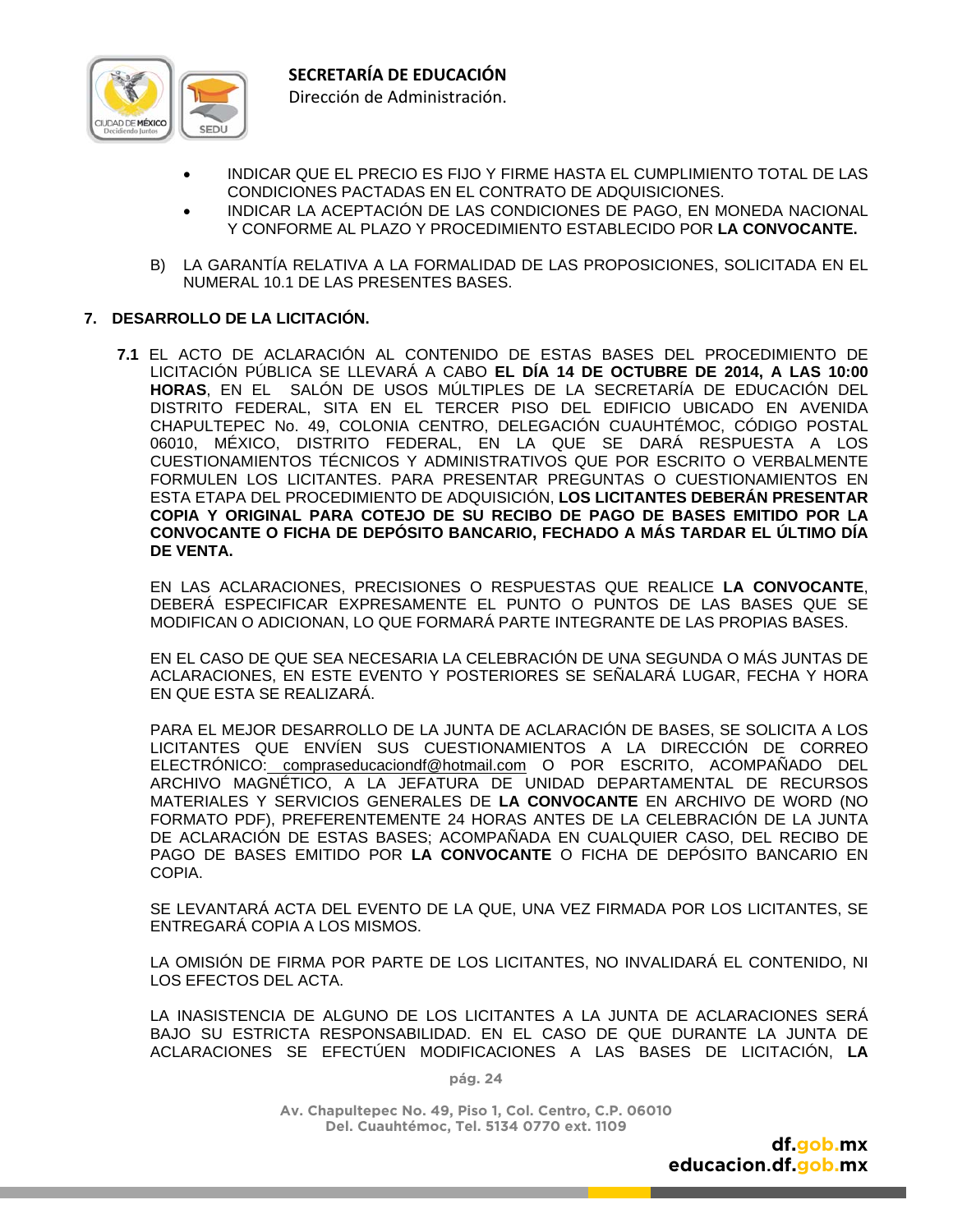- INDICAR QUE EL PRECIO ES FIJO Y FIRME HASTA EL CUMPLIMIENTO TOTAL DE LAS CONDICIONES PACTADAS EN EL CONTRATO DE ADQUISICIONES.
- INDICAR LA ACEPTACIÓN DE LAS CONDICIONES DE PAGO, EN MONEDA NACIONAL Y CONFORME AL PLAZO Y PROCEDIMIENTO ESTABLECIDO POR **LA CONVOCANTE.**

B) LA GARANTÍA RELATIVA A LA FORMALIDAD DE LAS PROPOSICIONES, SOLICITADA EN EL NUMERAL 10.1 DE LAS PRESENTES BASES.

## 7. DESARROLLO DE LA LICITACIÓN.

**7.1** EL ACTO DE ACLARACIÓN AL CONTENIDO DE ESTAS BASES DEL PROCEDIMIENTO DE LICITACIÓN PÚBLICA SE LLEVARÁ A CABO **EL DÍA 14 DE OCTUBRE DE 2014, A LAS 10:00 HORAS**, EN EL SALÓN DE USOS MÚLTIPLES DE LA SECRETARÍA DE EDUCACIÓN DEL DISTRITO FEDERAL, SITA EN EL TERCER PISO DEL EDIFICIO UBICADO EN AVENIDA CHAPULTEPEC No. 49, COLONIA CENTRO, DELEGACIÓN CUAUHTÉMOC, CÓDIGO POSTAL 06010, MÉXICO, DISTRITO FEDERAL, EN LA QUE SE DARÁ RESPUESTA A LOS CUESTIONAMIENTOS TÉCNICOS Y ADMINISTRATIVOS QUE POR ESCRITO O VERBALMENTE FORMULEN LOS LICITANTES. PARA PRESENTAR PREGUNTAS O CUESTIONAMIENTOS EN ESTA ETAPA DEL PROCEDIMIENTO DE ADQUISICIÓN, **LOS LICITANTES DEBERÁN PRESENTAR COPIA Y ORIGINAL PARA COTEJO DE SU RECIBO DE PAGO DE BASES EMITIDO POR LA CONVOCANTE O FICHA DE DEPÓSITO BANCARIO, FECHADO A MÁS TARDAR EL ÚLTIMO DÍA DE VENTA.**

EN LAS ACLARACIONES, PRECISIONES O RESPUESTAS QUE REALICE **LA CONVOCANTE**, DEBERÁ ESPECIFICAR EXPRESAMENTE EL PUNTO O PUNTOS DE LAS BASES QUE SE MODIFICAN O ADICIONAN, LO QUE FORMARÁ PARTE INTEGRANTE DE LAS PROPIAS BASES.

EN EL CASO DE QUE SEA NECESARIA LA CELEBRACIÓN DE UNA SEGUNDA O MÁS JUNTAS DE ACLARACIONES, EN ESTE EVENTO Y POSTERIORES SE SEÑALARÁ LUGAR, FECHA Y HORA EN QUE ESTA SE REALIZARÁ.

PARA EL MEJOR DESARROLLO DE LA JUNTA DE ACLARACIÓN DE BASES, SE SOLICITA A LOS LICITANTES QUE ENVÍEN SUS CUESTIONAMIENTOS A LA DIRECCIÓN DE CORREO ELECTRÓNICO: compraseducaciondf@hotmail.com O POR ESCRITO, ACOMPAÑADO DEL ARCHIVO MAGNÉTICO, A LA JEFATURA DE UNIDAD DEPARTAMENTAL DE RECURSOS MATERIALES Y SERVICIOS GENERALES DE **LA CONVOCANTE** EN ARCHIVO DE WORD (NO FORMATO PDF), PREFERENTEMENTE 24 HORAS ANTES DE LA CELEBRACIÓN DE LA JUNTA DE ACLARACIÓN DE ESTAS BASES; ACOMPAÑADA EN CUALQUIER CASO, DEL RECIBO DE PAGO DE BASES EMITIDO POR **LA CONVOCANTE** O FICHA DE DEPÓSITO BANCARIO EN COPIA.

SE LEVANTARÁ ACTA DEL EVENTO DE LA QUE, UNA VEZ FIRMADA POR LOS LICITANTES, SE ENTREGARÁ COPIA A LOS MISMOS.

LA OMISIÓN DE FIRMA POR PARTE DE LOS LICITANTES, NO INVALIDARÁ EL CONTENIDO, NI LOS EFECTOS DEL ACTA.

LA INASISTENCIA DE ALGUNO DE LOS LICITANTES A LA JUNTA DE ACLARACIONES SERÁ BAJO SU ESTRICTA RESPONSABILIDAD. EN EL CASO DE QUE DURANTE LA JUNTA DE ACLARACIONES SE EFECTÚEN MODIFICACIONES A LAS BASES DE LICITACIÓN, **LA**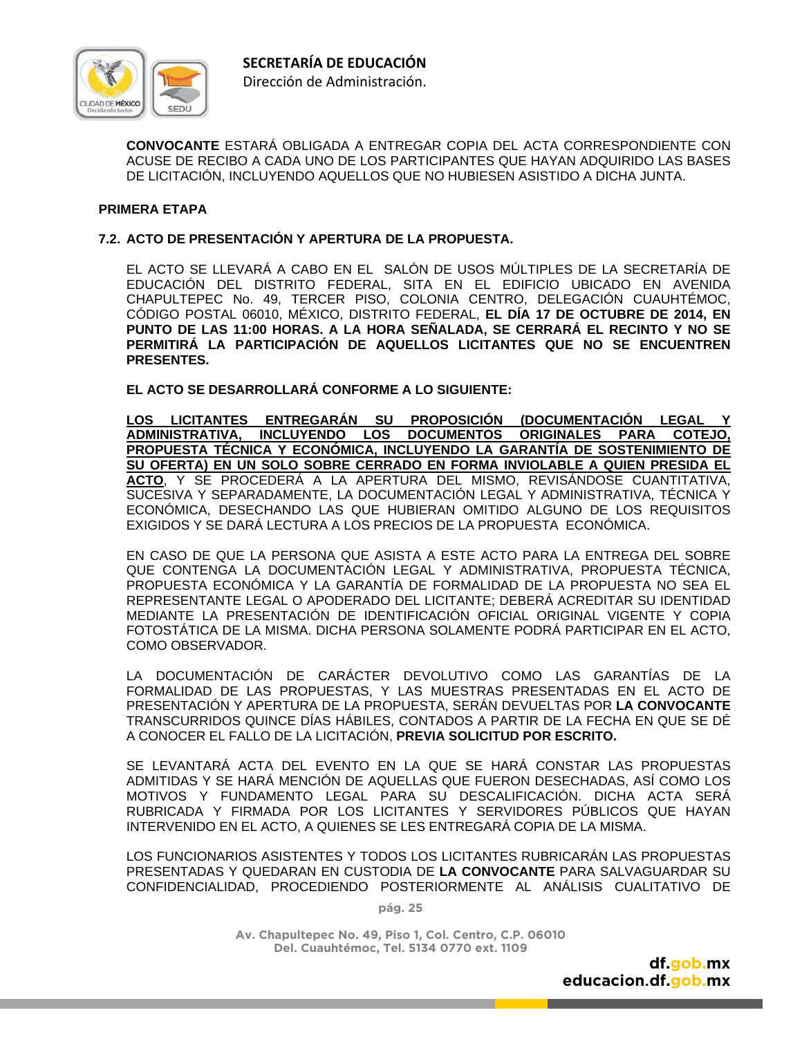**CONVOCANTE** ESTARÁ OBLIGADA A ENTREGAR COPIA DEL ACTA CORRESPONDIENTE CON ACUSE DE RECIBO A CADA UNO DE LOS PARTICIPANTES QUE HAYAN ADQUIRIDO LAS BASES DE LICITACIÓN, INCLUYENDO AQUELLOS QUE NO HUBIESEN ASISTIDO A DICHA JUNTA.

**PRIMERA ETAPA**

### 7.2. ACTO DE PRESENTACIÓN Y APERTURA DE LA PROPUESTA.

EL ACTO SE LLEVARÁ A CABO EN EL SALÓN DE USOS MÚLTIPLES DE LA SECRETARÍA DE EDUCACIÓN DEL DISTRITO FEDERAL, SITA EN EL EDIFICIO UBICADO EN AVENIDA CHAPULTEPEC No. 49, TERCER PISO, COLONIA CENTRO, DELEGACIÓN CUAUHTÉMOC, CÓDIGO POSTAL 06010, MÉXICO, DISTRITO FEDERAL, **EL DÍA 17 DE OCTUBRE DE 2014, EN PUNTO DE LAS 11:00 HORAS. A LA HORA SEÑALADA, SE CERRARÁ EL RECINTO Y NO SE PERMITIRÁ LA PARTICIPACIÓN DE AQUELLOS LICITANTES QUE NO SE ENCUENTREN PRESENTES.**

**EL ACTO SE DESARROLLARÁ CONFORME A LO SIGUIENTE:**

**LOS LICITANTES ENTREGARÁN SU PROPOSICIÓN (DOCUMENTACIÓN LEGAL Y ADMINISTRATIVA, INCLUYENDO LOS DOCUMENTOS ORIGINALES PARA COTEJO, PROPUESTA TÉCNICA Y ECONÓMICA, INCLUYENDO LA GARANTÍA DE SOSTENIMIENTO DE SU OFERTA) EN UN SOLO SOBRE CERRADO EN FORMA INVIOLABLE A QUIEN PRESIDA EL ACTO**, Y SE PROCEDERÁ A LA APERTURA DEL MISMO, REVISÁNDOSE CUANTITATIVA, SUCESIVA Y SEPARADAMENTE, LA DOCUMENTACIÓN LEGAL Y ADMINISTRATIVA, TÉCNICA Y ECONÓMICA, DESECHANDO LAS QUE HUBIERAN OMITIDO ALGUNO DE LOS REQUISITOS EXIGIDOS Y SE DARÁ LECTURA A LOS PRECIOS DE LA PROPUESTA ECONÓMICA.

EN CASO DE QUE LA PERSONA QUE ASISTA A ESTE ACTO PARA LA ENTREGA DEL SOBRE QUE CONTENGA LA DOCUMENTACIÓN LEGAL Y ADMINISTRATIVA, PROPUESTA TÉCNICA, PROPUESTA ECONÓMICA Y LA GARANTÍA DE FORMALIDAD DE LA PROPUESTA NO SEA EL REPRESENTANTE LEGAL O APODERADO DEL LICITANTE; DEBERÁ ACREDITAR SU IDENTIDAD MEDIANTE LA PRESENTACIÓN DE IDENTIFICACIÓN OFICIAL ORIGINAL VIGENTE Y COPIA FOTOSTÁTICA DE LA MISMA. DICHA PERSONA SOLAMENTE PODRÁ PARTICIPAR EN EL ACTO, COMO OBSERVADOR.

LA DOCUMENTACIÓN DE CARÁCTER DEVOLUTIVO COMO LAS GARANTÍAS DE LA FORMALIDAD DE LAS PROPUESTAS, Y LAS MUESTRAS PRESENTADAS EN EL ACTO DE PRESENTACIÓN Y APERTURA DE LA PROPUESTA, SERÁN DEVUELTAS POR **LA CONVOCANTE** TRANSCURRIDOS QUINCE DÍAS HÁBILES, CONTADOS A PARTIR DE LA FECHA EN QUE SE DÉ A CONOCER EL FALLO DE LA LICITACIÓN, **PREVIA SOLICITUD POR ESCRITO.**

SE LEVANTARÁ ACTA DEL EVENTO EN LA QUE SE HARÁ CONSTAR LAS PROPUESTAS ADMITIDAS Y SE HARÁ MENCIÓN DE AQUELLAS QUE FUERON DESECHADAS, ASÍ COMO LOS MOTIVOS Y FUNDAMENTO LEGAL PARA SU DESCALIFICACIÓN. DICHA ACTA SERÁ RUBRICADA Y FIRMADA POR LOS LICITANTES Y SERVIDORES PÚBLICOS QUE HAYAN INTERVENIDO EN EL ACTO, A QUIENES SE LES ENTREGARÁ COPIA DE LA MISMA.

LOS FUNCIONARIOS ASISTENTES Y TODOS LOS LICITANTES RUBRICARÁN LAS PROPUESTAS PRESENTADAS Y QUEDARAN EN CUSTODIA DE **LA CONVOCANTE** PARA SALVAGUARDAR SU CONFIDENCIALIDAD, PROCEDIENDO POSTERIORMENTE AL ANÁLISIS CUALITATIVO DE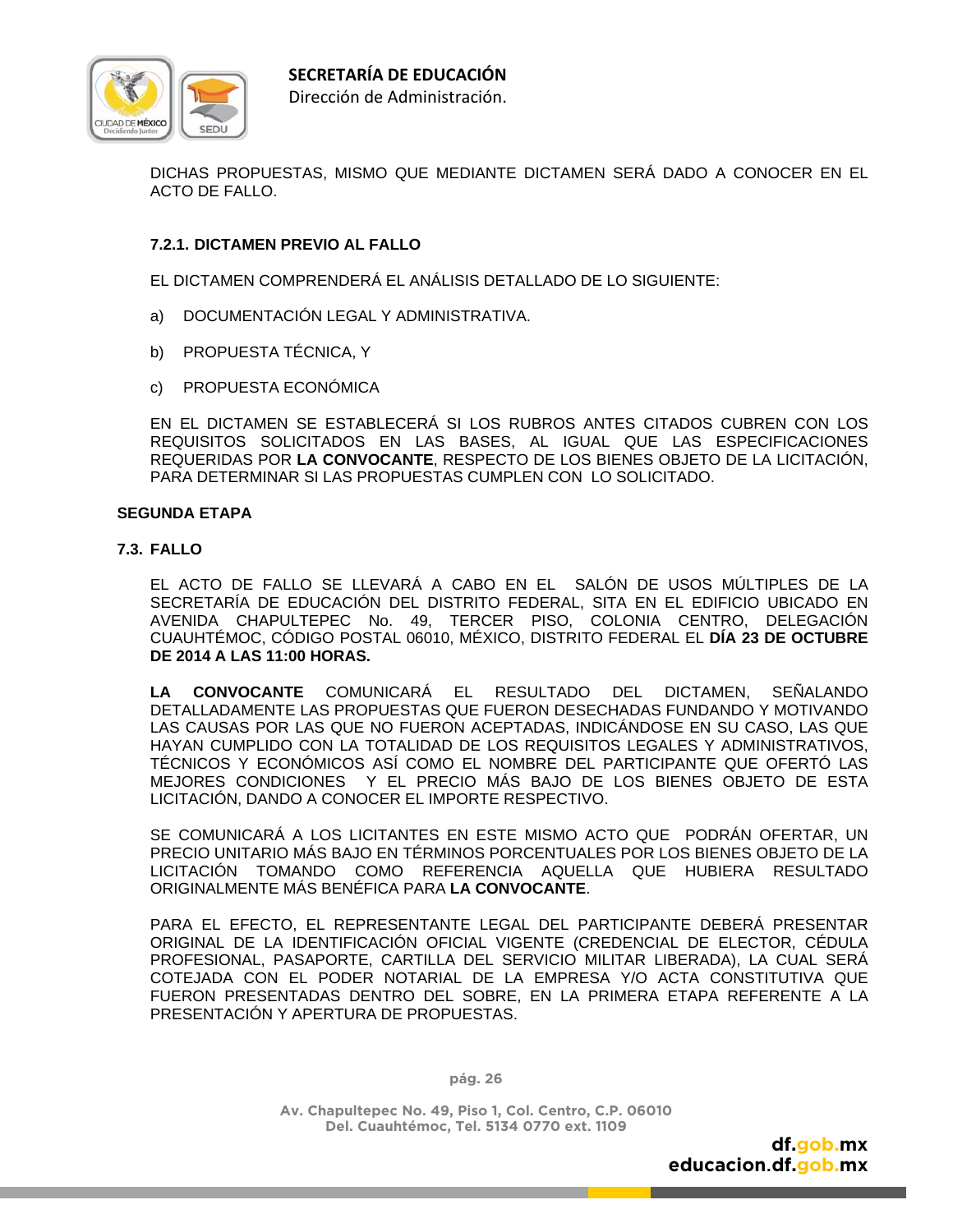DICHAS PROPUESTAS, MISMO QUE MEDIANTE DICTAMEN SERÁ DADO A CONOCER EN EL ACTO DE FALLO.

#### 7.2.1. DICTAMEN PREVIO AL FALLO

EL DICTAMEN COMPRENDERÁ EL ANÁLISIS DETALLADO DE LO SIGUIENTE:

a) DOCUMENTACIÓN LEGAL Y ADMINISTRATIVA.

b) PROPUESTA TÉCNICA, Y

c) PROPUESTA ECONÓMICA

EN EL DICTAMEN SE ESTABLECERÁ SI LOS RUBROS ANTES CITADOS CUBREN CON LOS REQUISITOS SOLICITADOS EN LAS BASES, AL IGUAL QUE LAS ESPECIFICACIONES REQUERIDAS POR **LA CONVOCANTE**, RESPECTO DE LOS BIENES OBJETO DE LA LICITACIÓN, PARA DETERMINAR SI LAS PROPUESTAS CUMPLEN CON LO SOLICITADO.

### SEGUNDA ETAPA

### 7.3. FALLO

EL ACTO DE FALLO SE LLEVARÁ A CABO EN EL SALÓN DE USOS MÚLTIPLES DE LA SECRETARÍA DE EDUCACIÓN DEL DISTRITO FEDERAL, SITA EN EL EDIFICIO UBICADO EN AVENIDA CHAPULTEPEC No. 49, TERCER PISO, COLONIA CENTRO, DELEGACIÓN CUAUHTÉMOC, CÓDIGO POSTAL 06010, MÉXICO, DISTRITO FEDERAL EL **DÍA 23 DE OCTUBRE DE 2014 A LAS 11:00 HORAS.**

**LA CONVOCANTE** COMUNICARÁ EL RESULTADO DEL DICTAMEN, SEÑALANDO DETALLADAMENTE LAS PROPUESTAS QUE FUERON DESECHADAS FUNDANDO Y MOTIVANDO LAS CAUSAS POR LAS QUE NO FUERON ACEPTADAS, INDICÁNDOSE EN SU CASO, LAS QUE HAYAN CUMPLIDO CON LA TOTALIDAD DE LOS REQUISITOS LEGALES Y ADMINISTRATIVOS, TÉCNICOS Y ECONÓMICOS ASÍ COMO EL NOMBRE DEL PARTICIPANTE QUE OFERTÓ LAS MEJORES CONDICIONES Y EL PRECIO MÁS BAJO DE LOS BIENES OBJETO DE ESTA LICITACIÓN, DANDO A CONOCER EL IMPORTE RESPECTIVO.

SE COMUNICARÁ A LOS LICITANTES EN ESTE MISMO ACTO QUE PODRÁN OFERTAR, UN PRECIO UNITARIO MÁS BAJO EN TÉRMINOS PORCENTUALES POR LOS BIENES OBJETO DE LA LICITACIÓN TOMANDO COMO REFERENCIA AQUELLA QUE HUBIERA RESULTADO ORIGINALMENTE MÁS BENÉFICA PARA **LA CONVOCANTE**.

PARA EL EFECTO, EL REPRESENTANTE LEGAL DEL PARTICIPANTE DEBERÁ PRESENTAR ORIGINAL DE LA IDENTIFICACIÓN OFICIAL VIGENTE (CREDENCIAL DE ELECTOR, CÉDULA PROFESIONAL, PASAPORTE, CARTILLA DEL SERVICIO MILITAR LIBERADA), LA CUAL SERÁ COTEJADA CON EL PODER NOTARIAL DE LA EMPRESA Y/O ACTA CONSTITUTIVA QUE FUERON PRESENTADAS DENTRO DEL SOBRE, EN LA PRIMERA ETAPA REFERENTE A LA PRESENTACIÓN Y APERTURA DE PROPUESTAS.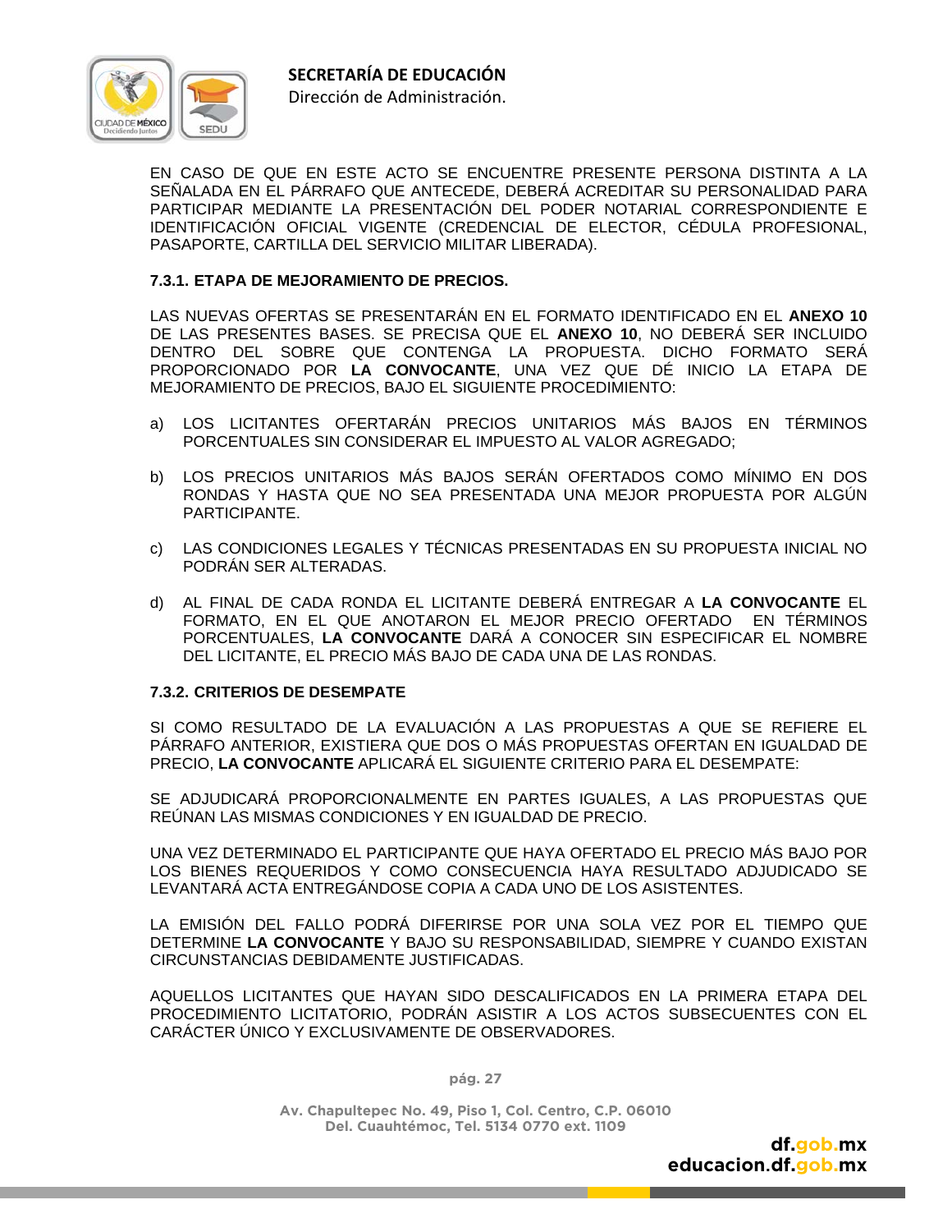EN CASO DE QUE EN ESTE ACTO SE ENCUENTRE PRESENTE PERSONA DISTINTA A LA SEÑALADA EN EL PÁRRAFO QUE ANTECEDE, DEBERÁ ACREDITAR SU PERSONALIDAD PARA PARTICIPAR MEDIANTE LA PRESENTACIÓN DEL PODER NOTARIAL CORRESPONDIENTE E IDENTIFICACIÓN OFICIAL VIGENTE (CREDENCIAL DE ELECTOR, CÉDULA PROFESIONAL, PASAPORTE, CARTILLA DEL SERVICIO MILITAR LIBERADA).

### 7.3.1. ETAPA DE MEJORAMIENTO DE PRECIOS.

LAS NUEVAS OFERTAS SE PRESENTARÁN EN EL FORMATO IDENTIFICADO EN EL **ANEXO 10** DE LAS PRESENTES BASES. SE PRECISA QUE EL **ANEXO 10**, NO DEBERÁ SER INCLUIDO DENTRO DEL SOBRE QUE CONTENGA LA PROPUESTA. DICHO FORMATO SERÁ PROPORCIONADO POR **LA CONVOCANTE**, UNA VEZ QUE DÉ INICIO LA ETAPA DE MEJORAMIENTO DE PRECIOS, BAJO EL SIGUIENTE PROCEDIMIENTO:

a) LOS LICITANTES OFERTARÁN PRECIOS UNITARIOS MÁS BAJOS EN TÉRMINOS PORCENTUALES SIN CONSIDERAR EL IMPUESTO AL VALOR AGREGADO;

b) LOS PRECIOS UNITARIOS MÁS BAJOS SERÁN OFERTADOS COMO MÍNIMO EN DOS RONDAS Y HASTA QUE NO SEA PRESENTADA UNA MEJOR PROPUESTA POR ALGÚN PARTICIPANTE.

c) LAS CONDICIONES LEGALES Y TÉCNICAS PRESENTADAS EN SU PROPUESTA INICIAL NO PODRÁN SER ALTERADAS.

d) AL FINAL DE CADA RONDA EL LICITANTE DEBERÁ ENTREGAR A **LA CONVOCANTE** EL FORMATO, EN EL QUE ANOTARON EL MEJOR PRECIO OFERTADO EN TÉRMINOS PORCENTUALES, **LA CONVOCANTE** DARÁ A CONOCER SIN ESPECIFICAR EL NOMBRE DEL LICITANTE, EL PRECIO MÁS BAJO DE CADA UNA DE LAS RONDAS.

### 7.3.2. CRITERIOS DE DESEMPATE

SI COMO RESULTADO DE LA EVALUACIÓN A LAS PROPUESTAS A QUE SE REFIERE EL PÁRRAFO ANTERIOR, EXISTIERA QUE DOS O MÁS PROPUESTAS OFERTAN EN IGUALDAD DE PRECIO, **LA CONVOCANTE** APLICARÁ EL SIGUIENTE CRITERIO PARA EL DESEMPATE:

SE ADJUDICARÁ PROPORCIONALMENTE EN PARTES IGUALES, A LAS PROPUESTAS QUE REÚNAN LAS MISMAS CONDICIONES Y EN IGUALDAD DE PRECIO.

UNA VEZ DETERMINADO EL PARTICIPANTE QUE HAYA OFERTADO EL PRECIO MÁS BAJO POR LOS BIENES REQUERIDOS Y COMO CONSECUENCIA HAYA RESULTADO ADJUDICADO SE LEVANTARÁ ACTA ENTREGÁNDOSE COPIA A CADA UNO DE LOS ASISTENTES.

LA EMISIÓN DEL FALLO PODRÁ DIFERIRSE POR UNA SOLA VEZ POR EL TIEMPO QUE DETERMINE **LA CONVOCANTE** Y BAJO SU RESPONSABILIDAD, SIEMPRE Y CUANDO EXISTAN CIRCUNSTANCIAS DEBIDAMENTE JUSTIFICADAS.

AQUELLOS LICITANTES QUE HAYAN SIDO DESCALIFICADOS EN LA PRIMERA ETAPA DEL PROCEDIMIENTO LICITATORIO, PODRÁN ASISTIR A LOS ACTOS SUBSECUENTES CON EL CARÁCTER ÚNICO Y EXCLUSIVAMENTE DE OBSERVADORES.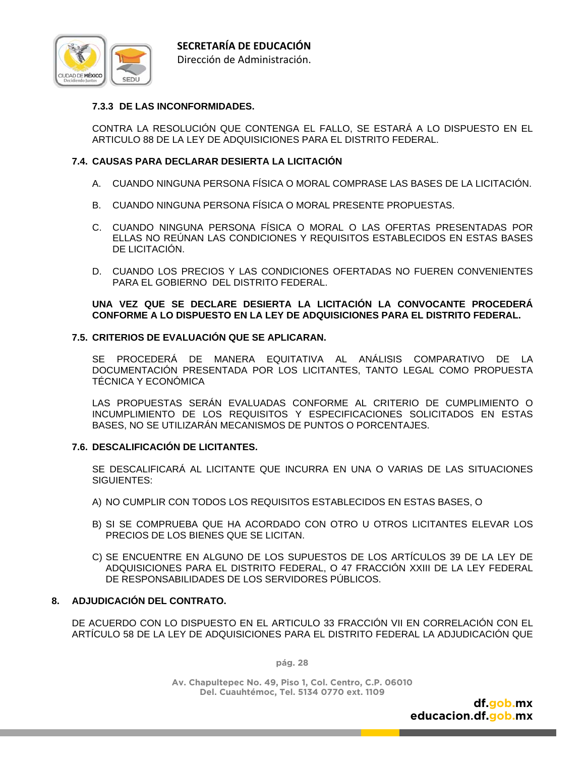#### 7.3.3 DE LAS INCONFORMIDADES.

CONTRA LA RESOLUCIÓN QUE CONTENGA EL FALLO, SE ESTARÁ A LO DISPUESTO EN EL ARTICULO 88 DE LA LEY DE ADQUISICIONES PARA EL DISTRITO FEDERAL.

### 7.4. CAUSAS PARA DECLARAR DESIERTA LA LICITACIÓN

A. CUANDO NINGUNA PERSONA FÍSICA O MORAL COMPRASE LAS BASES DE LA LICITACIÓN.

B. CUANDO NINGUNA PERSONA FÍSICA O MORAL PRESENTE PROPUESTAS.

C. CUANDO NINGUNA PERSONA FÍSICA O MORAL O LAS OFERTAS PRESENTADAS POR ELLAS NO REÚNAN LAS CONDICIONES Y REQUISITOS ESTABLECIDOS EN ESTAS BASES DE LICITACIÓN.

D. CUANDO LOS PRECIOS Y LAS CONDICIONES OFERTADAS NO FUEREN CONVENIENTES PARA EL GOBIERNO DEL DISTRITO FEDERAL.

**UNA VEZ QUE SE DECLARE DESIERTA LA LICITACIÓN LA CONVOCANTE PROCEDERÁ CONFORME A LO DISPUESTO EN LA LEY DE ADQUISICIONES PARA EL DISTRITO FEDERAL.**

### 7.5. CRITERIOS DE EVALUACIÓN QUE SE APLICARAN.

SE PROCEDERÁ DE MANERA EQUITATIVA AL ANÁLISIS COMPARATIVO DE LA DOCUMENTACIÓN PRESENTADA POR LOS LICITANTES, TANTO LEGAL COMO PROPUESTA TÉCNICA Y ECONÓMICA

LAS PROPUESTAS SERÁN EVALUADAS CONFORME AL CRITERIO DE CUMPLIMIENTO O INCUMPLIMIENTO DE LOS REQUISITOS Y ESPECIFICACIONES SOLICITADOS EN ESTAS BASES, NO SE UTILIZARÁN MECANISMOS DE PUNTOS O PORCENTAJES.

### 7.6. DESCALIFICACIÓN DE LICITANTES.

SE DESCALIFICARÁ AL LICITANTE QUE INCURRA EN UNA O VARIAS DE LAS SITUACIONES SIGUIENTES:

A) NO CUMPLIR CON TODOS LOS REQUISITOS ESTABLECIDOS EN ESTAS BASES, O

B) SI SE COMPRUEBA QUE HA ACORDADO CON OTRO U OTROS LICITANTES ELEVAR LOS PRECIOS DE LOS BIENES QUE SE LICITAN.

C) SE ENCUENTRE EN ALGUNO DE LOS SUPUESTOS DE LOS ARTÍCULOS 39 DE LA LEY DE ADQUISICIONES PARA EL DISTRITO FEDERAL, O 47 FRACCIÓN XXIII DE LA LEY FEDERAL DE RESPONSABILIDADES DE LOS SERVIDORES PÚBLICOS.

## 8. ADJUDICACIÓN DEL CONTRATO.

DE ACUERDO CON LO DISPUESTO EN EL ARTICULO 33 FRACCIÓN VII EN CORRELACIÓN CON EL ARTÍCULO 58 DE LA LEY DE ADQUISICIONES PARA EL DISTRITO FEDERAL LA ADJUDICACIÓN QUE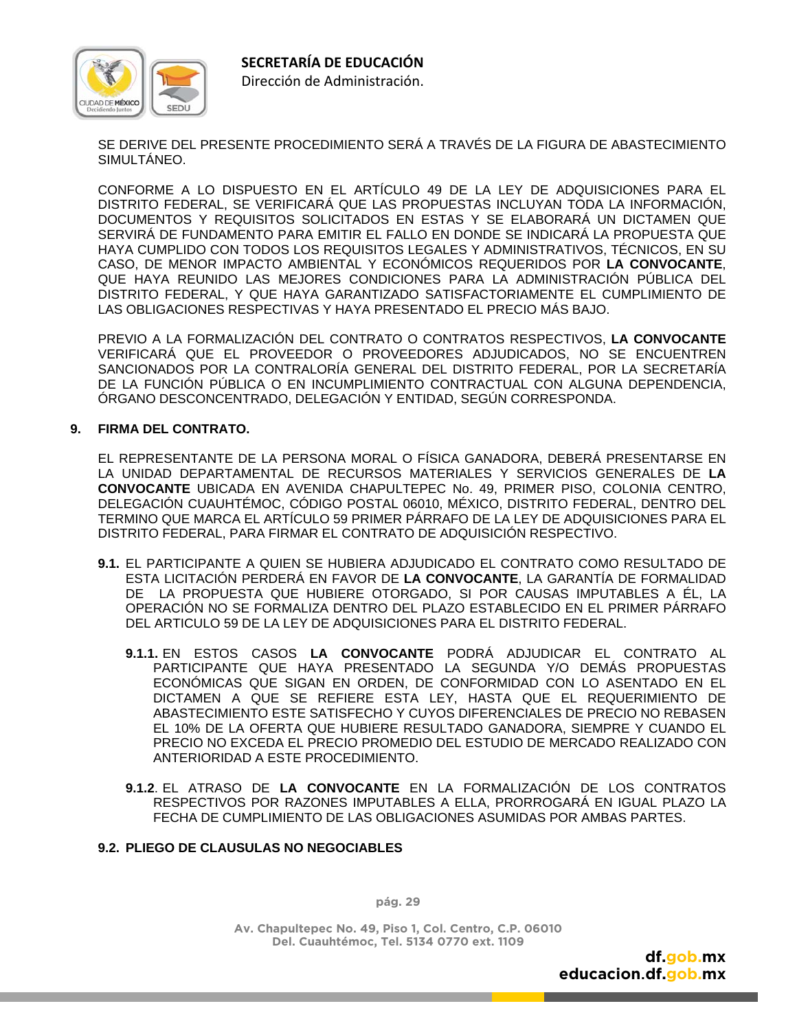SE DERIVE DEL PRESENTE PROCEDIMIENTO SERÁ A TRAVÉS DE LA FIGURA DE ABASTECIMIENTO SIMULTÁNEO.

CONFORME A LO DISPUESTO EN EL ARTÍCULO 49 DE LA LEY DE ADQUISICIONES PARA EL DISTRITO FEDERAL, SE VERIFICARÁ QUE LAS PROPUESTAS INCLUYAN TODA LA INFORMACIÓN, DOCUMENTOS Y REQUISITOS SOLICITADOS EN ESTAS Y SE ELABORARÁ UN DICTAMEN QUE SERVIRÁ DE FUNDAMENTO PARA EMITIR EL FALLO EN DONDE SE INDICARÁ LA PROPUESTA QUE HAYA CUMPLIDO CON TODOS LOS REQUISITOS LEGALES Y ADMINISTRATIVOS, TÉCNICOS, EN SU CASO, DE MENOR IMPACTO AMBIENTAL Y ECONÓMICOS REQUERIDOS POR **LA CONVOCANTE**, QUE HAYA REUNIDO LAS MEJORES CONDICIONES PARA LA ADMINISTRACIÓN PÚBLICA DEL DISTRITO FEDERAL, Y QUE HAYA GARANTIZADO SATISFACTORIAMENTE EL CUMPLIMIENTO DE LAS OBLIGACIONES RESPECTIVAS Y HAYA PRESENTADO EL PRECIO MÁS BAJO.

PREVIO A LA FORMALIZACIÓN DEL CONTRATO O CONTRATOS RESPECTIVOS, **LA CONVOCANTE** VERIFICARÁ QUE EL PROVEEDOR O PROVEEDORES ADJUDICADOS, NO SE ENCUENTREN SANCIONADOS POR LA CONTRALORÍA GENERAL DEL DISTRITO FEDERAL, POR LA SECRETARÍA DE LA FUNCIÓN PÚBLICA O EN INCUMPLIMIENTO CONTRACTUAL CON ALGUNA DEPENDENCIA, ÓRGANO DESCONCENTRADO, DELEGACIÓN Y ENTIDAD, SEGÚN CORRESPONDA.

## 9. FIRMA DEL CONTRATO.

EL REPRESENTANTE DE LA PERSONA MORAL O FÍSICA GANADORA, DEBERÁ PRESENTARSE EN LA UNIDAD DEPARTAMENTAL DE RECURSOS MATERIALES Y SERVICIOS GENERALES DE **LA CONVOCANTE** UBICADA EN AVENIDA CHAPULTEPEC No. 49, PRIMER PISO, COLONIA CENTRO, DELEGACIÓN CUAUHTÉMOC, CÓDIGO POSTAL 06010, MÉXICO, DISTRITO FEDERAL, DENTRO DEL TERMINO QUE MARCA EL ARTÍCULO 59 PRIMER PÁRRAFO DE LA LEY DE ADQUISICIONES PARA EL DISTRITO FEDERAL, PARA FIRMAR EL CONTRATO DE ADQUISICIÓN RESPECTIVO.

**9.1.** EL PARTICIPANTE A QUIEN SE HUBIERA ADJUDICADO EL CONTRATO COMO RESULTADO DE ESTA LICITACIÓN PERDERÁ EN FAVOR DE **LA CONVOCANTE**, LA GARANTÍA DE FORMALIDAD DE LA PROPUESTA QUE HUBIERE OTORGADO, SI POR CAUSAS IMPUTABLES A ÉL, LA OPERACIÓN NO SE FORMALIZA DENTRO DEL PLAZO ESTABLECIDO EN EL PRIMER PÁRRAFO DEL ARTICULO 59 DE LA LEY DE ADQUISICIONES PARA EL DISTRITO FEDERAL.

**9.1.1.** EN ESTOS CASOS **LA CONVOCANTE** PODRÁ ADJUDICAR EL CONTRATO AL PARTICIPANTE QUE HAYA PRESENTADO LA SEGUNDA Y/O DEMÁS PROPUESTAS ECONÓMICAS QUE SIGAN EN ORDEN, DE CONFORMIDAD CON LO ASENTADO EN EL DICTAMEN A QUE SE REFIERE ESTA LEY, HASTA QUE EL REQUERIMIENTO DE ABASTECIMIENTO ESTE SATISFECHO Y CUYOS DIFERENCIALES DE PRECIO NO REBASEN EL 10% DE LA OFERTA QUE HUBIERE RESULTADO GANADORA, SIEMPRE Y CUANDO EL PRECIO NO EXCEDA EL PRECIO PROMEDIO DEL ESTUDIO DE MERCADO REALIZADO CON ANTERIORIDAD A ESTE PROCEDIMIENTO.

**9.1.2**. EL ATRASO DE **LA CONVOCANTE** EN LA FORMALIZACIÓN DE LOS CONTRATOS RESPECTIVOS POR RAZONES IMPUTABLES A ELLA, PRORROGARÁ EN IGUAL PLAZO LA FECHA DE CUMPLIMIENTO DE LAS OBLIGACIONES ASUMIDAS POR AMBAS PARTES.

### 9.2. PLIEGO DE CLAUSULAS NO NEGOCIABLES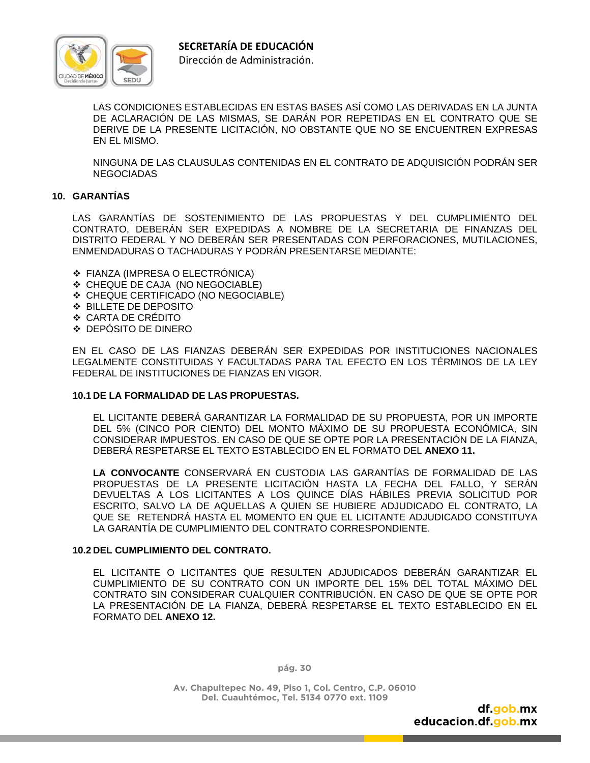LAS CONDICIONES ESTABLECIDAS EN ESTAS BASES ASÍ COMO LAS DERIVADAS EN LA JUNTA DE ACLARACIÓN DE LAS MISMAS, SE DARÁN POR REPETIDAS EN EL CONTRATO QUE SE DERIVE DE LA PRESENTE LICITACIÓN, NO OBSTANTE QUE NO SE ENCUENTREN EXPRESAS EN EL MISMO.

NINGUNA DE LAS CLAUSULAS CONTENIDAS EN EL CONTRATO DE ADQUISICIÓN PODRÁN SER NEGOCIADAS

## 10. GARANTÍAS

LAS GARANTÍAS DE SOSTENIMIENTO DE LAS PROPUESTAS Y DEL CUMPLIMIENTO DEL CONTRATO, DEBERÁN SER EXPEDIDAS A NOMBRE DE LA SECRETARIA DE FINANZAS DEL DISTRITO FEDERAL Y NO DEBERÁN SER PRESENTADAS CON PERFORACIONES, MUTILACIONES, ENMENDADURAS O TACHADURAS Y PODRÁN PRESENTARSE MEDIANTE:

- FIANZA (IMPRESA O ELECTRÓNICA)
- CHEQUE DE CAJA (NO NEGOCIABLE)
- CHEQUE CERTIFICADO (NO NEGOCIABLE)
- BILLETE DE DEPOSITO
- CARTA DE CRÉDITO
- DEPÓSITO DE DINERO

EN EL CASO DE LAS FIANZAS DEBERÁN SER EXPEDIDAS POR INSTITUCIONES NACIONALES LEGALMENTE CONSTITUIDAS Y FACULTADAS PARA TAL EFECTO EN LOS TÉRMINOS DE LA LEY FEDERAL DE INSTITUCIONES DE FIANZAS EN VIGOR.

### 10.1 DE LA FORMALIDAD DE LAS PROPUESTAS.

EL LICITANTE DEBERÁ GARANTIZAR LA FORMALIDAD DE SU PROPUESTA, POR UN IMPORTE DEL 5% (CINCO POR CIENTO) DEL MONTO MÁXIMO DE SU PROPUESTA ECONÓMICA, SIN CONSIDERAR IMPUESTOS. EN CASO DE QUE SE OPTE POR LA PRESENTACIÓN DE LA FIANZA, DEBERÁ RESPETARSE EL TEXTO ESTABLECIDO EN EL FORMATO DEL **ANEXO 11.**

**LA CONVOCANTE** CONSERVARÁ EN CUSTODIA LAS GARANTÍAS DE FORMALIDAD DE LAS PROPUESTAS DE LA PRESENTE LICITACIÓN HASTA LA FECHA DEL FALLO, Y SERÁN DEVUELTAS A LOS LICITANTES A LOS QUINCE DÍAS HÁBILES PREVIA SOLICITUD POR ESCRITO, SALVO LA DE AQUELLAS A QUIEN SE HUBIERE ADJUDICADO EL CONTRATO, LA QUE SE RETENDRÁ HASTA EL MOMENTO EN QUE EL LICITANTE ADJUDICADO CONSTITUYA LA GARANTÍA DE CUMPLIMIENTO DEL CONTRATO CORRESPONDIENTE.

### 10.2 DEL CUMPLIMIENTO DEL CONTRATO.

EL LICITANTE O LICITANTES QUE RESULTEN ADJUDICADOS DEBERÁN GARANTIZAR EL CUMPLIMIENTO DE SU CONTRATO CON UN IMPORTE DEL 15% DEL TOTAL MÁXIMO DEL CONTRATO SIN CONSIDERAR CUALQUIER CONTRIBUCIÓN. EN CASO DE QUE SE OPTE POR LA PRESENTACIÓN DE LA FIANZA, DEBERÁ RESPETARSE EL TEXTO ESTABLECIDO EN EL FORMATO DEL **ANEXO 12.**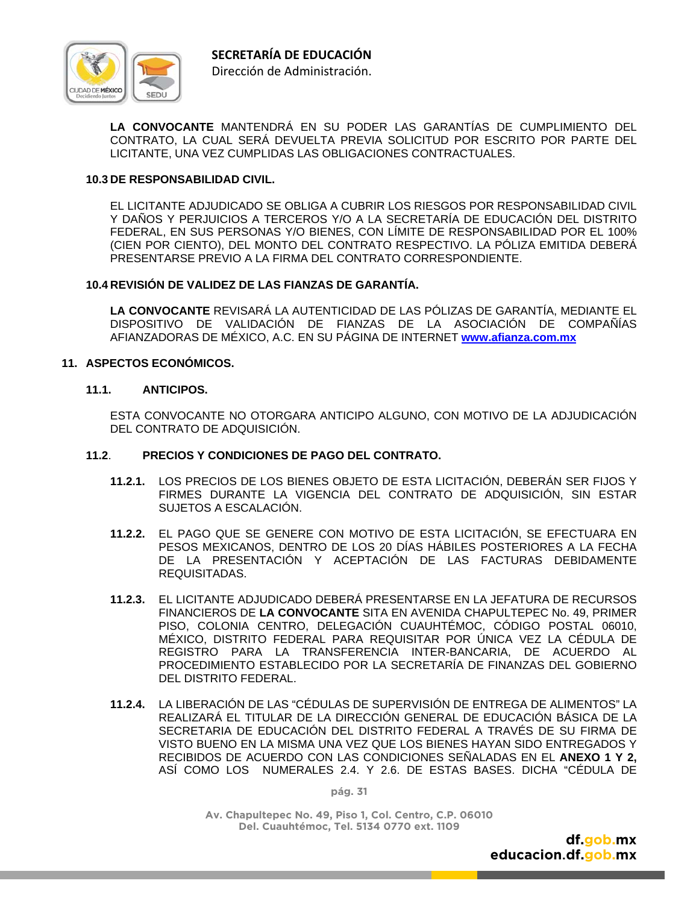**LA CONVOCANTE** MANTENDRÁ EN SU PODER LAS GARANTÍAS DE CUMPLIMIENTO DEL CONTRATO, LA CUAL SERÁ DEVUELTA PREVIA SOLICITUD POR ESCRITO POR PARTE DEL LICITANTE, UNA VEZ CUMPLIDAS LAS OBLIGACIONES CONTRACTUALES.

### 10.3 DE RESPONSABILIDAD CIVIL.

EL LICITANTE ADJUDICADO SE OBLIGA A CUBRIR LOS RIESGOS POR RESPONSABILIDAD CIVIL Y DAÑOS Y PERJUICIOS A TERCEROS Y/O A LA SECRETARÍA DE EDUCACIÓN DEL DISTRITO FEDERAL, EN SUS PERSONAS Y/O BIENES, CON LÍMITE DE RESPONSABILIDAD POR EL 100% (CIEN POR CIENTO), DEL MONTO DEL CONTRATO RESPECTIVO. LA PÓLIZA EMITIDA DEBERÁ PRESENTARSE PREVIO A LA FIRMA DEL CONTRATO CORRESPONDIENTE.

### 10.4 REVISIÓN DE VALIDEZ DE LAS FIANZAS DE GARANTÍA.

**LA CONVOCANTE** REVISARÁ LA AUTENTICIDAD DE LAS PÓLIZAS DE GARANTÍA, MEDIANTE EL DISPOSITIVO DE VALIDACIÓN DE FIANZAS DE LA ASOCIACIÓN DE COMPAÑÍAS AFIANZADORAS DE MÉXICO, A.C. EN SU PÁGINA DE INTERNET **www.afianza.com.mx**

## 11. ASPECTOS ECONÓMICOS.

### 11.1. ANTICIPOS.

ESTA CONVOCANTE NO OTORGARA ANTICIPO ALGUNO, CON MOTIVO DE LA ADJUDICACIÓN DEL CONTRATO DE ADQUISICIÓN.

### 11.2. PRECIOS Y CONDICIONES DE PAGO DEL CONTRATO.

**11.2.1.** LOS PRECIOS DE LOS BIENES OBJETO DE ESTA LICITACIÓN, DEBERÁN SER FIJOS Y FIRMES DURANTE LA VIGENCIA DEL CONTRATO DE ADQUISICIÓN, SIN ESTAR SUJETOS A ESCALACIÓN.

**11.2.2.** EL PAGO QUE SE GENERE CON MOTIVO DE ESTA LICITACIÓN, SE EFECTUARA EN PESOS MEXICANOS, DENTRO DE LOS 20 DÍAS HÁBILES POSTERIORES A LA FECHA DE LA PRESENTACIÓN Y ACEPTACIÓN DE LAS FACTURAS DEBIDAMENTE REQUISITADAS.

**11.2.3.** EL LICITANTE ADJUDICADO DEBERÁ PRESENTARSE EN LA JEFATURA DE RECURSOS FINANCIEROS DE **LA CONVOCANTE** SITA EN AVENIDA CHAPULTEPEC No. 49, PRIMER PISO, COLONIA CENTRO, DELEGACIÓN CUAUHTÉMOC, CÓDIGO POSTAL 06010, MÉXICO, DISTRITO FEDERAL PARA REQUISITAR POR ÚNICA VEZ LA CÉDULA DE REGISTRO PARA LA TRANSFERENCIA INTER-BANCARIA, DE ACUERDO AL PROCEDIMIENTO ESTABLECIDO POR LA SECRETARÍA DE FINANZAS DEL GOBIERNO DEL DISTRITO FEDERAL.

**11.2.4.** LA LIBERACIÓN DE LAS "CÉDULAS DE SUPERVISIÓN DE ENTREGA DE ALIMENTOS" LA REALIZARÁ EL TITULAR DE LA DIRECCIÓN GENERAL DE EDUCACIÓN BÁSICA DE LA SECRETARIA DE EDUCACIÓN DEL DISTRITO FEDERAL A TRAVÉS DE SU FIRMA DE VISTO BUENO EN LA MISMA UNA VEZ QUE LOS BIENES HAYAN SIDO ENTREGADOS Y RECIBIDOS DE ACUERDO CON LAS CONDICIONES SEÑALADAS EN EL **ANEXO 1 Y 2,** ASÍ COMO LOS NUMERALES 2.4. Y 2.6. DE ESTAS BASES. DICHA "CÉDULA DE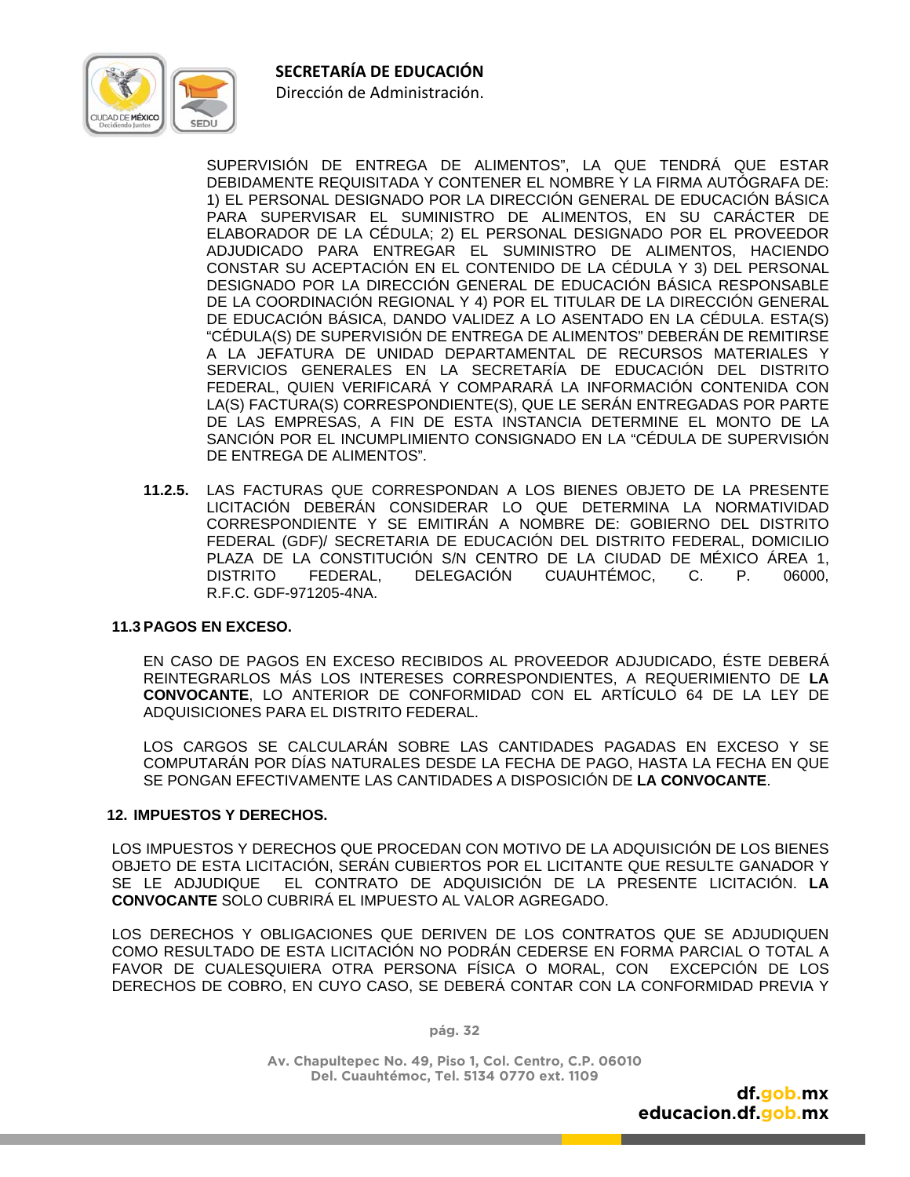SUPERVISIÓN DE ENTREGA DE ALIMENTOS", LA QUE TENDRÁ QUE ESTAR DEBIDAMENTE REQUISITADA Y CONTENER EL NOMBRE Y LA FIRMA AUTÓGRAFA DE: 1) EL PERSONAL DESIGNADO POR LA DIRECCIÓN GENERAL DE EDUCACIÓN BÁSICA PARA SUPERVISAR EL SUMINISTRO DE ALIMENTOS, EN SU CARÁCTER DE ELABORADOR DE LA CÉDULA; 2) EL PERSONAL DESIGNADO POR EL PROVEEDOR ADJUDICADO PARA ENTREGAR EL SUMINISTRO DE ALIMENTOS, HACIENDO CONSTAR SU ACEPTACIÓN EN EL CONTENIDO DE LA CÉDULA Y 3) DEL PERSONAL DESIGNADO POR LA DIRECCIÓN GENERAL DE EDUCACIÓN BÁSICA RESPONSABLE DE LA COORDINACIÓN REGIONAL Y 4) POR EL TITULAR DE LA DIRECCIÓN GENERAL DE EDUCACIÓN BÁSICA, DANDO VALIDEZ A LO ASENTADO EN LA CÉDULA. ESTA(S) "CÉDULA(S) DE SUPERVISIÓN DE ENTREGA DE ALIMENTOS" DEBERÁN DE REMITIRSE A LA JEFATURA DE UNIDAD DEPARTAMENTAL DE RECURSOS MATERIALES Y SERVICIOS GENERALES EN LA SECRETARÍA DE EDUCACIÓN DEL DISTRITO FEDERAL, QUIEN VERIFICARÁ Y COMPARARÁ LA INFORMACIÓN CONTENIDA CON LA(S) FACTURA(S) CORRESPONDIENTE(S), QUE LE SERÁN ENTREGADAS POR PARTE DE LAS EMPRESAS, A FIN DE ESTA INSTANCIA DETERMINE EL MONTO DE LA SANCIÓN POR EL INCUMPLIMIENTO CONSIGNADO EN LA "CÉDULA DE SUPERVISIÓN DE ENTREGA DE ALIMENTOS".

**11.2.5.** LAS FACTURAS QUE CORRESPONDAN A LOS BIENES OBJETO DE LA PRESENTE LICITACIÓN DEBERÁN CONSIDERAR LO QUE DETERMINA LA NORMATIVIDAD CORRESPONDIENTE Y SE EMITIRÁN A NOMBRE DE: GOBIERNO DEL DISTRITO FEDERAL (GDF)/ SECRETARIA DE EDUCACIÓN DEL DISTRITO FEDERAL, DOMICILIO PLAZA DE LA CONSTITUCIÓN S/N CENTRO DE LA CIUDAD DE MÉXICO ÁREA 1, DISTRITO FEDERAL, DELEGACIÓN CUAUHTÉMOC, C. P. 06000, R.F.C. GDF-971205-4NA.

### 11.3 PAGOS EN EXCESO.

EN CASO DE PAGOS EN EXCESO RECIBIDOS AL PROVEEDOR ADJUDICADO, ÉSTE DEBERÁ REINTEGRARLOS MÁS LOS INTERESES CORRESPONDIENTES, A REQUERIMIENTO DE **LA CONVOCANTE**, LO ANTERIOR DE CONFORMIDAD CON EL ARTÍCULO 64 DE LA LEY DE ADQUISICIONES PARA EL DISTRITO FEDERAL.

LOS CARGOS SE CALCULARÁN SOBRE LAS CANTIDADES PAGADAS EN EXCESO Y SE COMPUTARÁN POR DÍAS NATURALES DESDE LA FECHA DE PAGO, HASTA LA FECHA EN QUE SE PONGAN EFECTIVAMENTE LAS CANTIDADES A DISPOSICIÓN DE **LA CONVOCANTE**.

## 12. IMPUESTOS Y DERECHOS.

LOS IMPUESTOS Y DERECHOS QUE PROCEDAN CON MOTIVO DE LA ADQUISICIÓN DE LOS BIENES OBJETO DE ESTA LICITACIÓN, SERÁN CUBIERTOS POR EL LICITANTE QUE RESULTE GANADOR Y SE LE ADJUDIQUE EL CONTRATO DE ADQUISICIÓN DE LA PRESENTE LICITACIÓN. **LA CONVOCANTE** SOLO CUBRIRÁ EL IMPUESTO AL VALOR AGREGADO.

LOS DERECHOS Y OBLIGACIONES QUE DERIVEN DE LOS CONTRATOS QUE SE ADJUDIQUEN COMO RESULTADO DE ESTA LICITACIÓN NO PODRÁN CEDERSE EN FORMA PARCIAL O TOTAL A FAVOR DE CUALESQUIERA OTRA PERSONA FÍSICA O MORAL, CON EXCEPCIÓN DE LOS DERECHOS DE COBRO, EN CUYO CASO, SE DEBERÁ CONTAR CON LA CONFORMIDAD PREVIA Y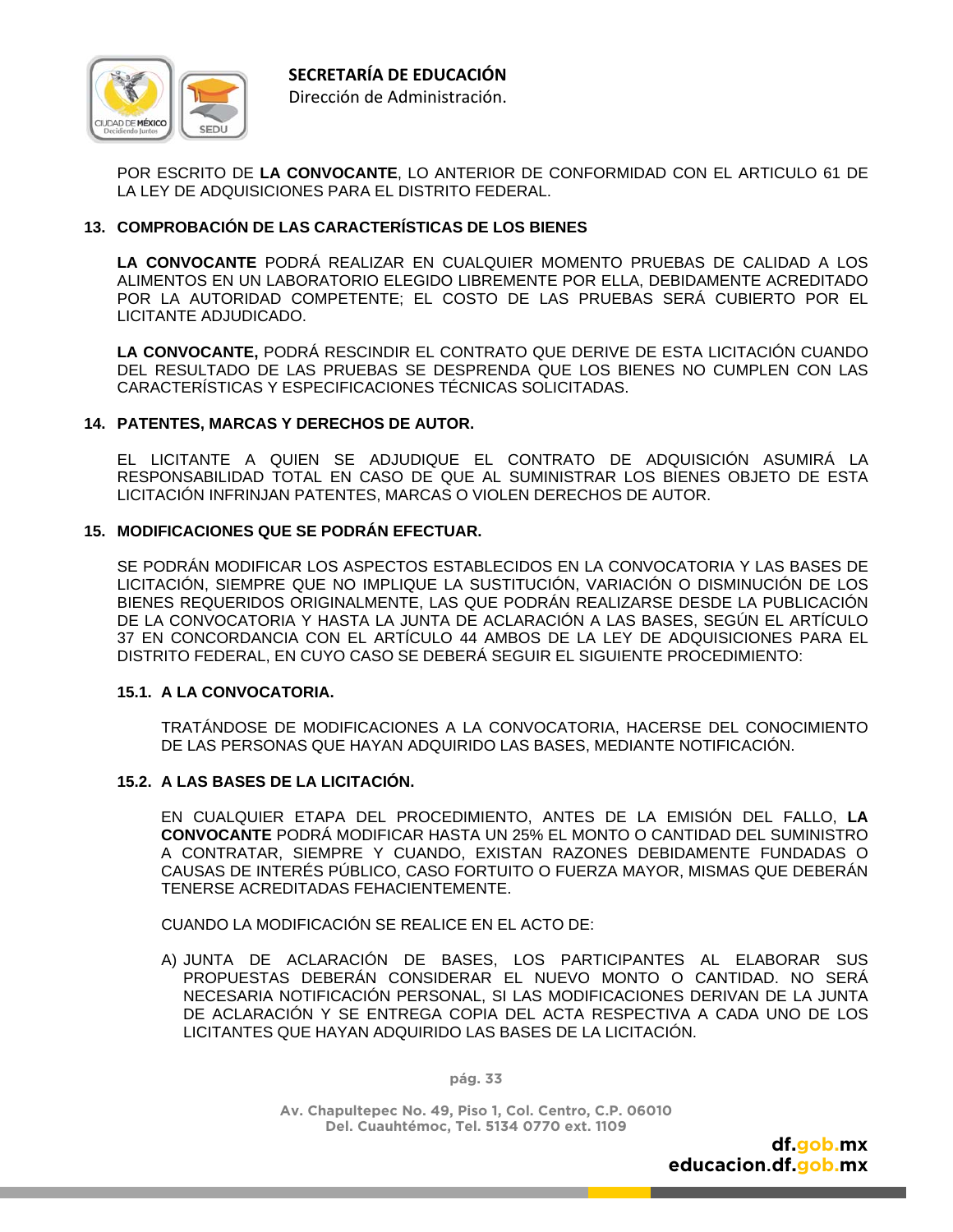POR ESCRITO DE **LA CONVOCANTE**, LO ANTERIOR DE CONFORMIDAD CON EL ARTICULO 61 DE LA LEY DE ADQUISICIONES PARA EL DISTRITO FEDERAL.

## 13. COMPROBACIÓN DE LAS CARACTERÍSTICAS DE LOS BIENES

**LA CONVOCANTE** PODRÁ REALIZAR EN CUALQUIER MOMENTO PRUEBAS DE CALIDAD A LOS ALIMENTOS EN UN LABORATORIO ELEGIDO LIBREMENTE POR ELLA, DEBIDAMENTE ACREDITADO POR LA AUTORIDAD COMPETENTE; EL COSTO DE LAS PRUEBAS SERÁ CUBIERTO POR EL LICITANTE ADJUDICADO.

**LA CONVOCANTE,** PODRÁ RESCINDIR EL CONTRATO QUE DERIVE DE ESTA LICITACIÓN CUANDO DEL RESULTADO DE LAS PRUEBAS SE DESPRENDA QUE LOS BIENES NO CUMPLEN CON LAS CARACTERÍSTICAS Y ESPECIFICACIONES TÉCNICAS SOLICITADAS.

## 14. PATENTES, MARCAS Y DERECHOS DE AUTOR.

EL LICITANTE A QUIEN SE ADJUDIQUE EL CONTRATO DE ADQUISICIÓN ASUMIRÁ LA RESPONSABILIDAD TOTAL EN CASO DE QUE AL SUMINISTRAR LOS BIENES OBJETO DE ESTA LICITACIÓN INFRINJAN PATENTES, MARCAS O VIOLEN DERECHOS DE AUTOR.

## 15. MODIFICACIONES QUE SE PODRÁN EFECTUAR.

SE PODRÁN MODIFICAR LOS ASPECTOS ESTABLECIDOS EN LA CONVOCATORIA Y LAS BASES DE LICITACIÓN, SIEMPRE QUE NO IMPLIQUE LA SUSTITUCIÓN, VARIACIÓN O DISMINUCIÓN DE LOS BIENES REQUERIDOS ORIGINALMENTE, LAS QUE PODRÁN REALIZARSE DESDE LA PUBLICACIÓN DE LA CONVOCATORIA Y HASTA LA JUNTA DE ACLARACIÓN A LAS BASES, SEGÚN EL ARTÍCULO 37 EN CONCORDANCIA CON EL ARTÍCULO 44 AMBOS DE LA LEY DE ADQUISICIONES PARA EL DISTRITO FEDERAL, EN CUYO CASO SE DEBERÁ SEGUIR EL SIGUIENTE PROCEDIMIENTO:

### 15.1. A LA CONVOCATORIA.

TRATÁNDOSE DE MODIFICACIONES A LA CONVOCATORIA, HACERSE DEL CONOCIMIENTO DE LAS PERSONAS QUE HAYAN ADQUIRIDO LAS BASES, MEDIANTE NOTIFICACIÓN.

### 15.2. A LAS BASES DE LA LICITACIÓN.

EN CUALQUIER ETAPA DEL PROCEDIMIENTO, ANTES DE LA EMISIÓN DEL FALLO, **LA CONVOCANTE** PODRÁ MODIFICAR HASTA UN 25% EL MONTO O CANTIDAD DEL SUMINISTRO A CONTRATAR, SIEMPRE Y CUANDO, EXISTAN RAZONES DEBIDAMENTE FUNDADAS O CAUSAS DE INTERÉS PÚBLICO, CASO FORTUITO O FUERZA MAYOR, MISMAS QUE DEBERÁN TENERSE ACREDITADAS FEHACIENTEMENTE.

CUANDO LA MODIFICACIÓN SE REALICE EN EL ACTO DE:

A) JUNTA DE ACLARACIÓN DE BASES, LOS PARTICIPANTES AL ELABORAR SUS PROPUESTAS DEBERÁN CONSIDERAR EL NUEVO MONTO O CANTIDAD. NO SERÁ NECESARIA NOTIFICACIÓN PERSONAL, SI LAS MODIFICACIONES DERIVAN DE LA JUNTA DE ACLARACIÓN Y SE ENTREGA COPIA DEL ACTA RESPECTIVA A CADA UNO DE LOS LICITANTES QUE HAYAN ADQUIRIDO LAS BASES DE LA LICITACIÓN.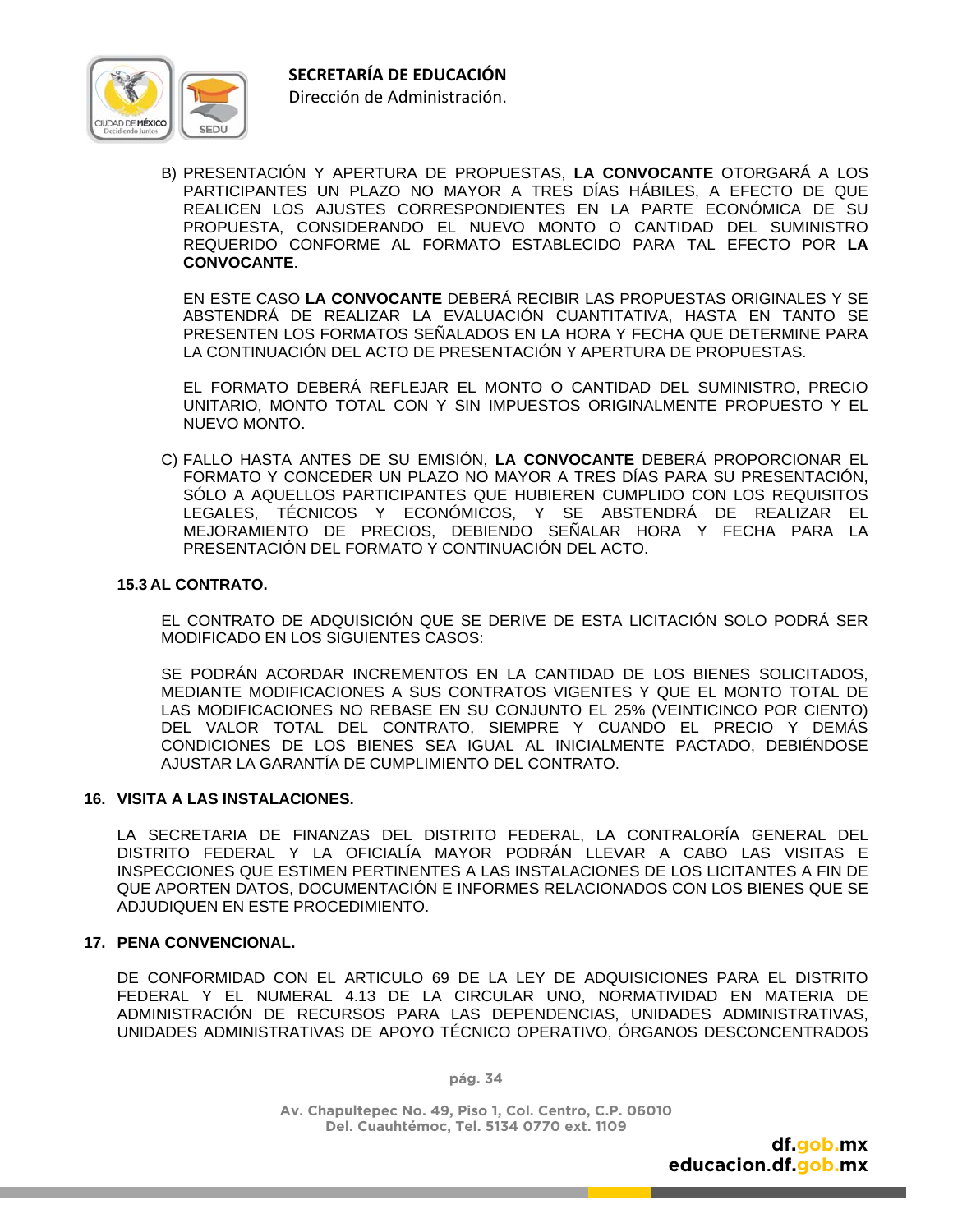B) PRESENTACIÓN Y APERTURA DE PROPUESTAS, **LA CONVOCANTE** OTORGARÁ A LOS PARTICIPANTES UN PLAZO NO MAYOR A TRES DÍAS HÁBILES, A EFECTO DE QUE REALICEN LOS AJUSTES CORRESPONDIENTES EN LA PARTE ECONÓMICA DE SU PROPUESTA, CONSIDERANDO EL NUEVO MONTO O CANTIDAD DEL SUMINISTRO REQUERIDO CONFORME AL FORMATO ESTABLECIDO PARA TAL EFECTO POR **LA CONVOCANTE**.

EN ESTE CASO **LA CONVOCANTE** DEBERÁ RECIBIR LAS PROPUESTAS ORIGINALES Y SE ABSTENDRÁ DE REALIZAR LA EVALUACIÓN CUANTITATIVA, HASTA EN TANTO SE PRESENTEN LOS FORMATOS SEÑALADOS EN LA HORA Y FECHA QUE DETERMINE PARA LA CONTINUACIÓN DEL ACTO DE PRESENTACIÓN Y APERTURA DE PROPUESTAS.

EL FORMATO DEBERÁ REFLEJAR EL MONTO O CANTIDAD DEL SUMINISTRO, PRECIO UNITARIO, MONTO TOTAL CON Y SIN IMPUESTOS ORIGINALMENTE PROPUESTO Y EL NUEVO MONTO.

C) FALLO HASTA ANTES DE SU EMISIÓN, **LA CONVOCANTE** DEBERÁ PROPORCIONAR EL FORMATO Y CONCEDER UN PLAZO NO MAYOR A TRES DÍAS PARA SU PRESENTACIÓN, SÓLO A AQUELLOS PARTICIPANTES QUE HUBIEREN CUMPLIDO CON LOS REQUISITOS LEGALES, TÉCNICOS Y ECONÓMICOS, Y SE ABSTENDRÁ DE REALIZAR EL MEJORAMIENTO DE PRECIOS, DEBIENDO SEÑALAR HORA Y FECHA PARA LA PRESENTACIÓN DEL FORMATO Y CONTINUACIÓN DEL ACTO.

### 15.3 AL CONTRATO.

EL CONTRATO DE ADQUISICIÓN QUE SE DERIVE DE ESTA LICITACIÓN SOLO PODRÁ SER MODIFICADO EN LOS SIGUIENTES CASOS:

SE PODRÁN ACORDAR INCREMENTOS EN LA CANTIDAD DE LOS BIENES SOLICITADOS, MEDIANTE MODIFICACIONES A SUS CONTRATOS VIGENTES Y QUE EL MONTO TOTAL DE LAS MODIFICACIONES NO REBASE EN SU CONJUNTO EL 25% (VEINTICINCO POR CIENTO) DEL VALOR TOTAL DEL CONTRATO, SIEMPRE Y CUANDO EL PRECIO Y DEMÁS CONDICIONES DE LOS BIENES SEA IGUAL AL INICIALMENTE PACTADO, DEBIÉNDOSE AJUSTAR LA GARANTÍA DE CUMPLIMIENTO DEL CONTRATO.

## 16. VISITA A LAS INSTALACIONES.

LA SECRETARIA DE FINANZAS DEL DISTRITO FEDERAL, LA CONTRALORÍA GENERAL DEL DISTRITO FEDERAL Y LA OFICIALÍA MAYOR PODRÁN LLEVAR A CABO LAS VISITAS E INSPECCIONES QUE ESTIMEN PERTINENTES A LAS INSTALACIONES DE LOS LICITANTES A FIN DE QUE APORTEN DATOS, DOCUMENTACIÓN E INFORMES RELACIONADOS CON LOS BIENES QUE SE ADJUDIQUEN EN ESTE PROCEDIMIENTO.

## 17. PENA CONVENCIONAL.

DE CONFORMIDAD CON EL ARTICULO 69 DE LA LEY DE ADQUISICIONES PARA EL DISTRITO FEDERAL Y EL NUMERAL 4.13 DE LA CIRCULAR UNO, NORMATIVIDAD EN MATERIA DE ADMINISTRACIÓN DE RECURSOS PARA LAS DEPENDENCIAS, UNIDADES ADMINISTRATIVAS, UNIDADES ADMINISTRATIVAS DE APOYO TÉCNICO OPERATIVO, ÓRGANOS DESCONCENTRADOS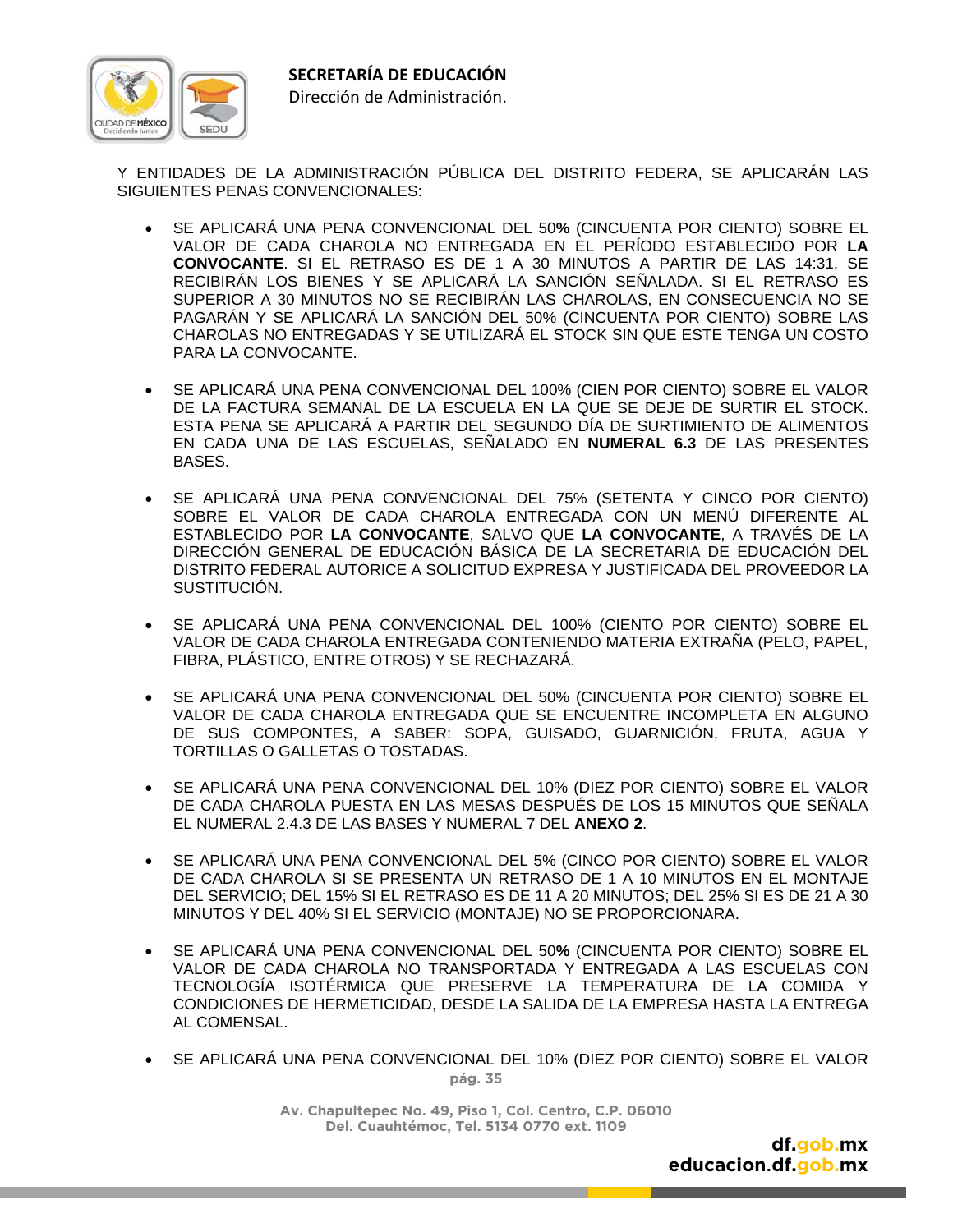Y ENTIDADES DE LA ADMINISTRACIÓN PÚBLICA DEL DISTRITO FEDERA, SE APLICARÁN LAS SIGUIENTES PENAS CONVENCIONALES:

- SE APLICARÁ UNA PENA CONVENCIONAL DEL 50**%** (CINCUENTA POR CIENTO) SOBRE EL VALOR DE CADA CHAROLA NO ENTREGADA EN EL PERÍODO ESTABLECIDO POR **LA CONVOCANTE**. SI EL RETRASO ES DE 1 A 30 MINUTOS A PARTIR DE LAS 14:31, SE RECIBIRÁN LOS BIENES Y SE APLICARÁ LA SANCIÓN SEÑALADA. SI EL RETRASO ES SUPERIOR A 30 MINUTOS NO SE RECIBIRÁN LAS CHAROLAS, EN CONSECUENCIA NO SE PAGARÁN Y SE APLICARÁ LA SANCIÓN DEL 50% (CINCUENTA POR CIENTO) SOBRE LAS CHAROLAS NO ENTREGADAS Y SE UTILIZARÁ EL STOCK SIN QUE ESTE TENGA UN COSTO PARA LA CONVOCANTE.

- SE APLICARÁ UNA PENA CONVENCIONAL DEL 100% (CIEN POR CIENTO) SOBRE EL VALOR DE LA FACTURA SEMANAL DE LA ESCUELA EN LA QUE SE DEJE DE SURTIR EL STOCK. ESTA PENA SE APLICARÁ A PARTIR DEL SEGUNDO DÍA DE SURTIMIENTO DE ALIMENTOS EN CADA UNA DE LAS ESCUELAS, SEÑALADO EN **NUMERAL 6.3** DE LAS PRESENTES BASES.

- SE APLICARÁ UNA PENA CONVENCIONAL DEL 75% (SETENTA Y CINCO POR CIENTO) SOBRE EL VALOR DE CADA CHAROLA ENTREGADA CON UN MENÚ DIFERENTE AL ESTABLECIDO POR **LA CONVOCANTE**, SALVO QUE **LA CONVOCANTE**, A TRAVÉS DE LA DIRECCIÓN GENERAL DE EDUCACIÓN BÁSICA DE LA SECRETARIA DE EDUCACIÓN DEL DISTRITO FEDERAL AUTORICE A SOLICITUD EXPRESA Y JUSTIFICADA DEL PROVEEDOR LA SUSTITUCIÓN.

- SE APLICARÁ UNA PENA CONVENCIONAL DEL 100% (CIENTO POR CIENTO) SOBRE EL VALOR DE CADA CHAROLA ENTREGADA CONTENIENDO MATERIA EXTRAÑA (PELO, PAPEL, FIBRA, PLÁSTICO, ENTRE OTROS) Y SE RECHAZARÁ.

- SE APLICARÁ UNA PENA CONVENCIONAL DEL 50% (CINCUENTA POR CIENTO) SOBRE EL VALOR DE CADA CHAROLA ENTREGADA QUE SE ENCUENTRE INCOMPLETA EN ALGUNO DE SUS COMPONTES, A SABER: SOPA, GUISADO, GUARNICIÓN, FRUTA, AGUA Y TORTILLAS O GALLETAS O TOSTADAS.

- SE APLICARÁ UNA PENA CONVENCIONAL DEL 10% (DIEZ POR CIENTO) SOBRE EL VALOR DE CADA CHAROLA PUESTA EN LAS MESAS DESPUÉS DE LOS 15 MINUTOS QUE SEÑALA EL NUMERAL 2.4.3 DE LAS BASES Y NUMERAL 7 DEL **ANEXO 2**.

- SE APLICARÁ UNA PENA CONVENCIONAL DEL 5% (CINCO POR CIENTO) SOBRE EL VALOR DE CADA CHAROLA SI SE PRESENTA UN RETRASO DE 1 A 10 MINUTOS EN EL MONTAJE DEL SERVICIO; DEL 15% SI EL RETRASO ES DE 11 A 20 MINUTOS; DEL 25% SI ES DE 21 A 30 MINUTOS Y DEL 40% SI EL SERVICIO (MONTAJE) NO SE PROPORCIONARA.

- SE APLICARÁ UNA PENA CONVENCIONAL DEL 50**%** (CINCUENTA POR CIENTO) SOBRE EL VALOR DE CADA CHAROLA NO TRANSPORTADA Y ENTREGADA A LAS ESCUELAS CON TECNOLOGÍA ISOTÉRMICA QUE PRESERVE LA TEMPERATURA DE LA COMIDA Y CONDICIONES DE HERMETICIDAD, DESDE LA SALIDA DE LA EMPRESA HASTA LA ENTREGA AL COMENSAL.

- SE APLICARÁ UNA PENA CONVENCIONAL DEL 10% (DIEZ POR CIENTO) SOBRE EL VALOR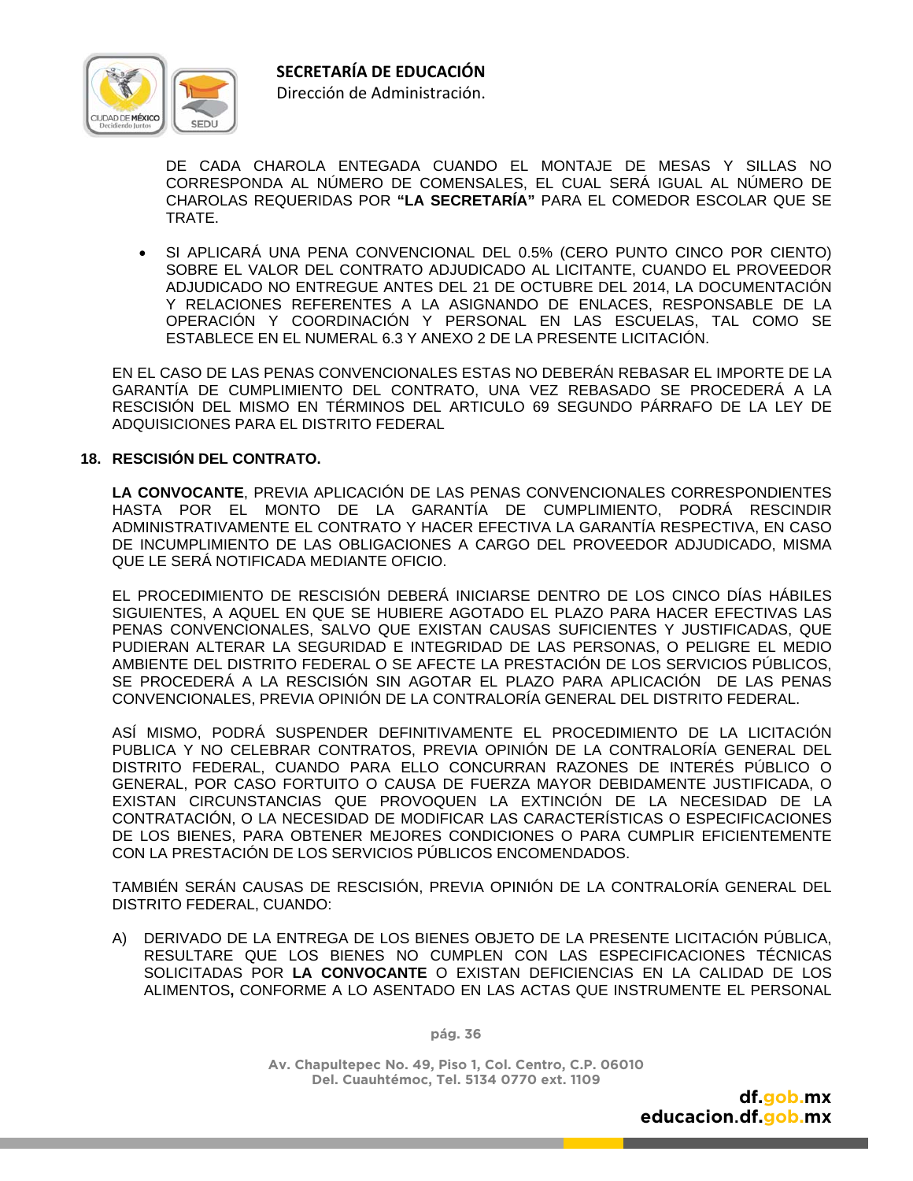DE CADA CHAROLA ENTEGADA CUANDO EL MONTAJE DE MESAS Y SILLAS NO CORRESPONDA AL NÚMERO DE COMENSALES, EL CUAL SERÁ IGUAL AL NÚMERO DE CHAROLAS REQUERIDAS POR **"LA SECRETARÍA"** PARA EL COMEDOR ESCOLAR QUE SE TRATE.

- SI APLICARÁ UNA PENA CONVENCIONAL DEL 0.5% (CERO PUNTO CINCO POR CIENTO) SOBRE EL VALOR DEL CONTRATO ADJUDICADO AL LICITANTE, CUANDO EL PROVEEDOR ADJUDICADO NO ENTREGUE ANTES DEL 21 DE OCTUBRE DEL 2014, LA DOCUMENTACIÓN Y RELACIONES REFERENTES A LA ASIGNANDO DE ENLACES, RESPONSABLE DE LA OPERACIÓN Y COORDINACIÓN Y PERSONAL EN LAS ESCUELAS, TAL COMO SE ESTABLECE EN EL NUMERAL 6.3 Y ANEXO 2 DE LA PRESENTE LICITACIÓN.

EN EL CASO DE LAS PENAS CONVENCIONALES ESTAS NO DEBERÁN REBASAR EL IMPORTE DE LA GARANTÍA DE CUMPLIMIENTO DEL CONTRATO, UNA VEZ REBASADO SE PROCEDERÁ A LA RESCISIÓN DEL MISMO EN TÉRMINOS DEL ARTICULO 69 SEGUNDO PÁRRAFO DE LA LEY DE ADQUISICIONES PARA EL DISTRITO FEDERAL

## 18. RESCISIÓN DEL CONTRATO.

**LA CONVOCANTE**, PREVIA APLICACIÓN DE LAS PENAS CONVENCIONALES CORRESPONDIENTES HASTA POR EL MONTO DE LA GARANTÍA DE CUMPLIMIENTO, PODRÁ RESCINDIR ADMINISTRATIVAMENTE EL CONTRATO Y HACER EFECTIVA LA GARANTÍA RESPECTIVA, EN CASO DE INCUMPLIMIENTO DE LAS OBLIGACIONES A CARGO DEL PROVEEDOR ADJUDICADO, MISMA QUE LE SERÁ NOTIFICADA MEDIANTE OFICIO.

EL PROCEDIMIENTO DE RESCISIÓN DEBERÁ INICIARSE DENTRO DE LOS CINCO DÍAS HÁBILES SIGUIENTES, A AQUEL EN QUE SE HUBIERE AGOTADO EL PLAZO PARA HACER EFECTIVAS LAS PENAS CONVENCIONALES, SALVO QUE EXISTAN CAUSAS SUFICIENTES Y JUSTIFICADAS, QUE PUDIERAN ALTERAR LA SEGURIDAD E INTEGRIDAD DE LAS PERSONAS, O PELIGRE EL MEDIO AMBIENTE DEL DISTRITO FEDERAL O SE AFECTE LA PRESTACIÓN DE LOS SERVICIOS PÚBLICOS, SE PROCEDERÁ A LA RESCISIÓN SIN AGOTAR EL PLAZO PARA APLICACIÓN DE LAS PENAS CONVENCIONALES, PREVIA OPINIÓN DE LA CONTRALORÍA GENERAL DEL DISTRITO FEDERAL.

ASÍ MISMO, PODRÁ SUSPENDER DEFINITIVAMENTE EL PROCEDIMIENTO DE LA LICITACIÓN PUBLICA Y NO CELEBRAR CONTRATOS, PREVIA OPINIÓN DE LA CONTRALORÍA GENERAL DEL DISTRITO FEDERAL, CUANDO PARA ELLO CONCURRAN RAZONES DE INTERÉS PÚBLICO O GENERAL, POR CASO FORTUITO O CAUSA DE FUERZA MAYOR DEBIDAMENTE JUSTIFICADA, O EXISTAN CIRCUNSTANCIAS QUE PROVOQUEN LA EXTINCIÓN DE LA NECESIDAD DE LA CONTRATACIÓN, O LA NECESIDAD DE MODIFICAR LAS CARACTERÍSTICAS O ESPECIFICACIONES DE LOS BIENES, PARA OBTENER MEJORES CONDICIONES O PARA CUMPLIR EFICIENTEMENTE CON LA PRESTACIÓN DE LOS SERVICIOS PÚBLICOS ENCOMENDADOS.

TAMBIÉN SERÁN CAUSAS DE RESCISIÓN, PREVIA OPINIÓN DE LA CONTRALORÍA GENERAL DEL DISTRITO FEDERAL, CUANDO:

A) DERIVADO DE LA ENTREGA DE LOS BIENES OBJETO DE LA PRESENTE LICITACIÓN PÚBLICA, RESULTARE QUE LOS BIENES NO CUMPLEN CON LAS ESPECIFICACIONES TÉCNICAS SOLICITADAS POR **LA CONVOCANTE** O EXISTAN DEFICIENCIAS EN LA CALIDAD DE LOS ALIMENTOS**,** CONFORME A LO ASENTADO EN LAS ACTAS QUE INSTRUMENTE EL PERSONAL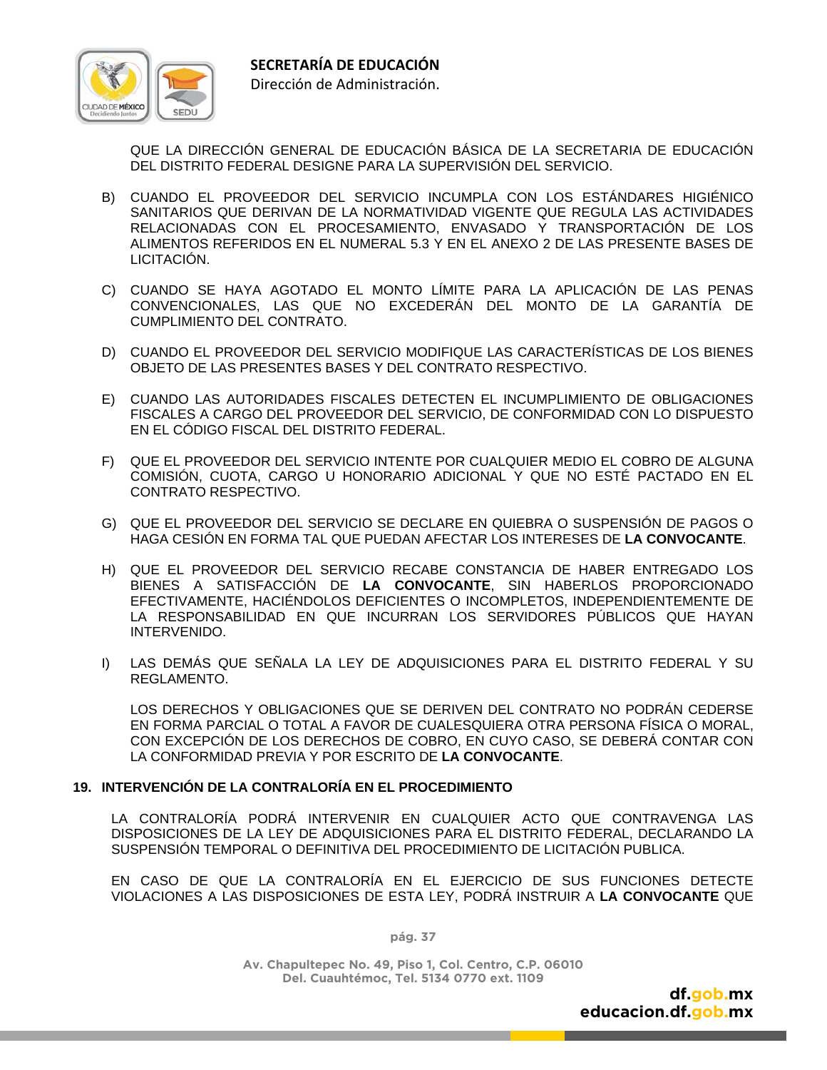QUE LA DIRECCIÓN GENERAL DE EDUCACIÓN BÁSICA DE LA SECRETARIA DE EDUCACIÓN DEL DISTRITO FEDERAL DESIGNE PARA LA SUPERVISIÓN DEL SERVICIO.

B) CUANDO EL PROVEEDOR DEL SERVICIO INCUMPLA CON LOS ESTÁNDARES HIGIÉNICO SANITARIOS QUE DERIVAN DE LA NORMATIVIDAD VIGENTE QUE REGULA LAS ACTIVIDADES RELACIONADAS CON EL PROCESAMIENTO, ENVASADO Y TRANSPORTACIÓN DE LOS ALIMENTOS REFERIDOS EN EL NUMERAL 5.3 Y EN EL ANEXO 2 DE LAS PRESENTE BASES DE LICITACIÓN.

C) CUANDO SE HAYA AGOTADO EL MONTO LÍMITE PARA LA APLICACIÓN DE LAS PENAS CONVENCIONALES, LAS QUE NO EXCEDERÁN DEL MONTO DE LA GARANTÍA DE CUMPLIMIENTO DEL CONTRATO.

D) CUANDO EL PROVEEDOR DEL SERVICIO MODIFIQUE LAS CARACTERÍSTICAS DE LOS BIENES OBJETO DE LAS PRESENTES BASES Y DEL CONTRATO RESPECTIVO.

E) CUANDO LAS AUTORIDADES FISCALES DETECTEN EL INCUMPLIMIENTO DE OBLIGACIONES FISCALES A CARGO DEL PROVEEDOR DEL SERVICIO, DE CONFORMIDAD CON LO DISPUESTO EN EL CÓDIGO FISCAL DEL DISTRITO FEDERAL.

F) QUE EL PROVEEDOR DEL SERVICIO INTENTE POR CUALQUIER MEDIO EL COBRO DE ALGUNA COMISIÓN, CUOTA, CARGO U HONORARIO ADICIONAL Y QUE NO ESTÉ PACTADO EN EL CONTRATO RESPECTIVO.

G) QUE EL PROVEEDOR DEL SERVICIO SE DECLARE EN QUIEBRA O SUSPENSIÓN DE PAGOS O HAGA CESIÓN EN FORMA TAL QUE PUEDAN AFECTAR LOS INTERESES DE **LA CONVOCANTE**.

H) QUE EL PROVEEDOR DEL SERVICIO RECABE CONSTANCIA DE HABER ENTREGADO LOS BIENES A SATISFACCIÓN DE **LA CONVOCANTE**, SIN HABERLOS PROPORCIONADO EFECTIVAMENTE, HACIÉNDOLOS DEFICIENTES O INCOMPLETOS, INDEPENDIENTEMENTE DE LA RESPONSABILIDAD EN QUE INCURRAN LOS SERVIDORES PÚBLICOS QUE HAYAN INTERVENIDO.

I) LAS DEMÁS QUE SEÑALA LA LEY DE ADQUISICIONES PARA EL DISTRITO FEDERAL Y SU REGLAMENTO.

LOS DERECHOS Y OBLIGACIONES QUE SE DERIVEN DEL CONTRATO NO PODRÁN CEDERSE EN FORMA PARCIAL O TOTAL A FAVOR DE CUALESQUIERA OTRA PERSONA FÍSICA O MORAL, CON EXCEPCIÓN DE LOS DERECHOS DE COBRO, EN CUYO CASO, SE DEBERÁ CONTAR CON LA CONFORMIDAD PREVIA Y POR ESCRITO DE **LA CONVOCANTE**.

## 19. INTERVENCIÓN DE LA CONTRALORÍA EN EL PROCEDIMIENTO

LA CONTRALORÍA PODRÁ INTERVENIR EN CUALQUIER ACTO QUE CONTRAVENGA LAS DISPOSICIONES DE LA LEY DE ADQUISICIONES PARA EL DISTRITO FEDERAL, DECLARANDO LA SUSPENSIÓN TEMPORAL O DEFINITIVA DEL PROCEDIMIENTO DE LICITACIÓN PUBLICA.

EN CASO DE QUE LA CONTRALORÍA EN EL EJERCICIO DE SUS FUNCIONES DETECTE VIOLACIONES A LAS DISPOSICIONES DE ESTA LEY, PODRÁ INSTRUIR A **LA CONVOCANTE** QUE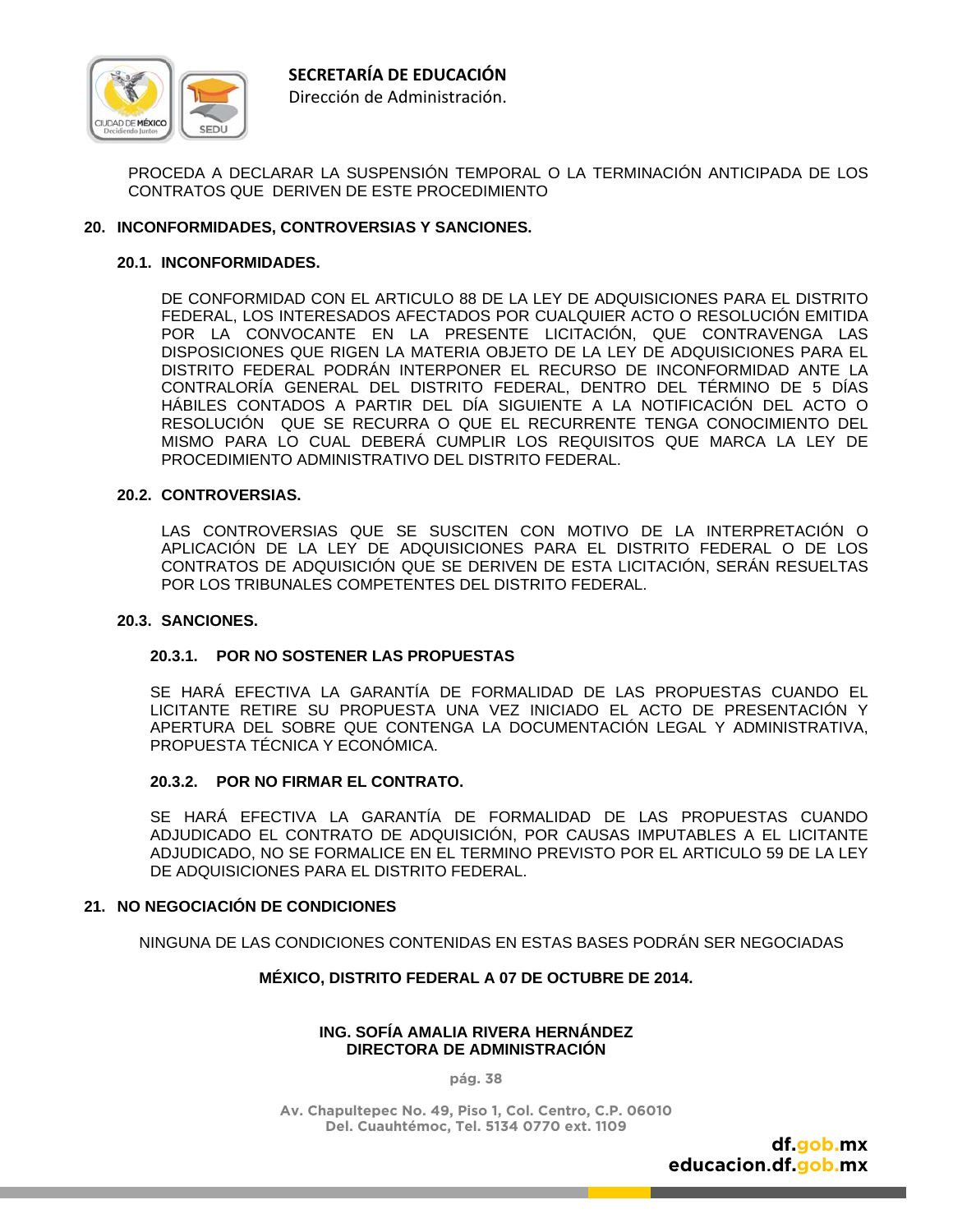PROCEDA A DECLARAR LA SUSPENSIÓN TEMPORAL O LA TERMINACIÓN ANTICIPADA DE LOS CONTRATOS QUE DERIVEN DE ESTE PROCEDIMIENTO

## 20. INCONFORMIDADES, CONTROVERSIAS Y SANCIONES.

### 20.1. INCONFORMIDADES.

DE CONFORMIDAD CON EL ARTICULO 88 DE LA LEY DE ADQUISICIONES PARA EL DISTRITO FEDERAL, LOS INTERESADOS AFECTADOS POR CUALQUIER ACTO O RESOLUCIÓN EMITIDA POR LA CONVOCANTE EN LA PRESENTE LICITACIÓN, QUE CONTRAVENGA LAS DISPOSICIONES QUE RIGEN LA MATERIA OBJETO DE LA LEY DE ADQUISICIONES PARA EL DISTRITO FEDERAL PODRÁN INTERPONER EL RECURSO DE INCONFORMIDAD ANTE LA CONTRALORÍA GENERAL DEL DISTRITO FEDERAL, DENTRO DEL TÉRMINO DE 5 DÍAS HÁBILES CONTADOS A PARTIR DEL DÍA SIGUIENTE A LA NOTIFICACIÓN DEL ACTO O RESOLUCIÓN QUE SE RECURRA O QUE EL RECURRENTE TENGA CONOCIMIENTO DEL MISMO PARA LO CUAL DEBERÁ CUMPLIR LOS REQUISITOS QUE MARCA LA LEY DE PROCEDIMIENTO ADMINISTRATIVO DEL DISTRITO FEDERAL.

### 20.2. CONTROVERSIAS.

LAS CONTROVERSIAS QUE SE SUSCITEN CON MOTIVO DE LA INTERPRETACIÓN O APLICACIÓN DE LA LEY DE ADQUISICIONES PARA EL DISTRITO FEDERAL O DE LOS CONTRATOS DE ADQUISICIÓN QUE SE DERIVEN DE ESTA LICITACIÓN, SERÁN RESUELTAS POR LOS TRIBUNALES COMPETENTES DEL DISTRITO FEDERAL.

### 20.3. SANCIONES.

#### 20.3.1. POR NO SOSTENER LAS PROPUESTAS

SE HARÁ EFECTIVA LA GARANTÍA DE FORMALIDAD DE LAS PROPUESTAS CUANDO EL LICITANTE RETIRE SU PROPUESTA UNA VEZ INICIADO EL ACTO DE PRESENTACIÓN Y APERTURA DEL SOBRE QUE CONTENGA LA DOCUMENTACIÓN LEGAL Y ADMINISTRATIVA, PROPUESTA TÉCNICA Y ECONÓMICA.

#### 20.3.2. POR NO FIRMAR EL CONTRATO.

SE HARÁ EFECTIVA LA GARANTÍA DE FORMALIDAD DE LAS PROPUESTAS CUANDO ADJUDICADO EL CONTRATO DE ADQUISICIÓN, POR CAUSAS IMPUTABLES A EL LICITANTE ADJUDICADO, NO SE FORMALICE EN EL TERMINO PREVISTO POR EL ARTICULO 59 DE LA LEY DE ADQUISICIONES PARA EL DISTRITO FEDERAL.

## 21. NO NEGOCIACIÓN DE CONDICIONES

NINGUNA DE LAS CONDICIONES CONTENIDAS EN ESTAS BASES PODRÁN SER NEGOCIADAS

**MÉXICO, DISTRITO FEDERAL A 07 DE OCTUBRE DE 2014.**

**ING. SOFÍA AMALIA RIVERA HERNÁNDEZ**
**DIRECTORA DE ADMINISTRACIÓN**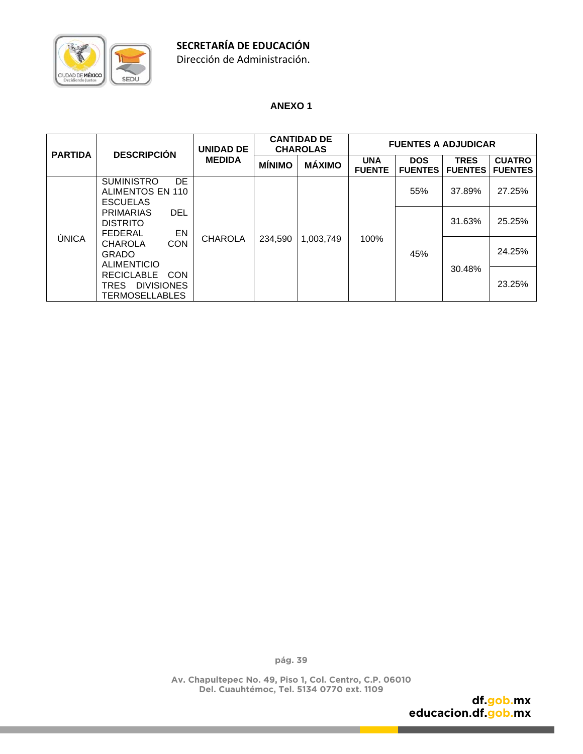SECRETARÍA DE EDUCACIÓN
Dirección de Administración.

**ANEXO 1**

| PARTIDA | DESCRIPCIÓN | UNIDAD DE MEDIDA | CANTIDAD DE CHAROLAS | | FUENTES A ADJUDICAR | | | |
|---|---|---|---|---|---|---|---|---|
| | | | MÍNIMO | MÁXIMO | UNA FUENTE | DOS FUENTES | TRES FUENTES | CUATRO FUENTES |
| ÚNICA | SUMINISTRO DE ALIMENTOS EN 110 ESCUELAS PRIMARIAS DEL DISTRITO FEDERAL EN CHAROLA CON GRADO ALIMENTICIO RECICLABLE CON TRES DIVISIONES TERMOSELLABLES | CHAROLA | 234,590 | 1,003,749 | 100% | 55% | 37.89% | 27.25% |
| | | | | | | 45% | 31.63% | 25.25% |
| | | | | | | | 30.48% | 24.25% |
| | | | | | | | | 23.25% |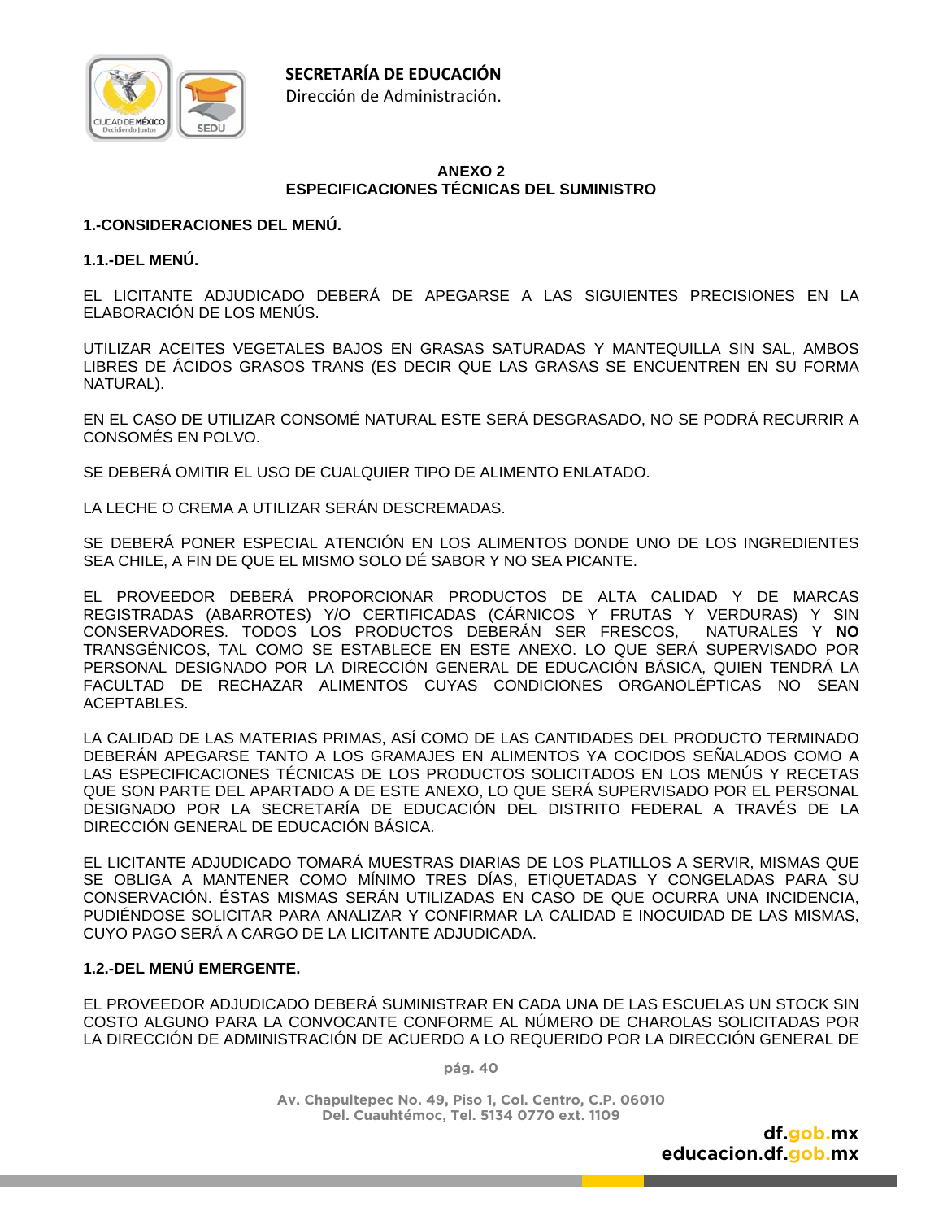## ANEXO 2
## ESPECIFICACIONES TÉCNICAS DEL SUMINISTRO

### 1.-CONSIDERACIONES DEL MENÚ.

#### 1.1.-DEL MENÚ.

EL LICITANTE ADJUDICADO DEBERÁ DE APEGARSE A LAS SIGUIENTES PRECISIONES EN LA ELABORACIÓN DE LOS MENÚS.

UTILIZAR ACEITES VEGETALES BAJOS EN GRASAS SATURADAS Y MANTEQUILLA SIN SAL, AMBOS LIBRES DE ÁCIDOS GRASOS TRANS (ES DECIR QUE LAS GRASAS SE ENCUENTREN EN SU FORMA NATURAL).

EN EL CASO DE UTILIZAR CONSOMÉ NATURAL ESTE SERÁ DESGRASADO, NO SE PODRÁ RECURRIR A CONSOMÉS EN POLVO.

SE DEBERÁ OMITIR EL USO DE CUALQUIER TIPO DE ALIMENTO ENLATADO.

LA LECHE O CREMA A UTILIZAR SERÁN DESCREMADAS.

SE DEBERÁ PONER ESPECIAL ATENCIÓN EN LOS ALIMENTOS DONDE UNO DE LOS INGREDIENTES SEA CHILE, A FIN DE QUE EL MISMO SOLO DÉ SABOR Y NO SEA PICANTE.

EL PROVEEDOR DEBERÁ PROPORCIONAR PRODUCTOS DE ALTA CALIDAD Y DE MARCAS REGISTRADAS (ABARROTES) Y/O CERTIFICADAS (CÁRNICOS Y FRUTAS Y VERDURAS) Y SIN CONSERVADORES. TODOS LOS PRODUCTOS DEBERÁN SER FRESCOS, NATURALES Y **NO** TRANSGÉNICOS, TAL COMO SE ESTABLECE EN ESTE ANEXO. LO QUE SERÁ SUPERVISADO POR PERSONAL DESIGNADO POR LA DIRECCIÓN GENERAL DE EDUCACIÓN BÁSICA, QUIEN TENDRÁ LA FACULTAD DE RECHAZAR ALIMENTOS CUYAS CONDICIONES ORGANOLÉPTICAS NO SEAN ACEPTABLES.

LA CALIDAD DE LAS MATERIAS PRIMAS, ASÍ COMO DE LAS CANTIDADES DEL PRODUCTO TERMINADO DEBERÁN APEGARSE TANTO A LOS GRAMAJES EN ALIMENTOS YA COCIDOS SEÑALADOS COMO A LAS ESPECIFICACIONES TÉCNICAS DE LOS PRODUCTOS SOLICITADOS EN LOS MENÚS Y RECETAS QUE SON PARTE DEL APARTADO A DE ESTE ANEXO, LO QUE SERÁ SUPERVISADO POR EL PERSONAL DESIGNADO POR LA SECRETARÍA DE EDUCACIÓN DEL DISTRITO FEDERAL A TRAVÉS DE LA DIRECCIÓN GENERAL DE EDUCACIÓN BÁSICA.

EL LICITANTE ADJUDICADO TOMARÁ MUESTRAS DIARIAS DE LOS PLATILLOS A SERVIR, MISMAS QUE SE OBLIGA A MANTENER COMO MÍNIMO TRES DÍAS, ETIQUETADAS Y CONGELADAS PARA SU CONSERVACIÓN. ÉSTAS MISMAS SERÁN UTILIZADAS EN CASO DE QUE OCURRA UNA INCIDENCIA, PUDIÉNDOSE SOLICITAR PARA ANALIZAR Y CONFIRMAR LA CALIDAD E INOCUIDAD DE LAS MISMAS, CUYO PAGO SERÁ A CARGO DE LA LICITANTE ADJUDICADA.

#### 1.2.-DEL MENÚ EMERGENTE.

EL PROVEEDOR ADJUDICADO DEBERÁ SUMINISTRAR EN CADA UNA DE LAS ESCUELAS UN STOCK SIN COSTO ALGUNO PARA LA CONVOCANTE CONFORME AL NÚMERO DE CHAROLAS SOLICITADAS POR LA DIRECCIÓN DE ADMINISTRACIÓN DE ACUERDO A LO REQUERIDO POR LA DIRECCIÓN GENERAL DE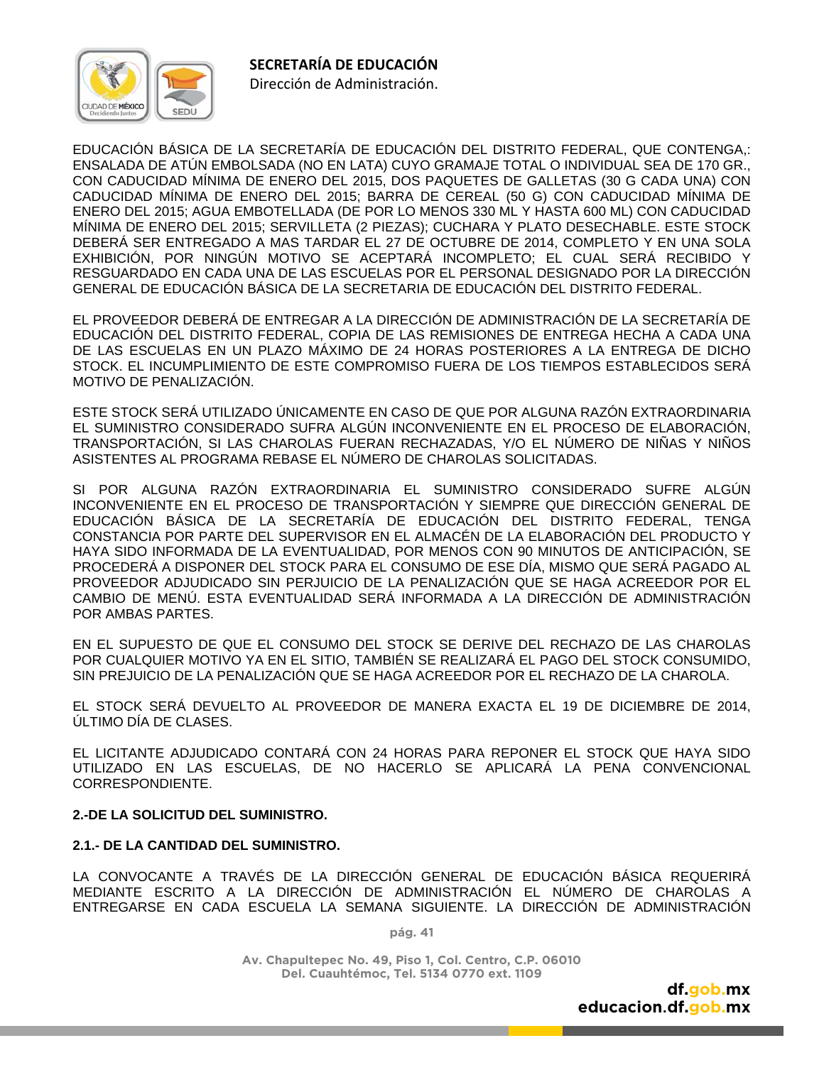EDUCACIÓN BÁSICA DE LA SECRETARÍA DE EDUCACIÓN DEL DISTRITO FEDERAL, QUE CONTENGA,: ENSALADA DE ATÚN EMBOLSADA (NO EN LATA) CUYO GRAMAJE TOTAL O INDIVIDUAL SEA DE 170 GR., CON CADUCIDAD MÍNIMA DE ENERO DEL 2015, DOS PAQUETES DE GALLETAS (30 G CADA UNA) CON CADUCIDAD MÍNIMA DE ENERO DEL 2015; BARRA DE CEREAL (50 G) CON CADUCIDAD MÍNIMA DE ENERO DEL 2015; AGUA EMBOTELLADA (DE POR LO MENOS 330 ML Y HASTA 600 ML) CON CADUCIDAD MÍNIMA DE ENERO DEL 2015; SERVILLETA (2 PIEZAS); CUCHARA Y PLATO DESECHABLE. ESTE STOCK DEBERÁ SER ENTREGADO A MAS TARDAR EL 27 DE OCTUBRE DE 2014, COMPLETO Y EN UNA SOLA EXHIBICIÓN, POR NINGÚN MOTIVO SE ACEPTARÁ INCOMPLETO; EL CUAL SERÁ RECIBIDO Y RESGUARDADO EN CADA UNA DE LAS ESCUELAS POR EL PERSONAL DESIGNADO POR LA DIRECCIÓN GENERAL DE EDUCACIÓN BÁSICA DE LA SECRETARIA DE EDUCACIÓN DEL DISTRITO FEDERAL.

EL PROVEEDOR DEBERÁ DE ENTREGAR A LA DIRECCIÓN DE ADMINISTRACIÓN DE LA SECRETARÍA DE EDUCACIÓN DEL DISTRITO FEDERAL, COPIA DE LAS REMISIONES DE ENTREGA HECHA A CADA UNA DE LAS ESCUELAS EN UN PLAZO MÁXIMO DE 24 HORAS POSTERIORES A LA ENTREGA DE DICHO STOCK. EL INCUMPLIMIENTO DE ESTE COMPROMISO FUERA DE LOS TIEMPOS ESTABLECIDOS SERÁ MOTIVO DE PENALIZACIÓN.

ESTE STOCK SERÁ UTILIZADO ÚNICAMENTE EN CASO DE QUE POR ALGUNA RAZÓN EXTRAORDINARIA EL SUMINISTRO CONSIDERADO SUFRA ALGÚN INCONVENIENTE EN EL PROCESO DE ELABORACIÓN, TRANSPORTACIÓN, SI LAS CHAROLAS FUERAN RECHAZADAS, Y/O EL NÚMERO DE NIÑAS Y NIÑOS ASISTENTES AL PROGRAMA REBASE EL NÚMERO DE CHAROLAS SOLICITADAS.

SI POR ALGUNA RAZÓN EXTRAORDINARIA EL SUMINISTRO CONSIDERADO SUFRE ALGÚN INCONVENIENTE EN EL PROCESO DE TRANSPORTACIÓN Y SIEMPRE QUE DIRECCIÓN GENERAL DE EDUCACIÓN BÁSICA DE LA SECRETARÍA DE EDUCACIÓN DEL DISTRITO FEDERAL, TENGA CONSTANCIA POR PARTE DEL SUPERVISOR EN EL ALMACÉN DE LA ELABORACIÓN DEL PRODUCTO Y HAYA SIDO INFORMADA DE LA EVENTUALIDAD, POR MENOS CON 90 MINUTOS DE ANTICIPACIÓN, SE PROCEDERÁ A DISPONER DEL STOCK PARA EL CONSUMO DE ESE DÍA, MISMO QUE SERÁ PAGADO AL PROVEEDOR ADJUDICADO SIN PERJUICIO DE LA PENALIZACIÓN QUE SE HAGA ACREEDOR POR EL CAMBIO DE MENÚ. ESTA EVENTUALIDAD SERÁ INFORMADA A LA DIRECCIÓN DE ADMINISTRACIÓN POR AMBAS PARTES.

EN EL SUPUESTO DE QUE EL CONSUMO DEL STOCK SE DERIVE DEL RECHAZO DE LAS CHAROLAS POR CUALQUIER MOTIVO YA EN EL SITIO, TAMBIÉN SE REALIZARÁ EL PAGO DEL STOCK CONSUMIDO, SIN PREJUICIO DE LA PENALIZACIÓN QUE SE HAGA ACREEDOR POR EL RECHAZO DE LA CHAROLA.

EL STOCK SERÁ DEVUELTO AL PROVEEDOR DE MANERA EXACTA EL 19 DE DICIEMBRE DE 2014, ÚLTIMO DÍA DE CLASES.

EL LICITANTE ADJUDICADO CONTARÁ CON 24 HORAS PARA REPONER EL STOCK QUE HAYA SIDO UTILIZADO EN LAS ESCUELAS, DE NO HACERLO SE APLICARÁ LA PENA CONVENCIONAL CORRESPONDIENTE.

**2.-DE LA SOLICITUD DEL SUMINISTRO.**

**2.1.- DE LA CANTIDAD DEL SUMINISTRO.**

LA CONVOCANTE A TRAVÉS DE LA DIRECCIÓN GENERAL DE EDUCACIÓN BÁSICA REQUERIRÁ MEDIANTE ESCRITO A LA DIRECCIÓN DE ADMINISTRACIÓN EL NÚMERO DE CHAROLAS A ENTREGARSE EN CADA ESCUELA LA SEMANA SIGUIENTE. LA DIRECCIÓN DE ADMINISTRACIÓN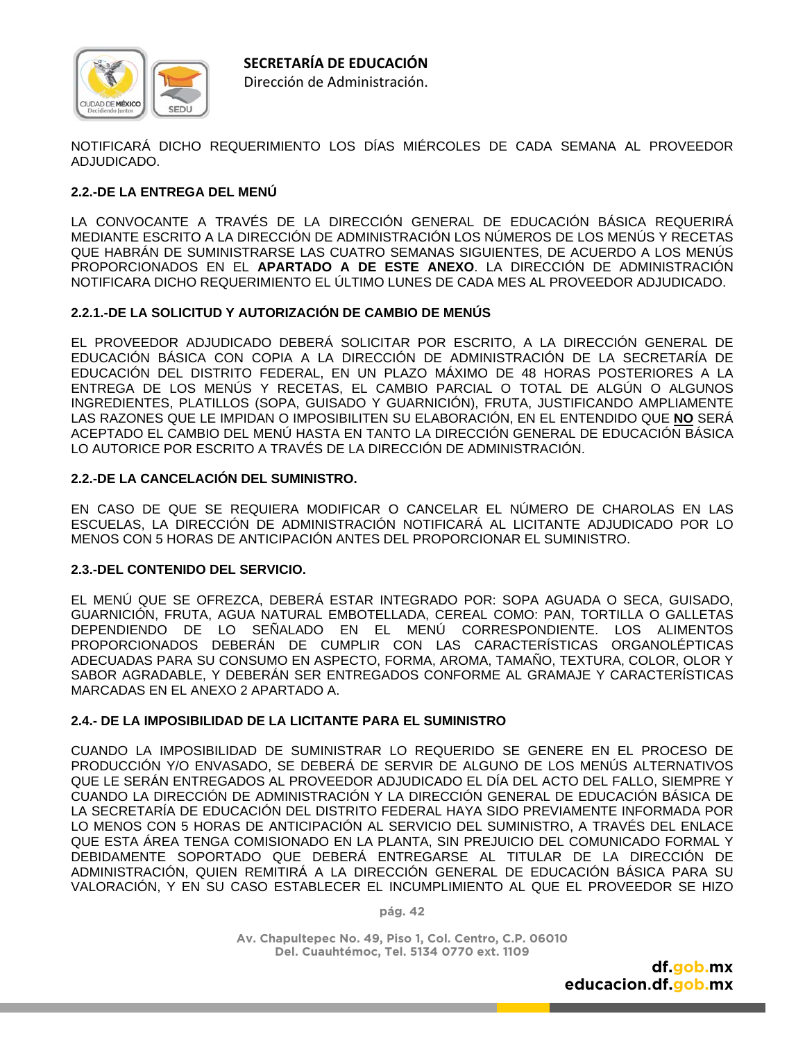NOTIFICARÁ DICHO REQUERIMIENTO LOS DÍAS MIÉRCOLES DE CADA SEMANA AL PROVEEDOR ADJUDICADO.

**2.2.-DE LA ENTREGA DEL MENÚ**

LA CONVOCANTE A TRAVÉS DE LA DIRECCIÓN GENERAL DE EDUCACIÓN BÁSICA REQUERIRÁ MEDIANTE ESCRITO A LA DIRECCIÓN DE ADMINISTRACIÓN LOS NÚMEROS DE LOS MENÚS Y RECETAS QUE HABRÁN DE SUMINISTRARSE LAS CUATRO SEMANAS SIGUIENTES, DE ACUERDO A LOS MENÚS PROPORCIONADOS EN EL **APARTADO A DE ESTE ANEXO**. LA DIRECCIÓN DE ADMINISTRACIÓN NOTIFICARA DICHO REQUERIMIENTO EL ÚLTIMO LUNES DE CADA MES AL PROVEEDOR ADJUDICADO.

**2.2.1.-DE LA SOLICITUD Y AUTORIZACIÓN DE CAMBIO DE MENÚS**

EL PROVEEDOR ADJUDICADO DEBERÁ SOLICITAR POR ESCRITO, A LA DIRECCIÓN GENERAL DE EDUCACIÓN BÁSICA CON COPIA A LA DIRECCIÓN DE ADMINISTRACIÓN DE LA SECRETARÍA DE EDUCACIÓN DEL DISTRITO FEDERAL, EN UN PLAZO MÁXIMO DE 48 HORAS POSTERIORES A LA ENTREGA DE LOS MENÚS Y RECETAS, EL CAMBIO PARCIAL O TOTAL DE ALGÚN O ALGUNOS INGREDIENTES, PLATILLOS (SOPA, GUISADO Y GUARNICIÓN), FRUTA, JUSTIFICANDO AMPLIAMENTE LAS RAZONES QUE LE IMPIDAN O IMPOSIBILITEN SU ELABORACIÓN, EN EL ENTENDIDO QUE **NO** SERÁ ACEPTADO EL CAMBIO DEL MENÚ HASTA EN TANTO LA DIRECCIÓN GENERAL DE EDUCACIÓN BÁSICA LO AUTORICE POR ESCRITO A TRAVÉS DE LA DIRECCIÓN DE ADMINISTRACIÓN.

**2.2.-DE LA CANCELACIÓN DEL SUMINISTRO.**

EN CASO DE QUE SE REQUIERA MODIFICAR O CANCELAR EL NÚMERO DE CHAROLAS EN LAS ESCUELAS, LA DIRECCIÓN DE ADMINISTRACIÓN NOTIFICARÁ AL LICITANTE ADJUDICADO POR LO MENOS CON 5 HORAS DE ANTICIPACIÓN ANTES DEL PROPORCIONAR EL SUMINISTRO.

**2.3.-DEL CONTENIDO DEL SERVICIO.**

EL MENÚ QUE SE OFREZCA, DEBERÁ ESTAR INTEGRADO POR: SOPA AGUADA O SECA, GUISADO, GUARNICIÓN, FRUTA, AGUA NATURAL EMBOTELLADA, CEREAL COMO: PAN, TORTILLA O GALLETAS DEPENDIENDO DE LO SEÑALADO EN EL MENÚ CORRESPONDIENTE. LOS ALIMENTOS PROPORCIONADOS DEBERÁN DE CUMPLIR CON LAS CARACTERÍSTICAS ORGANOLÉPTICAS ADECUADAS PARA SU CONSUMO EN ASPECTO, FORMA, AROMA, TAMAÑO, TEXTURA, COLOR, OLOR Y SABOR AGRADABLE, Y DEBERÁN SER ENTREGADOS CONFORME AL GRAMAJE Y CARACTERÍSTICAS MARCADAS EN EL ANEXO 2 APARTADO A.

**2.4.- DE LA IMPOSIBILIDAD DE LA LICITANTE PARA EL SUMINISTRO**

CUANDO LA IMPOSIBILIDAD DE SUMINISTRAR LO REQUERIDO SE GENERE EN EL PROCESO DE PRODUCCIÓN Y/O ENVASADO, SE DEBERÁ DE SERVIR DE ALGUNO DE LOS MENÚS ALTERNATIVOS QUE LE SERÁN ENTREGADOS AL PROVEEDOR ADJUDICADO EL DÍA DEL ACTO DEL FALLO, SIEMPRE Y CUANDO LA DIRECCIÓN DE ADMINISTRACIÓN Y LA DIRECCIÓN GENERAL DE EDUCACIÓN BÁSICA DE LA SECRETARÍA DE EDUCACIÓN DEL DISTRITO FEDERAL HAYA SIDO PREVIAMENTE INFORMADA POR LO MENOS CON 5 HORAS DE ANTICIPACIÓN AL SERVICIO DEL SUMINISTRO, A TRAVÉS DEL ENLACE QUE ESTA ÁREA TENGA COMISIONADO EN LA PLANTA, SIN PREJUICIO DEL COMUNICADO FORMAL Y DEBIDAMENTE SOPORTADO QUE DEBERÁ ENTREGARSE AL TITULAR DE LA DIRECCIÓN DE ADMINISTRACIÓN, QUIEN REMITIRÁ A LA DIRECCIÓN GENERAL DE EDUCACIÓN BÁSICA PARA SU VALORACIÓN, Y EN SU CASO ESTABLECER EL INCUMPLIMIENTO AL QUE EL PROVEEDOR SE HIZO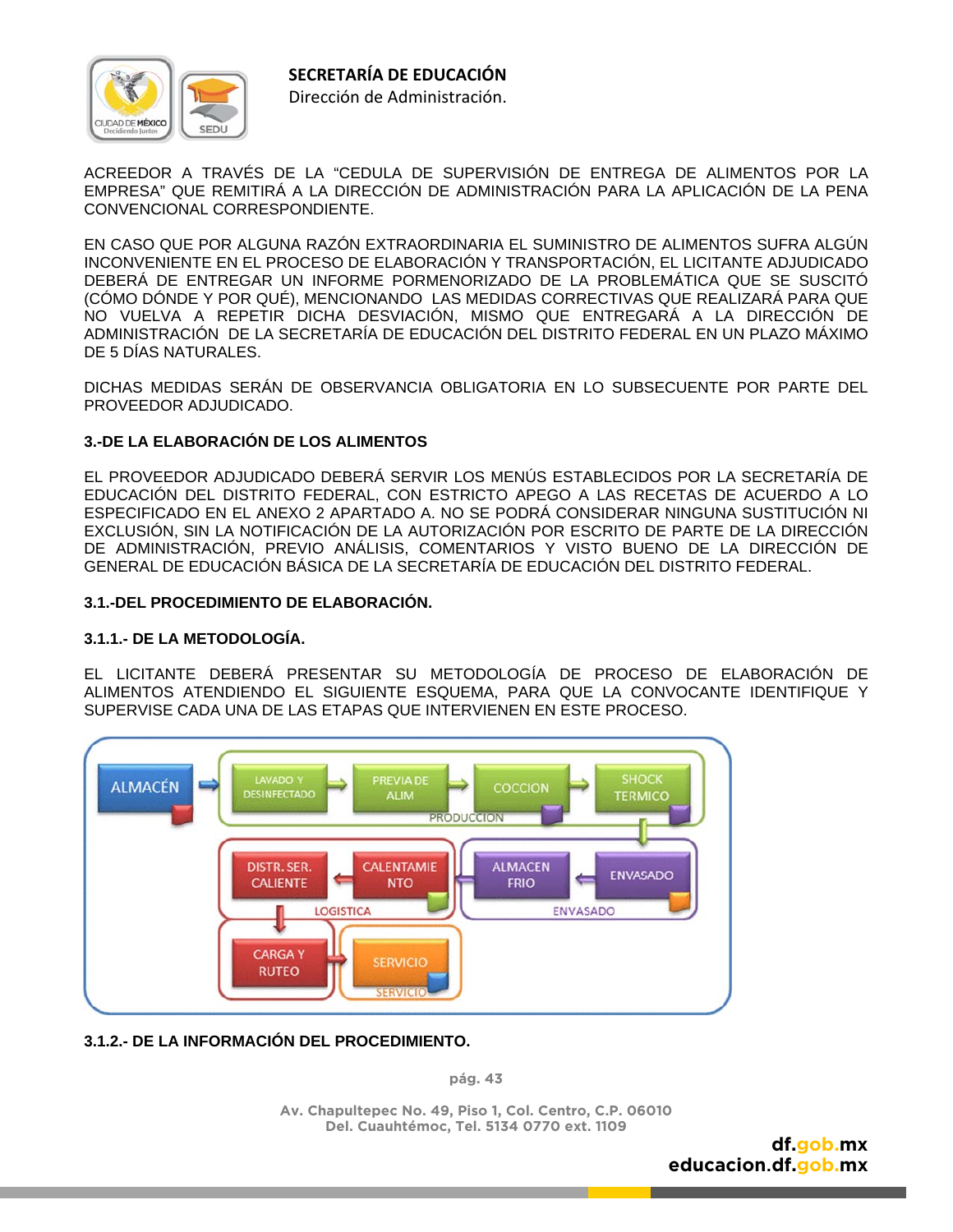ACREEDOR A TRAVÉS DE LA "CEDULA DE SUPERVISIÓN DE ENTREGA DE ALIMENTOS POR LA EMPRESA" QUE REMITIRÁ A LA DIRECCIÓN DE ADMINISTRACIÓN PARA LA APLICACIÓN DE LA PENA CONVENCIONAL CORRESPONDIENTE.

EN CASO QUE POR ALGUNA RAZÓN EXTRAORDINARIA EL SUMINISTRO DE ALIMENTOS SUFRA ALGÚN INCONVENIENTE EN EL PROCESO DE ELABORACIÓN Y TRANSPORTACIÓN, EL LICITANTE ADJUDICADO DEBERÁ DE ENTREGAR UN INFORME PORMENORIZADO DE LA PROBLEMÁTICA QUE SE SUSCITÓ (CÓMO DÓNDE Y POR QUÉ), MENCIONANDO LAS MEDIDAS CORRECTIVAS QUE REALIZARÁ PARA QUE NO VUELVA A REPETIR DICHA DESVIACIÓN, MISMO QUE ENTREGARÁ A LA DIRECCIÓN DE ADMINISTRACIÓN DE LA SECRETARÍA DE EDUCACIÓN DEL DISTRITO FEDERAL EN UN PLAZO MÁXIMO DE 5 DÍAS NATURALES.

DICHAS MEDIDAS SERÁN DE OBSERVANCIA OBLIGATORIA EN LO SUBSECUENTE POR PARTE DEL PROVEEDOR ADJUDICADO.

**3.-DE LA ELABORACIÓN DE LOS ALIMENTOS**

EL PROVEEDOR ADJUDICADO DEBERÁ SERVIR LOS MENÚS ESTABLECIDOS POR LA SECRETARÍA DE EDUCACIÓN DEL DISTRITO FEDERAL, CON ESTRICTO APEGO A LAS RECETAS DE ACUERDO A LO ESPECIFICADO EN EL ANEXO 2 APARTADO A. NO SE PODRÁ CONSIDERAR NINGUNA SUSTITUCIÓN NI EXCLUSIÓN, SIN LA NOTIFICACIÓN DE LA AUTORIZACIÓN POR ESCRITO DE PARTE DE LA DIRECCIÓN DE ADMINISTRACIÓN, PREVIO ANÁLISIS, COMENTARIOS Y VISTO BUENO DE LA DIRECCIÓN DE GENERAL DE EDUCACIÓN BÁSICA DE LA SECRETARÍA DE EDUCACIÓN DEL DISTRITO FEDERAL.

**3.1.-DEL PROCEDIMIENTO DE ELABORACIÓN.**

**3.1.1.- DE LA METODOLOGÍA.**

EL LICITANTE DEBERÁ PRESENTAR SU METODOLOGÍA DE PROCESO DE ELABORACIÓN DE ALIMENTOS ATENDIENDO EL SIGUIENTE ESQUEMA, PARA QUE LA CONVOCANTE IDENTIFIQUE Y SUPERVISE CADA UNA DE LAS ETAPAS QUE INTERVIENEN EN ESTE PROCESO.

ALMACÉN → PRODUCCIÓN: LAVADO Y DESINFECTADO → PREVIA DE ALIM → COCCION → SHOCK TERMICO → ENVASADO: ENVASADO → ALMACEN FRIO → LOGISTICA: CALENTAMIENTO → DISTR. SER. CALIENTE → CARGA Y RUTEO → SERVICIO: SERVICIO

**3.1.2.- DE LA INFORMACIÓN DEL PROCEDIMIENTO.**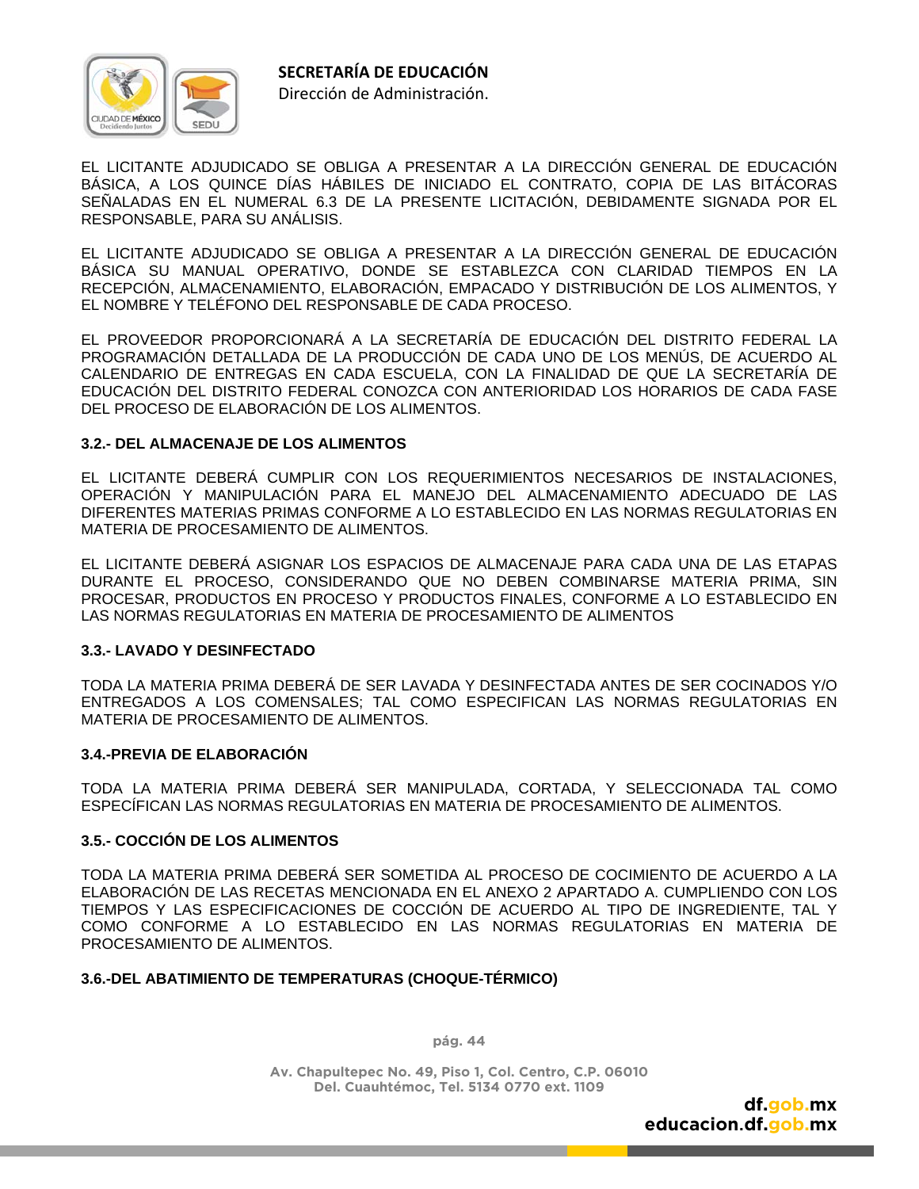EL LICITANTE ADJUDICADO SE OBLIGA A PRESENTAR A LA DIRECCIÓN GENERAL DE EDUCACIÓN BÁSICA, A LOS QUINCE DÍAS HÁBILES DE INICIADO EL CONTRATO, COPIA DE LAS BITÁCORAS SEÑALADAS EN EL NUMERAL 6.3 DE LA PRESENTE LICITACIÓN, DEBIDAMENTE SIGNADA POR EL RESPONSABLE, PARA SU ANÁLISIS.

EL LICITANTE ADJUDICADO SE OBLIGA A PRESENTAR A LA DIRECCIÓN GENERAL DE EDUCACIÓN BÁSICA SU MANUAL OPERATIVO, DONDE SE ESTABLEZCA CON CLARIDAD TIEMPOS EN LA RECEPCIÓN, ALMACENAMIENTO, ELABORACIÓN, EMPACADO Y DISTRIBUCIÓN DE LOS ALIMENTOS, Y EL NOMBRE Y TELÉFONO DEL RESPONSABLE DE CADA PROCESO.

EL PROVEEDOR PROPORCIONARÁ A LA SECRETARÍA DE EDUCACIÓN DEL DISTRITO FEDERAL LA PROGRAMACIÓN DETALLADA DE LA PRODUCCIÓN DE CADA UNO DE LOS MENÚS, DE ACUERDO AL CALENDARIO DE ENTREGAS EN CADA ESCUELA, CON LA FINALIDAD DE QUE LA SECRETARÍA DE EDUCACIÓN DEL DISTRITO FEDERAL CONOZCA CON ANTERIORIDAD LOS HORARIOS DE CADA FASE DEL PROCESO DE ELABORACIÓN DE LOS ALIMENTOS.

### 3.2.- DEL ALMACENAJE DE LOS ALIMENTOS

EL LICITANTE DEBERÁ CUMPLIR CON LOS REQUERIMIENTOS NECESARIOS DE INSTALACIONES, OPERACIÓN Y MANIPULACIÓN PARA EL MANEJO DEL ALMACENAMIENTO ADECUADO DE LAS DIFERENTES MATERIAS PRIMAS CONFORME A LO ESTABLECIDO EN LAS NORMAS REGULATORIAS EN MATERIA DE PROCESAMIENTO DE ALIMENTOS.

EL LICITANTE DEBERÁ ASIGNAR LOS ESPACIOS DE ALMACENAJE PARA CADA UNA DE LAS ETAPAS DURANTE EL PROCESO, CONSIDERANDO QUE NO DEBEN COMBINARSE MATERIA PRIMA, SIN PROCESAR, PRODUCTOS EN PROCESO Y PRODUCTOS FINALES, CONFORME A LO ESTABLECIDO EN LAS NORMAS REGULATORIAS EN MATERIA DE PROCESAMIENTO DE ALIMENTOS

### 3.3.- LAVADO Y DESINFECTADO

TODA LA MATERIA PRIMA DEBERÁ DE SER LAVADA Y DESINFECTADA ANTES DE SER COCINADOS Y/O ENTREGADOS A LOS COMENSALES; TAL COMO ESPECIFICAN LAS NORMAS REGULATORIAS EN MATERIA DE PROCESAMIENTO DE ALIMENTOS.

### 3.4.-PREVIA DE ELABORACIÓN

TODA LA MATERIA PRIMA DEBERÁ SER MANIPULADA, CORTADA, Y SELECCIONADA TAL COMO ESPECÍFICAN LAS NORMAS REGULATORIAS EN MATERIA DE PROCESAMIENTO DE ALIMENTOS.

### 3.5.- COCCIÓN DE LOS ALIMENTOS

TODA LA MATERIA PRIMA DEBERÁ SER SOMETIDA AL PROCESO DE COCIMIENTO DE ACUERDO A LA ELABORACIÓN DE LAS RECETAS MENCIONADA EN EL ANEXO 2 APARTADO A. CUMPLIENDO CON LOS TIEMPOS Y LAS ESPECIFICACIONES DE COCCIÓN DE ACUERDO AL TIPO DE INGREDIENTE, TAL Y COMO CONFORME A LO ESTABLECIDO EN LAS NORMAS REGULATORIAS EN MATERIA DE PROCESAMIENTO DE ALIMENTOS.

### 3.6.-DEL ABATIMIENTO DE TEMPERATURAS (CHOQUE-TÉRMICO)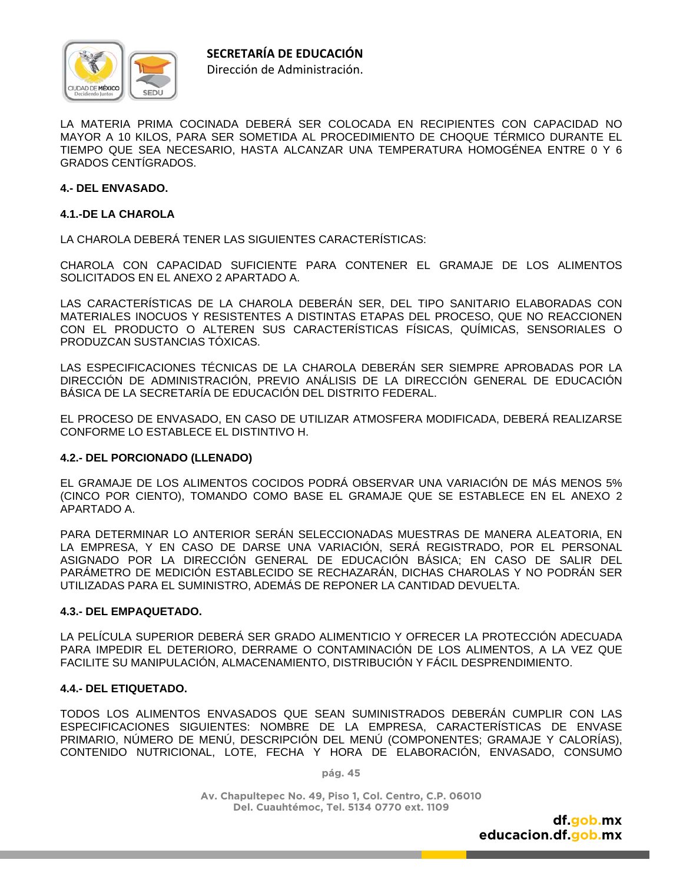LA MATERIA PRIMA COCINADA DEBERÁ SER COLOCADA EN RECIPIENTES CON CAPACIDAD NO MAYOR A 10 KILOS, PARA SER SOMETIDA AL PROCEDIMIENTO DE CHOQUE TÉRMICO DURANTE EL TIEMPO QUE SEA NECESARIO, HASTA ALCANZAR UNA TEMPERATURA HOMOGÉNEA ENTRE 0 Y 6 GRADOS CENTÍGRADOS.

**4.- DEL ENVASADO.**

**4.1.-DE LA CHAROLA**

LA CHAROLA DEBERÁ TENER LAS SIGUIENTES CARACTERÍSTICAS:

CHAROLA CON CAPACIDAD SUFICIENTE PARA CONTENER EL GRAMAJE DE LOS ALIMENTOS SOLICITADOS EN EL ANEXO 2 APARTADO A.

LAS CARACTERÍSTICAS DE LA CHAROLA DEBERÁN SER, DEL TIPO SANITARIO ELABORADAS CON MATERIALES INOCUOS Y RESISTENTES A DISTINTAS ETAPAS DEL PROCESO, QUE NO REACCIONEN CON EL PRODUCTO O ALTEREN SUS CARACTERÍSTICAS FÍSICAS, QUÍMICAS, SENSORIALES O PRODUZCAN SUSTANCIAS TÓXICAS.

LAS ESPECIFICACIONES TÉCNICAS DE LA CHAROLA DEBERÁN SER SIEMPRE APROBADAS POR LA DIRECCIÓN DE ADMINISTRACIÓN, PREVIO ANÁLISIS DE LA DIRECCIÓN GENERAL DE EDUCACIÓN BÁSICA DE LA SECRETARÍA DE EDUCACIÓN DEL DISTRITO FEDERAL.

EL PROCESO DE ENVASADO, EN CASO DE UTILIZAR ATMOSFERA MODIFICADA, DEBERÁ REALIZARSE CONFORME LO ESTABLECE EL DISTINTIVO H.

**4.2.- DEL PORCIONADO (LLENADO)**

EL GRAMAJE DE LOS ALIMENTOS COCIDOS PODRÁ OBSERVAR UNA VARIACIÓN DE MÁS MENOS 5% (CINCO POR CIENTO), TOMANDO COMO BASE EL GRAMAJE QUE SE ESTABLECE EN EL ANEXO 2 APARTADO A.

PARA DETERMINAR LO ANTERIOR SERÁN SELECCIONADAS MUESTRAS DE MANERA ALEATORIA, EN LA EMPRESA, Y EN CASO DE DARSE UNA VARIACIÓN, SERÁ REGISTRADO, POR EL PERSONAL ASIGNADO POR LA DIRECCIÓN GENERAL DE EDUCACIÓN BÁSICA; EN CASO DE SALIR DEL PARÁMETRO DE MEDICIÓN ESTABLECIDO SE RECHAZARÁN, DICHAS CHAROLAS Y NO PODRÁN SER UTILIZADAS PARA EL SUMINISTRO, ADEMÁS DE REPONER LA CANTIDAD DEVUELTA.

**4.3.- DEL EMPAQUETADO.**

LA PELÍCULA SUPERIOR DEBERÁ SER GRADO ALIMENTICIO Y OFRECER LA PROTECCIÓN ADECUADA PARA IMPEDIR EL DETERIORO, DERRAME O CONTAMINACIÓN DE LOS ALIMENTOS, A LA VEZ QUE FACILITE SU MANIPULACIÓN, ALMACENAMIENTO, DISTRIBUCIÓN Y FÁCIL DESPRENDIMIENTO.

**4.4.- DEL ETIQUETADO.**

TODOS LOS ALIMENTOS ENVASADOS QUE SEAN SUMINISTRADOS DEBERÁN CUMPLIR CON LAS ESPECIFICACIONES SIGUIENTES: NOMBRE DE LA EMPRESA, CARACTERÍSTICAS DE ENVASE PRIMARIO, NÚMERO DE MENÚ, DESCRIPCIÓN DEL MENÚ (COMPONENTES; GRAMAJE Y CALORÍAS), CONTENIDO NUTRICIONAL, LOTE, FECHA Y HORA DE ELABORACIÓN, ENVASADO, CONSUMO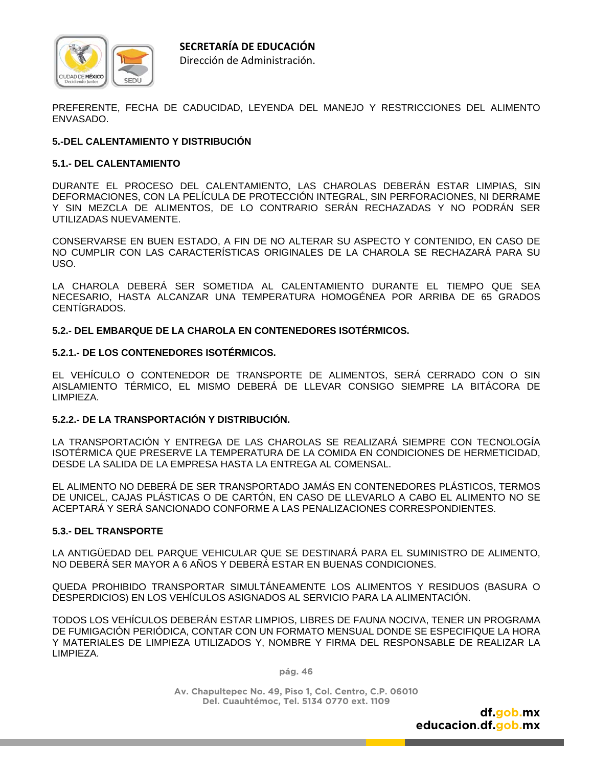PREFERENTE, FECHA DE CADUCIDAD, LEYENDA DEL MANEJO Y RESTRICCIONES DEL ALIMENTO ENVASADO.

**5.-DEL CALENTAMIENTO Y DISTRIBUCIÓN**

**5.1.- DEL CALENTAMIENTO**

DURANTE EL PROCESO DEL CALENTAMIENTO, LAS CHAROLAS DEBERÁN ESTAR LIMPIAS, SIN DEFORMACIONES, CON LA PELÍCULA DE PROTECCIÓN INTEGRAL, SIN PERFORACIONES, NI DERRAME Y SIN MEZCLA DE ALIMENTOS, DE LO CONTRARIO SERÁN RECHAZADAS Y NO PODRÁN SER UTILIZADAS NUEVAMENTE.

CONSERVARSE EN BUEN ESTADO, A FIN DE NO ALTERAR SU ASPECTO Y CONTENIDO, EN CASO DE NO CUMPLIR CON LAS CARACTERÍSTICAS ORIGINALES DE LA CHAROLA SE RECHAZARÁ PARA SU USO.

LA CHAROLA DEBERÁ SER SOMETIDA AL CALENTAMIENTO DURANTE EL TIEMPO QUE SEA NECESARIO, HASTA ALCANZAR UNA TEMPERATURA HOMOGÉNEA POR ARRIBA DE 65 GRADOS CENTÍGRADOS.

**5.2.- DEL EMBARQUE DE LA CHAROLA EN CONTENEDORES ISOTÉRMICOS.**

**5.2.1.- DE LOS CONTENEDORES ISOTÉRMICOS.**

EL VEHÍCULO O CONTENEDOR DE TRANSPORTE DE ALIMENTOS, SERÁ CERRADO CON O SIN AISLAMIENTO TÉRMICO, EL MISMO DEBERÁ DE LLEVAR CONSIGO SIEMPRE LA BITÁCORA DE LIMPIEZA.

**5.2.2.- DE LA TRANSPORTACIÓN Y DISTRIBUCIÓN.**

LA TRANSPORTACIÓN Y ENTREGA DE LAS CHAROLAS SE REALIZARÁ SIEMPRE CON TECNOLOGÍA ISOTÉRMICA QUE PRESERVE LA TEMPERATURA DE LA COMIDA EN CONDICIONES DE HERMETICIDAD, DESDE LA SALIDA DE LA EMPRESA HASTA LA ENTREGA AL COMENSAL.

EL ALIMENTO NO DEBERÁ DE SER TRANSPORTADO JAMÁS EN CONTENEDORES PLÁSTICOS, TERMOS DE UNICEL, CAJAS PLÁSTICAS O DE CARTÓN, EN CASO DE LLEVARLO A CABO EL ALIMENTO NO SE ACEPTARÁ Y SERÁ SANCIONADO CONFORME A LAS PENALIZACIONES CORRESPONDIENTES.

**5.3.- DEL TRANSPORTE**

LA ANTIGÜEDAD DEL PARQUE VEHICULAR QUE SE DESTINARÁ PARA EL SUMINISTRO DE ALIMENTO, NO DEBERÁ SER MAYOR A 6 AÑOS Y DEBERÁ ESTAR EN BUENAS CONDICIONES.

QUEDA PROHIBIDO TRANSPORTAR SIMULTÁNEAMENTE LOS ALIMENTOS Y RESIDUOS (BASURA O DESPERDICIOS) EN LOS VEHÍCULOS ASIGNADOS AL SERVICIO PARA LA ALIMENTACIÓN.

TODOS LOS VEHÍCULOS DEBERÁN ESTAR LIMPIOS, LIBRES DE FAUNA NOCIVA, TENER UN PROGRAMA DE FUMIGACIÓN PERIÓDICA, CONTAR CON UN FORMATO MENSUAL DONDE SE ESPECIFIQUE LA HORA Y MATERIALES DE LIMPIEZA UTILIZADOS Y, NOMBRE Y FIRMA DEL RESPONSABLE DE REALIZAR LA LIMPIEZA.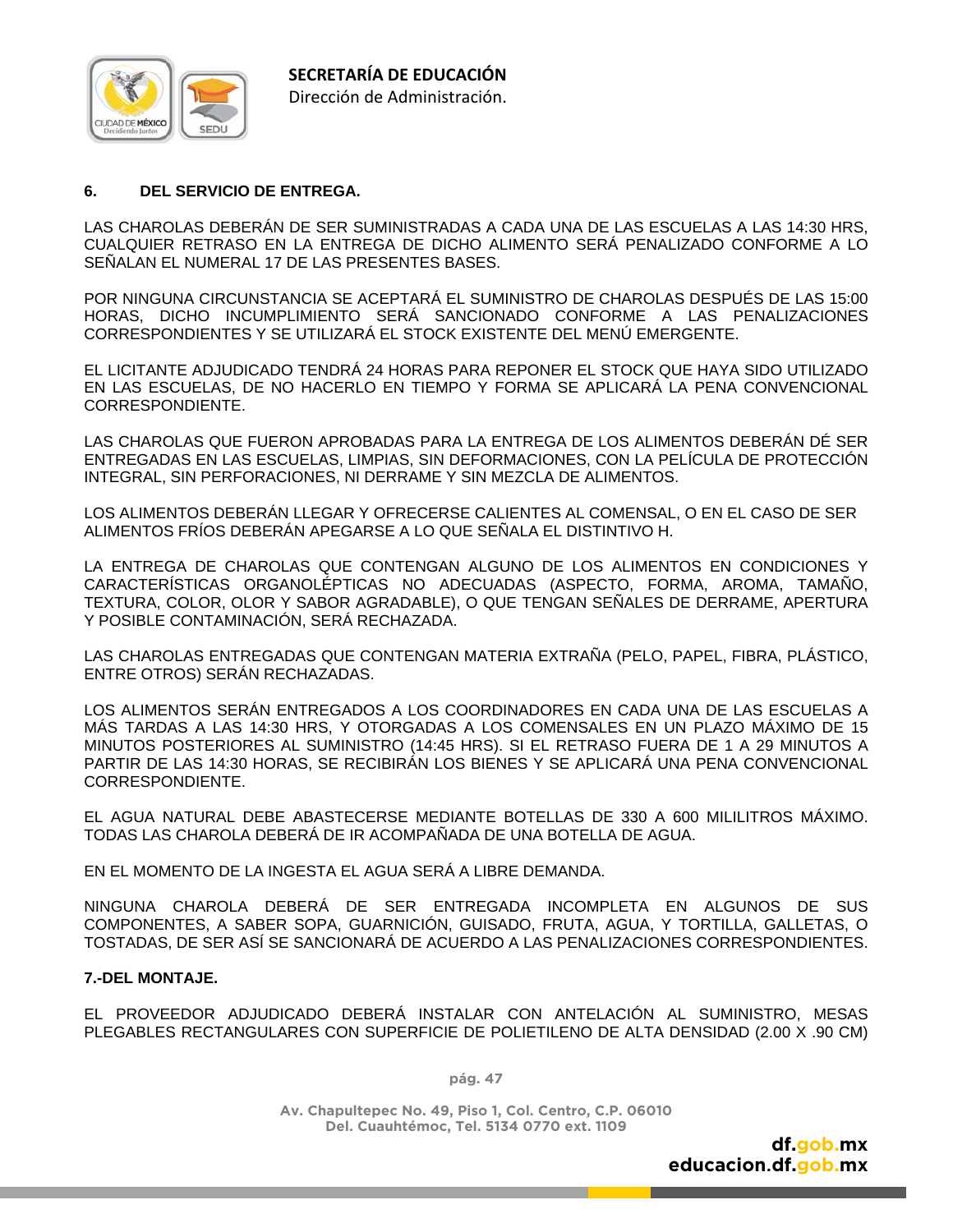## 6. DEL SERVICIO DE ENTREGA.

LAS CHAROLAS DEBERÁN DE SER SUMINISTRADAS A CADA UNA DE LAS ESCUELAS A LAS 14:30 HRS, CUALQUIER RETRASO EN LA ENTREGA DE DICHO ALIMENTO SERÁ PENALIZADO CONFORME A LO SEÑALAN EL NUMERAL 17 DE LAS PRESENTES BASES.

POR NINGUNA CIRCUNSTANCIA SE ACEPTARÁ EL SUMINISTRO DE CHAROLAS DESPUÉS DE LAS 15:00 HORAS, DICHO INCUMPLIMIENTO SERÁ SANCIONADO CONFORME A LAS PENALIZACIONES CORRESPONDIENTES Y SE UTILIZARÁ EL STOCK EXISTENTE DEL MENÚ EMERGENTE.

EL LICITANTE ADJUDICADO TENDRÁ 24 HORAS PARA REPONER EL STOCK QUE HAYA SIDO UTILIZADO EN LAS ESCUELAS, DE NO HACERLO EN TIEMPO Y FORMA SE APLICARÁ LA PENA CONVENCIONAL CORRESPONDIENTE.

LAS CHAROLAS QUE FUERON APROBADAS PARA LA ENTREGA DE LOS ALIMENTOS DEBERÁN DÉ SER ENTREGADAS EN LAS ESCUELAS, LIMPIAS, SIN DEFORMACIONES, CON LA PELÍCULA DE PROTECCIÓN INTEGRAL, SIN PERFORACIONES, NI DERRAME Y SIN MEZCLA DE ALIMENTOS.

LOS ALIMENTOS DEBERÁN LLEGAR Y OFRECERSE CALIENTES AL COMENSAL, O EN EL CASO DE SER ALIMENTOS FRÍOS DEBERÁN APEGARSE A LO QUE SEÑALA EL DISTINTIVO H.

LA ENTREGA DE CHAROLAS QUE CONTENGAN ALGUNO DE LOS ALIMENTOS EN CONDICIONES Y CARACTERÍSTICAS ORGANOLÉPTICAS NO ADECUADAS (ASPECTO, FORMA, AROMA, TAMAÑO, TEXTURA, COLOR, OLOR Y SABOR AGRADABLE), O QUE TENGAN SEÑALES DE DERRAME, APERTURA Y POSIBLE CONTAMINACIÓN, SERÁ RECHAZADA.

LAS CHAROLAS ENTREGADAS QUE CONTENGAN MATERIA EXTRAÑA (PELO, PAPEL, FIBRA, PLÁSTICO, ENTRE OTROS) SERÁN RECHAZADAS.

LOS ALIMENTOS SERÁN ENTREGADOS A LOS COORDINADORES EN CADA UNA DE LAS ESCUELAS A MÁS TARDAS A LAS 14:30 HRS, Y OTORGADAS A LOS COMENSALES EN UN PLAZO MÁXIMO DE 15 MINUTOS POSTERIORES AL SUMINISTRO (14:45 HRS). SI EL RETRASO FUERA DE 1 A 29 MINUTOS A PARTIR DE LAS 14:30 HORAS, SE RECIBIRÁN LOS BIENES Y SE APLICARÁ UNA PENA CONVENCIONAL CORRESPONDIENTE.

EL AGUA NATURAL DEBE ABASTECERSE MEDIANTE BOTELLAS DE 330 A 600 MILILITROS MÁXIMO. TODAS LAS CHAROLA DEBERÁ DE IR ACOMPAÑADA DE UNA BOTELLA DE AGUA.

EN EL MOMENTO DE LA INGESTA EL AGUA SERÁ A LIBRE DEMANDA.

NINGUNA CHAROLA DEBERÁ DE SER ENTREGADA INCOMPLETA EN ALGUNOS DE SUS COMPONENTES, A SABER SOPA, GUARNICIÓN, GUISADO, FRUTA, AGUA, Y TORTILLA, GALLETAS, O TOSTADAS, DE SER ASÍ SE SANCIONARÁ DE ACUERDO A LAS PENALIZACIONES CORRESPONDIENTES.

## 7.-DEL MONTAJE.

EL PROVEEDOR ADJUDICADO DEBERÁ INSTALAR CON ANTELACIÓN AL SUMINISTRO, MESAS PLEGABLES RECTANGULARES CON SUPERFICIE DE POLIETILENO DE ALTA DENSIDAD (2.00 X .90 CM)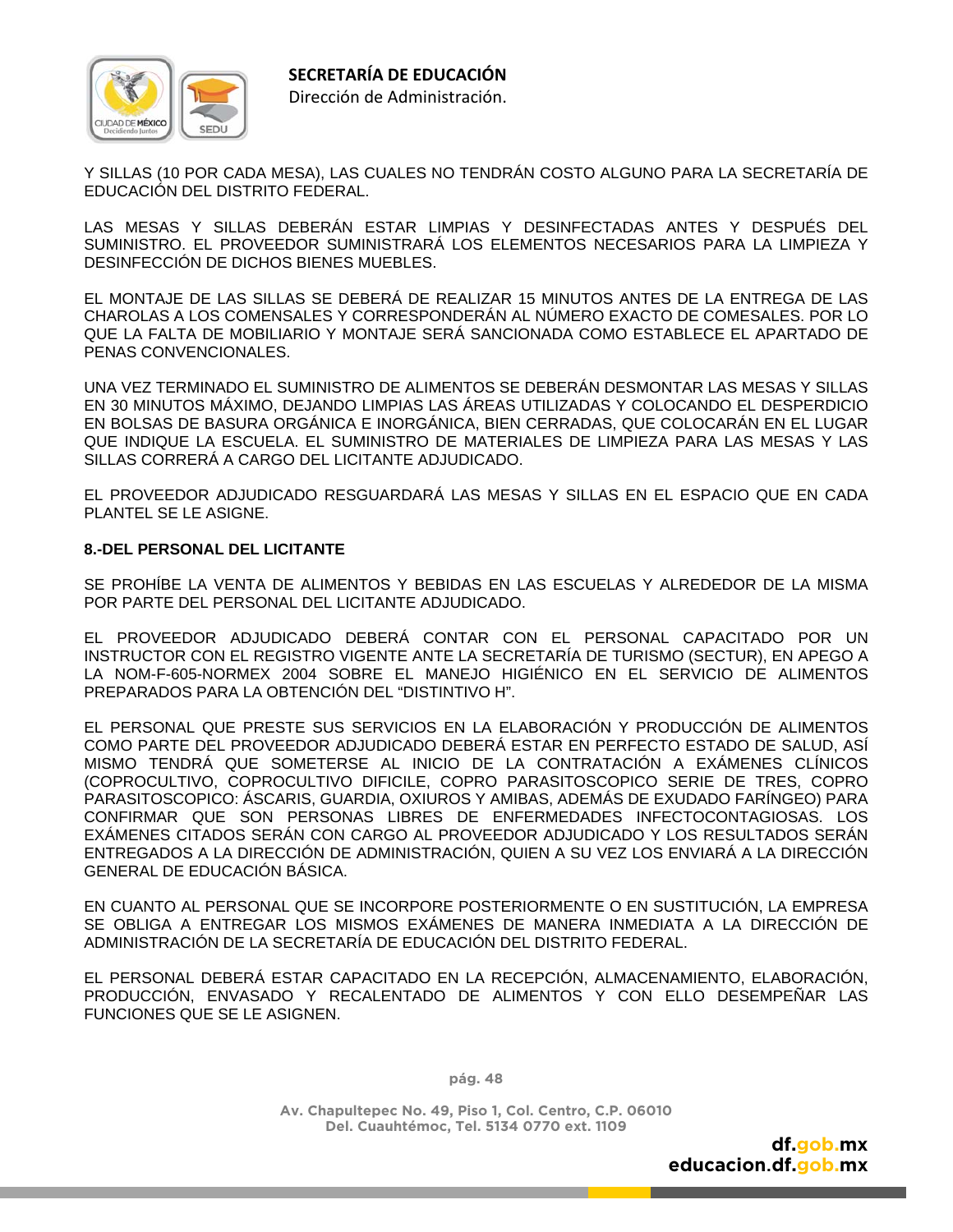Y SILLAS (10 POR CADA MESA), LAS CUALES NO TENDRÁN COSTO ALGUNO PARA LA SECRETARÍA DE EDUCACIÓN DEL DISTRITO FEDERAL.

LAS MESAS Y SILLAS DEBERÁN ESTAR LIMPIAS Y DESINFECTADAS ANTES Y DESPUÉS DEL SUMINISTRO. EL PROVEEDOR SUMINISTRARÁ LOS ELEMENTOS NECESARIOS PARA LA LIMPIEZA Y DESINFECCIÓN DE DICHOS BIENES MUEBLES.

EL MONTAJE DE LAS SILLAS SE DEBERÁ DE REALIZAR 15 MINUTOS ANTES DE LA ENTREGA DE LAS CHAROLAS A LOS COMENSALES Y CORRESPONDERÁN AL NÚMERO EXACTO DE COMESALES. POR LO QUE LA FALTA DE MOBILIARIO Y MONTAJE SERÁ SANCIONADA COMO ESTABLECE EL APARTADO DE PENAS CONVENCIONALES.

UNA VEZ TERMINADO EL SUMINISTRO DE ALIMENTOS SE DEBERÁN DESMONTAR LAS MESAS Y SILLAS EN 30 MINUTOS MÁXIMO, DEJANDO LIMPIAS LAS ÁREAS UTILIZADAS Y COLOCANDO EL DESPERDICIO EN BOLSAS DE BASURA ORGÁNICA E INORGÁNICA, BIEN CERRADAS, QUE COLOCARÁN EN EL LUGAR QUE INDIQUE LA ESCUELA. EL SUMINISTRO DE MATERIALES DE LIMPIEZA PARA LAS MESAS Y LAS SILLAS CORRERÁ A CARGO DEL LICITANTE ADJUDICADO.

EL PROVEEDOR ADJUDICADO RESGUARDARÁ LAS MESAS Y SILLAS EN EL ESPACIO QUE EN CADA PLANTEL SE LE ASIGNE.

**8.-DEL PERSONAL DEL LICITANTE**

SE PROHÍBE LA VENTA DE ALIMENTOS Y BEBIDAS EN LAS ESCUELAS Y ALREDEDOR DE LA MISMA POR PARTE DEL PERSONAL DEL LICITANTE ADJUDICADO.

EL PROVEEDOR ADJUDICADO DEBERÁ CONTAR CON EL PERSONAL CAPACITADO POR UN INSTRUCTOR CON EL REGISTRO VIGENTE ANTE LA SECRETARÍA DE TURISMO (SECTUR), EN APEGO A LA NOM-F-605-NORMEX 2004 SOBRE EL MANEJO HIGIÉNICO EN EL SERVICIO DE ALIMENTOS PREPARADOS PARA LA OBTENCIÓN DEL "DISTINTIVO H".

EL PERSONAL QUE PRESTE SUS SERVICIOS EN LA ELABORACIÓN Y PRODUCCIÓN DE ALIMENTOS COMO PARTE DEL PROVEEDOR ADJUDICADO DEBERÁ ESTAR EN PERFECTO ESTADO DE SALUD, ASÍ MISMO TENDRÁ QUE SOMETERSE AL INICIO DE LA CONTRATACIÓN A EXÁMENES CLÍNICOS (COPROCULTIVO, COPROCULTIVO DIFICILE, COPRO PARASITOSCOPICO SERIE DE TRES, COPRO PARASITOSCOPICO: ÁSCARIS, GUARDIA, OXIUROS Y AMIBAS, ADEMÁS DE EXUDADO FARÍNGEO) PARA CONFIRMAR QUE SON PERSONAS LIBRES DE ENFERMEDADES INFECTOCONTAGIOSAS. LOS EXÁMENES CITADOS SERÁN CON CARGO AL PROVEEDOR ADJUDICADO Y LOS RESULTADOS SERÁN ENTREGADOS A LA DIRECCIÓN DE ADMINISTRACIÓN, QUIEN A SU VEZ LOS ENVIARÁ A LA DIRECCIÓN GENERAL DE EDUCACIÓN BÁSICA.

EN CUANTO AL PERSONAL QUE SE INCORPORE POSTERIORMENTE O EN SUSTITUCIÓN, LA EMPRESA SE OBLIGA A ENTREGAR LOS MISMOS EXÁMENES DE MANERA INMEDIATA A LA DIRECCIÓN DE ADMINISTRACIÓN DE LA SECRETARÍA DE EDUCACIÓN DEL DISTRITO FEDERAL.

EL PERSONAL DEBERÁ ESTAR CAPACITADO EN LA RECEPCIÓN, ALMACENAMIENTO, ELABORACIÓN, PRODUCCIÓN, ENVASADO Y RECALENTADO DE ALIMENTOS Y CON ELLO DESEMPEÑAR LAS FUNCIONES QUE SE LE ASIGNEN.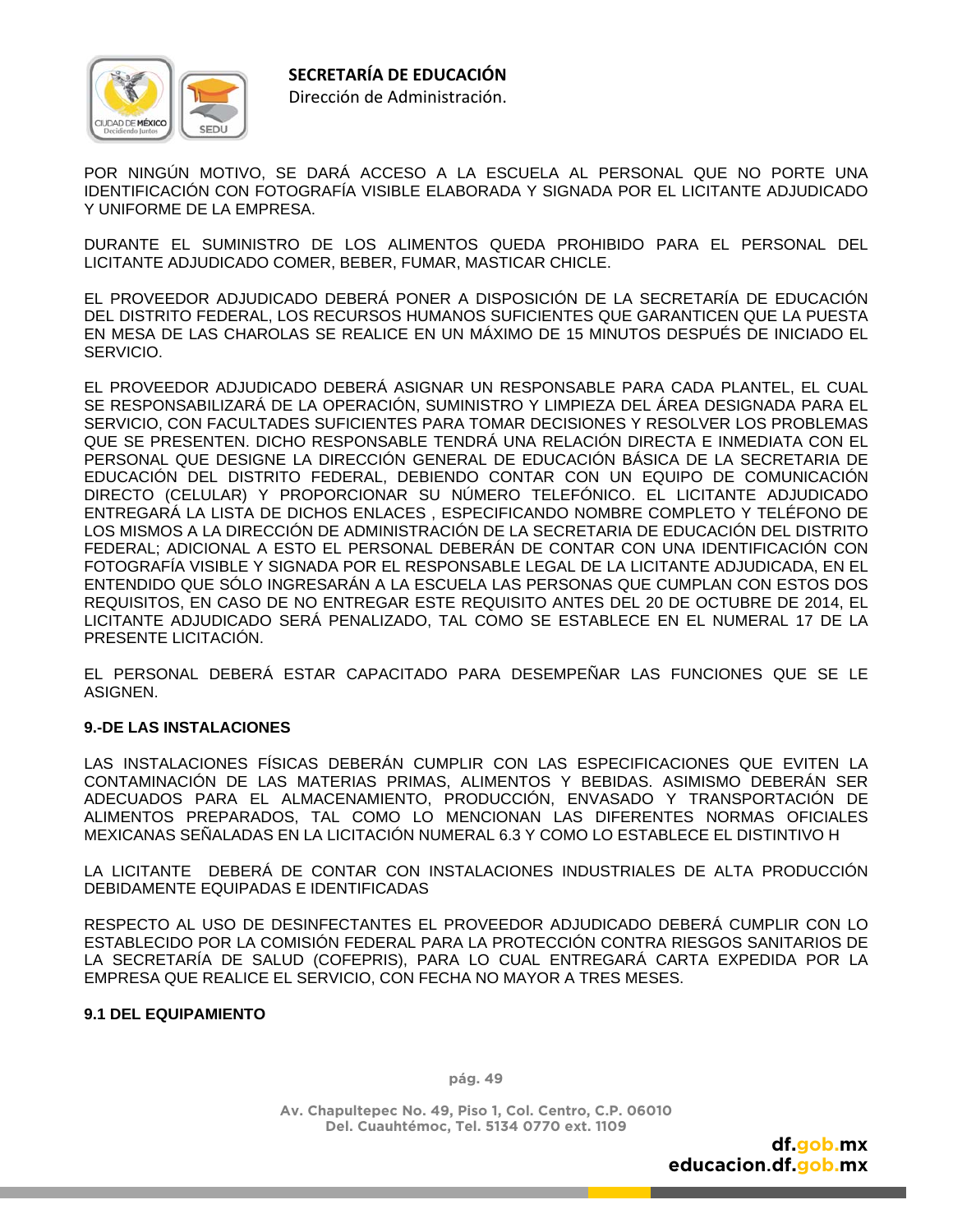POR NINGÚN MOTIVO, SE DARÁ ACCESO A LA ESCUELA AL PERSONAL QUE NO PORTE UNA IDENTIFICACIÓN CON FOTOGRAFÍA VISIBLE ELABORADA Y SIGNADA POR EL LICITANTE ADJUDICADO Y UNIFORME DE LA EMPRESA.

DURANTE EL SUMINISTRO DE LOS ALIMENTOS QUEDA PROHIBIDO PARA EL PERSONAL DEL LICITANTE ADJUDICADO COMER, BEBER, FUMAR, MASTICAR CHICLE.

EL PROVEEDOR ADJUDICADO DEBERÁ PONER A DISPOSICIÓN DE LA SECRETARÍA DE EDUCACIÓN DEL DISTRITO FEDERAL, LOS RECURSOS HUMANOS SUFICIENTES QUE GARANTICEN QUE LA PUESTA EN MESA DE LAS CHAROLAS SE REALICE EN UN MÁXIMO DE 15 MINUTOS DESPUÉS DE INICIADO EL SERVICIO.

EL PROVEEDOR ADJUDICADO DEBERÁ ASIGNAR UN RESPONSABLE PARA CADA PLANTEL, EL CUAL SE RESPONSABILIZARÁ DE LA OPERACIÓN, SUMINISTRO Y LIMPIEZA DEL ÁREA DESIGNADA PARA EL SERVICIO, CON FACULTADES SUFICIENTES PARA TOMAR DECISIONES Y RESOLVER LOS PROBLEMAS QUE SE PRESENTEN. DICHO RESPONSABLE TENDRÁ UNA RELACIÓN DIRECTA E INMEDIATA CON EL PERSONAL QUE DESIGNE LA DIRECCIÓN GENERAL DE EDUCACIÓN BÁSICA DE LA SECRETARIA DE EDUCACIÓN DEL DISTRITO FEDERAL, DEBIENDO CONTAR CON UN EQUIPO DE COMUNICACIÓN DIRECTO (CELULAR) Y PROPORCIONAR SU NÚMERO TELEFÓNICO. EL LICITANTE ADJUDICADO ENTREGARÁ LA LISTA DE DICHOS ENLACES , ESPECIFICANDO NOMBRE COMPLETO Y TELÉFONO DE LOS MISMOS A LA DIRECCIÓN DE ADMINISTRACIÓN DE LA SECRETARIA DE EDUCACIÓN DEL DISTRITO FEDERAL; ADICIONAL A ESTO EL PERSONAL DEBERÁN DE CONTAR CON UNA IDENTIFICACIÓN CON FOTOGRAFÍA VISIBLE Y SIGNADA POR EL RESPONSABLE LEGAL DE LA LICITANTE ADJUDICADA, EN EL ENTENDIDO QUE SÓLO INGRESARÁN A LA ESCUELA LAS PERSONAS QUE CUMPLAN CON ESTOS DOS REQUISITOS, EN CASO DE NO ENTREGAR ESTE REQUISITO ANTES DEL 20 DE OCTUBRE DE 2014, EL LICITANTE ADJUDICADO SERÁ PENALIZADO, TAL COMO SE ESTABLECE EN EL NUMERAL 17 DE LA PRESENTE LICITACIÓN.

EL PERSONAL DEBERÁ ESTAR CAPACITADO PARA DESEMPEÑAR LAS FUNCIONES QUE SE LE ASIGNEN.

**9.-DE LAS INSTALACIONES**

LAS INSTALACIONES FÍSICAS DEBERÁN CUMPLIR CON LAS ESPECIFICACIONES QUE EVITEN LA CONTAMINACIÓN DE LAS MATERIAS PRIMAS, ALIMENTOS Y BEBIDAS. ASIMISMO DEBERÁN SER ADECUADOS PARA EL ALMACENAMIENTO, PRODUCCIÓN, ENVASADO Y TRANSPORTACIÓN DE ALIMENTOS PREPARADOS, TAL COMO LO MENCIONAN LAS DIFERENTES NORMAS OFICIALES MEXICANAS SEÑALADAS EN LA LICITACIÓN NUMERAL 6.3 Y COMO LO ESTABLECE EL DISTINTIVO H

LA LICITANTE DEBERÁ DE CONTAR CON INSTALACIONES INDUSTRIALES DE ALTA PRODUCCIÓN DEBIDAMENTE EQUIPADAS E IDENTIFICADAS

RESPECTO AL USO DE DESINFECTANTES EL PROVEEDOR ADJUDICADO DEBERÁ CUMPLIR CON LO ESTABLECIDO POR LA COMISIÓN FEDERAL PARA LA PROTECCIÓN CONTRA RIESGOS SANITARIOS DE LA SECRETARÍA DE SALUD (COFEPRIS), PARA LO CUAL ENTREGARÁ CARTA EXPEDIDA POR LA EMPRESA QUE REALICE EL SERVICIO, CON FECHA NO MAYOR A TRES MESES.

**9.1 DEL EQUIPAMIENTO**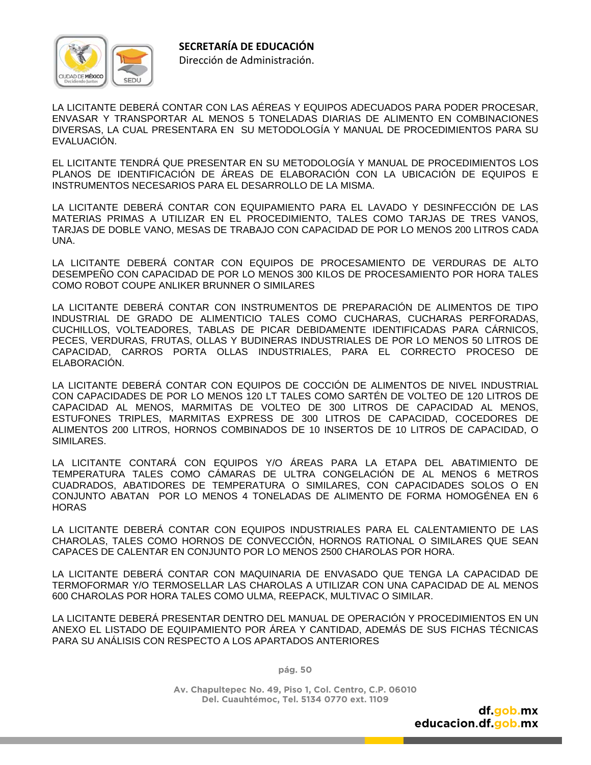LA LICITANTE DEBERÁ CONTAR CON LAS AÉREAS Y EQUIPOS ADECUADOS PARA PODER PROCESAR, ENVASAR Y TRANSPORTAR AL MENOS 5 TONELADAS DIARIAS DE ALIMENTO EN COMBINACIONES DIVERSAS, LA CUAL PRESENTARA EN SU METODOLOGÍA Y MANUAL DE PROCEDIMIENTOS PARA SU EVALUACIÓN.

EL LICITANTE TENDRÁ QUE PRESENTAR EN SU METODOLOGÍA Y MANUAL DE PROCEDIMIENTOS LOS PLANOS DE IDENTIFICACIÓN DE ÁREAS DE ELABORACIÓN CON LA UBICACIÓN DE EQUIPOS E INSTRUMENTOS NECESARIOS PARA EL DESARROLLO DE LA MISMA.

LA LICITANTE DEBERÁ CONTAR CON EQUIPAMIENTO PARA EL LAVADO Y DESINFECCIÓN DE LAS MATERIAS PRIMAS A UTILIZAR EN EL PROCEDIMIENTO, TALES COMO TARJAS DE TRES VANOS, TARJAS DE DOBLE VANO, MESAS DE TRABAJO CON CAPACIDAD DE POR LO MENOS 200 LITROS CADA UNA.

LA LICITANTE DEBERÁ CONTAR CON EQUIPOS DE PROCESAMIENTO DE VERDURAS DE ALTO DESEMPEÑO CON CAPACIDAD DE POR LO MENOS 300 KILOS DE PROCESAMIENTO POR HORA TALES COMO ROBOT COUPE ANLIKER BRUNNER O SIMILARES

LA LICITANTE DEBERÁ CONTAR CON INSTRUMENTOS DE PREPARACIÓN DE ALIMENTOS DE TIPO INDUSTRIAL DE GRADO DE ALIMENTICIO TALES COMO CUCHARAS, CUCHARAS PERFORADAS, CUCHILLOS, VOLTEADORES, TABLAS DE PICAR DEBIDAMENTE IDENTIFICADAS PARA CÁRNICOS, PECES, VERDURAS, FRUTAS, OLLAS Y BUDINERAS INDUSTRIALES DE POR LO MENOS 50 LITROS DE CAPACIDAD, CARROS PORTA OLLAS INDUSTRIALES, PARA EL CORRECTO PROCESO DE ELABORACIÓN.

LA LICITANTE DEBERÁ CONTAR CON EQUIPOS DE COCCIÓN DE ALIMENTOS DE NIVEL INDUSTRIAL CON CAPACIDADES DE POR LO MENOS 120 LT TALES COMO SARTÉN DE VOLTEO DE 120 LITROS DE CAPACIDAD AL MENOS, MARMITAS DE VOLTEO DE 300 LITROS DE CAPACIDAD AL MENOS, ESTUFONES TRIPLES, MARMITAS EXPRESS DE 300 LITROS DE CAPACIDAD, COCEDORES DE ALIMENTOS 200 LITROS, HORNOS COMBINADOS DE 10 INSERTOS DE 10 LITROS DE CAPACIDAD, O SIMILARES.

LA LICITANTE CONTARÁ CON EQUIPOS Y/O ÁREAS PARA LA ETAPA DEL ABATIMIENTO DE TEMPERATURA TALES COMO CÁMARAS DE ULTRA CONGELACIÓN DE AL MENOS 6 METROS CUADRADOS, ABATIDORES DE TEMPERATURA O SIMILARES, CON CAPACIDADES SOLOS O EN CONJUNTO ABATAN POR LO MENOS 4 TONELADAS DE ALIMENTO DE FORMA HOMOGÉNEA EN 6 HORAS

LA LICITANTE DEBERÁ CONTAR CON EQUIPOS INDUSTRIALES PARA EL CALENTAMIENTO DE LAS CHAROLAS, TALES COMO HORNOS DE CONVECCIÓN, HORNOS RATIONAL O SIMILARES QUE SEAN CAPACES DE CALENTAR EN CONJUNTO POR LO MENOS 2500 CHAROLAS POR HORA.

LA LICITANTE DEBERÁ CONTAR CON MAQUINARIA DE ENVASADO QUE TENGA LA CAPACIDAD DE TERMOFORMAR Y/O TERMOSELLAR LAS CHAROLAS A UTILIZAR CON UNA CAPACIDAD DE AL MENOS 600 CHAROLAS POR HORA TALES COMO ULMA, REEPACK, MULTIVAC O SIMILAR.

LA LICITANTE DEBERÁ PRESENTAR DENTRO DEL MANUAL DE OPERACIÓN Y PROCEDIMIENTOS EN UN ANEXO EL LISTADO DE EQUIPAMIENTO POR ÁREA Y CANTIDAD, ADEMÁS DE SUS FICHAS TÉCNICAS PARA SU ANÁLISIS CON RESPECTO A LOS APARTADOS ANTERIORES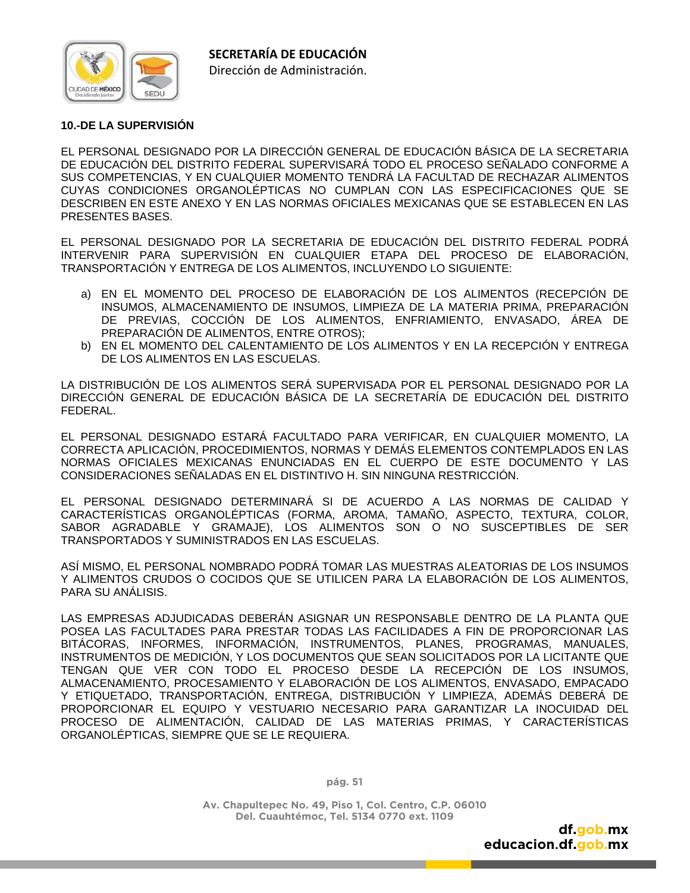### 10.-DE LA SUPERVISIÓN

EL PERSONAL DESIGNADO POR LA DIRECCIÓN GENERAL DE EDUCACIÓN BÁSICA DE LA SECRETARIA DE EDUCACIÓN DEL DISTRITO FEDERAL SUPERVISARÁ TODO EL PROCESO SEÑALADO CONFORME A SUS COMPETENCIAS, Y EN CUALQUIER MOMENTO TENDRÁ LA FACULTAD DE RECHAZAR ALIMENTOS CUYAS CONDICIONES ORGANOLÉPTICAS NO CUMPLAN CON LAS ESPECIFICACIONES QUE SE DESCRIBEN EN ESTE ANEXO Y EN LAS NORMAS OFICIALES MEXICANAS QUE SE ESTABLECEN EN LAS PRESENTES BASES.

EL PERSONAL DESIGNADO POR LA SECRETARIA DE EDUCACIÓN DEL DISTRITO FEDERAL PODRÁ INTERVENIR PARA SUPERVISIÓN EN CUALQUIER ETAPA DEL PROCESO DE ELABORACIÓN, TRANSPORTACIÓN Y ENTREGA DE LOS ALIMENTOS, INCLUYENDO LO SIGUIENTE:

a) EN EL MOMENTO DEL PROCESO DE ELABORACIÓN DE LOS ALIMENTOS (RECEPCIÓN DE INSUMOS, ALMACENAMIENTO DE INSUMOS, LIMPIEZA DE LA MATERIA PRIMA, PREPARACIÓN DE PREVIAS, COCCIÓN DE LOS ALIMENTOS, ENFRIAMIENTO, ENVASADO, ÁREA DE PREPARACIÓN DE ALIMENTOS, ENTRE OTROS);
b) EN EL MOMENTO DEL CALENTAMIENTO DE LOS ALIMENTOS Y EN LA RECEPCIÓN Y ENTREGA DE LOS ALIMENTOS EN LAS ESCUELAS.

LA DISTRIBUCIÓN DE LOS ALIMENTOS SERÁ SUPERVISADA POR EL PERSONAL DESIGNADO POR LA DIRECCIÓN GENERAL DE EDUCACIÓN BÁSICA DE LA SECRETARÍA DE EDUCACIÓN DEL DISTRITO FEDERAL.

EL PERSONAL DESIGNADO ESTARÁ FACULTADO PARA VERIFICAR, EN CUALQUIER MOMENTO, LA CORRECTA APLICACIÓN, PROCEDIMIENTOS, NORMAS Y DEMÁS ELEMENTOS CONTEMPLADOS EN LAS NORMAS OFICIALES MEXICANAS ENUNCIADAS EN EL CUERPO DE ESTE DOCUMENTO Y LAS CONSIDERACIONES SEÑALADAS EN EL DISTINTIVO H. SIN NINGUNA RESTRICCIÓN.

EL PERSONAL DESIGNADO DETERMINARÁ SI DE ACUERDO A LAS NORMAS DE CALIDAD Y CARACTERÍSTICAS ORGANOLÉPTICAS (FORMA, AROMA, TAMAÑO, ASPECTO, TEXTURA, COLOR, SABOR AGRADABLE Y GRAMAJE), LOS ALIMENTOS SON O NO SUSCEPTIBLES DE SER TRANSPORTADOS Y SUMINISTRADOS EN LAS ESCUELAS.

ASÍ MISMO, EL PERSONAL NOMBRADO PODRÁ TOMAR LAS MUESTRAS ALEATORIAS DE LOS INSUMOS Y ALIMENTOS CRUDOS O COCIDOS QUE SE UTILICEN PARA LA ELABORACIÓN DE LOS ALIMENTOS, PARA SU ANÁLISIS.

LAS EMPRESAS ADJUDICADAS DEBERÁN ASIGNAR UN RESPONSABLE DENTRO DE LA PLANTA QUE POSEA LAS FACULTADES PARA PRESTAR TODAS LAS FACILIDADES A FIN DE PROPORCIONAR LAS BITÁCORAS, INFORMES, INFORMACIÓN, INSTRUMENTOS, PLANES, PROGRAMAS, MANUALES, INSTRUMENTOS DE MEDICIÓN, Y LOS DOCUMENTOS QUE SEAN SOLICITADOS POR LA LICITANTE QUE TENGAN QUE VER CON TODO EL PROCESO DESDE LA RECEPCIÓN DE LOS INSUMOS, ALMACENAMIENTO, PROCESAMIENTO Y ELABORACIÓN DE LOS ALIMENTOS, ENVASADO, EMPACADO Y ETIQUETADO, TRANSPORTACIÓN, ENTREGA, DISTRIBUCIÓN Y LIMPIEZA, ADEMÁS DEBERÁ DE PROPORCIONAR EL EQUIPO Y VESTUARIO NECESARIO PARA GARANTIZAR LA INOCUIDAD DEL PROCESO DE ALIMENTACIÓN, CALIDAD DE LAS MATERIAS PRIMAS, Y CARACTERÍSTICAS ORGANOLÉPTICAS, SIEMPRE QUE SE LE REQUIERA.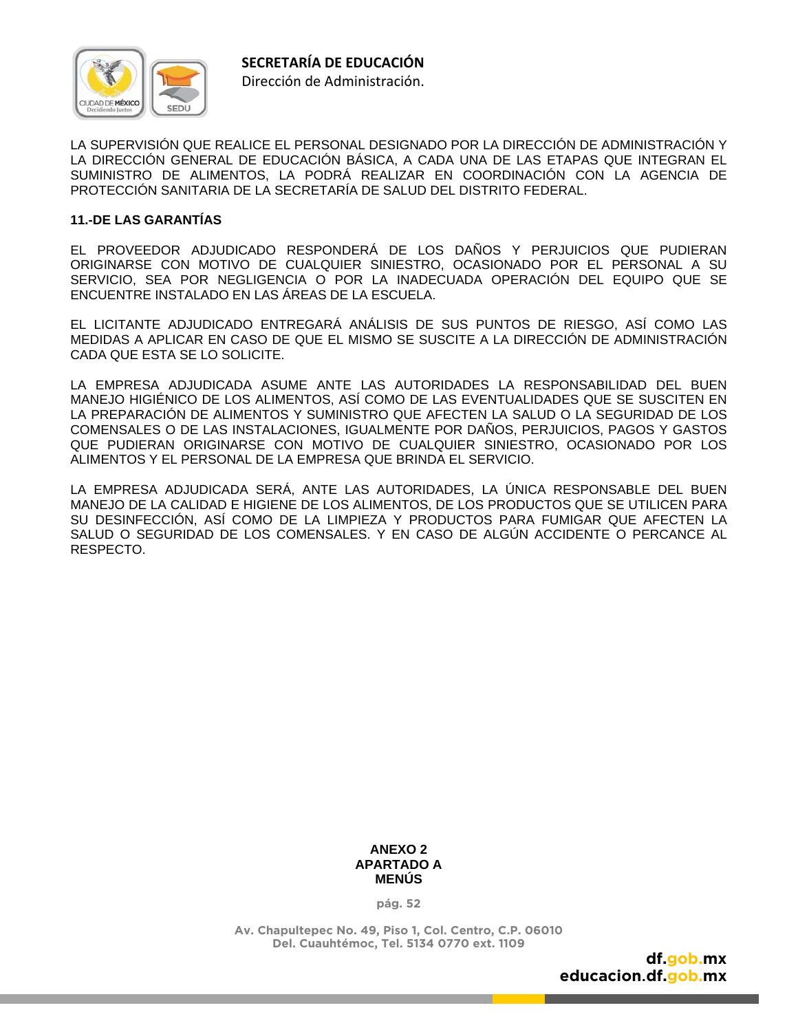LA SUPERVISIÓN QUE REALICE EL PERSONAL DESIGNADO POR LA DIRECCIÓN DE ADMINISTRACIÓN Y LA DIRECCIÓN GENERAL DE EDUCACIÓN BÁSICA, A CADA UNA DE LAS ETAPAS QUE INTEGRAN EL SUMINISTRO DE ALIMENTOS, LA PODRÁ REALIZAR EN COORDINACIÓN CON LA AGENCIA DE PROTECCIÓN SANITARIA DE LA SECRETARÍA DE SALUD DEL DISTRITO FEDERAL.

**11.-DE LAS GARANTÍAS**

EL PROVEEDOR ADJUDICADO RESPONDERÁ DE LOS DAÑOS Y PERJUICIOS QUE PUDIERAN ORIGINARSE CON MOTIVO DE CUALQUIER SINIESTRO, OCASIONADO POR EL PERSONAL A SU SERVICIO, SEA POR NEGLIGENCIA O POR LA INADECUADA OPERACIÓN DEL EQUIPO QUE SE ENCUENTRE INSTALADO EN LAS ÁREAS DE LA ESCUELA.

EL LICITANTE ADJUDICADO ENTREGARÁ ANÁLISIS DE SUS PUNTOS DE RIESGO, ASÍ COMO LAS MEDIDAS A APLICAR EN CASO DE QUE EL MISMO SE SUSCITE A LA DIRECCIÓN DE ADMINISTRACIÓN CADA QUE ESTA SE LO SOLICITE.

LA EMPRESA ADJUDICADA ASUME ANTE LAS AUTORIDADES LA RESPONSABILIDAD DEL BUEN MANEJO HIGIÉNICO DE LOS ALIMENTOS, ASÍ COMO DE LAS EVENTUALIDADES QUE SE SUSCITEN EN LA PREPARACIÓN DE ALIMENTOS Y SUMINISTRO QUE AFECTEN LA SALUD O LA SEGURIDAD DE LOS COMENSALES O DE LAS INSTALACIONES, IGUALMENTE POR DAÑOS, PERJUICIOS, PAGOS Y GASTOS QUE PUDIERAN ORIGINARSE CON MOTIVO DE CUALQUIER SINIESTRO, OCASIONADO POR LOS ALIMENTOS Y EL PERSONAL DE LA EMPRESA QUE BRINDA EL SERVICIO.

LA EMPRESA ADJUDICADA SERÁ, ANTE LAS AUTORIDADES, LA ÚNICA RESPONSABLE DEL BUEN MANEJO DE LA CALIDAD E HIGIENE DE LOS ALIMENTOS, DE LOS PRODUCTOS QUE SE UTILICEN PARA SU DESINFECCIÓN, ASÍ COMO DE LA LIMPIEZA Y PRODUCTOS PARA FUMIGAR QUE AFECTEN LA SALUD O SEGURIDAD DE LOS COMENSALES. Y EN CASO DE ALGÚN ACCIDENTE O PERCANCE AL RESPECTO.

**ANEXO 2**
**APARTADO A**
**MENÚS**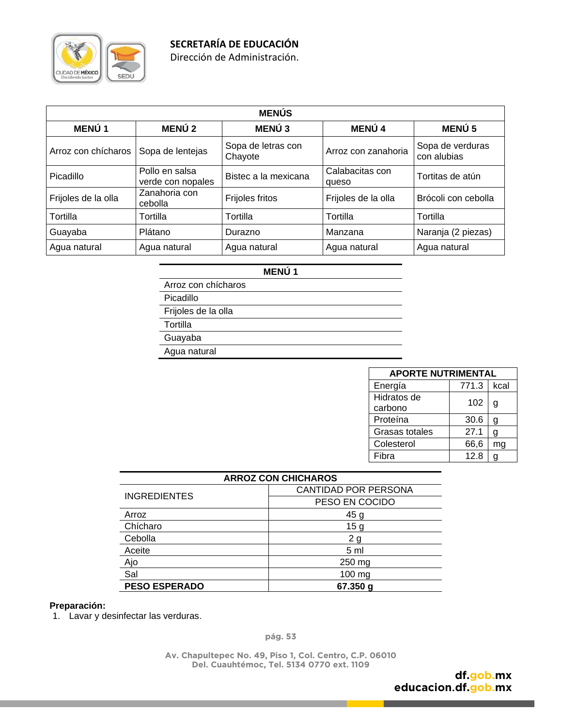| MENÚS | | | | |
|---|---|---|---|---|
| **MENÚ 1** | **MENÚ 2** | **MENÚ 3** | **MENÚ 4** | **MENÚ 5** |
| Arroz con chícharos | Sopa de lentejas | Sopa de letras con Chayote | Arroz con zanahoria | Sopa de verduras con alubias |
| Picadillo | Pollo en salsa verde con nopales | Bistec a la mexicana | Calabacitas con queso | Tortitas de atún |
| Frijoles de la olla | Zanahoria con cebolla | Frijoles fritos | Frijoles de la olla | Brócoli con cebolla |
| Tortilla | Tortilla | Tortilla | Tortilla | Tortilla |
| Guayaba | Plátano | Durazno | Manzana | Naranja (2 piezas) |
| Agua natural | Agua natural | Agua natural | Agua natural | Agua natural |

| MENÚ 1 |
|---|
| Arroz con chícharos |
| Picadillo |
| Frijoles de la olla |
| Tortilla |
| Guayaba |
| Agua natural |

| APORTE NUTRIMENTAL | | |
|---|---|---|
| Energía | 771.3 | kcal |
| Hidratos de carbono | 102 | g |
| Proteína | 30.6 | g |
| Grasas totales | 27.1 | g |
| Colesterol | 66,6 | mg |
| Fibra | 12.8 | g |

| ARROZ CON CHICHAROS | |
|---|---|
| INGREDIENTES | CANTIDAD POR PERSONA |
| | PESO EN COCIDO |
| Arroz | 45 g |
| Chícharo | 15 g |
| Cebolla | 2 g |
| Aceite | 5 ml |
| Ajo | 250 mg |
| Sal | 100 mg |
| **PESO ESPERADO** | **67.350 g** |

**Preparación:**

1. Lavar y desinfectar las verduras.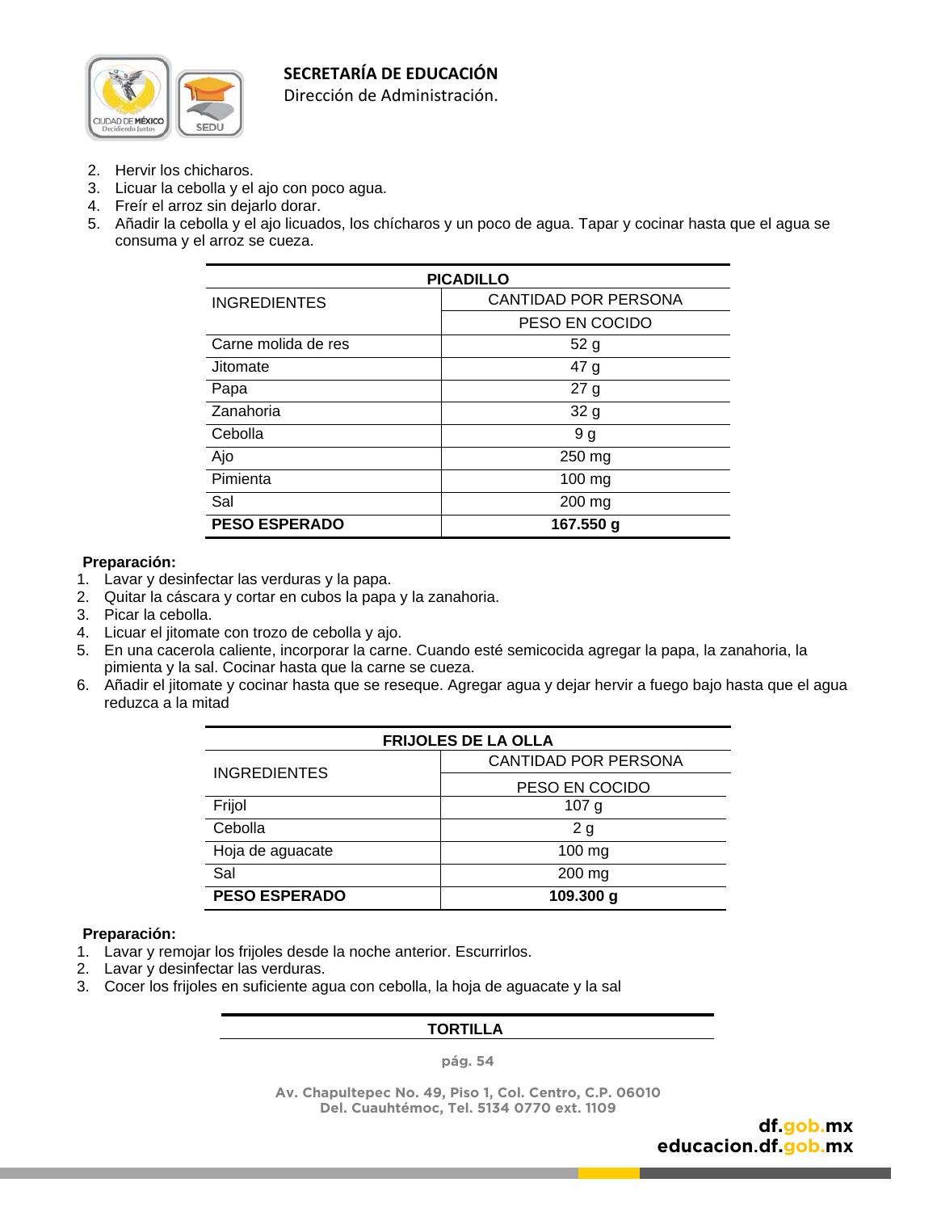2. Hervir los chicharos.
3. Licuar la cebolla y el ajo con poco agua.
4. Freír el arroz sin dejarlo dorar.
5. Añadir la cebolla y el ajo licuados, los chícharos y un poco de agua. Tapar y cocinar hasta que el agua se consuma y el arroz se cueza.

| PICADILLO | |
|---|---|
| INGREDIENTES | CANTIDAD POR PERSONA |
| | PESO EN COCIDO |
| Carne molida de res | 52 g |
| Jitomate | 47 g |
| Papa | 27 g |
| Zanahoria | 32 g |
| Cebolla | 9 g |
| Ajo | 250 mg |
| Pimienta | 100 mg |
| Sal | 200 mg |
| **PESO ESPERADO** | **167.550 g** |

**Preparación:**

1. Lavar y desinfectar las verduras y la papa.
2. Quitar la cáscara y cortar en cubos la papa y la zanahoria.
3. Picar la cebolla.
4. Licuar el jitomate con trozo de cebolla y ajo.
5. En una cacerola caliente, incorporar la carne. Cuando esté semicocida agregar la papa, la zanahoria, la pimienta y la sal. Cocinar hasta que la carne se cueza.
6. Añadir el jitomate y cocinar hasta que se reseque. Agregar agua y dejar hervir a fuego bajo hasta que el agua reduzca a la mitad

| FRIJOLES DE LA OLLA | |
|---|---|
| INGREDIENTES | CANTIDAD POR PERSONA |
| | PESO EN COCIDO |
| Frijol | 107 g |
| Cebolla | 2 g |
| Hoja de aguacate | 100 mg |
| Sal | 200 mg |
| **PESO ESPERADO** | **109.300 g** |

**Preparación:**

1. Lavar y remojar los frijoles desde la noche anterior. Escurrirlos.
2. Lavar y desinfectar las verduras.
3. Cocer los frijoles en suficiente agua con cebolla, la hoja de aguacate y la sal

| TORTILLA |
|---|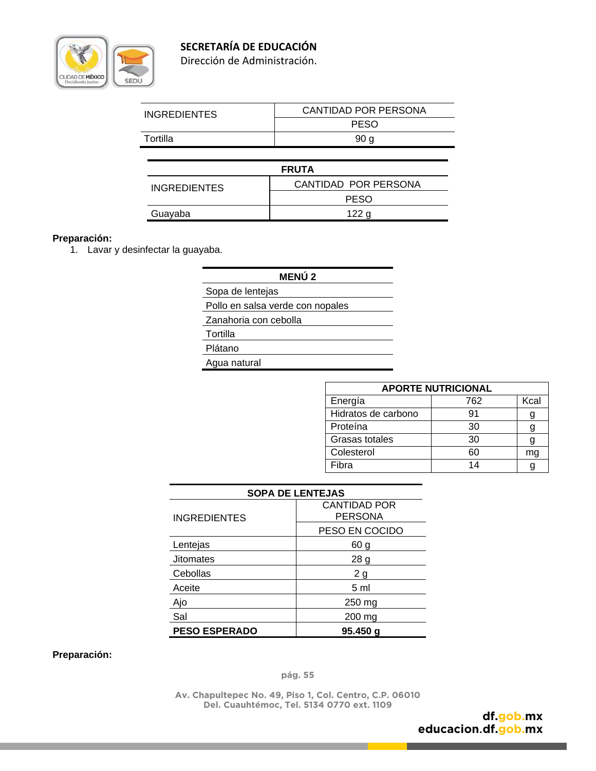| INGREDIENTES | CANTIDAD POR PERSONA |
|---|---|
| | PESO |
| Tortilla | 90 g |

| FRUTA | |
|---|---|
| INGREDIENTES | CANTIDAD POR PERSONA |
| | PESO |
| Guayaba | 122 g |

**Preparación:**

1. Lavar y desinfectar la guayaba.

| MENÚ 2 |
|---|
| Sopa de lentejas |
| Pollo en salsa verde con nopales |
| Zanahoria con cebolla |
| Tortilla |
| Plátano |
| Agua natural |

| APORTE NUTRICIONAL | | |
|---|---|---|
| Energía | 762 | Kcal |
| Hidratos de carbono | 91 | g |
| Proteína | 30 | g |
| Grasas totales | 30 | g |
| Colesterol | 60 | mg |
| Fibra | 14 | g |

| SOPA DE LENTEJAS | |
|---|---|
| INGREDIENTES | CANTIDAD POR PERSONA |
| | PESO EN COCIDO |
| Lentejas | 60 g |
| Jitomates | 28 g |
| Cebollas | 2 g |
| Aceite | 5 ml |
| Ajo | 250 mg |
| Sal | 200 mg |
| **PESO ESPERADO** | **95.450 g** |

**Preparación:**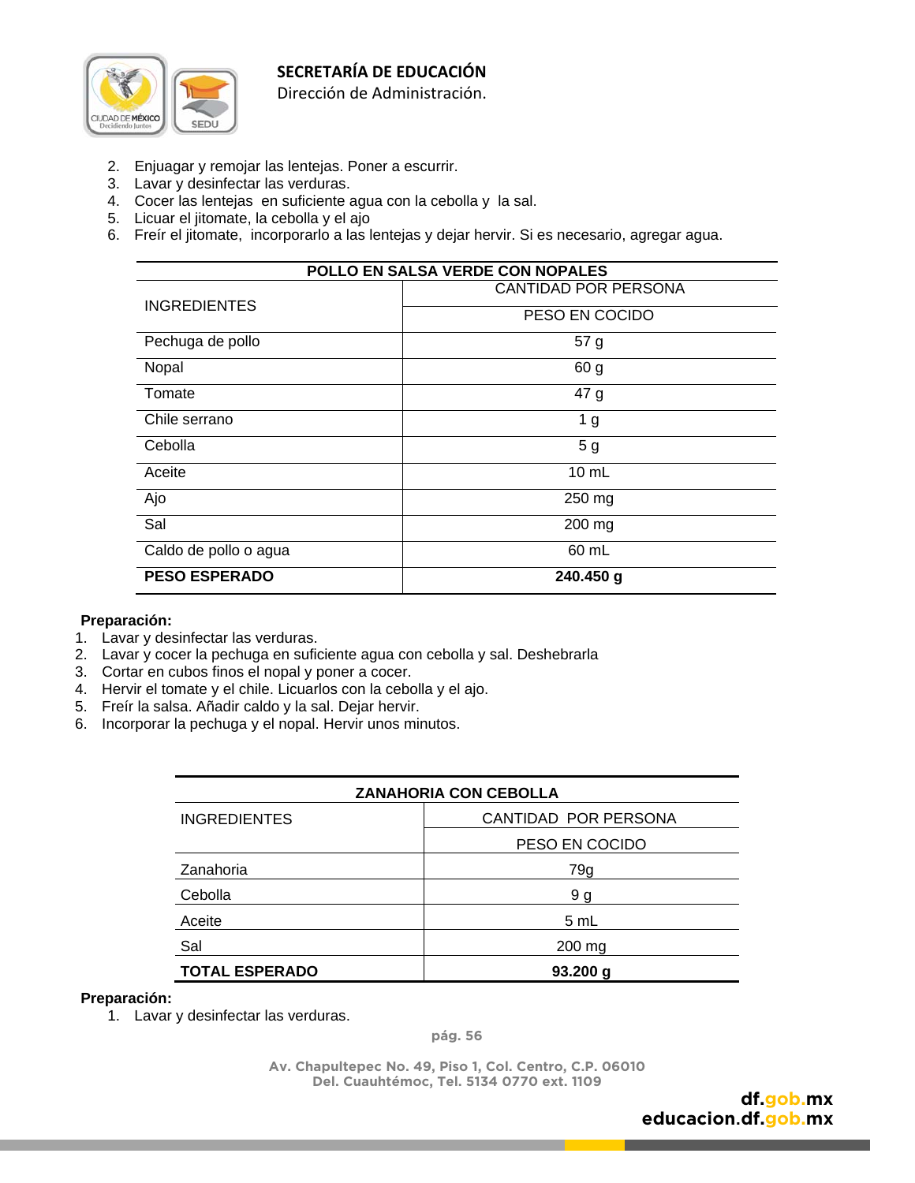2. Enjuagar y remojar las lentejas. Poner a escurrir.
3. Lavar y desinfectar las verduras.
4. Cocer las lentejas en suficiente agua con la cebolla y la sal.
5. Licuar el jitomate, la cebolla y el ajo
6. Freír el jitomate, incorporarlo a las lentejas y dejar hervir. Si es necesario, agregar agua.

| POLLO EN SALSA VERDE CON NOPALES | |
|---|---|
| INGREDIENTES | CANTIDAD POR PERSONA |
| | PESO EN COCIDO |
| Pechuga de pollo | 57 g |
| Nopal | 60 g |
| Tomate | 47 g |
| Chile serrano | 1 g |
| Cebolla | 5 g |
| Aceite | 10 mL |
| Ajo | 250 mg |
| Sal | 200 mg |
| Caldo de pollo o agua | 60 mL |
| **PESO ESPERADO** | **240.450 g** |

**Preparación:**

1. Lavar y desinfectar las verduras.
2. Lavar y cocer la pechuga en suficiente agua con cebolla y sal. Deshebrarla
3. Cortar en cubos finos el nopal y poner a cocer.
4. Hervir el tomate y el chile. Licuarlos con la cebolla y el ajo.
5. Freír la salsa. Añadir caldo y la sal. Dejar hervir.
6. Incorporar la pechuga y el nopal. Hervir unos minutos.

| ZANAHORIA CON CEBOLLA | |
|---|---|
| INGREDIENTES | CANTIDAD POR PERSONA |
| | PESO EN COCIDO |
| Zanahoria | 79g |
| Cebolla | 9 g |
| Aceite | 5 mL |
| Sal | 200 mg |
| **TOTAL ESPERADO** | **93.200 g** |

**Preparación:**

1. Lavar y desinfectar las verduras.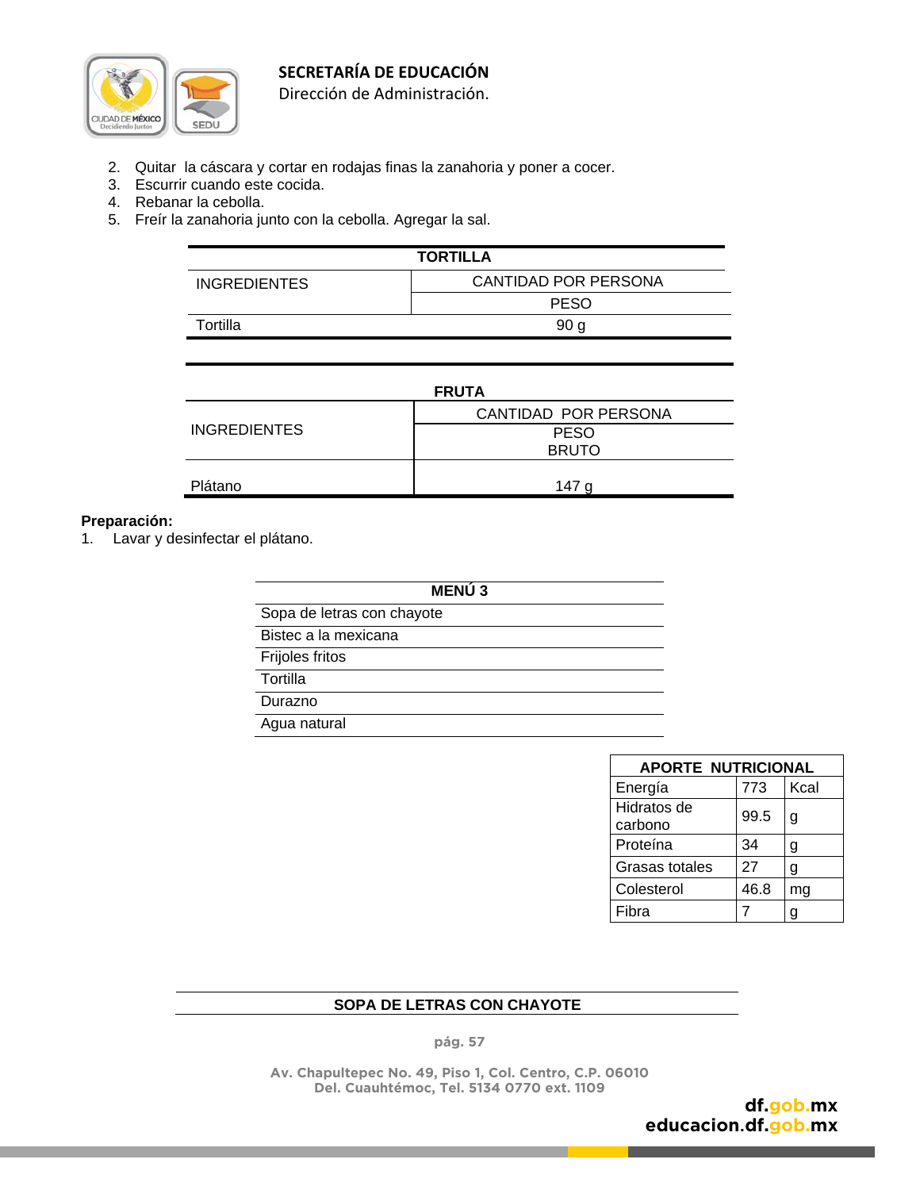2. Quitar la cáscara y cortar en rodajas finas la zanahoria y poner a cocer.
3. Escurrir cuando este cocida.
4. Rebanar la cebolla.
5. Freír la zanahoria junto con la cebolla. Agregar la sal.

| TORTILLA | |
|---|---|
| INGREDIENTES | CANTIDAD POR PERSONA |
| | PESO |
| Tortilla | 90 g |

| FRUTA | |
|---|---|
| INGREDIENTES | CANTIDAD POR PERSONA |
| | PESO BRUTO |
| Plátano | 147 g |

**Preparación:**

1. Lavar y desinfectar el plátano.

| MENÚ 3 |
|---|
| Sopa de letras con chayote |
| Bistec a la mexicana |
| Frijoles fritos |
| Tortilla |
| Durazno |
| Agua natural |

| APORTE NUTRICIONAL | | |
|---|---|---|
| Energía | 773 | Kcal |
| Hidratos de carbono | 99.5 | g |
| Proteína | 34 | g |
| Grasas totales | 27 | g |
| Colesterol | 46.8 | mg |
| Fibra | 7 | g |

**SOPA DE LETRAS CON CHAYOTE**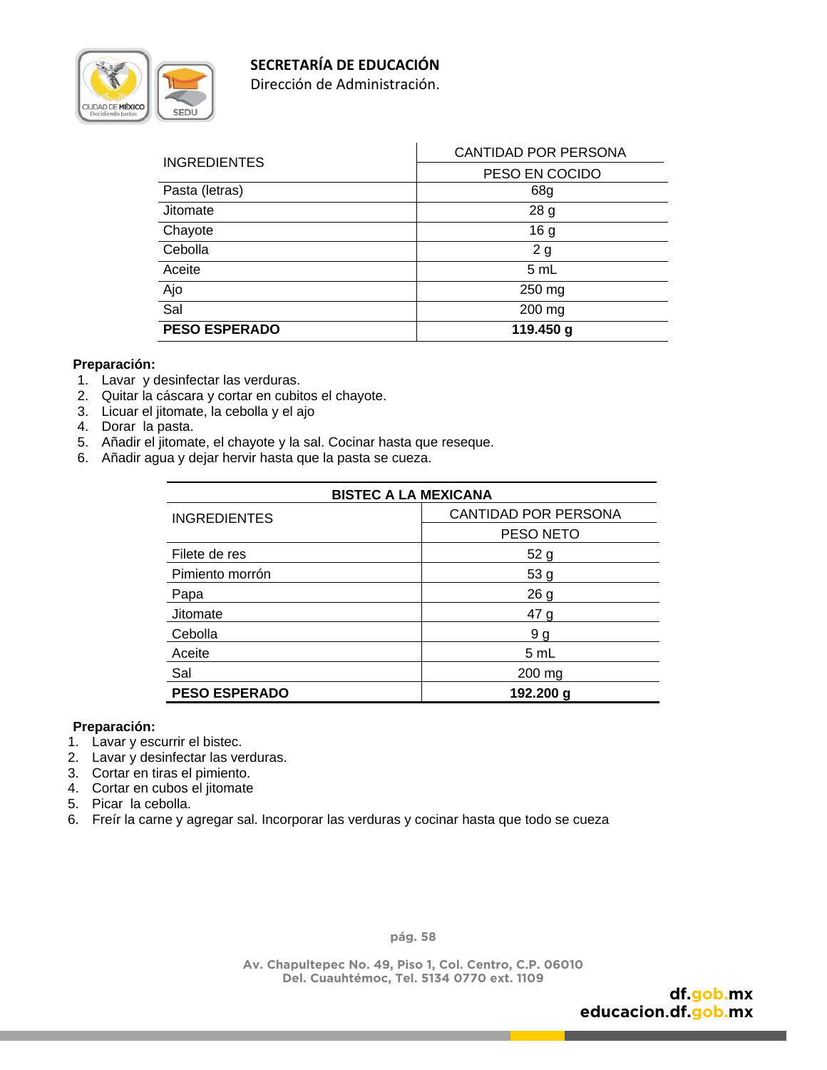| INGREDIENTES | CANTIDAD POR PERSONA |
|---|---|
| | PESO EN COCIDO |
| Pasta (letras) | 68g |
| Jitomate | 28 g |
| Chayote | 16 g |
| Cebolla | 2 g |
| Aceite | 5 mL |
| Ajo | 250 mg |
| Sal | 200 mg |
| **PESO ESPERADO** | **119.450 g** |

**Preparación:**

1. Lavar y desinfectar las verduras.
2. Quitar la cáscara y cortar en cubitos el chayote.
3. Licuar el jitomate, la cebolla y el ajo
4. Dorar la pasta.
5. Añadir el jitomate, el chayote y la sal. Cocinar hasta que reseque.
6. Añadir agua y dejar hervir hasta que la pasta se cueza.

| **BISTEC A LA MEXICANA** | |
|---|---|
| INGREDIENTES | CANTIDAD POR PERSONA |
| | PESO NETO |
| Filete de res | 52 g |
| Pimiento morrón | 53 g |
| Papa | 26 g |
| Jitomate | 47 g |
| Cebolla | 9 g |
| Aceite | 5 mL |
| Sal | 200 mg |
| **PESO ESPERADO** | **192.200 g** |

**Preparación:**

1. Lavar y escurrir el bistec.
2. Lavar y desinfectar las verduras.
3. Cortar en tiras el pimiento.
4. Cortar en cubos el jitomate
5. Picar la cebolla.
6. Freír la carne y agregar sal. Incorporar las verduras y cocinar hasta que todo se cueza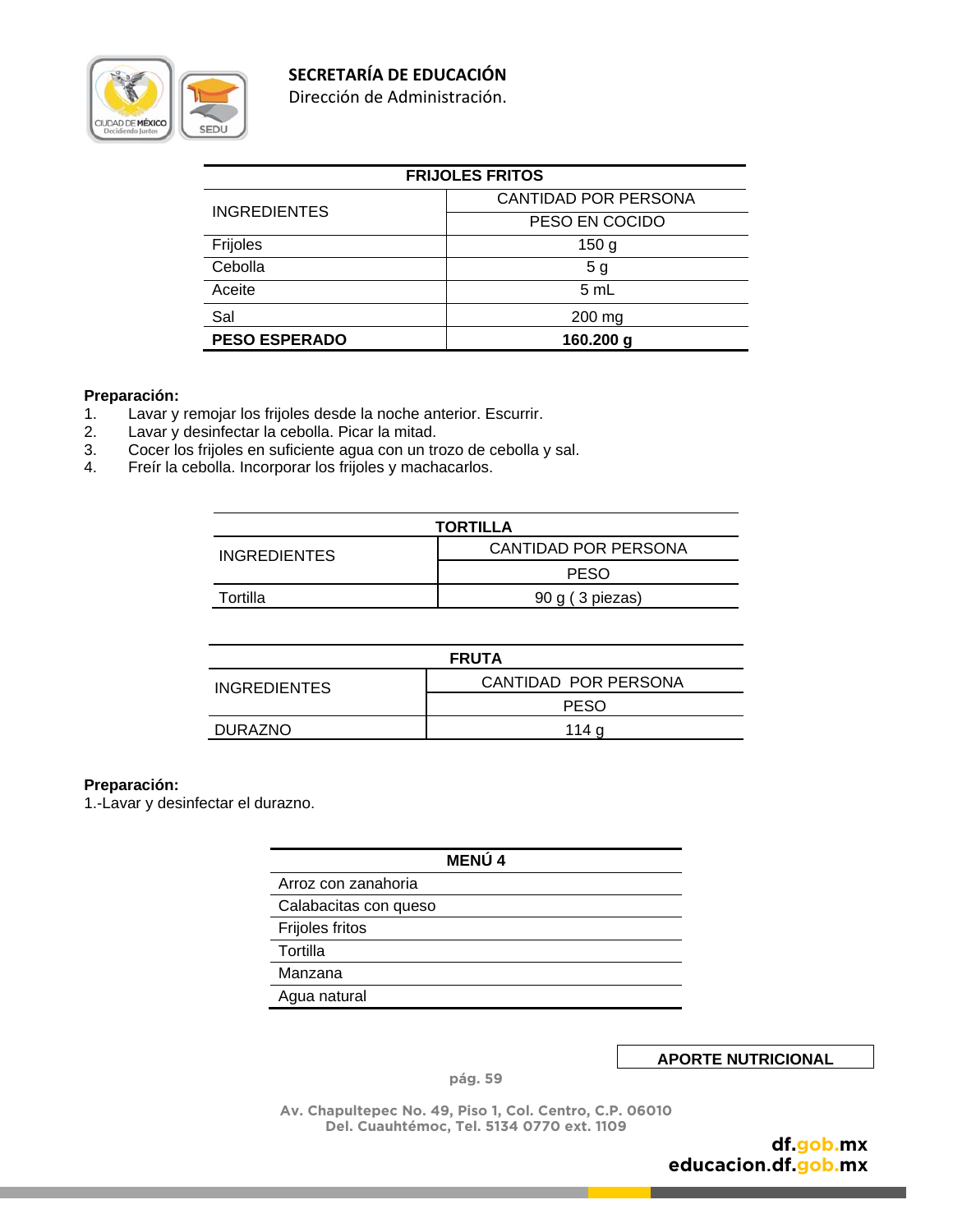| FRIJOLES FRITOS | |
|---|---|
| INGREDIENTES | CANTIDAD POR PERSONA |
| | PESO EN COCIDO |
| Frijoles | 150 g |
| Cebolla | 5 g |
| Aceite | 5 mL |
| Sal | 200 mg |
| **PESO ESPERADO** | **160.200 g** |

**Preparación:**

1. Lavar y remojar los frijoles desde la noche anterior. Escurrir.
2. Lavar y desinfectar la cebolla. Picar la mitad.
3. Cocer los frijoles en suficiente agua con un trozo de cebolla y sal.
4. Freír la cebolla. Incorporar los frijoles y machacarlos.

| TORTILLA | |
|---|---|
| INGREDIENTES | CANTIDAD POR PERSONA |
| | PESO |
| Tortilla | 90 g ( 3 piezas) |

| FRUTA | |
|---|---|
| INGREDIENTES | CANTIDAD POR PERSONA |
| | PESO |
| DURAZNO | 114 g |

**Preparación:**

1.-Lavar y desinfectar el durazno.

| MENÚ 4 |
|---|
| Arroz con zanahoria |
| Calabacitas con queso |
| Frijoles fritos |
| Tortilla |
| Manzana |
| Agua natural |

**APORTE NUTRICIONAL**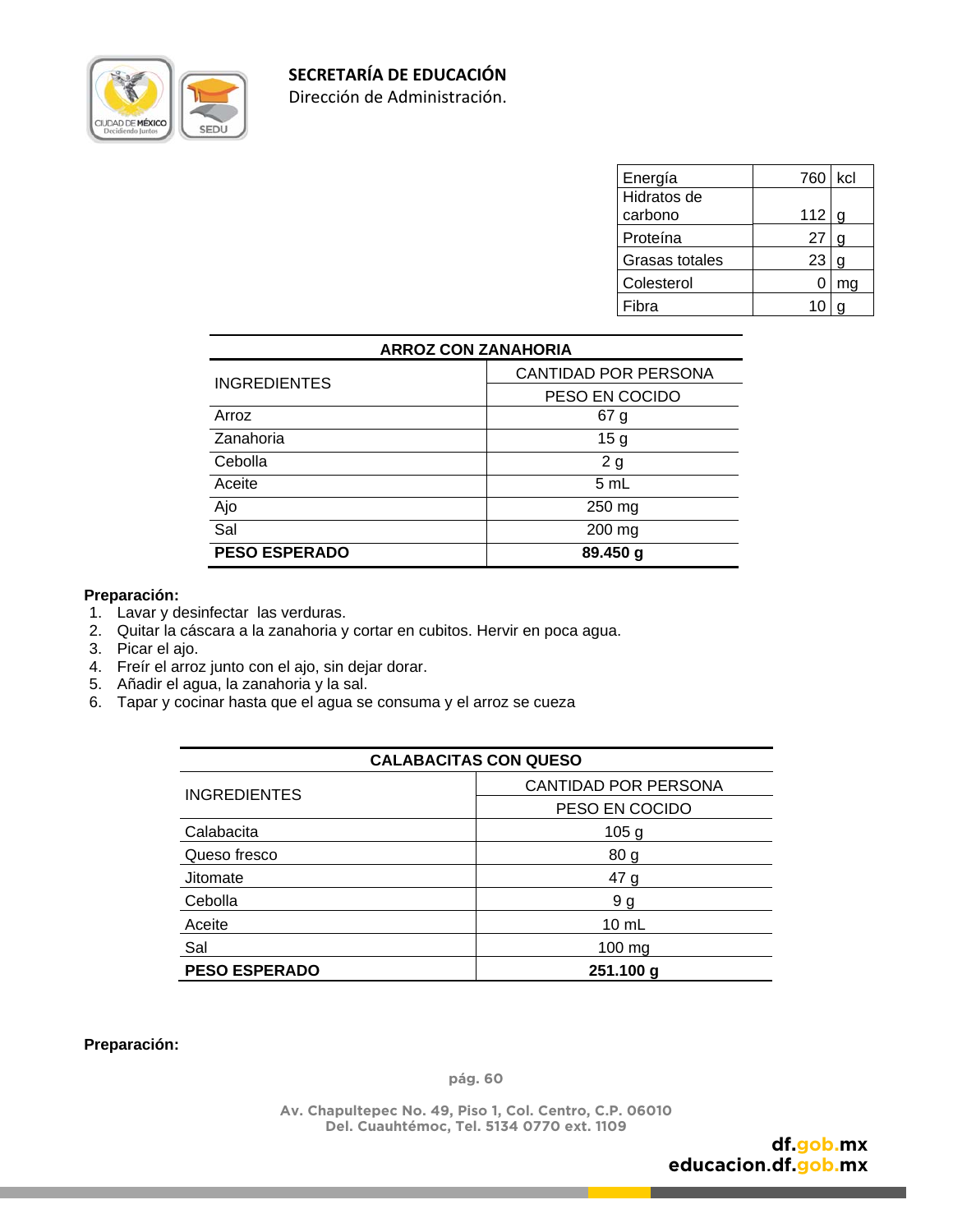| Energía | 760 | kcl |
|---|---|---|
| Hidratos de carbono | 112 | g |
| Proteína | 27 | g |
| Grasas totales | 23 | g |
| Colesterol | 0 | mg |
| Fibra | 10 | g |

**ARROZ CON ZANAHORIA**

| INGREDIENTES | CANTIDAD POR PERSONA PESO EN COCIDO |
|---|---|
| Arroz | 67 g |
| Zanahoria | 15 g |
| Cebolla | 2 g |
| Aceite | 5 mL |
| Ajo | 250 mg |
| Sal | 200 mg |
| **PESO ESPERADO** | **89.450 g** |

**Preparación:**

1. Lavar y desinfectar las verduras.
2. Quitar la cáscara a la zanahoria y cortar en cubitos. Hervir en poca agua.
3. Picar el ajo.
4. Freír el arroz junto con el ajo, sin dejar dorar.
5. Añadir el agua, la zanahoria y la sal.
6. Tapar y cocinar hasta que el agua se consuma y el arroz se cueza

**CALABACITAS CON QUESO**

| INGREDIENTES | CANTIDAD POR PERSONA PESO EN COCIDO |
|---|---|
| Calabacita | 105 g |
| Queso fresco | 80 g |
| Jitomate | 47 g |
| Cebolla | 9 g |
| Aceite | 10 mL |
| Sal | 100 mg |
| **PESO ESPERADO** | **251.100 g** |

**Preparación:**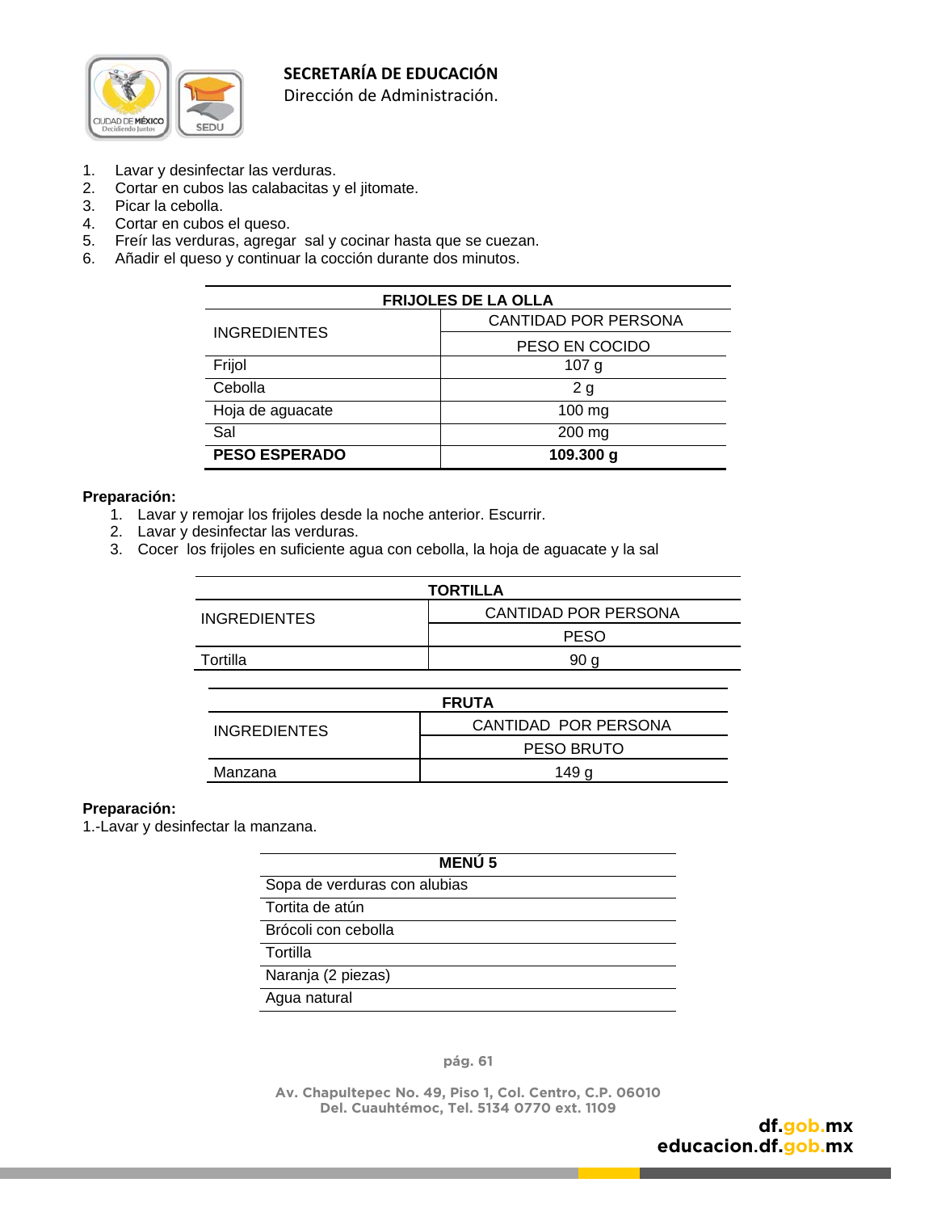1. Lavar y desinfectar las verduras.
2. Cortar en cubos las calabacitas y el jitomate.
3. Picar la cebolla.
4. Cortar en cubos el queso.
5. Freír las verduras, agregar sal y cocinar hasta que se cuezan.
6. Añadir el queso y continuar la cocción durante dos minutos.

| FRIJOLES DE LA OLLA | |
|---|---|
| INGREDIENTES | CANTIDAD POR PERSONA |
| | PESO EN COCIDO |
| Frijol | 107 g |
| Cebolla | 2 g |
| Hoja de aguacate | 100 mg |
| Sal | 200 mg |
| **PESO ESPERADO** | **109.300 g** |

**Preparación:**

1. Lavar y remojar los frijoles desde la noche anterior. Escurrir.
2. Lavar y desinfectar las verduras.
3. Cocer los frijoles en suficiente agua con cebolla, la hoja de aguacate y la sal

| TORTILLA | |
|---|---|
| INGREDIENTES | CANTIDAD POR PERSONA |
| | PESO |
| Tortilla | 90 g |

| FRUTA | |
|---|---|
| INGREDIENTES | CANTIDAD POR PERSONA |
| | PESO BRUTO |
| Manzana | 149 g |

**Preparación:**

1.-Lavar y desinfectar la manzana.

| MENÚ 5 |
|---|
| Sopa de verduras con alubias |
| Tortita de atún |
| Brócoli con cebolla |
| Tortilla |
| Naranja (2 piezas) |
| Agua natural |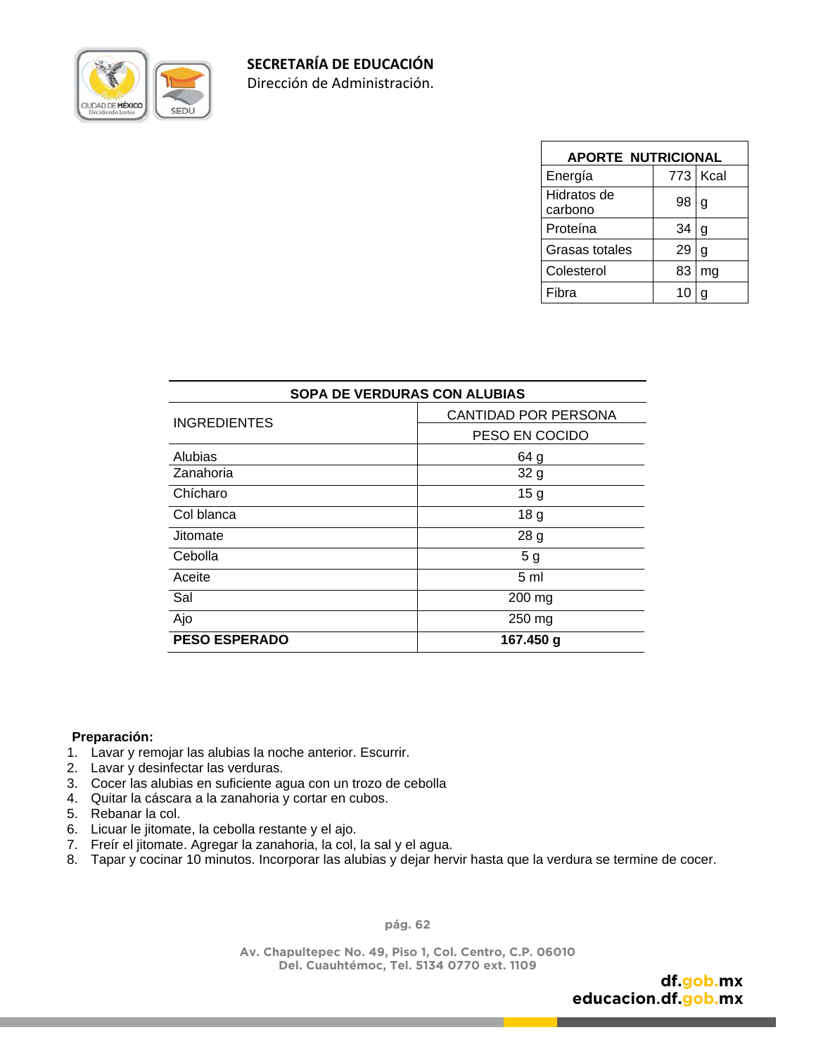| APORTE NUTRICIONAL | | |
|---|---|---|
| Energía | 773 | Kcal |
| Hidratos de carbono | 98 | g |
| Proteína | 34 | g |
| Grasas totales | 29 | g |
| Colesterol | 83 | mg |
| Fibra | 10 | g |

| SOPA DE VERDURAS CON ALUBIAS | |
|---|---|
| INGREDIENTES | CANTIDAD POR PERSONA |
| | PESO EN COCIDO |
| Alubias | 64 g |
| Zanahoria | 32 g |
| Chícharo | 15 g |
| Col blanca | 18 g |
| Jitomate | 28 g |
| Cebolla | 5 g |
| Aceite | 5 ml |
| Sal | 200 mg |
| Ajo | 250 mg |
| **PESO ESPERADO** | **167.450 g** |

**Preparación:**

1. Lavar y remojar las alubias la noche anterior. Escurrir.
2. Lavar y desinfectar las verduras.
3. Cocer las alubias en suficiente agua con un trozo de cebolla
4. Quitar la cáscara a la zanahoria y cortar en cubos.
5. Rebanar la col.
6. Licuar le jitomate, la cebolla restante y el ajo.
7. Freír el jitomate. Agregar la zanahoria, la col, la sal y el agua.
8. Tapar y cocinar 10 minutos. Incorporar las alubias y dejar hervir hasta que la verdura se termine de cocer.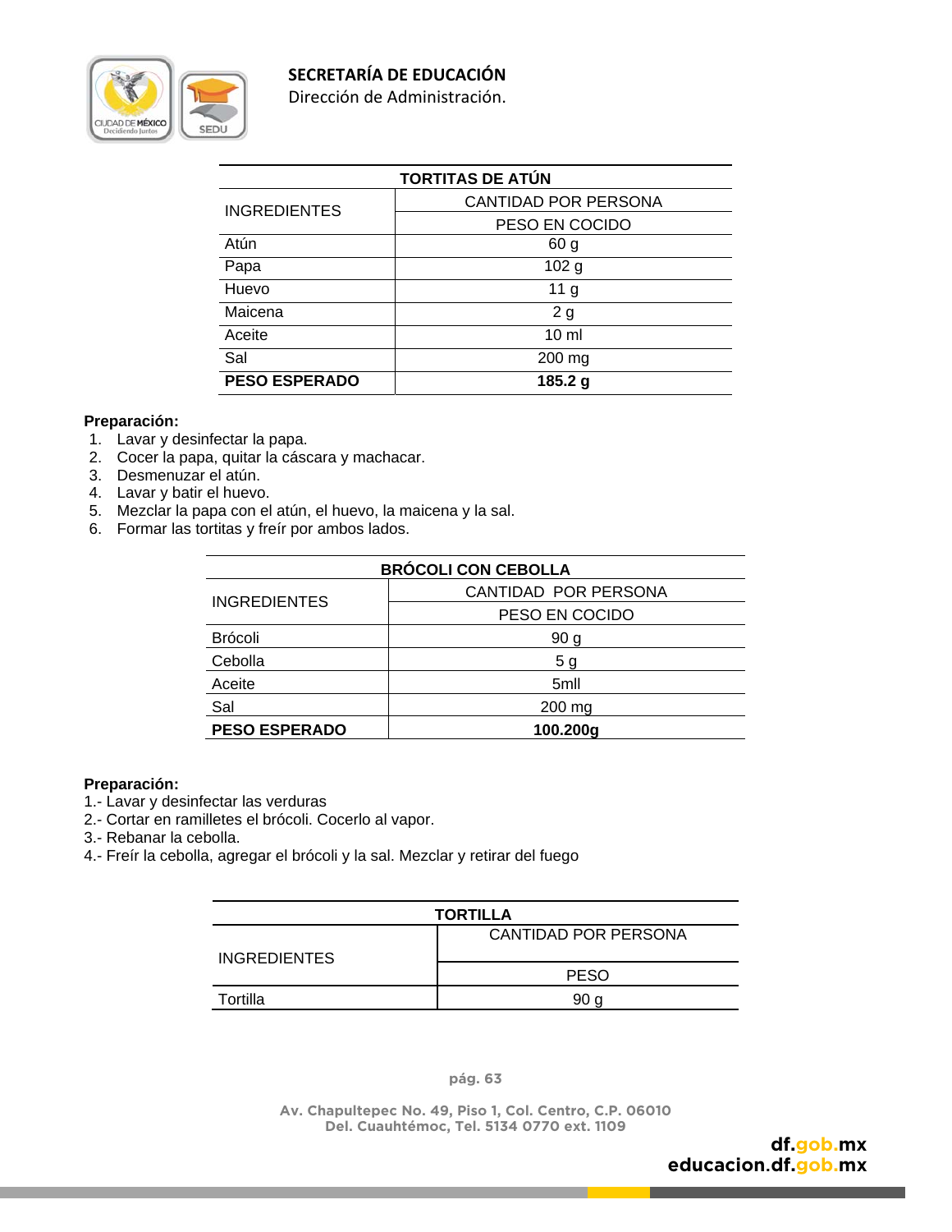| TORTITAS DE ATÚN | |
|---|---|
| INGREDIENTES | CANTIDAD POR PERSONA |
| | PESO EN COCIDO |
| Atún | 60 g |
| Papa | 102 g |
| Huevo | 11 g |
| Maicena | 2 g |
| Aceite | 10 ml |
| Sal | 200 mg |
| **PESO ESPERADO** | **185.2 g** |

**Preparación:**

1. Lavar y desinfectar la papa.
2. Cocer la papa, quitar la cáscara y machacar.
3. Desmenuzar el atún.
4. Lavar y batir el huevo.
5. Mezclar la papa con el atún, el huevo, la maicena y la sal.
6. Formar las tortitas y freír por ambos lados.

| BRÓCOLI CON CEBOLLA | |
|---|---|
| INGREDIENTES | CANTIDAD POR PERSONA |
| | PESO EN COCIDO |
| Brócoli | 90 g |
| Cebolla | 5 g |
| Aceite | 5mll |
| Sal | 200 mg |
| **PESO ESPERADO** | **100.200g** |

**Preparación:**

1.- Lavar y desinfectar las verduras
2.- Cortar en ramilletes el brócoli. Cocerlo al vapor.
3.- Rebanar la cebolla.
4.- Freír la cebolla, agregar el brócoli y la sal. Mezclar y retirar del fuego

| TORTILLA | |
|---|---|
| INGREDIENTES | CANTIDAD POR PERSONA |
| | PESO |
| Tortilla | 90 g |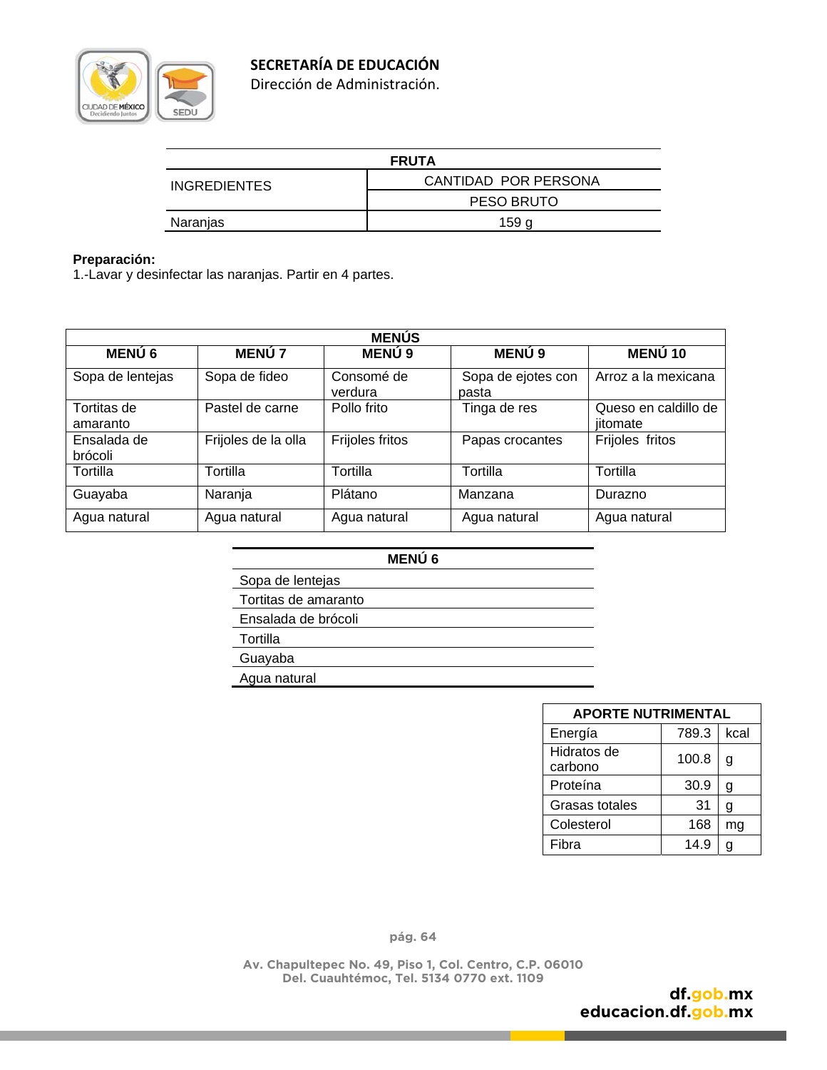| FRUTA | |
|---|---|
| INGREDIENTES | CANTIDAD POR PERSONA |
| | PESO BRUTO |
| Naranjas | 159 g |

**Preparación:**
1.-Lavar y desinfectar las naranjas. Partir en 4 partes.

| MENÚS | | | | |
|---|---|---|---|---|
| **MENÚ 6** | **MENÚ 7** | **MENÚ 9** | **MENÚ 9** | **MENÚ 10** |
| Sopa de lentejas | Sopa de fideo | Consomé de verdura | Sopa de ejotes con pasta | Arroz a la mexicana |
| Tortitas de amaranto | Pastel de carne | Pollo frito | Tinga de res | Queso en caldillo de jitomate |
| Ensalada de brócoli | Frijoles de la olla | Frijoles fritos | Papas crocantes | Frijoles fritos |
| Tortilla | Tortilla | Tortilla | Tortilla | Tortilla |
| Guayaba | Naranja | Plátano | Manzana | Durazno |
| Agua natural | Agua natural | Agua natural | Agua natural | Agua natural |

| MENÚ 6 |
|---|
| Sopa de lentejas |
| Tortitas de amaranto |
| Ensalada de brócoli |
| Tortilla |
| Guayaba |
| Agua natural |

| APORTE NUTRIMENTAL | | |
|---|---|---|
| Energía | 789.3 | kcal |
| Hidratos de carbono | 100.8 | g |
| Proteína | 30.9 | g |
| Grasas totales | 31 | g |
| Colesterol | 168 | mg |
| Fibra | 14.9 | g |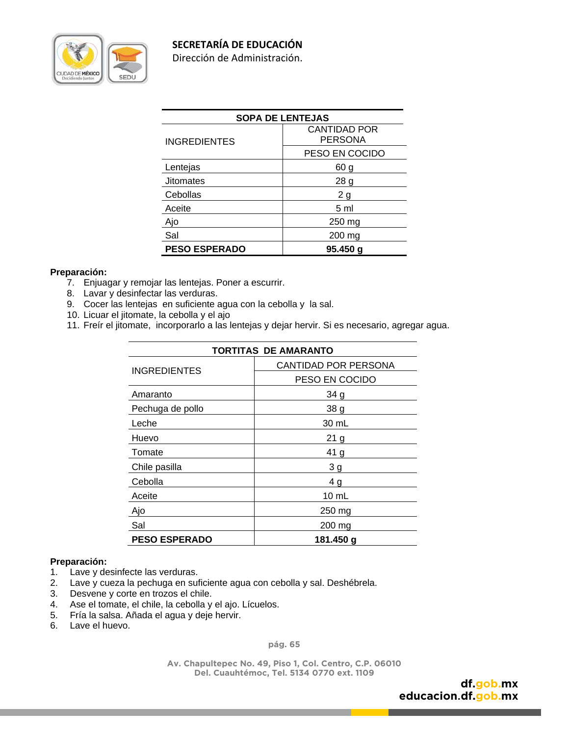| SOPA DE LENTEJAS | |
|---|---|
| INGREDIENTES | CANTIDAD POR PERSONA |
| | PESO EN COCIDO |
| Lentejas | 60 g |
| Jitomates | 28 g |
| Cebollas | 2 g |
| Aceite | 5 ml |
| Ajo | 250 mg |
| Sal | 200 mg |
| **PESO ESPERADO** | **95.450 g** |

**Preparación:**

7. Enjuagar y remojar las lentejas. Poner a escurrir.
8. Lavar y desinfectar las verduras.
9. Cocer las lentejas en suficiente agua con la cebolla y la sal.
10. Licuar el jitomate, la cebolla y el ajo
11. Freír el jitomate, incorporarlo a las lentejas y dejar hervir. Si es necesario, agregar agua.

| TORTITAS DE AMARANTO | |
|---|---|
| INGREDIENTES | CANTIDAD POR PERSONA |
| | PESO EN COCIDO |
| Amaranto | 34 g |
| Pechuga de pollo | 38 g |
| Leche | 30 mL |
| Huevo | 21 g |
| Tomate | 41 g |
| Chile pasilla | 3 g |
| Cebolla | 4 g |
| Aceite | 10 mL |
| Ajo | 250 mg |
| Sal | 200 mg |
| **PESO ESPERADO** | **181.450 g** |

**Preparación:**

1. Lave y desinfecte las verduras.
2. Lave y cueza la pechuga en suficiente agua con cebolla y sal. Deshébrela.
3. Desvene y corte en trozos el chile.
4. Ase el tomate, el chile, la cebolla y el ajo. Lícuelos.
5. Fría la salsa. Añada el agua y deje hervir.
6. Lave el huevo.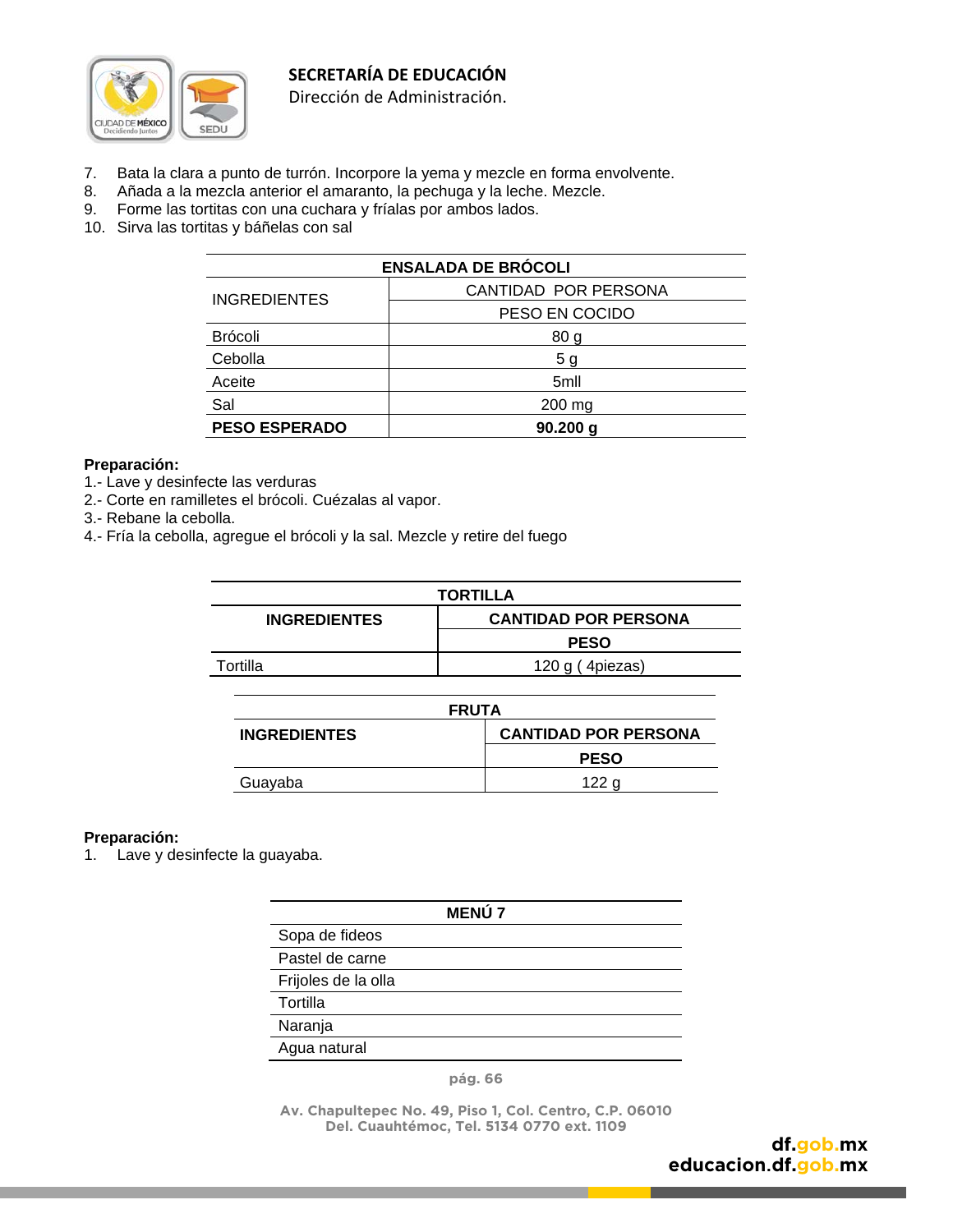7. Bata la clara a punto de turrón. Incorpore la yema y mezcle en forma envolvente.
8. Añada a la mezcla anterior el amaranto, la pechuga y la leche. Mezcle.
9. Forme las tortitas con una cuchara y fríalas por ambos lados.
10. Sirva las tortitas y báñelas con sal

| ENSALADA DE BRÓCOLI | |
|---|---|
| INGREDIENTES | CANTIDAD POR PERSONA |
| | PESO EN COCIDO |
| Brócoli | 80 g |
| Cebolla | 5 g |
| Aceite | 5mll |
| Sal | 200 mg |
| **PESO ESPERADO** | **90.200 g** |

**Preparación:**
1.- Lave y desinfecte las verduras
2.- Corte en ramilletes el brócoli. Cuézalas al vapor.
3.- Rebane la cebolla.
4.- Fría la cebolla, agregue el brócoli y la sal. Mezcle y retire del fuego

| TORTILLA | |
|---|---|
| **INGREDIENTES** | **CANTIDAD POR PERSONA** |
| | **PESO** |
| Tortilla | 120 g ( 4piezas) |

| FRUTA | |
|---|---|
| **INGREDIENTES** | **CANTIDAD POR PERSONA** |
| | **PESO** |
| Guayaba | 122 g |

**Preparación:**
1. Lave y desinfecte la guayaba.

| MENÚ 7 |
|---|
| Sopa de fideos |
| Pastel de carne |
| Frijoles de la olla |
| Tortilla |
| Naranja |
| Agua natural |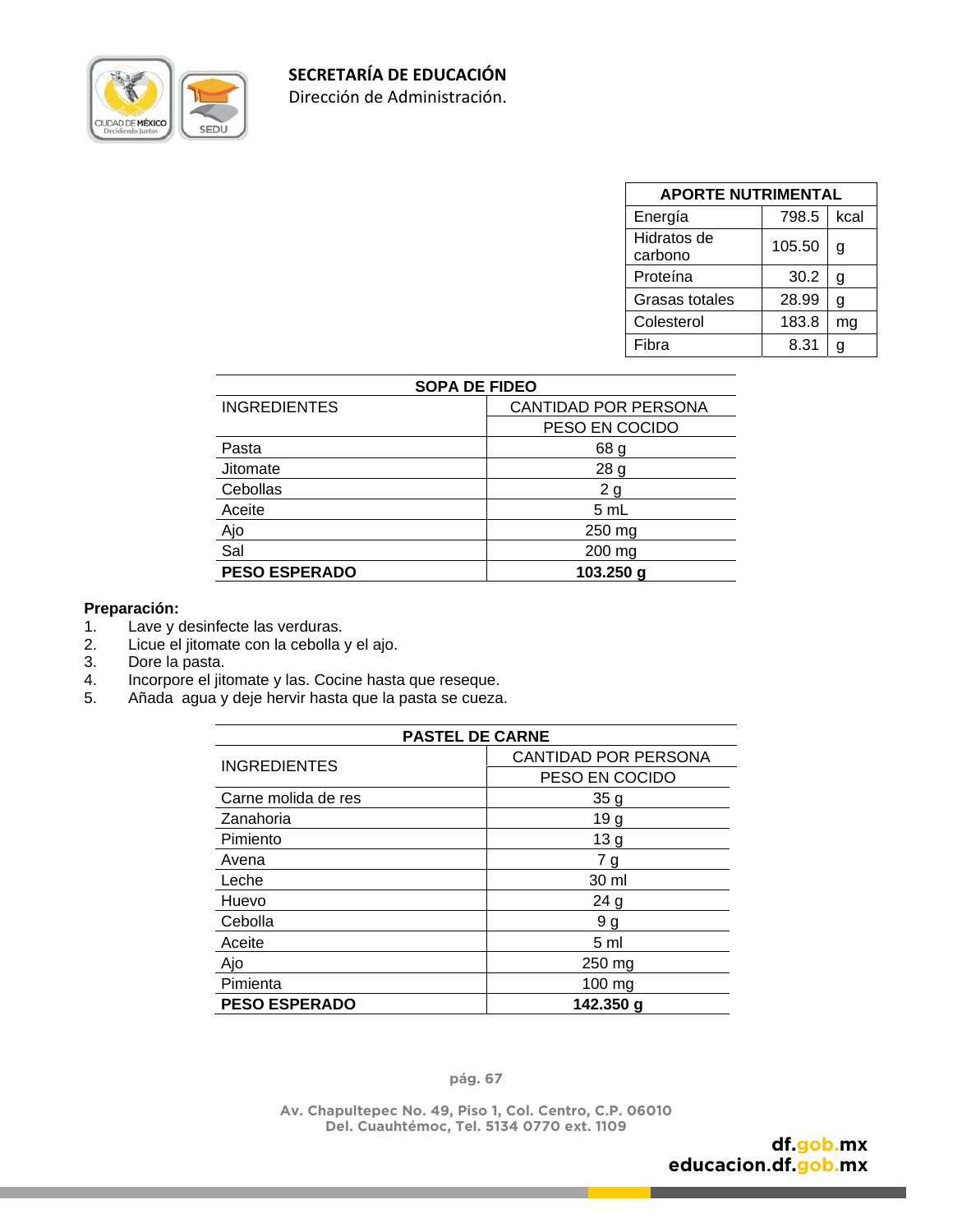| APORTE NUTRIMENTAL | | |
|---|---|---|
| Energía | 798.5 | kcal |
| Hidratos de carbono | 105.50 | g |
| Proteína | 30.2 | g |
| Grasas totales | 28.99 | g |
| Colesterol | 183.8 | mg |
| Fibra | 8.31 | g |

| SOPA DE FIDEO | |
|---|---|
| INGREDIENTES | CANTIDAD POR PERSONA |
| | PESO EN COCIDO |
| Pasta | 68 g |
| Jitomate | 28 g |
| Cebollas | 2 g |
| Aceite | 5 mL |
| Ajo | 250 mg |
| Sal | 200 mg |
| **PESO ESPERADO** | **103.250 g** |

**Preparación:**

1. Lave y desinfecte las verduras.
2. Licue el jitomate con la cebolla y el ajo.
3. Dore la pasta.
4. Incorpore el jitomate y las. Cocine hasta que reseque.
5. Añada agua y deje hervir hasta que la pasta se cueza.

| PASTEL DE CARNE | |
|---|---|
| INGREDIENTES | CANTIDAD POR PERSONA |
| | PESO EN COCIDO |
| Carne molida de res | 35 g |
| Zanahoria | 19 g |
| Pimiento | 13 g |
| Avena | 7 g |
| Leche | 30 ml |
| Huevo | 24 g |
| Cebolla | 9 g |
| Aceite | 5 ml |
| Ajo | 250 mg |
| Pimienta | 100 mg |
| **PESO ESPERADO** | **142.350 g** |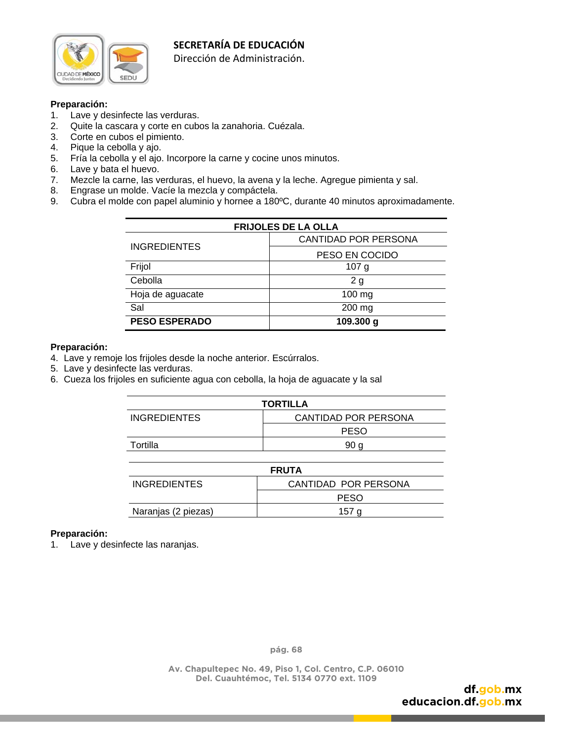**Preparación:**

1. Lave y desinfecte las verduras.
2. Quite la cascara y corte en cubos la zanahoria. Cuézala.
3. Corte en cubos el pimiento.
4. Pique la cebolla y ajo.
5. Fría la cebolla y el ajo. Incorpore la carne y cocine unos minutos.
6. Lave y bata el huevo.
7. Mezcle la carne, las verduras, el huevo, la avena y la leche. Agregue pimienta y sal.
8. Engrase un molde. Vacíe la mezcla y compáctela.
9. Cubra el molde con papel aluminio y hornee a 180ºC, durante 40 minutos aproximadamente.

| FRIJOLES DE LA OLLA | |
|---|---|
| INGREDIENTES | CANTIDAD POR PERSONA |
| | PESO EN COCIDO |
| Frijol | 107 g |
| Cebolla | 2 g |
| Hoja de aguacate | 100 mg |
| Sal | 200 mg |
| **PESO ESPERADO** | **109.300 g** |

**Preparación:**

4. Lave y remoje los frijoles desde la noche anterior. Escúrralos.
5. Lave y desinfecte las verduras.
6. Cueza los frijoles en suficiente agua con cebolla, la hoja de aguacate y la sal

| TORTILLA | |
|---|---|
| INGREDIENTES | CANTIDAD POR PERSONA |
| | PESO |
| Tortilla | 90 g |

| FRUTA | |
|---|---|
| INGREDIENTES | CANTIDAD POR PERSONA |
| | PESO |
| Naranjas (2 piezas) | 157 g |

**Preparación:**

1. Lave y desinfecte las naranjas.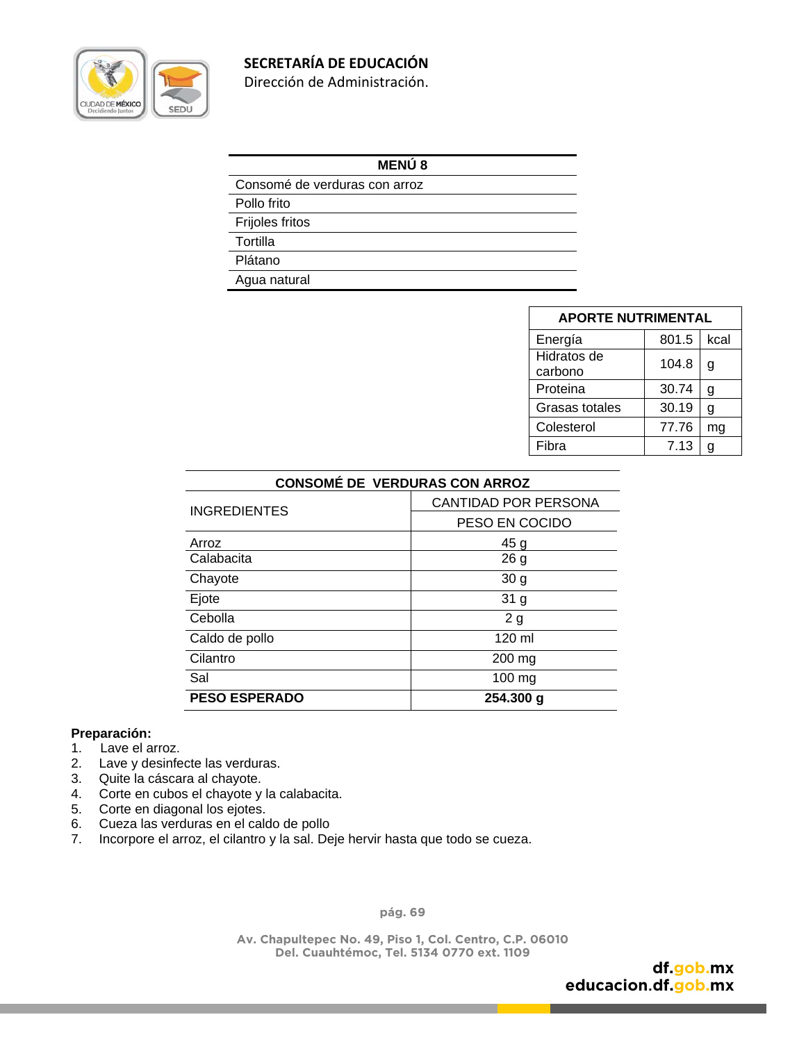| MENÚ 8 |
|---|
| Consomé de verduras con arroz |
| Pollo frito |
| Frijoles fritos |
| Tortilla |
| Plátano |
| Agua natural |

| APORTE NUTRIMENTAL | | |
|---|---|---|
| Energía | 801.5 | kcal |
| Hidratos de carbono | 104.8 | g |
| Proteina | 30.74 | g |
| Grasas totales | 30.19 | g |
| Colesterol | 77.76 | mg |
| Fibra | 7.13 | g |

| CONSOMÉ DE VERDURAS CON ARROZ | |
|---|---|
| INGREDIENTES | CANTIDAD POR PERSONA |
| | PESO EN COCIDO |
| Arroz | 45 g |
| Calabacita | 26 g |
| Chayote | 30 g |
| Ejote | 31 g |
| Cebolla | 2 g |
| Caldo de pollo | 120 ml |
| Cilantro | 200 mg |
| Sal | 100 mg |
| **PESO ESPERADO** | **254.300 g** |

**Preparación:**

1. Lave el arroz.
2. Lave y desinfecte las verduras.
3. Quite la cáscara al chayote.
4. Corte en cubos el chayote y la calabacita.
5. Corte en diagonal los ejotes.
6. Cueza las verduras en el caldo de pollo
7. Incorpore el arroz, el cilantro y la sal. Deje hervir hasta que todo se cueza.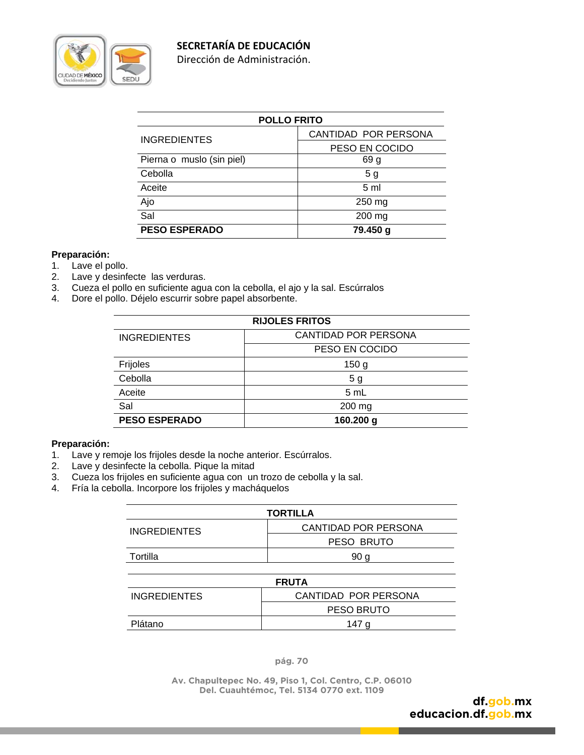| POLLO FRITO | |
|---|---|
| INGREDIENTES | CANTIDAD POR PERSONA |
| | PESO EN COCIDO |
| Pierna o muslo (sin piel) | 69 g |
| Cebolla | 5 g |
| Aceite | 5 ml |
| Ajo | 250 mg |
| Sal | 200 mg |
| **PESO ESPERADO** | **79.450 g** |

**Preparación:**

1. Lave el pollo.
2. Lave y desinfecte las verduras.
3. Cueza el pollo en suficiente agua con la cebolla, el ajo y la sal. Escúrralos
4. Dore el pollo. Déjelo escurrir sobre papel absorbente.

| RIJOLES FRITOS | |
|---|---|
| INGREDIENTES | CANTIDAD POR PERSONA |
| | PESO EN COCIDO |
| Frijoles | 150 g |
| Cebolla | 5 g |
| Aceite | 5 mL |
| Sal | 200 mg |
| **PESO ESPERADO** | **160.200 g** |

**Preparación:**

1. Lave y remoje los frijoles desde la noche anterior. Escúrralos.
2. Lave y desinfecte la cebolla. Pique la mitad
3. Cueza los frijoles en suficiente agua con un trozo de cebolla y la sal.
4. Fría la cebolla. Incorpore los frijoles y macháquelos

| TORTILLA | |
|---|---|
| INGREDIENTES | CANTIDAD POR PERSONA |
| | PESO BRUTO |
| Tortilla | 90 g |

| FRUTA | |
|---|---|
| INGREDIENTES | CANTIDAD POR PERSONA |
| | PESO BRUTO |
| Plátano | 147 g |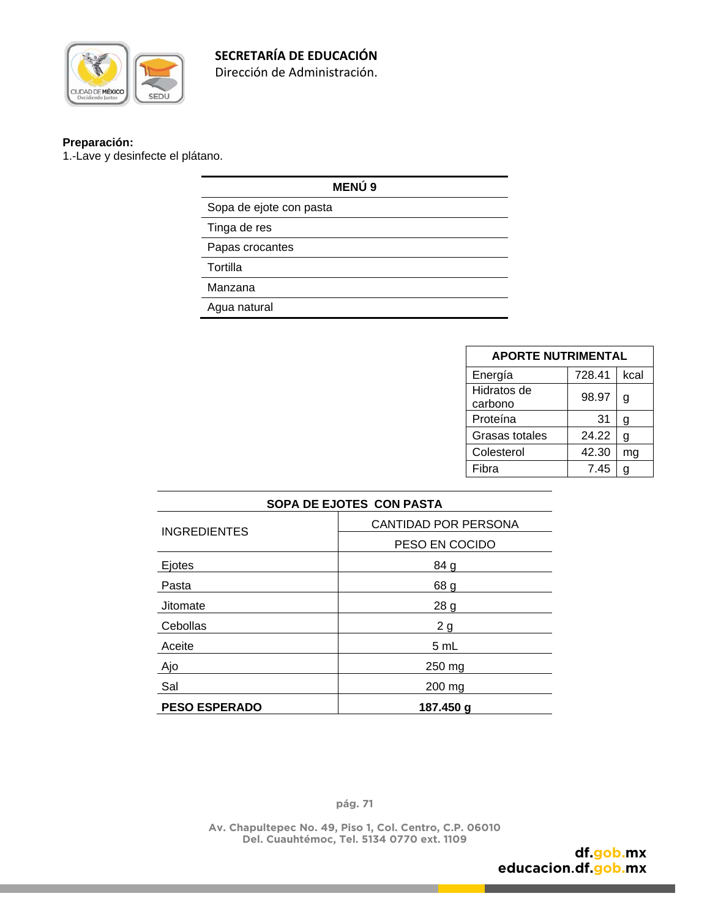**Preparación:**
1.-Lave y desinfecte el plátano.

| MENÚ 9 |
|---|
| Sopa de ejote con pasta |
| Tinga de res |
| Papas crocantes |
| Tortilla |
| Manzana |
| Agua natural |

| APORTE NUTRIMENTAL | | |
|---|---|---|
| Energía | 728.41 | kcal |
| Hidratos de carbono | 98.97 | g |
| Proteína | 31 | g |
| Grasas totales | 24.22 | g |
| Colesterol | 42.30 | mg |
| Fibra | 7.45 | g |

| SOPA DE EJOTES CON PASTA | |
|---|---|
| INGREDIENTES | CANTIDAD POR PERSONA |
| | PESO EN COCIDO |
| Ejotes | 84 g |
| Pasta | 68 g |
| Jitomate | 28 g |
| Cebollas | 2 g |
| Aceite | 5 mL |
| Ajo | 250 mg |
| Sal | 200 mg |
| **PESO ESPERADO** | **187.450 g** |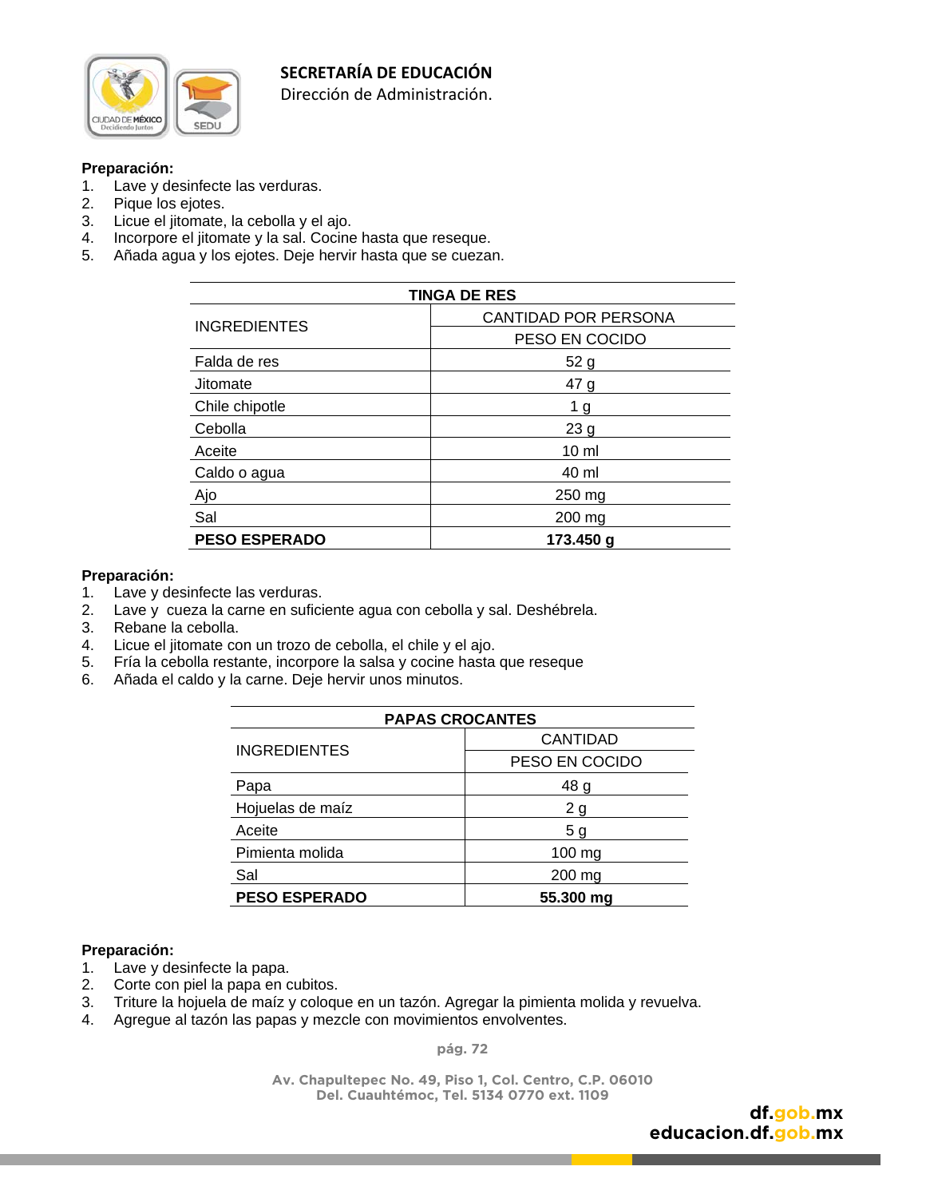**Preparación:**

1. Lave y desinfecte las verduras.
2. Pique los ejotes.
3. Licue el jitomate, la cebolla y el ajo.
4. Incorpore el jitomate y la sal. Cocine hasta que reseque.
5. Añada agua y los ejotes. Deje hervir hasta que se cuezan.

| TINGA DE RES | |
|---|---|
| INGREDIENTES | CANTIDAD POR PERSONA |
| | PESO EN COCIDO |
| Falda de res | 52 g |
| Jitomate | 47 g |
| Chile chipotle | 1 g |
| Cebolla | 23 g |
| Aceite | 10 ml |
| Caldo o agua | 40 ml |
| Ajo | 250 mg |
| Sal | 200 mg |
| **PESO ESPERADO** | **173.450 g** |

**Preparación:**

1. Lave y desinfecte las verduras.
2. Lave y cueza la carne en suficiente agua con cebolla y sal. Deshébrela.
3. Rebane la cebolla.
4. Licue el jitomate con un trozo de cebolla, el chile y el ajo.
5. Fría la cebolla restante, incorpore la salsa y cocine hasta que reseque
6. Añada el caldo y la carne. Deje hervir unos minutos.

| PAPAS CROCANTES | |
|---|---|
| INGREDIENTES | CANTIDAD |
| | PESO EN COCIDO |
| Papa | 48 g |
| Hojuelas de maíz | 2 g |
| Aceite | 5 g |
| Pimienta molida | 100 mg |
| Sal | 200 mg |
| **PESO ESPERADO** | **55.300 mg** |

**Preparación:**

1. Lave y desinfecte la papa.
2. Corte con piel la papa en cubitos.
3. Triture la hojuela de maíz y coloque en un tazón. Agregar la pimienta molida y revuelva.
4. Agregue al tazón las papas y mezcle con movimientos envolventes.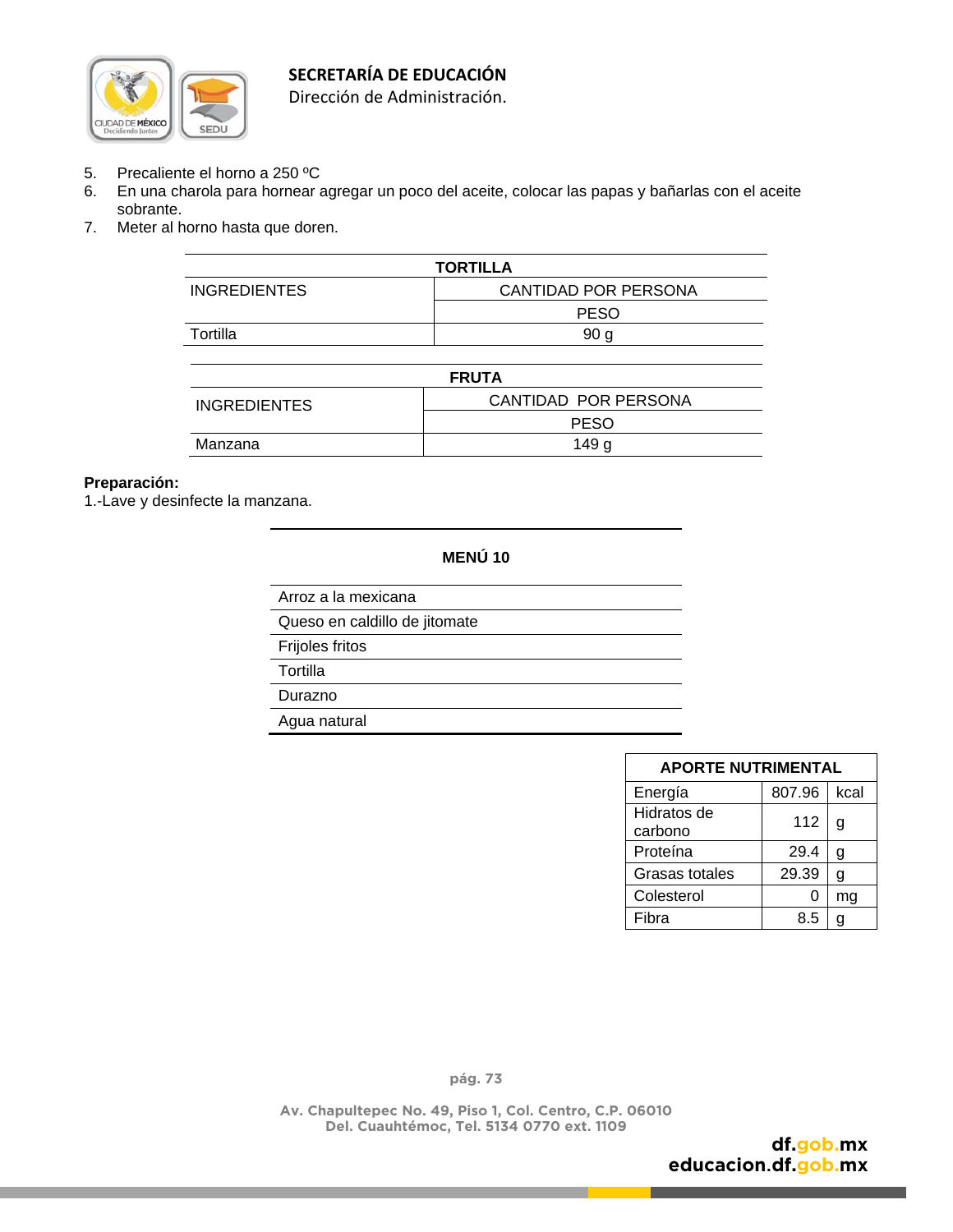5. Precaliente el horno a 250 ºC
6. En una charola para hornear agregar un poco del aceite, colocar las papas y bañarlas con el aceite sobrante.
7. Meter al horno hasta que doren.

| TORTILLA | |
|---|---|
| INGREDIENTES | CANTIDAD POR PERSONA |
| | PESO |
| Tortilla | 90 g |

| FRUTA | |
|---|---|
| INGREDIENTES | CANTIDAD POR PERSONA |
| | PESO |
| Manzana | 149 g |

**Preparación:**
1.-Lave y desinfecte la manzana.

| MENÚ 10 |
|---|
| Arroz a la mexicana |
| Queso en caldillo de jitomate |
| Frijoles fritos |
| Tortilla |
| Durazno |
| Agua natural |

| APORTE NUTRIMENTAL | | |
|---|---|---|
| Energía | 807.96 | kcal |
| Hidratos de carbono | 112 | g |
| Proteína | 29.4 | g |
| Grasas totales | 29.39 | g |
| Colesterol | 0 | mg |
| Fibra | 8.5 | g |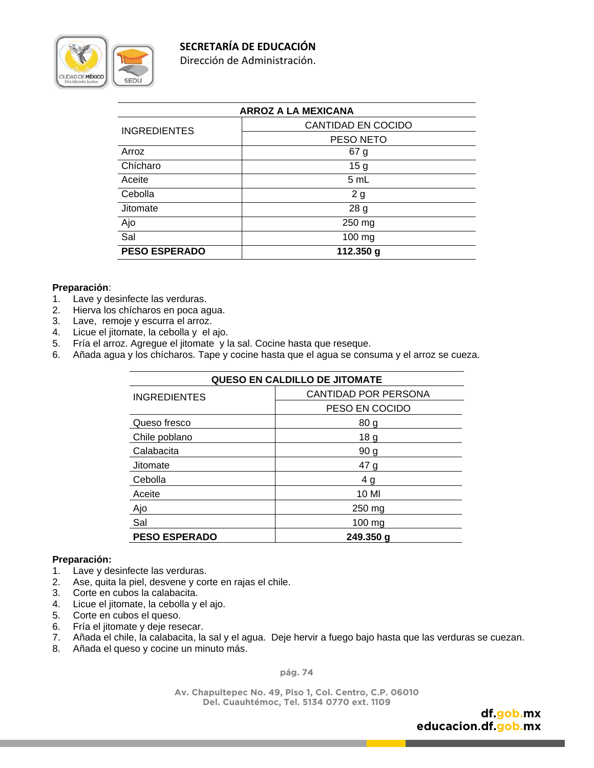| ARROZ A LA MEXICANA | |
|---|---|
| INGREDIENTES | CANTIDAD EN COCIDO |
| | PESO NETO |
| Arroz | 67 g |
| Chícharo | 15 g |
| Aceite | 5 mL |
| Cebolla | 2 g |
| Jitomate | 28 g |
| Ajo | 250 mg |
| Sal | 100 mg |
| **PESO ESPERADO** | **112.350 g** |

**Preparación**:

1. Lave y desinfecte las verduras.
2. Hierva los chícharos en poca agua.
3. Lave, remoje y escurra el arroz.
4. Licue el jitomate, la cebolla y el ajo.
5. Fría el arroz. Agregue el jitomate y la sal. Cocine hasta que reseque.
6. Añada agua y los chícharos. Tape y cocine hasta que el agua se consuma y el arroz se cueza.

| QUESO EN CALDILLO DE JITOMATE | |
|---|---|
| INGREDIENTES | CANTIDAD POR PERSONA |
| | PESO EN COCIDO |
| Queso fresco | 80 g |
| Chile poblano | 18 g |
| Calabacita | 90 g |
| Jitomate | 47 g |
| Cebolla | 4 g |
| Aceite | 10 Ml |
| Ajo | 250 mg |
| Sal | 100 mg |
| **PESO ESPERADO** | **249.350 g** |

**Preparación:**

1. Lave y desinfecte las verduras.
2. Ase, quita la piel, desvene y corte en rajas el chile.
3. Corte en cubos la calabacita.
4. Licue el jitomate, la cebolla y el ajo.
5. Corte en cubos el queso.
6. Fría el jitomate y deje resecar.
7. Añada el chile, la calabacita, la sal y el agua. Deje hervir a fuego bajo hasta que las verduras se cuezan.
8. Añada el queso y cocine un minuto más.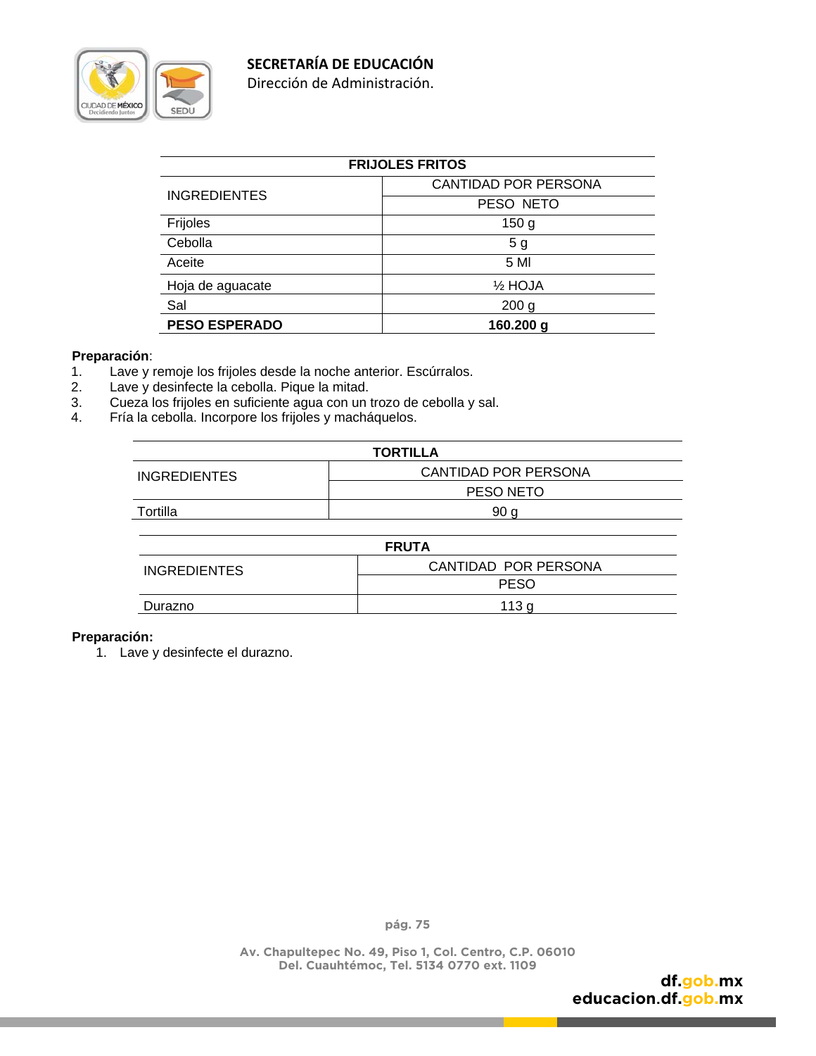| FRIJOLES FRITOS | |
|---|---|
| INGREDIENTES | CANTIDAD POR PERSONA |
| | PESO NETO |
| Frijoles | 150 g |
| Cebolla | 5 g |
| Aceite | 5 Ml |
| Hoja de aguacate | ½ HOJA |
| Sal | 200 g |
| **PESO ESPERADO** | **160.200 g** |

**Preparación**:

1. Lave y remoje los frijoles desde la noche anterior. Escúrralos.
2. Lave y desinfecte la cebolla. Pique la mitad.
3. Cueza los frijoles en suficiente agua con un trozo de cebolla y sal.
4. Fría la cebolla. Incorpore los frijoles y macháquelos.

| TORTILLA | |
|---|---|
| INGREDIENTES | CANTIDAD POR PERSONA |
| | PESO NETO |
| Tortilla | 90 g |

| FRUTA | |
|---|---|
| INGREDIENTES | CANTIDAD POR PERSONA |
| | PESO |
| Durazno | 113 g |

**Preparación:**

1. Lave y desinfecte el durazno.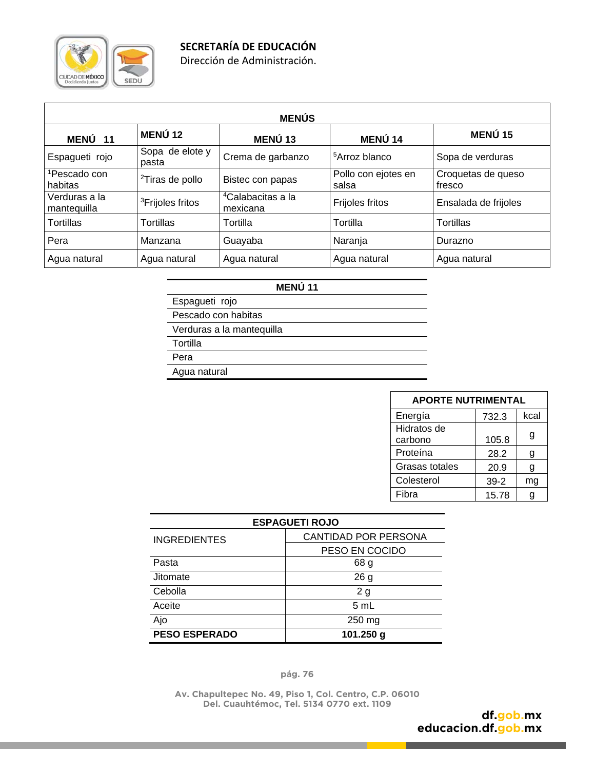| MENÚS | | | | |
|---|---|---|---|---|
| **MENÚ 11** | **MENÚ 12** | **MENÚ 13** | **MENÚ 14** | **MENÚ 15** |
| Espagueti rojo | Sopa de elote y pasta | Crema de garbanzo | [5]Arroz blanco | Sopa de verduras |
| [1]Pescado con habitas | [2]Tiras de pollo | Bistec con papas | Pollo con ejotes en salsa | Croquetas de queso fresco |
| Verduras a la mantequilla | [3]Frijoles fritos | [4]Calabacitas a la mexicana | Frijoles fritos | Ensalada de frijoles |
| Tortillas | Tortillas | Tortilla | Tortilla | Tortillas |
| Pera | Manzana | Guayaba | Naranja | Durazno |
| Agua natural | Agua natural | Agua natural | Agua natural | Agua natural |

| MENÚ 11 |
|---|
| Espagueti rojo |
| Pescado con habitas |
| Verduras a la mantequilla |
| Tortilla |
| Pera |
| Agua natural |

| APORTE NUTRIMENTAL | | |
|---|---|---|
| Energía | 732.3 | kcal |
| Hidratos de carbono | 105.8 | g |
| Proteína | 28.2 | g |
| Grasas totales | 20.9 | g |
| Colesterol | 39-2 | mg |
| Fibra | 15.78 | g |

| ESPAGUETI ROJO | |
|---|---|
| INGREDIENTES | CANTIDAD POR PERSONA |
| | PESO EN COCIDO |
| Pasta | 68 g |
| Jitomate | 26 g |
| Cebolla | 2 g |
| Aceite | 5 mL |
| Ajo | 250 mg |
| **PESO ESPERADO** | **101.250 g** |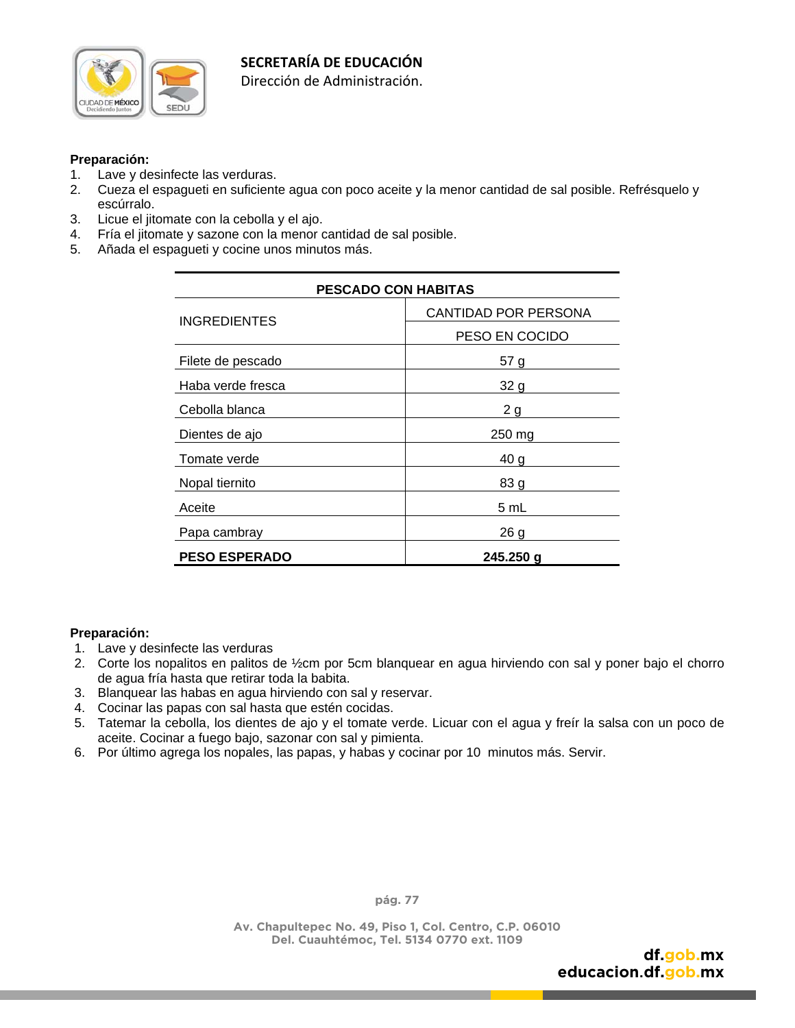**Preparación:**

1. Lave y desinfecte las verduras.
2. Cueza el espagueti en suficiente agua con poco aceite y la menor cantidad de sal posible. Refrésquelo y escúrralo.
3. Licue el jitomate con la cebolla y el ajo.
4. Fría el jitomate y sazone con la menor cantidad de sal posible.
5. Añada el espagueti y cocine unos minutos más.

| PESCADO CON HABITAS | |
|---|---|
| INGREDIENTES | CANTIDAD POR PERSONA |
| | PESO EN COCIDO |
| Filete de pescado | 57 g |
| Haba verde fresca | 32 g |
| Cebolla blanca | 2 g |
| Dientes de ajo | 250 mg |
| Tomate verde | 40 g |
| Nopal tiernito | 83 g |
| Aceite | 5 mL |
| Papa cambray | 26 g |
| **PESO ESPERADO** | **245.250 g** |

**Preparación:**

1. Lave y desinfecte las verduras
2. Corte los nopalitos en palitos de ½cm por 5cm blanquear en agua hirviendo con sal y poner bajo el chorro de agua fría hasta que retirar toda la babita.
3. Blanquear las habas en agua hirviendo con sal y reservar.
4. Cocinar las papas con sal hasta que estén cocidas.
5. Tatemar la cebolla, los dientes de ajo y el tomate verde. Licuar con el agua y freír la salsa con un poco de aceite. Cocinar a fuego bajo, sazonar con sal y pimienta.
6. Por último agrega los nopales, las papas, y habas y cocinar por 10 minutos más. Servir.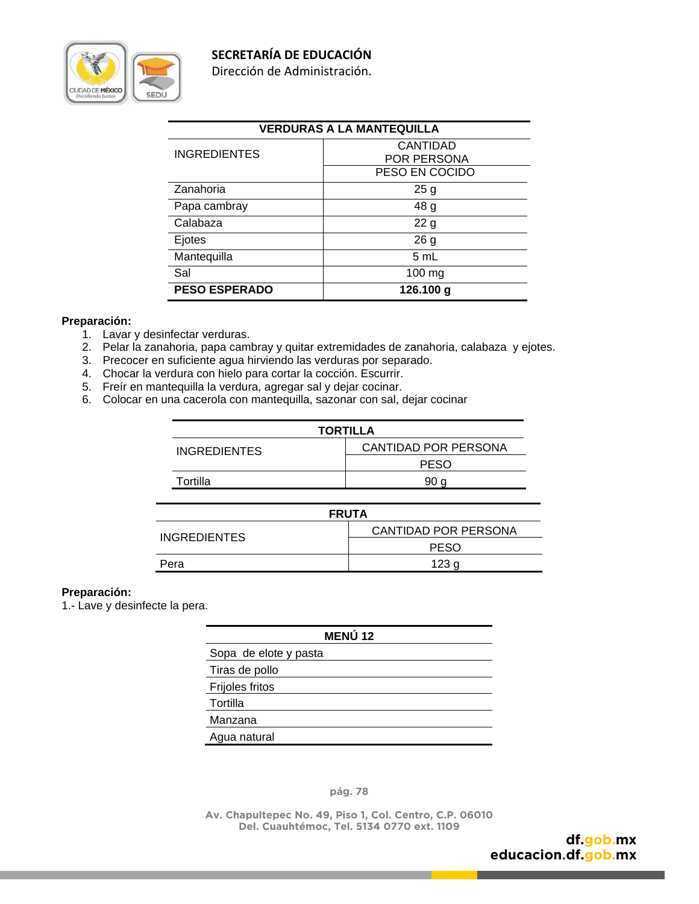| VERDURAS A LA MANTEQUILLA | |
|---|---|
| INGREDIENTES | CANTIDAD POR PERSONA |
| | PESO EN COCIDO |
| Zanahoria | 25 g |
| Papa cambray | 48 g |
| Calabaza | 22 g |
| Ejotes | 26 g |
| Mantequilla | 5 mL |
| Sal | 100 mg |
| **PESO ESPERADO** | **126.100 g** |

**Preparación:**

1. Lavar y desinfectar verduras.
2. Pelar la zanahoria, papa cambray y quitar extremidades de zanahoria, calabaza y ejotes.
3. Precocer en suficiente agua hirviendo las verduras por separado.
4. Chocar la verdura con hielo para cortar la cocción. Escurrir.
5. Freír en mantequilla la verdura, agregar sal y dejar cocinar.
6. Colocar en una cacerola con mantequilla, sazonar con sal, dejar cocinar

| TORTILLA | |
|---|---|
| INGREDIENTES | CANTIDAD POR PERSONA |
| | PESO |
| Tortilla | 90 g |

| FRUTA | |
|---|---|
| INGREDIENTES | CANTIDAD POR PERSONA |
| | PESO |
| Pera | 123 g |

**Preparación:**

1.- Lave y desinfecte la pera.

| MENÚ 12 |
|---|
| Sopa de elote y pasta |
| Tiras de pollo |
| Frijoles fritos |
| Tortilla |
| Manzana |
| Agua natural |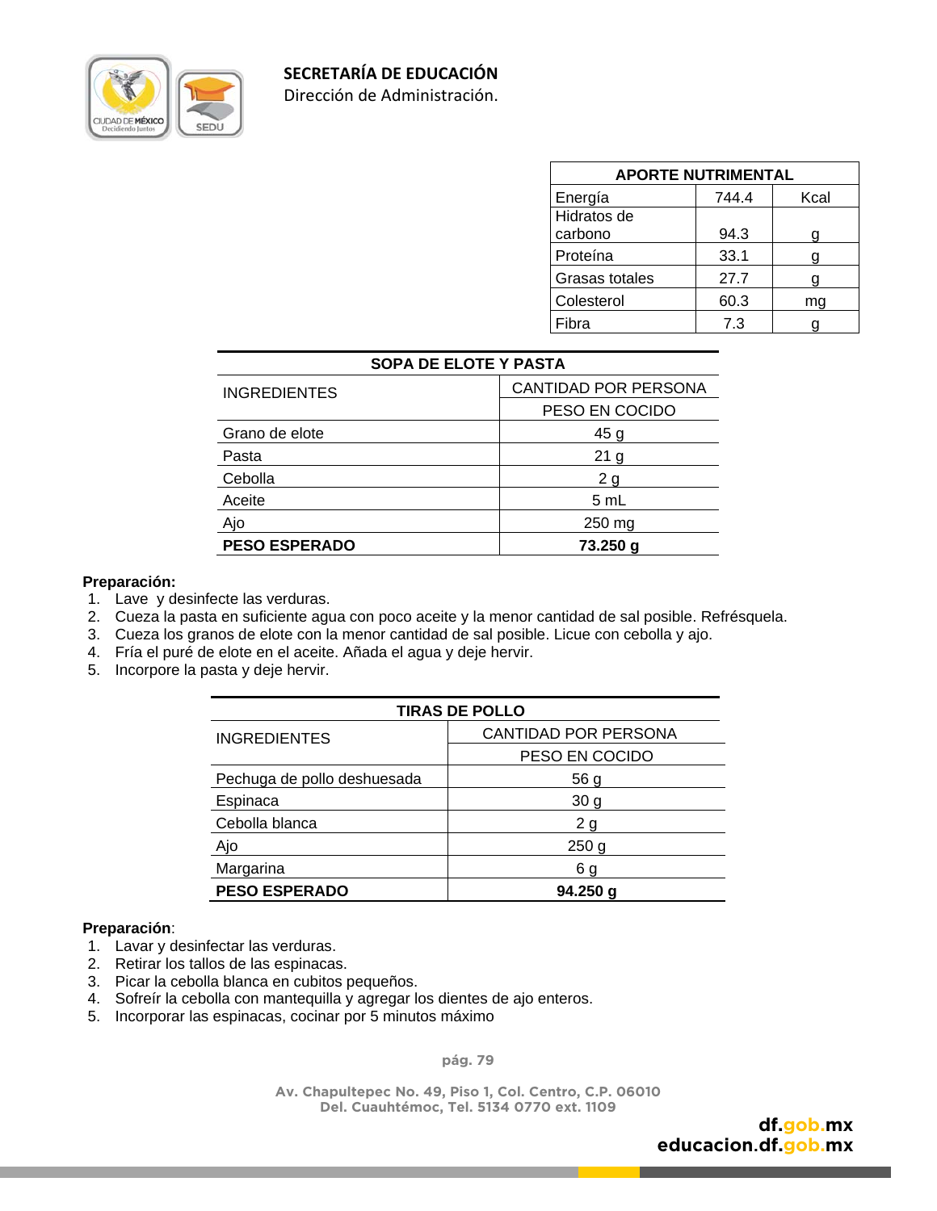| APORTE NUTRIMENTAL | | |
|---|---|---|
| Energía | 744.4 | Kcal |
| Hidratos de carbono | 94.3 | g |
| Proteína | 33.1 | g |
| Grasas totales | 27.7 | g |
| Colesterol | 60.3 | mg |
| Fibra | 7.3 | g |

| SOPA DE ELOTE Y PASTA | |
|---|---|
| INGREDIENTES | CANTIDAD POR PERSONA |
| | PESO EN COCIDO |
| Grano de elote | 45 g |
| Pasta | 21 g |
| Cebolla | 2 g |
| Aceite | 5 mL |
| Ajo | 250 mg |
| **PESO ESPERADO** | **73.250 g** |

**Preparación:**

1. Lave y desinfecte las verduras.
2. Cueza la pasta en suficiente agua con poco aceite y la menor cantidad de sal posible. Refrésquela.
3. Cueza los granos de elote con la menor cantidad de sal posible. Licue con cebolla y ajo.
4. Fría el puré de elote en el aceite. Añada el agua y deje hervir.
5. Incorpore la pasta y deje hervir.

| TIRAS DE POLLO | |
|---|---|
| INGREDIENTES | CANTIDAD POR PERSONA |
| | PESO EN COCIDO |
| Pechuga de pollo deshuesada | 56 g |
| Espinaca | 30 g |
| Cebolla blanca | 2 g |
| Ajo | 250 g |
| Margarina | 6 g |
| **PESO ESPERADO** | **94.250 g** |

**Preparación**:

1. Lavar y desinfectar las verduras.
2. Retirar los tallos de las espinacas.
3. Picar la cebolla blanca en cubitos pequeños.
4. Sofreír la cebolla con mantequilla y agregar los dientes de ajo enteros.
5. Incorporar las espinacas, cocinar por 5 minutos máximo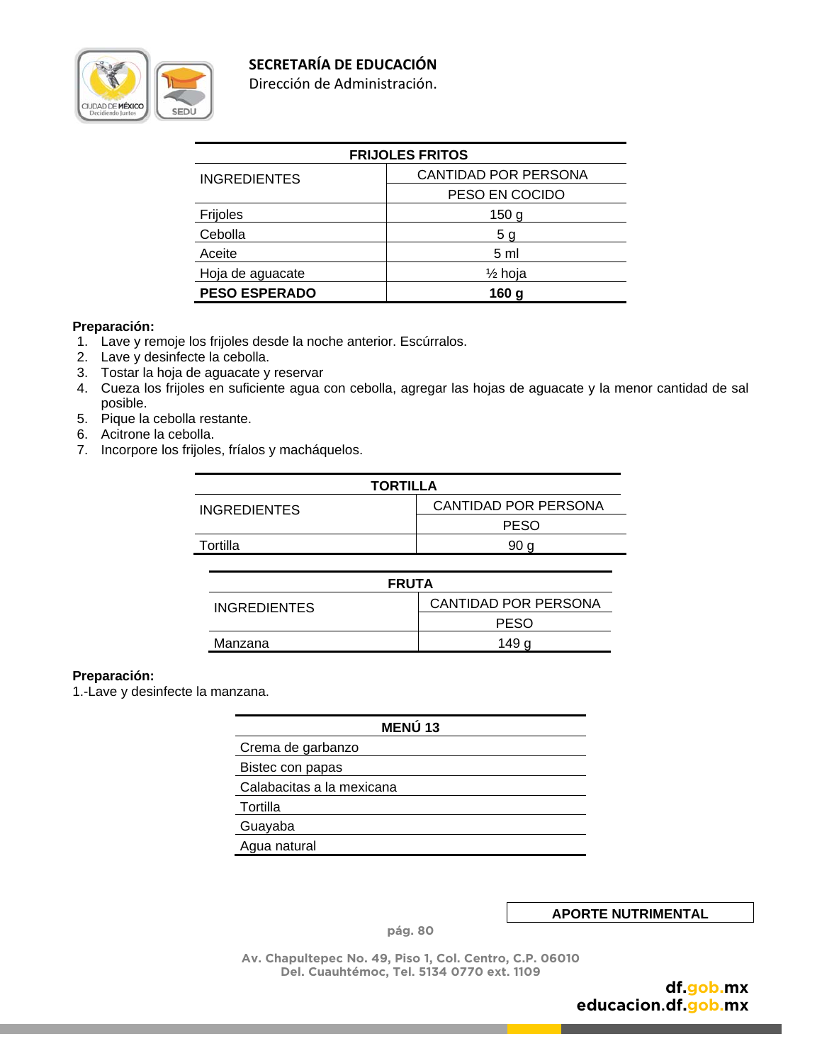| FRIJOLES FRITOS | |
|---|---|
| INGREDIENTES | CANTIDAD POR PERSONA |
| | PESO EN COCIDO |
| Frijoles | 150 g |
| Cebolla | 5 g |
| Aceite | 5 ml |
| Hoja de aguacate | ½ hoja |
| **PESO ESPERADO** | **160 g** |

**Preparación:**

1. Lave y remoje los frijoles desde la noche anterior. Escúrralos.
2. Lave y desinfecte la cebolla.
3. Tostar la hoja de aguacate y reservar
4. Cueza los frijoles en suficiente agua con cebolla, agregar las hojas de aguacate y la menor cantidad de sal posible.
5. Pique la cebolla restante.
6. Acitrone la cebolla.
7. Incorpore los frijoles, fríalos y macháquelos.

| TORTILLA | |
|---|---|
| INGREDIENTES | CANTIDAD POR PERSONA |
| | PESO |
| Tortilla | 90 g |

| FRUTA | |
|---|---|
| INGREDIENTES | CANTIDAD POR PERSONA |
| | PESO |
| Manzana | 149 g |

**Preparación:**

1.-Lave y desinfecte la manzana.

| MENÚ 13 |
|---|
| Crema de garbanzo |
| Bistec con papas |
| Calabacitas a la mexicana |
| Tortilla |
| Guayaba |
| Agua natural |

**APORTE NUTRIMENTAL**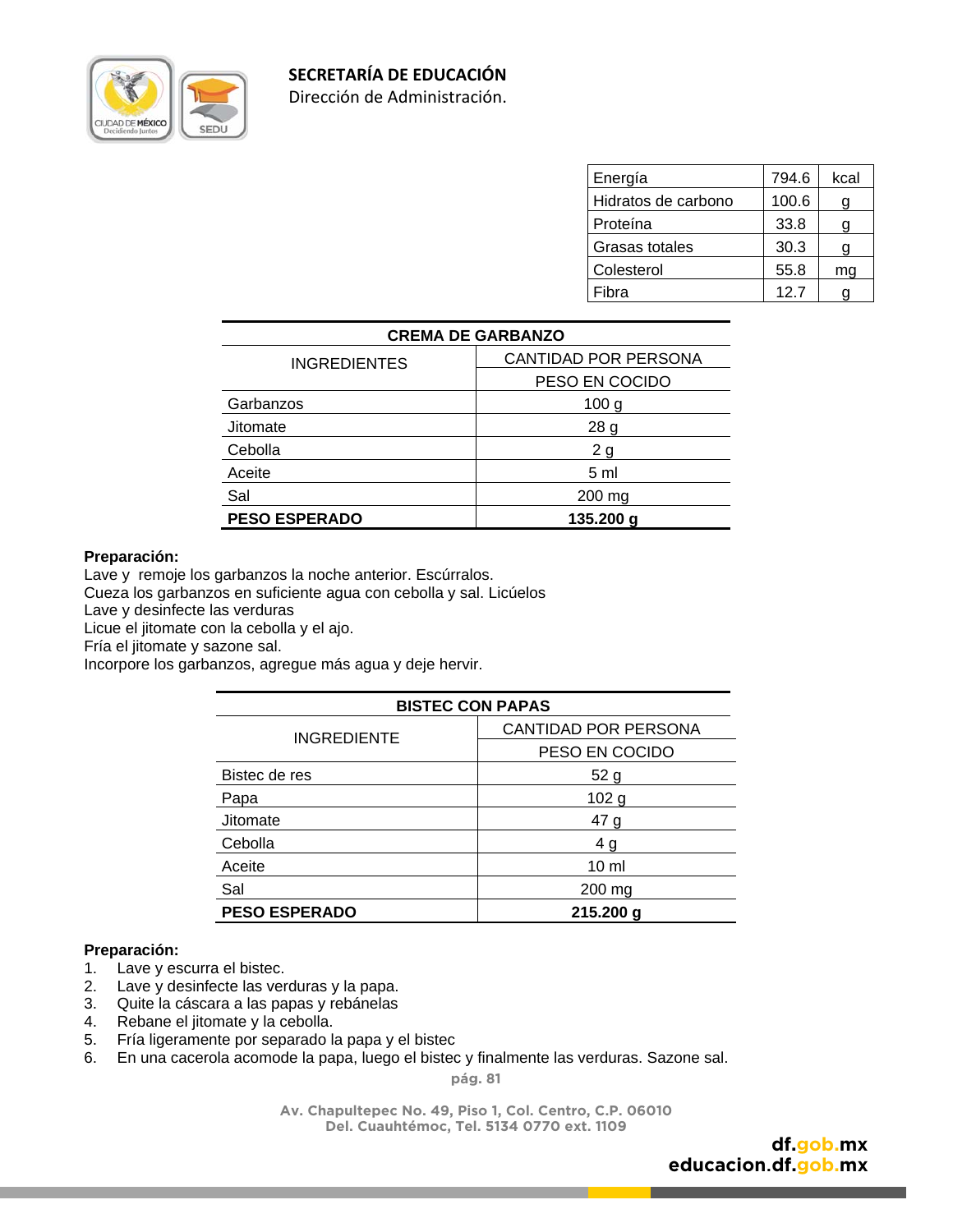| Energía | 794.6 | kcal |
|---|---|---|
| Hidratos de carbono | 100.6 | g |
| Proteína | 33.8 | g |
| Grasas totales | 30.3 | g |
| Colesterol | 55.8 | mg |
| Fibra | 12.7 | g |

| CREMA DE GARBANZO | |
|---|---|
| INGREDIENTES | CANTIDAD POR PERSONA |
| | PESO EN COCIDO |
| Garbanzos | 100 g |
| Jitomate | 28 g |
| Cebolla | 2 g |
| Aceite | 5 ml |
| Sal | 200 mg |
| **PESO ESPERADO** | **135.200 g** |

**Preparación:**

Lave y remoje los garbanzos la noche anterior. Escúrralos.
Cueza los garbanzos en suficiente agua con cebolla y sal. Licúelos
Lave y desinfecte las verduras
Licue el jitomate con la cebolla y el ajo.
Fría el jitomate y sazone sal.
Incorpore los garbanzos, agregue más agua y deje hervir.

| BISTEC CON PAPAS | |
|---|---|
| INGREDIENTE | CANTIDAD POR PERSONA |
| | PESO EN COCIDO |
| Bistec de res | 52 g |
| Papa | 102 g |
| Jitomate | 47 g |
| Cebolla | 4 g |
| Aceite | 10 ml |
| Sal | 200 mg |
| **PESO ESPERADO** | **215.200 g** |

**Preparación:**

1. Lave y escurra el bistec.
2. Lave y desinfecte las verduras y la papa.
3. Quite la cáscara a las papas y rebánelas
4. Rebane el jitomate y la cebolla.
5. Fría ligeramente por separado la papa y el bistec
6. En una cacerola acomode la papa, luego el bistec y finalmente las verduras. Sazone sal.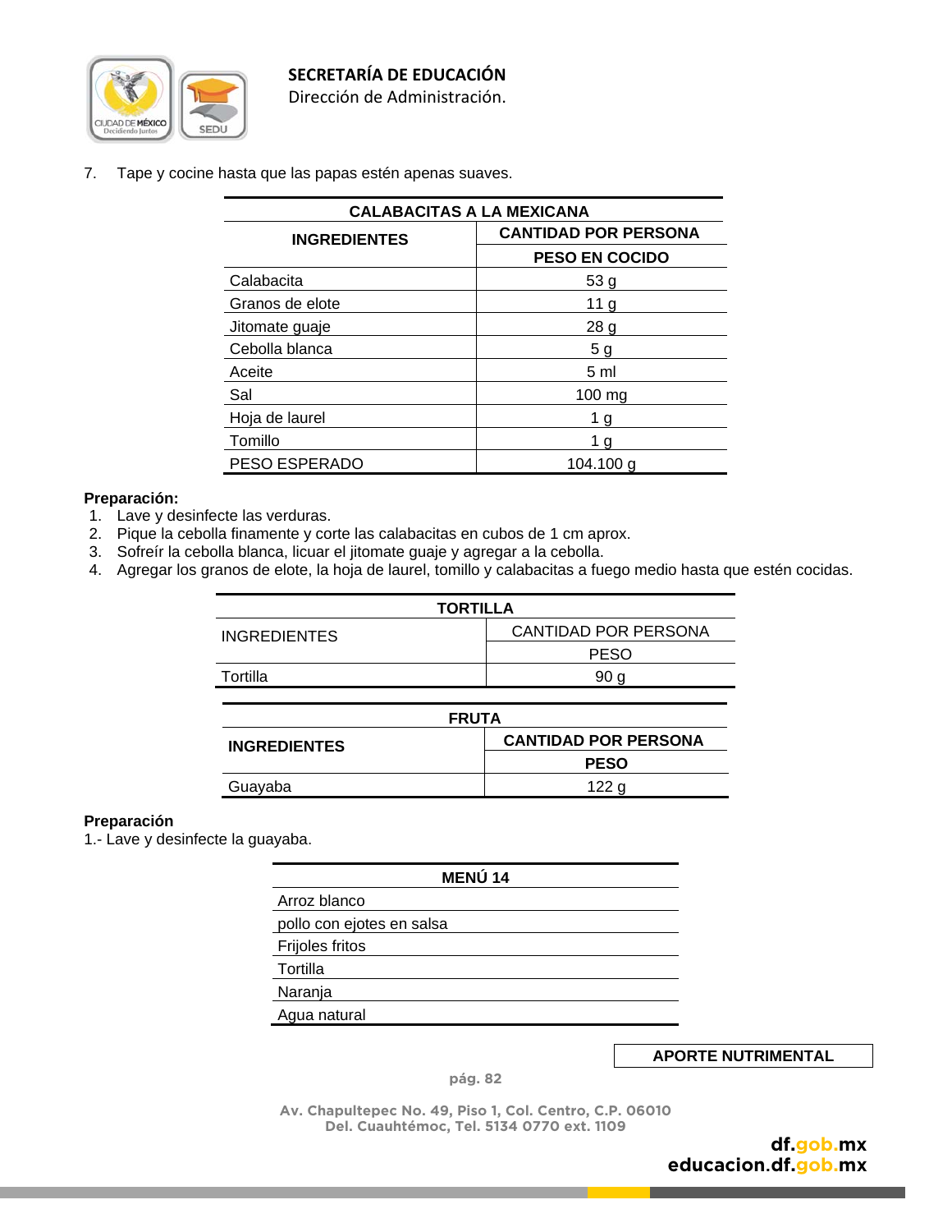7. Tape y cocine hasta que las papas estén apenas suaves.

| CALABACITAS A LA MEXICANA | |
|---|---|
| **INGREDIENTES** | **CANTIDAD POR PERSONA** |
| | **PESO EN COCIDO** |
| Calabacita | 53 g |
| Granos de elote | 11 g |
| Jitomate guaje | 28 g |
| Cebolla blanca | 5 g |
| Aceite | 5 ml |
| Sal | 100 mg |
| Hoja de laurel | 1 g |
| Tomillo | 1 g |
| PESO ESPERADO | 104.100 g |

**Preparación:**

1. Lave y desinfecte las verduras.
2. Pique la cebolla finamente y corte las calabacitas en cubos de 1 cm aprox.
3. Sofreír la cebolla blanca, licuar el jitomate guaje y agregar a la cebolla.
4. Agregar los granos de elote, la hoja de laurel, tomillo y calabacitas a fuego medio hasta que estén cocidas.

| TORTILLA | |
|---|---|
| INGREDIENTES | CANTIDAD POR PERSONA |
| | PESO |
| Tortilla | 90 g |

| FRUTA | |
|---|---|
| **INGREDIENTES** | **CANTIDAD POR PERSONA** |
| | **PESO** |
| Guayaba | 122 g |

**Preparación**

1.- Lave y desinfecte la guayaba.

| MENÚ 14 |
|---|
| Arroz blanco |
| pollo con ejotes en salsa |
| Frijoles fritos |
| Tortilla |
| Naranja |
| Agua natural |

**APORTE NUTRIMENTAL**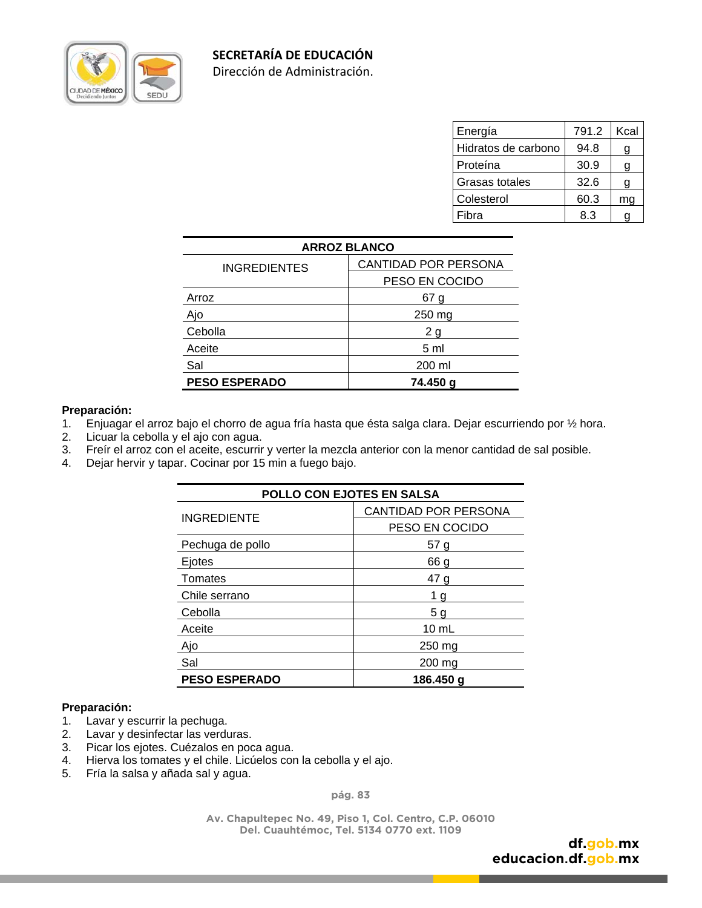| Energía | 791.2 | Kcal |
|---|---|---|
| Hidratos de carbono | 94.8 | g |
| Proteína | 30.9 | g |
| Grasas totales | 32.6 | g |
| Colesterol | 60.3 | mg |
| Fibra | 8.3 | g |

| ARROZ BLANCO | |
|---|---|
| INGREDIENTES | CANTIDAD POR PERSONA |
| | PESO EN COCIDO |
| Arroz | 67 g |
| Ajo | 250 mg |
| Cebolla | 2 g |
| Aceite | 5 ml |
| Sal | 200 ml |
| **PESO ESPERADO** | **74.450 g** |

**Preparación:**

1. Enjuagar el arroz bajo el chorro de agua fría hasta que ésta salga clara. Dejar escurriendo por ½ hora.
2. Licuar la cebolla y el ajo con agua.
3. Freír el arroz con el aceite, escurrir y verter la mezcla anterior con la menor cantidad de sal posible.
4. Dejar hervir y tapar. Cocinar por 15 min a fuego bajo.

| POLLO CON EJOTES EN SALSA | |
|---|---|
| INGREDIENTE | CANTIDAD POR PERSONA |
| | PESO EN COCIDO |
| Pechuga de pollo | 57 g |
| Ejotes | 66 g |
| Tomates | 47 g |
| Chile serrano | 1 g |
| Cebolla | 5 g |
| Aceite | 10 mL |
| Ajo | 250 mg |
| Sal | 200 mg |
| **PESO ESPERADO** | **186.450 g** |

**Preparación:**

1. Lavar y escurrir la pechuga.
2. Lavar y desinfectar las verduras.
3. Picar los ejotes. Cuézalos en poca agua.
4. Hierva los tomates y el chile. Licúelos con la cebolla y el ajo.
5. Fría la salsa y añada sal y agua.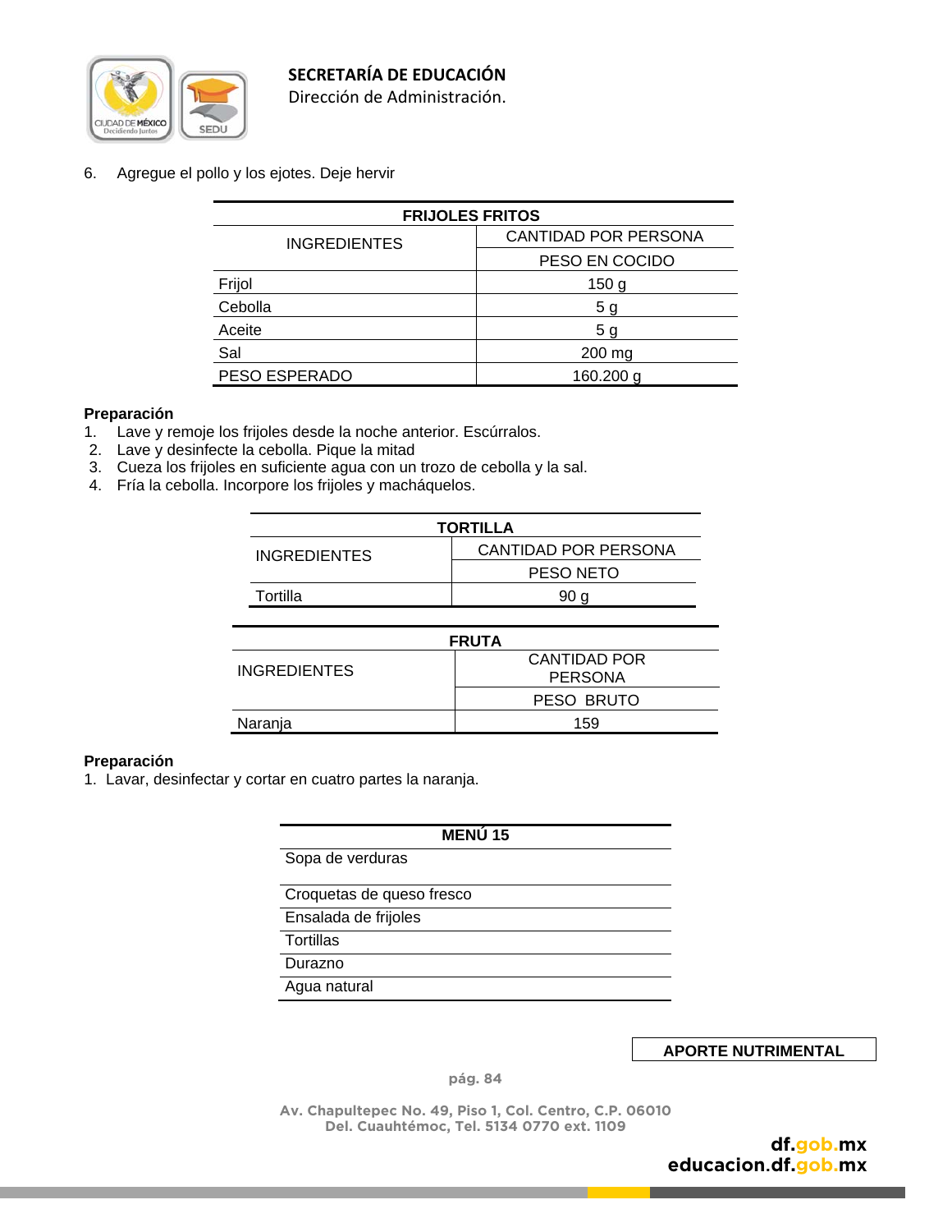6. Agregue el pollo y los ejotes. Deje hervir

| FRIJOLES FRITOS | |
|---|---|
| INGREDIENTES | CANTIDAD POR PERSONA |
| | PESO EN COCIDO |
| Frijol | 150 g |
| Cebolla | 5 g |
| Aceite | 5 g |
| Sal | 200 mg |
| PESO ESPERADO | 160.200 g |

**Preparación**

1. Lave y remoje los frijoles desde la noche anterior. Escúrralos.
2. Lave y desinfecte la cebolla. Pique la mitad
3. Cueza los frijoles en suficiente agua con un trozo de cebolla y la sal.
4. Fría la cebolla. Incorpore los frijoles y macháquelos.

| TORTILLA | |
|---|---|
| INGREDIENTES | CANTIDAD POR PERSONA |
| | PESO NETO |
| Tortilla | 90 g |

| FRUTA | |
|---|---|
| INGREDIENTES | CANTIDAD POR PERSONA |
| | PESO BRUTO |
| Naranja | 159 |

**Preparación**

1. Lavar, desinfectar y cortar en cuatro partes la naranja.

| MENÚ 15 |
|---|
| Sopa de verduras |
| Croquetas de queso fresco |
| Ensalada de frijoles |
| Tortillas |
| Durazno |
| Agua natural |

**APORTE NUTRIMENTAL**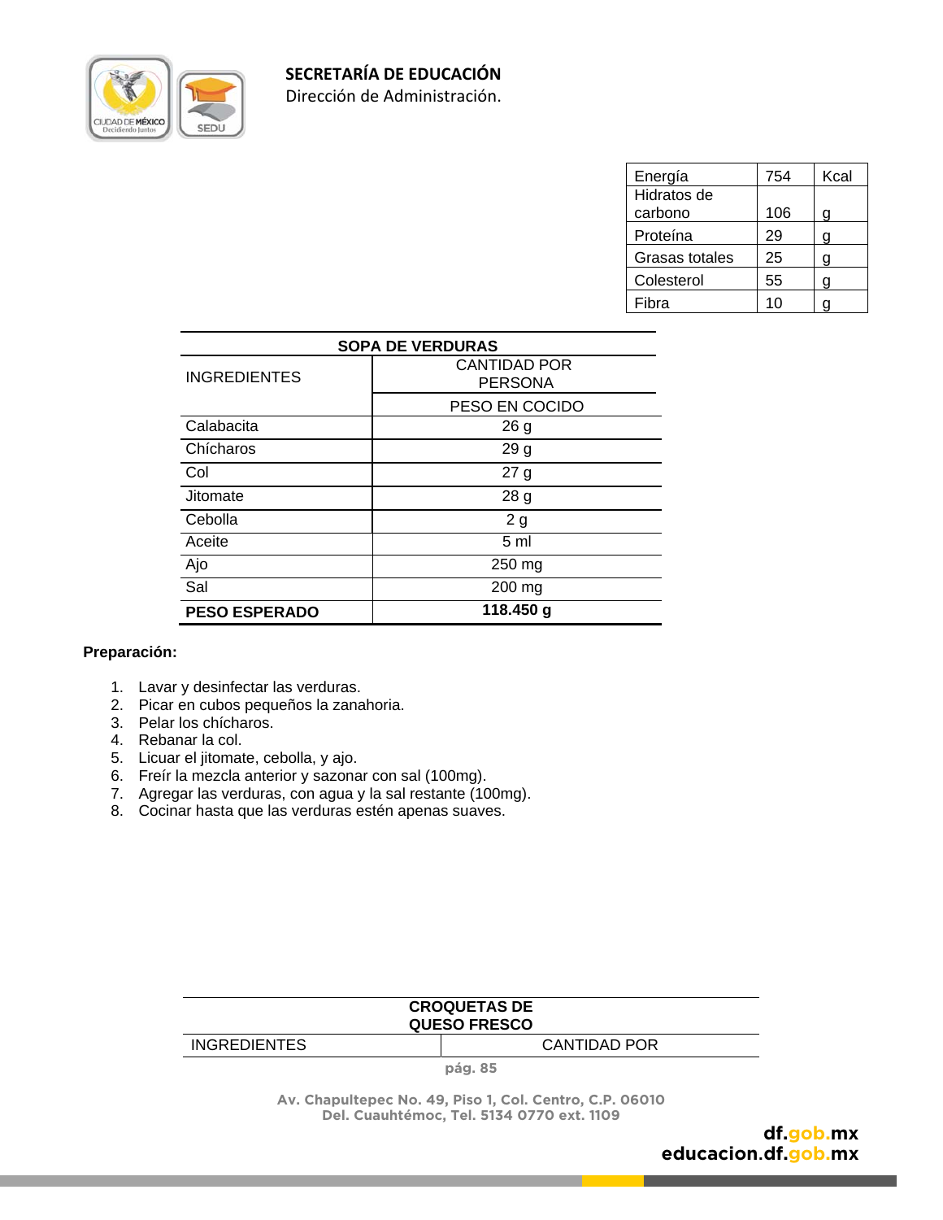| Energía | 754 | Kcal |
|---|---|---|
| Hidratos de carbono | 106 | g |
| Proteína | 29 | g |
| Grasas totales | 25 | g |
| Colesterol | 55 | g |
| Fibra | 10 | g |

| SOPA DE VERDURAS | |
|---|---|
| INGREDIENTES | CANTIDAD POR PERSONA |
| | PESO EN COCIDO |
| Calabacita | 26 g |
| Chícharos | 29 g |
| Col | 27 g |
| Jitomate | 28 g |
| Cebolla | 2 g |
| Aceite | 5 ml |
| Ajo | 250 mg |
| Sal | 200 mg |
| **PESO ESPERADO** | **118.450 g** |

**Preparación:**

1. Lavar y desinfectar las verduras.
2. Picar en cubos pequeños la zanahoria.
3. Pelar los chícharos.
4. Rebanar la col.
5. Licuar el jitomate, cebolla, y ajo.
6. Freír la mezcla anterior y sazonar con sal (100mg).
7. Agregar las verduras, con agua y la sal restante (100mg).
8. Cocinar hasta que las verduras estén apenas suaves.

| CROQUETAS DE QUESO FRESCO | |
|---|---|
| INGREDIENTES | CANTIDAD POR |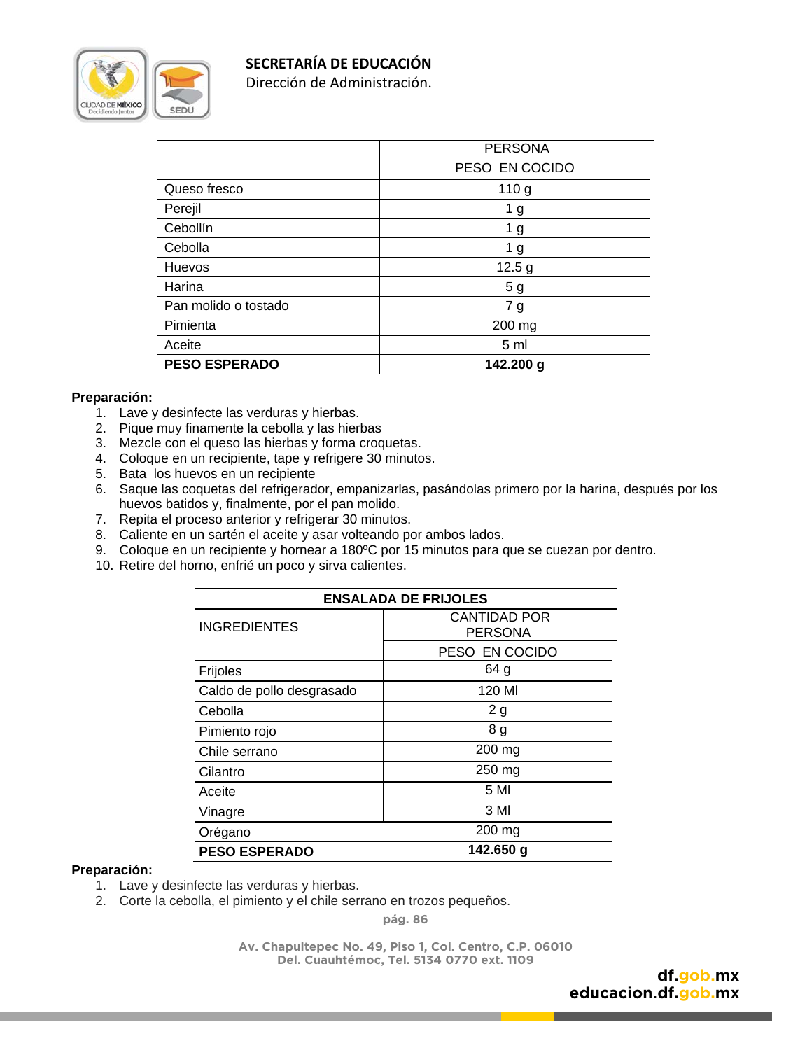| | PERSONA |
|---|---|
| | PESO EN COCIDO |
| Queso fresco | 110 g |
| Perejil | 1 g |
| Cebollín | 1 g |
| Cebolla | 1 g |
| Huevos | 12.5 g |
| Harina | 5 g |
| Pan molido o tostado | 7 g |
| Pimienta | 200 mg |
| Aceite | 5 ml |
| **PESO ESPERADO** | **142.200 g** |

**Preparación:**

1. Lave y desinfecte las verduras y hierbas.
2. Pique muy finamente la cebolla y las hierbas
3. Mezcle con el queso las hierbas y forma croquetas.
4. Coloque en un recipiente, tape y refrigere 30 minutos.
5. Bata los huevos en un recipiente
6. Saque las coquetas del refrigerador, empanizarlas, pasándolas primero por la harina, después por los huevos batidos y, finalmente, por el pan molido.
7. Repita el proceso anterior y refrigerar 30 minutos.
8. Caliente en un sartén el aceite y asar volteando por ambos lados.
9. Coloque en un recipiente y hornear a 180ºC por 15 minutos para que se cuezan por dentro.
10. Retire del horno, enfrié un poco y sirva calientes.

| ENSALADA DE FRIJOLES | |
|---|---|
| INGREDIENTES | CANTIDAD POR PERSONA |
| | PESO EN COCIDO |
| Frijoles | 64 g |
| Caldo de pollo desgrasado | 120 Ml |
| Cebolla | 2 g |
| Pimiento rojo | 8 g |
| Chile serrano | 200 mg |
| Cilantro | 250 mg |
| Aceite | 5 Ml |
| Vinagre | 3 Ml |
| Orégano | 200 mg |
| **PESO ESPERADO** | **142.650 g** |

**Preparación:**

1. Lave y desinfecte las verduras y hierbas.
2. Corte la cebolla, el pimiento y el chile serrano en trozos pequeños.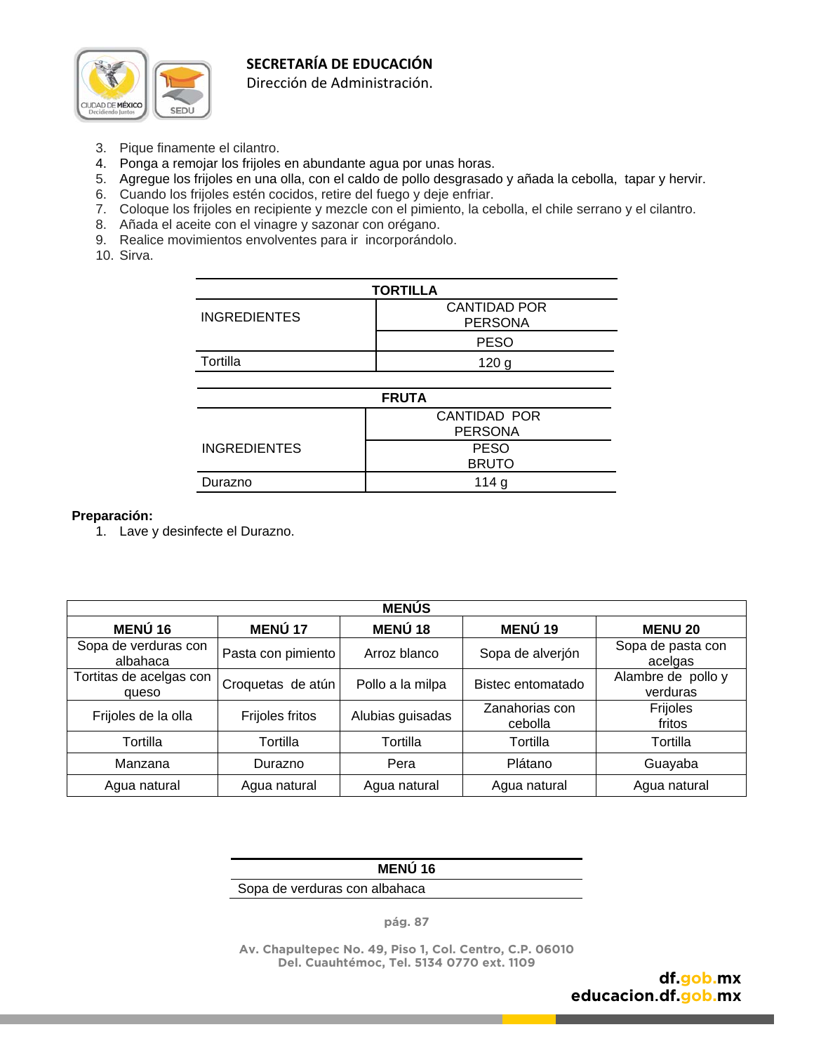3. Pique finamente el cilantro.
4. Ponga a remojar los frijoles en abundante agua por unas horas.
5. Agregue los frijoles en una olla, con el caldo de pollo desgrasado y añada la cebolla, tapar y hervir.
6. Cuando los frijoles estén cocidos, retire del fuego y deje enfriar.
7. Coloque los frijoles en recipiente y mezcle con el pimiento, la cebolla, el chile serrano y el cilantro.
8. Añada el aceite con el vinagre y sazonar con orégano.
9. Realice movimientos envolventes para ir incorporándolo.
10. Sirva.

| TORTILLA | |
|---|---|
| INGREDIENTES | CANTIDAD POR PERSONA |
| | PESO |
| Tortilla | 120 g |

| FRUTA | |
|---|---|
| INGREDIENTES | CANTIDAD POR PERSONA |
| | PESO BRUTO |
| Durazno | 114 g |

**Preparación:**

1. Lave y desinfecte el Durazno.

| MENÚS | | | | |
|---|---|---|---|---|
| **MENÚ 16** | **MENÚ 17** | **MENÚ 18** | **MENÚ 19** | **MENU 20** |
| Sopa de verduras con albahaca | Pasta con pimiento | Arroz blanco | Sopa de alverjón | Sopa de pasta con acelgas |
| Tortitas de acelgas con queso | Croquetas de atún | Pollo a la milpa | Bistec entomatado | Alambre de pollo y verduras |
| Frijoles de la olla | Frijoles fritos | Alubias guisadas | Zanahorias con cebolla | Frijoles fritos |
| Tortilla | Tortilla | Tortilla | Tortilla | Tortilla |
| Manzana | Durazno | Pera | Plátano | Guayaba |
| Agua natural | Agua natural | Agua natural | Agua natural | Agua natural |

| MENÚ 16 |
|---|
| Sopa de verduras con albahaca |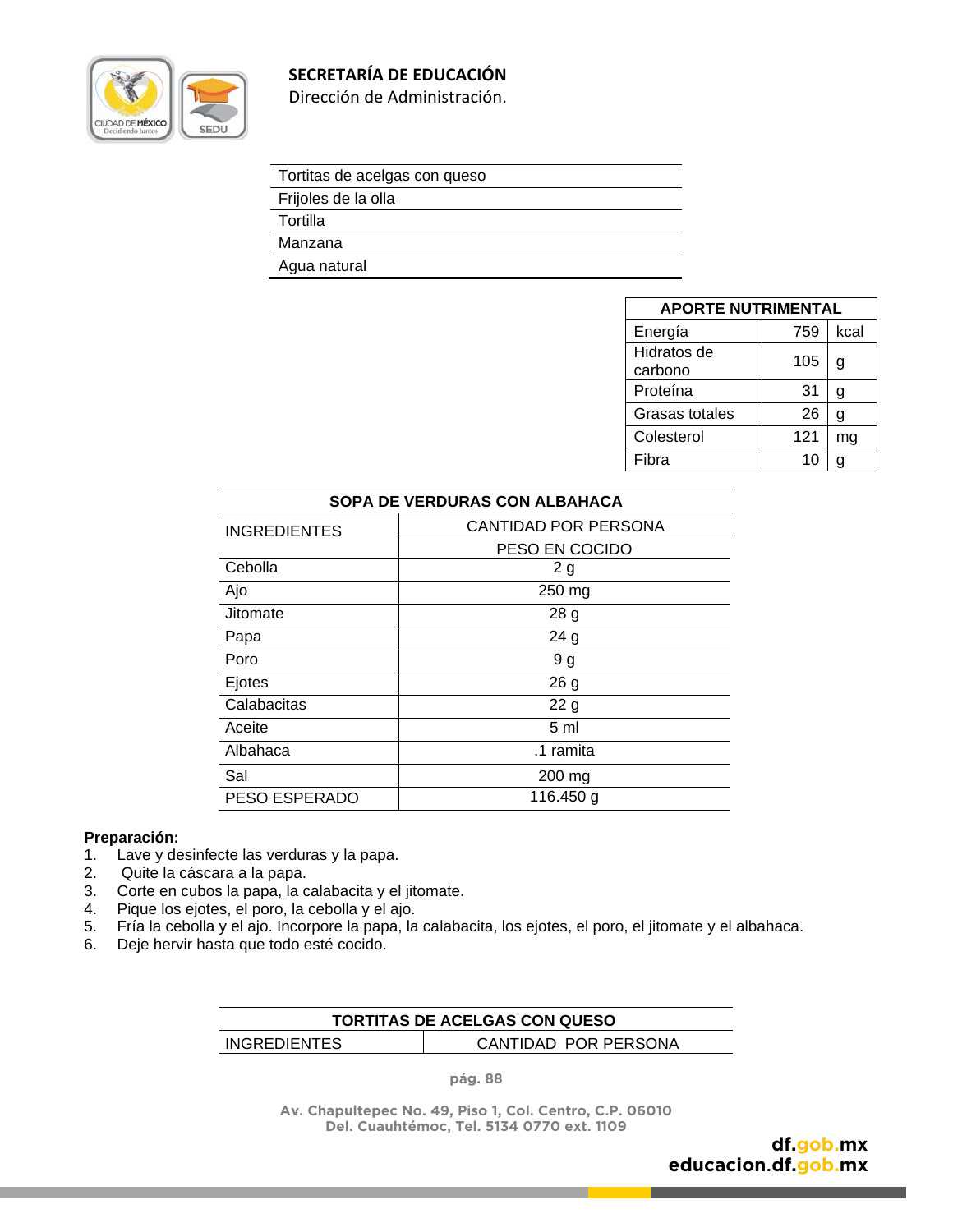| Tortitas de acelgas con queso |
|---|
| Frijoles de la olla |
| Tortilla |
| Manzana |
| Agua natural |

| APORTE NUTRIMENTAL | | |
|---|---|---|
| Energía | 759 | kcal |
| Hidratos de carbono | 105 | g |
| Proteína | 31 | g |
| Grasas totales | 26 | g |
| Colesterol | 121 | mg |
| Fibra | 10 | g |

| SOPA DE VERDURAS CON ALBAHACA | |
|---|---|
| INGREDIENTES | CANTIDAD POR PERSONA |
| | PESO EN COCIDO |
| Cebolla | 2 g |
| Ajo | 250 mg |
| Jitomate | 28 g |
| Papa | 24 g |
| Poro | 9 g |
| Ejotes | 26 g |
| Calabacitas | 22 g |
| Aceite | 5 ml |
| Albahaca | .1 ramita |
| Sal | 200 mg |
| PESO ESPERADO | 116.450 g |

**Preparación:**

1. Lave y desinfecte las verduras y la papa.
2. Quite la cáscara a la papa.
3. Corte en cubos la papa, la calabacita y el jitomate.
4. Pique los ejotes, el poro, la cebolla y el ajo.
5. Fría la cebolla y el ajo. Incorpore la papa, la calabacita, los ejotes, el poro, el jitomate y el albahaca.
6. Deje hervir hasta que todo esté cocido.

| TORTITAS DE ACELGAS CON QUESO | |
|---|---|
| INGREDIENTES | CANTIDAD POR PERSONA |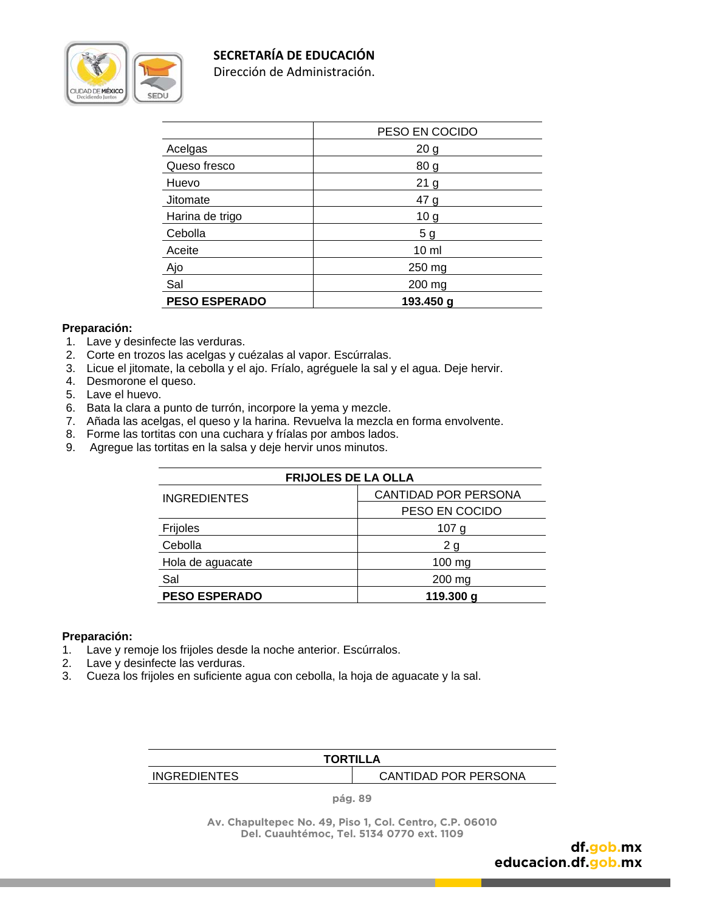| | PESO EN COCIDO |
|---|---|
| Acelgas | 20 g |
| Queso fresco | 80 g |
| Huevo | 21 g |
| Jitomate | 47 g |
| Harina de trigo | 10 g |
| Cebolla | 5 g |
| Aceite | 10 ml |
| Ajo | 250 mg |
| Sal | 200 mg |
| **PESO ESPERADO** | **193.450 g** |

**Preparación:**

1. Lave y desinfecte las verduras.
2. Corte en trozos las acelgas y cuézalas al vapor. Escúrralas.
3. Licue el jitomate, la cebolla y el ajo. Fríalo, agréguele la sal y el agua. Deje hervir.
4. Desmorone el queso.
5. Lave el huevo.
6. Bata la clara a punto de turrón, incorpore la yema y mezcle.
7. Añada las acelgas, el queso y la harina. Revuelva la mezcla en forma envolvente.
8. Forme las tortitas con una cuchara y fríalas por ambos lados.
9. Agregue las tortitas en la salsa y deje hervir unos minutos.

| **FRIJOLES DE LA OLLA** | |
|---|---|
| INGREDIENTES | CANTIDAD POR PERSONA |
| | PESO EN COCIDO |
| Frijoles | 107 g |
| Cebolla | 2 g |
| Hola de aguacate | 100 mg |
| Sal | 200 mg |
| **PESO ESPERADO** | **119.300 g** |

**Preparación:**

1. Lave y remoje los frijoles desde la noche anterior. Escúrralos.
2. Lave y desinfecte las verduras.
3. Cueza los frijoles en suficiente agua con cebolla, la hoja de aguacate y la sal.

| **TORTILLA** | |
|---|---|
| INGREDIENTES | CANTIDAD POR PERSONA |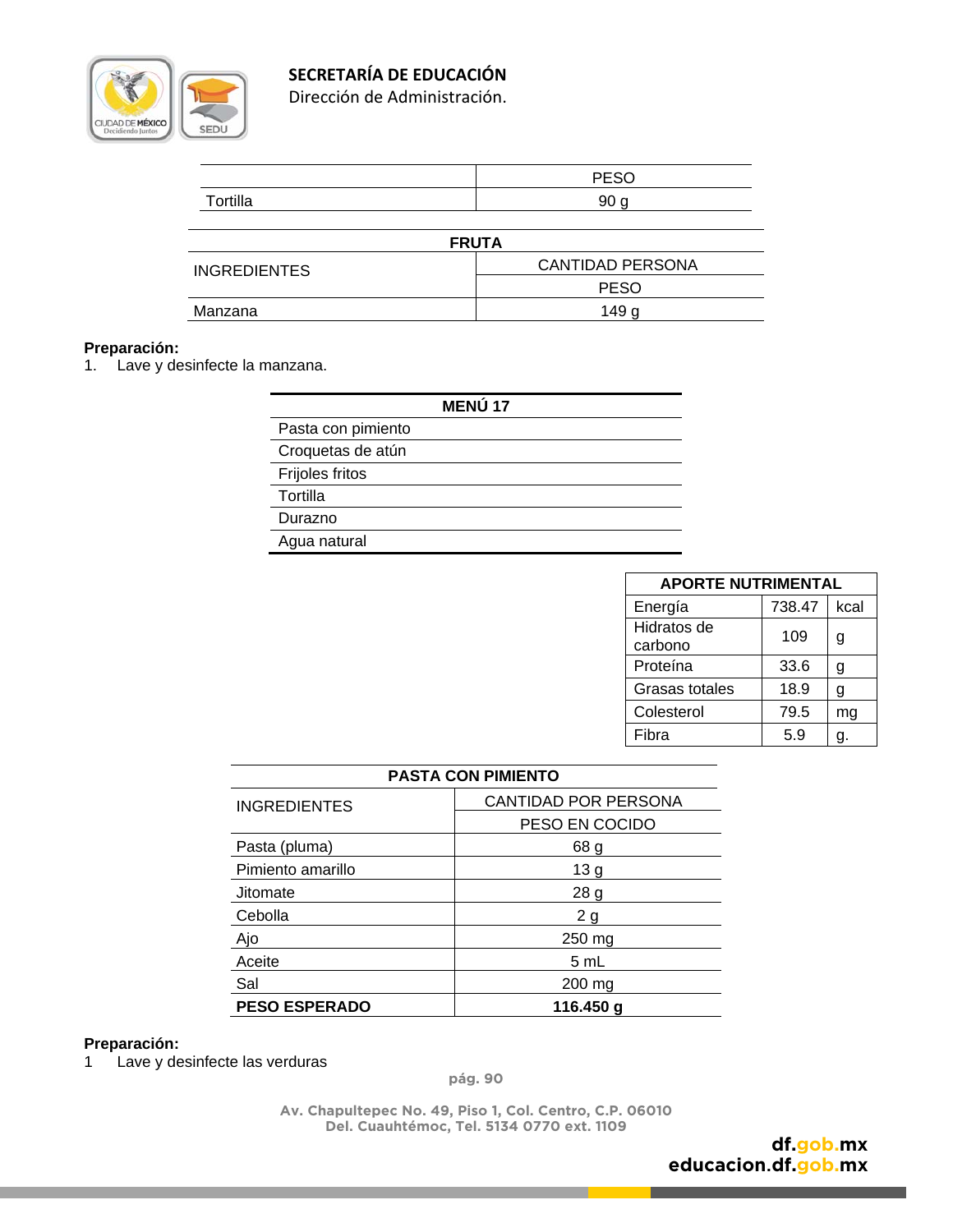| | PESO |
|---|---|
| Tortilla | 90 g |

| FRUTA | |
|---|---|
| INGREDIENTES | CANTIDAD PERSONA |
| | PESO |
| Manzana | 149 g |

**Preparación:**

1. Lave y desinfecte la manzana.

| MENÚ 17 |
|---|
| Pasta con pimiento |
| Croquetas de atún |
| Frijoles fritos |
| Tortilla |
| Durazno |
| Agua natural |

| APORTE NUTRIMENTAL | | |
|---|---|---|
| Energía | 738.47 | kcal |
| Hidratos de carbono | 109 | g |
| Proteína | 33.6 | g |
| Grasas totales | 18.9 | g |
| Colesterol | 79.5 | mg |
| Fibra | 5.9 | g. |

| PASTA CON PIMIENTO | |
|---|---|
| INGREDIENTES | CANTIDAD POR PERSONA |
| | PESO EN COCIDO |
| Pasta (pluma) | 68 g |
| Pimiento amarillo | 13 g |
| Jitomate | 28 g |
| Cebolla | 2 g |
| Ajo | 250 mg |
| Aceite | 5 mL |
| Sal | 200 mg |
| **PESO ESPERADO** | **116.450 g** |

**Preparación:**

1 Lave y desinfecte las verduras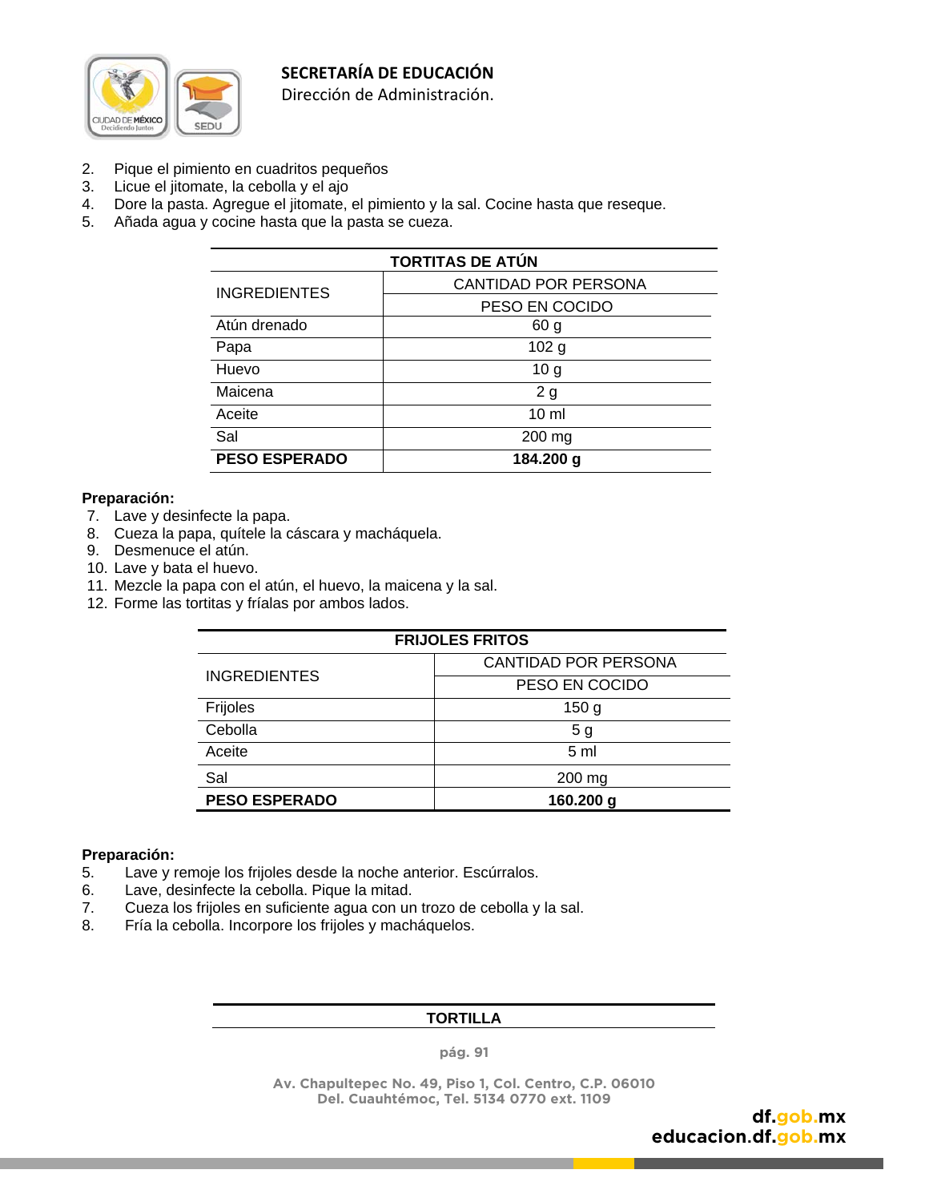2. Pique el pimiento en cuadritos pequeños
3. Licue el jitomate, la cebolla y el ajo
4. Dore la pasta. Agregue el jitomate, el pimiento y la sal. Cocine hasta que reseque.
5. Añada agua y cocine hasta que la pasta se cueza.

| TORTITAS DE ATÚN | |
|---|---|
| INGREDIENTES | CANTIDAD POR PERSONA |
| | PESO EN COCIDO |
| Atún drenado | 60 g |
| Papa | 102 g |
| Huevo | 10 g |
| Maicena | 2 g |
| Aceite | 10 ml |
| Sal | 200 mg |
| **PESO ESPERADO** | **184.200 g** |

**Preparación:**

7. Lave y desinfecte la papa.
8. Cueza la papa, quítele la cáscara y macháquela.
9. Desmenuce el atún.
10. Lave y bata el huevo.
11. Mezcle la papa con el atún, el huevo, la maicena y la sal.
12. Forme las tortitas y fríalas por ambos lados.

| FRIJOLES FRITOS | |
|---|---|
| INGREDIENTES | CANTIDAD POR PERSONA |
| | PESO EN COCIDO |
| Frijoles | 150 g |
| Cebolla | 5 g |
| Aceite | 5 ml |
| Sal | 200 mg |
| **PESO ESPERADO** | **160.200 g** |

**Preparación:**

5. Lave y remoje los frijoles desde la noche anterior. Escúrralos.
6. Lave, desinfecte la cebolla. Pique la mitad.
7. Cueza los frijoles en suficiente agua con un trozo de cebolla y la sal.
8. Fría la cebolla. Incorpore los frijoles y macháquelos.

| TORTILLA |
|---|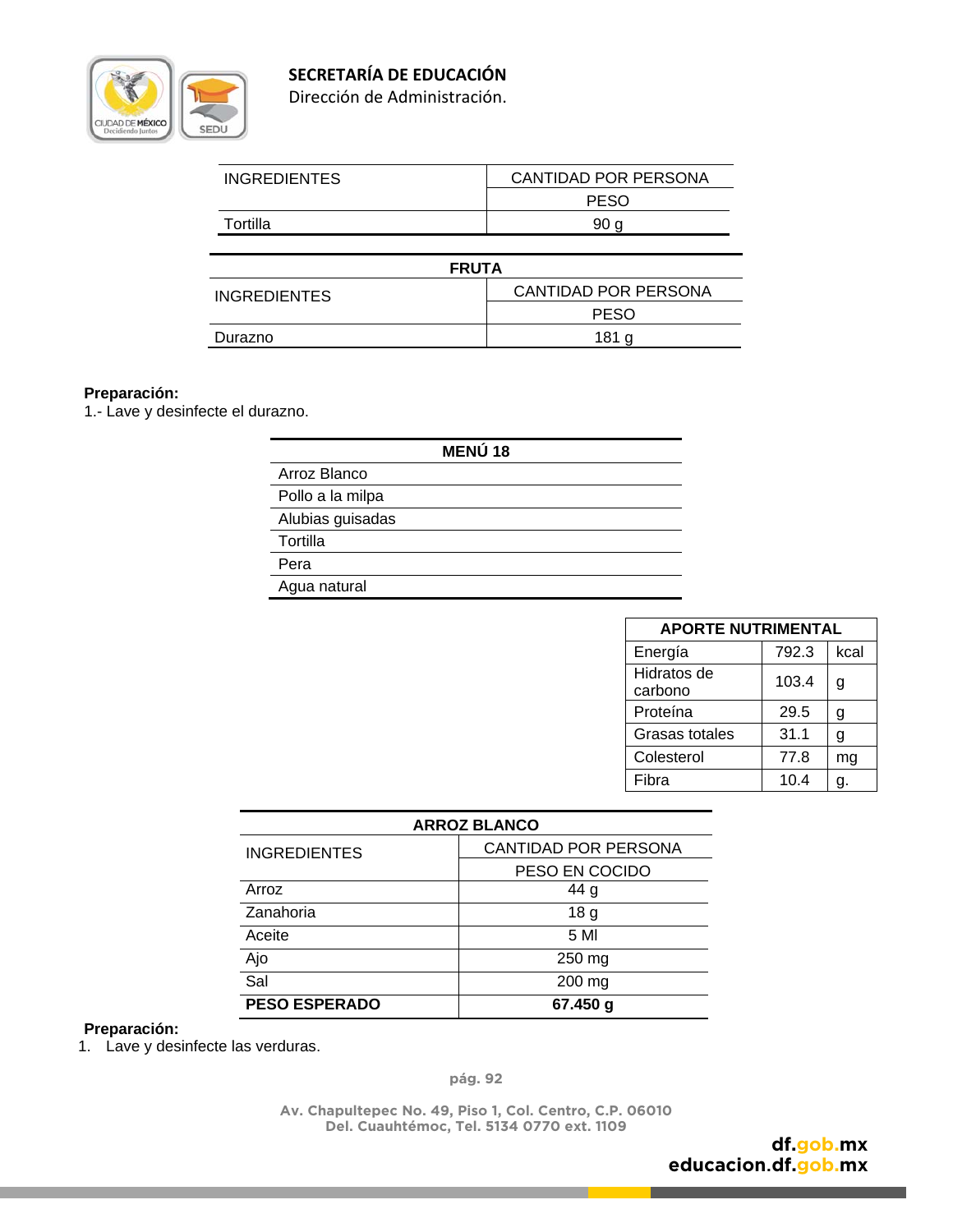| INGREDIENTES | CANTIDAD POR PERSONA |
|---|---|
| | PESO |
| Tortilla | 90 g |

| FRUTA | |
|---|---|
| INGREDIENTES | CANTIDAD POR PERSONA |
| | PESO |
| Durazno | 181 g |

**Preparación:**

1.- Lave y desinfecte el durazno.

| MENÚ 18 |
|---|
| Arroz Blanco |
| Pollo a la milpa |
| Alubias guisadas |
| Tortilla |
| Pera |
| Agua natural |

| APORTE NUTRIMENTAL | | |
|---|---|---|
| Energía | 792.3 | kcal |
| Hidratos de carbono | 103.4 | g |
| Proteína | 29.5 | g |
| Grasas totales | 31.1 | g |
| Colesterol | 77.8 | mg |
| Fibra | 10.4 | g. |

| ARROZ BLANCO | |
|---|---|
| INGREDIENTES | CANTIDAD POR PERSONA |
| | PESO EN COCIDO |
| Arroz | 44 g |
| Zanahoria | 18 g |
| Aceite | 5 Ml |
| Ajo | 250 mg |
| Sal | 200 mg |
| **PESO ESPERADO** | **67.450 g** |

**Preparación:**

1. Lave y desinfecte las verduras.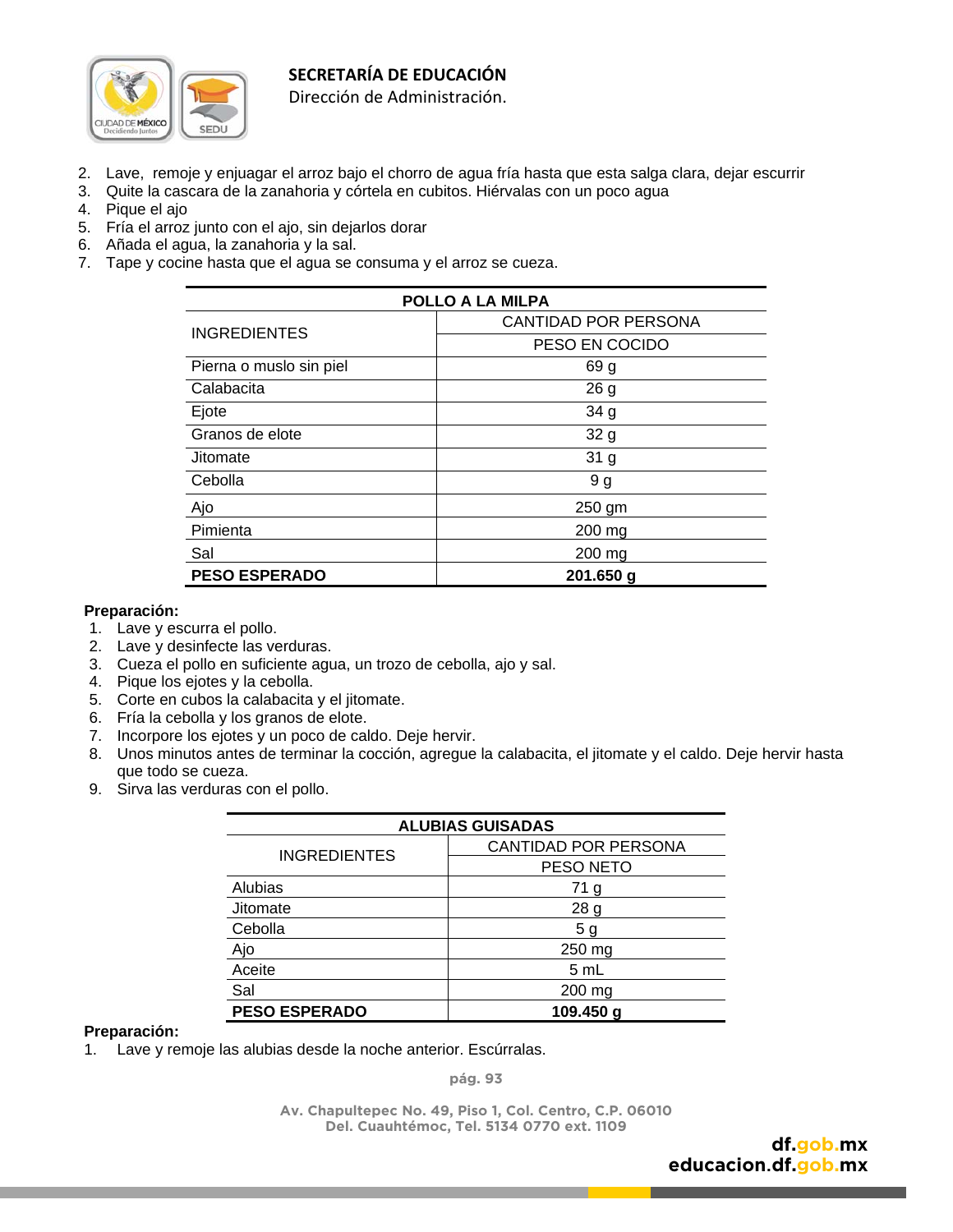2. Lave,  remoje y enjuagar el arroz bajo el chorro de agua fría hasta que esta salga clara, dejar escurrir
3. Quite la cascara de la zanahoria y córtela en cubitos. Hiérvalas con un poco agua
4. Pique el ajo
5. Fría el arroz junto con el ajo, sin dejarlos dorar
6. Añada el agua, la zanahoria y la sal.
7. Tape y cocine hasta que el agua se consuma y el arroz se cueza.

| POLLO A LA MILPA | |
|---|---|
| INGREDIENTES | CANTIDAD POR PERSONA |
| | PESO EN COCIDO |
| Pierna o muslo sin piel | 69 g |
| Calabacita | 26 g |
| Ejote | 34 g |
| Granos de elote | 32 g |
| Jitomate | 31 g |
| Cebolla | 9 g |
| Ajo | 250 gm |
| Pimienta | 200 mg |
| Sal | 200 mg |
| **PESO ESPERADO** | **201.650 g** |

**Preparación:**

1. Lave y escurra el pollo.
2. Lave y desinfecte las verduras.
3. Cueza el pollo en suficiente agua, un trozo de cebolla, ajo y sal.
4. Pique los ejotes y la cebolla.
5. Corte en cubos la calabacita y el jitomate.
6. Fría la cebolla y los granos de elote.
7. Incorpore los ejotes y un poco de caldo. Deje hervir.
8. Unos minutos antes de terminar la cocción, agregue la calabacita, el jitomate y el caldo. Deje hervir hasta que todo se cueza.
9. Sirva las verduras con el pollo.

| ALUBIAS GUISADAS | |
|---|---|
| INGREDIENTES | CANTIDAD POR PERSONA |
| | PESO NETO |
| Alubias | 71 g |
| Jitomate | 28 g |
| Cebolla | 5 g |
| Ajo | 250 mg |
| Aceite | 5 mL |
| Sal | 200 mg |
| **PESO ESPERADO** | **109.450 g** |

**Preparación:**

1. Lave y remoje las alubias desde la noche anterior. Escúrralas.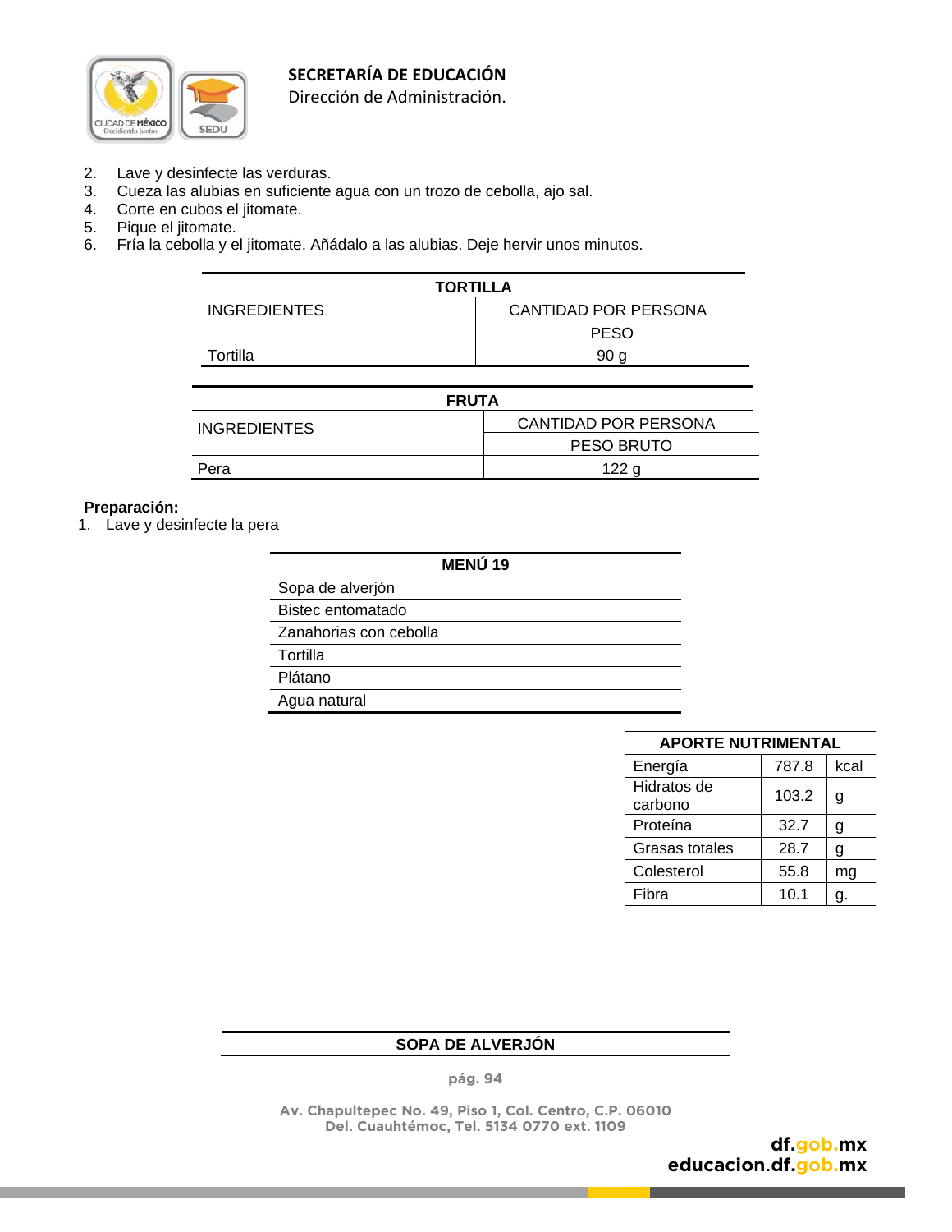2. Lave y desinfecte las verduras.
3. Cueza las alubias en suficiente agua con un trozo de cebolla, ajo sal.
4. Corte en cubos el jitomate.
5. Pique el jitomate.
6. Fría la cebolla y el jitomate. Añádalo a las alubias. Deje hervir unos minutos.

| TORTILLA | |
|---|---|
| INGREDIENTES | CANTIDAD POR PERSONA |
| | PESO |
| Tortilla | 90 g |

| FRUTA | |
|---|---|
| INGREDIENTES | CANTIDAD POR PERSONA |
| | PESO BRUTO |
| Pera | 122 g |

**Preparación:**

1. Lave y desinfecte la pera

| MENÚ 19 |
|---|
| Sopa de alverjón |
| Bistec entomatado |
| Zanahorias con cebolla |
| Tortilla |
| Plátano |
| Agua natural |

| APORTE NUTRIMENTAL | | |
|---|---|---|
| Energía | 787.8 | kcal |
| Hidratos de carbono | 103.2 | g |
| Proteína | 32.7 | g |
| Grasas totales | 28.7 | g |
| Colesterol | 55.8 | mg |
| Fibra | 10.1 | g. |

| SOPA DE ALVERJÓN |
|---|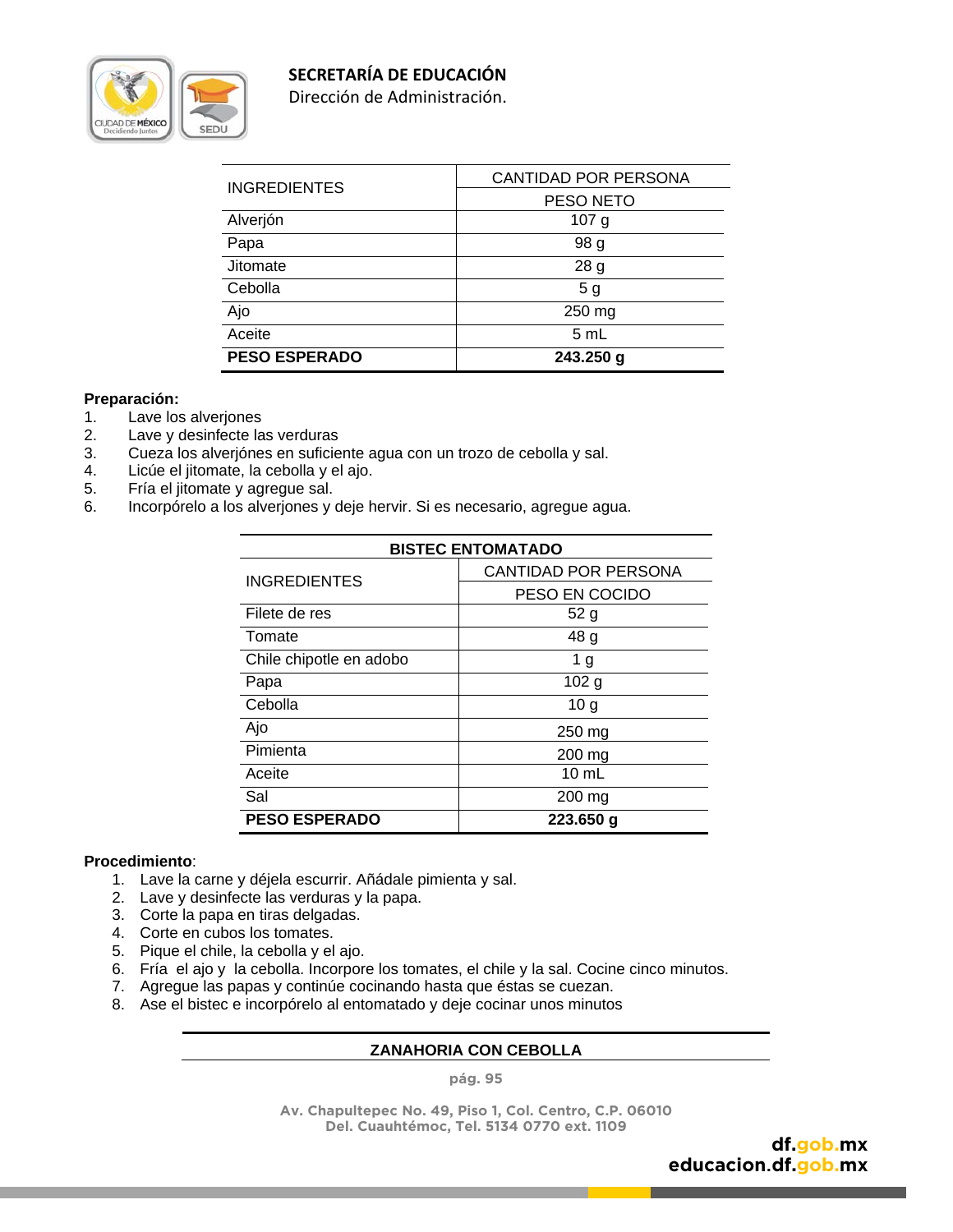| INGREDIENTES | CANTIDAD POR PERSONA |
|---|---|
| | PESO NETO |
| Alverjón | 107 g |
| Papa | 98 g |
| Jitomate | 28 g |
| Cebolla | 5 g |
| Ajo | 250 mg |
| Aceite | 5 mL |
| **PESO ESPERADO** | **243.250 g** |

**Preparación:**

1. Lave los alverjones
2. Lave y desinfecte las verduras
3. Cueza los alverjónes en suficiente agua con un trozo de cebolla y sal.
4. Licúe el jitomate, la cebolla y el ajo.
5. Fría el jitomate y agregue sal.
6. Incorpórelo a los alverjones y deje hervir. Si es necesario, agregue agua.

| **BISTEC ENTOMATADO** | |
|---|---|
| INGREDIENTES | CANTIDAD POR PERSONA |
| | PESO EN COCIDO |
| Filete de res | 52 g |
| Tomate | 48 g |
| Chile chipotle en adobo | 1 g |
| Papa | 102 g |
| Cebolla | 10 g |
| Ajo | 250 mg |
| Pimienta | 200 mg |
| Aceite | 10 mL |
| Sal | 200 mg |
| **PESO ESPERADO** | **223.650 g** |

**Procedimiento**:

1. Lave la carne y déjela escurrir. Añádale pimienta y sal.
2. Lave y desinfecte las verduras y la papa.
3. Corte la papa en tiras delgadas.
4. Corte en cubos los tomates.
5. Pique el chile, la cebolla y el ajo.
6. Fría el ajo y la cebolla. Incorpore los tomates, el chile y la sal. Cocine cinco minutos.
7. Agregue las papas y continúe cocinando hasta que éstas se cuezan.
8. Ase el bistec e incorpórelo al entomatado y deje cocinar unos minutos

**ZANAHORIA CON CEBOLLA**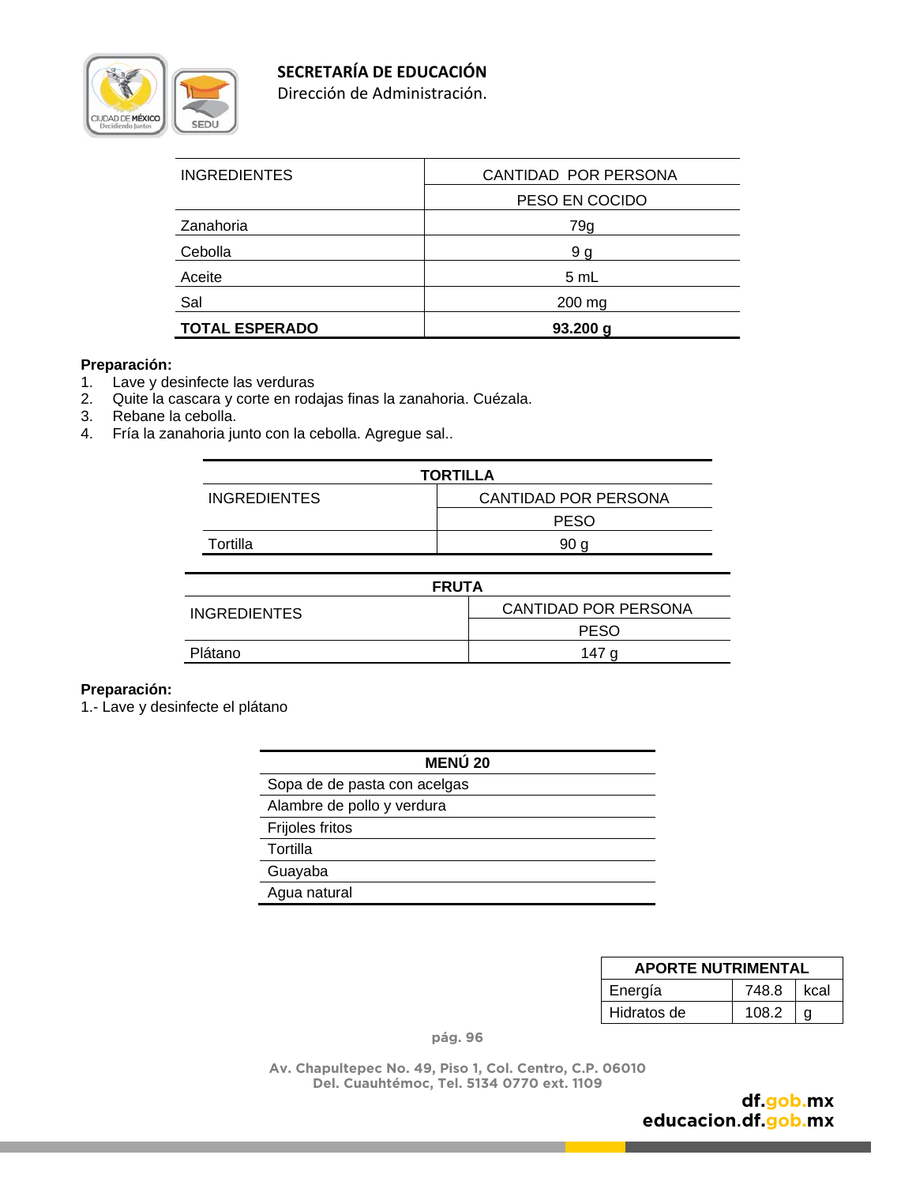| INGREDIENTES | CANTIDAD POR PERSONA |
|---|---|
| | PESO EN COCIDO |
| Zanahoria | 79g |
| Cebolla | 9 g |
| Aceite | 5 mL |
| Sal | 200 mg |
| **TOTAL ESPERADO** | **93.200 g** |

**Preparación:**
1. Lave y desinfecte las verduras
2. Quite la cascara y corte en rodajas finas la zanahoria. Cuézala.
3. Rebane la cebolla.
4. Fría la zanahoria junto con la cebolla. Agregue sal..

| **TORTILLA** | |
|---|---|
| INGREDIENTES | CANTIDAD POR PERSONA |
| | PESO |
| Tortilla | 90 g |

| **FRUTA** | |
|---|---|
| INGREDIENTES | CANTIDAD POR PERSONA |
| | PESO |
| Plátano | 147 g |

**Preparación:**
1.- Lave y desinfecte el plátano

| **MENÚ 20** |
|---|
| Sopa de de pasta con acelgas |
| Alambre de pollo y verdura |
| Frijoles fritos |
| Tortilla |
| Guayaba |
| Agua natural |

| **APORTE NUTRIMENTAL** | | |
|---|---|---|
| Energía | 748.8 | kcal |
| Hidratos de | 108.2 | g |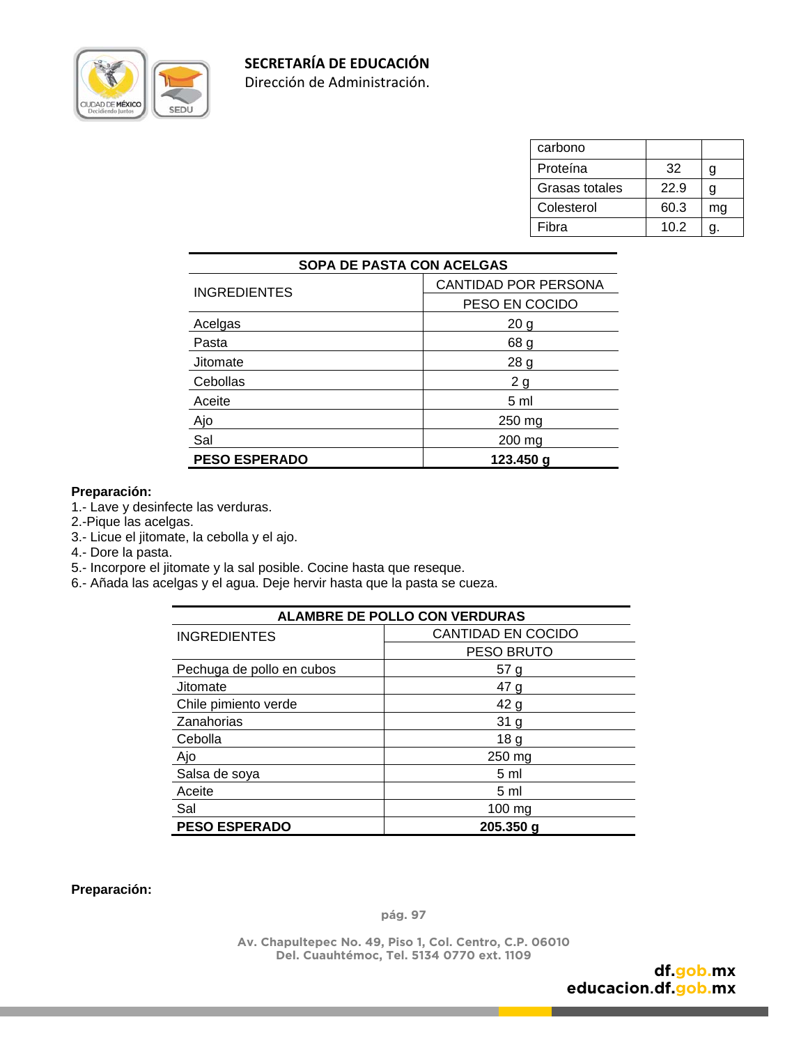| carbono | | |
|---|---|---|
| Proteína | 32 | g |
| Grasas totales | 22.9 | g |
| Colesterol | 60.3 | mg |
| Fibra | 10.2 | g. |

| SOPA DE PASTA CON ACELGAS | |
|---|---|
| INGREDIENTES | CANTIDAD POR PERSONA |
| | PESO EN COCIDO |
| Acelgas | 20 g |
| Pasta | 68 g |
| Jitomate | 28 g |
| Cebollas | 2 g |
| Aceite | 5 ml |
| Ajo | 250 mg |
| Sal | 200 mg |
| **PESO ESPERADO** | **123.450 g** |

**Preparación:**
1.- Lave y desinfecte las verduras.
2.-Pique las acelgas.
3.- Licue el jitomate, la cebolla y el ajo.
4.- Dore la pasta.
5.- Incorpore el jitomate y la sal posible. Cocine hasta que reseque.
6.- Añada las acelgas y el agua. Deje hervir hasta que la pasta se cueza.

| ALAMBRE DE POLLO CON VERDURAS | |
|---|---|
| INGREDIENTES | CANTIDAD EN COCIDO |
| | PESO BRUTO |
| Pechuga de pollo en cubos | 57 g |
| Jitomate | 47 g |
| Chile pimiento verde | 42 g |
| Zanahorias | 31 g |
| Cebolla | 18 g |
| Ajo | 250 mg |
| Salsa de soya | 5 ml |
| Aceite | 5 ml |
| Sal | 100 mg |
| **PESO ESPERADO** | **205.350 g** |

**Preparación:**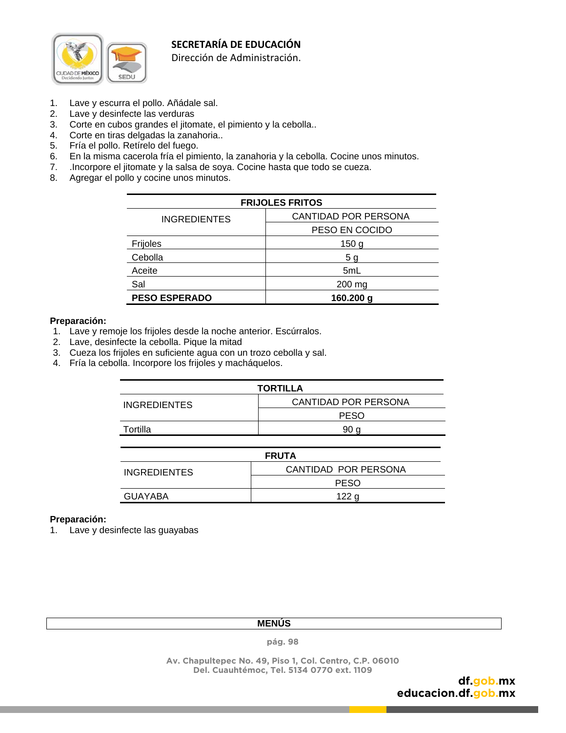1. Lave y escurra el pollo. Añádale sal.
2. Lave y desinfecte las verduras
3. Corte en cubos grandes el jitomate, el pimiento y la cebolla..
4. Corte en tiras delgadas la zanahoria..
5. Fría el pollo. Retírelo del fuego.
6. En la misma cacerola fría el pimiento, la zanahoria y la cebolla. Cocine unos minutos.
7. .Incorpore el jitomate y la salsa de soya. Cocine hasta que todo se cueza.
8. Agregar el pollo y cocine unos minutos.

| FRIJOLES FRITOS | |
|---|---|
| INGREDIENTES | CANTIDAD POR PERSONA |
| | PESO EN COCIDO |
| Frijoles | 150 g |
| Cebolla | 5 g |
| Aceite | 5mL |
| Sal | 200 mg |
| **PESO ESPERADO** | **160.200 g** |

**Preparación:**

1. Lave y remoje los frijoles desde la noche anterior. Escúrralos.
2. Lave, desinfecte la cebolla. Pique la mitad
3. Cueza los frijoles en suficiente agua con un trozo cebolla y sal.
4. Fría la cebolla. Incorpore los frijoles y macháquelos.

| TORTILLA | |
|---|---|
| INGREDIENTES | CANTIDAD POR PERSONA |
| | PESO |
| Tortilla | 90 g |

| FRUTA | |
|---|---|
| INGREDIENTES | CANTIDAD POR PERSONA |
| | PESO |
| GUAYABA | 122 g |

**Preparación:**

1. Lave y desinfecte las guayabas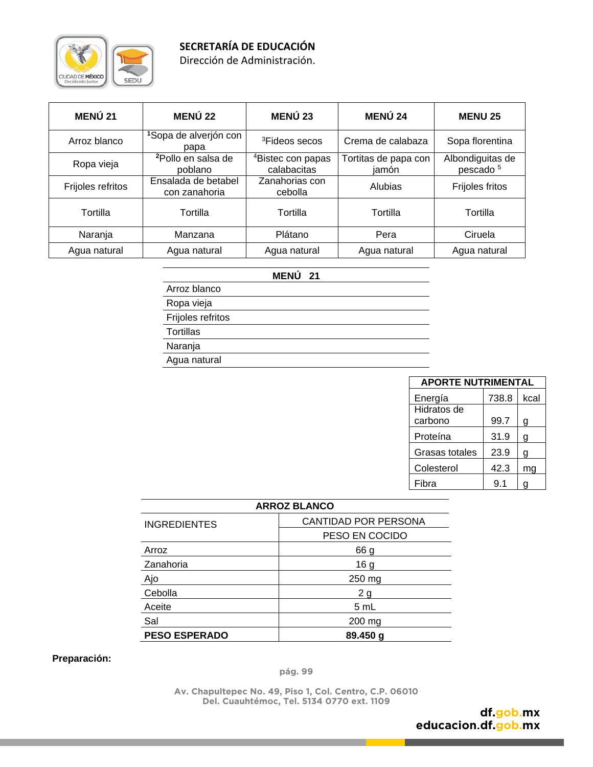**SECRETARÍA DE EDUCACIÓN**
Dirección de Administración.

| MENÚ 21 | MENÚ 22 | MENÚ 23 | MENÚ 24 | MENU 25 |
|---|---|---|---|---|
| Arroz blanco | [1]Sopa de alverjón con papa | [3]Fideos secos | Crema de calabaza | Sopa florentina |
| Ropa vieja | [2]Pollo en salsa de poblano | [4]Bistec con papas calabacitas | Tortitas de papa con jamón | Albondiguitas de pescado [5] |
| Frijoles refritos | Ensalada de betabel con zanahoria | Zanahorias con cebolla | Alubias | Frijoles fritos |
| Tortilla | Tortilla | Tortilla | Tortilla | Tortilla |
| Naranja | Manzana | Plátano | Pera | Ciruela |
| Agua natural | Agua natural | Agua natural | Agua natural | Agua natural |

| MENÚ 21 |
|---|
| Arroz blanco |
| Ropa vieja |
| Frijoles refritos |
| Tortillas |
| Naranja |
| Agua natural |

| APORTE NUTRIMENTAL | | |
|---|---|---|
| Energía | 738.8 | kcal |
| Hidratos de carbono | 99.7 | g |
| Proteína | 31.9 | g |
| Grasas totales | 23.9 | g |
| Colesterol | 42.3 | mg |
| Fibra | 9.1 | g |

| ARROZ BLANCO | |
|---|---|
| INGREDIENTES | CANTIDAD POR PERSONA |
| | PESO EN COCIDO |
| Arroz | 66 g |
| Zanahoria | 16 g |
| Ajo | 250 mg |
| Cebolla | 2 g |
| Aceite | 5 mL |
| Sal | 200 mg |
| **PESO ESPERADO** | **89.450 g** |

**Preparación:**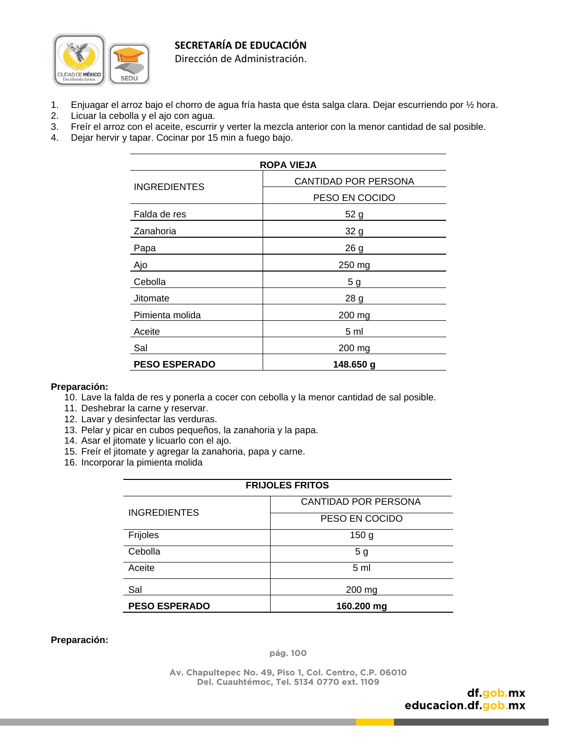1. Enjuagar el arroz bajo el chorro de agua fría hasta que ésta salga clara. Dejar escurriendo por ½ hora.
2. Licuar la cebolla y el ajo con agua.
3. Freír el arroz con el aceite, escurrir y verter la mezcla anterior con la menor cantidad de sal posible.
4. Dejar hervir y tapar. Cocinar por 15 min a fuego bajo.

| ROPA VIEJA | |
|---|---|
| INGREDIENTES | CANTIDAD POR PERSONA |
| | PESO EN COCIDO |
| Falda de res | 52 g |
| Zanahoria | 32 g |
| Papa | 26 g |
| Ajo | 250 mg |
| Cebolla | 5 g |
| Jitomate | 28 g |
| Pimienta molida | 200 mg |
| Aceite | 5 ml |
| Sal | 200 mg |
| **PESO ESPERADO** | **148.650 g** |

**Preparación:**

10. Lave la falda de res y ponerla a cocer con cebolla y la menor cantidad de sal posible.
11. Deshebrar la carne y reservar.
12. Lavar y desinfectar las verduras.
13. Pelar y picar en cubos pequeños, la zanahoria y la papa.
14. Asar el jitomate y licuarlo con el ajo.
15. Freír el jitomate y agregar la zanahoria, papa y carne.
16. Incorporar la pimienta molida

| FRIJOLES FRITOS | |
|---|---|
| INGREDIENTES | CANTIDAD POR PERSONA |
| | PESO EN COCIDO |
| Frijoles | 150 g |
| Cebolla | 5 g |
| Aceite | 5 ml |
| Sal | 200 mg |
| **PESO ESPERADO** | **160.200 mg** |

**Preparación:**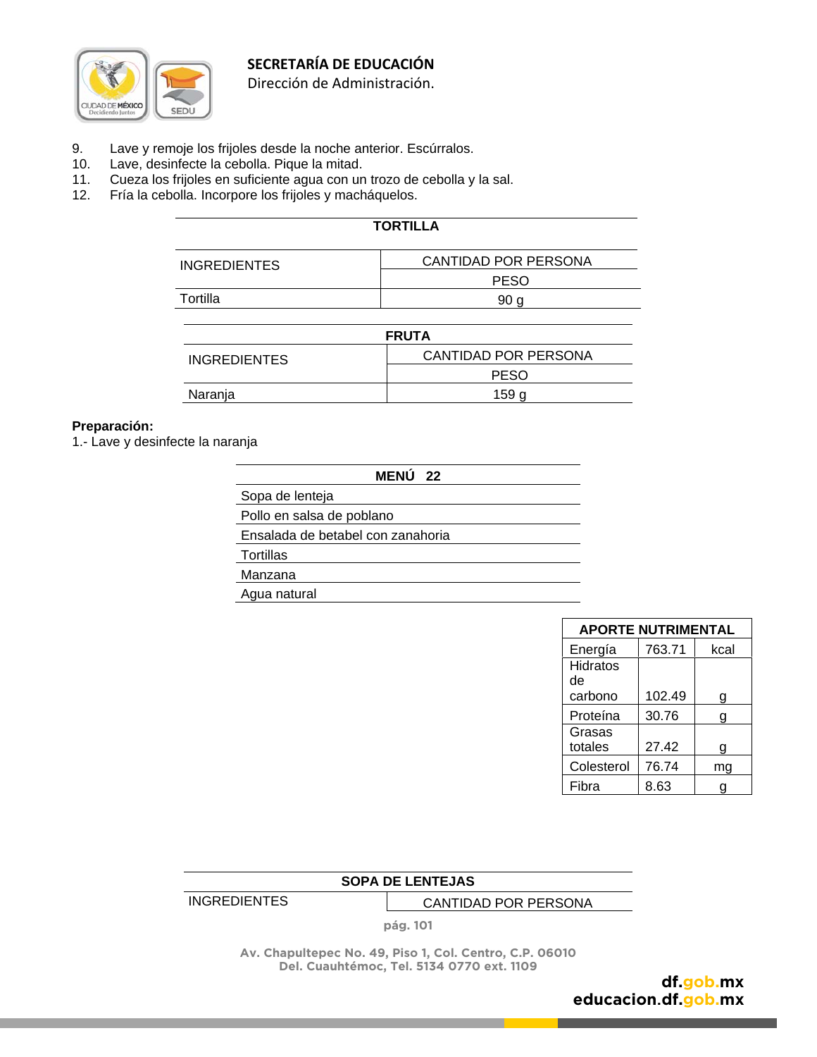9. Lave y remoje los frijoles desde la noche anterior. Escúrralos.
10. Lave, desinfecte la cebolla. Pique la mitad.
11. Cueza los frijoles en suficiente agua con un trozo de cebolla y la sal.
12. Fría la cebolla. Incorpore los frijoles y macháquelos.

| TORTILLA | |
|---|---|
| INGREDIENTES | CANTIDAD POR PERSONA |
| | PESO |
| Tortilla | 90 g |

| FRUTA | |
|---|---|
| INGREDIENTES | CANTIDAD POR PERSONA |
| | PESO |
| Naranja | 159 g |

**Preparación:**
1.- Lave y desinfecte la naranja

| MENÚ 22 |
|---|
| Sopa de lenteja |
| Pollo en salsa de poblano |
| Ensalada de betabel con zanahoria |
| Tortillas |
| Manzana |
| Agua natural |

| APORTE NUTRIMENTAL | | |
|---|---|---|
| Energía | 763.71 | kcal |
| Hidratos de carbono | 102.49 | g |
| Proteína | 30.76 | g |
| Grasas totales | 27.42 | g |
| Colesterol | 76.74 | mg |
| Fibra | 8.63 | g |

| SOPA DE LENTEJAS | |
|---|---|
| INGREDIENTES | CANTIDAD POR PERSONA |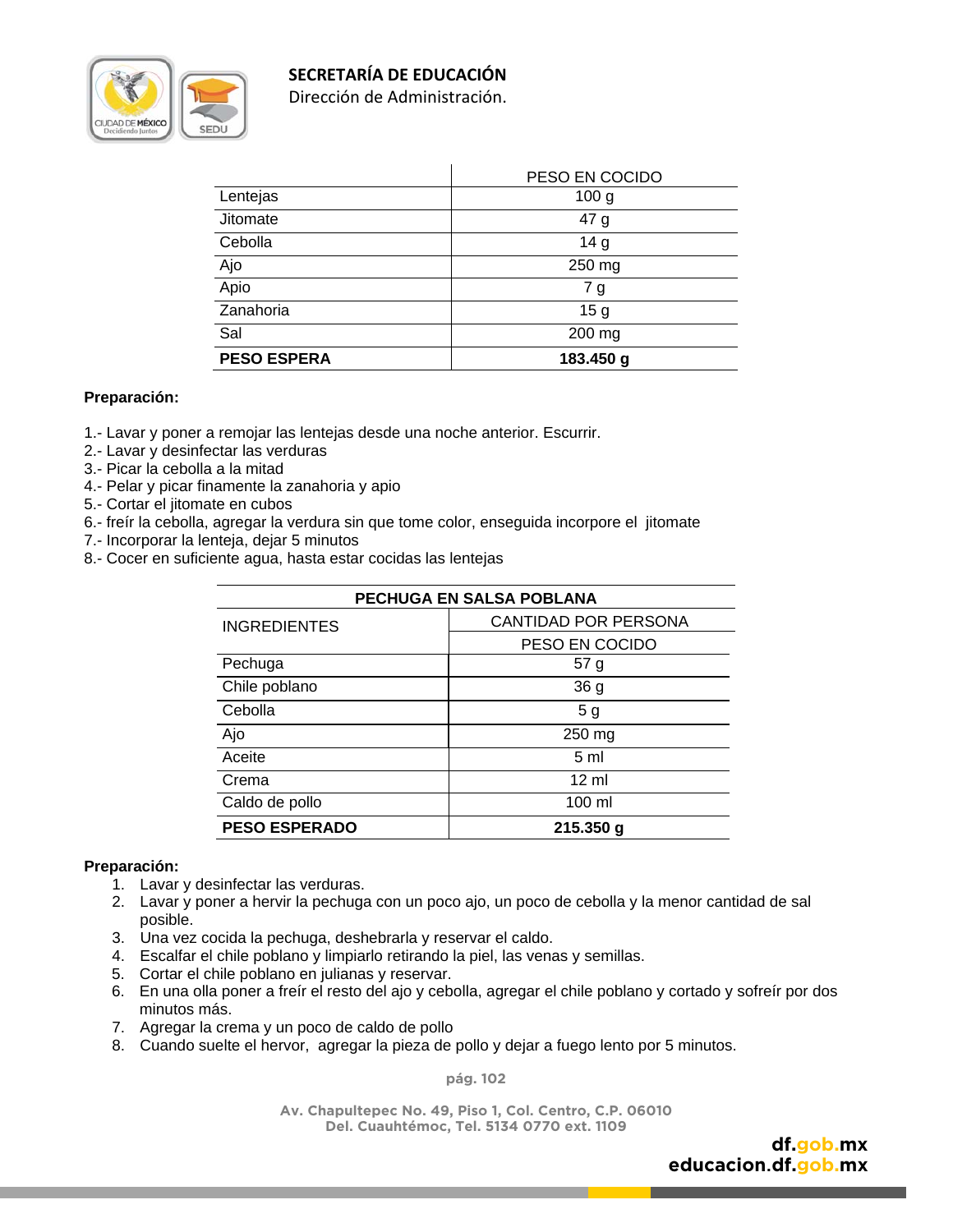| | PESO EN COCIDO |
|---|---|
| Lentejas | 100 g |
| Jitomate | 47 g |
| Cebolla | 14 g |
| Ajo | 250 mg |
| Apio | 7 g |
| Zanahoria | 15 g |
| Sal | 200 mg |
| **PESO ESPERA** | **183.450 g** |

**Preparación:**

1.- Lavar y poner a remojar las lentejas desde una noche anterior. Escurrir.
2.- Lavar y desinfectar las verduras
3.- Picar la cebolla a la mitad
4.- Pelar y picar finamente la zanahoria y apio
5.- Cortar el jitomate en cubos
6.- freír la cebolla, agregar la verdura sin que tome color, enseguida incorpore el jitomate
7.- Incorporar la lenteja, dejar 5 minutos
8.- Cocer en suficiente agua, hasta estar cocidas las lentejas

| **PECHUGA EN SALSA POBLANA** | |
|---|---|
| INGREDIENTES | CANTIDAD POR PERSONA |
| | PESO EN COCIDO |
| Pechuga | 57 g |
| Chile poblano | 36 g |
| Cebolla | 5 g |
| Ajo | 250 mg |
| Aceite | 5 ml |
| Crema | 12 ml |
| Caldo de pollo | 100 ml |
| **PESO ESPERADO** | **215.350 g** |

**Preparación:**

1. Lavar y desinfectar las verduras.
2. Lavar y poner a hervir la pechuga con un poco ajo, un poco de cebolla y la menor cantidad de sal posible.
3. Una vez cocida la pechuga, deshebrarla y reservar el caldo.
4. Escalfar el chile poblano y limpiarlo retirando la piel, las venas y semillas.
5. Cortar el chile poblano en julianas y reservar.
6. En una olla poner a freír el resto del ajo y cebolla, agregar el chile poblano y cortado y sofreír por dos minutos más.
7. Agregar la crema y un poco de caldo de pollo
8. Cuando suelte el hervor, agregar la pieza de pollo y dejar a fuego lento por 5 minutos.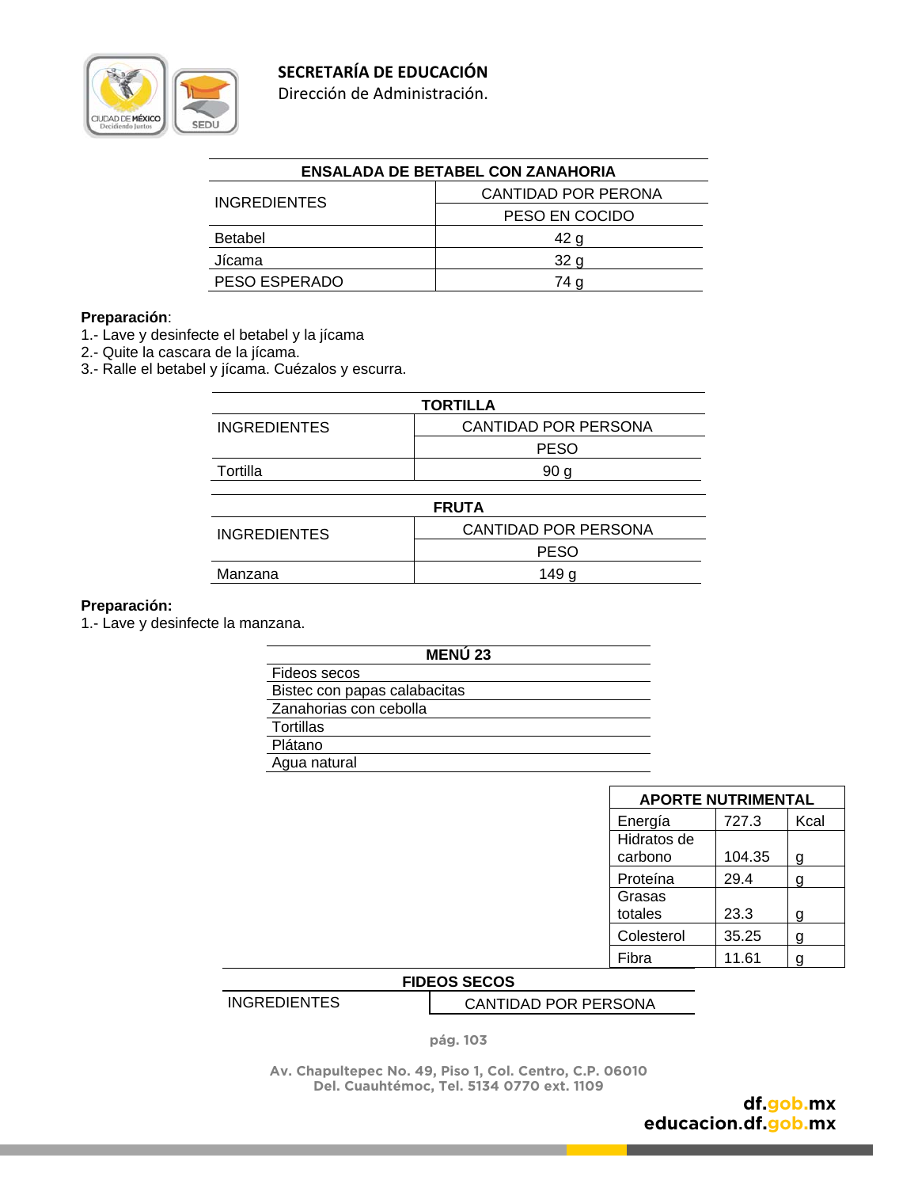| ENSALADA DE BETABEL CON ZANAHORIA | |
|---|---|
| INGREDIENTES | CANTIDAD POR PERONA |
| | PESO EN COCIDO |
| Betabel | 42 g |
| Jícama | 32 g |
| PESO ESPERADO | 74 g |

**Preparación**:
1.- Lave y desinfecte el betabel y la jícama
2.- Quite la cascara de la jícama.
3.- Ralle el betabel y jícama. Cuézalos y escurra.

| TORTILLA | |
|---|---|
| INGREDIENTES | CANTIDAD POR PERSONA |
| | PESO |
| Tortilla | 90 g |

| FRUTA | |
|---|---|
| INGREDIENTES | CANTIDAD POR PERSONA |
| | PESO |
| Manzana | 149 g |

**Preparación:**
1.- Lave y desinfecte la manzana.

| MENÚ 23 |
|---|
| Fideos secos |
| Bistec con papas calabacitas |
| Zanahorias con cebolla |
| Tortillas |
| Plátano |
| Agua natural |

| APORTE NUTRIMENTAL | | |
|---|---|---|
| Energía | 727.3 | Kcal |
| Hidratos de carbono | 104.35 | g |
| Proteína | 29.4 | g |
| Grasas totales | 23.3 | g |
| Colesterol | 35.25 | g |
| Fibra | 11.61 | g |

| FIDEOS SECOS | |
|---|---|
| INGREDIENTES | CANTIDAD POR PERSONA |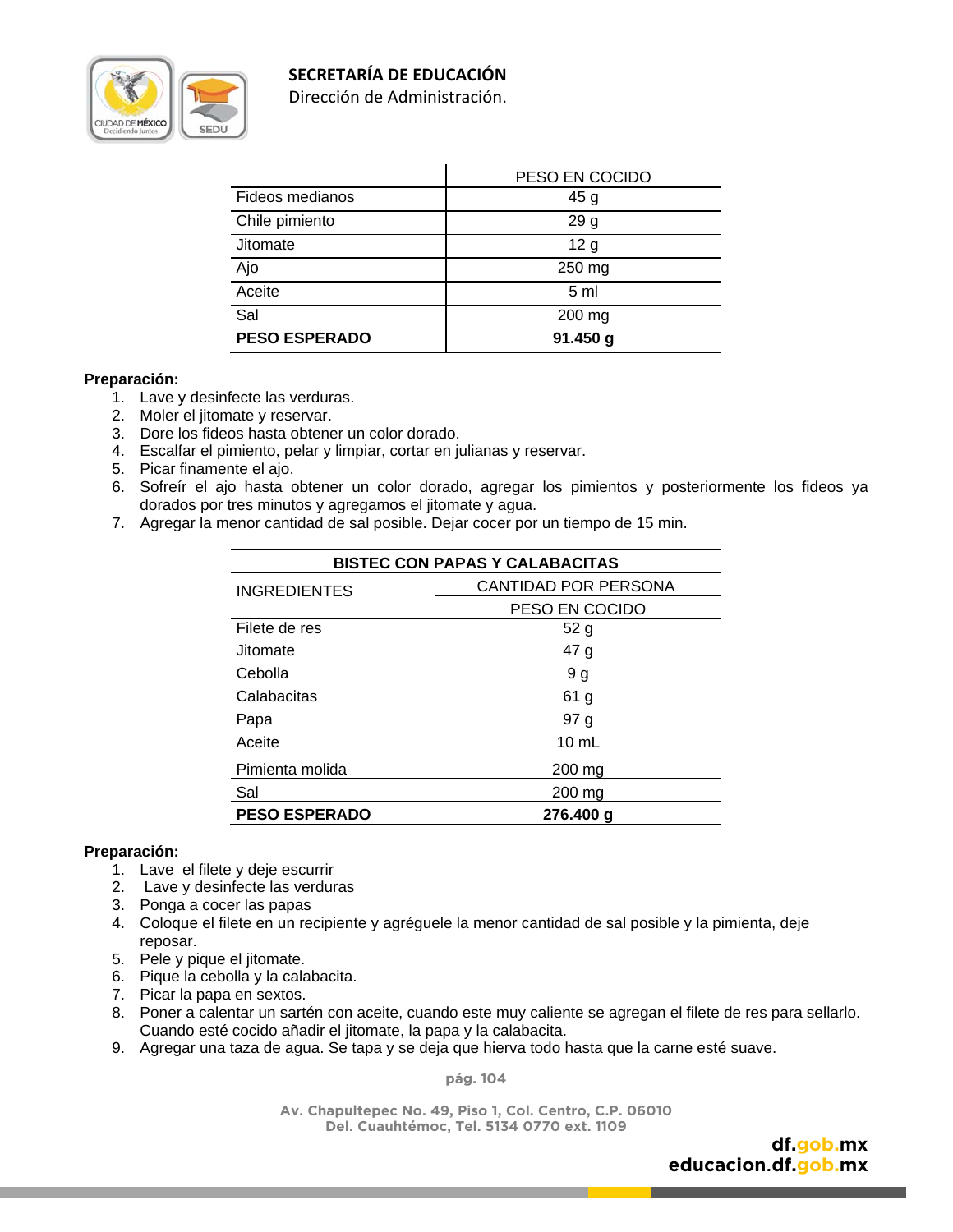| | PESO EN COCIDO |
|---|---|
| Fideos medianos | 45 g |
| Chile pimiento | 29 g |
| Jitomate | 12 g |
| Ajo | 250 mg |
| Aceite | 5 ml |
| Sal | 200 mg |
| **PESO ESPERADO** | **91.450 g** |

**Preparación:**

1. Lave y desinfecte las verduras.
2. Moler el jitomate y reservar.
3. Dore los fideos hasta obtener un color dorado.
4. Escalfar el pimiento, pelar y limpiar, cortar en julianas y reservar.
5. Picar finamente el ajo.
6. Sofreír el ajo hasta obtener un color dorado, agregar los pimientos y posteriormente los fideos ya dorados por tres minutos y agregamos el jitomate y agua.
7. Agregar la menor cantidad de sal posible. Dejar cocer por un tiempo de 15 min.

| **BISTEC CON PAPAS Y CALABACITAS** | |
|---|---|
| INGREDIENTES | CANTIDAD POR PERSONA |
| | PESO EN COCIDO |
| Filete de res | 52 g |
| Jitomate | 47 g |
| Cebolla | 9 g |
| Calabacitas | 61 g |
| Papa | 97 g |
| Aceite | 10 mL |
| Pimienta molida | 200 mg |
| Sal | 200 mg |
| **PESO ESPERADO** | **276.400 g** |

**Preparación:**

1. Lave el filete y deje escurrir
2. Lave y desinfecte las verduras
3. Ponga a cocer las papas
4. Coloque el filete en un recipiente y agréguele la menor cantidad de sal posible y la pimienta, deje reposar.
5. Pele y pique el jitomate.
6. Pique la cebolla y la calabacita.
7. Picar la papa en sextos.
8. Poner a calentar un sartén con aceite, cuando este muy caliente se agregan el filete de res para sellarlo. Cuando esté cocido añadir el jitomate, la papa y la calabacita.
9. Agregar una taza de agua. Se tapa y se deja que hierva todo hasta que la carne esté suave.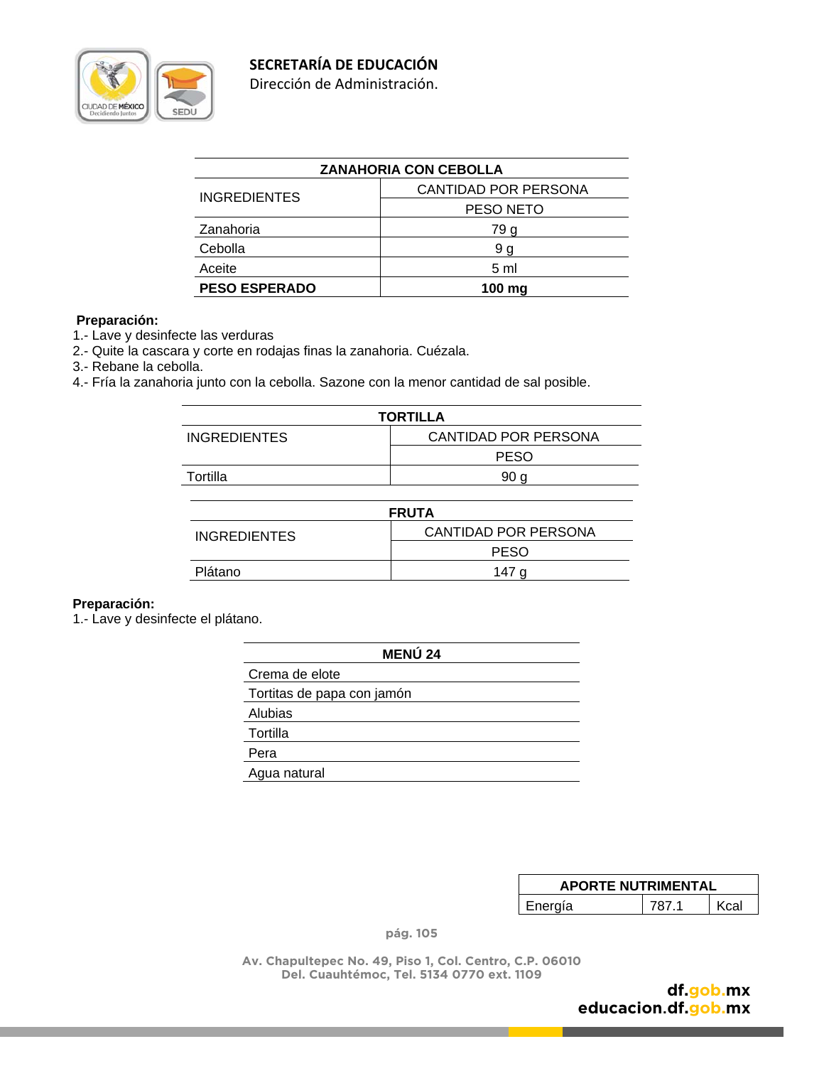| ZANAHORIA CON CEBOLLA | |
|---|---|
| INGREDIENTES | CANTIDAD POR PERSONA |
| | PESO NETO |
| Zanahoria | 79 g |
| Cebolla | 9 g |
| Aceite | 5 ml |
| **PESO ESPERADO** | **100 mg** |

**Preparación:**

1.- Lave y desinfecte las verduras
2.- Quite la cascara y corte en rodajas finas la zanahoria. Cuézala.
3.- Rebane la cebolla.
4.- Fría la zanahoria junto con la cebolla. Sazone con la menor cantidad de sal posible.

| TORTILLA | |
|---|---|
| INGREDIENTES | CANTIDAD POR PERSONA |
| | PESO |
| Tortilla | 90 g |

| FRUTA | |
|---|---|
| INGREDIENTES | CANTIDAD POR PERSONA |
| | PESO |
| Plátano | 147 g |

**Preparación:**

1.- Lave y desinfecte el plátano.

| MENÚ 24 |
|---|
| Crema de elote |
| Tortitas de papa con jamón |
| Alubias |
| Tortilla |
| Pera |
| Agua natural |

| APORTE NUTRIMENTAL | | |
|---|---|---|
| Energía | 787.1 | Kcal |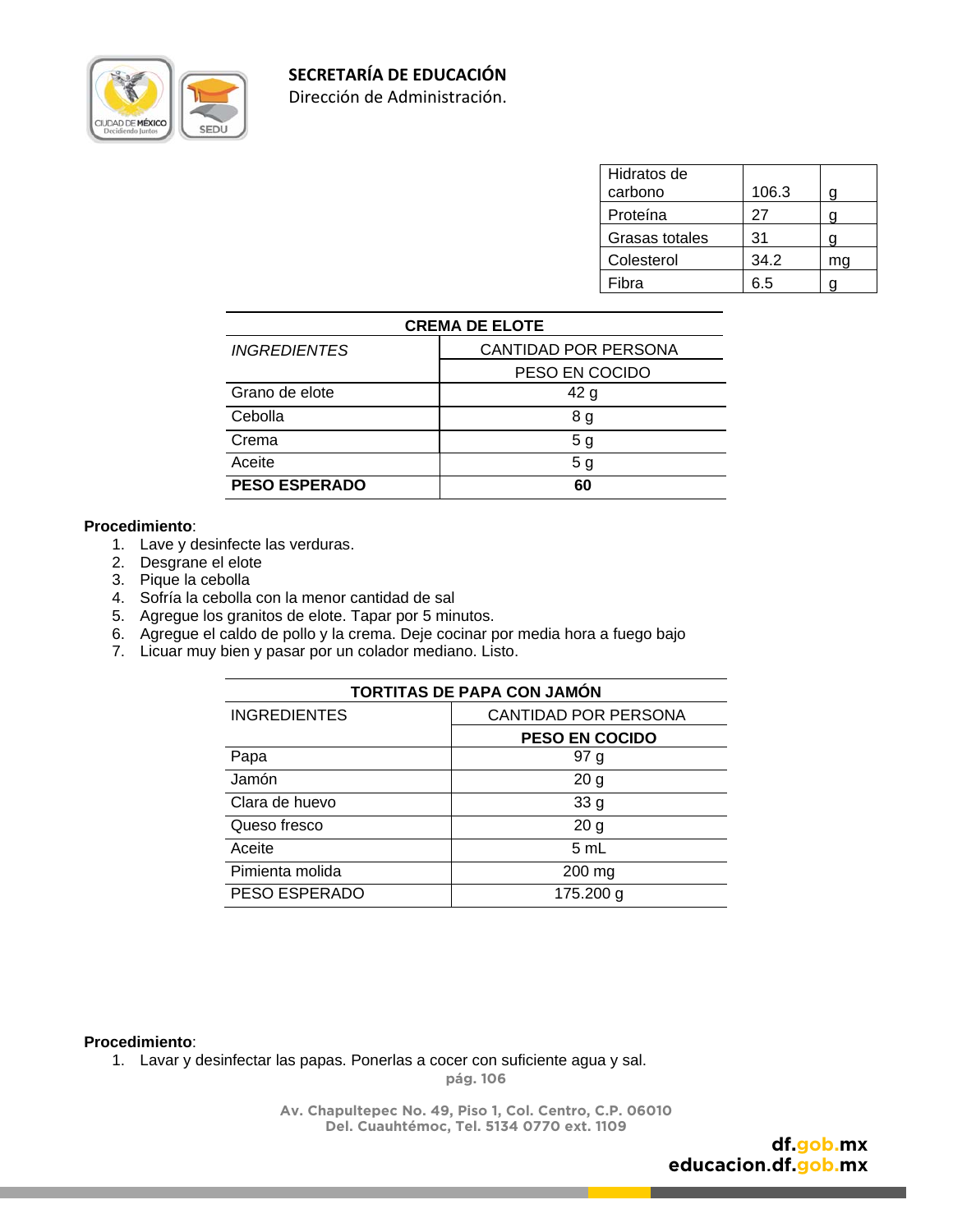| Hidratos de carbono | 106.3 | g |
|---|---|---|
| Proteína | 27 | g |
| Grasas totales | 31 | g |
| Colesterol | 34.2 | mg |
| Fibra | 6.5 | g |

| CREMA DE ELOTE | |
|---|---|
| *INGREDIENTES* | CANTIDAD POR PERSONA |
| | PESO EN COCIDO |
| Grano de elote | 42 g |
| Cebolla | 8 g |
| Crema | 5 g |
| Aceite | 5 g |
| **PESO ESPERADO** | **60** |

**Procedimiento**:

1. Lave y desinfecte las verduras.
2. Desgrane el elote
3. Pique la cebolla
4. Sofría la cebolla con la menor cantidad de sal
5. Agregue los granitos de elote. Tapar por 5 minutos.
6. Agregue el caldo de pollo y la crema. Deje cocinar por media hora a fuego bajo
7. Licuar muy bien y pasar por un colador mediano. Listo.

| TORTITAS DE PAPA CON JAMÓN | |
|---|---|
| INGREDIENTES | CANTIDAD POR PERSONA |
| | **PESO EN COCIDO** |
| Papa | 97 g |
| Jamón | 20 g |
| Clara de huevo | 33 g |
| Queso fresco | 20 g |
| Aceite | 5 mL |
| Pimienta molida | 200 mg |
| PESO ESPERADO | 175.200 g |

**Procedimiento**:

1. Lavar y desinfectar las papas. Ponerlas a cocer con suficiente agua y sal.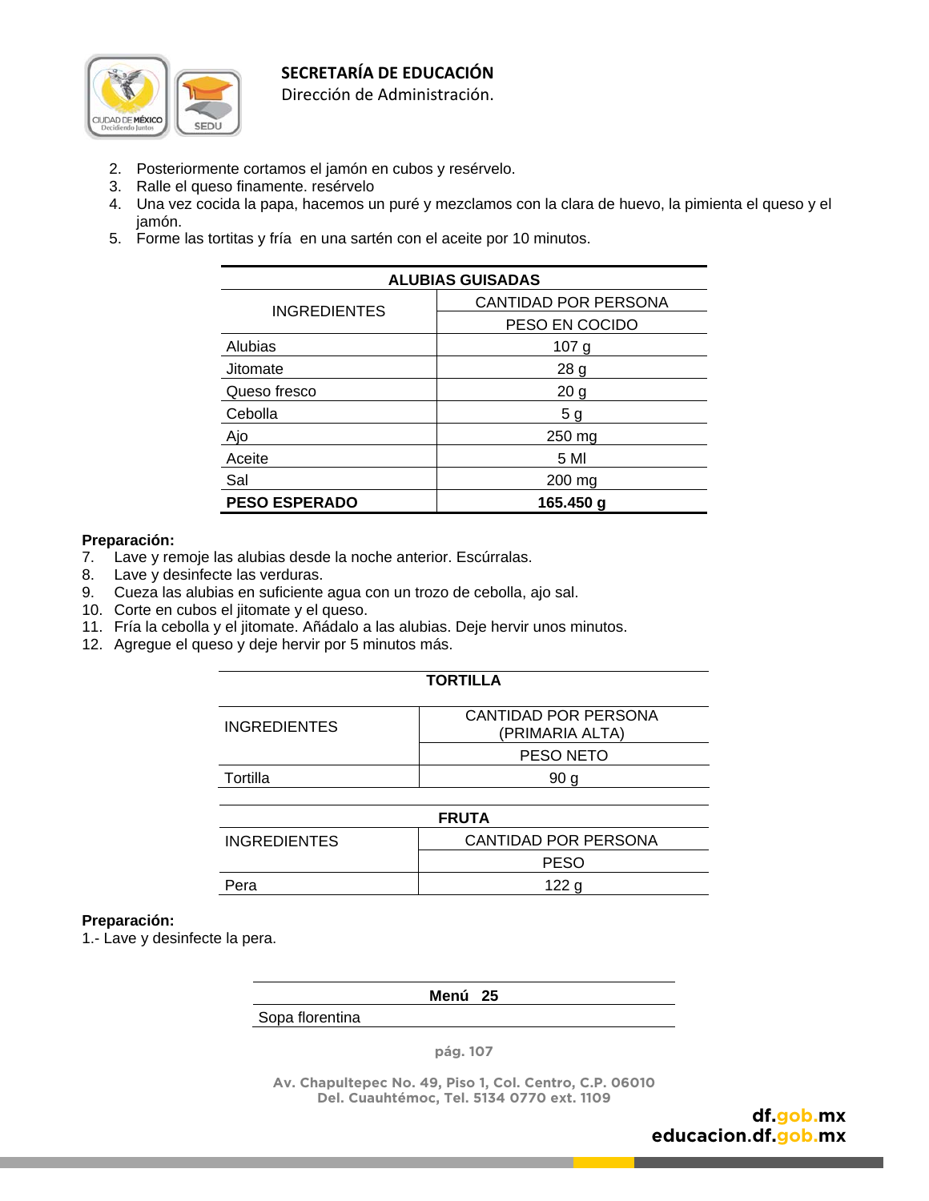2. Posteriormente cortamos el jamón en cubos y resérvelo.
3. Ralle el queso finamente. resérvelo
4. Una vez cocida la papa, hacemos un puré y mezclamos con la clara de huevo, la pimienta el queso y el jamón.
5. Forme las tortitas y fría en una sartén con el aceite por 10 minutos.

| ALUBIAS GUISADAS | |
|---|---|
| INGREDIENTES | CANTIDAD POR PERSONA |
| | PESO EN COCIDO |
| Alubias | 107 g |
| Jitomate | 28 g |
| Queso fresco | 20 g |
| Cebolla | 5 g |
| Ajo | 250 mg |
| Aceite | 5 Ml |
| Sal | 200 mg |
| **PESO ESPERADO** | **165.450 g** |

**Preparación:**

7. Lave y remoje las alubias desde la noche anterior. Escúrralas.
8. Lave y desinfecte las verduras.
9. Cueza las alubias en suficiente agua con un trozo de cebolla, ajo sal.
10. Corte en cubos el jitomate y el queso.
11. Fría la cebolla y el jitomate. Añádalo a las alubias. Deje hervir unos minutos.
12. Agregue el queso y deje hervir por 5 minutos más.

| TORTILLA | |
|---|---|
| INGREDIENTES | CANTIDAD POR PERSONA (PRIMARIA ALTA) |
| | PESO NETO |
| Tortilla | 90 g |

| FRUTA | |
|---|---|
| INGREDIENTES | CANTIDAD POR PERSONA |
| | PESO |
| Pera | 122 g |

**Preparación:**

1.- Lave y desinfecte la pera.

| Menú 25 |
|---|
| Sopa florentina |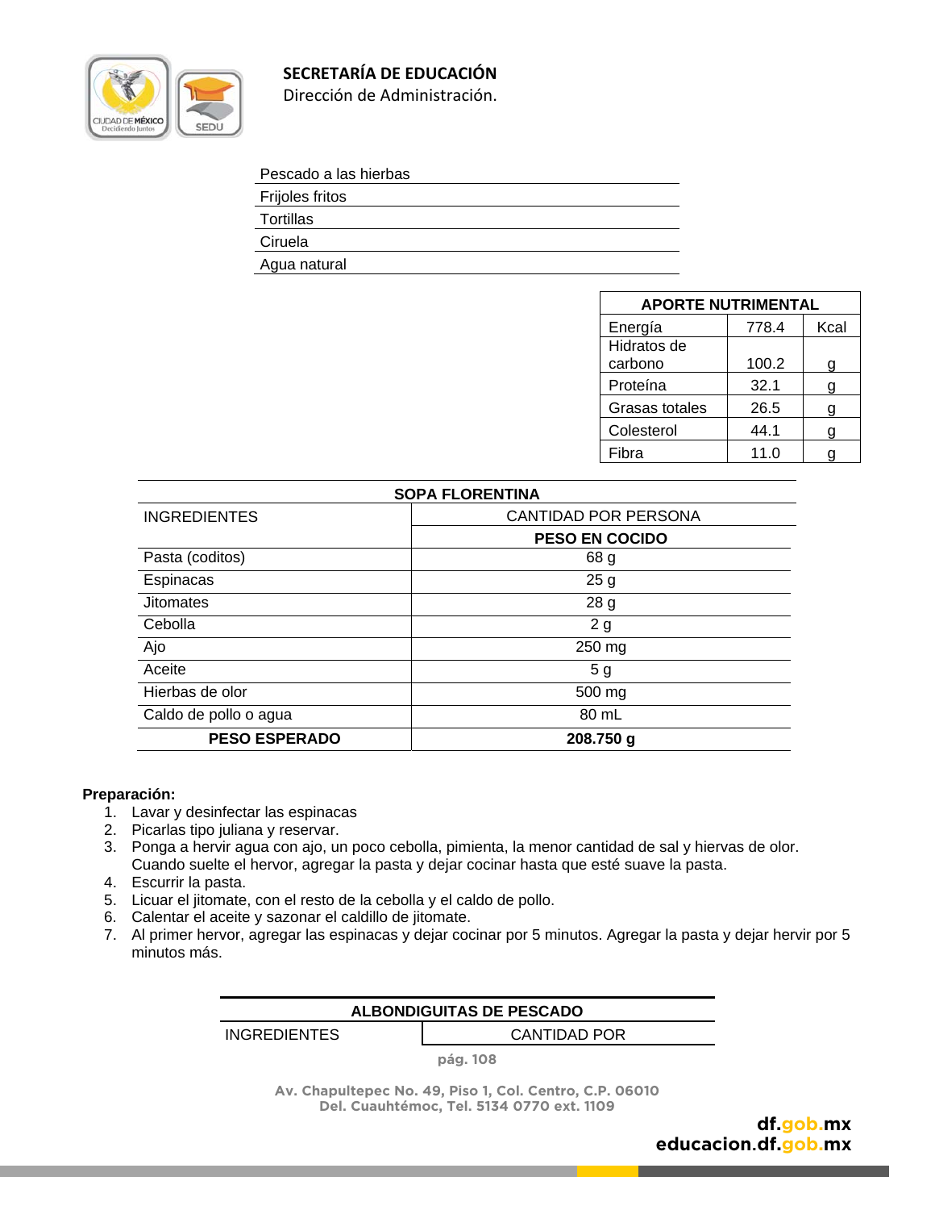| Pescado a las hierbas |
|---|
| Frijoles fritos |
| Tortillas |
| Ciruela |
| Agua natural |

| APORTE NUTRIMENTAL | | |
|---|---|---|
| Energía | 778.4 | Kcal |
| Hidratos de carbono | 100.2 | g |
| Proteína | 32.1 | g |
| Grasas totales | 26.5 | g |
| Colesterol | 44.1 | g |
| Fibra | 11.0 | g |

| SOPA FLORENTINA | |
|---|---|
| INGREDIENTES | CANTIDAD POR PERSONA |
| | **PESO EN COCIDO** |
| Pasta (coditos) | 68 g |
| Espinacas | 25 g |
| Jitomates | 28 g |
| Cebolla | 2 g |
| Ajo | 250 mg |
| Aceite | 5 g |
| Hierbas de olor | 500 mg |
| Caldo de pollo o agua | 80 mL |
| **PESO ESPERADO** | **208.750 g** |

**Preparación:**

1. Lavar y desinfectar las espinacas
2. Picarlas tipo juliana y reservar.
3. Ponga a hervir agua con ajo, un poco cebolla, pimienta, la menor cantidad de sal y hiervas de olor. Cuando suelte el hervor, agregar la pasta y dejar cocinar hasta que esté suave la pasta.
4. Escurrir la pasta.
5. Licuar el jitomate, con el resto de la cebolla y el caldo de pollo.
6. Calentar el aceite y sazonar el caldillo de jitomate.
7. Al primer hervor, agregar las espinacas y dejar cocinar por 5 minutos. Agregar la pasta y dejar hervir por 5 minutos más.

| ALBONDIGUITAS DE PESCADO | |
|---|---|
| INGREDIENTES | CANTIDAD POR |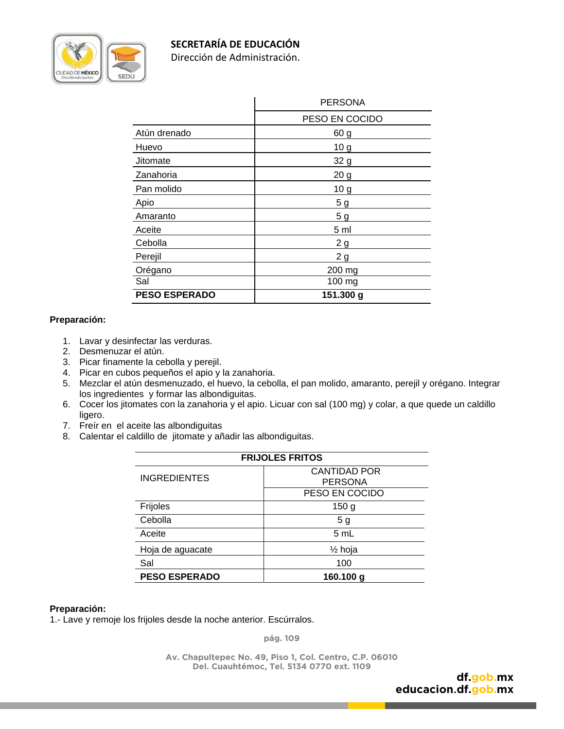| | PERSONA |
|---|---|
| | PESO EN COCIDO |
| Atún drenado | 60 g |
| Huevo | 10 g |
| Jitomate | 32 g |
| Zanahoria | 20 g |
| Pan molido | 10 g |
| Apio | 5 g |
| Amaranto | 5 g |
| Aceite | 5 ml |
| Cebolla | 2 g |
| Perejil | 2 g |
| Orégano | 200 mg |
| Sal | 100 mg |
| **PESO ESPERADO** | **151.300 g** |

**Preparación:**

1. Lavar y desinfectar las verduras.
2. Desmenuzar el atún.
3. Picar finamente la cebolla y perejil.
4. Picar en cubos pequeños el apio y la zanahoria.
5. Mezclar el atún desmenuzado, el huevo, la cebolla, el pan molido, amaranto, perejil y orégano. Integrar los ingredientes y formar las albondiguitas.
6. Cocer los jitomates con la zanahoria y el apio. Licuar con sal (100 mg) y colar, a que quede un caldillo ligero.
7. Freír en el aceite las albondiguitas
8. Calentar el caldillo de jitomate y añadir las albondiguitas.

| **FRIJOLES FRITOS** | |
|---|---|
| INGREDIENTES | CANTIDAD POR PERSONA |
| | PESO EN COCIDO |
| Frijoles | 150 g |
| Cebolla | 5 g |
| Aceite | 5 mL |
| Hoja de aguacate | ½ hoja |
| Sal | 100 |
| **PESO ESPERADO** | **160.100 g** |

**Preparación:**

1.- Lave y remoje los frijoles desde la noche anterior. Escúrralos.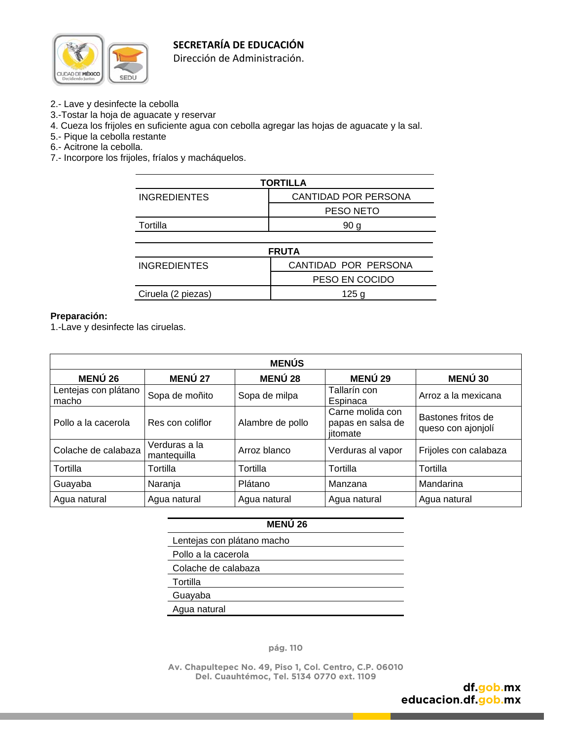2.- Lave y desinfecte la cebolla
3.-Tostar la hoja de aguacate y reservar
4. Cueza los frijoles en suficiente agua con cebolla agregar las hojas de aguacate y la sal.
5.- Pique la cebolla restante
6.- Acitrone la cebolla.
7.- Incorpore los frijoles, fríalos y macháquelos.

| TORTILLA | |
|---|---|
| INGREDIENTES | CANTIDAD POR PERSONA |
| | PESO NETO |
| Tortilla | 90 g |

| FRUTA | |
|---|---|
| INGREDIENTES | CANTIDAD POR PERSONA |
| | PESO EN COCIDO |
| Ciruela (2 piezas) | 125 g |

**Preparación:**
1.-Lave y desinfecte las ciruelas.

| MENÚS | | | | |
|---|---|---|---|---|
| **MENÚ 26** | **MENÚ 27** | **MENÚ 28** | **MENÚ 29** | **MENÚ 30** |
| Lentejas con plátano macho | Sopa de moñito | Sopa de milpa | Tallarín con Espinaca | Arroz a la mexicana |
| Pollo a la cacerola | Res con coliflor | Alambre de pollo | Carne molida con papas en salsa de jitomate | Bastones fritos de queso con ajonjolí |
| Colache de calabaza | Verduras a la mantequilla | Arroz blanco | Verduras al vapor | Frijoles con calabaza |
| Tortilla | Tortilla | Tortilla | Tortilla | Tortilla |
| Guayaba | Naranja | Plátano | Manzana | Mandarina |
| Agua natural | Agua natural | Agua natural | Agua natural | Agua natural |

| MENÚ 26 |
|---|
| Lentejas con plátano macho |
| Pollo a la cacerola |
| Colache de calabaza |
| Tortilla |
| Guayaba |
| Agua natural |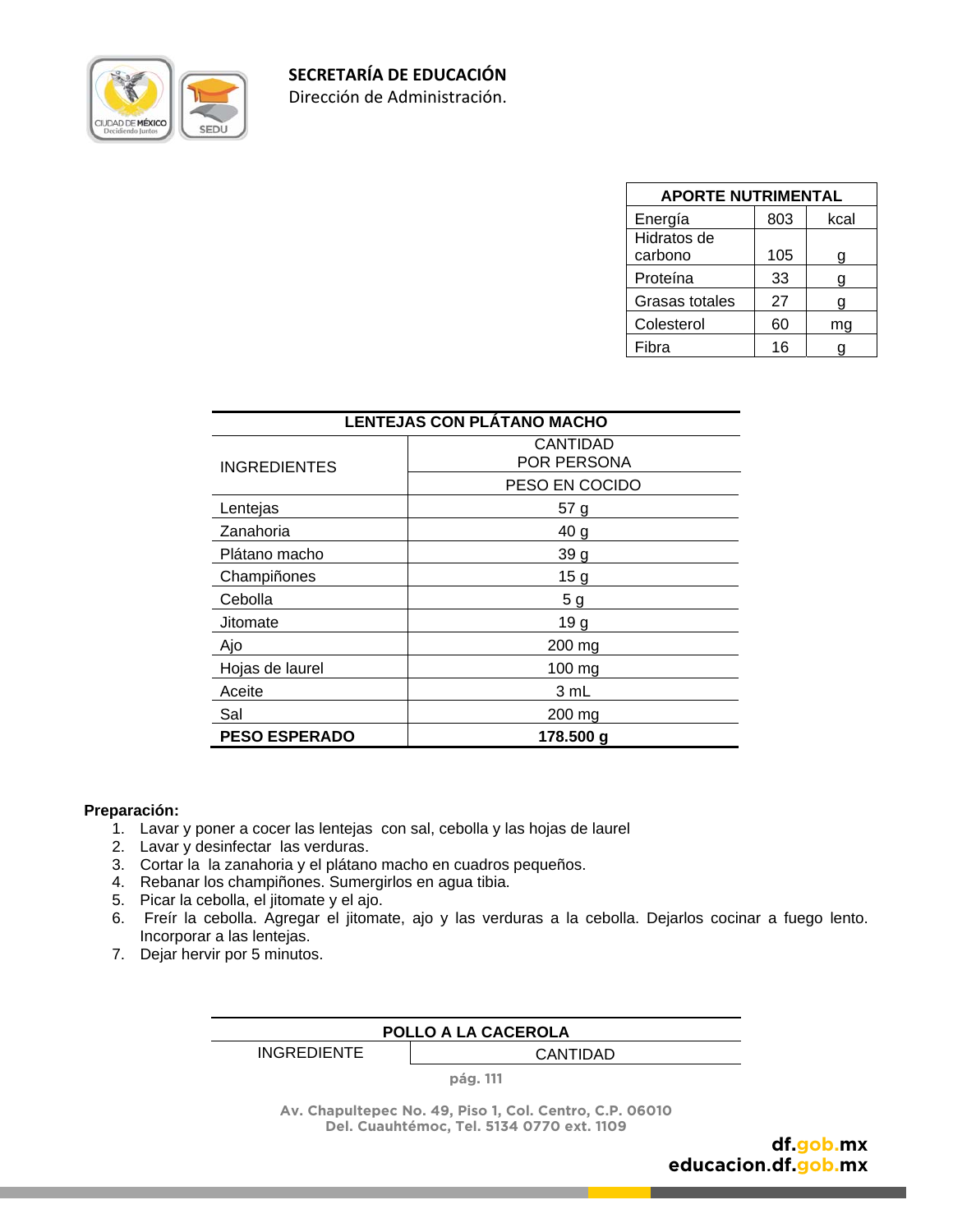| APORTE NUTRIMENTAL | | |
|---|---|---|
| Energía | 803 | kcal |
| Hidratos de carbono | 105 | g |
| Proteína | 33 | g |
| Grasas totales | 27 | g |
| Colesterol | 60 | mg |
| Fibra | 16 | g |

| LENTEJAS CON PLÁTANO MACHO | |
|---|---|
| INGREDIENTES | CANTIDAD POR PERSONA |
| | PESO EN COCIDO |
| Lentejas | 57 g |
| Zanahoria | 40 g |
| Plátano macho | 39 g |
| Champiñones | 15 g |
| Cebolla | 5 g |
| Jitomate | 19 g |
| Ajo | 200 mg |
| Hojas de laurel | 100 mg |
| Aceite | 3 mL |
| Sal | 200 mg |
| **PESO ESPERADO** | **178.500 g** |

**Preparación:**

1. Lavar y poner a cocer las lentejas con sal, cebolla y las hojas de laurel
2. Lavar y desinfectar las verduras.
3. Cortar la la zanahoria y el plátano macho en cuadros pequeños.
4. Rebanar los champiñones. Sumergirlos en agua tibia.
5. Picar la cebolla, el jitomate y el ajo.
6. Freír la cebolla. Agregar el jitomate, ajo y las verduras a la cebolla. Dejarlos cocinar a fuego lento. Incorporar a las lentejas.
7. Dejar hervir por 5 minutos.

| POLLO A LA CACEROLA | |
|---|---|
| INGREDIENTE | CANTIDAD |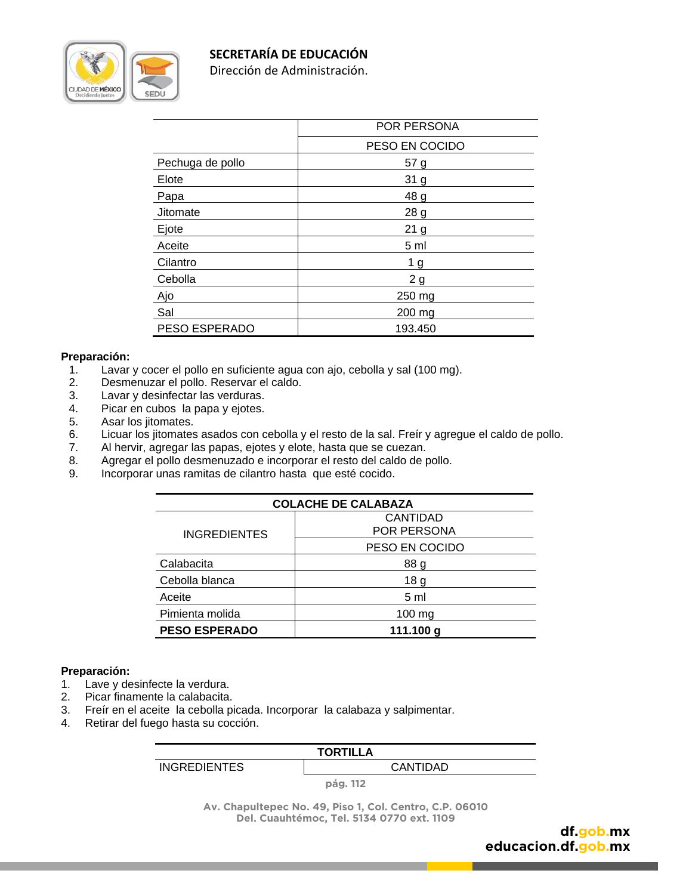| | POR PERSONA |
|---|---|
| | PESO EN COCIDO |
| Pechuga de pollo | 57 g |
| Elote | 31 g |
| Papa | 48 g |
| Jitomate | 28 g |
| Ejote | 21 g |
| Aceite | 5 ml |
| Cilantro | 1 g |
| Cebolla | 2 g |
| Ajo | 250 mg |
| Sal | 200 mg |
| PESO ESPERADO | 193.450 |

**Preparación:**

1. Lavar y cocer el pollo en suficiente agua con ajo, cebolla y sal (100 mg).
2. Desmenuzar el pollo. Reservar el caldo.
3. Lavar y desinfectar las verduras.
4. Picar en cubos la papa y ejotes.
5. Asar los jitomates.
6. Licuar los jitomates asados con cebolla y el resto de la sal. Freír y agregue el caldo de pollo.
7. Al hervir, agregar las papas, ejotes y elote, hasta que se cuezan.
8. Agregar el pollo desmenuzado e incorporar el resto del caldo de pollo.
9. Incorporar unas ramitas de cilantro hasta que esté cocido.

| COLACHE DE CALABAZA | |
|---|---|
| INGREDIENTES | CANTIDAD POR PERSONA |
| | PESO EN COCIDO |
| Calabacita | 88 g |
| Cebolla blanca | 18 g |
| Aceite | 5 ml |
| Pimienta molida | 100 mg |
| **PESO ESPERADO** | **111.100 g** |

**Preparación:**

1. Lave y desinfecte la verdura.
2. Picar finamente la calabacita.
3. Freír en el aceite la cebolla picada. Incorporar la calabaza y salpimentar.
4. Retirar del fuego hasta su cocción.

| TORTILLA | |
|---|---|
| INGREDIENTES | CANTIDAD |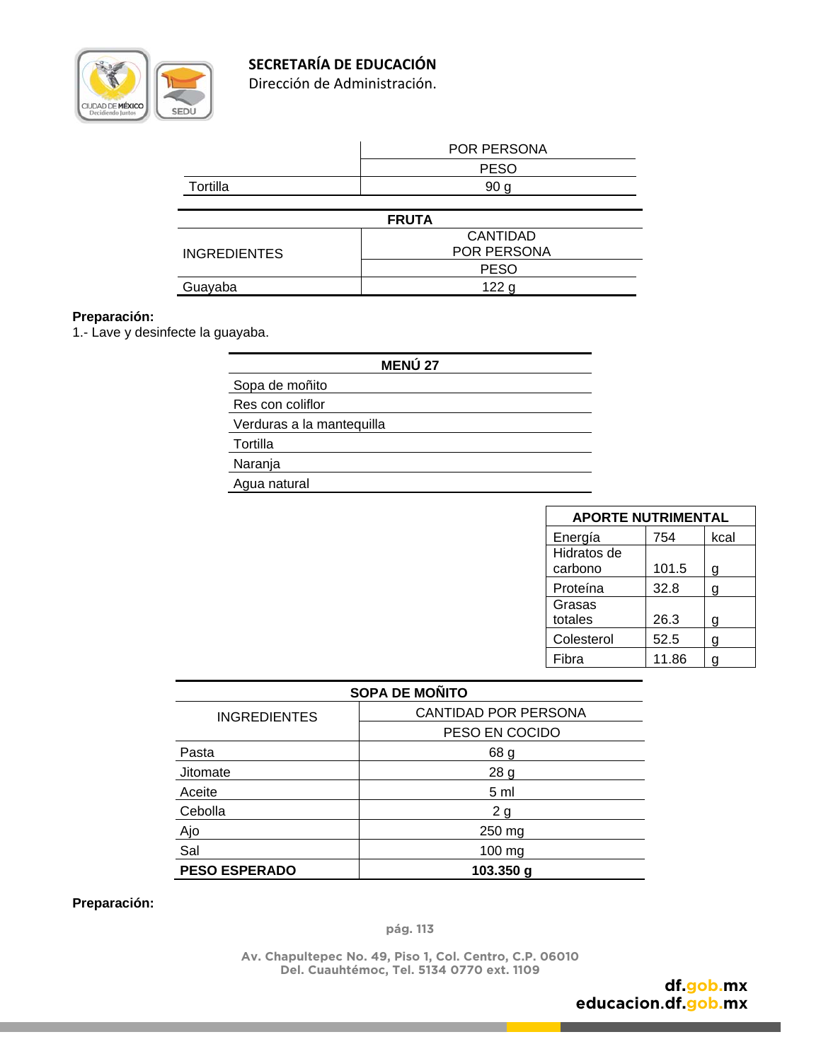| | POR PERSONA |
|---|---|
| | PESO |
| Tortilla | 90 g |

| FRUTA | |
|---|---|
| INGREDIENTES | CANTIDAD POR PERSONA |
| | PESO |
| Guayaba | 122 g |

**Preparación:**
1.- Lave y desinfecte la guayaba.

| MENÚ 27 |
|---|
| Sopa de moñito |
| Res con coliflor |
| Verduras a la mantequilla |
| Tortilla |
| Naranja |
| Agua natural |

| APORTE NUTRIMENTAL | | |
|---|---|---|
| Energía | 754 | kcal |
| Hidratos de carbono | 101.5 | g |
| Proteína | 32.8 | g |
| Grasas totales | 26.3 | g |
| Colesterol | 52.5 | g |
| Fibra | 11.86 | g |

| SOPA DE MOÑITO | |
|---|---|
| INGREDIENTES | CANTIDAD POR PERSONA |
| | PESO EN COCIDO |
| Pasta | 68 g |
| Jitomate | 28 g |
| Aceite | 5 ml |
| Cebolla | 2 g |
| Ajo | 250 mg |
| Sal | 100 mg |
| **PESO ESPERADO** | **103.350 g** |

**Preparación:**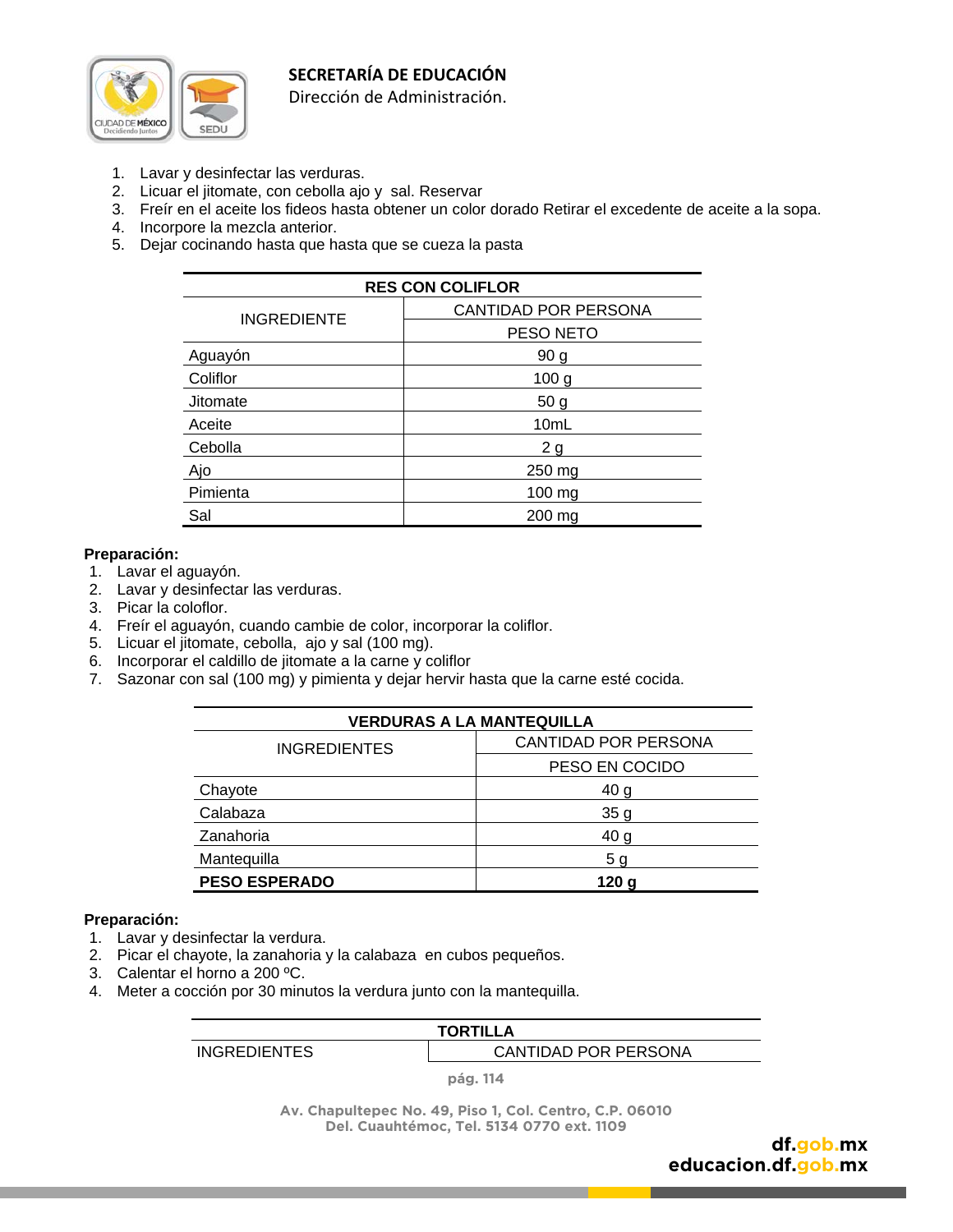1. Lavar y desinfectar las verduras.
2. Licuar el jitomate, con cebolla ajo y sal. Reservar
3. Freír en el aceite los fideos hasta obtener un color dorado Retirar el excedente de aceite a la sopa.
4. Incorpore la mezcla anterior.
5. Dejar cocinando hasta que hasta que se cueza la pasta

| RES CON COLIFLOR | |
|---|---|
| INGREDIENTE | CANTIDAD POR PERSONA |
| | PESO NETO |
| Aguayón | 90 g |
| Coliflor | 100 g |
| Jitomate | 50 g |
| Aceite | 10mL |
| Cebolla | 2 g |
| Ajo | 250 mg |
| Pimienta | 100 mg |
| Sal | 200 mg |

**Preparación:**

1. Lavar el aguayón.
2. Lavar y desinfectar las verduras.
3. Picar la coloflor.
4. Freír el aguayón, cuando cambie de color, incorporar la coliflor.
5. Licuar el jitomate, cebolla, ajo y sal (100 mg).
6. Incorporar el caldillo de jitomate a la carne y coliflor
7. Sazonar con sal (100 mg) y pimienta y dejar hervir hasta que la carne esté cocida.

| VERDURAS A LA MANTEQUILLA | |
|---|---|
| INGREDIENTES | CANTIDAD POR PERSONA |
| | PESO EN COCIDO |
| Chayote | 40 g |
| Calabaza | 35 g |
| Zanahoria | 40 g |
| Mantequilla | 5 g |
| **PESO ESPERADO** | **120 g** |

**Preparación:**

1. Lavar y desinfectar la verdura.
2. Picar el chayote, la zanahoria y la calabaza en cubos pequeños.
3. Calentar el horno a 200 ºC.
4. Meter a cocción por 30 minutos la verdura junto con la mantequilla.

| TORTILLA | |
|---|---|
| INGREDIENTES | CANTIDAD POR PERSONA |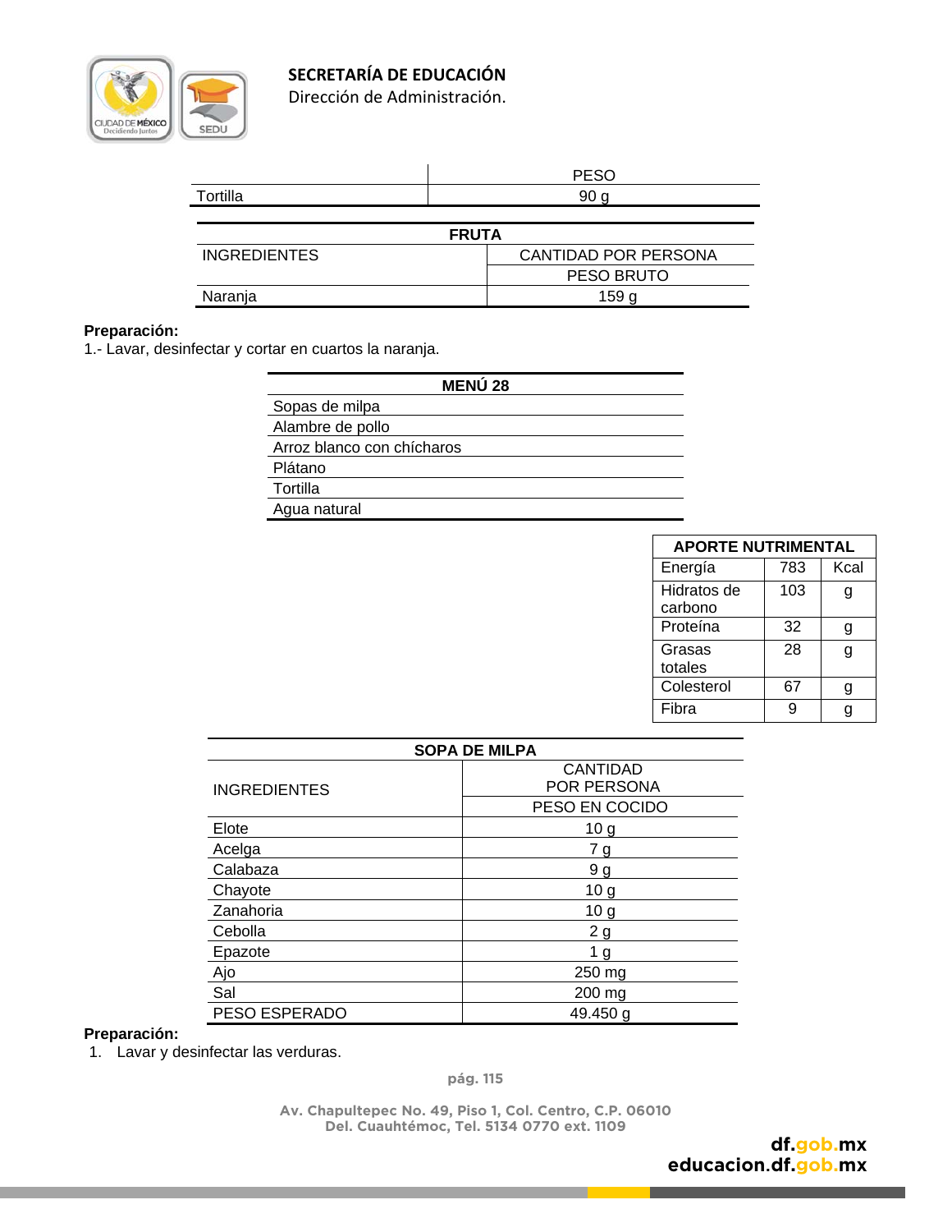| | PESO |
|---|---|
| Tortilla | 90 g |

| FRUTA | |
|---|---|
| INGREDIENTES | CANTIDAD POR PERSONA |
| | PESO BRUTO |
| Naranja | 159 g |

**Preparación:**
1.- Lavar, desinfectar y cortar en cuartos la naranja.

| MENÚ 28 |
|---|
| Sopas de milpa |
| Alambre de pollo |
| Arroz blanco con chícharos |
| Plátano |
| Tortilla |
| Agua natural |

| APORTE NUTRIMENTAL | | |
|---|---|---|
| Energía | 783 | Kcal |
| Hidratos de carbono | 103 | g |
| Proteína | 32 | g |
| Grasas totales | 28 | g |
| Colesterol | 67 | g |
| Fibra | 9 | g |

| SOPA DE MILPA | |
|---|---|
| INGREDIENTES | CANTIDAD POR PERSONA |
| | PESO EN COCIDO |
| Elote | 10 g |
| Acelga | 7 g |
| Calabaza | 9 g |
| Chayote | 10 g |
| Zanahoria | 10 g |
| Cebolla | 2 g |
| Epazote | 1 g |
| Ajo | 250 mg |
| Sal | 200 mg |
| PESO ESPERADO | 49.450 g |

**Preparación:**
1. Lavar y desinfectar las verduras.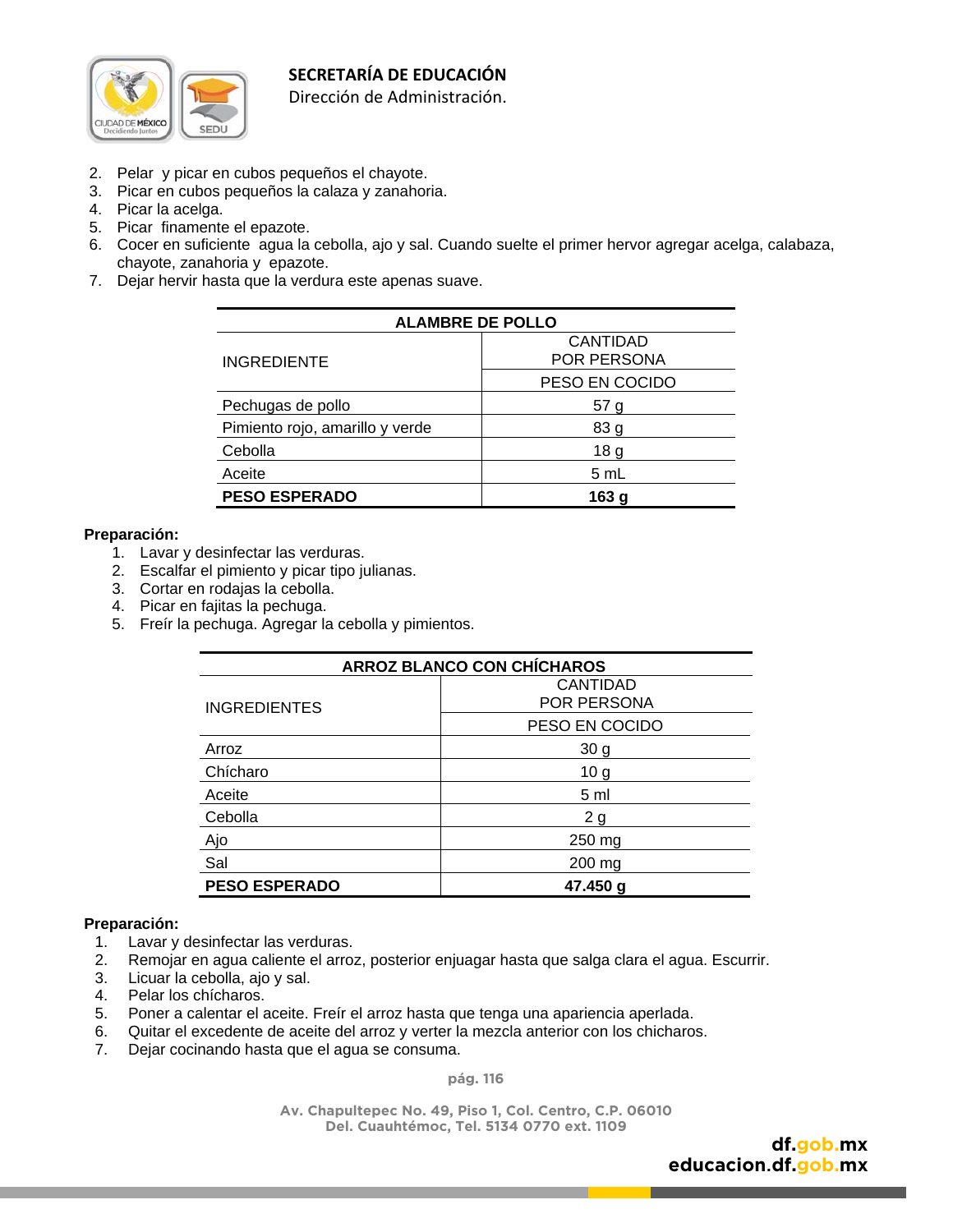2. Pelar y picar en cubos pequeños el chayote.
3. Picar en cubos pequeños la calaza y zanahoria.
4. Picar la acelga.
5. Picar finamente el epazote.
6. Cocer en suficiente agua la cebolla, ajo y sal. Cuando suelte el primer hervor agregar acelga, calabaza, chayote, zanahoria y epazote.
7. Dejar hervir hasta que la verdura este apenas suave.

| ALAMBRE DE POLLO | |
|---|---|
| INGREDIENTE | CANTIDAD POR PERSONA |
| | PESO EN COCIDO |
| Pechugas de pollo | 57 g |
| Pimiento rojo, amarillo y verde | 83 g |
| Cebolla | 18 g |
| Aceite | 5 mL |
| **PESO ESPERADO** | **163 g** |

**Preparación:**

1. Lavar y desinfectar las verduras.
2. Escalfar el pimiento y picar tipo julianas.
3. Cortar en rodajas la cebolla.
4. Picar en fajitas la pechuga.
5. Freír la pechuga. Agregar la cebolla y pimientos.

| ARROZ BLANCO CON CHÍCHAROS | |
|---|---|
| INGREDIENTES | CANTIDAD POR PERSONA |
| | PESO EN COCIDO |
| Arroz | 30 g |
| Chícharo | 10 g |
| Aceite | 5 ml |
| Cebolla | 2 g |
| Ajo | 250 mg |
| Sal | 200 mg |
| **PESO ESPERADO** | **47.450 g** |

**Preparación:**

1. Lavar y desinfectar las verduras.
2. Remojar en agua caliente el arroz, posterior enjuagar hasta que salga clara el agua. Escurrir.
3. Licuar la cebolla, ajo y sal.
4. Pelar los chícharos.
5. Poner a calentar el aceite. Freír el arroz hasta que tenga una apariencia aperlada.
6. Quitar el excedente de aceite del arroz y verter la mezcla anterior con los chicharos.
7. Dejar cocinando hasta que el agua se consuma.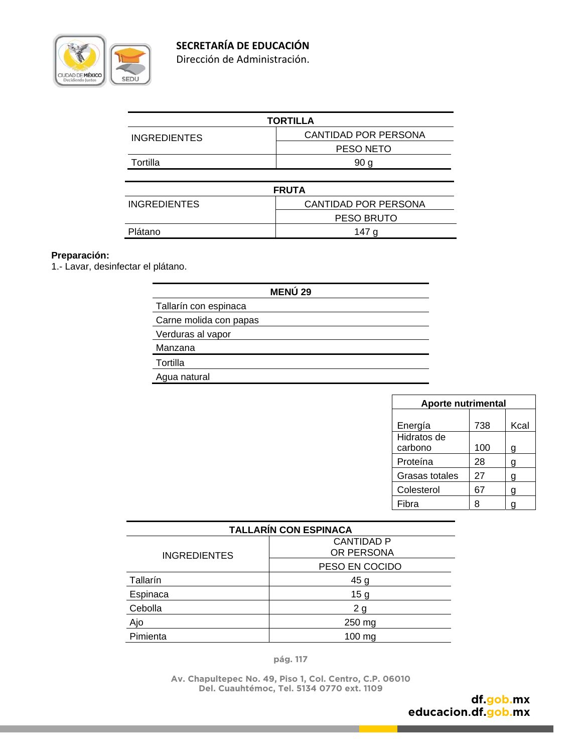| TORTILLA | |
|---|---|
| INGREDIENTES | CANTIDAD POR PERSONA |
| | PESO NETO |
| Tortilla | 90 g |

| FRUTA | |
|---|---|
| INGREDIENTES | CANTIDAD POR PERSONA |
| | PESO BRUTO |
| Plátano | 147 g |

**Preparación:**
1.- Lavar, desinfectar el plátano.

| MENÚ 29 |
|---|
| Tallarín con espinaca |
| Carne molida con papas |
| Verduras al vapor |
| Manzana |
| Tortilla |
| Agua natural |

| Aporte nutrimental | | |
|---|---|---|
| Energía | 738 | Kcal |
| Hidratos de carbono | 100 | g |
| Proteína | 28 | g |
| Grasas totales | 27 | g |
| Colesterol | 67 | g |
| Fibra | 8 | g |

| TALLARÍN CON ESPINACA | |
|---|---|
| INGREDIENTES | CANTIDAD P OR PERSONA |
| | PESO EN COCIDO |
| Tallarín | 45 g |
| Espinaca | 15 g |
| Cebolla | 2 g |
| Ajo | 250 mg |
| Pimienta | 100 mg |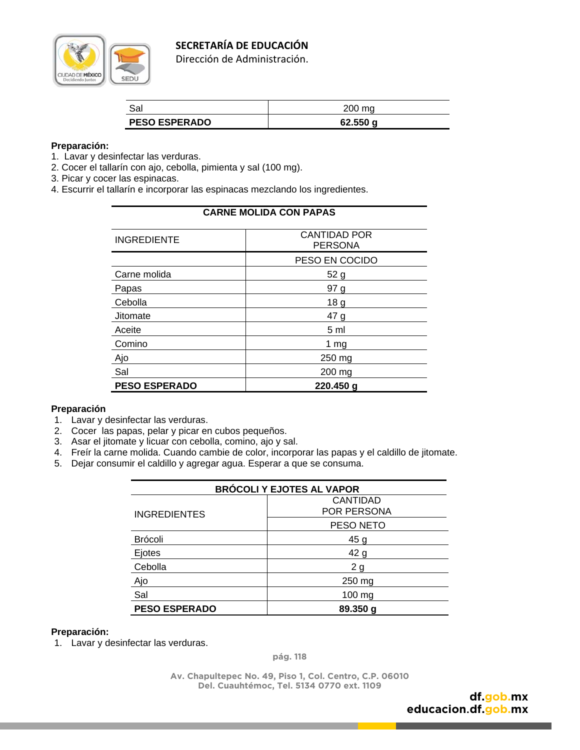| Sal | 200 mg |
|---|---|
| **PESO ESPERADO** | **62.550 g** |

**Preparación:**
1. Lavar y desinfectar las verduras.
2. Cocer el tallarín con ajo, cebolla, pimienta y sal (100 mg).
3. Picar y cocer las espinacas.
4. Escurrir el tallarín e incorporar las espinacas mezclando los ingredientes.

**CARNE MOLIDA CON PAPAS**

| INGREDIENTE | CANTIDAD POR PERSONA |
|---|---|
| | PESO EN COCIDO |
| Carne molida | 52 g |
| Papas | 97 g |
| Cebolla | 18 g |
| Jitomate | 47 g |
| Aceite | 5 ml |
| Comino | 1 mg |
| Ajo | 250 mg |
| Sal | 200 mg |
| **PESO ESPERADO** | **220.450 g** |

**Preparación**
1. Lavar y desinfectar las verduras.
2. Cocer las papas, pelar y picar en cubos pequeños.
3. Asar el jitomate y licuar con cebolla, comino, ajo y sal.
4. Freír la carne molida. Cuando cambie de color, incorporar las papas y el caldillo de jitomate.
5. Dejar consumir el caldillo y agregar agua. Esperar a que se consuma.

**BRÓCOLI Y EJOTES AL VAPOR**

| INGREDIENTES | CANTIDAD POR PERSONA |
|---|---|
| | PESO NETO |
| Brócoli | 45 g |
| Ejotes | 42 g |
| Cebolla | 2 g |
| Ajo | 250 mg |
| Sal | 100 mg |
| **PESO ESPERADO** | **89.350 g** |

**Preparación:**
1. Lavar y desinfectar las verduras.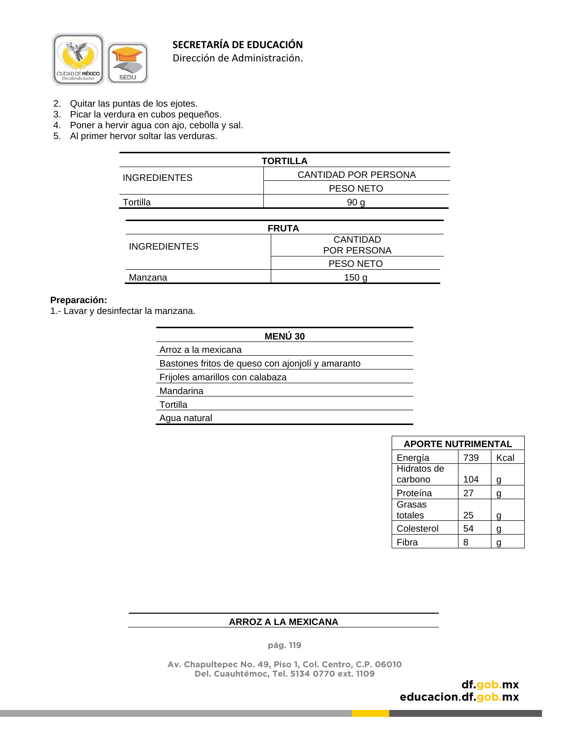2. Quitar las puntas de los ejotes.
3. Picar la verdura en cubos pequeños.
4. Poner a hervir agua con ajo, cebolla y sal.
5. Al primer hervor soltar las verduras.

| TORTILLA | |
|---|---|
| INGREDIENTES | CANTIDAD POR PERSONA |
| | PESO NETO |
| Tortilla | 90 g |

| FRUTA | |
|---|---|
| INGREDIENTES | CANTIDAD POR PERSONA |
| | PESO NETO |
| Manzana | 150 g |

**Preparación:**

1.- Lavar y desinfectar la manzana.

| MENÚ 30 |
|---|
| Arroz a la mexicana |
| Bastones fritos de queso con ajonjolí y amaranto |
| Frijoles amarillos con calabaza |
| Mandarina |
| Tortilla |
| Agua natural |

| APORTE NUTRIMENTAL | | |
|---|---|---|
| Energía | 739 | Kcal |
| Hidratos de carbono | 104 | g |
| Proteína | 27 | g |
| Grasas totales | 25 | g |
| Colesterol | 54 | g |
| Fibra | 8 | g |

| ARROZ A LA MEXICANA |
|---|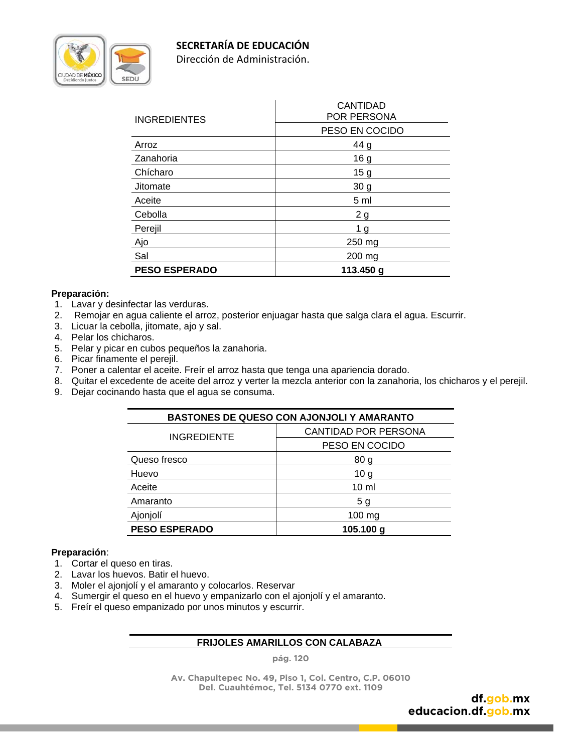| INGREDIENTES | CANTIDAD POR PERSONA |
|---|---|
| | PESO EN COCIDO |
| Arroz | 44 g |
| Zanahoria | 16 g |
| Chícharo | 15 g |
| Jitomate | 30 g |
| Aceite | 5 ml |
| Cebolla | 2 g |
| Perejil | 1 g |
| Ajo | 250 mg |
| Sal | 200 mg |
| **PESO ESPERADO** | **113.450 g** |

**Preparación:**

1. Lavar y desinfectar las verduras.
2. Remojar en agua caliente el arroz, posterior enjuagar hasta que salga clara el agua. Escurrir.
3. Licuar la cebolla, jitomate, ajo y sal.
4. Pelar los chicharos.
5. Pelar y picar en cubos pequeños la zanahoria.
6. Picar finamente el perejil.
7. Poner a calentar el aceite. Freír el arroz hasta que tenga una apariencia dorado.
8. Quitar el excedente de aceite del arroz y verter la mezcla anterior con la zanahoria, los chicharos y el perejil.
9. Dejar cocinando hasta que el agua se consuma.

| **BASTONES DE QUESO CON AJONJOLI Y AMARANTO** | |
|---|---|
| INGREDIENTE | CANTIDAD POR PERSONA |
| | PESO EN COCIDO |
| Queso fresco | 80 g |
| Huevo | 10 g |
| Aceite | 10 ml |
| Amaranto | 5 g |
| Ajonjolí | 100 mg |
| **PESO ESPERADO** | **105.100 g** |

**Preparación**:

1. Cortar el queso en tiras.
2. Lavar los huevos. Batir el huevo.
3. Moler el ajonjolí y el amaranto y colocarlos. Reservar
4. Sumergir el queso en el huevo y empanizarlo con el ajonjolí y el amaranto.
5. Freír el queso empanizado por unos minutos y escurrir.

**FRIJOLES AMARILLOS CON CALABAZA**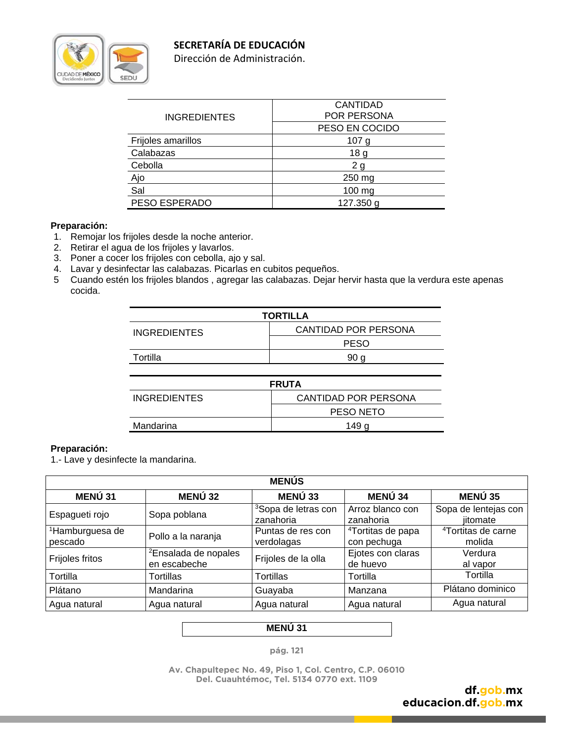| INGREDIENTES | CANTIDAD POR PERSONA |
|---|---|
| | PESO EN COCIDO |
| Frijoles amarillos | 107 g |
| Calabazas | 18 g |
| Cebolla | 2 g |
| Ajo | 250 mg |
| Sal | 100 mg |
| PESO ESPERADO | 127.350 g |

**Preparación:**

1. Remojar los frijoles desde la noche anterior.
2. Retirar el agua de los frijoles y lavarlos.
3. Poner a cocer los frijoles con cebolla, ajo y sal.
4. Lavar y desinfectar las calabazas. Picarlas en cubitos pequeños.
5. Cuando estén los frijoles blandos , agregar las calabazas. Dejar hervir hasta que la verdura este apenas cocida.

| TORTILLA | |
|---|---|
| INGREDIENTES | CANTIDAD POR PERSONA |
| | PESO |
| Tortilla | 90 g |

| FRUTA | |
|---|---|
| INGREDIENTES | CANTIDAD POR PERSONA |
| | PESO NETO |
| Mandarina | 149 g |

**Preparación:**

1.- Lave y desinfecte la mandarina.

| MENÚS | | | | |
|---|---|---|---|---|
| **MENÚ 31** | **MENÚ 32** | **MENÚ 33** | **MENÚ 34** | **MENÚ 35** |
| Espagueti rojo | Sopa poblana | [3]Sopa de letras con zanahoria | Arroz blanco con zanahoria | Sopa de lentejas con jitomate |
| [1]Hamburguesa de pescado | Pollo a la naranja | Puntas de res con verdolagas | [4]Tortitas de papa con pechuga | [4]Tortitas de carne molida |
| Frijoles fritos | [2]Ensalada de nopales en escabeche | Frijoles de la olla | Ejotes con claras de huevo | Verdura al vapor |
| Tortilla | Tortillas | Tortillas | Tortilla | Tortilla |
| Plátano | Mandarina | Guayaba | Manzana | Plátano dominico |
| Agua natural | Agua natural | Agua natural | Agua natural | Agua natural |

| MENÚ 31 |
|---|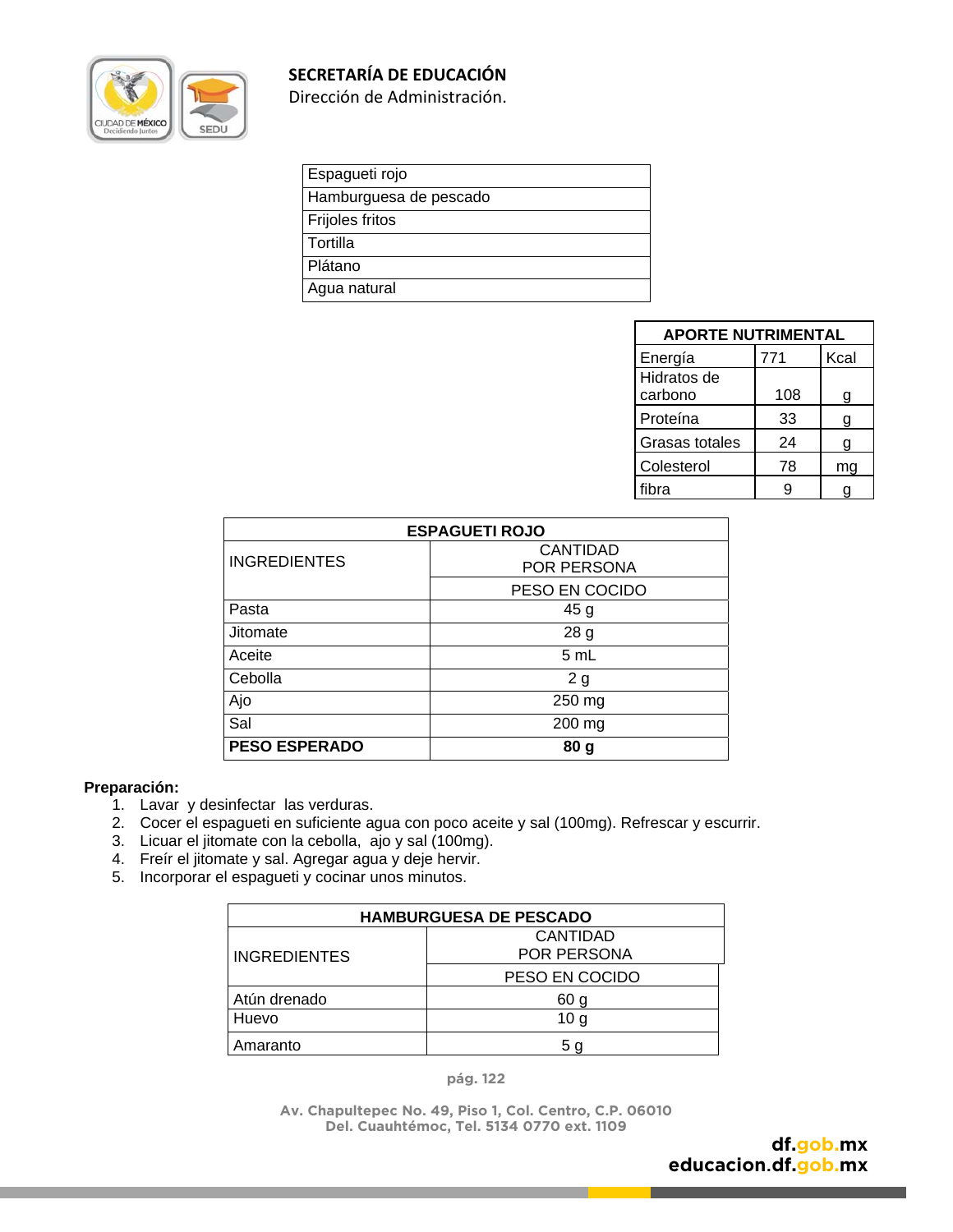| Espagueti rojo |
|---|
| Hamburguesa de pescado |
| Frijoles fritos |
| Tortilla |
| Plátano |
| Agua natural |

| APORTE NUTRIMENTAL | | |
|---|---|---|
| Energía | 771 | Kcal |
| Hidratos de carbono | 108 | g |
| Proteína | 33 | g |
| Grasas totales | 24 | g |
| Colesterol | 78 | mg |
| fibra | 9 | g |

| ESPAGUETI ROJO | |
|---|---|
| INGREDIENTES | CANTIDAD POR PERSONA |
| | PESO EN COCIDO |
| Pasta | 45 g |
| Jitomate | 28 g |
| Aceite | 5 mL |
| Cebolla | 2 g |
| Ajo | 250 mg |
| Sal | 200 mg |
| **PESO ESPERADO** | **80 g** |

**Preparación:**

1. Lavar y desinfectar las verduras.
2. Cocer el espagueti en suficiente agua con poco aceite y sal (100mg). Refrescar y escurrir.
3. Licuar el jitomate con la cebolla, ajo y sal (100mg).
4. Freír el jitomate y sal. Agregar agua y deje hervir.
5. Incorporar el espagueti y cocinar unos minutos.

| HAMBURGUESA DE PESCADO | |
|---|---|
| INGREDIENTES | CANTIDAD POR PERSONA |
| | PESO EN COCIDO |
| Atún drenado | 60 g |
| Huevo | 10 g |
| Amaranto | 5 g |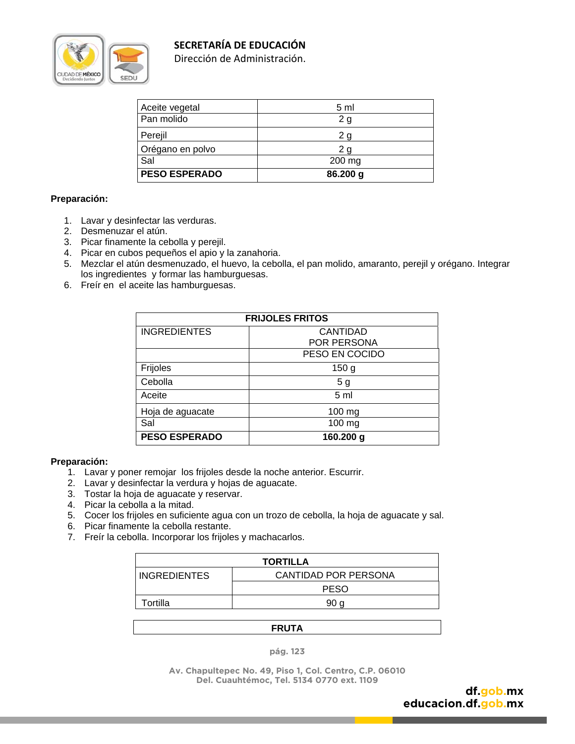| Aceite vegetal | 5 ml |
|---|---|
| Pan molido | 2 g |
| Perejil | 2 g |
| Orégano en polvo | 2 g |
| Sal | 200 mg |
| **PESO ESPERADO** | **86.200 g** |

**Preparación:**

1. Lavar y desinfectar las verduras.
2. Desmenuzar el atún.
3. Picar finamente la cebolla y perejil.
4. Picar en cubos pequeños el apio y la zanahoria.
5. Mezclar el atún desmenuzado, el huevo, la cebolla, el pan molido, amaranto, perejil y orégano. Integrar los ingredientes y formar las hamburguesas.
6. Freír en el aceite las hamburguesas.

| **FRIJOLES FRITOS** | |
|---|---|
| INGREDIENTES | CANTIDAD POR PERSONA |
| | PESO EN COCIDO |
| Frijoles | 150 g |
| Cebolla | 5 g |
| Aceite | 5 ml |
| Hoja de aguacate | 100 mg |
| Sal | 100 mg |
| **PESO ESPERADO** | **160.200 g** |

**Preparación:**

1. Lavar y poner remojar los frijoles desde la noche anterior. Escurrir.
2. Lavar y desinfectar la verdura y hojas de aguacate.
3. Tostar la hoja de aguacate y reservar.
4. Picar la cebolla a la mitad.
5. Cocer los frijoles en suficiente agua con un trozo de cebolla, la hoja de aguacate y sal.
6. Picar finamente la cebolla restante.
7. Freír la cebolla. Incorporar los frijoles y machacarlos.

| **TORTILLA** | |
|---|---|
| INGREDIENTES | CANTIDAD POR PERSONA |
| | PESO |
| Tortilla | 90 g |

| **FRUTA** |
|---|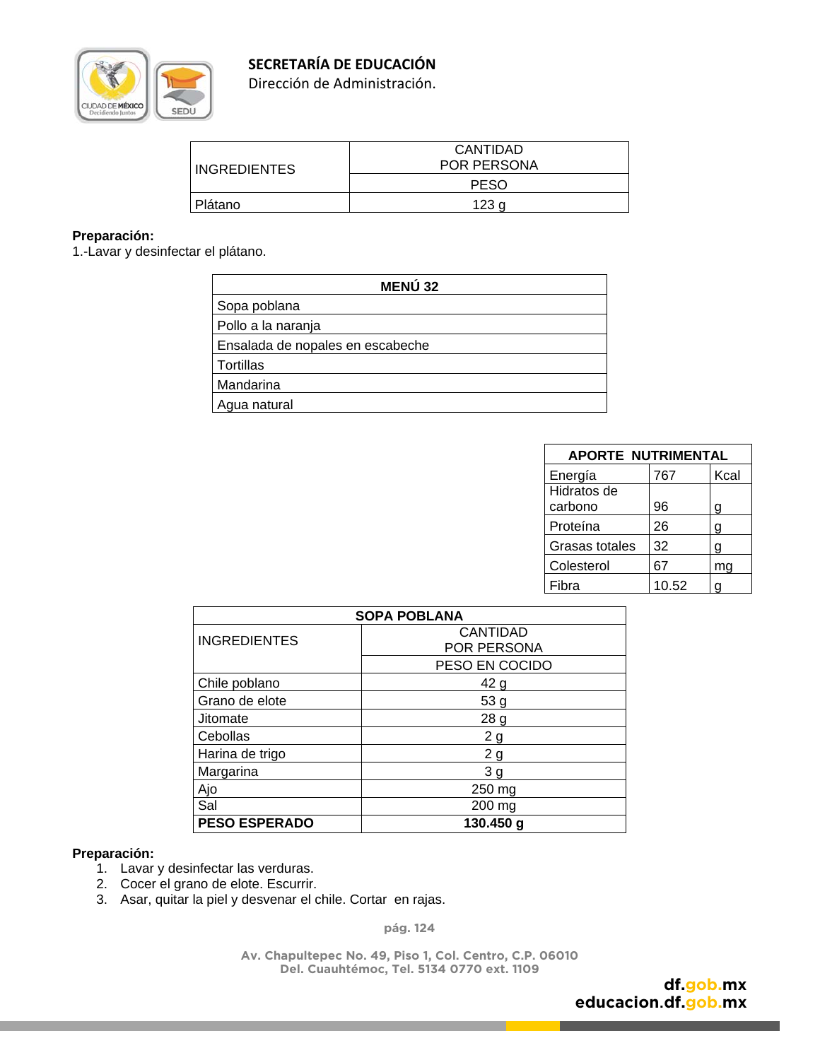| INGREDIENTES | CANTIDAD POR PERSONA |
|---|---|
| | PESO |
| Plátano | 123 g |

**Preparación:**
1.-Lavar y desinfectar el plátano.

| MENÚ 32 |
|---|
| Sopa poblana |
| Pollo a la naranja |
| Ensalada de nopales en escabeche |
| Tortillas |
| Mandarina |
| Agua natural |

| APORTE NUTRIMENTAL | | |
|---|---|---|
| Energía | 767 | Kcal |
| Hidratos de carbono | 96 | g |
| Proteína | 26 | g |
| Grasas totales | 32 | g |
| Colesterol | 67 | mg |
| Fibra | 10.52 | g |

| SOPA POBLANA | |
|---|---|
| INGREDIENTES | CANTIDAD POR PERSONA |
| | PESO EN COCIDO |
| Chile poblano | 42 g |
| Grano de elote | 53 g |
| Jitomate | 28 g |
| Cebollas | 2 g |
| Harina de trigo | 2 g |
| Margarina | 3 g |
| Ajo | 250 mg |
| Sal | 200 mg |
| **PESO ESPERADO** | **130.450 g** |

**Preparación:**

1. Lavar y desinfectar las verduras.
2. Cocer el grano de elote. Escurrir.
3. Asar, quitar la piel y desvenar el chile. Cortar en rajas.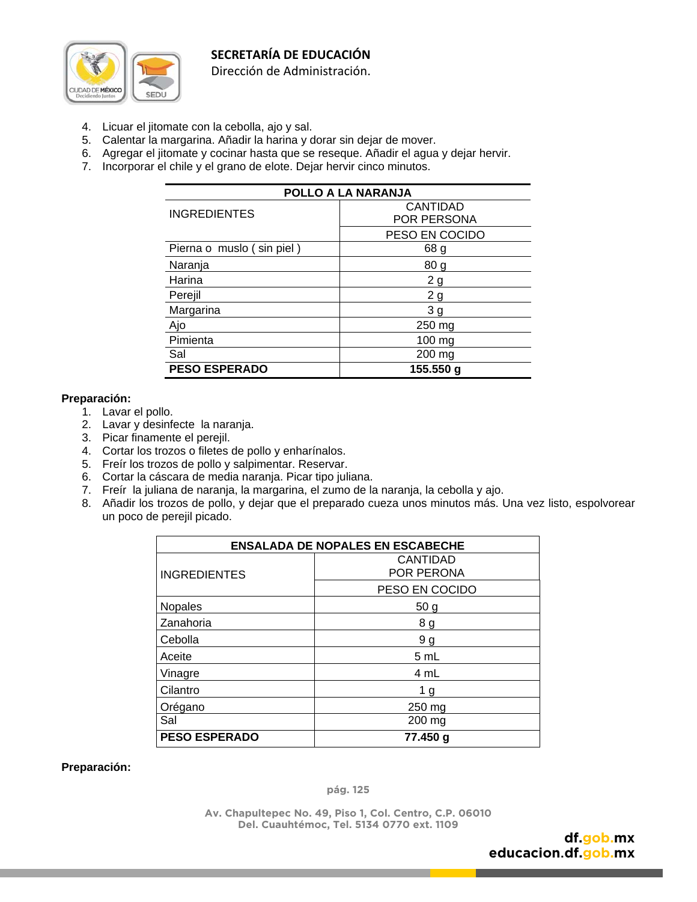4. Licuar el jitomate con la cebolla, ajo y sal.
5. Calentar la margarina. Añadir la harina y dorar sin dejar de mover.
6. Agregar el jitomate y cocinar hasta que se reseque. Añadir el agua y dejar hervir.
7. Incorporar el chile y el grano de elote. Dejar hervir cinco minutos.

| POLLO A LA NARANJA | |
|---|---|
| INGREDIENTES | CANTIDAD POR PERSONA |
| | PESO EN COCIDO |
| Pierna o muslo ( sin piel ) | 68 g |
| Naranja | 80 g |
| Harina | 2 g |
| Perejil | 2 g |
| Margarina | 3 g |
| Ajo | 250 mg |
| Pimienta | 100 mg |
| Sal | 200 mg |
| **PESO ESPERADO** | **155.550 g** |

**Preparación:**

1. Lavar el pollo.
2. Lavar y desinfecte la naranja.
3. Picar finamente el perejil.
4. Cortar los trozos o filetes de pollo y enharínalos.
5. Freír los trozos de pollo y salpimentar. Reservar.
6. Cortar la cáscara de media naranja. Picar tipo juliana.
7. Freír la juliana de naranja, la margarina, el zumo de la naranja, la cebolla y ajo.
8. Añadir los trozos de pollo, y dejar que el preparado cueza unos minutos más. Una vez listo, espolvorear un poco de perejil picado.

| ENSALADA DE NOPALES EN ESCABECHE | |
|---|---|
| INGREDIENTES | CANTIDAD POR PERONA |
| | PESO EN COCIDO |
| Nopales | 50 g |
| Zanahoria | 8 g |
| Cebolla | 9 g |
| Aceite | 5 mL |
| Vinagre | 4 mL |
| Cilantro | 1 g |
| Orégano | 250 mg |
| Sal | 200 mg |
| **PESO ESPERADO** | **77.450 g** |

**Preparación:**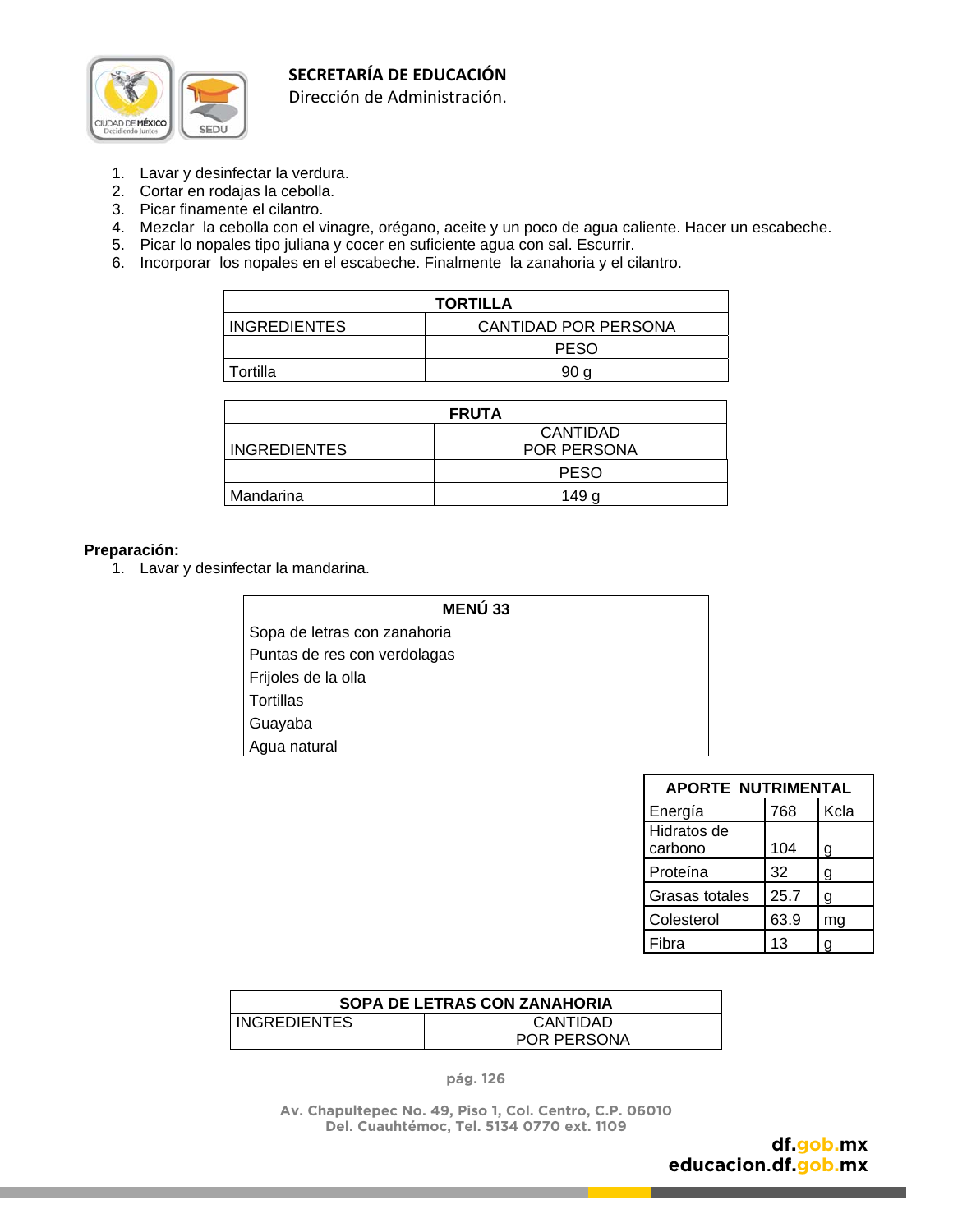1. Lavar y desinfectar la verdura.
2. Cortar en rodajas la cebolla.
3. Picar finamente el cilantro.
4. Mezclar la cebolla con el vinagre, orégano, aceite y un poco de agua caliente. Hacer un escabeche.
5. Picar lo nopales tipo juliana y cocer en suficiente agua con sal. Escurrir.
6. Incorporar los nopales en el escabeche. Finalmente la zanahoria y el cilantro.

| TORTILLA | |
|---|---|
| INGREDIENTES | CANTIDAD POR PERSONA |
| | PESO |
| Tortilla | 90 g |

| FRUTA | |
|---|---|
| INGREDIENTES | CANTIDAD POR PERSONA |
| | PESO |
| Mandarina | 149 g |

**Preparación:**

1. Lavar y desinfectar la mandarina.

| MENÚ 33 |
|---|
| Sopa de letras con zanahoria |
| Puntas de res con verdolagas |
| Frijoles de la olla |
| Tortillas |
| Guayaba |
| Agua natural |

| APORTE NUTRIMENTAL | | |
|---|---|---|
| Energía | 768 | Kcla |
| Hidratos de carbono | 104 | g |
| Proteína | 32 | g |
| Grasas totales | 25.7 | g |
| Colesterol | 63.9 | mg |
| Fibra | 13 | g |

| SOPA DE LETRAS CON ZANAHORIA | |
|---|---|
| INGREDIENTES | CANTIDAD POR PERSONA |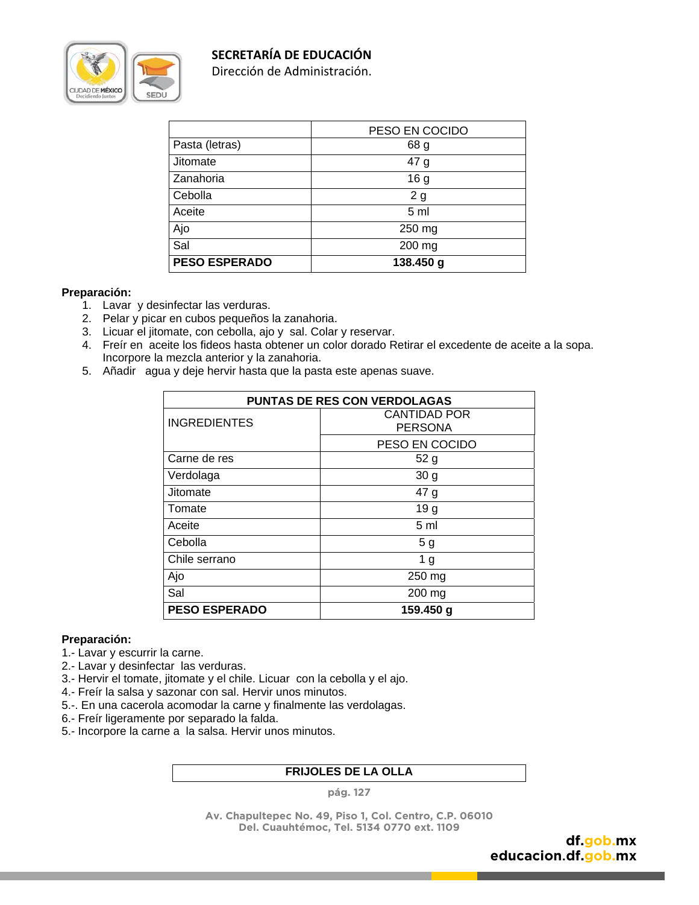| | PESO EN COCIDO |
|---|---|
| Pasta (letras) | 68 g |
| Jitomate | 47 g |
| Zanahoria | 16 g |
| Cebolla | 2 g |
| Aceite | 5 ml |
| Ajo | 250 mg |
| Sal | 200 mg |
| **PESO ESPERADO** | **138.450 g** |

**Preparación:**

1. Lavar y desinfectar las verduras.
2. Pelar y picar en cubos pequeños la zanahoria.
3. Licuar el jitomate, con cebolla, ajo y sal. Colar y reservar.
4. Freír en aceite los fideos hasta obtener un color dorado Retirar el excedente de aceite a la sopa. Incorpore la mezcla anterior y la zanahoria.
5. Añadir agua y deje hervir hasta que la pasta este apenas suave.

| PUNTAS DE RES CON VERDOLAGAS | |
|---|---|
| INGREDIENTES | CANTIDAD POR PERSONA |
| | PESO EN COCIDO |
| Carne de res | 52 g |
| Verdolaga | 30 g |
| Jitomate | 47 g |
| Tomate | 19 g |
| Aceite | 5 ml |
| Cebolla | 5 g |
| Chile serrano | 1 g |
| Ajo | 250 mg |
| Sal | 200 mg |
| **PESO ESPERADO** | **159.450 g** |

**Preparación:**

1.- Lavar y escurrir la carne.
2.- Lavar y desinfectar las verduras.
3.- Hervir el tomate, jitomate y el chile. Licuar con la cebolla y el ajo.
4.- Freír la salsa y sazonar con sal. Hervir unos minutos.
5.-. En una cacerola acomodar la carne y finalmente las verdolagas.
6.- Freír ligeramente por separado la falda.
5.- Incorpore la carne a la salsa. Hervir unos minutos.

| FRIJOLES DE LA OLLA |
|---|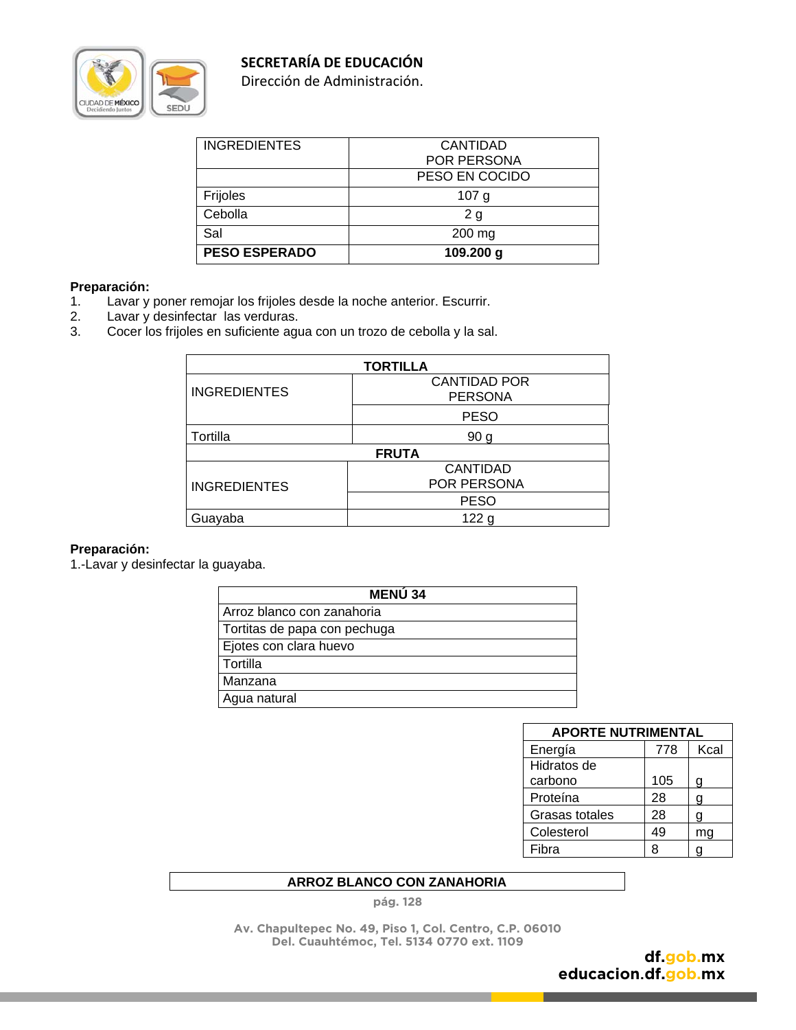| INGREDIENTES | CANTIDAD POR PERSONA |
|---|---|
| | PESO EN COCIDO |
| Frijoles | 107 g |
| Cebolla | 2 g |
| Sal | 200 mg |
| **PESO ESPERADO** | **109.200 g** |

**Preparación:**

1. Lavar y poner remojar los frijoles desde la noche anterior. Escurrir.
2. Lavar y desinfectar las verduras.
3. Cocer los frijoles en suficiente agua con un trozo de cebolla y la sal.

| **TORTILLA** | |
|---|---|
| INGREDIENTES | CANTIDAD POR PERSONA |
| | PESO |
| Tortilla | 90 g |
| **FRUTA** | |
| INGREDIENTES | CANTIDAD POR PERSONA |
| | PESO |
| Guayaba | 122 g |

**Preparación:**

1.-Lavar y desinfectar la guayaba.

| **MENÚ 34** |
|---|
| Arroz blanco con zanahoria |
| Tortitas de papa con pechuga |
| Ejotes con clara huevo |
| Tortilla |
| Manzana |
| Agua natural |

| **APORTE NUTRIMENTAL** | | |
|---|---|---|
| Energía | 778 | Kcal |
| Hidratos de carbono | 105 | g |
| Proteína | 28 | g |
| Grasas totales | 28 | g |
| Colesterol | 49 | mg |
| Fibra | 8 | g |

| **ARROZ BLANCO CON ZANAHORIA** |
|---|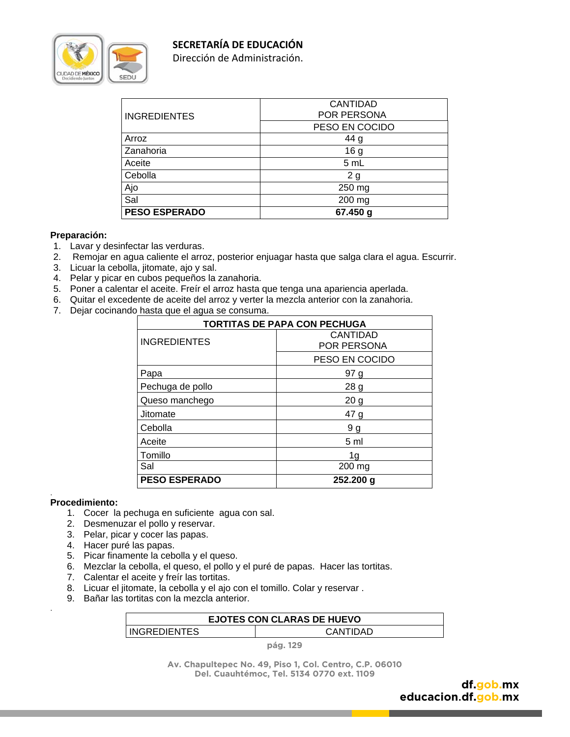| INGREDIENTES | CANTIDAD POR PERSONA |
|---|---|
| | PESO EN COCIDO |
| Arroz | 44 g |
| Zanahoria | 16 g |
| Aceite | 5 mL |
| Cebolla | 2 g |
| Ajo | 250 mg |
| Sal | 200 mg |
| **PESO ESPERADO** | **67.450 g** |

**Preparación:**

1. Lavar y desinfectar las verduras.
2. Remojar en agua caliente el arroz, posterior enjuagar hasta que salga clara el agua. Escurrir.
3. Licuar la cebolla, jitomate, ajo y sal.
4. Pelar y picar en cubos pequeños la zanahoria.
5. Poner a calentar el aceite. Freír el arroz hasta que tenga una apariencia aperlada.
6. Quitar el excedente de aceite del arroz y verter la mezcla anterior con la zanahoria.
7. Dejar cocinando hasta que el agua se consuma.

| **TORTITAS DE PAPA CON PECHUGA** | |
|---|---|
| INGREDIENTES | CANTIDAD POR PERSONA |
| | PESO EN COCIDO |
| Papa | 97 g |
| Pechuga de pollo | 28 g |
| Queso manchego | 20 g |
| Jitomate | 47 g |
| Cebolla | 9 g |
| Aceite | 5 ml |
| Tomillo | 1g |
| Sal | 200 mg |
| **PESO ESPERADO** | **252.200 g** |

**Procedimiento:**

1. Cocer la pechuga en suficiente agua con sal.
2. Desmenuzar el pollo y reservar.
3. Pelar, picar y cocer las papas.
4. Hacer puré las papas.
5. Picar finamente la cebolla y el queso.
6. Mezclar la cebolla, el queso, el pollo y el puré de papas. Hacer las tortitas.
7. Calentar el aceite y freír las tortitas.
8. Licuar el jitomate, la cebolla y el ajo con el tomillo. Colar y reservar .
9. Bañar las tortitas con la mezcla anterior.

| **EJOTES CON CLARAS DE HUEVO** | |
|---|---|
| INGREDIENTES | CANTIDAD |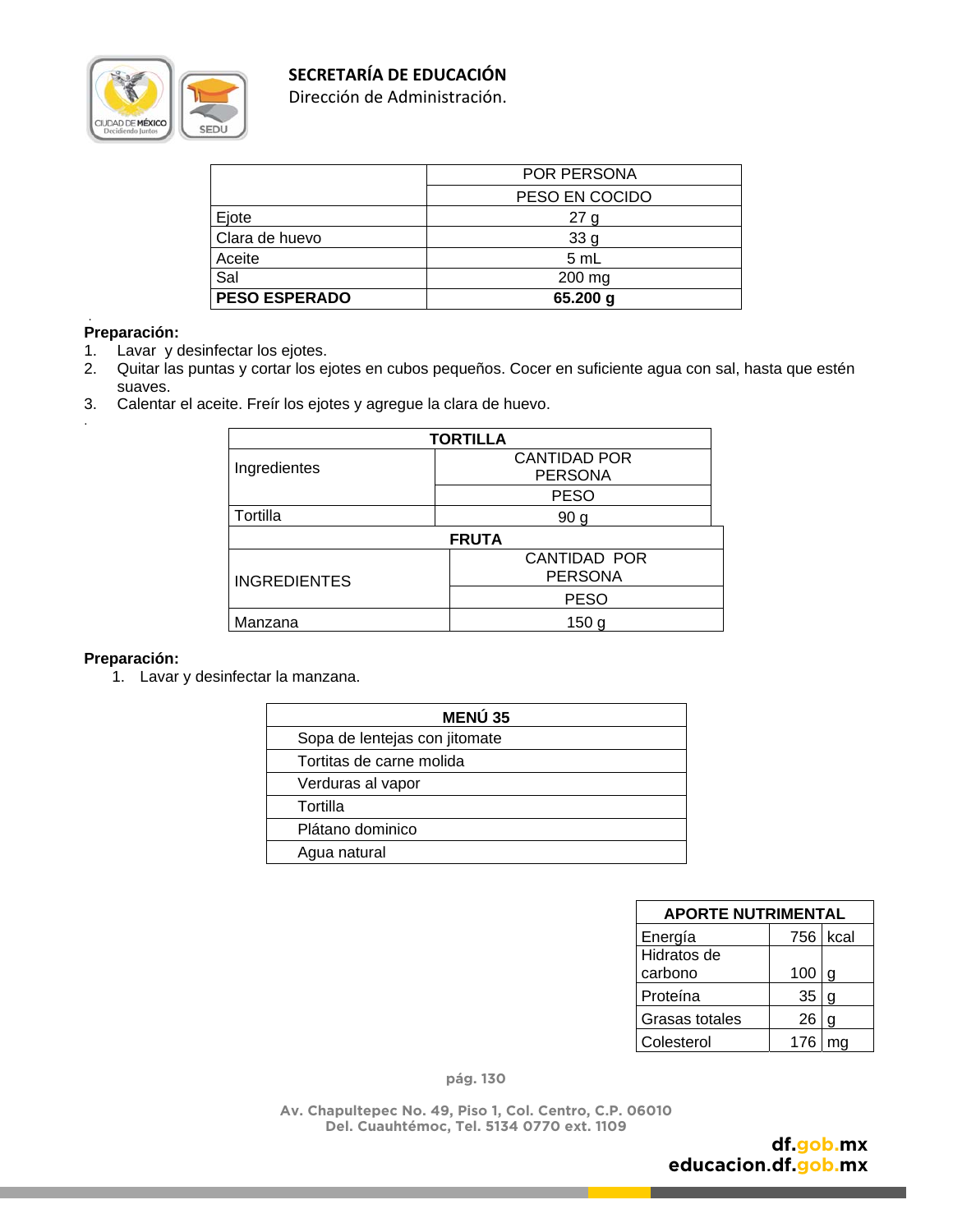| | POR PERSONA |
|---|---|
| | PESO EN COCIDO |
| Ejote | 27 g |
| Clara de huevo | 33 g |
| Aceite | 5 mL |
| Sal | 200 mg |
| **PESO ESPERADO** | **65.200 g** |

**Preparación:**

1. Lavar y desinfectar los ejotes.
2. Quitar las puntas y cortar los ejotes en cubos pequeños. Cocer en suficiente agua con sal, hasta que estén suaves.
3. Calentar el aceite. Freír los ejotes y agregue la clara de huevo.

| **TORTILLA** | |
|---|---|
| Ingredientes | CANTIDAD POR PERSONA |
| | PESO |
| Tortilla | 90 g |

| **FRUTA** | |
|---|---|
| INGREDIENTES | CANTIDAD POR PERSONA |
| | PESO |
| Manzana | 150 g |

**Preparación:**

1. Lavar y desinfectar la manzana.

| **MENÚ 35** |
|---|
| Sopa de lentejas con jitomate |
| Tortitas de carne molida |
| Verduras al vapor |
| Tortilla |
| Plátano dominico |
| Agua natural |

| **APORTE NUTRIMENTAL** | | |
|---|---|---|
| Energía | 756 | kcal |
| Hidratos de carbono | 100 | g |
| Proteína | 35 | g |
| Grasas totales | 26 | g |
| Colesterol | 176 | mg |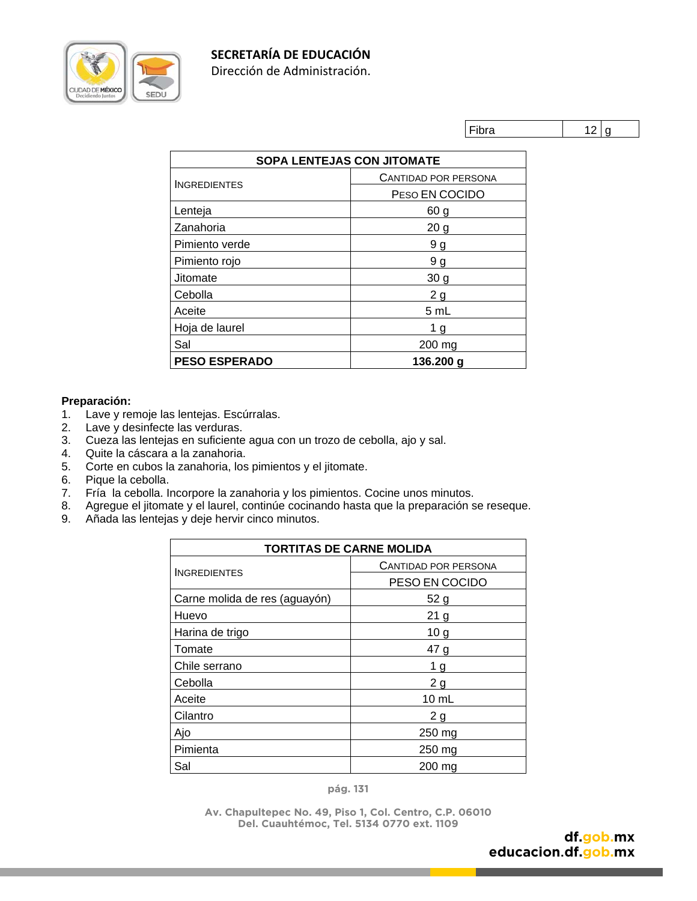| Fibra | 12 | g |
|---|---|---|

| SOPA LENTEJAS CON JITOMATE | |
|---|---|
| INGREDIENTES | CANTIDAD POR PERSONA |
| | PESO EN COCIDO |
| Lenteja | 60 g |
| Zanahoria | 20 g |
| Pimiento verde | 9 g |
| Pimiento rojo | 9 g |
| Jitomate | 30 g |
| Cebolla | 2 g |
| Aceite | 5 mL |
| Hoja de laurel | 1 g |
| Sal | 200 mg |
| **PESO ESPERADO** | **136.200 g** |

**Preparación:**

1. Lave y remoje las lentejas. Escúrralas.
2. Lave y desinfecte las verduras.
3. Cueza las lentejas en suficiente agua con un trozo de cebolla, ajo y sal.
4. Quite la cáscara a la zanahoria.
5. Corte en cubos la zanahoria, los pimientos y el jitomate.
6. Pique la cebolla.
7. Fría la cebolla. Incorpore la zanahoria y los pimientos. Cocine unos minutos.
8. Agregue el jitomate y el laurel, continúe cocinando hasta que la preparación se reseque.
9. Añada las lentejas y deje hervir cinco minutos.

| TORTITAS DE CARNE MOLIDA | |
|---|---|
| INGREDIENTES | CANTIDAD POR PERSONA |
| | PESO EN COCIDO |
| Carne molida de res (aguayón) | 52 g |
| Huevo | 21 g |
| Harina de trigo | 10 g |
| Tomate | 47 g |
| Chile serrano | 1 g |
| Cebolla | 2 g |
| Aceite | 10 mL |
| Cilantro | 2 g |
| Ajo | 250 mg |
| Pimienta | 250 mg |
| Sal | 200 mg |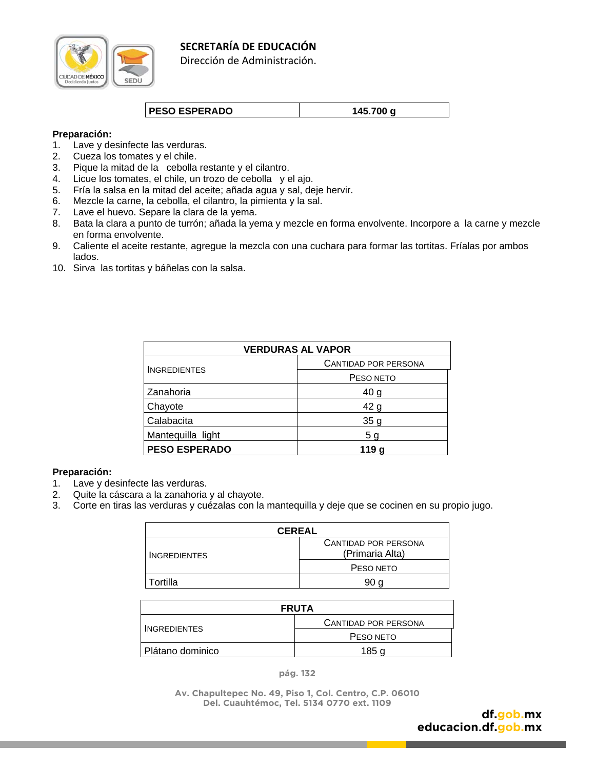| PESO ESPERADO | 145.700 g |
|---|---|

**Preparación:**

1. Lave y desinfecte las verduras.
2. Cueza los tomates y el chile.
3. Pique la mitad de la cebolla restante y el cilantro.
4. Licue los tomates, el chile, un trozo de cebolla y el ajo.
5. Fría la salsa en la mitad del aceite; añada agua y sal, deje hervir.
6. Mezcle la carne, la cebolla, el cilantro, la pimienta y la sal.
7. Lave el huevo. Separe la clara de la yema.
8. Bata la clara a punto de turrón; añada la yema y mezcle en forma envolvente. Incorpore a la carne y mezcle en forma envolvente.
9. Caliente el aceite restante, agregue la mezcla con una cuchara para formar las tortitas. Fríalas por ambos lados.
10. Sirva las tortitas y báñelas con la salsa.

| VERDURAS AL VAPOR | |
|---|---|
| INGREDIENTES | CANTIDAD POR PERSONA |
| | PESO NETO |
| Zanahoria | 40 g |
| Chayote | 42 g |
| Calabacita | 35 g |
| Mantequilla light | 5 g |
| **PESO ESPERADO** | **119 g** |

**Preparación:**

1. Lave y desinfecte las verduras.
2. Quite la cáscara a la zanahoria y al chayote.
3. Corte en tiras las verduras y cuézalas con la mantequilla y deje que se cocinen en su propio jugo.

| CEREAL | |
|---|---|
| INGREDIENTES | CANTIDAD POR PERSONA (Primaria Alta) |
| | PESO NETO |
| Tortilla | 90 g |

| FRUTA | |
|---|---|
| INGREDIENTES | CANTIDAD POR PERSONA |
| | PESO NETO |
| Plátano dominico | 185 g |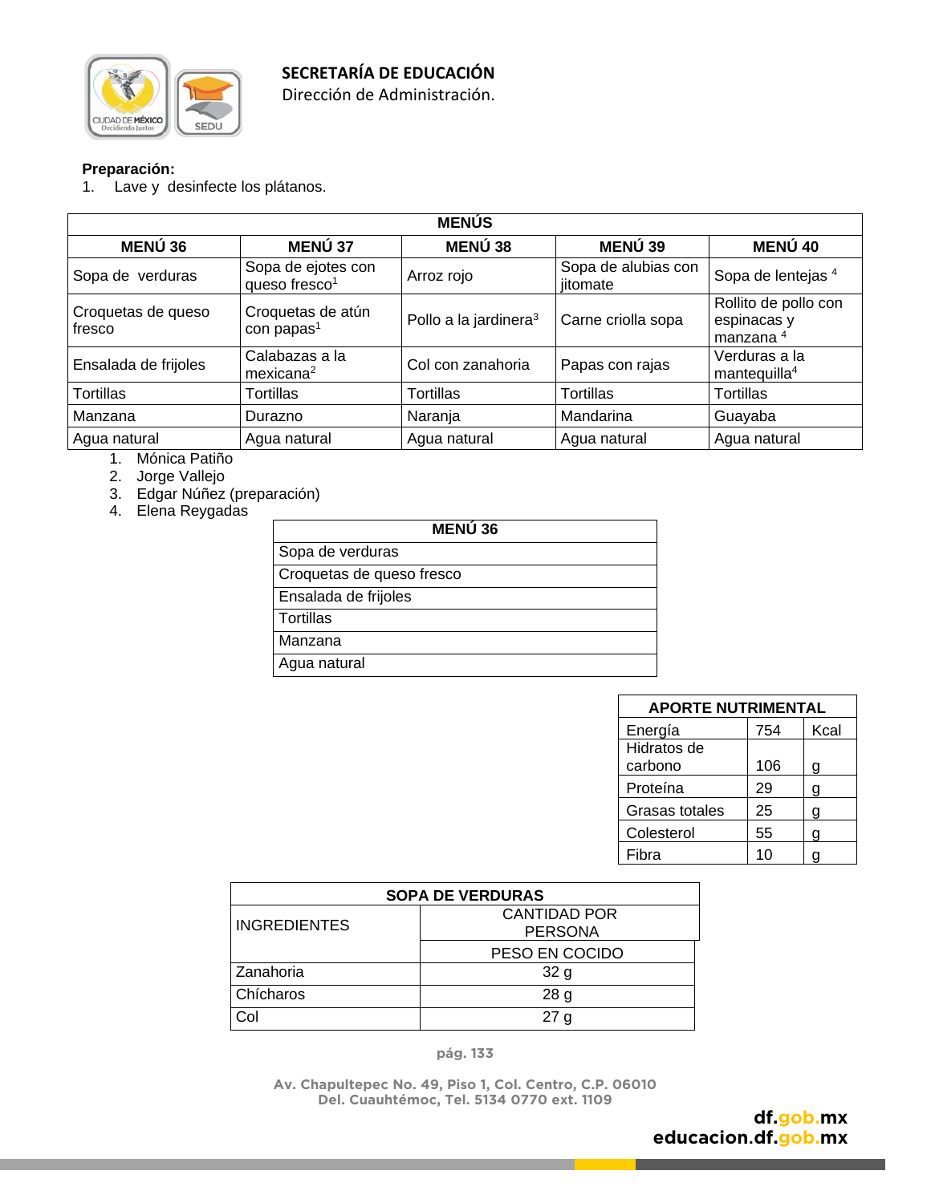**Preparación:**

1. Lave y desinfecte los plátanos.

| MENÚS | | | | |
|---|---|---|---|---|
| **MENÚ 36** | **MENÚ 37** | **MENÚ 38** | **MENÚ 39** | **MENÚ 40** |
| Sopa de verduras | Sopa de ejotes con queso fresco[1] | Arroz rojo | Sopa de alubias con jitomate | Sopa de lentejas [4] |
| Croquetas de queso fresco | Croquetas de atún con papas[1] | Pollo a la jardinera[3] | Carne criolla sopa | Rollito de pollo con espinacas y manzana [4] |
| Ensalada de frijoles | Calabazas a la mexicana[2] | Col con zanahoria | Papas con rajas | Verduras a la mantequilla[4] |
| Tortillas | Tortillas | Tortillas | Tortillas | Tortillas |
| Manzana | Durazno | Naranja | Mandarina | Guayaba |
| Agua natural | Agua natural | Agua natural | Agua natural | Agua natural |

1. Mónica Patiño
2. Jorge Vallejo
3. Edgar Núñez (preparación)
4. Elena Reygadas

| MENÚ 36 |
|---|
| Sopa de verduras |
| Croquetas de queso fresco |
| Ensalada de frijoles |
| Tortillas |
| Manzana |
| Agua natural |

| APORTE NUTRIMENTAL | | |
|---|---|---|
| Energía | 754 | Kcal |
| Hidratos de carbono | 106 | g |
| Proteína | 29 | g |
| Grasas totales | 25 | g |
| Colesterol | 55 | g |
| Fibra | 10 | g |

| SOPA DE VERDURAS | |
|---|---|
| INGREDIENTES | CANTIDAD POR PERSONA |
| | PESO EN COCIDO |
| Zanahoria | 32 g |
| Chícharos | 28 g |
| Col | 27 g |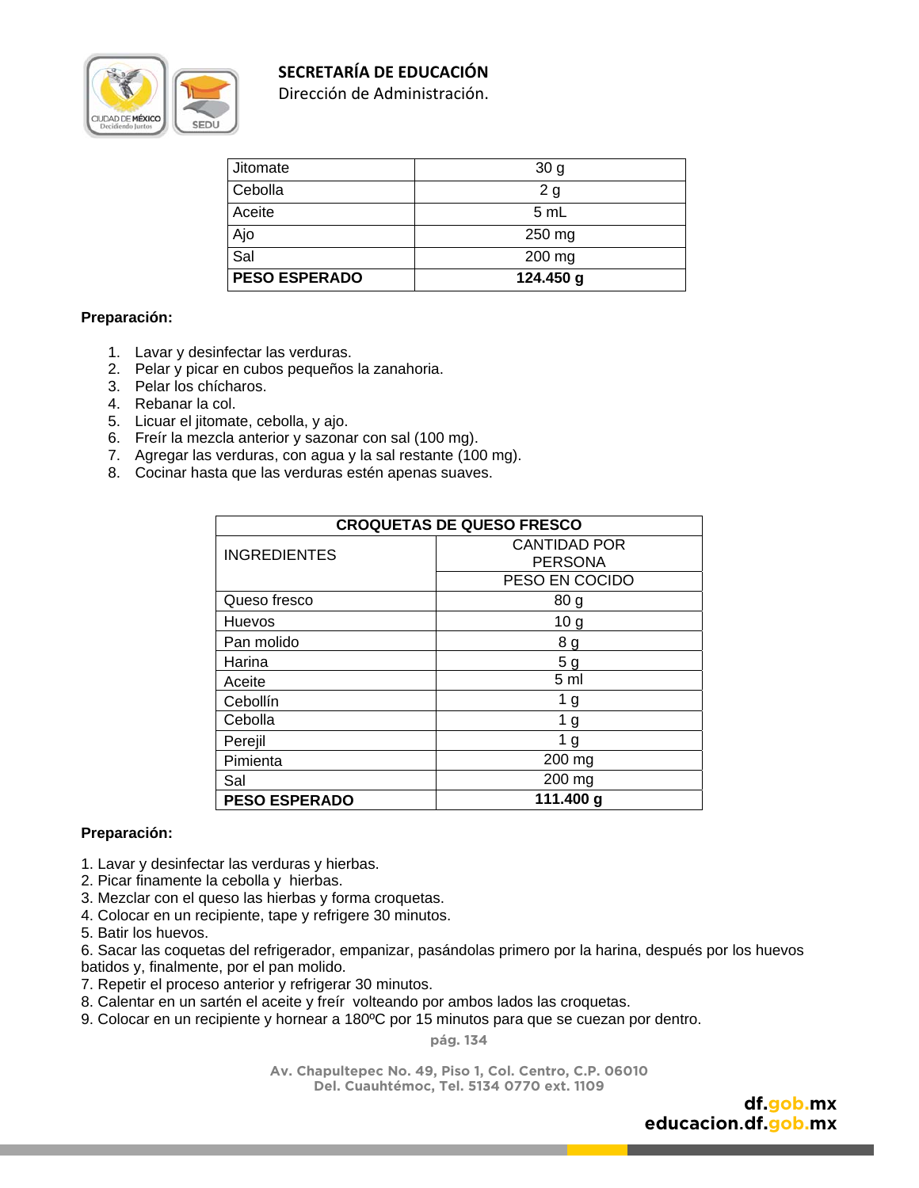| Jitomate | 30 g |
|---|---|
| Cebolla | 2 g |
| Aceite | 5 mL |
| Ajo | 250 mg |
| Sal | 200 mg |
| **PESO ESPERADO** | **124.450 g** |

**Preparación:**

1. Lavar y desinfectar las verduras.
2. Pelar y picar en cubos pequeños la zanahoria.
3. Pelar los chícharos.
4. Rebanar la col.
5. Licuar el jitomate, cebolla, y ajo.
6. Freír la mezcla anterior y sazonar con sal (100 mg).
7. Agregar las verduras, con agua y la sal restante (100 mg).
8. Cocinar hasta que las verduras estén apenas suaves.

| **CROQUETAS DE QUESO FRESCO** | |
|---|---|
| INGREDIENTES | CANTIDAD POR PERSONA |
| | PESO EN COCIDO |
| Queso fresco | 80 g |
| Huevos | 10 g |
| Pan molido | 8 g |
| Harina | 5 g |
| Aceite | 5 ml |
| Cebollín | 1 g |
| Cebolla | 1 g |
| Perejil | 1 g |
| Pimienta | 200 mg |
| Sal | 200 mg |
| **PESO ESPERADO** | **111.400 g** |

**Preparación:**

1. Lavar y desinfectar las verduras y hierbas.
2. Picar finamente la cebolla y hierbas.
3. Mezclar con el queso las hierbas y forma croquetas.
4. Colocar en un recipiente, tape y refrigere 30 minutos.
5. Batir los huevos.
6. Sacar las coquetas del refrigerador, empanizar, pasándolas primero por la harina, después por los huevos batidos y, finalmente, por el pan molido.
7. Repetir el proceso anterior y refrigerar 30 minutos.
8. Calentar en un sartén el aceite y freír volteando por ambos lados las croquetas.
9. Colocar en un recipiente y hornear a 180ºC por 15 minutos para que se cuezan por dentro.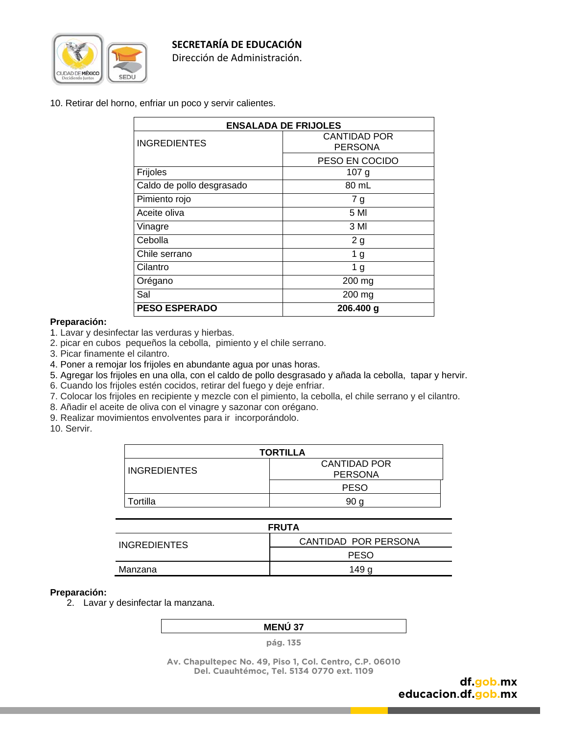10. Retirar del horno, enfriar un poco y servir calientes.

| ENSALADA DE FRIJOLES | |
|---|---|
| INGREDIENTES | CANTIDAD POR PERSONA |
| | PESO EN COCIDO |
| Frijoles | 107 g |
| Caldo de pollo desgrasado | 80 mL |
| Pimiento rojo | 7 g |
| Aceite oliva | 5 Ml |
| Vinagre | 3 Ml |
| Cebolla | 2 g |
| Chile serrano | 1 g |
| Cilantro | 1 g |
| Orégano | 200 mg |
| Sal | 200 mg |
| **PESO ESPERADO** | **206.400 g** |

**Preparación:**

1. Lavar y desinfectar las verduras y hierbas.
2. picar en cubos pequeños la cebolla, pimiento y el chile serrano.
3. Picar finamente el cilantro.
4. Poner a remojar los frijoles en abundante agua por unas horas.
5. Agregar los frijoles en una olla, con el caldo de pollo desgrasado y añada la cebolla, tapar y hervir.
6. Cuando los frijoles estén cocidos, retirar del fuego y deje enfriar.
7. Colocar los frijoles en recipiente y mezcle con el pimiento, la cebolla, el chile serrano y el cilantro.
8. Añadir el aceite de oliva con el vinagre y sazonar con orégano.
9. Realizar movimientos envolventes para ir incorporándolo.
10. Servir.

| TORTILLA | |
|---|---|
| INGREDIENTES | CANTIDAD POR PERSONA |
| | PESO |
| Tortilla | 90 g |

| FRUTA | |
|---|---|
| INGREDIENTES | CANTIDAD POR PERSONA |
| | PESO |
| Manzana | 149 g |

**Preparación:**

2. Lavar y desinfectar la manzana.

**MENÚ 37**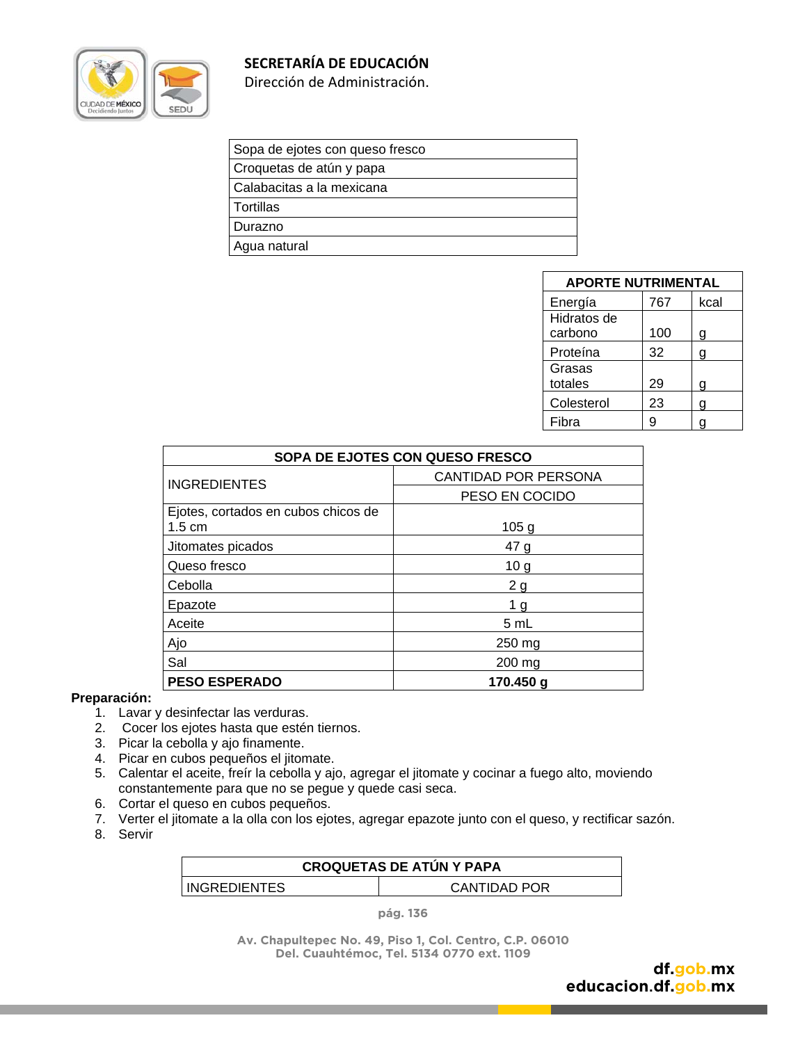| Sopa de ejotes con queso fresco |
|---|
| Croquetas de atún y papa |
| Calabacitas a la mexicana |
| Tortillas |
| Durazno |
| Agua natural |

| APORTE NUTRIMENTAL | | |
|---|---|---|
| Energía | 767 | kcal |
| Hidratos de carbono | 100 | g |
| Proteína | 32 | g |
| Grasas totales | 29 | g |
| Colesterol | 23 | g |
| Fibra | 9 | g |

| SOPA DE EJOTES CON QUESO FRESCO | |
|---|---|
| INGREDIENTES | CANTIDAD POR PERSONA |
| | PESO EN COCIDO |
| Ejotes, cortados en cubos chicos de 1.5 cm | 105 g |
| Jitomates picados | 47 g |
| Queso fresco | 10 g |
| Cebolla | 2 g |
| Epazote | 1 g |
| Aceite | 5 mL |
| Ajo | 250 mg |
| Sal | 200 mg |
| **PESO ESPERADO** | **170.450 g** |

**Preparación:**

1. Lavar y desinfectar las verduras.
2. Cocer los ejotes hasta que estén tiernos.
3. Picar la cebolla y ajo finamente.
4. Picar en cubos pequeños el jitomate.
5. Calentar el aceite, freír la cebolla y ajo, agregar el jitomate y cocinar a fuego alto, moviendo constantemente para que no se pegue y quede casi seca.
6. Cortar el queso en cubos pequeños.
7. Verter el jitomate a la olla con los ejotes, agregar epazote junto con el queso, y rectificar sazón.
8. Servir

| CROQUETAS DE ATÚN Y PAPA | |
|---|---|
| INGREDIENTES | CANTIDAD POR |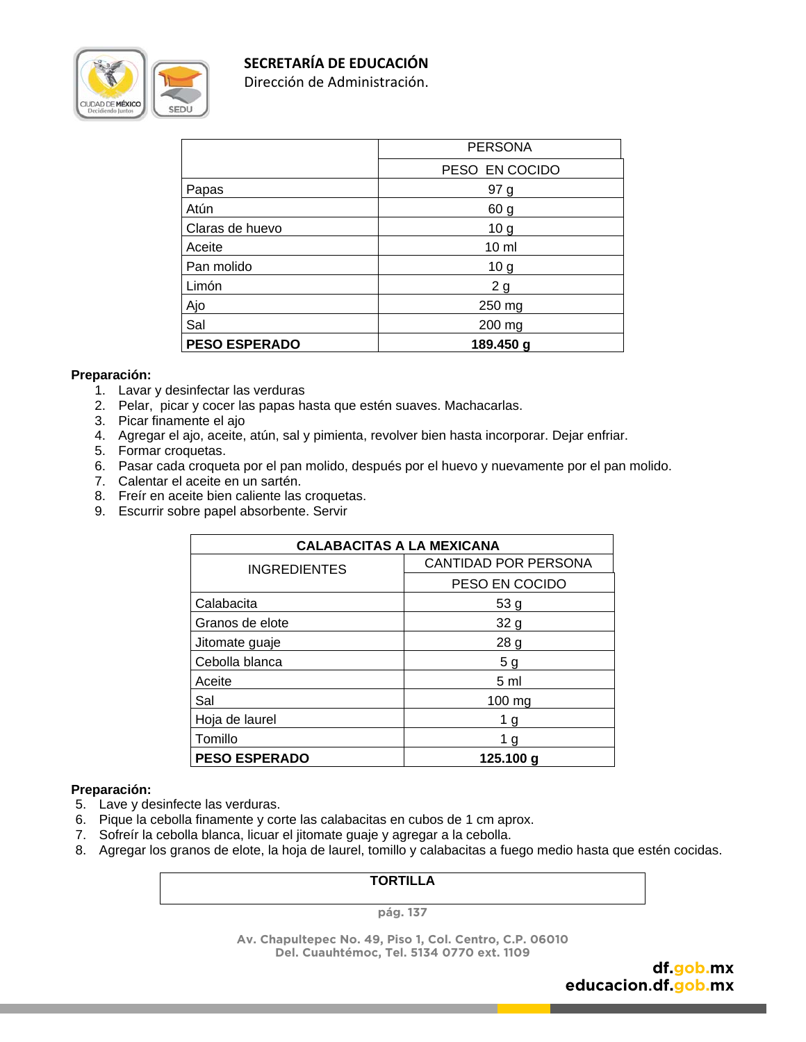| | PERSONA |
|---|---|
| | PESO EN COCIDO |
| Papas | 97 g |
| Atún | 60 g |
| Claras de huevo | 10 g |
| Aceite | 10 ml |
| Pan molido | 10 g |
| Limón | 2 g |
| Ajo | 250 mg |
| Sal | 200 mg |
| **PESO ESPERADO** | **189.450 g** |

**Preparación:**

1. Lavar y desinfectar las verduras
2. Pelar, picar y cocer las papas hasta que estén suaves. Machacarlas.
3. Picar finamente el ajo
4. Agregar el ajo, aceite, atún, sal y pimienta, revolver bien hasta incorporar. Dejar enfriar.
5. Formar croquetas.
6. Pasar cada croqueta por el pan molido, después por el huevo y nuevamente por el pan molido.
7. Calentar el aceite en un sartén.
8. Freír en aceite bien caliente las croquetas.
9. Escurrir sobre papel absorbente. Servir

| **CALABACITAS A LA MEXICANA** | |
|---|---|
| INGREDIENTES | CANTIDAD POR PERSONA |
| | PESO EN COCIDO |
| Calabacita | 53 g |
| Granos de elote | 32 g |
| Jitomate guaje | 28 g |
| Cebolla blanca | 5 g |
| Aceite | 5 ml |
| Sal | 100 mg |
| Hoja de laurel | 1 g |
| Tomillo | 1 g |
| **PESO ESPERADO** | **125.100 g** |

**Preparación:**

5. Lave y desinfecte las verduras.
6. Pique la cebolla finamente y corte las calabacitas en cubos de 1 cm aprox.
7. Sofreír la cebolla blanca, licuar el jitomate guaje y agregar a la cebolla.
8. Agregar los granos de elote, la hoja de laurel, tomillo y calabacitas a fuego medio hasta que estén cocidas.

| **TORTILLA** |
|---|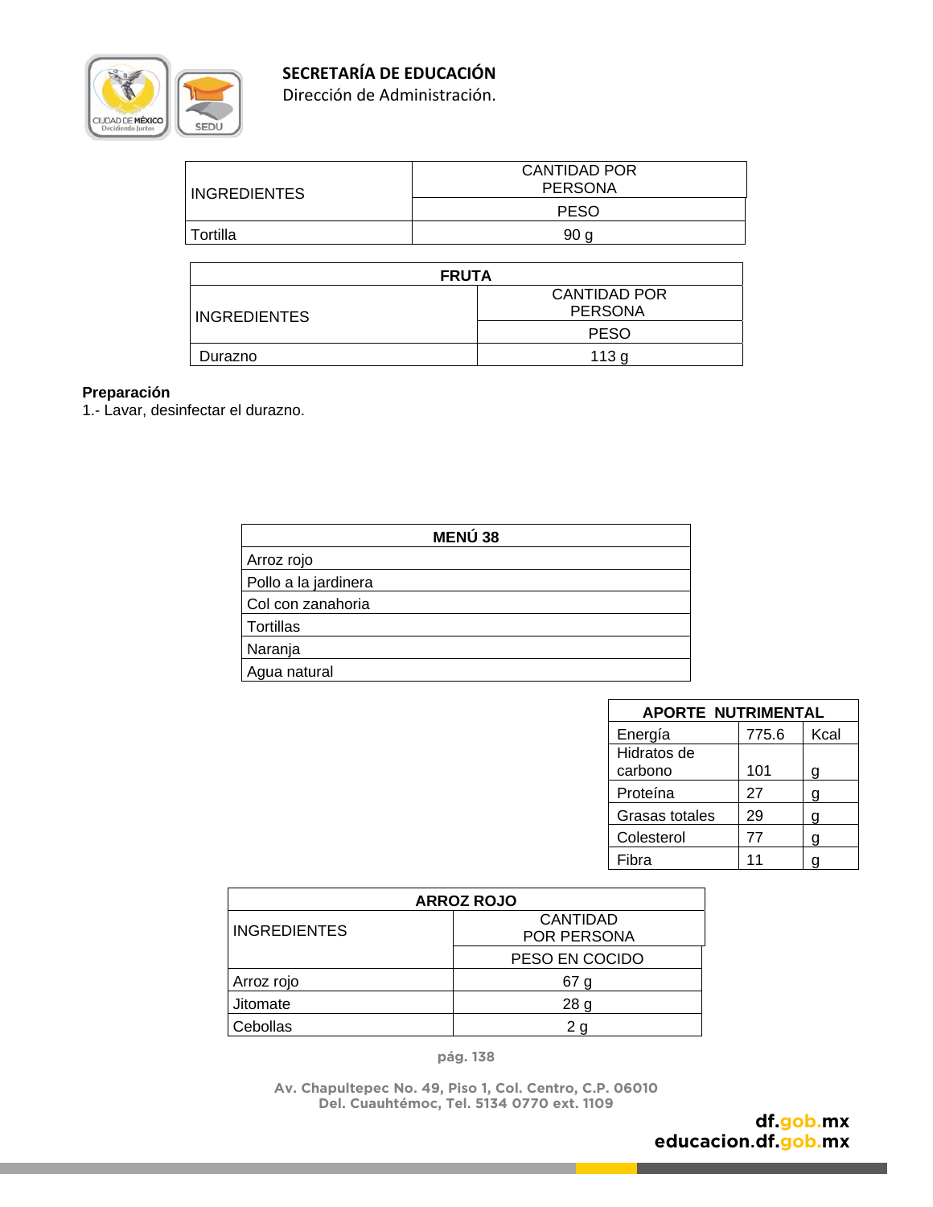| INGREDIENTES | CANTIDAD POR PERSONA |
|---|---|
| | PESO |
| Tortilla | 90 g |

| FRUTA | |
|---|---|
| INGREDIENTES | CANTIDAD POR PERSONA |
| | PESO |
| Durazno | 113 g |

**Preparación**

1.- Lavar, desinfectar el durazno.

| MENÚ 38 |
|---|
| Arroz rojo |
| Pollo a la jardinera |
| Col con zanahoria |
| Tortillas |
| Naranja |
| Agua natural |

| APORTE NUTRIMENTAL | | |
|---|---|---|
| Energía | 775.6 | Kcal |
| Hidratos de carbono | 101 | g |
| Proteína | 27 | g |
| Grasas totales | 29 | g |
| Colesterol | 77 | g |
| Fibra | 11 | g |

| ARROZ ROJO | |
|---|---|
| INGREDIENTES | CANTIDAD POR PERSONA |
| | PESO EN COCIDO |
| Arroz rojo | 67 g |
| Jitomate | 28 g |
| Cebollas | 2 g |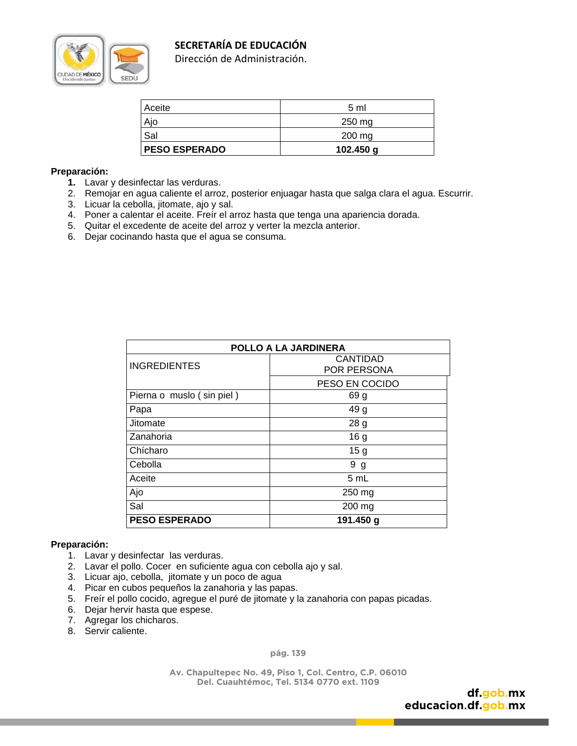| Aceite | 5 ml |
|---|---|
| Ajo | 250 mg |
| Sal | 200 mg |
| **PESO ESPERADO** | **102.450 g** |

**Preparación:**

1. Lavar y desinfectar las verduras.
2. Remojar en agua caliente el arroz, posterior enjuagar hasta que salga clara el agua. Escurrir.
3. Licuar la cebolla, jitomate, ajo y sal.
4. Poner a calentar el aceite. Freír el arroz hasta que tenga una apariencia dorada.
5. Quitar el excedente de aceite del arroz y verter la mezcla anterior.
6. Dejar cocinando hasta que el agua se consuma.

| **POLLO A LA JARDINERA** | |
|---|---|
| INGREDIENTES | CANTIDAD POR PERSONA |
| | PESO EN COCIDO |
| Pierna o muslo ( sin piel ) | 69 g |
| Papa | 49 g |
| Jitomate | 28 g |
| Zanahoria | 16 g |
| Chícharo | 15 g |
| Cebolla | 9 g |
| Aceite | 5 mL |
| Ajo | 250 mg |
| Sal | 200 mg |
| **PESO ESPERADO** | **191.450 g** |

**Preparación:**

1. Lavar y desinfectar las verduras.
2. Lavar el pollo. Cocer en suficiente agua con cebolla ajo y sal.
3. Licuar ajo, cebolla, jitomate y un poco de agua
4. Picar en cubos pequeños la zanahoria y las papas.
5. Freír el pollo cocido, agregue el puré de jitomate y la zanahoria con papas picadas.
6. Dejar hervir hasta que espese.
7. Agregar los chicharos.
8. Servir caliente.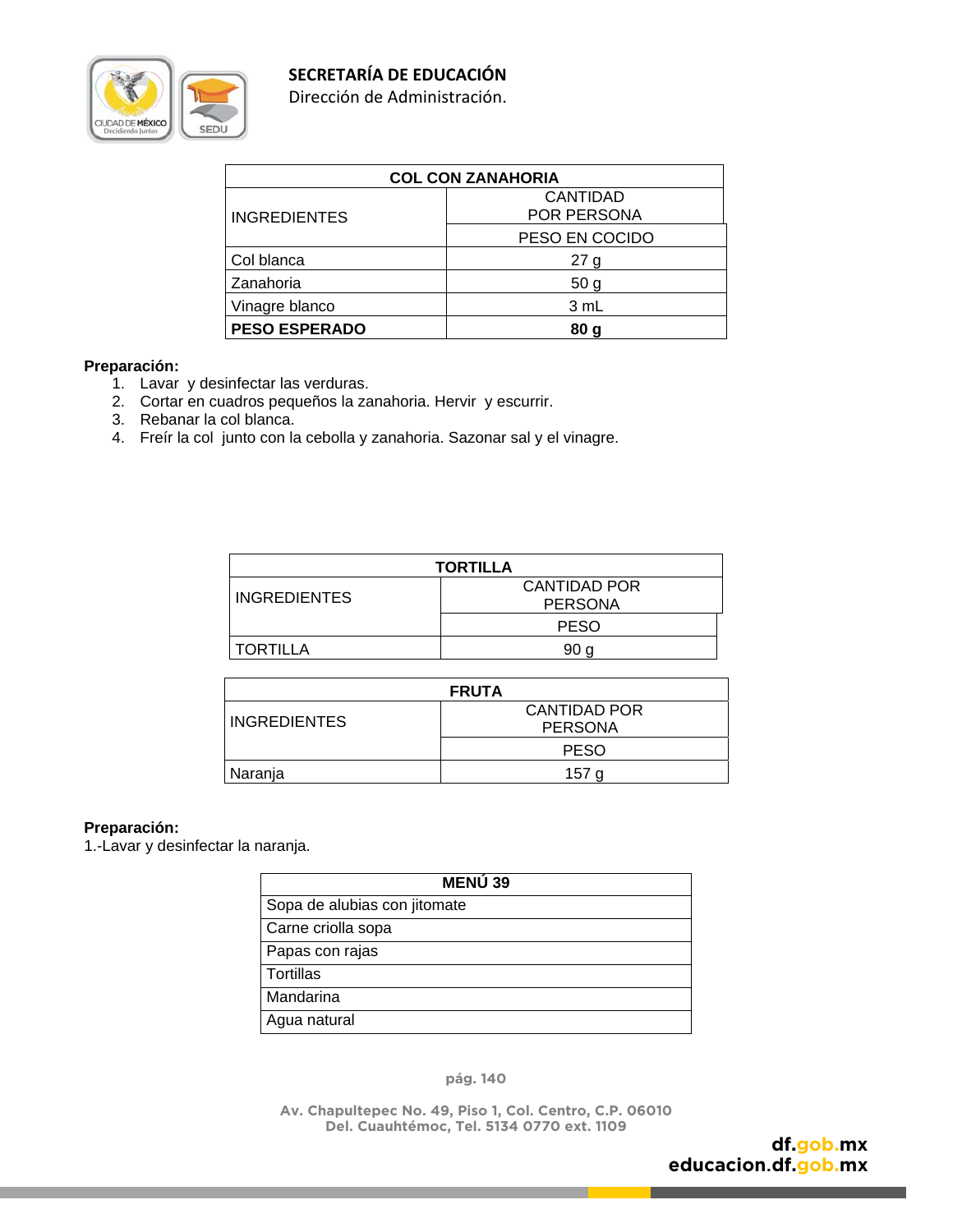| COL CON ZANAHORIA | |
|---|---|
| INGREDIENTES | CANTIDAD POR PERSONA |
| | PESO EN COCIDO |
| Col blanca | 27 g |
| Zanahoria | 50 g |
| Vinagre blanco | 3 mL |
| **PESO ESPERADO** | **80 g** |

**Preparación:**

1. Lavar  y desinfectar las verduras.
2. Cortar en cuadros pequeños la zanahoria. Hervir  y escurrir.
3. Rebanar la col blanca.
4. Freír la col  junto con la cebolla y zanahoria. Sazonar sal y el vinagre.

| TORTILLA | |
|---|---|
| INGREDIENTES | CANTIDAD POR PERSONA |
| | PESO |
| TORTILLA | 90 g |

| FRUTA | |
|---|---|
| INGREDIENTES | CANTIDAD POR PERSONA |
| | PESO |
| Naranja | 157 g |

**Preparación:**

1.-Lavar y desinfectar la naranja.

| MENÚ 39 |
|---|
| Sopa de alubias con jitomate |
| Carne criolla sopa |
| Papas con rajas |
| Tortillas |
| Mandarina |
| Agua natural |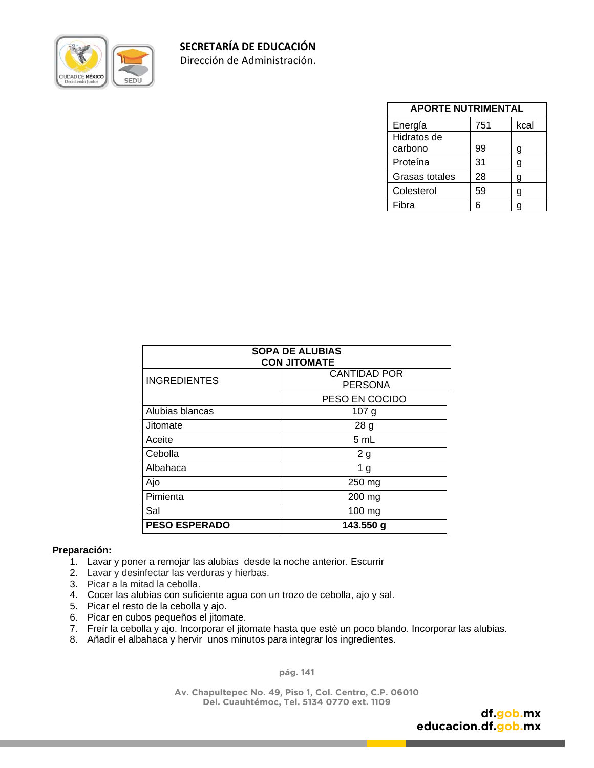| APORTE NUTRIMENTAL | | |
|---|---|---|
| Energía | 751 | kcal |
| Hidratos de carbono | 99 | g |
| Proteína | 31 | g |
| Grasas totales | 28 | g |
| Colesterol | 59 | g |
| Fibra | 6 | g |

| SOPA DE ALUBIAS CON JITOMATE | |
|---|---|
| INGREDIENTES | CANTIDAD POR PERSONA |
| | PESO EN COCIDO |
| Alubias blancas | 107 g |
| Jitomate | 28 g |
| Aceite | 5 mL |
| Cebolla | 2 g |
| Albahaca | 1 g |
| Ajo | 250 mg |
| Pimienta | 200 mg |
| Sal | 100 mg |
| **PESO ESPERADO** | **143.550 g** |

**Preparación:**

1. Lavar y poner a remojar las alubias desde la noche anterior. Escurrir
2. Lavar y desinfectar las verduras y hierbas.
3. Picar a la mitad la cebolla.
4. Cocer las alubias con suficiente agua con un trozo de cebolla, ajo y sal.
5. Picar el resto de la cebolla y ajo.
6. Picar en cubos pequeños el jitomate.
7. Freír la cebolla y ajo. Incorporar el jitomate hasta que esté un poco blando. Incorporar las alubias.
8. Añadir el albahaca y hervir unos minutos para integrar los ingredientes.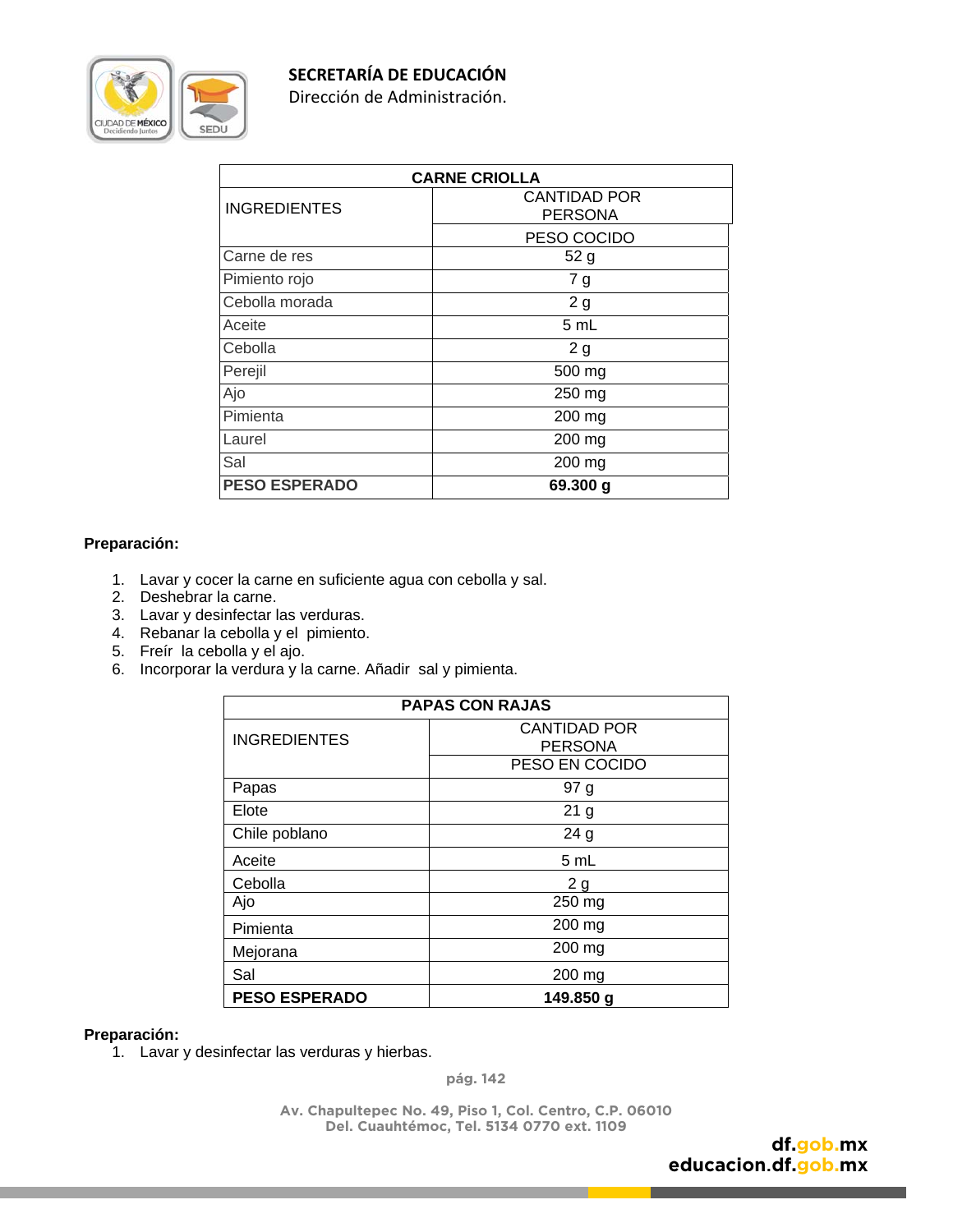| CARNE CRIOLLA | |
|---|---|
| INGREDIENTES | CANTIDAD POR PERSONA |
| | PESO COCIDO |
| Carne de res | 52 g |
| Pimiento rojo | 7 g |
| Cebolla morada | 2 g |
| Aceite | 5 mL |
| Cebolla | 2 g |
| Perejil | 500 mg |
| Ajo | 250 mg |
| Pimienta | 200 mg |
| Laurel | 200 mg |
| Sal | 200 mg |
| **PESO ESPERADO** | **69.300 g** |

**Preparación:**

1. Lavar y cocer la carne en suficiente agua con cebolla y sal.
2. Deshebrar la carne.
3. Lavar y desinfectar las verduras.
4. Rebanar la cebolla y el pimiento.
5. Freír la cebolla y el ajo.
6. Incorporar la verdura y la carne. Añadir sal y pimienta.

| PAPAS CON RAJAS | |
|---|---|
| INGREDIENTES | CANTIDAD POR PERSONA |
| | PESO EN COCIDO |
| Papas | 97 g |
| Elote | 21 g |
| Chile poblano | 24 g |
| Aceite | 5 mL |
| Cebolla | 2 g |
| Ajo | 250 mg |
| Pimienta | 200 mg |
| Mejorana | 200 mg |
| Sal | 200 mg |
| **PESO ESPERADO** | **149.850 g** |

**Preparación:**

1. Lavar y desinfectar las verduras y hierbas.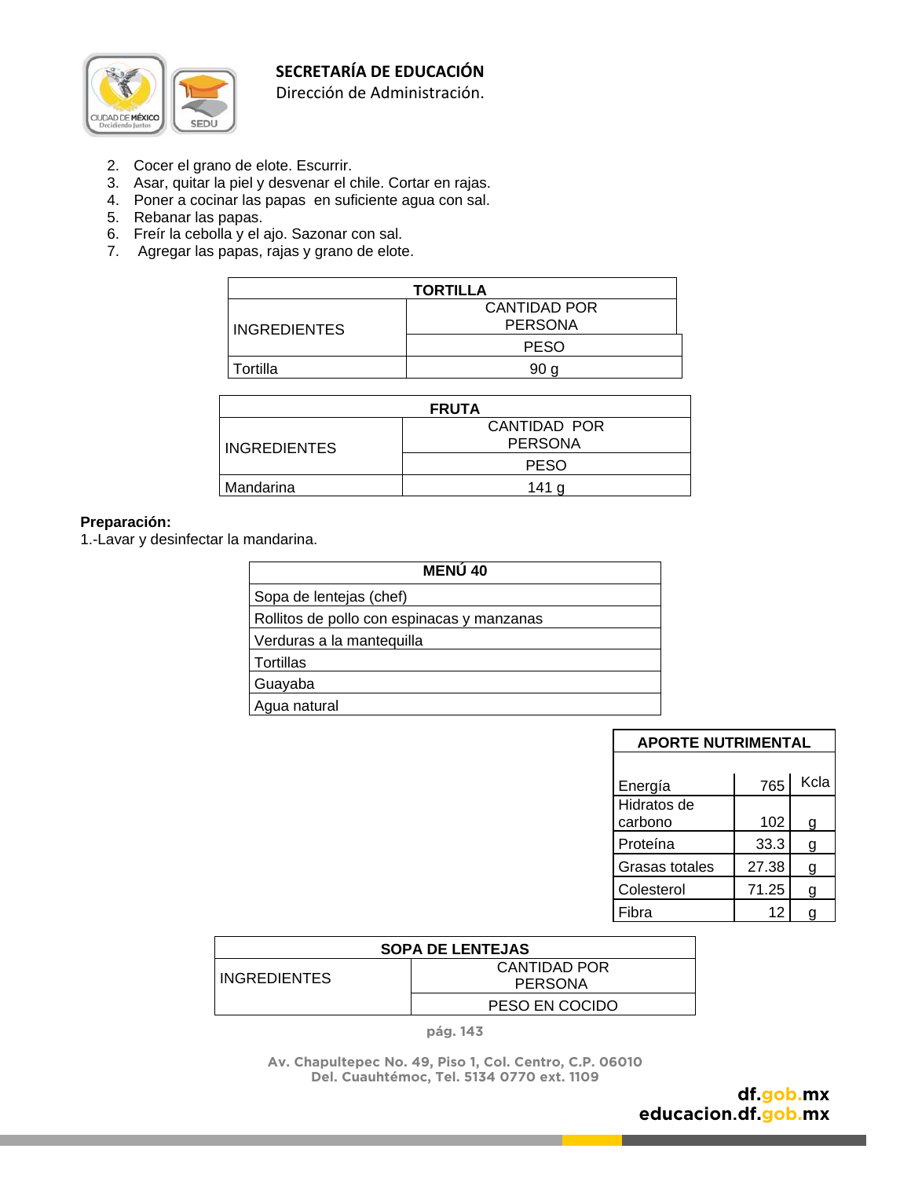2. Cocer el grano de elote. Escurrir.
3. Asar, quitar la piel y desvenar el chile. Cortar en rajas.
4. Poner a cocinar las papas en suficiente agua con sal.
5. Rebanar las papas.
6. Freír la cebolla y el ajo. Sazonar con sal.
7. Agregar las papas, rajas y grano de elote.

| TORTILLA | |
|---|---|
| INGREDIENTES | CANTIDAD POR PERSONA |
| | PESO |
| Tortilla | 90 g |

| FRUTA | |
|---|---|
| INGREDIENTES | CANTIDAD POR PERSONA |
| | PESO |
| Mandarina | 141 g |

**Preparación:**

1.-Lavar y desinfectar la mandarina.

| MENÚ 40 |
|---|
| Sopa de lentejas (chef) |
| Rollitos de pollo con espinacas y manzanas |
| Verduras a la mantequilla |
| Tortillas |
| Guayaba |
| Agua natural |

| APORTE NUTRIMENTAL | | |
|---|---|---|
| Energía | 765 | Kcla |
| Hidratos de carbono | 102 | g |
| Proteína | 33.3 | g |
| Grasas totales | 27.38 | g |
| Colesterol | 71.25 | g |
| Fibra | 12 | g |

| SOPA DE LENTEJAS | |
|---|---|
| INGREDIENTES | CANTIDAD POR PERSONA |
| | PESO EN COCIDO |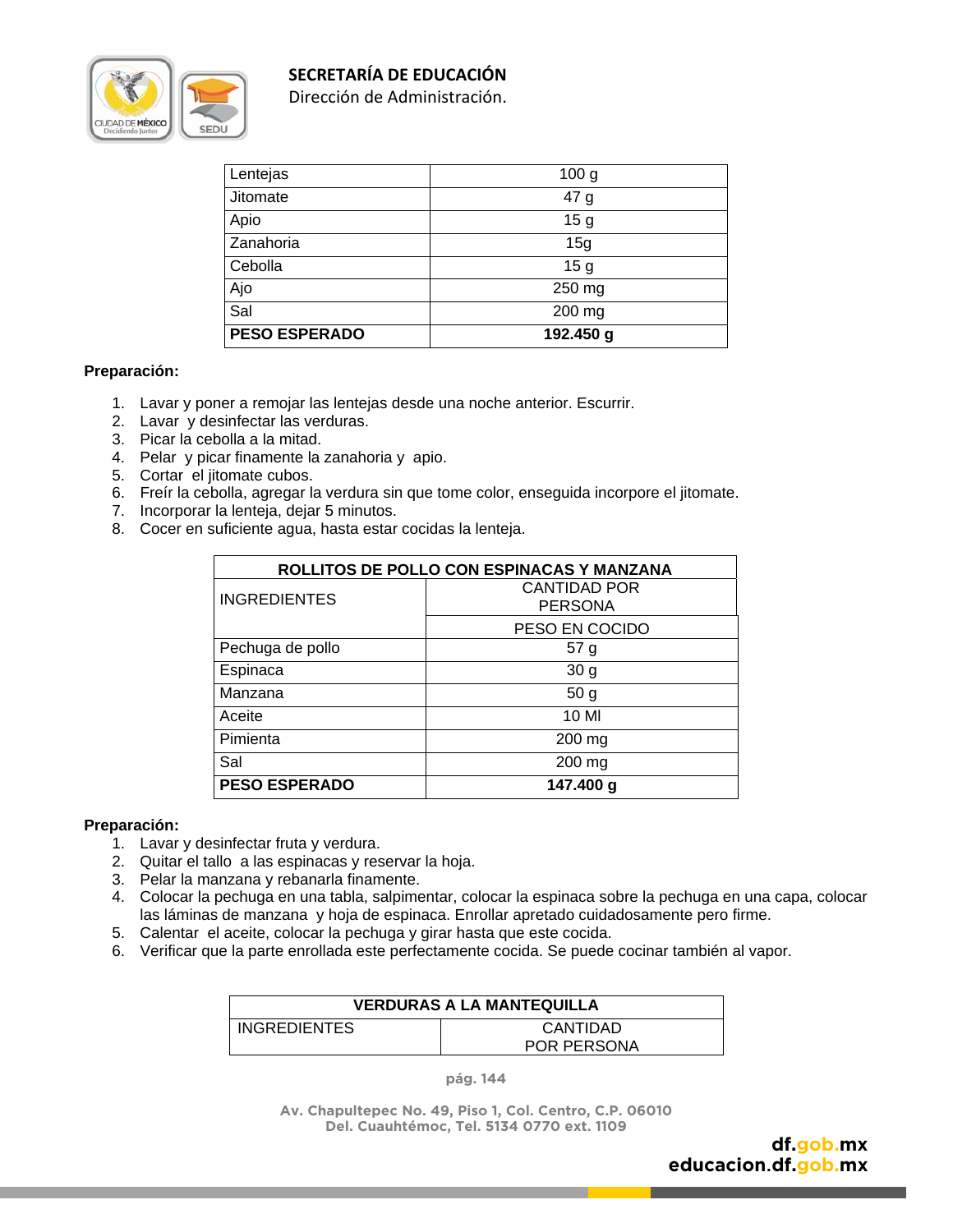| Lentejas | 100 g |
|---|---|
| Jitomate | 47 g |
| Apio | 15 g |
| Zanahoria | 15g |
| Cebolla | 15 g |
| Ajo | 250 mg |
| Sal | 200 mg |
| **PESO ESPERADO** | **192.450 g** |

**Preparación:**

1. Lavar y poner a remojar las lentejas desde una noche anterior. Escurrir.
2. Lavar y desinfectar las verduras.
3. Picar la cebolla a la mitad.
4. Pelar y picar finamente la zanahoria y apio.
5. Cortar el jitomate cubos.
6. Freír la cebolla, agregar la verdura sin que tome color, enseguida incorpore el jitomate.
7. Incorporar la lenteja, dejar 5 minutos.
8. Cocer en suficiente agua, hasta estar cocidas la lenteja.

| **ROLLITOS DE POLLO CON ESPINACAS Y MANZANA** | |
|---|---|
| INGREDIENTES | CANTIDAD POR PERSONA |
| | PESO EN COCIDO |
| Pechuga de pollo | 57 g |
| Espinaca | 30 g |
| Manzana | 50 g |
| Aceite | 10 Ml |
| Pimienta | 200 mg |
| Sal | 200 mg |
| **PESO ESPERADO** | **147.400 g** |

**Preparación:**

1. Lavar y desinfectar fruta y verdura.
2. Quitar el tallo a las espinacas y reservar la hoja.
3. Pelar la manzana y rebanarla finamente.
4. Colocar la pechuga en una tabla, salpimentar, colocar la espinaca sobre la pechuga en una capa, colocar las láminas de manzana y hoja de espinaca. Enrollar apretado cuidadosamente pero firme.
5. Calentar el aceite, colocar la pechuga y girar hasta que este cocida.
6. Verificar que la parte enrollada este perfectamente cocida. Se puede cocinar también al vapor.

| **VERDURAS A LA MANTEQUILLA** | |
|---|---|
| INGREDIENTES | CANTIDAD POR PERSONA |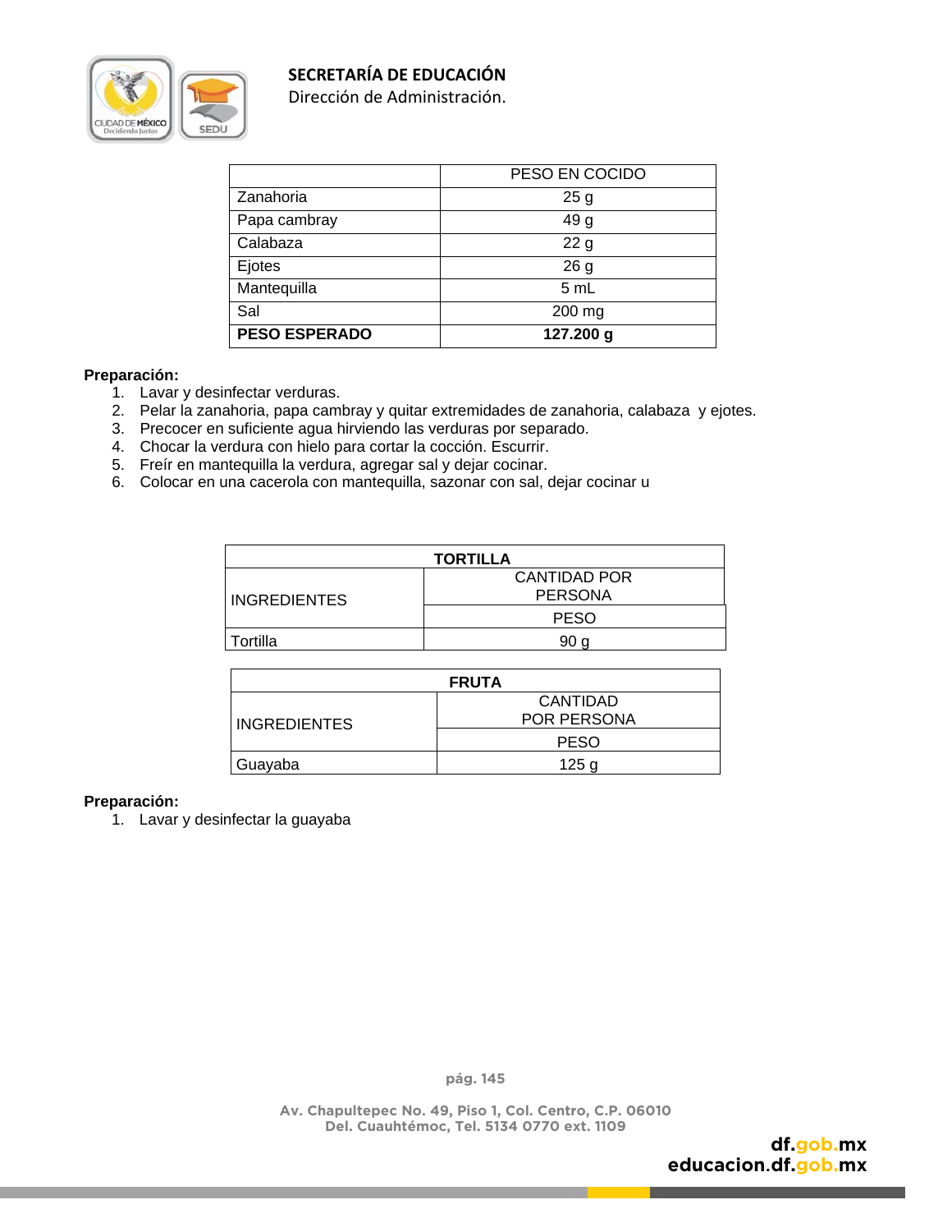| | PESO EN COCIDO |
|---|---|
| Zanahoria | 25 g |
| Papa cambray | 49 g |
| Calabaza | 22 g |
| Ejotes | 26 g |
| Mantequilla | 5 mL |
| Sal | 200 mg |
| **PESO ESPERADO** | **127.200 g** |

**Preparación:**

1. Lavar y desinfectar verduras.
2. Pelar la zanahoria, papa cambray y quitar extremidades de zanahoria, calabaza y ejotes.
3. Precocer en suficiente agua hirviendo las verduras por separado.
4. Chocar la verdura con hielo para cortar la cocción. Escurrir.
5. Freír en mantequilla la verdura, agregar sal y dejar cocinar.
6. Colocar en una cacerola con mantequilla, sazonar con sal, dejar cocinar u

| **TORTILLA** | |
|---|---|
| INGREDIENTES | CANTIDAD POR PERSONA |
| | PESO |
| Tortilla | 90 g |

| **FRUTA** | |
|---|---|
| INGREDIENTES | CANTIDAD POR PERSONA |
| | PESO |
| Guayaba | 125 g |

**Preparación:**

1. Lavar y desinfectar la guayaba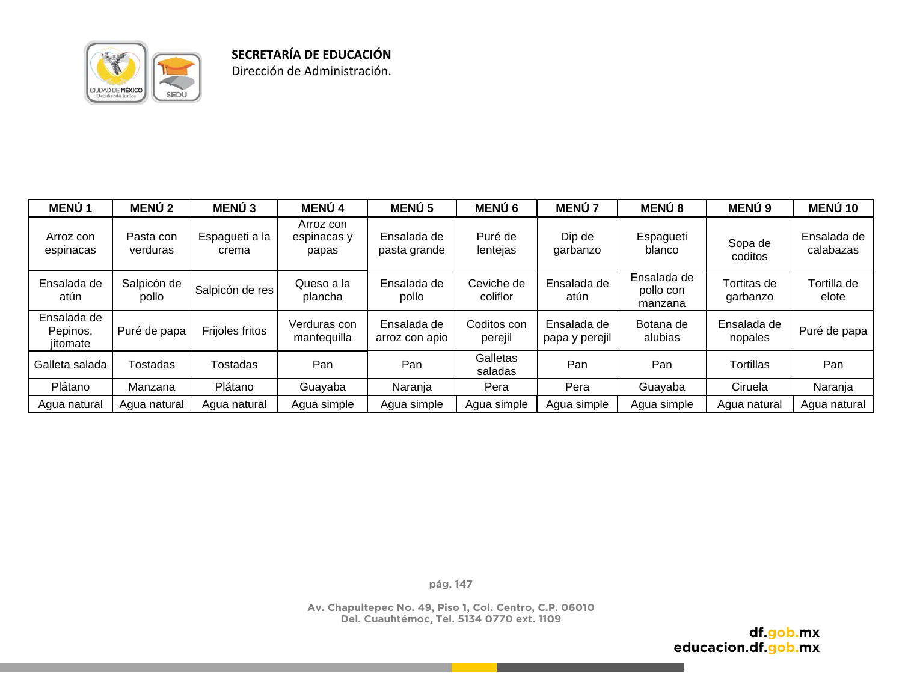| MENÚ 1 | MENÚ 2 | MENÚ 3 | MENÚ 4 | MENÚ 5 | MENÚ 6 | MENÚ 7 | MENÚ 8 | MENÚ 9 | MENÚ 10 |
|---|---|---|---|---|---|---|---|---|---|
| Arroz con espinacas | Pasta con verduras | Espagueti a la crema | Arroz con espinacas y papas | Ensalada de pasta grande | Puré de lentejas | Dip de garbanzo | Espagueti blanco | Sopa de coditos | Ensalada de calabazas |
| Ensalada de atún | Salpicón de pollo | Salpicón de res | Queso a la plancha | Ensalada de pollo | Ceviche de coliflor | Ensalada de atún | Ensalada de pollo con manzana | Tortitas de garbanzo | Tortilla de elote |
| Ensalada de Pepinos, jitomate | Puré de papa | Frijoles fritos | Verduras con mantequilla | Ensalada de arroz con apio | Coditos con perejil | Ensalada de papa y perejil | Botana de alubias | Ensalada de nopales | Puré de papa |
| Galleta salada | Tostadas | Tostadas | Pan | Pan | Galletas saladas | Pan | Pan | Tortillas | Pan |
| Plátano | Manzana | Plátano | Guayaba | Naranja | Pera | Pera | Guayaba | Ciruela | Naranja |
| Agua natural | Agua natural | Agua natural | Agua simple | Agua simple | Agua simple | Agua simple | Agua simple | Agua natural | Agua natural |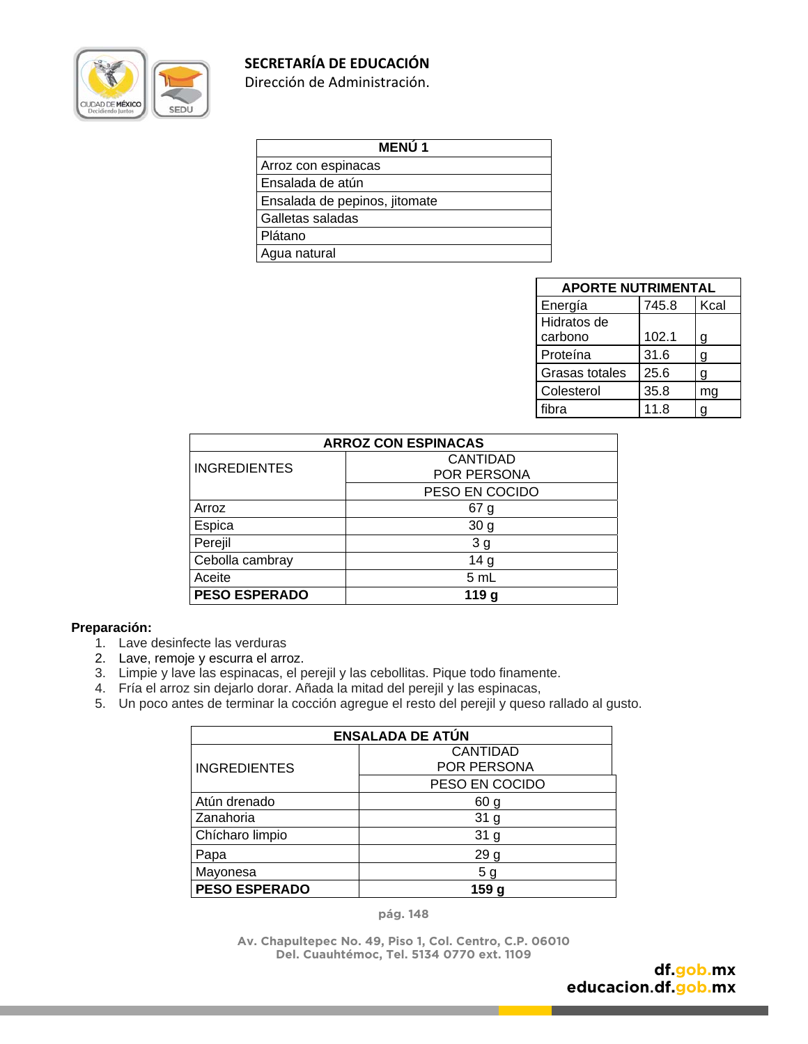| MENÚ 1 |
|---|
| Arroz con espinacas |
| Ensalada de atún |
| Ensalada de pepinos, jitomate |
| Galletas saladas |
| Plátano |
| Agua natural |

| APORTE NUTRIMENTAL | | |
|---|---|---|
| Energía | 745.8 | Kcal |
| Hidratos de carbono | 102.1 | g |
| Proteína | 31.6 | g |
| Grasas totales | 25.6 | g |
| Colesterol | 35.8 | mg |
| fibra | 11.8 | g |

| ARROZ CON ESPINACAS | |
|---|---|
| INGREDIENTES | CANTIDAD POR PERSONA |
| | PESO EN COCIDO |
| Arroz | 67 g |
| Espica | 30 g |
| Perejil | 3 g |
| Cebolla cambray | 14 g |
| Aceite | 5 mL |
| **PESO ESPERADO** | **119 g** |

**Preparación:**

1. Lave desinfecte las verduras
2. Lave, remoje y escurra el arroz.
3. Limpie y lave las espinacas, el perejil y las cebollitas. Pique todo finamente.
4. Fría el arroz sin dejarlo dorar. Añada la mitad del perejil y las espinacas,
5. Un poco antes de terminar la cocción agregue el resto del perejil y queso rallado al gusto.

| ENSALADA DE ATÚN | |
|---|---|
| INGREDIENTES | CANTIDAD POR PERSONA |
| | PESO EN COCIDO |
| Atún drenado | 60 g |
| Zanahoria | 31 g |
| Chícharo limpio | 31 g |
| Papa | 29 g |
| Mayonesa | 5 g |
| **PESO ESPERADO** | **159 g** |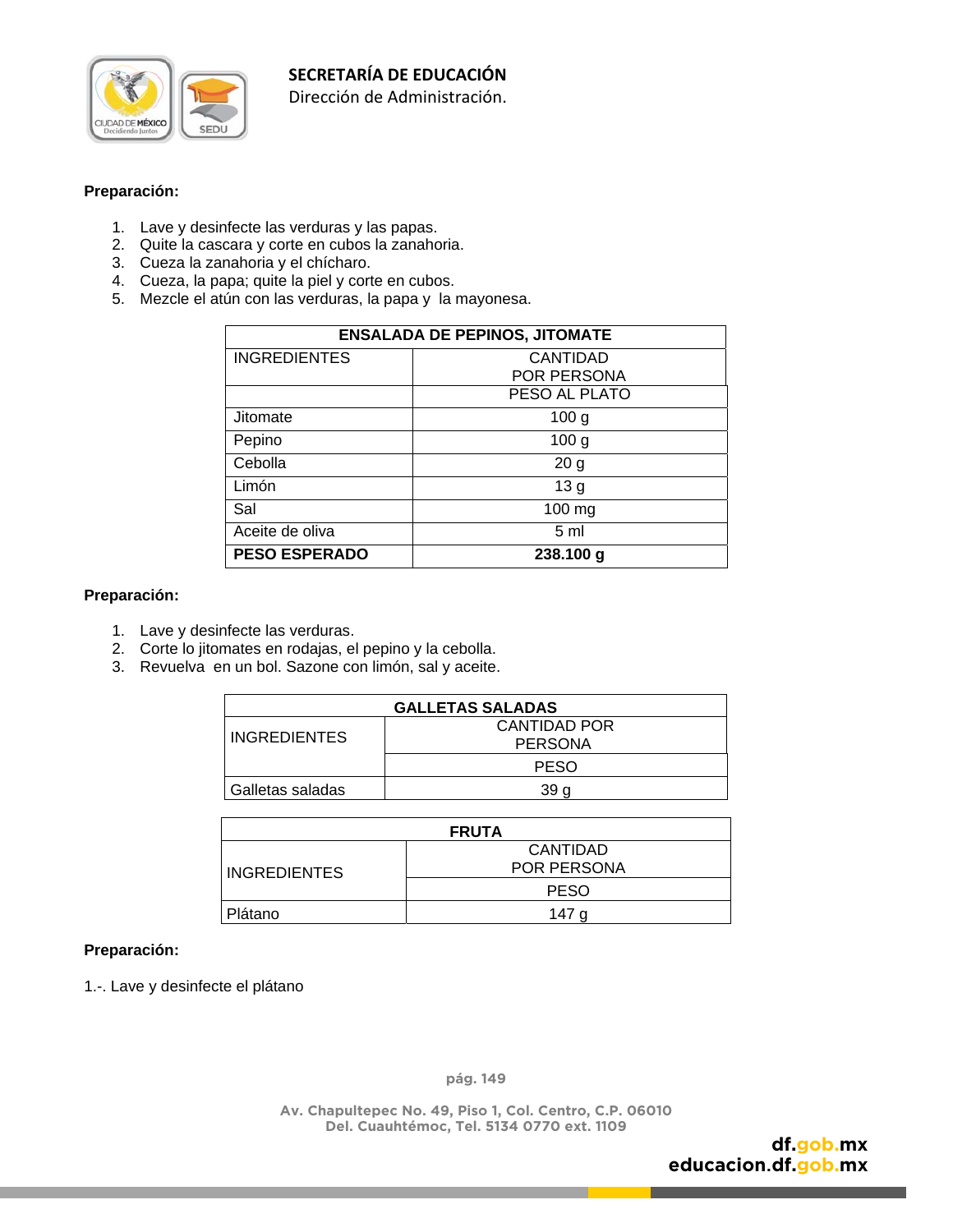**Preparación:**

1. Lave y desinfecte las verduras y las papas.
2. Quite la cascara y corte en cubos la zanahoria.
3. Cueza la zanahoria y el chícharo.
4. Cueza, la papa; quite la piel y corte en cubos.
5. Mezcle el atún con las verduras, la papa y la mayonesa.

| ENSALADA DE PEPINOS, JITOMATE | |
|---|---|
| INGREDIENTES | CANTIDAD POR PERSONA |
| | PESO AL PLATO |
| Jitomate | 100 g |
| Pepino | 100 g |
| Cebolla | 20 g |
| Limón | 13 g |
| Sal | 100 mg |
| Aceite de oliva | 5 ml |
| **PESO ESPERADO** | **238.100 g** |

**Preparación:**

1. Lave y desinfecte las verduras.
2. Corte lo jitomates en rodajas, el pepino y la cebolla.
3. Revuelva en un bol. Sazone con limón, sal y aceite.

| GALLETAS SALADAS | |
|---|---|
| INGREDIENTES | CANTIDAD POR PERSONA |
| | PESO |
| Galletas saladas | 39 g |

| FRUTA | |
|---|---|
| INGREDIENTES | CANTIDAD POR PERSONA |
| | PESO |
| Plátano | 147 g |

**Preparación:**

1.-. Lave y desinfecte el plátano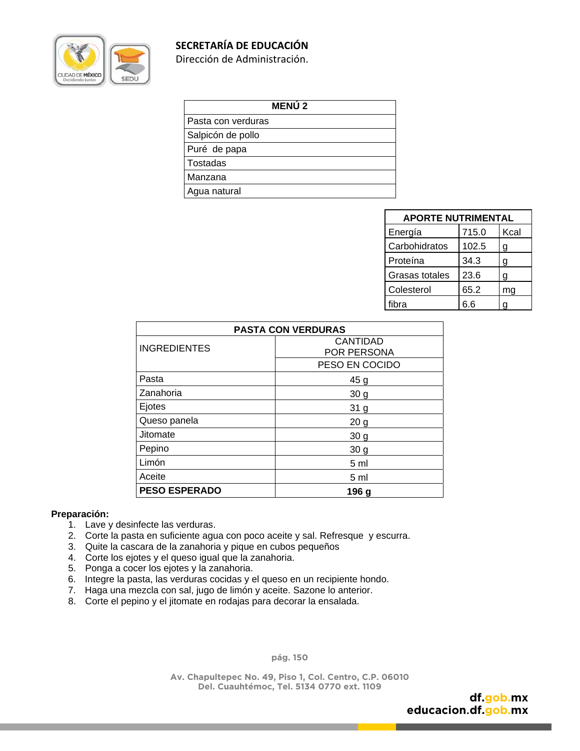**SECRETARÍA DE EDUCACIÓN**
Dirección de Administración.

| MENÚ 2 |
|---|
| Pasta con verduras |
| Salpicón de pollo |
| Puré de papa |
| Tostadas |
| Manzana |
| Agua natural |

| APORTE NUTRIMENTAL | | |
|---|---|---|
| Energía | 715.0 | Kcal |
| Carbohidratos | 102.5 | g |
| Proteína | 34.3 | g |
| Grasas totales | 23.6 | g |
| Colesterol | 65.2 | mg |
| fibra | 6.6 | g |

| PASTA CON VERDURAS | |
|---|---|
| INGREDIENTES | CANTIDAD POR PERSONA<br>PESO EN COCIDO |
| Pasta | 45 g |
| Zanahoria | 30 g |
| Ejotes | 31 g |
| Queso panela | 20 g |
| Jitomate | 30 g |
| Pepino | 30 g |
| Limón | 5 ml |
| Aceite | 5 ml |
| **PESO ESPERADO** | **196 g** |

**Preparación:**

1. Lave y desinfecte las verduras.
2. Corte la pasta en suficiente agua con poco aceite y sal. Refresque y escurra.
3. Quite la cascara de la zanahoria y pique en cubos pequeños
4. Corte los ejotes y el queso igual que la zanahoria.
5. Ponga a cocer los ejotes y la zanahoria.
6. Integre la pasta, las verduras cocidas y el queso en un recipiente hondo.
7. Haga una mezcla con sal, jugo de limón y aceite. Sazone lo anterior.
8. Corte el pepino y el jitomate en rodajas para decorar la ensalada.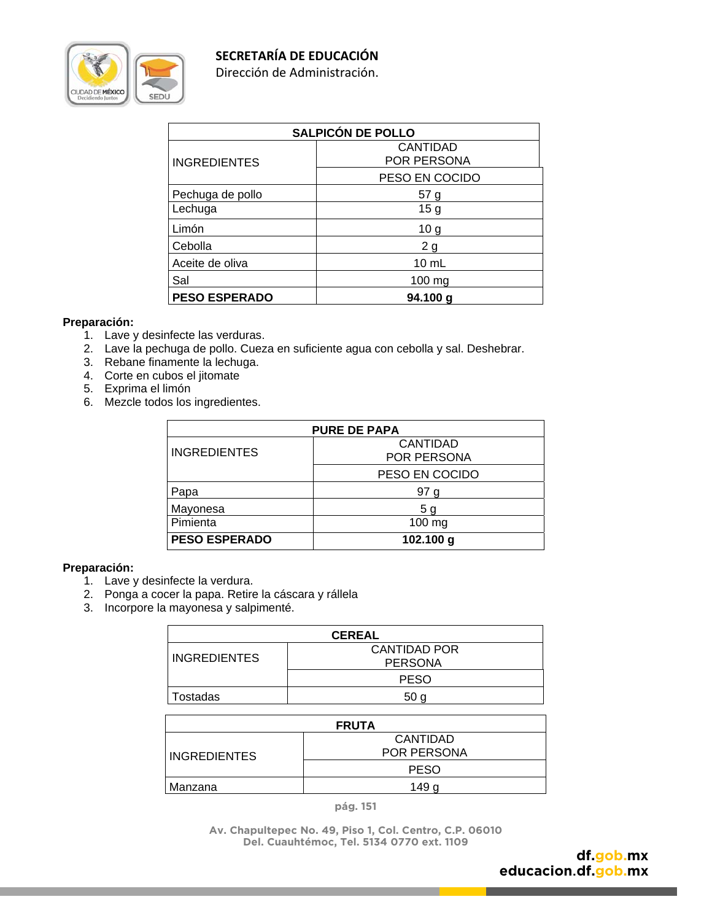| SALPICÓN DE POLLO | |
|---|---|
| INGREDIENTES | CANTIDAD POR PERSONA |
| | PESO EN COCIDO |
| Pechuga de pollo | 57 g |
| Lechuga | 15 g |
| Limón | 10 g |
| Cebolla | 2 g |
| Aceite de oliva | 10 mL |
| Sal | 100 mg |
| **PESO ESPERADO** | **94.100 g** |

**Preparación:**

1. Lave y desinfecte las verduras.
2. Lave la pechuga de pollo. Cueza en suficiente agua con cebolla y sal. Deshebrar.
3. Rebane finamente la lechuga.
4. Corte en cubos el jitomate
5. Exprima el limón
6. Mezcle todos los ingredientes.

| PURE DE PAPA | |
|---|---|
| INGREDIENTES | CANTIDAD POR PERSONA |
| | PESO EN COCIDO |
| Papa | 97 g |
| Mayonesa | 5 g |
| Pimienta | 100 mg |
| **PESO ESPERADO** | **102.100 g** |

**Preparación:**

1. Lave y desinfecte la verdura.
2. Ponga a cocer la papa. Retire la cáscara y rállela
3. Incorpore la mayonesa y salpimenté.

| CEREAL | |
|---|---|
| INGREDIENTES | CANTIDAD POR PERSONA |
| | PESO |
| Tostadas | 50 g |

| FRUTA | |
|---|---|
| INGREDIENTES | CANTIDAD POR PERSONA |
| | PESO |
| Manzana | 149 g |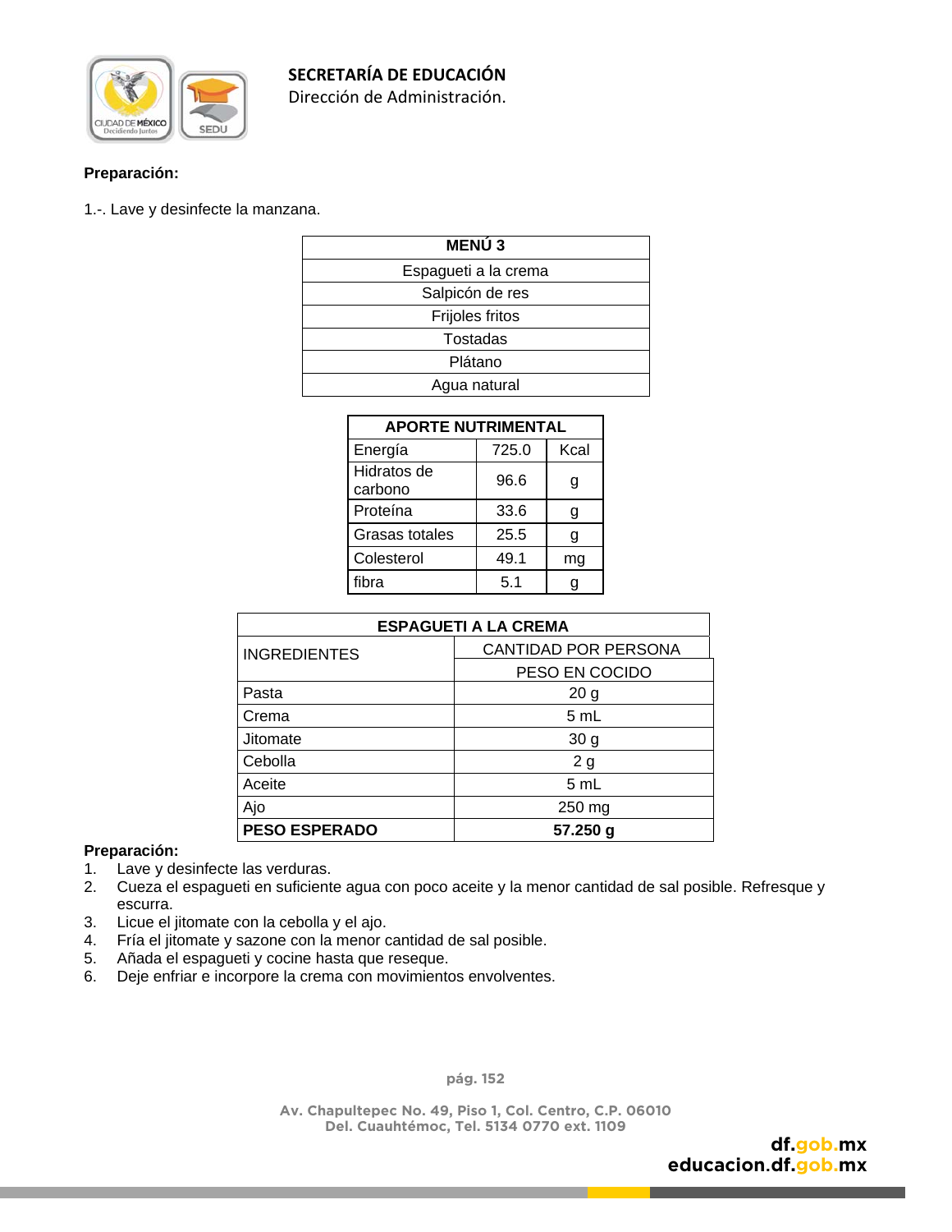**Preparación:**

1.-. Lave y desinfecte la manzana.

| MENÚ 3 |
|---|
| Espagueti a la crema |
| Salpicón de res |
| Frijoles fritos |
| Tostadas |
| Plátano |
| Agua natural |

| APORTE NUTRIMENTAL | | |
|---|---|---|
| Energía | 725.0 | Kcal |
| Hidratos de carbono | 96.6 | g |
| Proteína | 33.6 | g |
| Grasas totales | 25.5 | g |
| Colesterol | 49.1 | mg |
| fibra | 5.1 | g |

| ESPAGUETI A LA CREMA | |
|---|---|
| INGREDIENTES | CANTIDAD POR PERSONA |
| | PESO EN COCIDO |
| Pasta | 20 g |
| Crema | 5 mL |
| Jitomate | 30 g |
| Cebolla | 2 g |
| Aceite | 5 mL |
| Ajo | 250 mg |
| **PESO ESPERADO** | **57.250 g** |

**Preparación:**

1. Lave y desinfecte las verduras.
2. Cueza el espagueti en suficiente agua con poco aceite y la menor cantidad de sal posible. Refresque y escurra.
3. Licue el jitomate con la cebolla y el ajo.
4. Fría el jitomate y sazone con la menor cantidad de sal posible.
5. Añada el espagueti y cocine hasta que reseque.
6. Deje enfriar e incorpore la crema con movimientos envolventes.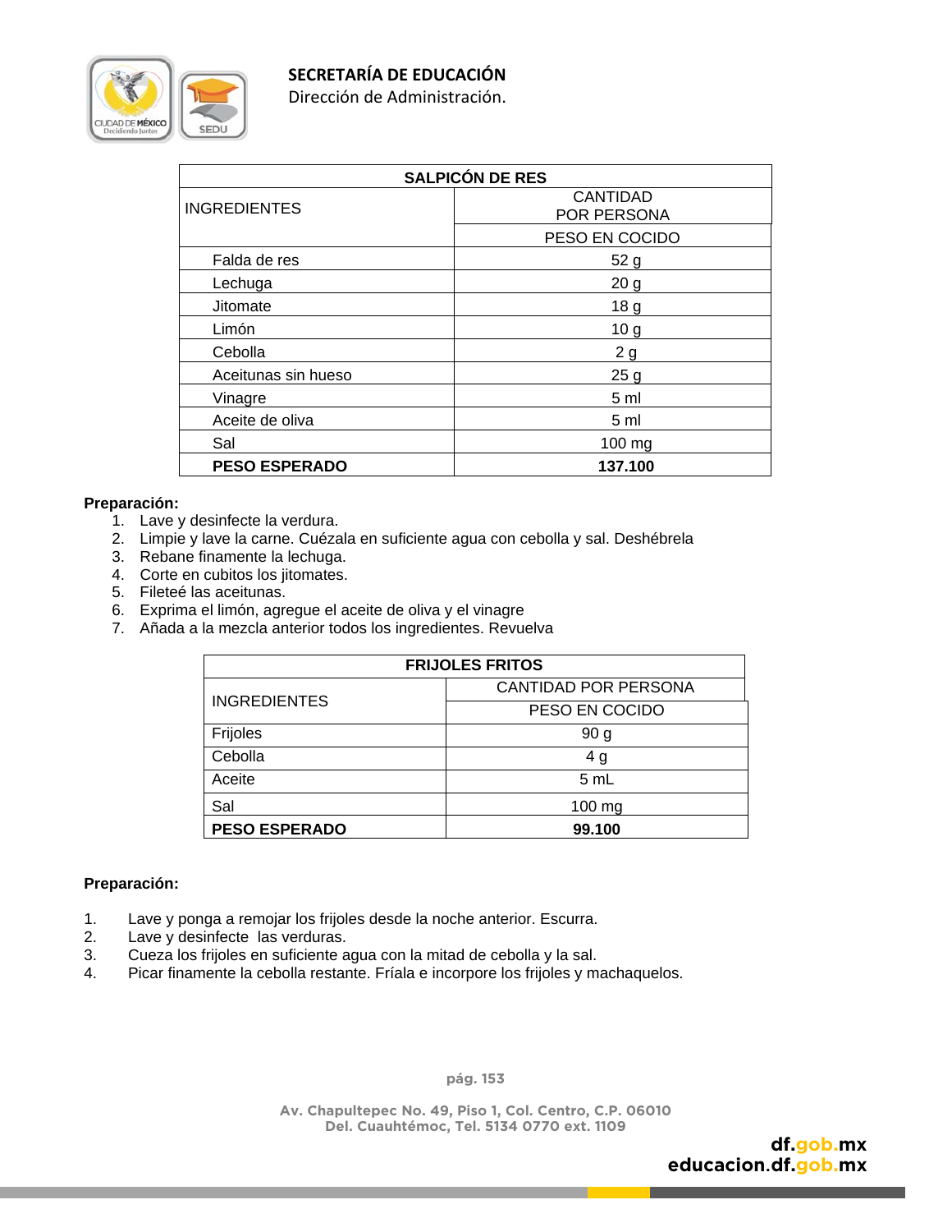| SALPICÓN DE RES | |
|---|---|
| INGREDIENTES | CANTIDAD POR PERSONA |
| | PESO EN COCIDO |
| Falda de res | 52 g |
| Lechuga | 20 g |
| Jitomate | 18 g |
| Limón | 10 g |
| Cebolla | 2 g |
| Aceitunas sin hueso | 25 g |
| Vinagre | 5 ml |
| Aceite de oliva | 5 ml |
| Sal | 100 mg |
| **PESO ESPERADO** | **137.100** |

**Preparación:**

1. Lave y desinfecte la verdura.
2. Limpie y lave la carne. Cuézala en suficiente agua con cebolla y sal. Deshébrela
3. Rebane finamente la lechuga.
4. Corte en cubitos los jitomates.
5. Fileteé las aceitunas.
6. Exprima el limón, agregue el aceite de oliva y el vinagre
7. Añada a la mezcla anterior todos los ingredientes. Revuelva

| FRIJOLES FRITOS | |
|---|---|
| INGREDIENTES | CANTIDAD POR PERSONA |
| | PESO EN COCIDO |
| Frijoles | 90 g |
| Cebolla | 4 g |
| Aceite | 5 mL |
| Sal | 100 mg |
| **PESO ESPERADO** | **99.100** |

**Preparación:**

1. Lave y ponga a remojar los frijoles desde la noche anterior. Escurra.
2. Lave y desinfecte las verduras.
3. Cueza los frijoles en suficiente agua con la mitad de cebolla y la sal.
4. Picar finamente la cebolla restante. Fríala e incorpore los frijoles y machaquelos.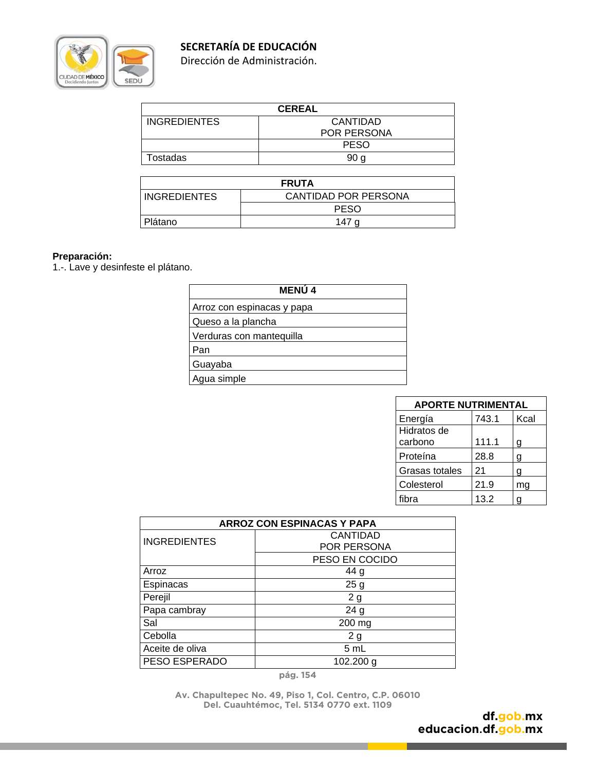| CEREAL | |
|---|---|
| INGREDIENTES | CANTIDAD POR PERSONA |
| | PESO |
| Tostadas | 90 g |

| FRUTA | |
|---|---|
| INGREDIENTES | CANTIDAD POR PERSONA |
| | PESO |
| Plátano | 147 g |

**Preparación:**
1.-. Lave y desinfeste el plátano.

| MENÚ 4 |
|---|
| Arroz con espinacas y papa |
| Queso a la plancha |
| Verduras con mantequilla |
| Pan |
| Guayaba |
| Agua simple |

| APORTE NUTRIMENTAL | | |
|---|---|---|
| Energía | 743.1 | Kcal |
| Hidratos de carbono | 111.1 | g |
| Proteína | 28.8 | g |
| Grasas totales | 21 | g |
| Colesterol | 21.9 | mg |
| fibra | 13.2 | g |

| ARROZ CON ESPINACAS Y PAPA | |
|---|---|
| INGREDIENTES | CANTIDAD POR PERSONA |
| | PESO EN COCIDO |
| Arroz | 44 g |
| Espinacas | 25 g |
| Perejil | 2 g |
| Papa cambray | 24 g |
| Sal | 200 mg |
| Cebolla | 2 g |
| Aceite de oliva | 5 mL |
| PESO ESPERADO | 102.200 g |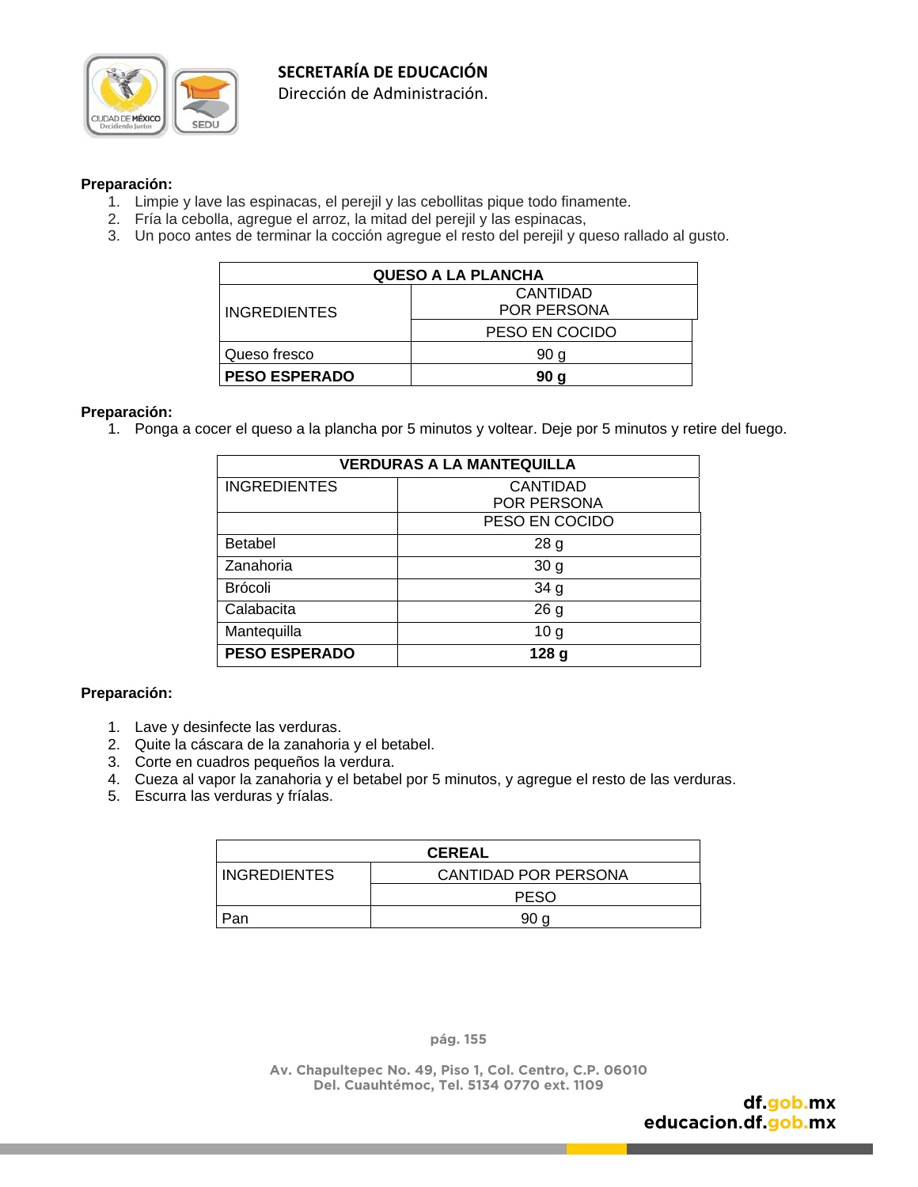**Preparación:**

1. Limpie y lave las espinacas, el perejil y las cebollitas pique todo finamente.
2. Fría la cebolla, agregue el arroz, la mitad del perejil y las espinacas,
3. Un poco antes de terminar la cocción agregue el resto del perejil y queso rallado al gusto.

| QUESO A LA PLANCHA | |
|---|---|
| INGREDIENTES | CANTIDAD POR PERSONA |
| | PESO EN COCIDO |
| Queso fresco | 90 g |
| **PESO ESPERADO** | **90 g** |

**Preparación:**

1. Ponga a cocer el queso a la plancha por 5 minutos y voltear. Deje por 5 minutos y retire del fuego.

| VERDURAS A LA MANTEQUILLA | |
|---|---|
| INGREDIENTES | CANTIDAD POR PERSONA |
| | PESO EN COCIDO |
| Betabel | 28 g |
| Zanahoria | 30 g |
| Brócoli | 34 g |
| Calabacita | 26 g |
| Mantequilla | 10 g |
| **PESO ESPERADO** | **128 g** |

**Preparación:**

1. Lave y desinfecte las verduras.
2. Quite la cáscara de la zanahoria y el betabel.
3. Corte en cuadros pequeños la verdura.
4. Cueza al vapor la zanahoria y el betabel por 5 minutos, y agregue el resto de las verduras.
5. Escurra las verduras y fríalas.

| CEREAL | |
|---|---|
| INGREDIENTES | CANTIDAD POR PERSONA |
| | PESO |
| Pan | 90 g |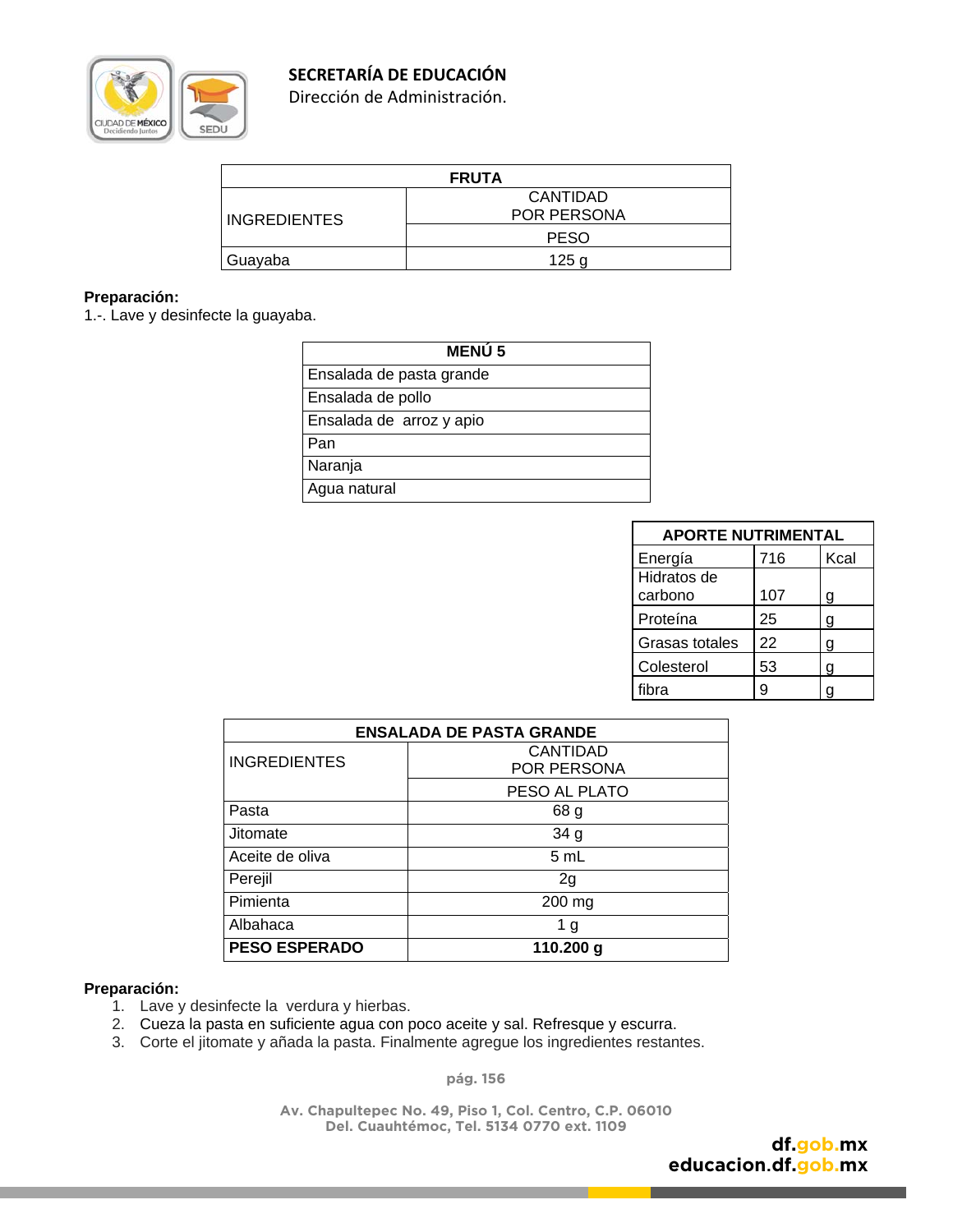| FRUTA | |
|---|---|
| INGREDIENTES | CANTIDAD POR PERSONA |
| | PESO |
| Guayaba | 125 g |

**Preparación:**
1.-. Lave y desinfecte la guayaba.

| MENÚ 5 |
|---|
| Ensalada de pasta grande |
| Ensalada de pollo |
| Ensalada de arroz y apio |
| Pan |
| Naranja |
| Agua natural |

| APORTE NUTRIMENTAL | | |
|---|---|---|
| Energía | 716 | Kcal |
| Hidratos de carbono | 107 | g |
| Proteína | 25 | g |
| Grasas totales | 22 | g |
| Colesterol | 53 | g |
| fibra | 9 | g |

| ENSALADA DE PASTA GRANDE | |
|---|---|
| INGREDIENTES | CANTIDAD POR PERSONA |
| | PESO AL PLATO |
| Pasta | 68 g |
| Jitomate | 34 g |
| Aceite de oliva | 5 mL |
| Perejil | 2g |
| Pimienta | 200 mg |
| Albahaca | 1 g |
| **PESO ESPERADO** | **110.200 g** |

**Preparación:**
1. Lave y desinfecte la verdura y hierbas.
2. Cueza la pasta en suficiente agua con poco aceite y sal. Refresque y escurra.
3. Corte el jitomate y añada la pasta. Finalmente agregue los ingredientes restantes.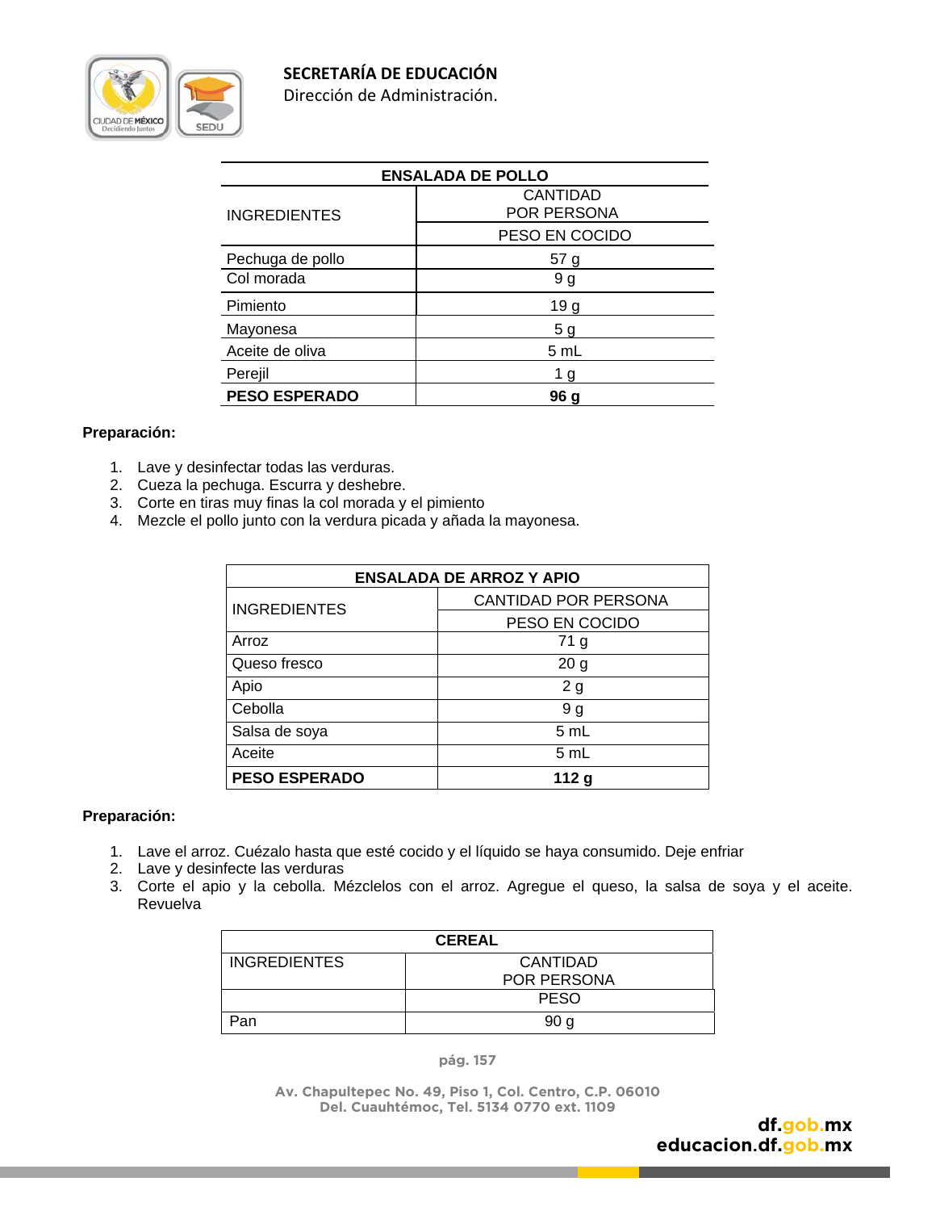| ENSALADA DE POLLO | |
|---|---|
| INGREDIENTES | CANTIDAD POR PERSONA |
| | PESO EN COCIDO |
| Pechuga de pollo | 57 g |
| Col morada | 9 g |
| Pimiento | 19 g |
| Mayonesa | 5 g |
| Aceite de oliva | 5 mL |
| Perejil | 1 g |
| **PESO ESPERADO** | **96 g** |

**Preparación:**

1. Lave y desinfectar todas las verduras.
2. Cueza la pechuga. Escurra y deshebre.
3. Corte en tiras muy finas la col morada y el pimiento
4. Mezcle el pollo junto con la verdura picada y añada la mayonesa.

| ENSALADA DE ARROZ Y APIO | |
|---|---|
| INGREDIENTES | CANTIDAD POR PERSONA |
| | PESO EN COCIDO |
| Arroz | 71 g |
| Queso fresco | 20 g |
| Apio | 2 g |
| Cebolla | 9 g |
| Salsa de soya | 5 mL |
| Aceite | 5 mL |
| **PESO ESPERADO** | **112 g** |

**Preparación:**

1. Lave el arroz. Cuézalo hasta que esté cocido y el líquido se haya consumido. Deje enfriar
2. Lave y desinfecte las verduras
3. Corte el apio y la cebolla. Mézclelos con el arroz. Agregue el queso, la salsa de soya y el aceite. Revuelva

| CEREAL | |
|---|---|
| INGREDIENTES | CANTIDAD POR PERSONA |
| | PESO |
| Pan | 90 g |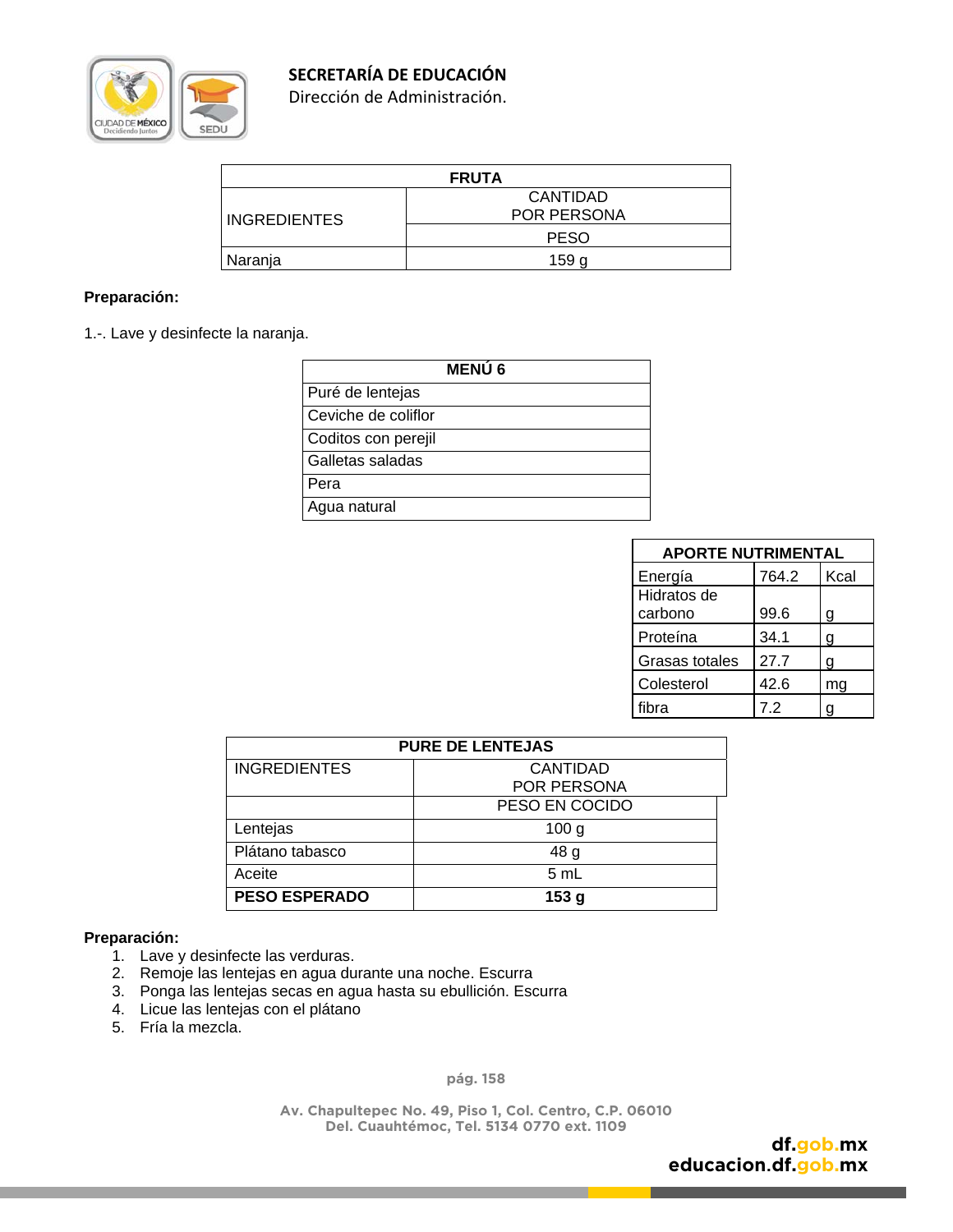| FRUTA | |
|---|---|
| INGREDIENTES | CANTIDAD POR PERSONA |
| | PESO |
| Naranja | 159 g |

**Preparación:**

1.-. Lave y desinfecte la naranja.

| MENÚ 6 |
|---|
| Puré de lentejas |
| Ceviche de coliflor |
| Coditos con perejil |
| Galletas saladas |
| Pera |
| Agua natural |

| APORTE NUTRIMENTAL | | |
|---|---|---|
| Energía | 764.2 | Kcal |
| Hidratos de carbono | 99.6 | g |
| Proteína | 34.1 | g |
| Grasas totales | 27.7 | g |
| Colesterol | 42.6 | mg |
| fibra | 7.2 | g |

| PURE DE LENTEJAS | |
|---|---|
| INGREDIENTES | CANTIDAD POR PERSONA |
| | PESO EN COCIDO |
| Lentejas | 100 g |
| Plátano tabasco | 48 g |
| Aceite | 5 mL |
| **PESO ESPERADO** | **153 g** |

**Preparación:**

1. Lave y desinfecte las verduras.
2. Remoje las lentejas en agua durante una noche. Escurra
3. Ponga las lentejas secas en agua hasta su ebullición. Escurra
4. Licue las lentejas con el plátano
5. Fría la mezcla.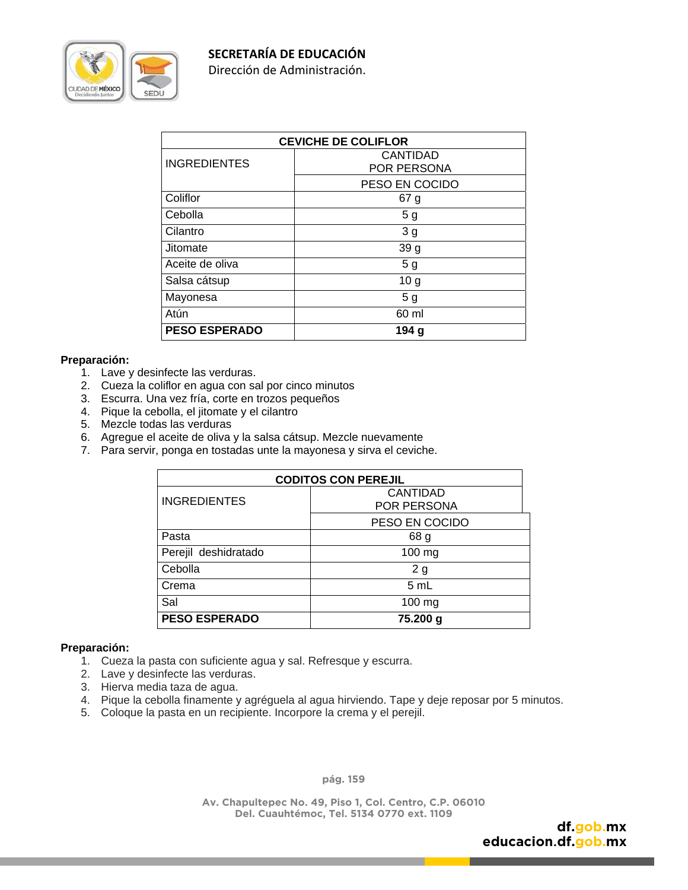| CEVICHE DE COLIFLOR | |
|---|---|
| INGREDIENTES | CANTIDAD POR PERSONA |
| | PESO EN COCIDO |
| Coliflor | 67 g |
| Cebolla | 5 g |
| Cilantro | 3 g |
| Jitomate | 39 g |
| Aceite de oliva | 5 g |
| Salsa cátsup | 10 g |
| Mayonesa | 5 g |
| Atún | 60 ml |
| **PESO ESPERADO** | **194 g** |

**Preparación:**

1. Lave y desinfecte las verduras.
2. Cueza la coliflor en agua con sal por cinco minutos
3. Escurra. Una vez fría, corte en trozos pequeños
4. Pique la cebolla, el jitomate y el cilantro
5. Mezcle todas las verduras
6. Agregue el aceite de oliva y la salsa cátsup. Mezcle nuevamente
7. Para servir, ponga en tostadas unte la mayonesa y sirva el ceviche.

| CODITOS CON PEREJIL | |
|---|---|
| INGREDIENTES | CANTIDAD POR PERSONA |
| | PESO EN COCIDO |
| Pasta | 68 g |
| Perejil deshidratado | 100 mg |
| Cebolla | 2 g |
| Crema | 5 mL |
| Sal | 100 mg |
| **PESO ESPERADO** | **75.200 g** |

**Preparación:**

1. Cueza la pasta con suficiente agua y sal. Refresque y escurra.
2. Lave y desinfecte las verduras.
3. Hierva media taza de agua.
4. Pique la cebolla finamente y agréguela al agua hirviendo. Tape y deje reposar por 5 minutos.
5. Coloque la pasta en un recipiente. Incorpore la crema y el perejil.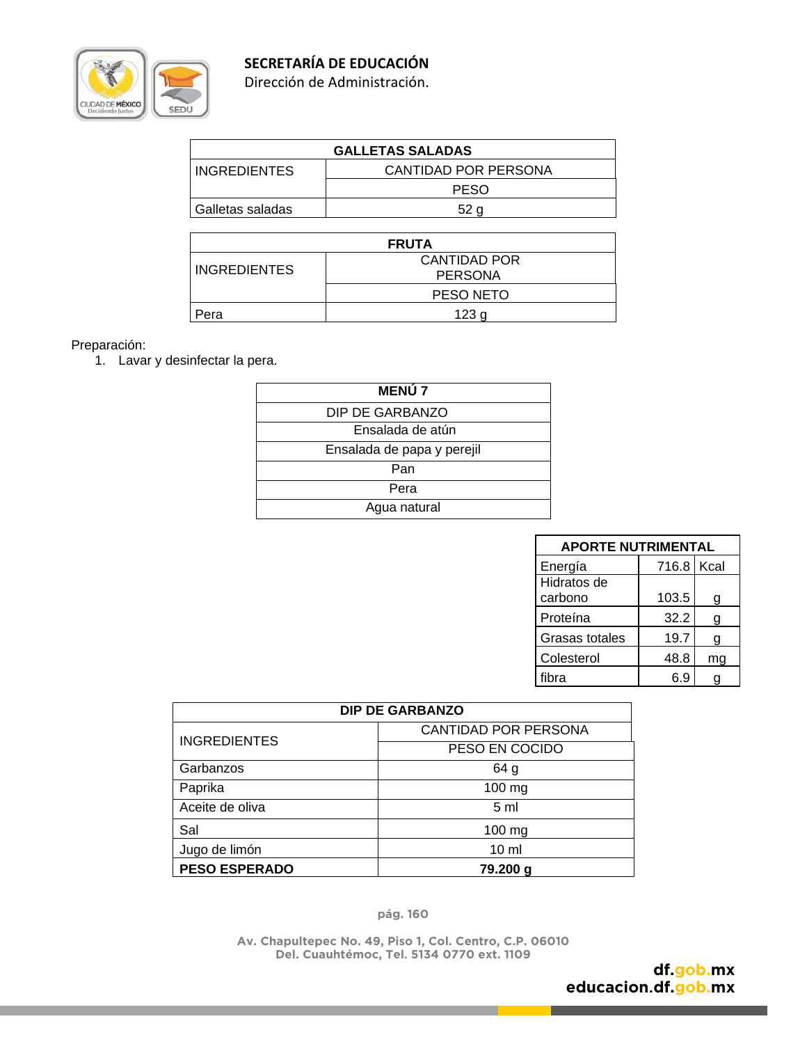| GALLETAS SALADAS | |
|---|---|
| INGREDIENTES | CANTIDAD POR PERSONA |
| | PESO |
| Galletas saladas | 52 g |

| FRUTA | |
|---|---|
| INGREDIENTES | CANTIDAD POR PERSONA |
| | PESO NETO |
| Pera | 123 g |

Preparación:

1. Lavar y desinfectar la pera.

| MENÚ 7 |
|---|
| DIP DE GARBANZO |
| Ensalada de atún |
| Ensalada de papa y perejil |
| Pan |
| Pera |
| Agua natural |

| APORTE NUTRIMENTAL | | |
|---|---|---|
| Energía | 716.8 | Kcal |
| Hidratos de carbono | 103.5 | g |
| Proteína | 32.2 | g |
| Grasas totales | 19.7 | g |
| Colesterol | 48.8 | mg |
| fibra | 6.9 | g |

| DIP DE GARBANZO | |
|---|---|
| INGREDIENTES | CANTIDAD POR PERSONA |
| | PESO EN COCIDO |
| Garbanzos | 64 g |
| Paprika | 100 mg |
| Aceite de oliva | 5 ml |
| Sal | 100 mg |
| Jugo de limón | 10 ml |
| **PESO ESPERADO** | **79.200 g** |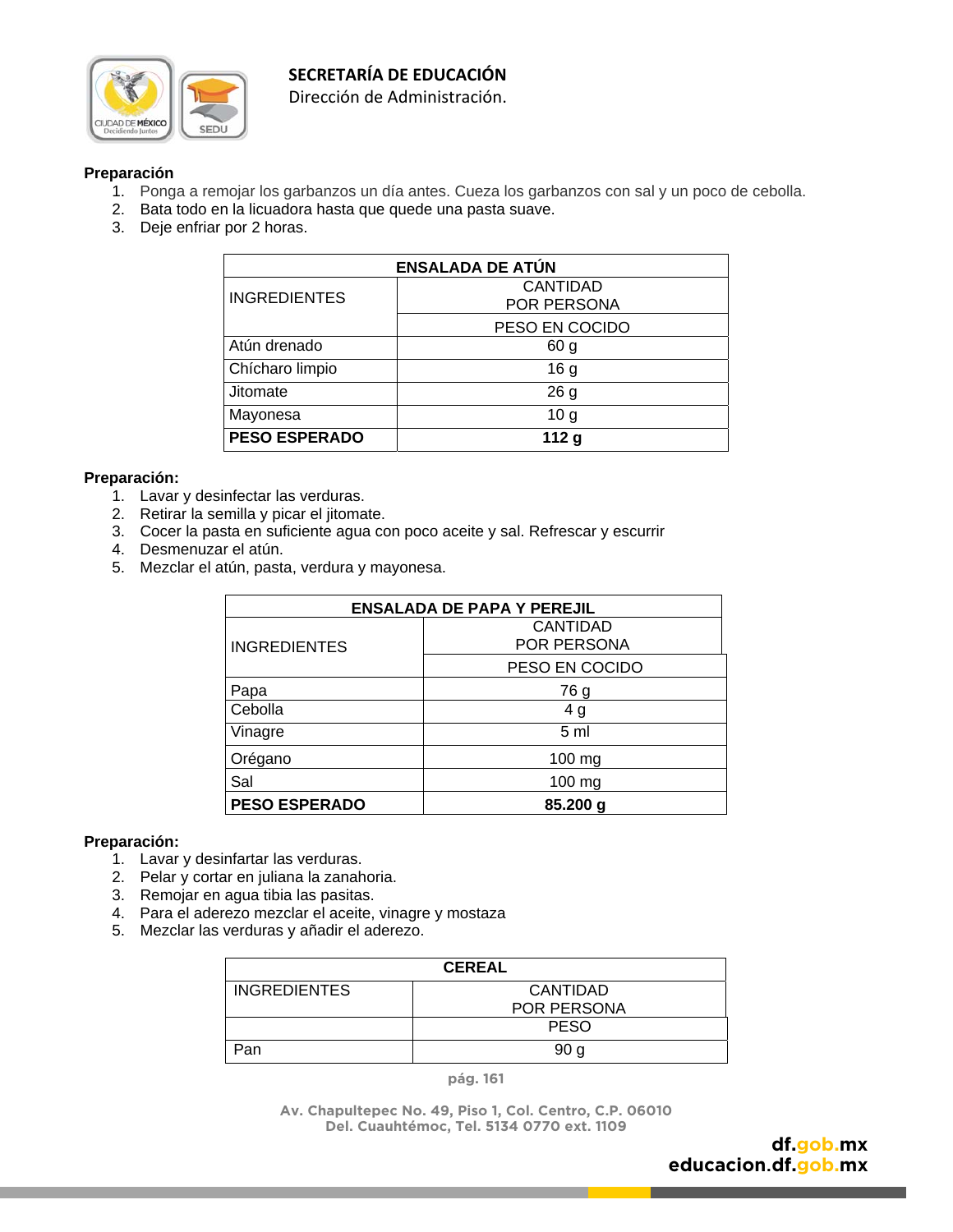**Preparación**

1. Ponga a remojar los garbanzos un día antes. Cueza los garbanzos con sal y un poco de cebolla.
2. Bata todo en la licuadora hasta que quede una pasta suave.
3. Deje enfriar por 2 horas.

| ENSALADA DE ATÚN | |
|---|---|
| INGREDIENTES | CANTIDAD POR PERSONA |
| | PESO EN COCIDO |
| Atún drenado | 60 g |
| Chícharo limpio | 16 g |
| Jitomate | 26 g |
| Mayonesa | 10 g |
| **PESO ESPERADO** | **112 g** |

**Preparación:**

1. Lavar y desinfectar las verduras.
2. Retirar la semilla y picar el jitomate.
3. Cocer la pasta en suficiente agua con poco aceite y sal. Refrescar y escurrir
4. Desmenuzar el atún.
5. Mezclar el atún, pasta, verdura y mayonesa.

| ENSALADA DE PAPA Y PEREJIL | |
|---|---|
| INGREDIENTES | CANTIDAD POR PERSONA |
| | PESO EN COCIDO |
| Papa | 76 g |
| Cebolla | 4 g |
| Vinagre | 5 ml |
| Orégano | 100 mg |
| Sal | 100 mg |
| **PESO ESPERADO** | **85.200 g** |

**Preparación:**

1. Lavar y desinfartar las verduras.
2. Pelar y cortar en juliana la zanahoria.
3. Remojar en agua tibia las pasitas.
4. Para el aderezo mezclar el aceite, vinagre y mostaza
5. Mezclar las verduras y añadir el aderezo.

| CEREAL | |
|---|---|
| INGREDIENTES | CANTIDAD POR PERSONA |
| | PESO |
| Pan | 90 g |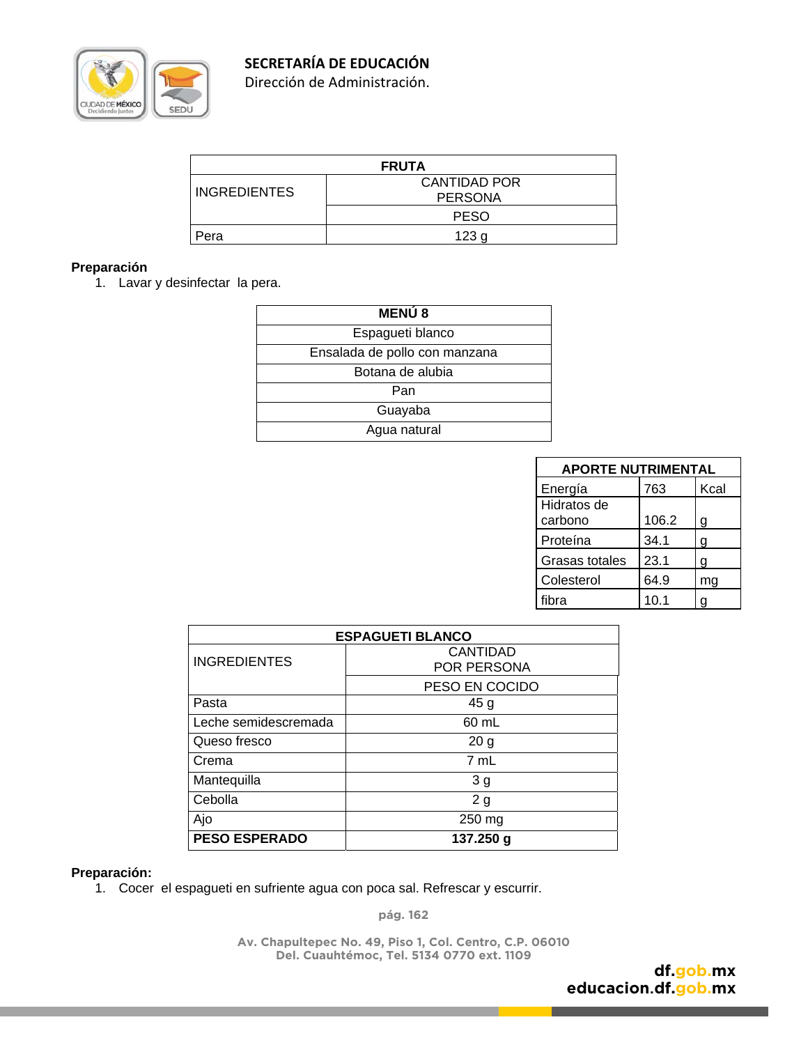| FRUTA | |
|---|---|
| INGREDIENTES | CANTIDAD POR PERSONA |
| | PESO |
| Pera | 123 g |

**Preparación**

1. Lavar y desinfectar la pera.

| MENÚ 8 |
|---|
| Espagueti blanco |
| Ensalada de pollo con manzana |
| Botana de alubia |
| Pan |
| Guayaba |
| Agua natural |

| APORTE NUTRIMENTAL | | |
|---|---|---|
| Energía | 763 | Kcal |
| Hidratos de carbono | 106.2 | g |
| Proteína | 34.1 | g |
| Grasas totales | 23.1 | g |
| Colesterol | 64.9 | mg |
| fibra | 10.1 | g |

| ESPAGUETI BLANCO | |
|---|---|
| INGREDIENTES | CANTIDAD POR PERSONA |
| | PESO EN COCIDO |
| Pasta | 45 g |
| Leche semidescremada | 60 mL |
| Queso fresco | 20 g |
| Crema | 7 mL |
| Mantequilla | 3 g |
| Cebolla | 2 g |
| Ajo | 250 mg |
| **PESO ESPERADO** | **137.250 g** |

**Preparación:**

1. Cocer el espagueti en sufriente agua con poca sal. Refrescar y escurrir.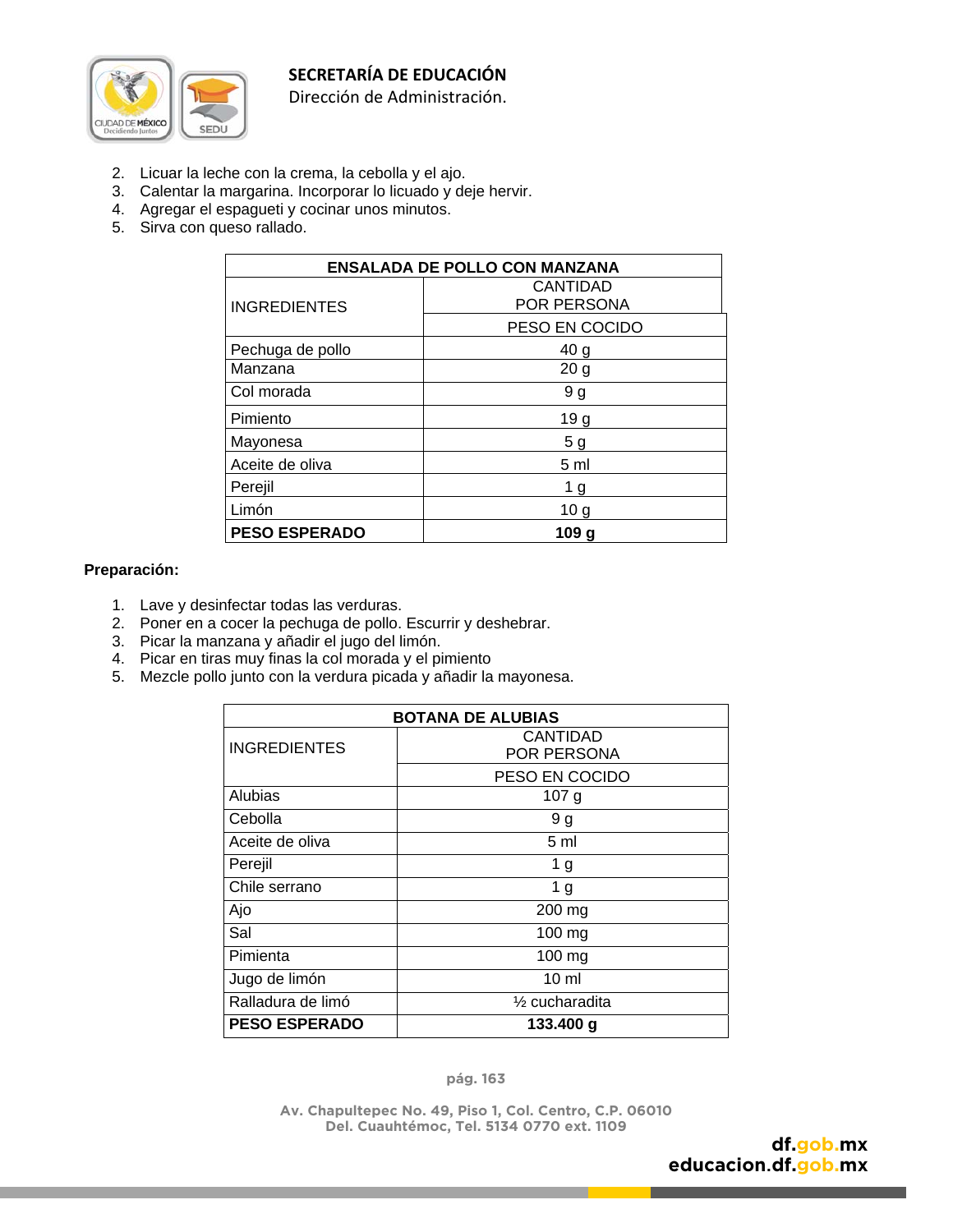2. Licuar la leche con la crema, la cebolla y el ajo.
3. Calentar la margarina. Incorporar lo licuado y deje hervir.
4. Agregar el espagueti y cocinar unos minutos.
5. Sirva con queso rallado.

| ENSALADA DE POLLO CON MANZANA | |
|---|---|
| INGREDIENTES | CANTIDAD POR PERSONA |
| | PESO EN COCIDO |
| Pechuga de pollo | 40 g |
| Manzana | 20 g |
| Col morada | 9 g |
| Pimiento | 19 g |
| Mayonesa | 5 g |
| Aceite de oliva | 5 ml |
| Perejil | 1 g |
| Limón | 10 g |
| **PESO ESPERADO** | **109 g** |

**Preparación:**

1. Lave y desinfectar todas las verduras.
2. Poner en a cocer la pechuga de pollo. Escurrir y deshebrar.
3. Picar la manzana y añadir el jugo del limón.
4. Picar en tiras muy finas la col morada y el pimiento
5. Mezcle pollo junto con la verdura picada y añadir la mayonesa.

| BOTANA DE ALUBIAS | |
|---|---|
| INGREDIENTES | CANTIDAD POR PERSONA |
| | PESO EN COCIDO |
| Alubias | 107 g |
| Cebolla | 9 g |
| Aceite de oliva | 5 ml |
| Perejil | 1 g |
| Chile serrano | 1 g |
| Ajo | 200 mg |
| Sal | 100 mg |
| Pimienta | 100 mg |
| Jugo de limón | 10 ml |
| Ralladura de limó | ½ cucharadita |
| **PESO ESPERADO** | **133.400 g** |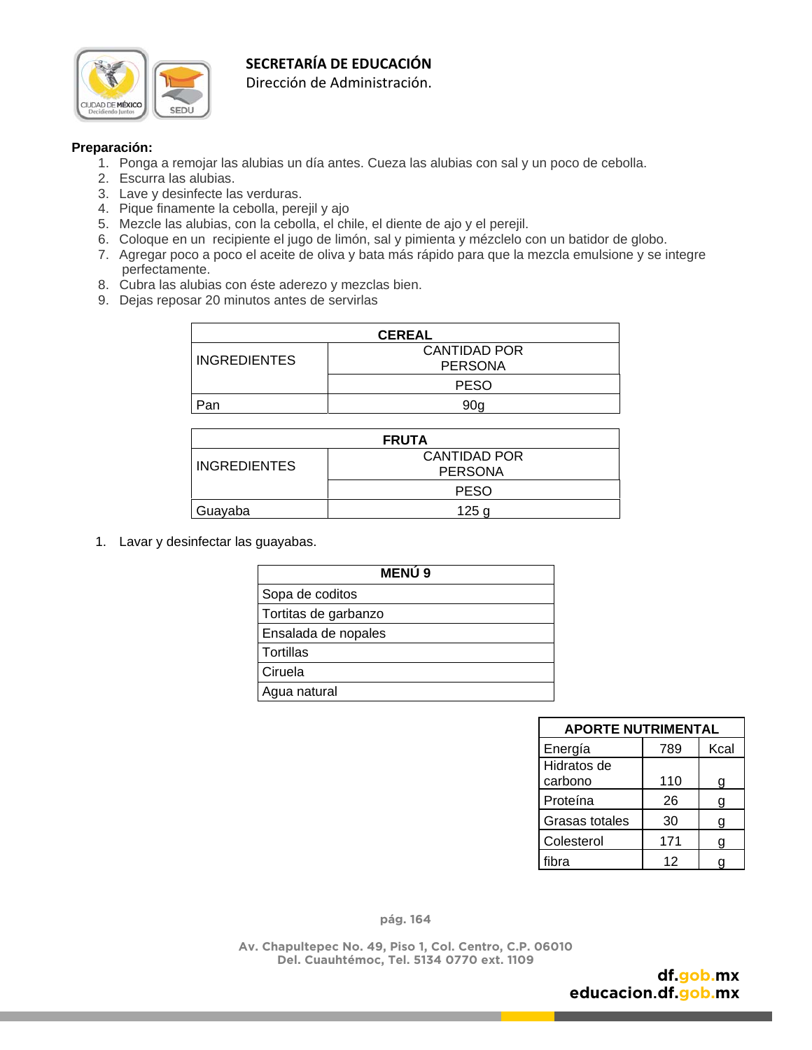**Preparación:**

1. Ponga a remojar las alubias un día antes. Cueza las alubias con sal y un poco de cebolla.
2. Escurra las alubias.
3. Lave y desinfecte las verduras.
4. Pique finamente la cebolla, perejil y ajo
5. Mezcle las alubias, con la cebolla, el chile, el diente de ajo y el perejil.
6. Coloque en un recipiente el jugo de limón, sal y pimienta y mézclelo con un batidor de globo.
7. Agregar poco a poco el aceite de oliva y bata más rápido para que la mezcla emulsione y se integre perfectamente.
8. Cubra las alubias con éste aderezo y mezclas bien.
9. Dejas reposar 20 minutos antes de servirlas

| CEREAL | |
|---|---|
| INGREDIENTES | CANTIDAD POR PERSONA |
| | PESO |
| Pan | 90g |

| FRUTA | |
|---|---|
| INGREDIENTES | CANTIDAD POR PERSONA |
| | PESO |
| Guayaba | 125 g |

1. Lavar y desinfectar las guayabas.

| MENÚ 9 |
|---|
| Sopa de coditos |
| Tortitas de garbanzo |
| Ensalada de nopales |
| Tortillas |
| Ciruela |
| Agua natural |

| APORTE NUTRIMENTAL | | |
|---|---|---|
| Energía | 789 | Kcal |
| Hidratos de carbono | 110 | g |
| Proteína | 26 | g |
| Grasas totales | 30 | g |
| Colesterol | 171 | g |
| fibra | 12 | g |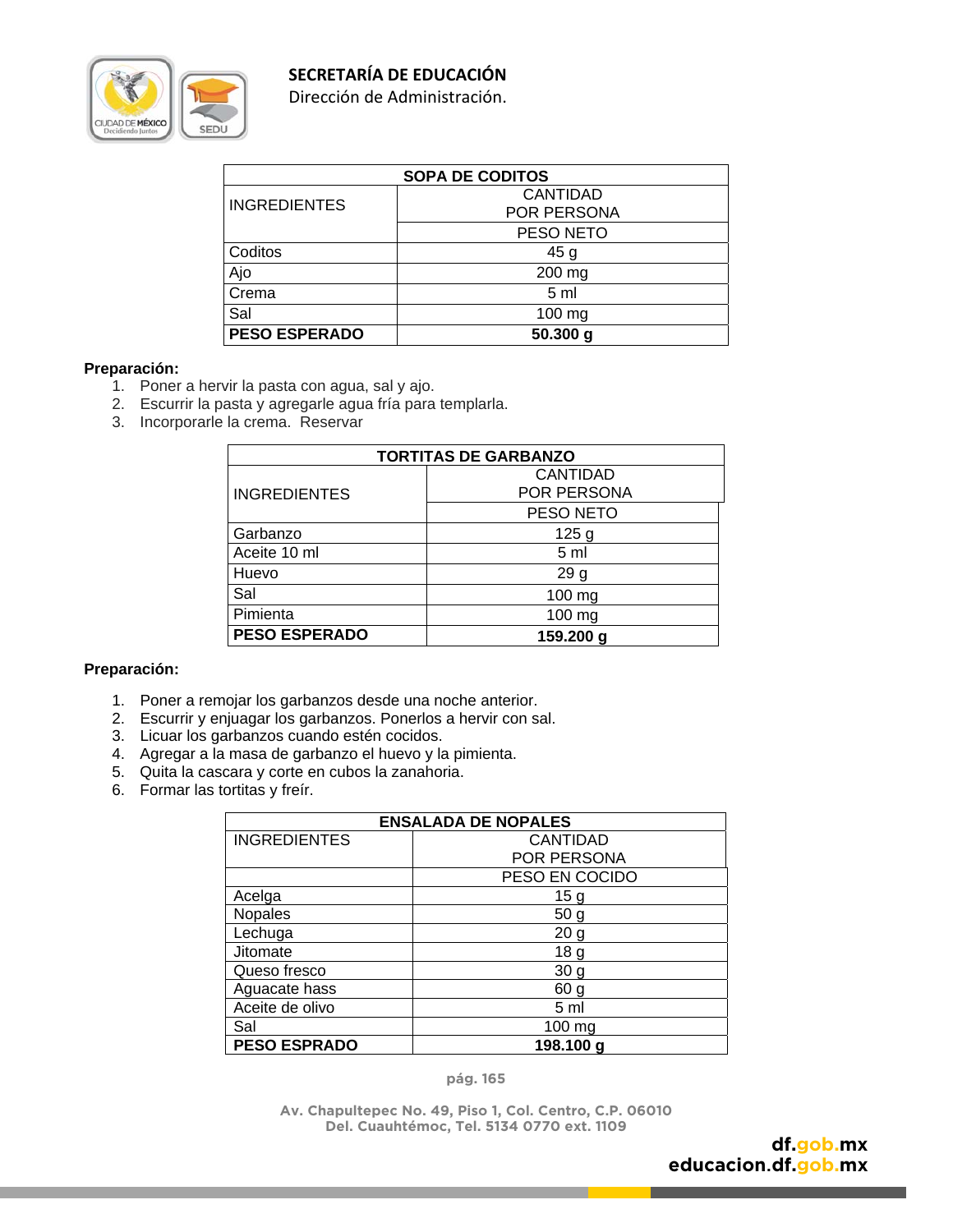| SOPA DE CODITOS | |
|---|---|
| INGREDIENTES | CANTIDAD POR PERSONA |
| | PESO NETO |
| Coditos | 45 g |
| Ajo | 200 mg |
| Crema | 5 ml |
| Sal | 100 mg |
| **PESO ESPERADO** | **50.300 g** |

**Preparación:**

1. Poner a hervir la pasta con agua, sal y ajo.
2. Escurrir la pasta y agregarle agua fría para templarla.
3. Incorporarle la crema. Reservar

| TORTITAS DE GARBANZO | |
|---|---|
| INGREDIENTES | CANTIDAD POR PERSONA |
| | PESO NETO |
| Garbanzo | 125 g |
| Aceite 10 ml | 5 ml |
| Huevo | 29 g |
| Sal | 100 mg |
| Pimienta | 100 mg |
| **PESO ESPERADO** | **159.200 g** |

**Preparación:**

1. Poner a remojar los garbanzos desde una noche anterior.
2. Escurrir y enjuagar los garbanzos. Ponerlos a hervir con sal.
3. Licuar los garbanzos cuando estén cocidos.
4. Agregar a la masa de garbanzo el huevo y la pimienta.
5. Quita la cascara y corte en cubos la zanahoria.
6. Formar las tortitas y freír.

| ENSALADA DE NOPALES | |
|---|---|
| INGREDIENTES | CANTIDAD POR PERSONA |
| | PESO EN COCIDO |
| Acelga | 15 g |
| Nopales | 50 g |
| Lechuga | 20 g |
| Jitomate | 18 g |
| Queso fresco | 30 g |
| Aguacate hass | 60 g |
| Aceite de olivo | 5 ml |
| Sal | 100 mg |
| **PESO ESPRADO** | **198.100 g** |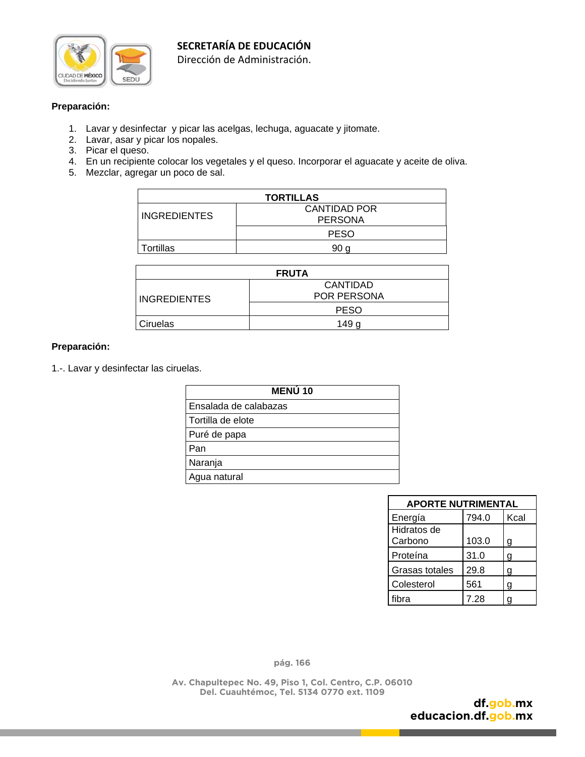**Preparación:**

1. Lavar y desinfectar y picar las acelgas, lechuga, aguacate y jitomate.
2. Lavar, asar y picar los nopales.
3. Picar el queso.
4. En un recipiente colocar los vegetales y el queso. Incorporar el aguacate y aceite de oliva.
5. Mezclar, agregar un poco de sal.

| TORTILLAS | |
|---|---|
| INGREDIENTES | CANTIDAD POR PERSONA |
| | PESO |
| Tortillas | 90 g |

| FRUTA | |
|---|---|
| INGREDIENTES | CANTIDAD POR PERSONA |
| | PESO |
| Ciruelas | 149 g |

**Preparación:**

1.-. Lavar y desinfectar las ciruelas.

| MENÚ 10 |
|---|
| Ensalada de calabazas |
| Tortilla de elote |
| Puré de papa |
| Pan |
| Naranja |
| Agua natural |

| APORTE NUTRIMENTAL | | |
|---|---|---|
| Energía | 794.0 | Kcal |
| Hidratos de Carbono | 103.0 | g |
| Proteína | 31.0 | g |
| Grasas totales | 29.8 | g |
| Colesterol | 561 | g |
| fibra | 7.28 | g |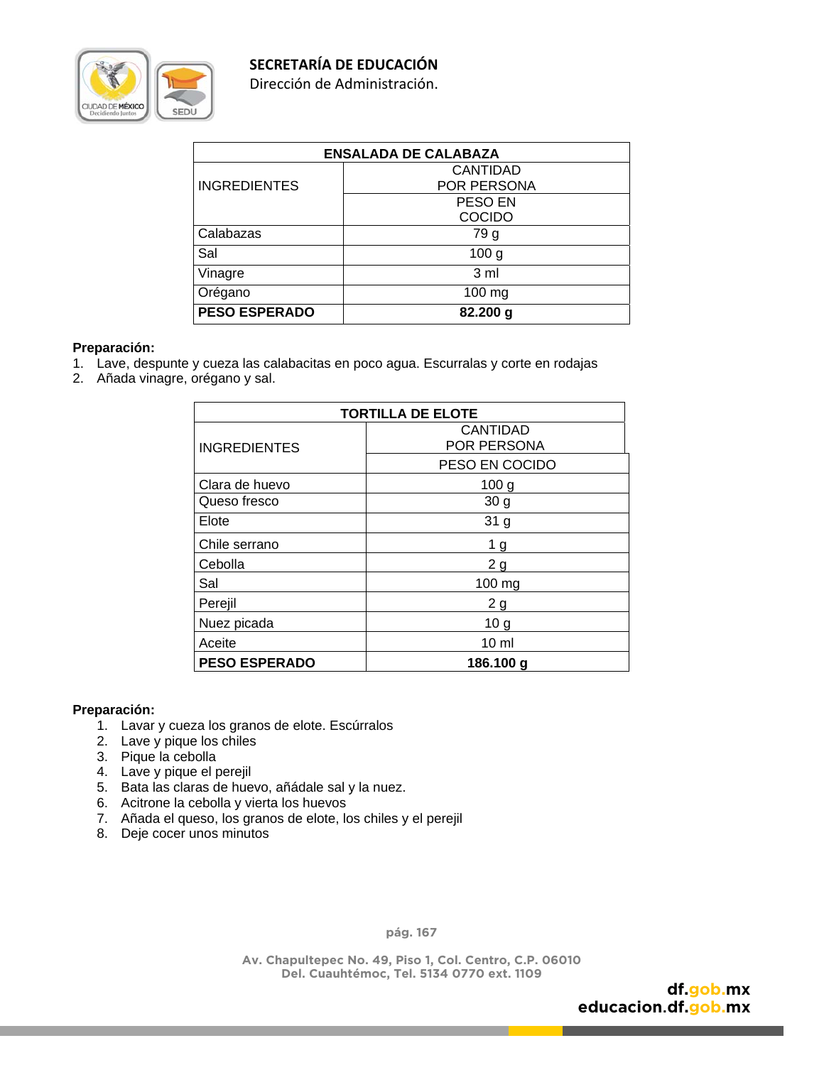| ENSALADA DE CALABAZA | |
|---|---|
| INGREDIENTES | CANTIDAD POR PERSONA |
| | PESO EN COCIDO |
| Calabazas | 79 g |
| Sal | 100 g |
| Vinagre | 3 ml |
| Orégano | 100 mg |
| **PESO ESPERADO** | **82.200 g** |

**Preparación:**

1. Lave, despunte y cueza las calabacitas en poco agua. Escurralas y corte en rodajas
2. Añada vinagre, orégano y sal.

| TORTILLA DE ELOTE | |
|---|---|
| INGREDIENTES | CANTIDAD POR PERSONA |
| | PESO EN COCIDO |
| Clara de huevo | 100 g |
| Queso fresco | 30 g |
| Elote | 31 g |
| Chile serrano | 1 g |
| Cebolla | 2 g |
| Sal | 100 mg |
| Perejil | 2 g |
| Nuez picada | 10 g |
| Aceite | 10 ml |
| **PESO ESPERADO** | **186.100 g** |

**Preparación:**

1. Lavar y cueza los granos de elote. Escúrralos
2. Lave y pique los chiles
3. Pique la cebolla
4. Lave y pique el perejil
5. Bata las claras de huevo, añádale sal y la nuez.
6. Acitrone la cebolla y vierta los huevos
7. Añada el queso, los granos de elote, los chiles y el perejil
8. Deje cocer unos minutos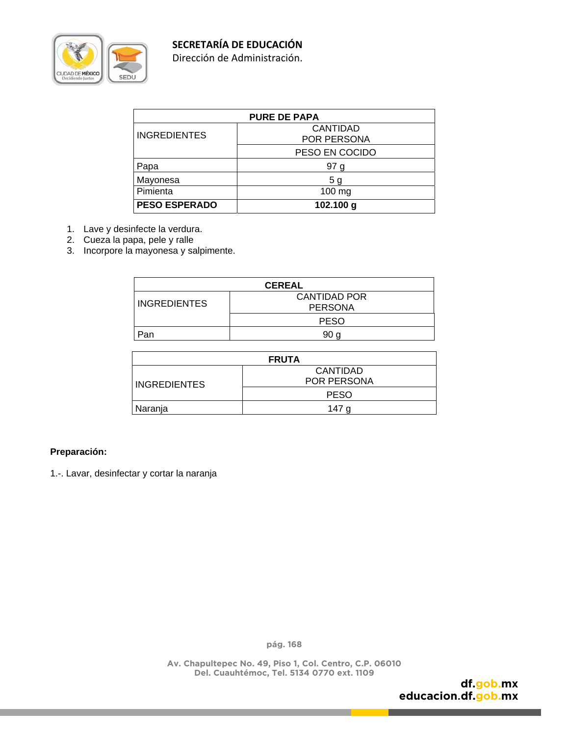| PURE DE PAPA | |
|---|---|
| INGREDIENTES | CANTIDAD POR PERSONA |
| | PESO EN COCIDO |
| Papa | 97 g |
| Mayonesa | 5 g |
| Pimienta | 100 mg |
| **PESO ESPERADO** | **102.100 g** |

1. Lave y desinfecte la verdura.
2. Cueza la papa, pele y ralle
3. Incorpore la mayonesa y salpimente.

| CEREAL | |
|---|---|
| INGREDIENTES | CANTIDAD POR PERSONA |
| | PESO |
| Pan | 90 g |

| FRUTA | |
|---|---|
| INGREDIENTES | CANTIDAD POR PERSONA |
| | PESO |
| Naranja | 147 g |

**Preparación:**

1.-. Lavar, desinfectar y cortar la naranja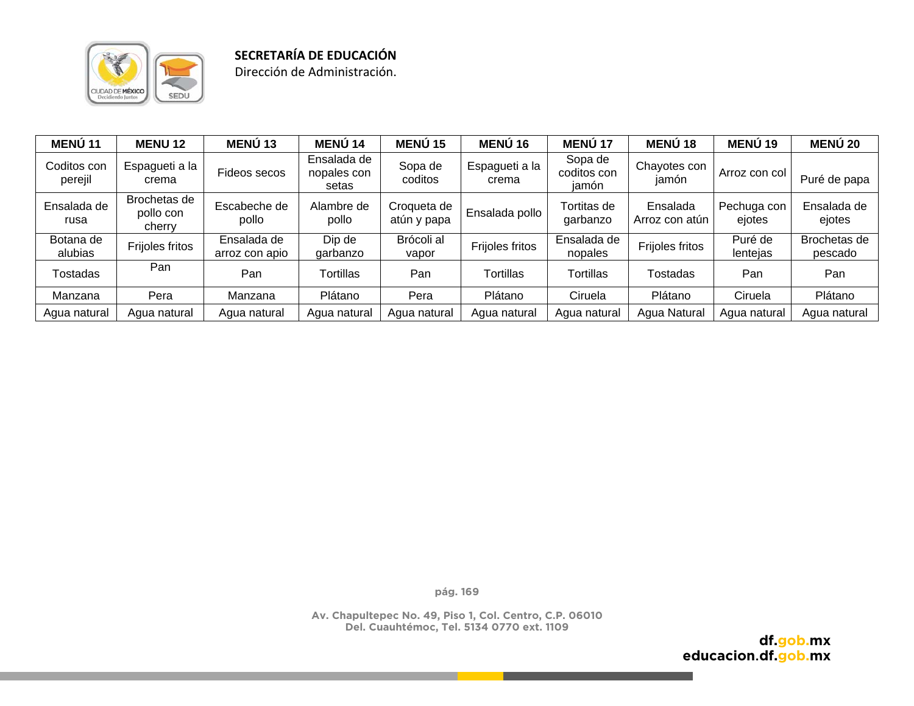| MENÚ 11 | MENU 12 | MENÚ 13 | MENÚ 14 | MENÚ 15 | MENÚ 16 | MENÚ 17 | MENÚ 18 | MENÚ 19 | MENÚ 20 |
|---|---|---|---|---|---|---|---|---|---|
| Coditos con perejil | Espagueti a la crema | Fideos secos | Ensalada de nopales con setas | Sopa de coditos | Espagueti a la crema | Sopa de coditos con jamón | Chayotes con jamón | Arroz con col | Puré de papa |
| Ensalada de rusa | Brochetas de pollo con cherry | Escabeche de pollo | Alambre de pollo | Croqueta de atún y papa | Ensalada pollo | Tortitas de garbanzo | Ensalada Arroz con atún | Pechuga con ejotes | Ensalada de ejotes |
| Botana de alubias | Frijoles fritos | Ensalada de arroz con apio | Dip de garbanzo | Brócoli al vapor | Frijoles fritos | Ensalada de nopales | Frijoles fritos | Puré de lentejas | Brochetas de pescado |
| Tostadas | Pan | Pan | Tortillas | Pan | Tortillas | Tortillas | Tostadas | Pan | Pan |
| Manzana | Pera | Manzana | Plátano | Pera | Plátano | Ciruela | Plátano | Ciruela | Plátano |
| Agua natural | Agua natural | Agua natural | Agua natural | Agua natural | Agua natural | Agua natural | Agua Natural | Agua natural | Agua natural |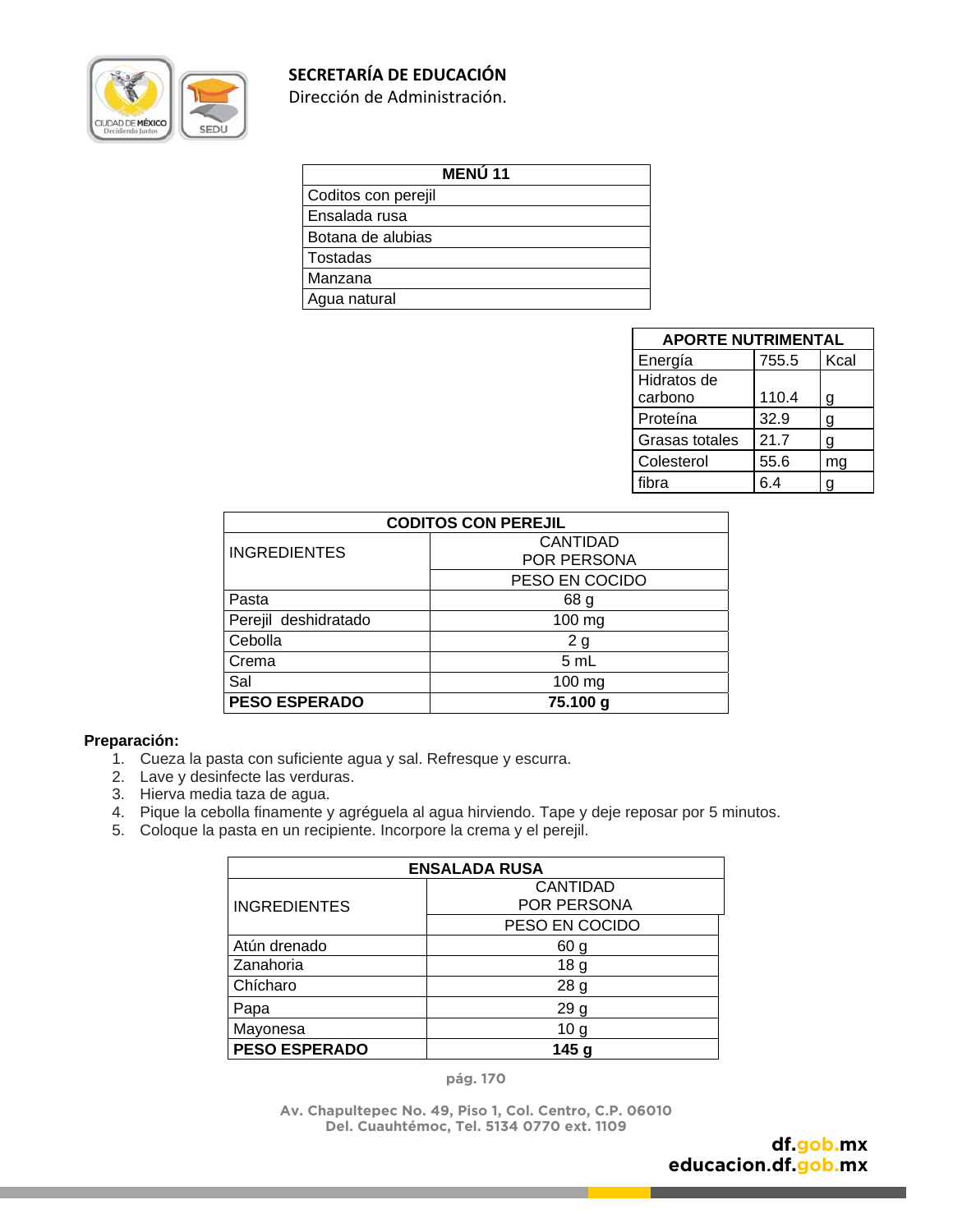**SECRETARÍA DE EDUCACIÓN**
Dirección de Administración.

| MENÚ 11 |
|---|
| Coditos con perejil |
| Ensalada rusa |
| Botana de alubias |
| Tostadas |
| Manzana |
| Agua natural |

| APORTE NUTRIMENTAL | | |
|---|---|---|
| Energía | 755.5 | Kcal |
| Hidratos de carbono | 110.4 | g |
| Proteína | 32.9 | g |
| Grasas totales | 21.7 | g |
| Colesterol | 55.6 | mg |
| fibra | 6.4 | g |

| CODITOS CON PEREJIL | |
|---|---|
| INGREDIENTES | CANTIDAD POR PERSONA |
| | PESO EN COCIDO |
| Pasta | 68 g |
| Perejil deshidratado | 100 mg |
| Cebolla | 2 g |
| Crema | 5 mL |
| Sal | 100 mg |
| **PESO ESPERADO** | **75.100 g** |

**Preparación:**

1. Cueza la pasta con suficiente agua y sal. Refresque y escurra.
2. Lave y desinfecte las verduras.
3. Hierva media taza de agua.
4. Pique la cebolla finamente y agréguela al agua hirviendo. Tape y deje reposar por 5 minutos.
5. Coloque la pasta en un recipiente. Incorpore la crema y el perejil.

| ENSALADA RUSA | |
|---|---|
| INGREDIENTES | CANTIDAD POR PERSONA |
| | PESO EN COCIDO |
| Atún drenado | 60 g |
| Zanahoria | 18 g |
| Chícharo | 28 g |
| Papa | 29 g |
| Mayonesa | 10 g |
| **PESO ESPERADO** | **145 g** |

Av. Chapultepec No. 49, Piso 1, Col. Centro, C.P. 06010
Del. Cuauhtémoc, Tel. 5134 0770 ext. 1109

df.gob.mx
educacion.df.gob.mx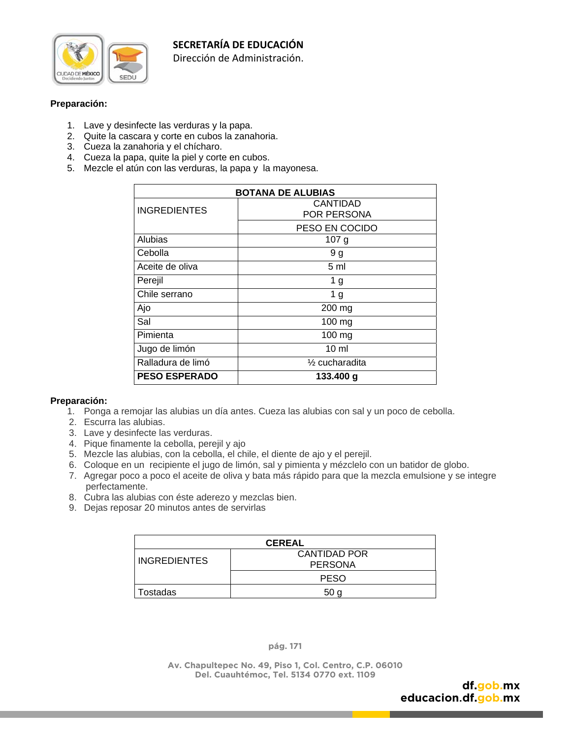**Preparación:**

1. Lave y desinfecte las verduras y la papa.
2. Quite la cascara y corte en cubos la zanahoria.
3. Cueza la zanahoria y el chícharo.
4. Cueza la papa, quite la piel y corte en cubos.
5. Mezcle el atún con las verduras, la papa y la mayonesa.

| BOTANA DE ALUBIAS | |
|---|---|
| INGREDIENTES | CANTIDAD POR PERSONA |
| | PESO EN COCIDO |
| Alubias | 107 g |
| Cebolla | 9 g |
| Aceite de oliva | 5 ml |
| Perejil | 1 g |
| Chile serrano | 1 g |
| Ajo | 200 mg |
| Sal | 100 mg |
| Pimienta | 100 mg |
| Jugo de limón | 10 ml |
| Ralladura de limó | ½ cucharadita |
| **PESO ESPERADO** | **133.400 g** |

**Preparación:**

1. Ponga a remojar las alubias un día antes. Cueza las alubias con sal y un poco de cebolla.
2. Escurra las alubias.
3. Lave y desinfecte las verduras.
4. Pique finamente la cebolla, perejil y ajo
5. Mezcle las alubias, con la cebolla, el chile, el diente de ajo y el perejil.
6. Coloque en un recipiente el jugo de limón, sal y pimienta y mézclelo con un batidor de globo.
7. Agregar poco a poco el aceite de oliva y bata más rápido para que la mezcla emulsione y se integre perfectamente.
8. Cubra las alubias con éste aderezo y mezclas bien.
9. Dejas reposar 20 minutos antes de servirlas

| CEREAL | |
|---|---|
| INGREDIENTES | CANTIDAD POR PERSONA |
| | PESO |
| Tostadas | 50 g |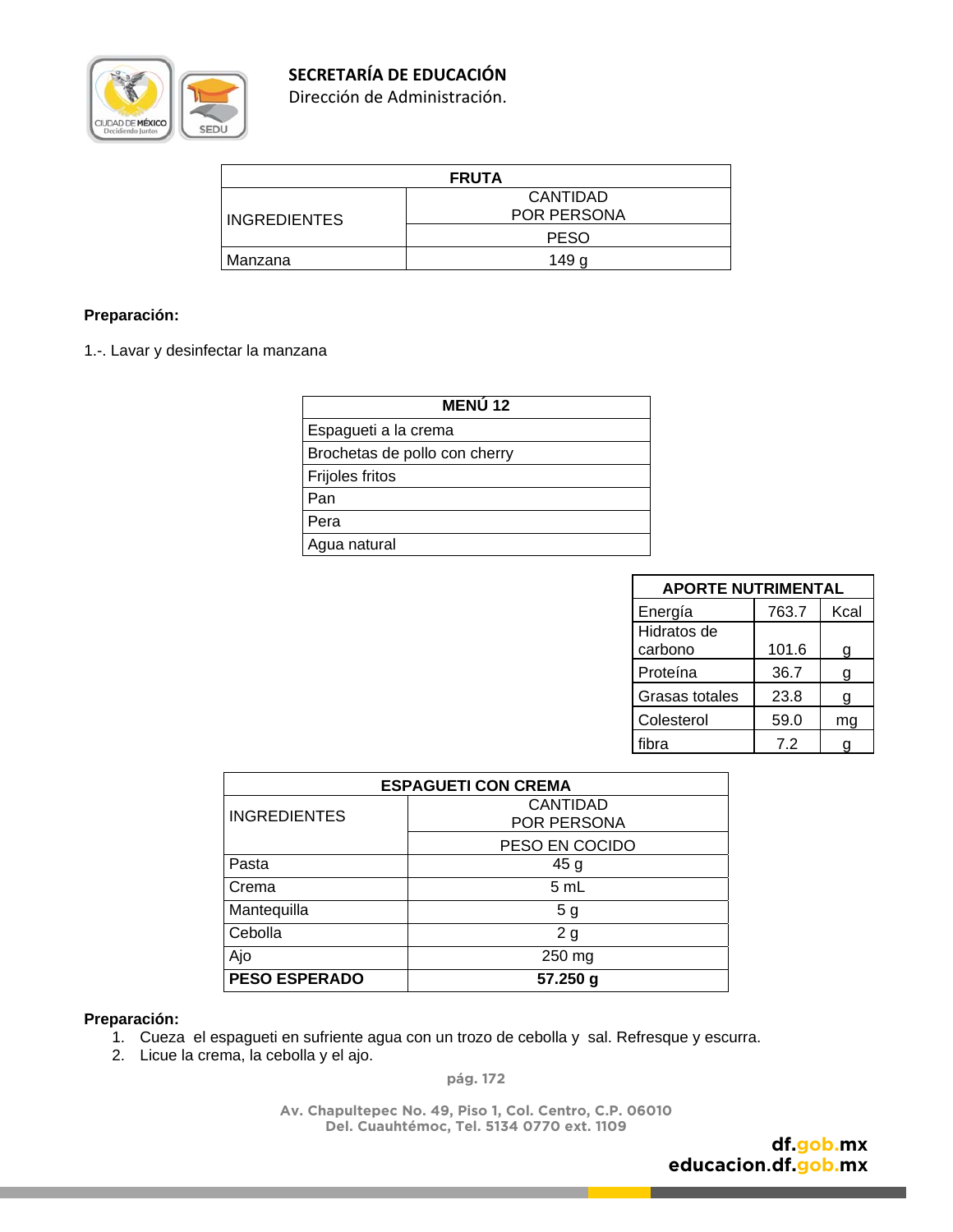| FRUTA | |
|---|---|
| INGREDIENTES | CANTIDAD POR PERSONA |
| | PESO |
| Manzana | 149 g |

**Preparación:**

1.-. Lavar y desinfectar la manzana

| MENÚ 12 |
|---|
| Espagueti a la crema |
| Brochetas de pollo con cherry |
| Frijoles fritos |
| Pan |
| Pera |
| Agua natural |

| APORTE NUTRIMENTAL | | |
|---|---|---|
| Energía | 763.7 | Kcal |
| Hidratos de carbono | 101.6 | g |
| Proteína | 36.7 | g |
| Grasas totales | 23.8 | g |
| Colesterol | 59.0 | mg |
| fibra | 7.2 | g |

| ESPAGUETI CON CREMA | |
|---|---|
| INGREDIENTES | CANTIDAD POR PERSONA |
| | PESO EN COCIDO |
| Pasta | 45 g |
| Crema | 5 mL |
| Mantequilla | 5 g |
| Cebolla | 2 g |
| Ajo | 250 mg |
| **PESO ESPERADO** | **57.250 g** |

**Preparación:**

1. Cueza el espagueti en sufriente agua con un trozo de cebolla y sal. Refresque y escurra.
2. Licue la crema, la cebolla y el ajo.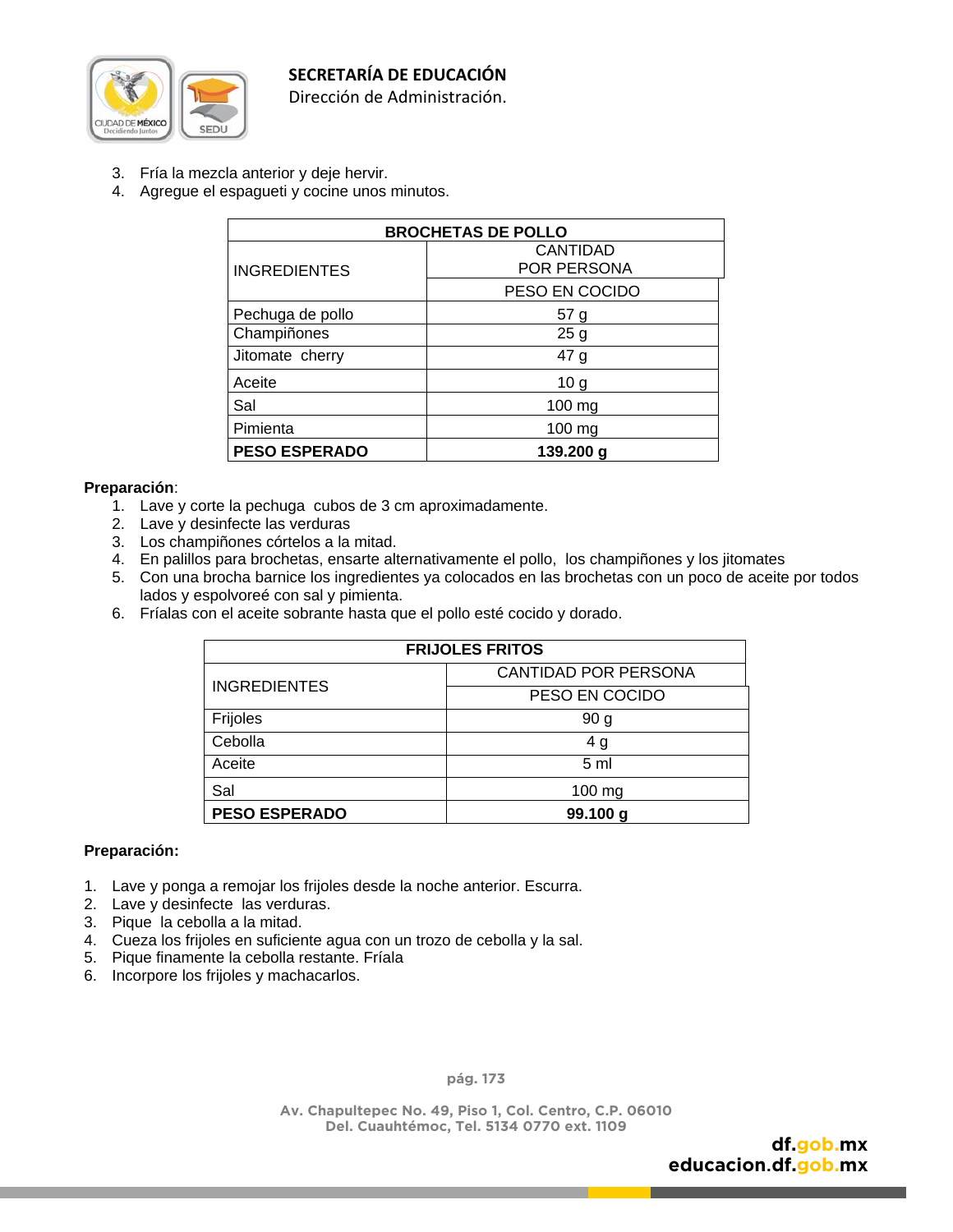3. Fría la mezcla anterior y deje hervir.
4. Agregue el espagueti y cocine unos minutos.

| BROCHETAS DE POLLO | |
|---|---|
| INGREDIENTES | CANTIDAD POR PERSONA |
| | PESO EN COCIDO |
| Pechuga de pollo | 57 g |
| Champiñones | 25 g |
| Jitomate cherry | 47 g |
| Aceite | 10 g |
| Sal | 100 mg |
| Pimienta | 100 mg |
| **PESO ESPERADO** | **139.200 g** |

**Preparación**:

1. Lave y corte la pechuga cubos de 3 cm aproximadamente.
2. Lave y desinfecte las verduras
3. Los champiñones córtelos a la mitad.
4. En palillos para brochetas, ensarte alternativamente el pollo, los champiñones y los jitomates
5. Con una brocha barnice los ingredientes ya colocados en las brochetas con un poco de aceite por todos lados y espolvoreé con sal y pimienta.
6. Fríalas con el aceite sobrante hasta que el pollo esté cocido y dorado.

| FRIJOLES FRITOS | |
|---|---|
| INGREDIENTES | CANTIDAD POR PERSONA |
| | PESO EN COCIDO |
| Frijoles | 90 g |
| Cebolla | 4 g |
| Aceite | 5 ml |
| Sal | 100 mg |
| **PESO ESPERADO** | **99.100 g** |

**Preparación:**

1. Lave y ponga a remojar los frijoles desde la noche anterior. Escurra.
2. Lave y desinfecte las verduras.
3. Pique la cebolla a la mitad.
4. Cueza los frijoles en suficiente agua con un trozo de cebolla y la sal.
5. Pique finamente la cebolla restante. Fríala
6. Incorpore los frijoles y machacarlos.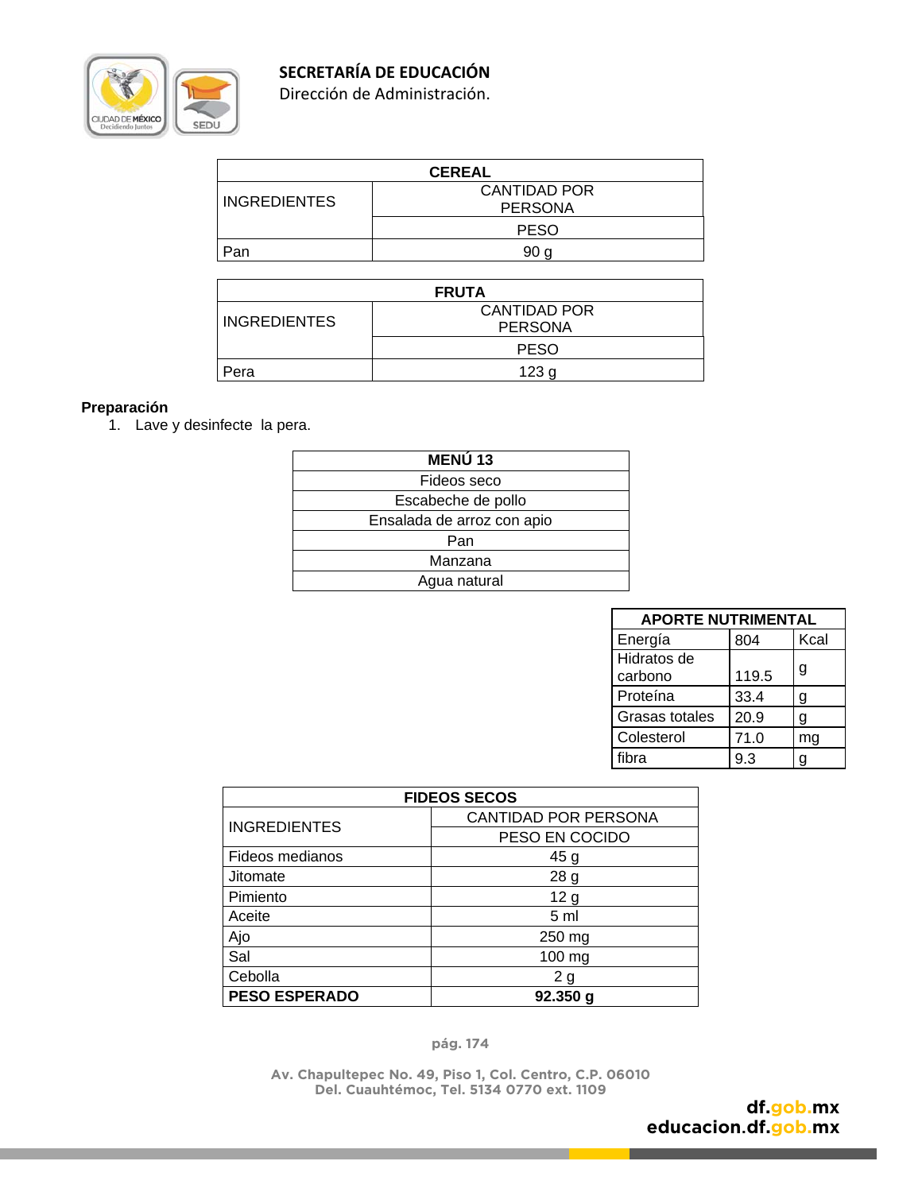| CEREAL | |
|---|---|
| INGREDIENTES | CANTIDAD POR PERSONA |
| | PESO |
| Pan | 90 g |

| FRUTA | |
|---|---|
| INGREDIENTES | CANTIDAD POR PERSONA |
| | PESO |
| Pera | 123 g |

**Preparación**

1. Lave y desinfecte la pera.

| MENÚ 13 |
|---|
| Fideos seco |
| Escabeche de pollo |
| Ensalada de arroz con apio |
| Pan |
| Manzana |
| Agua natural |

| APORTE NUTRIMENTAL | | |
|---|---|---|
| Energía | 804 | Kcal |
| Hidratos de carbono | 119.5 | g |
| Proteína | 33.4 | g |
| Grasas totales | 20.9 | g |
| Colesterol | 71.0 | mg |
| fibra | 9.3 | g |

| FIDEOS SECOS | |
|---|---|
| INGREDIENTES | CANTIDAD POR PERSONA |
| | PESO EN COCIDO |
| Fideos medianos | 45 g |
| Jitomate | 28 g |
| Pimiento | 12 g |
| Aceite | 5 ml |
| Ajo | 250 mg |
| Sal | 100 mg |
| Cebolla | 2 g |
| **PESO ESPERADO** | **92.350 g** |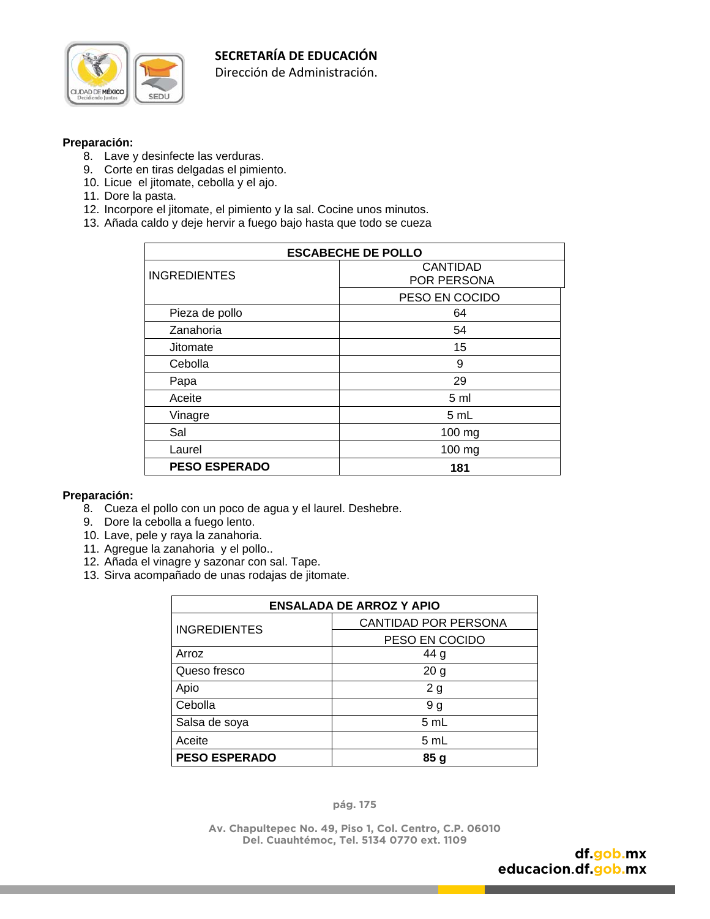**Preparación:**

8. Lave y desinfecte las verduras.
9. Corte en tiras delgadas el pimiento.
10. Licue el jitomate, cebolla y el ajo.
11. Dore la pasta.
12. Incorpore el jitomate, el pimiento y la sal. Cocine unos minutos.
13. Añada caldo y deje hervir a fuego bajo hasta que todo se cueza

| ESCABECHE DE POLLO | |
|---|---|
| INGREDIENTES | CANTIDAD POR PERSONA |
| | PESO EN COCIDO |
| Pieza de pollo | 64 |
| Zanahoria | 54 |
| Jitomate | 15 |
| Cebolla | 9 |
| Papa | 29 |
| Aceite | 5 ml |
| Vinagre | 5 mL |
| Sal | 100 mg |
| Laurel | 100 mg |
| **PESO ESPERADO** | **181** |

**Preparación:**

8. Cueza el pollo con un poco de agua y el laurel. Deshebre.
9. Dore la cebolla a fuego lento.
10. Lave, pele y raya la zanahoria.
11. Agregue la zanahoria y el pollo..
12. Añada el vinagre y sazonar con sal. Tape.
13. Sirva acompañado de unas rodajas de jitomate.

| ENSALADA DE ARROZ Y APIO | |
|---|---|
| INGREDIENTES | CANTIDAD POR PERSONA |
| | PESO EN COCIDO |
| Arroz | 44 g |
| Queso fresco | 20 g |
| Apio | 2 g |
| Cebolla | 9 g |
| Salsa de soya | 5 mL |
| Aceite | 5 mL |
| **PESO ESPERADO** | **85 g** |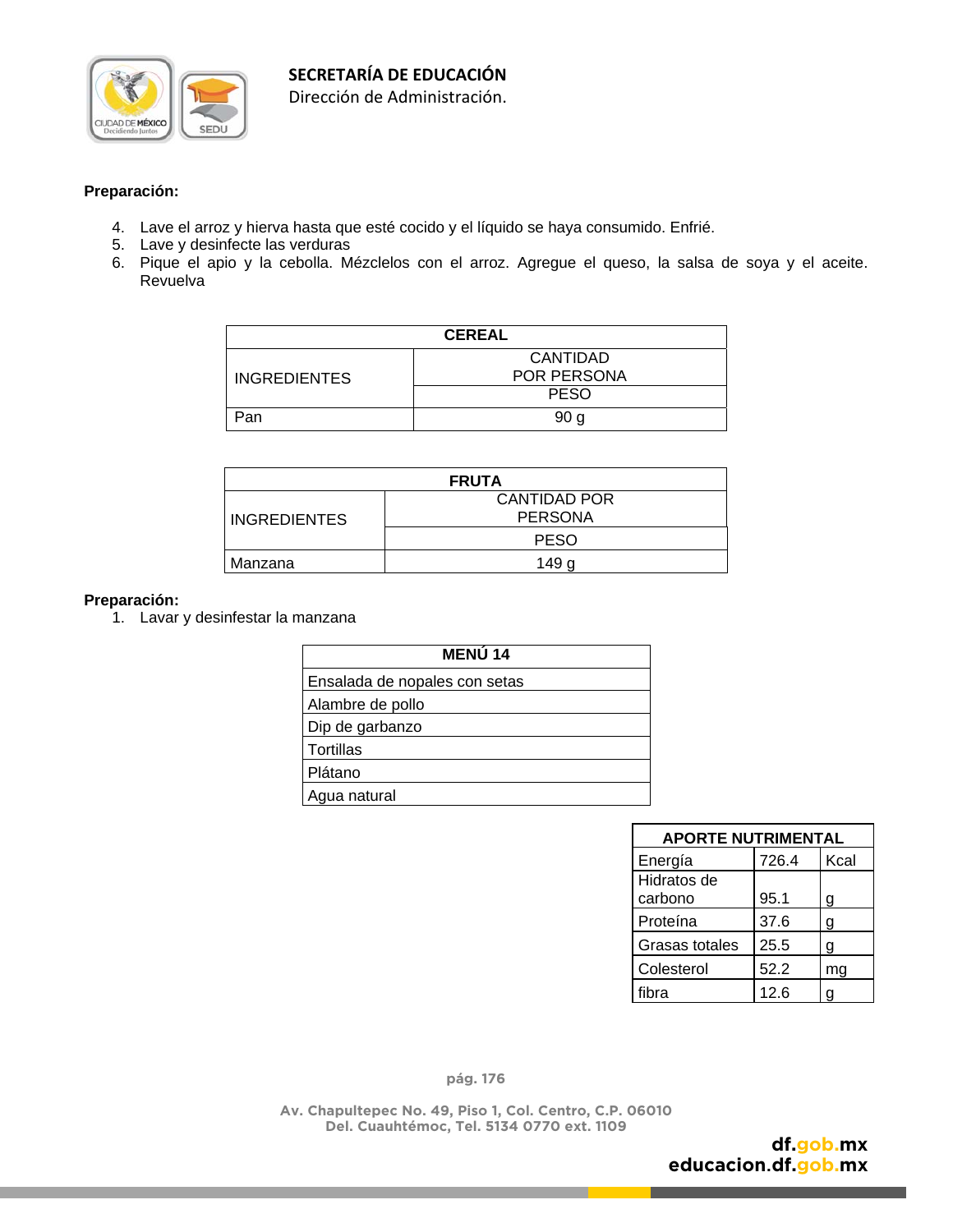**Preparación:**

4. Lave el arroz y hierva hasta que esté cocido y el líquido se haya consumido. Enfrié.
5. Lave y desinfecte las verduras
6. Pique el apio y la cebolla. Mézclelos con el arroz. Agregue el queso, la salsa de soya y el aceite. Revuelva

| CEREAL | |
|---|---|
| INGREDIENTES | CANTIDAD POR PERSONA |
| | PESO |
| Pan | 90 g |

| FRUTA | |
|---|---|
| INGREDIENTES | CANTIDAD POR PERSONA |
| | PESO |
| Manzana | 149 g |

**Preparación:**

1. Lavar y desinfestar la manzana

| MENÚ 14 |
|---|
| Ensalada de nopales con setas |
| Alambre de pollo |
| Dip de garbanzo |
| Tortillas |
| Plátano |
| Agua natural |

| APORTE NUTRIMENTAL | | |
|---|---|---|
| Energía | 726.4 | Kcal |
| Hidratos de carbono | 95.1 | g |
| Proteína | 37.6 | g |
| Grasas totales | 25.5 | g |
| Colesterol | 52.2 | mg |
| fibra | 12.6 | g |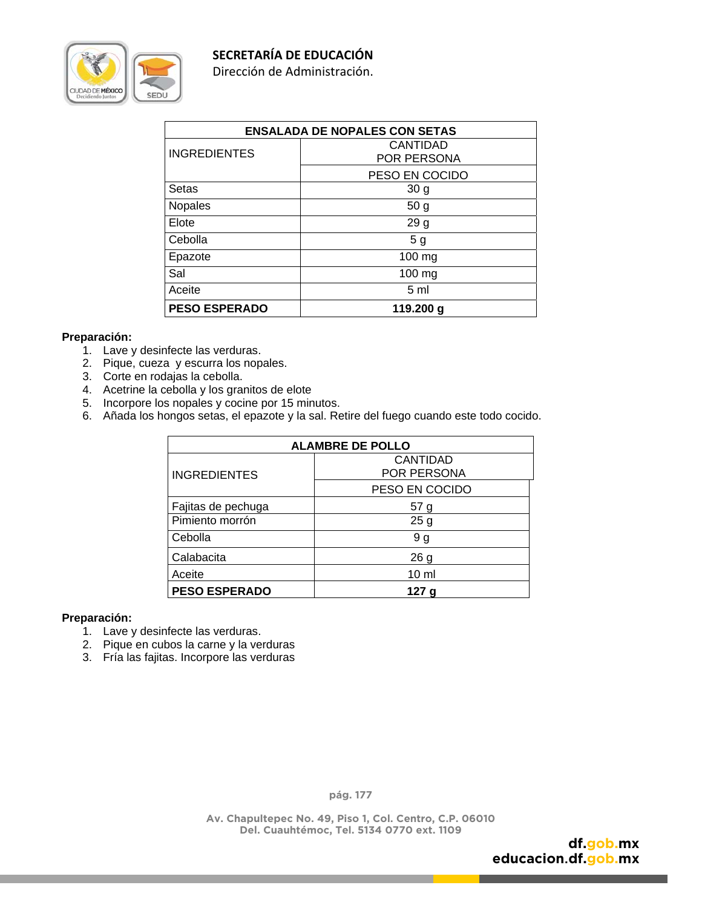| ENSALADA DE NOPALES CON SETAS | |
|---|---|
| INGREDIENTES | CANTIDAD POR PERSONA |
| | PESO EN COCIDO |
| Setas | 30 g |
| Nopales | 50 g |
| Elote | 29 g |
| Cebolla | 5 g |
| Epazote | 100 mg |
| Sal | 100 mg |
| Aceite | 5 ml |
| **PESO ESPERADO** | **119.200 g** |

**Preparación:**

1. Lave y desinfecte las verduras.
2. Pique, cueza y escurra los nopales.
3. Corte en rodajas la cebolla.
4. Acetrine la cebolla y los granitos de elote
5. Incorpore los nopales y cocine por 15 minutos.
6. Añada los hongos setas, el epazote y la sal. Retire del fuego cuando este todo cocido.

| ALAMBRE DE POLLO | |
|---|---|
| INGREDIENTES | CANTIDAD POR PERSONA |
| | PESO EN COCIDO |
| Fajitas de pechuga | 57 g |
| Pimiento morrón | 25 g |
| Cebolla | 9 g |
| Calabacita | 26 g |
| Aceite | 10 ml |
| **PESO ESPERADO** | **127 g** |

**Preparación:**

1. Lave y desinfecte las verduras.
2. Pique en cubos la carne y la verduras
3. Fría las fajitas. Incorpore las verduras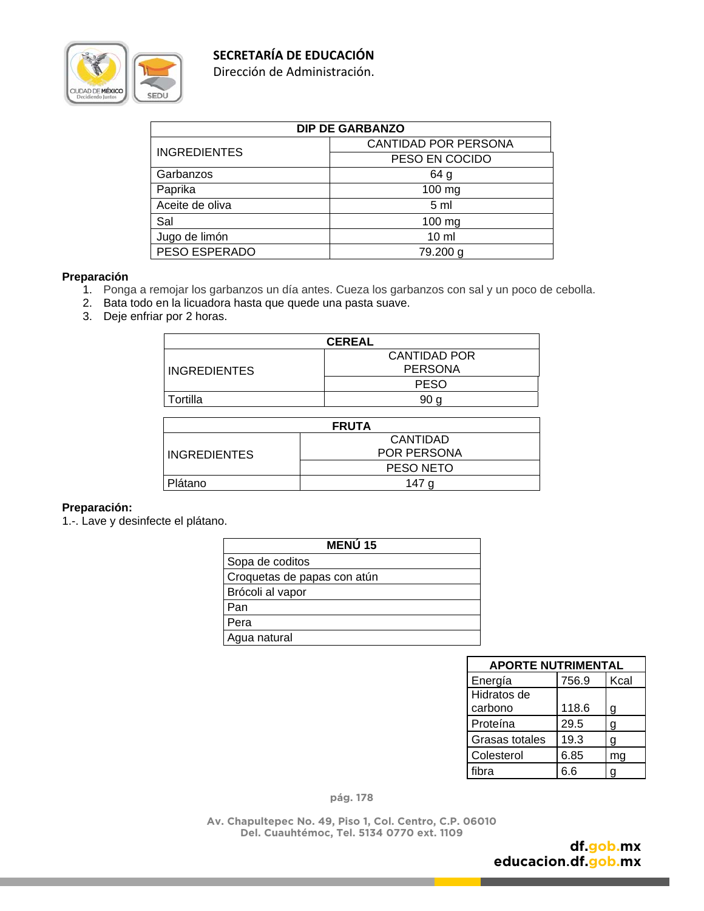| DIP DE GARBANZO | |
|---|---|
| INGREDIENTES | CANTIDAD POR PERSONA |
| | PESO EN COCIDO |
| Garbanzos | 64 g |
| Paprika | 100 mg |
| Aceite de oliva | 5 ml |
| Sal | 100 mg |
| Jugo de limón | 10 ml |
| PESO ESPERADO | 79.200 g |

**Preparación**

1. Ponga a remojar los garbanzos un día antes. Cueza los garbanzos con sal y un poco de cebolla.
2. Bata todo en la licuadora hasta que quede una pasta suave.
3. Deje enfriar por 2 horas.

| CEREAL | |
|---|---|
| INGREDIENTES | CANTIDAD POR PERSONA |
| | PESO |
| Tortilla | 90 g |

| FRUTA | |
|---|---|
| INGREDIENTES | CANTIDAD POR PERSONA |
| | PESO NETO |
| Plátano | 147 g |

**Preparación:**

1.-. Lave y desinfecte el plátano.

| MENÚ 15 |
|---|
| Sopa de coditos |
| Croquetas de papas con atún |
| Brócoli al vapor |
| Pan |
| Pera |
| Agua natural |

| APORTE NUTRIMENTAL | | |
|---|---|---|
| Energía | 756.9 | Kcal |
| Hidratos de carbono | 118.6 | g |
| Proteína | 29.5 | g |
| Grasas totales | 19.3 | g |
| Colesterol | 6.85 | mg |
| fibra | 6.6 | g |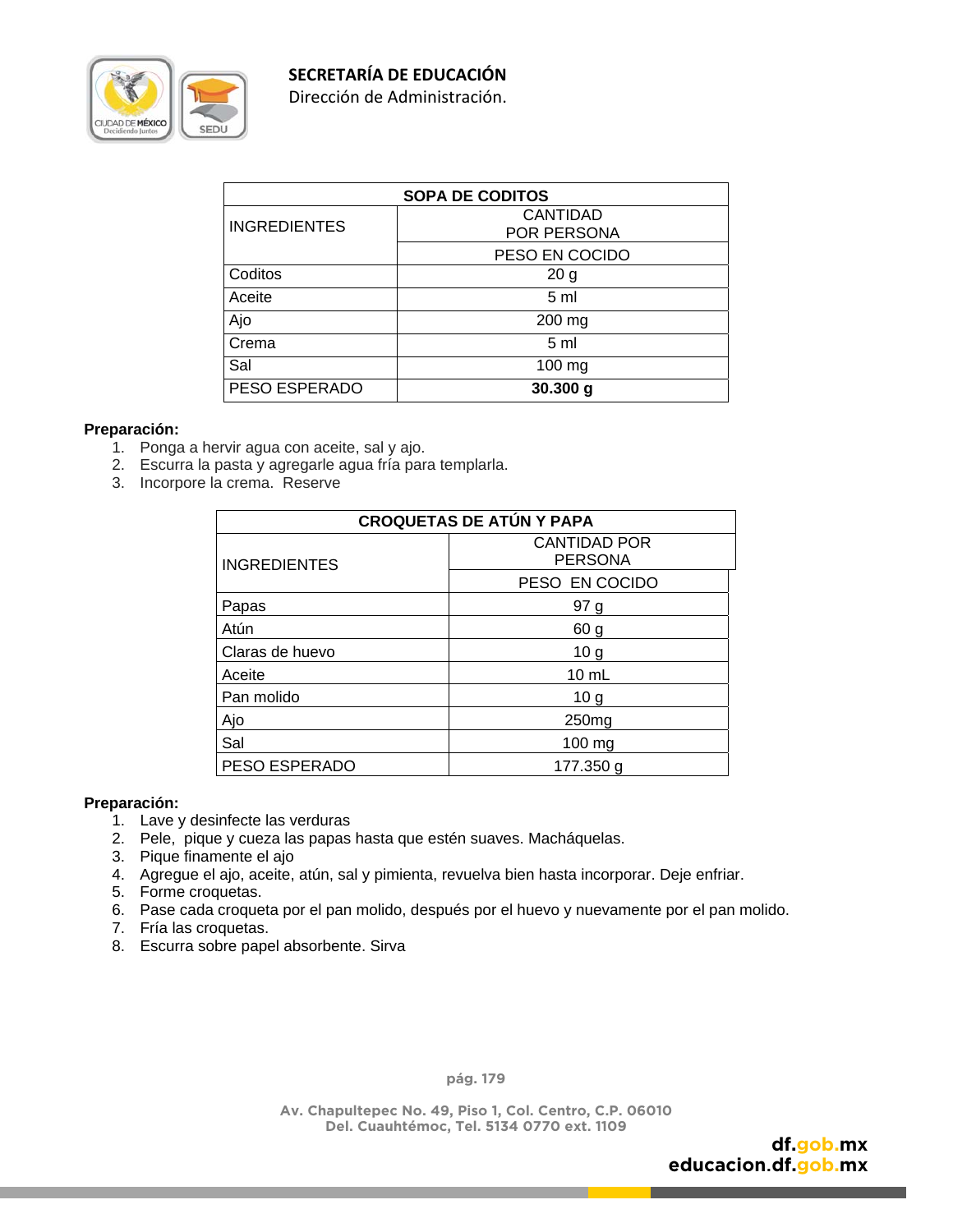| SOPA DE CODITOS | |
|---|---|
| INGREDIENTES | CANTIDAD POR PERSONA |
| | PESO EN COCIDO |
| Coditos | 20 g |
| Aceite | 5 ml |
| Ajo | 200 mg |
| Crema | 5 ml |
| Sal | 100 mg |
| PESO ESPERADO | **30.300 g** |

**Preparación:**

1. Ponga a hervir agua con aceite, sal y ajo.
2. Escurra la pasta y agregarle agua fría para templarla.
3. Incorpore la crema. Reserve

| CROQUETAS DE ATÚN Y PAPA | |
|---|---|
| INGREDIENTES | CANTIDAD POR PERSONA |
| | PESO EN COCIDO |
| Papas | 97 g |
| Atún | 60 g |
| Claras de huevo | 10 g |
| Aceite | 10 mL |
| Pan molido | 10 g |
| Ajo | 250mg |
| Sal | 100 mg |
| PESO ESPERADO | 177.350 g |

**Preparación:**

1. Lave y desinfecte las verduras
2. Pele, pique y cueza las papas hasta que estén suaves. Macháquelas.
3. Pique finamente el ajo
4. Agregue el ajo, aceite, atún, sal y pimienta, revuelva bien hasta incorporar. Deje enfriar.
5. Forme croquetas.
6. Pase cada croqueta por el pan molido, después por el huevo y nuevamente por el pan molido.
7. Fría las croquetas.
8. Escurra sobre papel absorbente. Sirva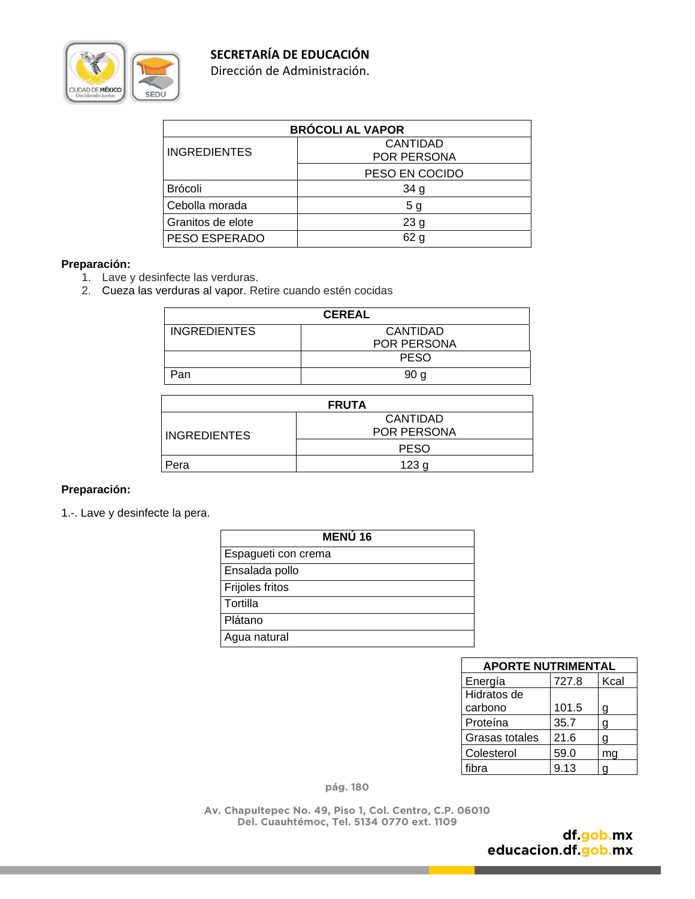| BRÓCOLI AL VAPOR | |
|---|---|
| INGREDIENTES | CANTIDAD POR PERSONA |
| | PESO EN COCIDO |
| Brócoli | 34 g |
| Cebolla morada | 5 g |
| Granitos de elote | 23 g |
| PESO ESPERADO | 62 g |

**Preparación:**

1. Lave y desinfecte las verduras.
2. Cueza las verduras al vapor. Retire cuando estén cocidas

| CEREAL | |
|---|---|
| INGREDIENTES | CANTIDAD POR PERSONA |
| | PESO |
| Pan | 90 g |

| FRUTA | |
|---|---|
| INGREDIENTES | CANTIDAD POR PERSONA |
| | PESO |
| Pera | 123 g |

**Preparación:**

1.-. Lave y desinfecte la pera.

| MENÚ 16 |
|---|
| Espagueti con crema |
| Ensalada pollo |
| Frijoles fritos |
| Tortilla |
| Plátano |
| Agua natural |

| APORTE NUTRIMENTAL | | |
|---|---|---|
| Energía | 727.8 | Kcal |
| Hidratos de carbono | 101.5 | g |
| Proteína | 35.7 | g |
| Grasas totales | 21.6 | g |
| Colesterol | 59.0 | mg |
| fibra | 9.13 | g |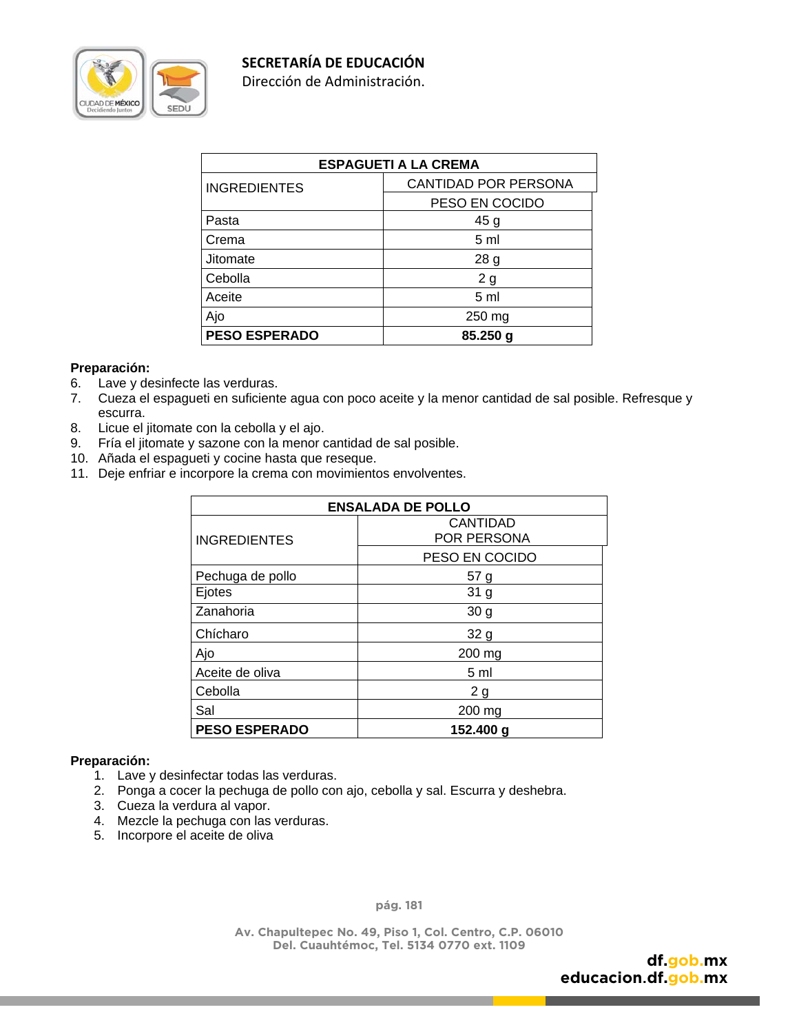| ESPAGUETI A LA CREMA | |
|---|---|
| INGREDIENTES | CANTIDAD POR PERSONA |
| | PESO EN COCIDO |
| Pasta | 45 g |
| Crema | 5 ml |
| Jitomate | 28 g |
| Cebolla | 2 g |
| Aceite | 5 ml |
| Ajo | 250 mg |
| **PESO ESPERADO** | **85.250 g** |

**Preparación:**

6. Lave y desinfecte las verduras.
7. Cueza el espagueti en suficiente agua con poco aceite y la menor cantidad de sal posible. Refresque y escurra.
8. Licue el jitomate con la cebolla y el ajo.
9. Fría el jitomate y sazone con la menor cantidad de sal posible.
10. Añada el espagueti y cocine hasta que reseque.
11. Deje enfriar e incorpore la crema con movimientos envolventes.

| ENSALADA DE POLLO | |
|---|---|
| INGREDIENTES | CANTIDAD POR PERSONA |
| | PESO EN COCIDO |
| Pechuga de pollo | 57 g |
| Ejotes | 31 g |
| Zanahoria | 30 g |
| Chícharo | 32 g |
| Ajo | 200 mg |
| Aceite de oliva | 5 ml |
| Cebolla | 2 g |
| Sal | 200 mg |
| **PESO ESPERADO** | **152.400 g** |

**Preparación:**

1. Lave y desinfectar todas las verduras.
2. Ponga a cocer la pechuga de pollo con ajo, cebolla y sal. Escurra y deshebra.
3. Cueza la verdura al vapor.
4. Mezcle la pechuga con las verduras.
5. Incorpore el aceite de oliva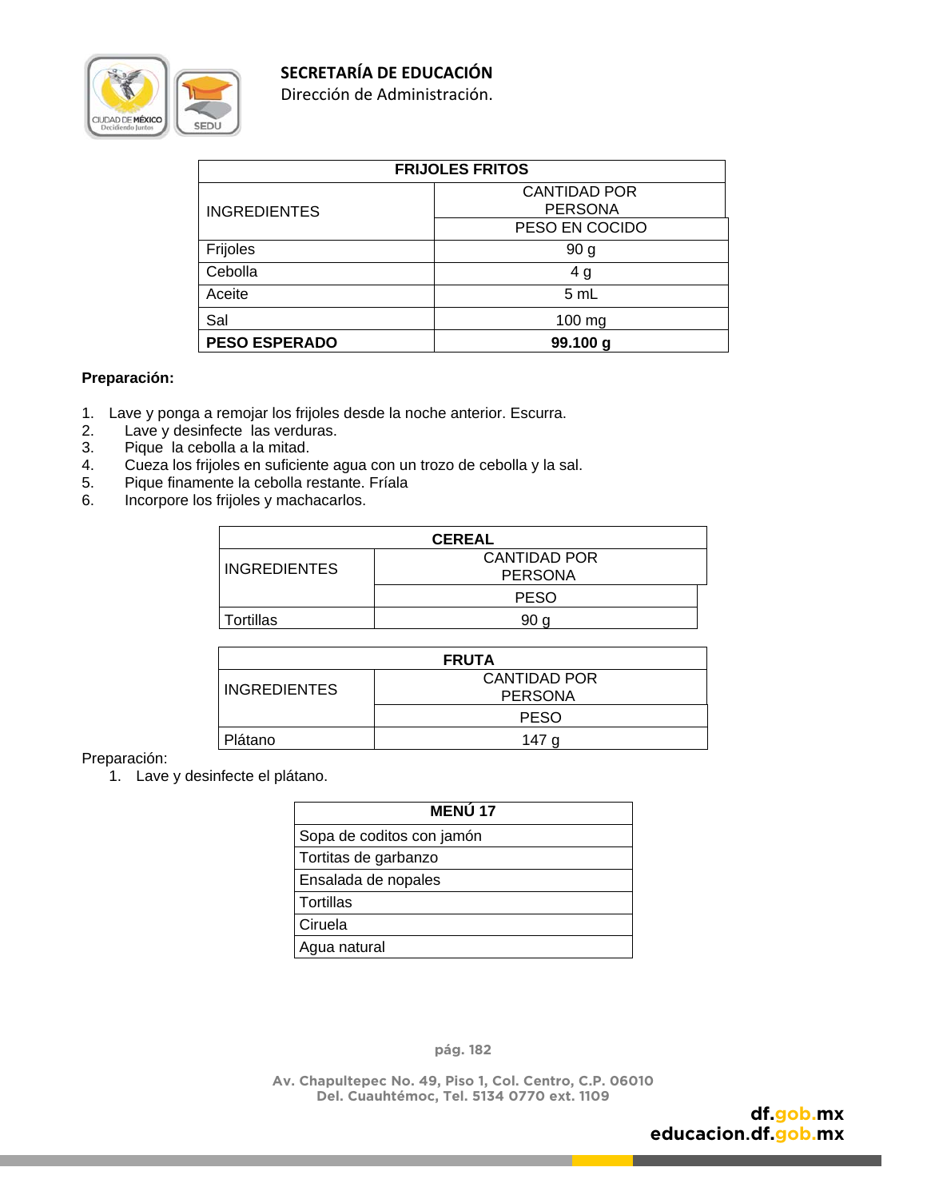| FRIJOLES FRITOS | |
|---|---|
| INGREDIENTES | CANTIDAD POR PERSONA |
| | PESO EN COCIDO |
| Frijoles | 90 g |
| Cebolla | 4 g |
| Aceite | 5 mL |
| Sal | 100 mg |
| **PESO ESPERADO** | **99.100 g** |

**Preparación:**

1. Lave y ponga a remojar los frijoles desde la noche anterior. Escurra.
2. Lave y desinfecte las verduras.
3. Pique la cebolla a la mitad.
4. Cueza los frijoles en suficiente agua con un trozo de cebolla y la sal.
5. Pique finamente la cebolla restante. Fríala
6. Incorpore los frijoles y machacarlos.

| CEREAL | |
|---|---|
| INGREDIENTES | CANTIDAD POR PERSONA |
| | PESO |
| Tortillas | 90 g |

| FRUTA | |
|---|---|
| INGREDIENTES | CANTIDAD POR PERSONA |
| | PESO |
| Plátano | 147 g |

Preparación:

1. Lave y desinfecte el plátano.

| MENÚ 17 |
|---|
| Sopa de coditos con jamón |
| Tortitas de garbanzo |
| Ensalada de nopales |
| Tortillas |
| Ciruela |
| Agua natural |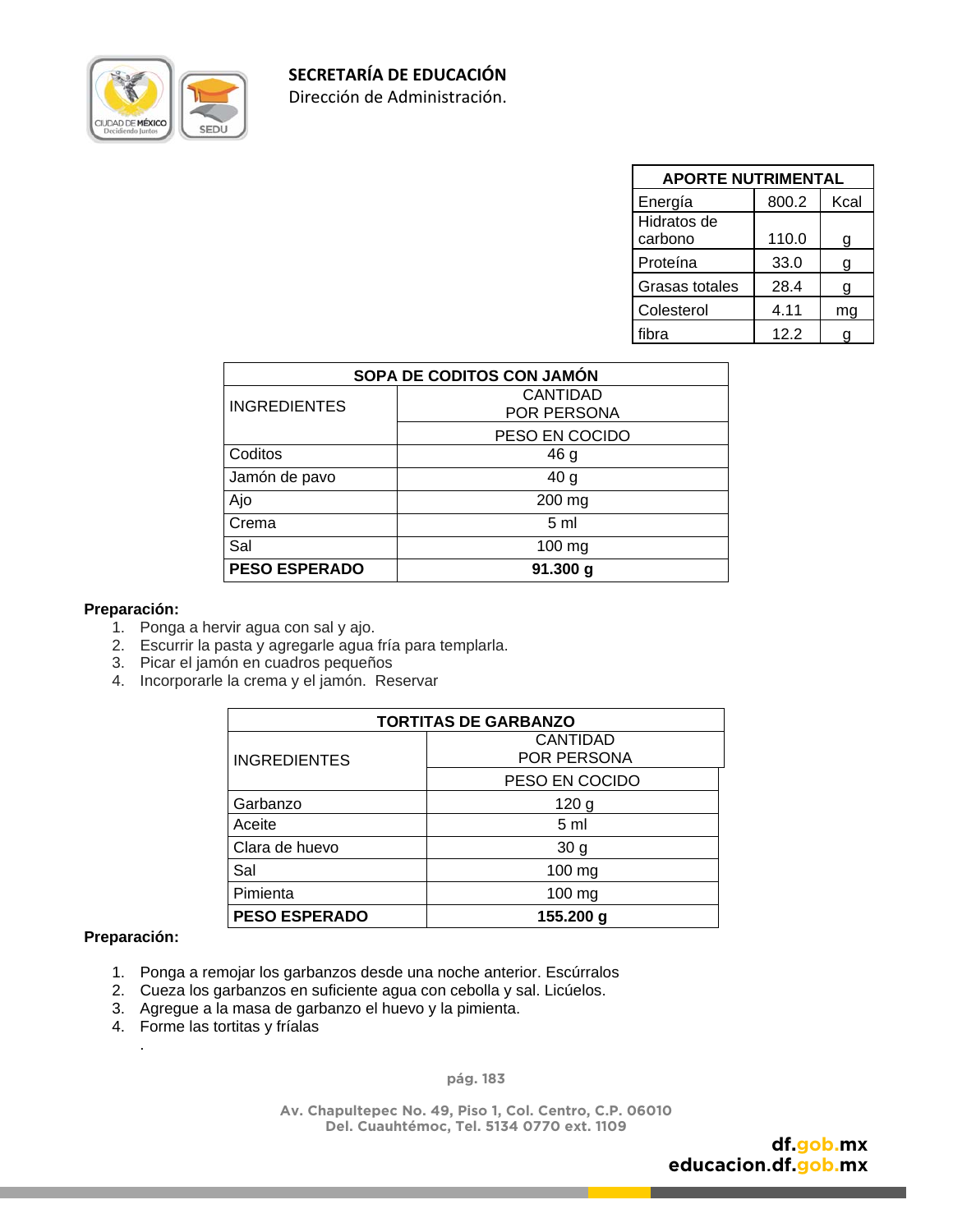| APORTE NUTRIMENTAL | | |
|---|---|---|
| Energía | 800.2 | Kcal |
| Hidratos de carbono | 110.0 | g |
| Proteína | 33.0 | g |
| Grasas totales | 28.4 | g |
| Colesterol | 4.11 | mg |
| fibra | 12.2 | g |

| SOPA DE CODITOS CON JAMÓN | |
|---|---|
| INGREDIENTES | CANTIDAD POR PERSONA |
| | PESO EN COCIDO |
| Coditos | 46 g |
| Jamón de pavo | 40 g |
| Ajo | 200 mg |
| Crema | 5 ml |
| Sal | 100 mg |
| **PESO ESPERADO** | **91.300 g** |

**Preparación:**

1. Ponga a hervir agua con sal y ajo.
2. Escurrir la pasta y agregarle agua fría para templarla.
3. Picar el jamón en cuadros pequeños
4. Incorporarle la crema y el jamón. Reservar

| TORTITAS DE GARBANZO | |
|---|---|
| INGREDIENTES | CANTIDAD POR PERSONA |
| | PESO EN COCIDO |
| Garbanzo | 120 g |
| Aceite | 5 ml |
| Clara de huevo | 30 g |
| Sal | 100 mg |
| Pimienta | 100 mg |
| **PESO ESPERADO** | **155.200 g** |

**Preparación:**

1. Ponga a remojar los garbanzos desde una noche anterior. Escúrralos
2. Cueza los garbanzos en suficiente agua con cebolla y sal. Licúelos.
3. Agregue a la masa de garbanzo el huevo y la pimienta.
4. Forme las tortitas y fríalas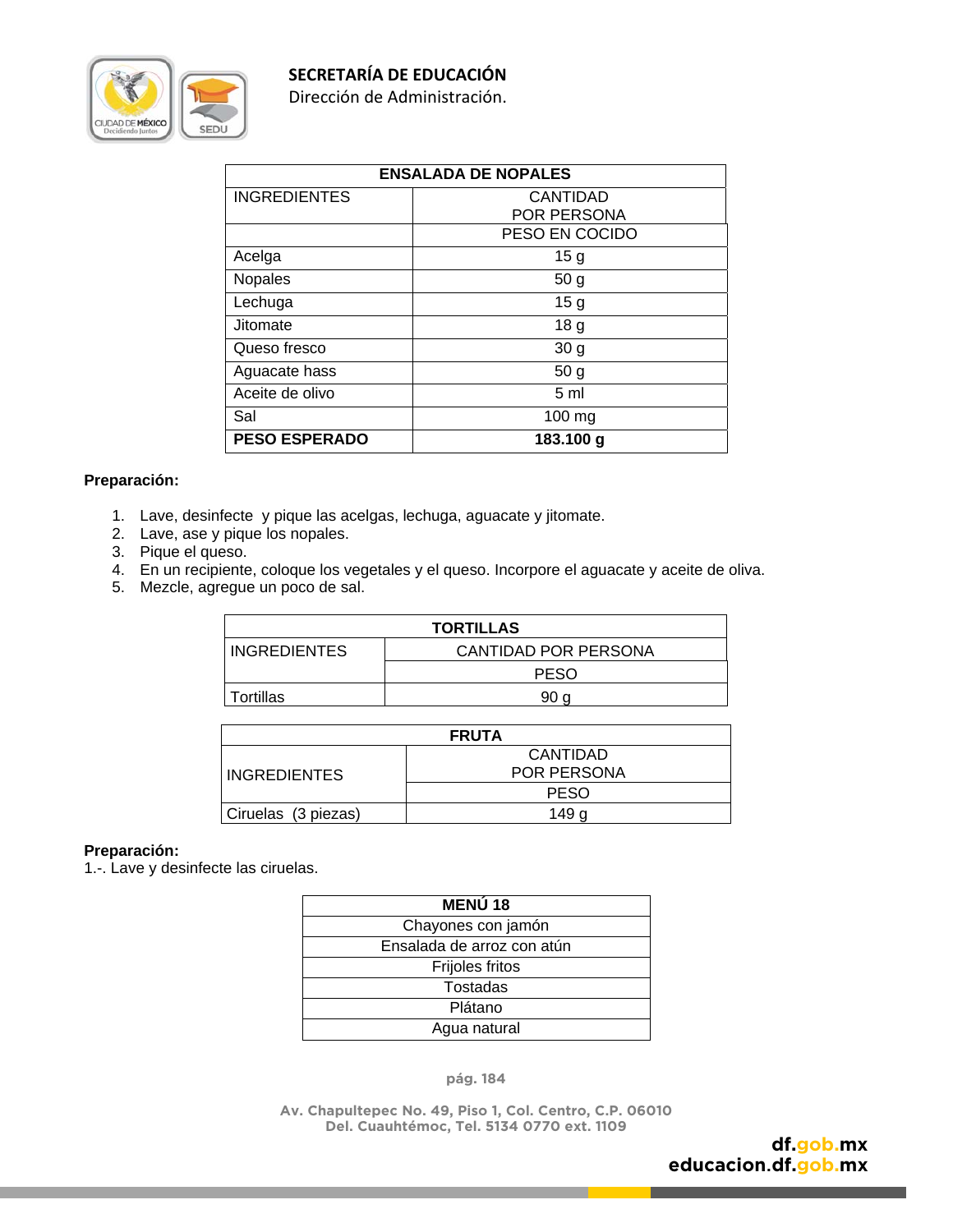| ENSALADA DE NOPALES | |
|---|---|
| INGREDIENTES | CANTIDAD POR PERSONA |
| | PESO EN COCIDO |
| Acelga | 15 g |
| Nopales | 50 g |
| Lechuga | 15 g |
| Jitomate | 18 g |
| Queso fresco | 30 g |
| Aguacate hass | 50 g |
| Aceite de olivo | 5 ml |
| Sal | 100 mg |
| **PESO ESPERADO** | **183.100 g** |

**Preparación:**

1. Lave, desinfecte y pique las acelgas, lechuga, aguacate y jitomate.
2. Lave, ase y pique los nopales.
3. Pique el queso.
4. En un recipiente, coloque los vegetales y el queso. Incorpore el aguacate y aceite de oliva.
5. Mezcle, agregue un poco de sal.

| TORTILLAS | |
|---|---|
| INGREDIENTES | CANTIDAD POR PERSONA |
| | PESO |
| Tortillas | 90 g |

| FRUTA | |
|---|---|
| INGREDIENTES | CANTIDAD POR PERSONA |
| | PESO |
| Ciruelas (3 piezas) | 149 g |

**Preparación:**
1.-. Lave y desinfecte las ciruelas.

| MENÚ 18 |
|---|
| Chayones con jamón |
| Ensalada de arroz con atún |
| Frijoles fritos |
| Tostadas |
| Plátano |
| Agua natural |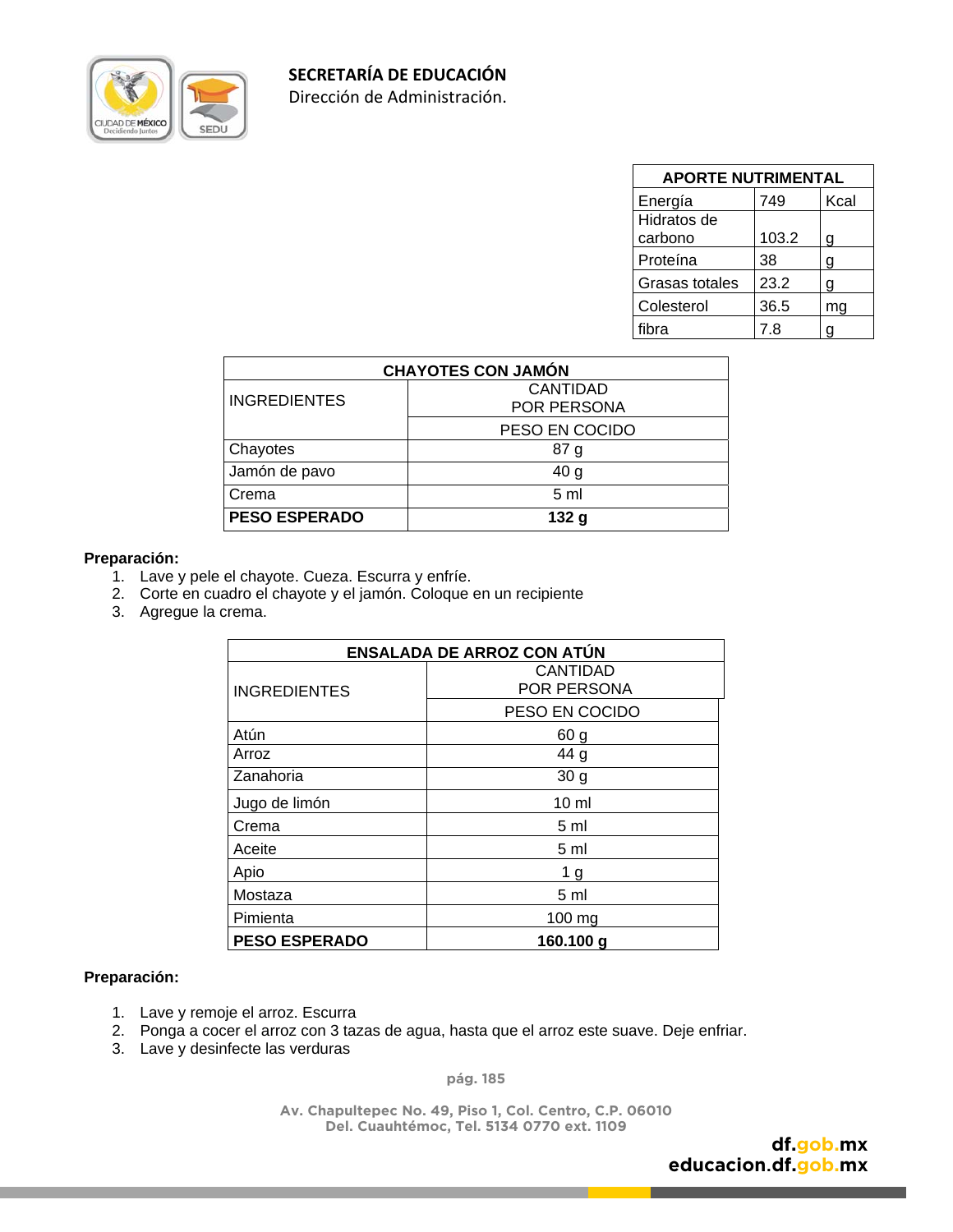| APORTE NUTRIMENTAL | | |
|---|---|---|
| Energía | 749 | Kcal |
| Hidratos de carbono | 103.2 | g |
| Proteína | 38 | g |
| Grasas totales | 23.2 | g |
| Colesterol | 36.5 | mg |
| fibra | 7.8 | g |

| CHAYOTES CON JAMÓN | |
|---|---|
| INGREDIENTES | CANTIDAD POR PERSONA |
| | PESO EN COCIDO |
| Chayotes | 87 g |
| Jamón de pavo | 40 g |
| Crema | 5 ml |
| **PESO ESPERADO** | **132 g** |

**Preparación:**

1. Lave y pele el chayote. Cueza. Escurra y enfríe.
2. Corte en cuadro el chayote y el jamón. Coloque en un recipiente
3. Agregue la crema.

| ENSALADA DE ARROZ CON ATÚN | |
|---|---|
| INGREDIENTES | CANTIDAD POR PERSONA |
| | PESO EN COCIDO |
| Atún | 60 g |
| Arroz | 44 g |
| Zanahoria | 30 g |
| Jugo de limón | 10 ml |
| Crema | 5 ml |
| Aceite | 5 ml |
| Apio | 1 g |
| Mostaza | 5 ml |
| Pimienta | 100 mg |
| **PESO ESPERADO** | **160.100 g** |

**Preparación:**

1. Lave y remoje el arroz. Escurra
2. Ponga a cocer el arroz con 3 tazas de agua, hasta que el arroz este suave. Deje enfriar.
3. Lave y desinfecte las verduras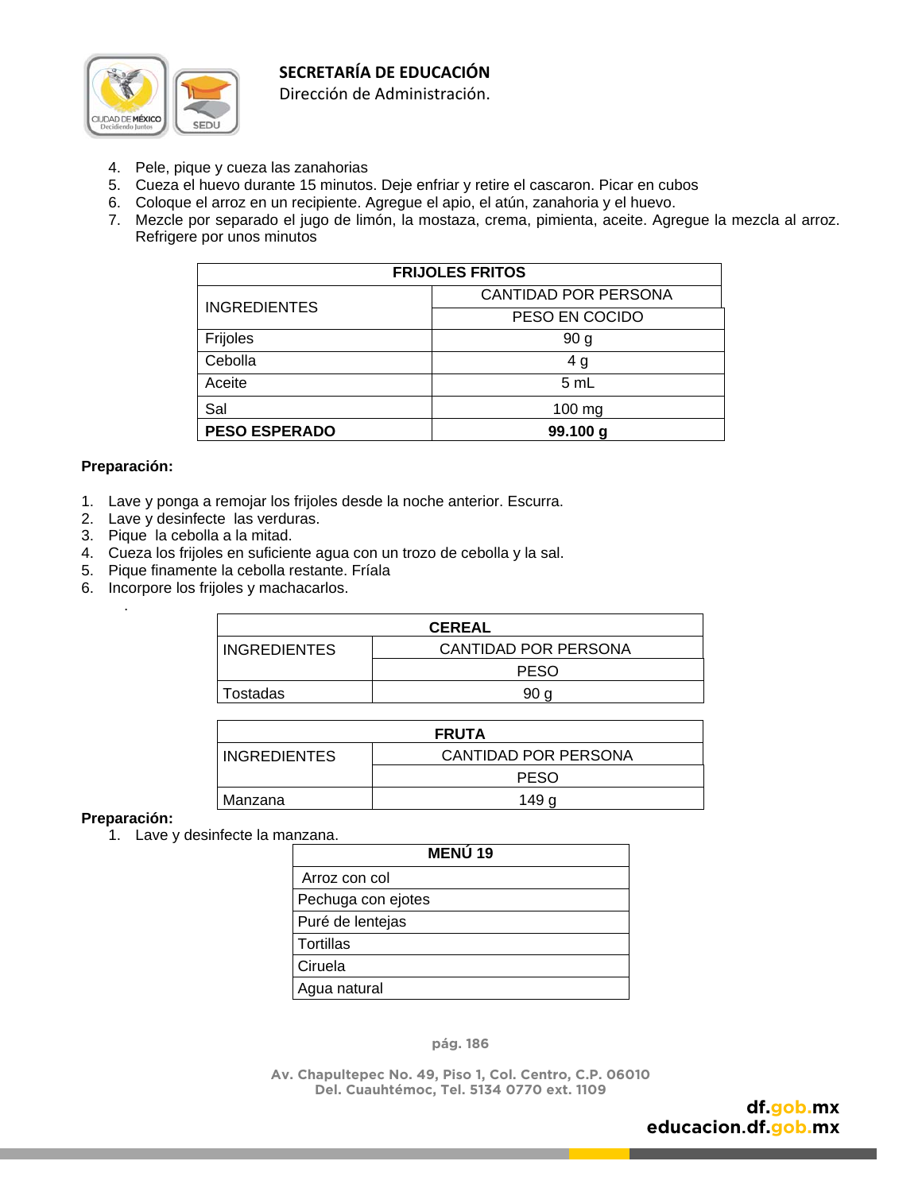4. Pele, pique y cueza las zanahorias
5. Cueza el huevo durante 15 minutos. Deje enfriar y retire el cascaron. Picar en cubos
6. Coloque el arroz en un recipiente. Agregue el apio, el atún, zanahoria y el huevo.
7. Mezcle por separado el jugo de limón, la mostaza, crema, pimienta, aceite. Agregue la mezcla al arroz. Refrigere por unos minutos

| FRIJOLES FRITOS | |
|---|---|
| INGREDIENTES | CANTIDAD POR PERSONA |
| | PESO EN COCIDO |
| Frijoles | 90 g |
| Cebolla | 4 g |
| Aceite | 5 mL |
| Sal | 100 mg |
| **PESO ESPERADO** | **99.100 g** |

**Preparación:**

1. Lave y ponga a remojar los frijoles desde la noche anterior. Escurra.
2. Lave y desinfecte las verduras.
3. Pique la cebolla a la mitad.
4. Cueza los frijoles en suficiente agua con un trozo de cebolla y la sal.
5. Pique finamente la cebolla restante. Fríala
6. Incorpore los frijoles y machacarlos.

| CEREAL | |
|---|---|
| INGREDIENTES | CANTIDAD POR PERSONA |
| | PESO |
| Tostadas | 90 g |

| FRUTA | |
|---|---|
| INGREDIENTES | CANTIDAD POR PERSONA |
| | PESO |
| Manzana | 149 g |

**Preparación:**

1. Lave y desinfecte la manzana.

| MENÚ 19 |
|---|
| Arroz con col |
| Pechuga con ejotes |
| Puré de lentejas |
| Tortillas |
| Ciruela |
| Agua natural |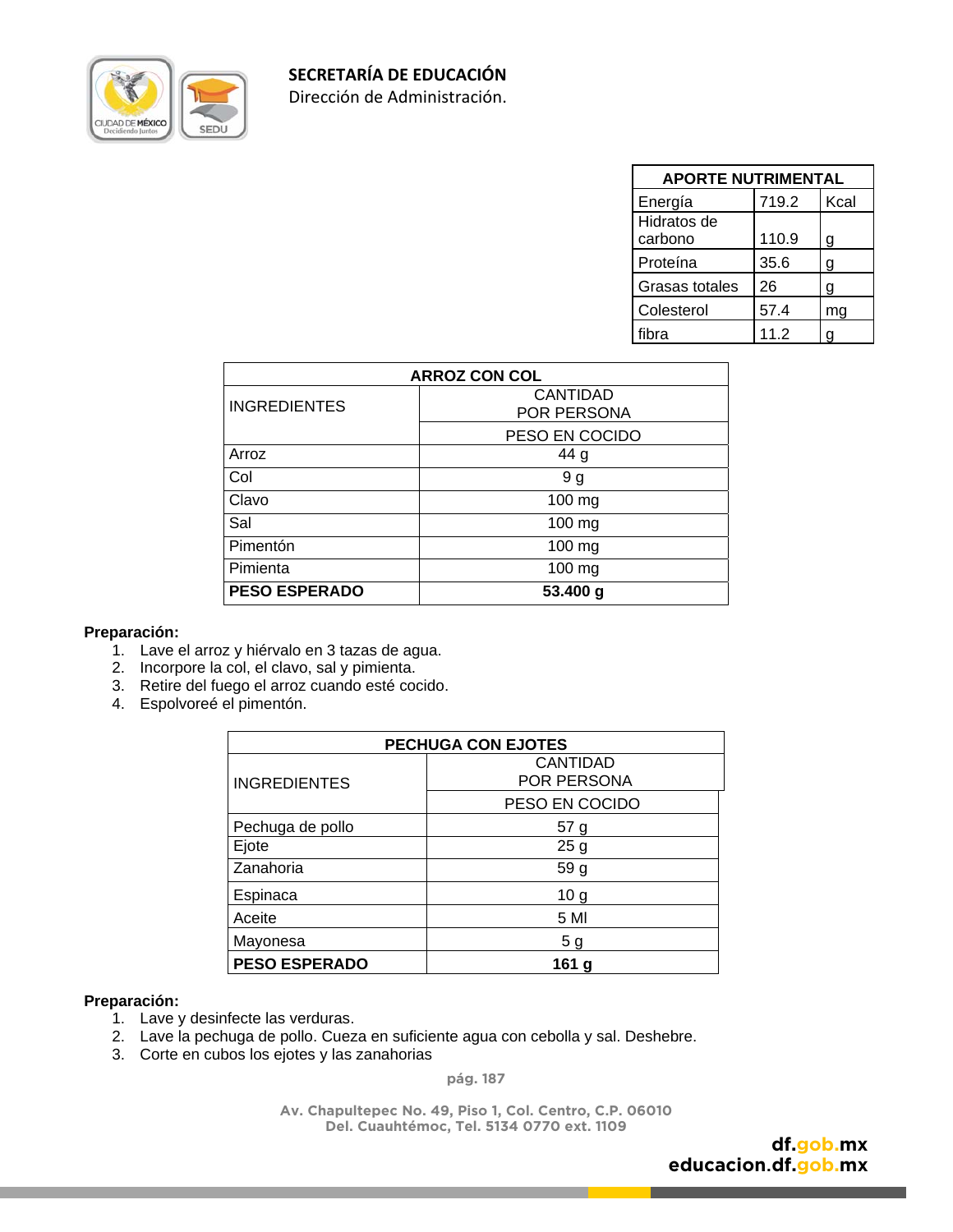| APORTE NUTRIMENTAL | | |
|---|---|---|
| Energía | 719.2 | Kcal |
| Hidratos de carbono | 110.9 | g |
| Proteína | 35.6 | g |
| Grasas totales | 26 | g |
| Colesterol | 57.4 | mg |
| fibra | 11.2 | g |

| ARROZ CON COL | |
|---|---|
| INGREDIENTES | CANTIDAD POR PERSONA |
| | PESO EN COCIDO |
| Arroz | 44 g |
| Col | 9 g |
| Clavo | 100 mg |
| Sal | 100 mg |
| Pimentón | 100 mg |
| Pimienta | 100 mg |
| **PESO ESPERADO** | **53.400 g** |

**Preparación:**

1. Lave el arroz y hiérvalo en 3 tazas de agua.
2. Incorpore la col, el clavo, sal y pimienta.
3. Retire del fuego el arroz cuando esté cocido.
4. Espolvoreé el pimentón.

| PECHUGA CON EJOTES | |
|---|---|
| INGREDIENTES | CANTIDAD POR PERSONA |
| | PESO EN COCIDO |
| Pechuga de pollo | 57 g |
| Ejote | 25 g |
| Zanahoria | 59 g |
| Espinaca | 10 g |
| Aceite | 5 Ml |
| Mayonesa | 5 g |
| **PESO ESPERADO** | **161 g** |

**Preparación:**

1. Lave y desinfecte las verduras.
2. Lave la pechuga de pollo. Cueza en suficiente agua con cebolla y sal. Deshebre.
3. Corte en cubos los ejotes y las zanahorias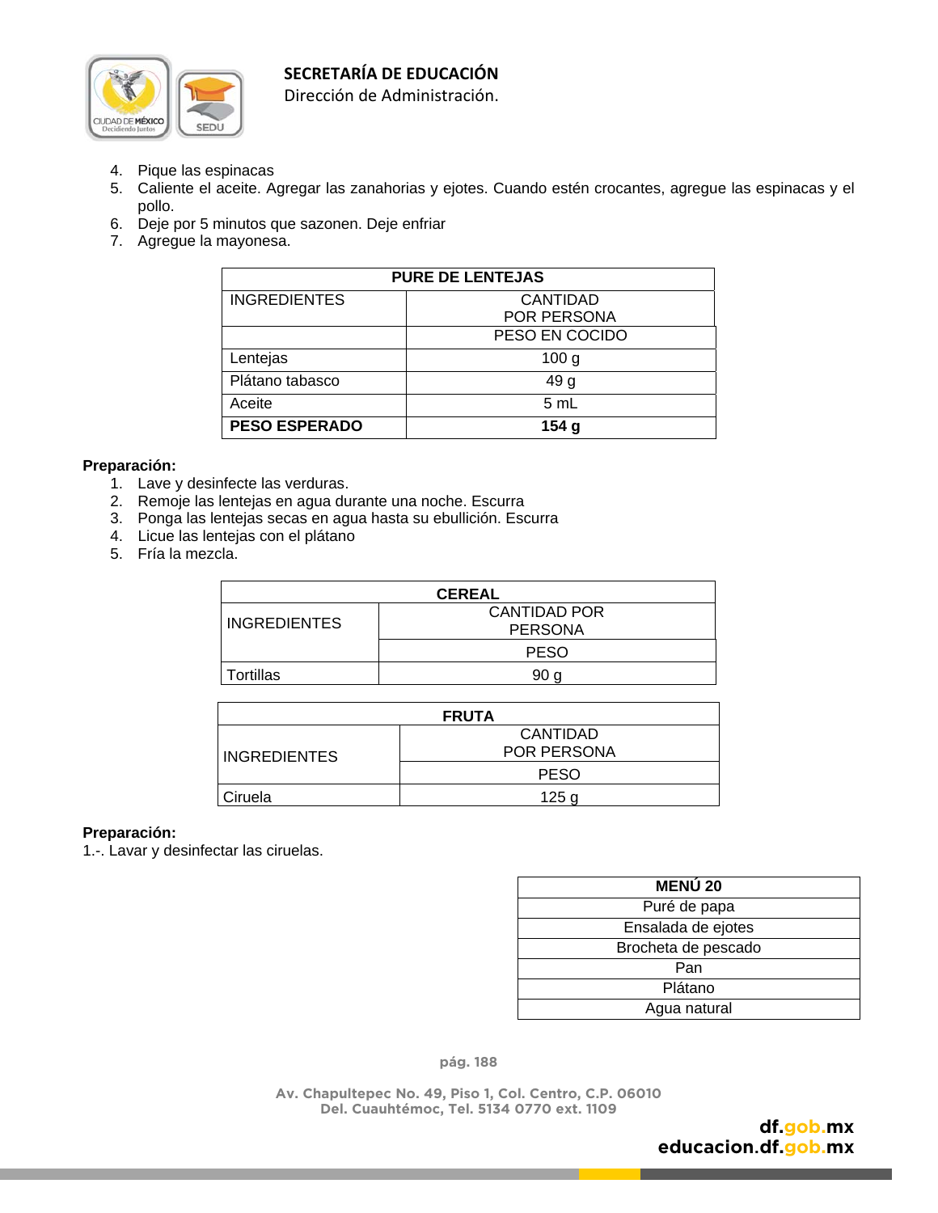4. Pique las espinacas
5. Caliente el aceite. Agregar las zanahorias y ejotes. Cuando estén crocantes, agregue las espinacas y el pollo.
6. Deje por 5 minutos que sazonen. Deje enfriar
7. Agregue la mayonesa.

| PURE DE LENTEJAS | |
|---|---|
| INGREDIENTES | CANTIDAD POR PERSONA |
| | PESO EN COCIDO |
| Lentejas | 100 g |
| Plátano tabasco | 49 g |
| Aceite | 5 mL |
| **PESO ESPERADO** | **154 g** |

**Preparación:**

1. Lave y desinfecte las verduras.
2. Remoje las lentejas en agua durante una noche. Escurra
3. Ponga las lentejas secas en agua hasta su ebullición. Escurra
4. Licue las lentejas con el plátano
5. Fría la mezcla.

| CEREAL | |
|---|---|
| INGREDIENTES | CANTIDAD POR PERSONA |
| | PESO |
| Tortillas | 90 g |

| FRUTA | |
|---|---|
| INGREDIENTES | CANTIDAD POR PERSONA |
| | PESO |
| Ciruela | 125 g |

**Preparación:**

1.-. Lavar y desinfectar las ciruelas.

| MENÚ 20 |
|---|
| Puré de papa |
| Ensalada de ejotes |
| Brocheta de pescado |
| Pan |
| Plátano |
| Agua natural |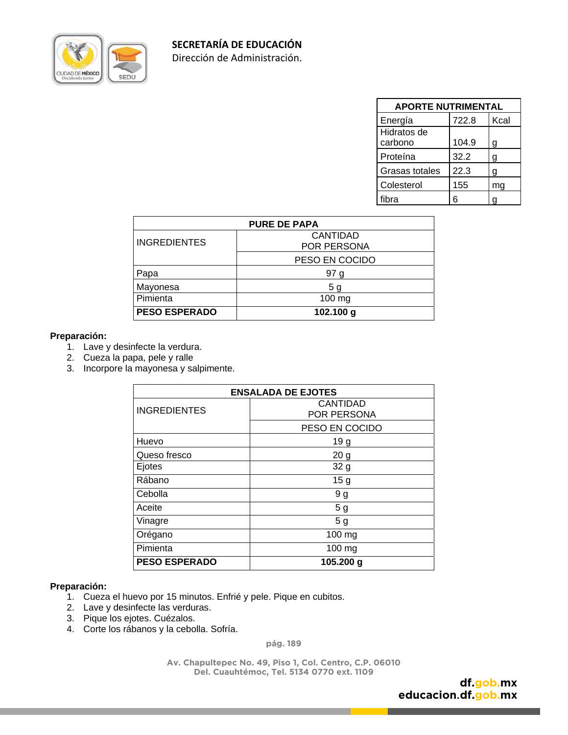| APORTE NUTRIMENTAL | | |
|---|---|---|
| Energía | 722.8 | Kcal |
| Hidratos de carbono | 104.9 | g |
| Proteína | 32.2 | g |
| Grasas totales | 22.3 | g |
| Colesterol | 155 | mg |
| fibra | 6 | g |

| PURE DE PAPA | |
|---|---|
| INGREDIENTES | CANTIDAD POR PERSONA |
| | PESO EN COCIDO |
| Papa | 97 g |
| Mayonesa | 5 g |
| Pimienta | 100 mg |
| **PESO ESPERADO** | **102.100 g** |

**Preparación:**

1. Lave y desinfecte la verdura.
2. Cueza la papa, pele y ralle
3. Incorpore la mayonesa y salpimente.

| ENSALADA DE EJOTES | |
|---|---|
| INGREDIENTES | CANTIDAD POR PERSONA |
| | PESO EN COCIDO |
| Huevo | 19 g |
| Queso fresco | 20 g |
| Ejotes | 32 g |
| Rábano | 15 g |
| Cebolla | 9 g |
| Aceite | 5 g |
| Vinagre | 5 g |
| Orégano | 100 mg |
| Pimienta | 100 mg |
| **PESO ESPERADO** | **105.200 g** |

**Preparación:**

1. Cueza el huevo por 15 minutos. Enfrié y pele. Pique en cubitos.
2. Lave y desinfecte las verduras.
3. Pique los ejotes. Cuézalos.
4. Corte los rábanos y la cebolla. Sofría.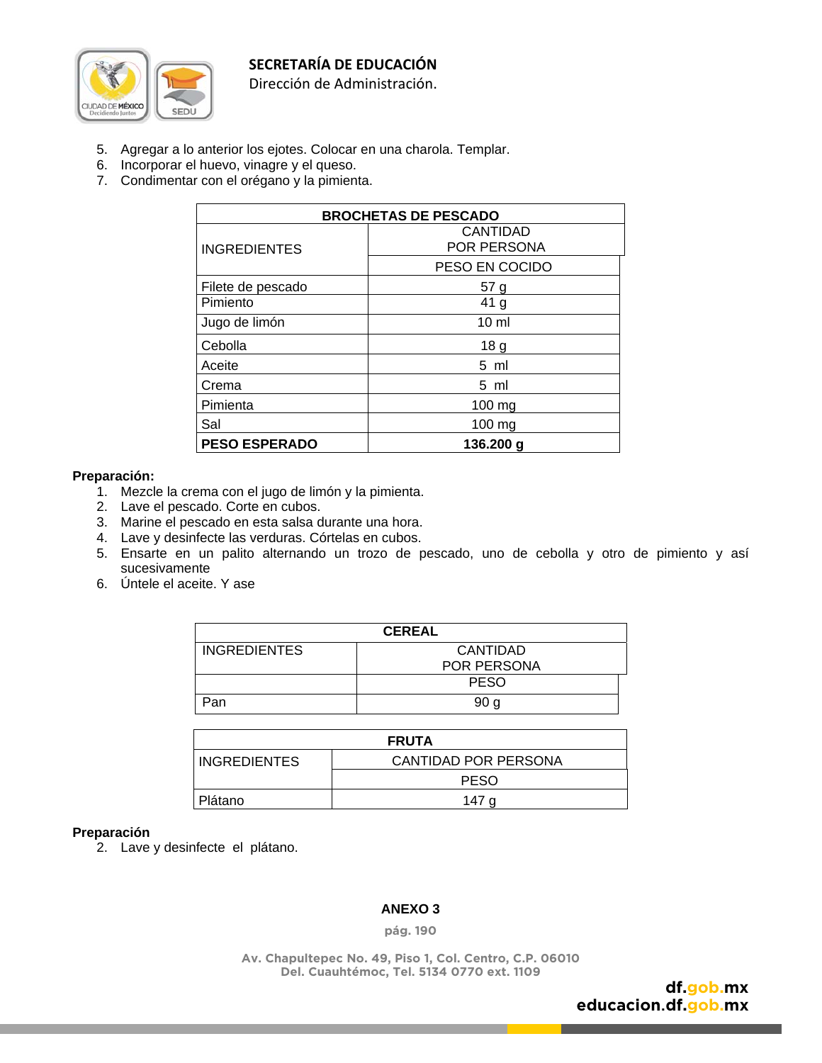5. Agregar a lo anterior los ejotes. Colocar en una charola. Templar.
6. Incorporar el huevo, vinagre y el queso.
7. Condimentar con el orégano y la pimienta.

| BROCHETAS DE PESCADO | |
|---|---|
| INGREDIENTES | CANTIDAD POR PERSONA |
| | PESO EN COCIDO |
| Filete de pescado | 57 g |
| Pimiento | 41 g |
| Jugo de limón | 10 ml |
| Cebolla | 18 g |
| Aceite | 5 ml |
| Crema | 5 ml |
| Pimienta | 100 mg |
| Sal | 100 mg |
| **PESO ESPERADO** | **136.200 g** |

**Preparación:**

1. Mezcle la crema con el jugo de limón y la pimienta.
2. Lave el pescado. Corte en cubos.
3. Marine el pescado en esta salsa durante una hora.
4. Lave y desinfecte las verduras. Córtelas en cubos.
5. Ensarte en un palito alternando un trozo de pescado, uno de cebolla y otro de pimiento y así sucesivamente
6. Úntele el aceite. Y ase

| CEREAL | |
|---|---|
| INGREDIENTES | CANTIDAD POR PERSONA |
| | PESO |
| Pan | 90 g |

| FRUTA | |
|---|---|
| INGREDIENTES | CANTIDAD POR PERSONA |
| | PESO |
| Plátano | 147 g |

**Preparación**

2. Lave y desinfecte el plátano.

**ANEXO 3**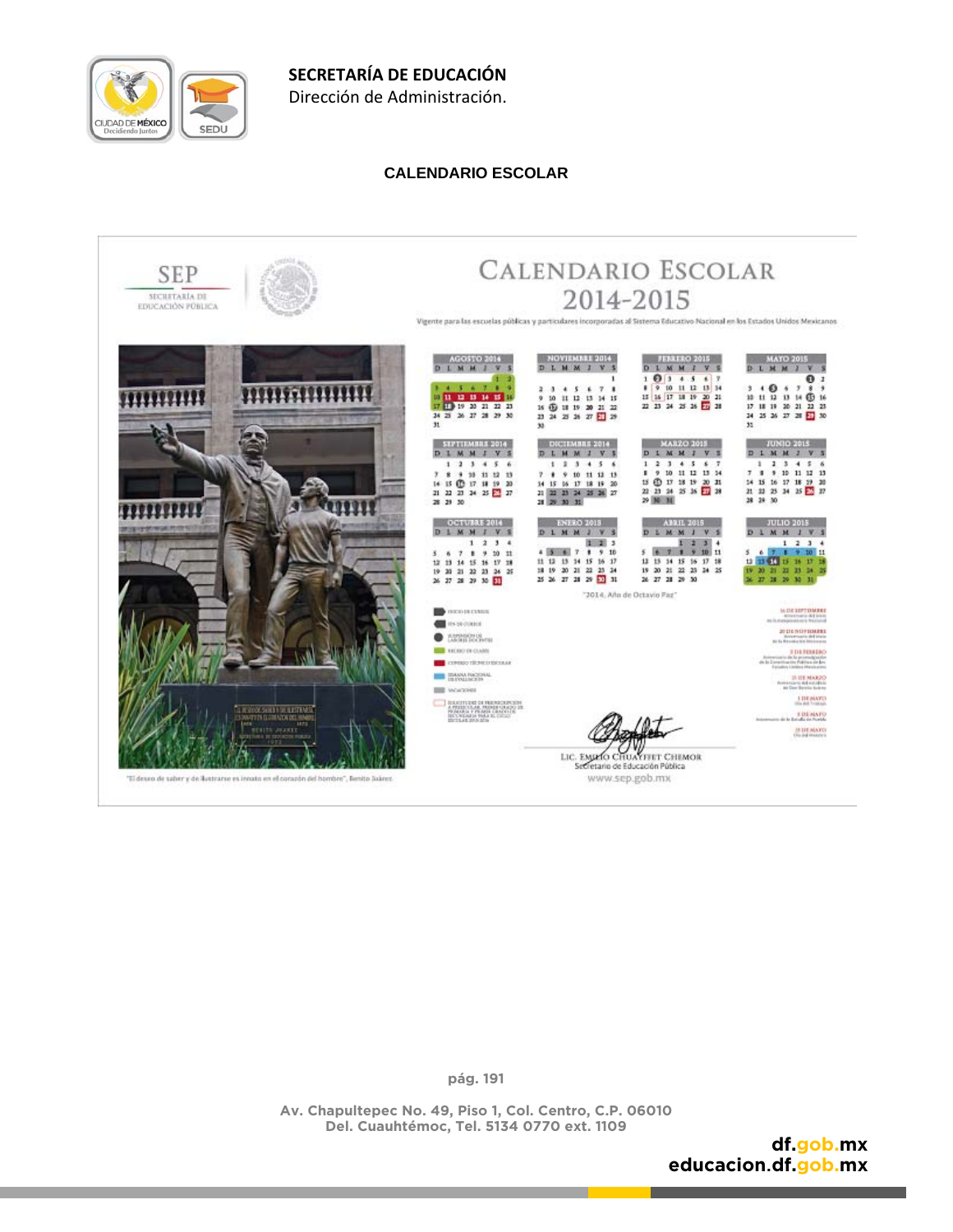**SECRETARÍA DE EDUCACIÓN**
Dirección de Administración.

### CALENDARIO ESCOLAR

SEP
SECRETARÍA DE EDUCACIÓN PÚBLICA

# CALENDARIO ESCOLAR 2014-2015

Vigente para las escuelas públicas y particulares incorporadas al Sistema Educativo Nacional en los Estados Unidos Mexicanos

"2014, Año de Octavio Paz"

"El deseo de saber y de ilustrarse es innato en el corazón del hombre", Benito Juárez.

LIC. EMILIO CHUAYFFET CHEMOR
Secretario de Educación Pública
www.sep.gob.mx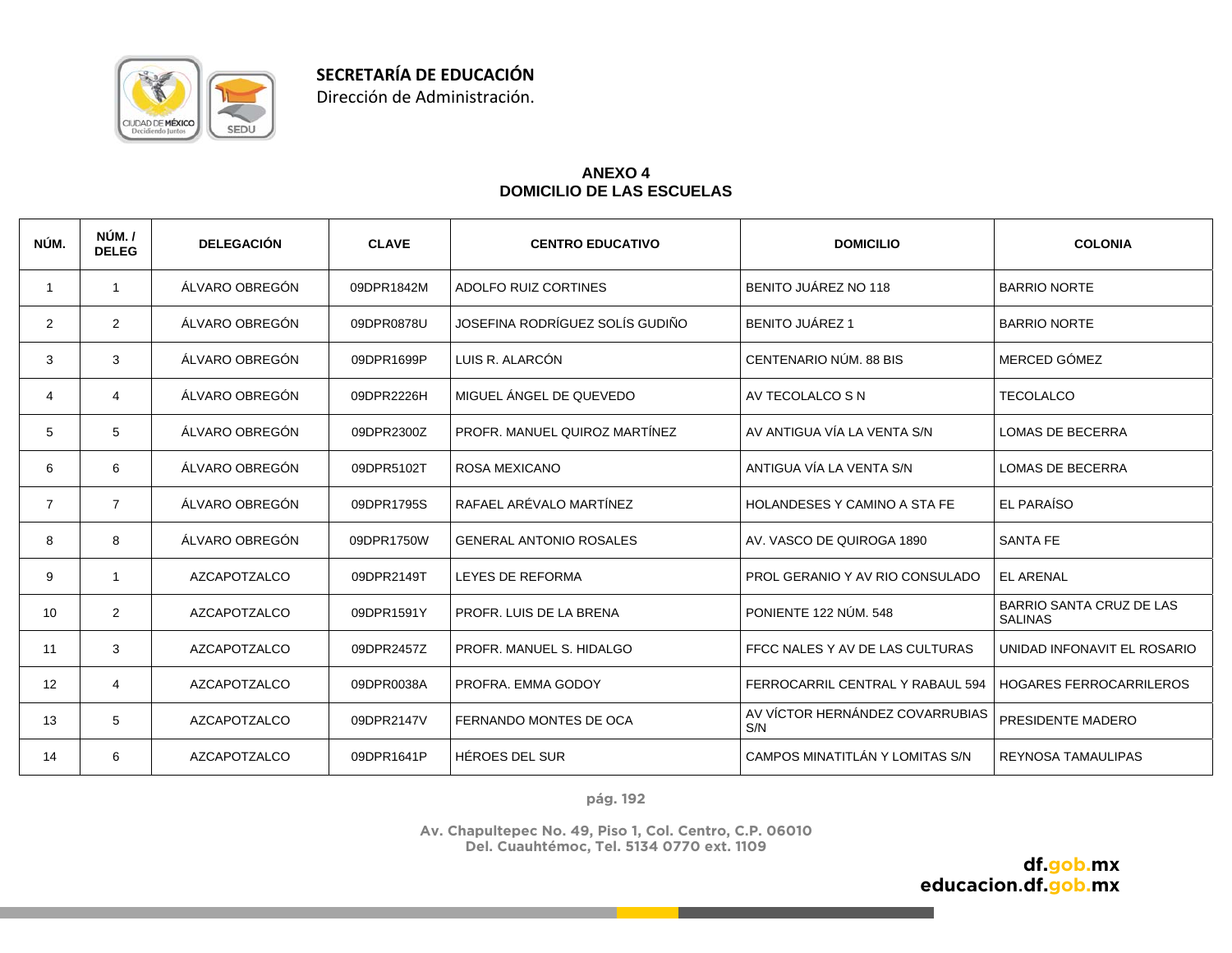**SECRETARÍA DE EDUCACIÓN**
Dirección de Administración.

## ANEXO 4
## DOMICILIO DE LAS ESCUELAS

| NÚM. | NÚM. / DELEG | DELEGACIÓN | CLAVE | CENTRO EDUCATIVO | DOMICILIO | COLONIA |
|---|---|---|---|---|---|---|
| 1 | 1 | ÁLVARO OBREGÓN | 09DPR1842M | ADOLFO RUIZ CORTINES | BENITO JUÁREZ NO 118 | BARRIO NORTE |
| 2 | 2 | ÁLVARO OBREGÓN | 09DPR0878U | JOSEFINA RODRÍGUEZ SOLÍS GUDIÑO | BENITO JUÁREZ 1 | BARRIO NORTE |
| 3 | 3 | ÁLVARO OBREGÓN | 09DPR1699P | LUIS R. ALARCÓN | CENTENARIO NÚM. 88 BIS | MERCED GÓMEZ |
| 4 | 4 | ÁLVARO OBREGÓN | 09DPR2226H | MIGUEL ÁNGEL DE QUEVEDO | AV TECOLALCO S N | TECOLALCO |
| 5 | 5 | ÁLVARO OBREGÓN | 09DPR2300Z | PROFR. MANUEL QUIROZ MARTÍNEZ | AV ANTIGUA VÍA LA VENTA S/N | LOMAS DE BECERRA |
| 6 | 6 | ÁLVARO OBREGÓN | 09DPR5102T | ROSA MEXICANO | ANTIGUA VÍA LA VENTA S/N | LOMAS DE BECERRA |
| 7 | 7 | ÁLVARO OBREGÓN | 09DPR1795S | RAFAEL ARÉVALO MARTÍNEZ | HOLANDESES Y CAMINO A STA FE | EL PARAÍSO |
| 8 | 8 | ÁLVARO OBREGÓN | 09DPR1750W | GENERAL ANTONIO ROSALES | AV. VASCO DE QUIROGA 1890 | SANTA FE |
| 9 | 1 | AZCAPOTZALCO | 09DPR2149T | LEYES DE REFORMA | PROL GERANIO Y AV RIO CONSULADO | EL ARENAL |
| 10 | 2 | AZCAPOTZALCO | 09DPR1591Y | PROFR. LUIS DE LA BRENA | PONIENTE 122 NÚM. 548 | BARRIO SANTA CRUZ DE LAS SALINAS |
| 11 | 3 | AZCAPOTZALCO | 09DPR2457Z | PROFR. MANUEL S. HIDALGO | FFCC NALES Y AV DE LAS CULTURAS | UNIDAD INFONAVIT EL ROSARIO |
| 12 | 4 | AZCAPOTZALCO | 09DPR0038A | PROFRA. EMMA GODOY | FERROCARRIL CENTRAL Y RABAUL 594 | HOGARES FERROCARRILEROS |
| 13 | 5 | AZCAPOTZALCO | 09DPR2147V | FERNANDO MONTES DE OCA | AV VÍCTOR HERNÁNDEZ COVARRUBIAS S/N | PRESIDENTE MADERO |
| 14 | 6 | AZCAPOTZALCO | 09DPR1641P | HÉROES DEL SUR | CAMPOS MINATITLÁN Y LOMITAS S/N | REYNOSA TAMAULIPAS |

Av. Chapultepec No. 49, Piso 1, Col. Centro, C.P. 06010
Del. Cuauhtémoc, Tel. 5134 0770 ext. 1109

df.gob.mx
educacion.df.gob.mx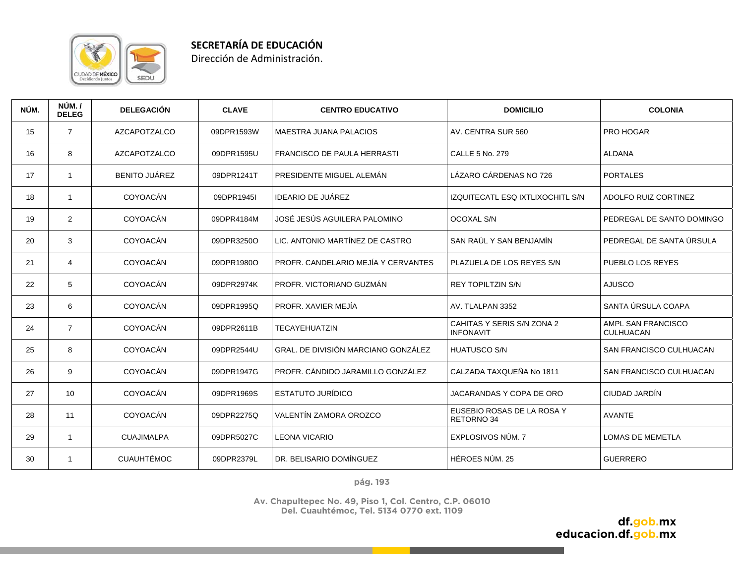**SECRETARÍA DE EDUCACIÓN**
Dirección de Administración.

| NÚM. | NÚM. / DELEG | DELEGACIÓN | CLAVE | CENTRO EDUCATIVO | DOMICILIO | COLONIA |
|---|---|---|---|---|---|---|
| 15 | 7 | AZCAPOTZALCO | 09DPR1593W | MAESTRA JUANA PALACIOS | AV. CENTRA SUR 560 | PRO HOGAR |
| 16 | 8 | AZCAPOTZALCO | 09DPR1595U | FRANCISCO DE PAULA HERRASTI | CALLE 5 No. 279 | ALDANA |
| 17 | 1 | BENITO JUÁREZ | 09DPR1241T | PRESIDENTE MIGUEL ALEMÁN | LÁZARO CÁRDENAS NO 726 | PORTALES |
| 18 | 1 | COYOACÁN | 09DPR1945I | IDEARIO DE JUÁREZ | IZQUITECATL ESQ IXTLIXOCHITL S/N | ADOLFO RUIZ CORTINEZ |
| 19 | 2 | COYOACÁN | 09DPR4184M | JOSÉ JESÚS AGUILERA PALOMINO | OCOXAL S/N | PEDREGAL DE SANTO DOMINGO |
| 20 | 3 | COYOACÁN | 09DPR3250O | LIC. ANTONIO MARTÍNEZ DE CASTRO | SAN RAÚL Y SAN BENJAMÍN | PEDREGAL DE SANTA ÚRSULA |
| 21 | 4 | COYOACÁN | 09DPR1980O | PROFR. CANDELARIO MEJÍA Y CERVANTES | PLAZUELA DE LOS REYES S/N | PUEBLO LOS REYES |
| 22 | 5 | COYOACÁN | 09DPR2974K | PROFR. VICTORIANO GUZMÁN | REY TOPILTZIN S/N | AJUSCO |
| 23 | 6 | COYOACÁN | 09DPR1995Q | PROFR. XAVIER MEJÍA | AV. TLALPAN 3352 | SANTA ÚRSULA COAPA |
| 24 | 7 | COYOACÁN | 09DPR2611B | TECAYEHUATZIN | CAHITAS Y SERIS S/N ZONA 2 INFONAVIT | AMPL SAN FRANCISCO CULHUACAN |
| 25 | 8 | COYOACÁN | 09DPR2544U | GRAL. DE DIVISIÓN MARCIANO GONZÁLEZ | HUATUSCO S/N | SAN FRANCISCO CULHUACAN |
| 26 | 9 | COYOACÁN | 09DPR1947G | PROFR. CÁNDIDO JARAMILLO GONZÁLEZ | CALZADA TAXQUEÑA No 1811 | SAN FRANCISCO CULHUACAN |
| 27 | 10 | COYOACÁN | 09DPR1969S | ESTATUTO JURÍDICO | JACARANDAS Y COPA DE ORO | CIUDAD JARDÍN |
| 28 | 11 | COYOACÁN | 09DPR2275Q | VALENTÍN ZAMORA OROZCO | EUSEBIO ROSAS DE LA ROSA Y RETORNO 34 | AVANTE |
| 29 | 1 | CUAJIMALPA | 09DPR5027C | LEONA VICARIO | EXPLOSIVOS NÚM. 7 | LOMAS DE MEMETLA |
| 30 | 1 | CUAUHTÉMOC | 09DPR2379L | DR. BELISARIO DOMÍNGUEZ | HÉROES NÚM. 25 | GUERRERO |

Av. Chapultepec No. 49, Piso 1, Col. Centro, C.P. 06010
Del. Cuauhtémoc, Tel. 5134 0770 ext. 1109

df.gob.mx
educacion.df.gob.mx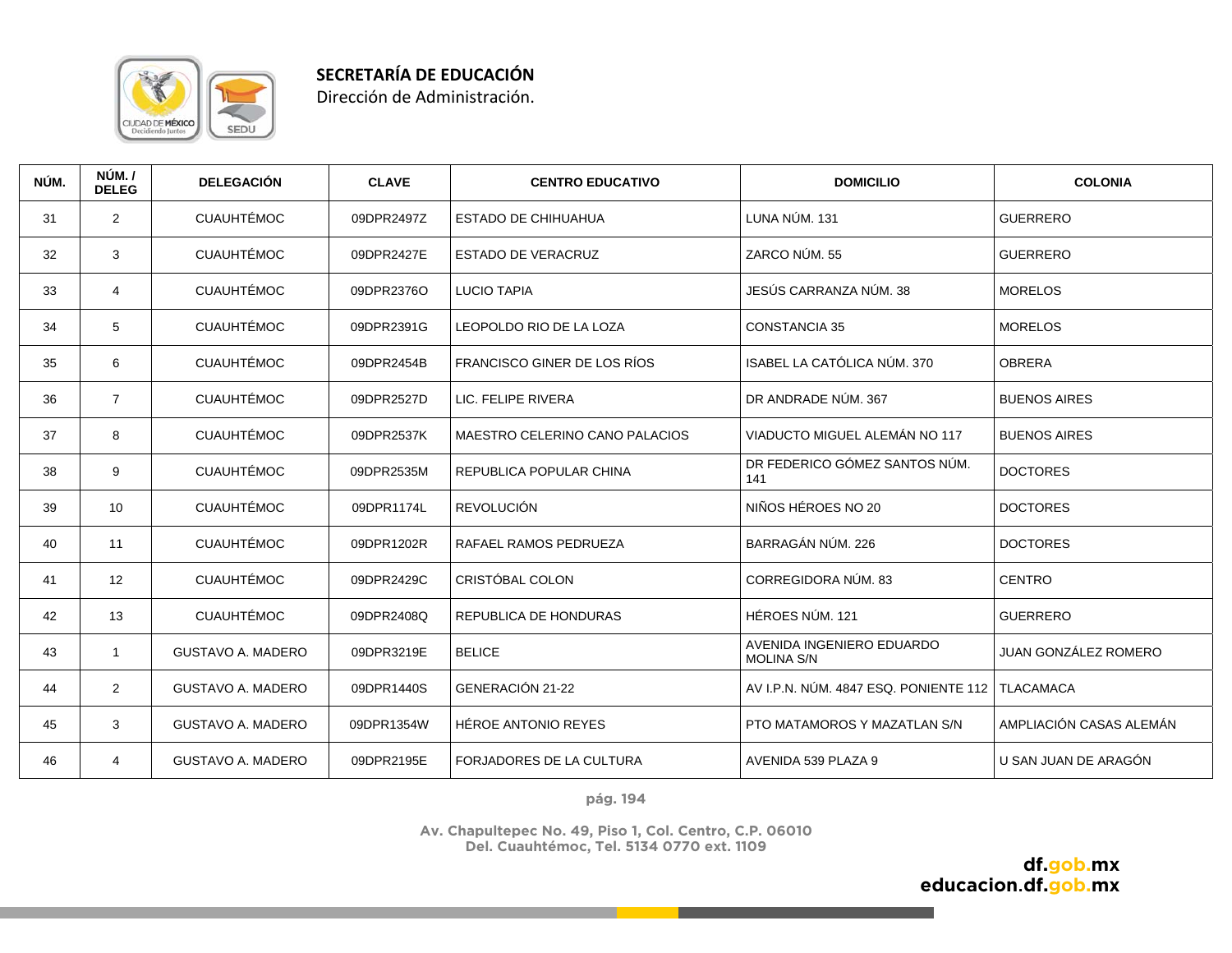**SECRETARÍA DE EDUCACIÓN**
Dirección de Administración.

| NÚM. | NÚM. / DELEG | DELEGACIÓN | CLAVE | CENTRO EDUCATIVO | DOMICILIO | COLONIA |
|---|---|---|---|---|---|---|
| 31 | 2 | CUAUHTÉMOC | 09DPR2497Z | ESTADO DE CHIHUAHUA | LUNA NÚM. 131 | GUERRERO |
| 32 | 3 | CUAUHTÉMOC | 09DPR2427E | ESTADO DE VERACRUZ | ZARCO NÚM. 55 | GUERRERO |
| 33 | 4 | CUAUHTÉMOC | 09DPR2376O | LUCIO TAPIA | JESÚS CARRANZA NÚM. 38 | MORELOS |
| 34 | 5 | CUAUHTÉMOC | 09DPR2391G | LEOPOLDO RIO DE LA LOZA | CONSTANCIA 35 | MORELOS |
| 35 | 6 | CUAUHTÉMOC | 09DPR2454B | FRANCISCO GINER DE LOS RÍOS | ISABEL LA CATÓLICA NÚM. 370 | OBRERA |
| 36 | 7 | CUAUHTÉMOC | 09DPR2527D | LIC. FELIPE RIVERA | DR ANDRADE NÚM. 367 | BUENOS AIRES |
| 37 | 8 | CUAUHTÉMOC | 09DPR2537K | MAESTRO CELERINO CANO PALACIOS | VIADUCTO MIGUEL ALEMÁN NO 117 | BUENOS AIRES |
| 38 | 9 | CUAUHTÉMOC | 09DPR2535M | REPUBLICA POPULAR CHINA | DR FEDERICO GÓMEZ SANTOS NÚM. 141 | DOCTORES |
| 39 | 10 | CUAUHTÉMOC | 09DPR1174L | REVOLUCIÓN | NIÑOS HÉROES NO 20 | DOCTORES |
| 40 | 11 | CUAUHTÉMOC | 09DPR1202R | RAFAEL RAMOS PEDRUEZA | BARRAGÁN NÚM. 226 | DOCTORES |
| 41 | 12 | CUAUHTÉMOC | 09DPR2429C | CRISTÓBAL COLON | CORREGIDORA NÚM. 83 | CENTRO |
| 42 | 13 | CUAUHTÉMOC | 09DPR2408Q | REPUBLICA DE HONDURAS | HÉROES NÚM. 121 | GUERRERO |
| 43 | 1 | GUSTAVO A. MADERO | 09DPR3219E | BELICE | AVENIDA INGENIERO EDUARDO MOLINA S/N | JUAN GONZÁLEZ ROMERO |
| 44 | 2 | GUSTAVO A. MADERO | 09DPR1440S | GENERACIÓN 21-22 | AV I.P.N. NÚM. 4847 ESQ. PONIENTE 112 | TLACAMACA |
| 45 | 3 | GUSTAVO A. MADERO | 09DPR1354W | HÉROE ANTONIO REYES | PTO MATAMOROS Y MAZATLAN S/N | AMPLIACIÓN CASAS ALEMÁN |
| 46 | 4 | GUSTAVO A. MADERO | 09DPR2195E | FORJADORES DE LA CULTURA | AVENIDA 539 PLAZA 9 | U SAN JUAN DE ARAGÓN |

Av. Chapultepec No. 49, Piso 1, Col. Centro, C.P. 06010
Del. Cuauhtémoc, Tel. 5134 0770 ext. 1109

df.gob.mx
educacion.df.gob.mx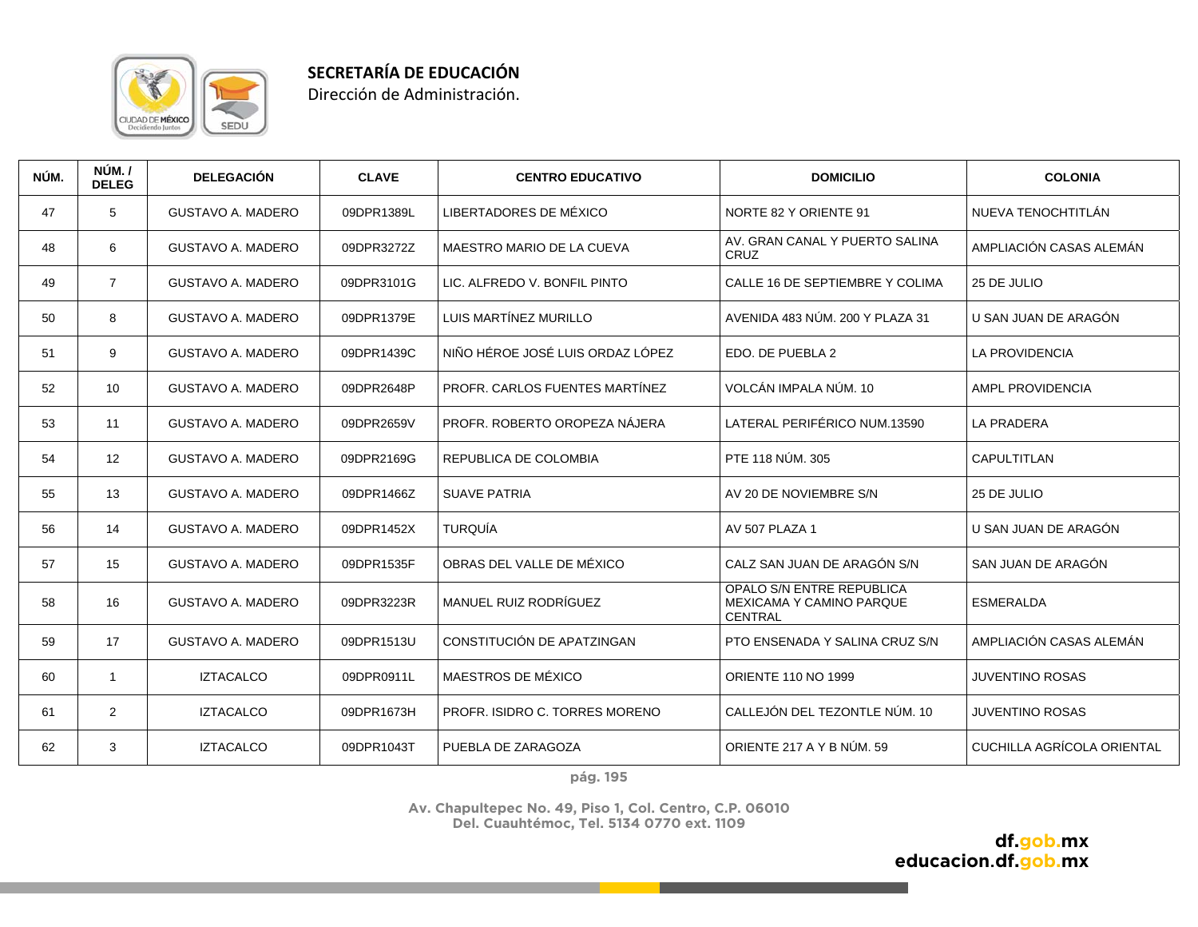**SECRETARÍA DE EDUCACIÓN**
Dirección de Administración.

| NÚM. | NÚM. / DELEG | DELEGACIÓN | CLAVE | CENTRO EDUCATIVO | DOMICILIO | COLONIA |
|---|---|---|---|---|---|---|
| 47 | 5 | GUSTAVO A. MADERO | 09DPR1389L | LIBERTADORES DE MÉXICO | NORTE 82 Y ORIENTE 91 | NUEVA TENOCHTITLÁN |
| 48 | 6 | GUSTAVO A. MADERO | 09DPR3272Z | MAESTRO MARIO DE LA CUEVA | AV. GRAN CANAL Y PUERTO SALINA CRUZ | AMPLIACIÓN CASAS ALEMÁN |
| 49 | 7 | GUSTAVO A. MADERO | 09DPR3101G | LIC. ALFREDO V. BONFIL PINTO | CALLE 16 DE SEPTIEMBRE Y COLIMA | 25 DE JULIO |
| 50 | 8 | GUSTAVO A. MADERO | 09DPR1379E | LUIS MARTÍNEZ MURILLO | AVENIDA 483 NÚM. 200 Y PLAZA 31 | U SAN JUAN DE ARAGÓN |
| 51 | 9 | GUSTAVO A. MADERO | 09DPR1439C | NIÑO HÉROE JOSÉ LUIS ORDAZ LÓPEZ | EDO. DE PUEBLA 2 | LA PROVIDENCIA |
| 52 | 10 | GUSTAVO A. MADERO | 09DPR2648P | PROFR. CARLOS FUENTES MARTÍNEZ | VOLCÁN IMPALA NÚM. 10 | AMPL PROVIDENCIA |
| 53 | 11 | GUSTAVO A. MADERO | 09DPR2659V | PROFR. ROBERTO OROPEZA NÁJERA | LATERAL PERIFÉRICO NUM.13590 | LA PRADERA |
| 54 | 12 | GUSTAVO A. MADERO | 09DPR2169G | REPUBLICA DE COLOMBIA | PTE 118 NÚM. 305 | CAPULTITLAN |
| 55 | 13 | GUSTAVO A. MADERO | 09DPR1466Z | SUAVE PATRIA | AV 20 DE NOVIEMBRE S/N | 25 DE JULIO |
| 56 | 14 | GUSTAVO A. MADERO | 09DPR1452X | TURQUÍA | AV 507 PLAZA 1 | U SAN JUAN DE ARAGÓN |
| 57 | 15 | GUSTAVO A. MADERO | 09DPR1535F | OBRAS DEL VALLE DE MÉXICO | CALZ SAN JUAN DE ARAGÓN S/N | SAN JUAN DE ARAGÓN |
| 58 | 16 | GUSTAVO A. MADERO | 09DPR3223R | MANUEL RUIZ RODRÍGUEZ | OPALO S/N ENTRE REPUBLICA MEXICAMA Y CAMINO PARQUE CENTRAL | ESMERALDA |
| 59 | 17 | GUSTAVO A. MADERO | 09DPR1513U | CONSTITUCIÓN DE APATZINGAN | PTO ENSENADA Y SALINA CRUZ S/N | AMPLIACIÓN CASAS ALEMÁN |
| 60 | 1 | IZTACALCO | 09DPR0911L | MAESTROS DE MÉXICO | ORIENTE 110 NO 1999 | JUVENTINO ROSAS |
| 61 | 2 | IZTACALCO | 09DPR1673H | PROFR. ISIDRO C. TORRES MORENO | CALLEJÓN DEL TEZONTLE NÚM. 10 | JUVENTINO ROSAS |
| 62 | 3 | IZTACALCO | 09DPR1043T | PUEBLA DE ZARAGOZA | ORIENTE 217 A Y B NÚM. 59 | CUCHILLA AGRÍCOLA ORIENTAL |

Av. Chapultepec No. 49, Piso 1, Col. Centro, C.P. 06010
Del. Cuauhtémoc, Tel. 5134 0770 ext. 1109

df.gob.mx
educacion.df.gob.mx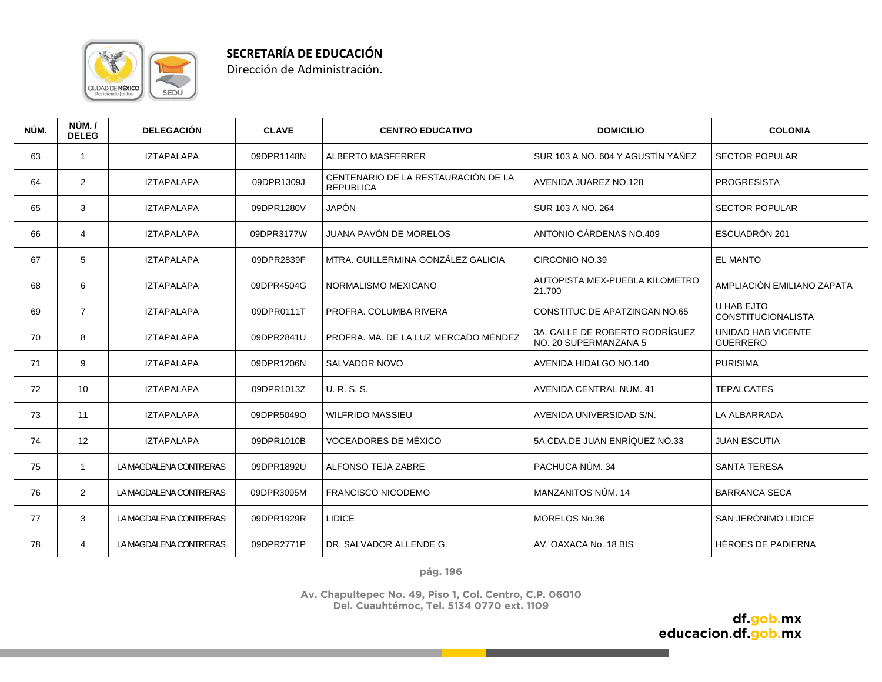**SECRETARÍA DE EDUCACIÓN**
Dirección de Administración.

| NÚM. | NÚM. / DELEG | DELEGACIÓN | CLAVE | CENTRO EDUCATIVO | DOMICILIO | COLONIA |
|---|---|---|---|---|---|---|
| 63 | 1 | IZTAPALAPA | 09DPR1148N | ALBERTO MASFERRER | SUR 103 A NO. 604 Y AGUSTÍN YÁÑEZ | SECTOR POPULAR |
| 64 | 2 | IZTAPALAPA | 09DPR1309J | CENTENARIO DE LA RESTAURACIÓN DE LA REPUBLICA | AVENIDA JUÁREZ NO.128 | PROGRESISTA |
| 65 | 3 | IZTAPALAPA | 09DPR1280V | JAPÓN | SUR 103 A NO. 264 | SECTOR POPULAR |
| 66 | 4 | IZTAPALAPA | 09DPR3177W | JUANA PAVÓN DE MORELOS | ANTONIO CÁRDENAS NO.409 | ESCUADRÓN 201 |
| 67 | 5 | IZTAPALAPA | 09DPR2839F | MTRA. GUILLERMINA GONZÁLEZ GALICIA | CIRCONIO NO.39 | EL MANTO |
| 68 | 6 | IZTAPALAPA | 09DPR4504G | NORMALISMO MEXICANO | AUTOPISTA MEX-PUEBLA KILOMETRO 21.700 | AMPLIACIÓN EMILIANO ZAPATA |
| 69 | 7 | IZTAPALAPA | 09DPR0111T | PROFRA. COLUMBA RIVERA | CONSTITUC.DE APATZINGAN NO.65 | U HAB EJTO CONSTITUCIONALISTA |
| 70 | 8 | IZTAPALAPA | 09DPR2841U | PROFRA. MA. DE LA LUZ MERCADO MÉNDEZ | 3A. CALLE DE ROBERTO RODRÍGUEZ NO. 20 SUPERMANZANA 5 | UNIDAD HAB VICENTE GUERRERO |
| 71 | 9 | IZTAPALAPA | 09DPR1206N | SALVADOR NOVO | AVENIDA HIDALGO NO.140 | PURISIMA |
| 72 | 10 | IZTAPALAPA | 09DPR1013Z | U. R. S. S. | AVENIDA CENTRAL NÚM. 41 | TEPALCATES |
| 73 | 11 | IZTAPALAPA | 09DPR5049O | WILFRIDO MASSIEU | AVENIDA UNIVERSIDAD S/N. | LA ALBARRADA |
| 74 | 12 | IZTAPALAPA | 09DPR1010B | VOCEADORES DE MÉXICO | 5A.CDA.DE JUAN ENRÍQUEZ NO.33 | JUAN ESCUTIA |
| 75 | 1 | LA MAGDALENA CONTRERAS | 09DPR1892U | ALFONSO TEJA ZABRE | PACHUCA NÚM. 34 | SANTA TERESA |
| 76 | 2 | LA MAGDALENA CONTRERAS | 09DPR3095M | FRANCISCO NICODEMO | MANZANITOS NÚM. 14 | BARRANCA SECA |
| 77 | 3 | LA MAGDALENA CONTRERAS | 09DPR1929R | LIDICE | MORELOS No.36 | SAN JERÓNIMO LIDICE |
| 78 | 4 | LA MAGDALENA CONTRERAS | 09DPR2771P | DR. SALVADOR ALLENDE G. | AV. OAXACA No. 18 BIS | HÉROES DE PADIERNA |

Av. Chapultepec No. 49, Piso 1, Col. Centro, C.P. 06010
Del. Cuauhtémoc, Tel. 5134 0770 ext. 1109

df.gob.mx
educacion.df.gob.mx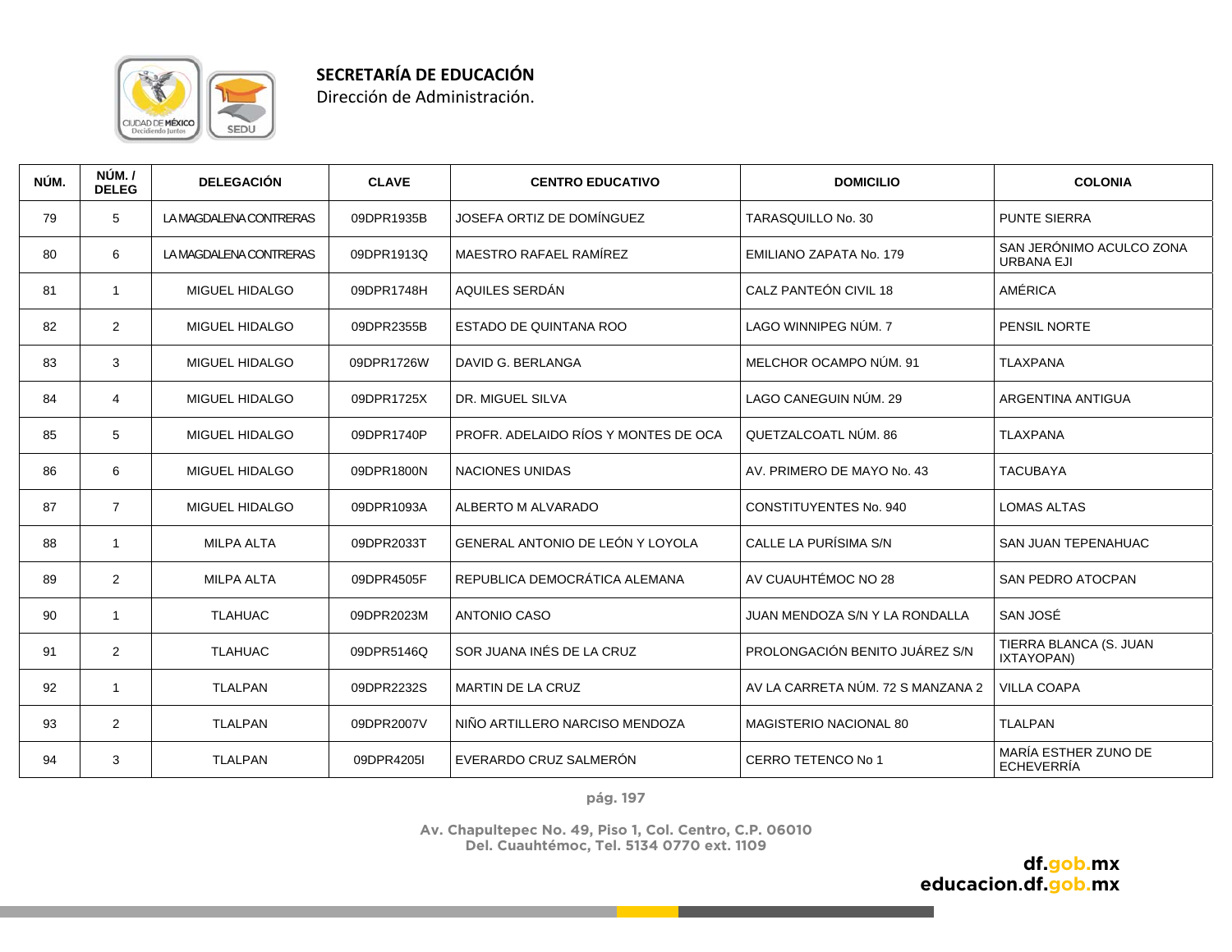**SECRETARÍA DE EDUCACIÓN**
Dirección de Administración.

| NÚM. | NÚM. / DELEG | DELEGACIÓN | CLAVE | CENTRO EDUCATIVO | DOMICILIO | COLONIA |
|---|---|---|---|---|---|---|
| 79 | 5 | LA MAGDALENA CONTRERAS | 09DPR1935B | JOSEFA ORTIZ DE DOMÍNGUEZ | TARASQUILLO No. 30 | PUNTE SIERRA |
| 80 | 6 | LA MAGDALENA CONTRERAS | 09DPR1913Q | MAESTRO RAFAEL RAMÍREZ | EMILIANO ZAPATA No. 179 | SAN JERÓNIMO ACULCO ZONA URBANA EJI |
| 81 | 1 | MIGUEL HIDALGO | 09DPR1748H | AQUILES SERDÁN | CALZ PANTEÓN CIVIL 18 | AMÉRICA |
| 82 | 2 | MIGUEL HIDALGO | 09DPR2355B | ESTADO DE QUINTANA ROO | LAGO WINNIPEG NÚM. 7 | PENSIL NORTE |
| 83 | 3 | MIGUEL HIDALGO | 09DPR1726W | DAVID G. BERLANGA | MELCHOR OCAMPO NÚM. 91 | TLAXPANA |
| 84 | 4 | MIGUEL HIDALGO | 09DPR1725X | DR. MIGUEL SILVA | LAGO CANEGUIN NÚM. 29 | ARGENTINA ANTIGUA |
| 85 | 5 | MIGUEL HIDALGO | 09DPR1740P | PROFR. ADELAIDO RÍOS Y MONTES DE OCA | QUETZALCOATL NÚM. 86 | TLAXPANA |
| 86 | 6 | MIGUEL HIDALGO | 09DPR1800N | NACIONES UNIDAS | AV. PRIMERO DE MAYO No. 43 | TACUBAYA |
| 87 | 7 | MIGUEL HIDALGO | 09DPR1093A | ALBERTO M ALVARADO | CONSTITUYENTES No. 940 | LOMAS ALTAS |
| 88 | 1 | MILPA ALTA | 09DPR2033T | GENERAL ANTONIO DE LEÓN Y LOYOLA | CALLE LA PURÍSIMA S/N | SAN JUAN TEPENAHUAC |
| 89 | 2 | MILPA ALTA | 09DPR4505F | REPUBLICA DEMOCRÁTICA ALEMANA | AV CUAUHTÉMOC NO 28 | SAN PEDRO ATOCPAN |
| 90 | 1 | TLAHUAC | 09DPR2023M | ANTONIO CASO | JUAN MENDOZA S/N Y LA RONDALLA | SAN JOSÉ |
| 91 | 2 | TLAHUAC | 09DPR5146Q | SOR JUANA INÉS DE LA CRUZ | PROLONGACIÓN BENITO JUÁREZ S/N | TIERRA BLANCA (S. JUAN IXTAYOPAN) |
| 92 | 1 | TLALPAN | 09DPR2232S | MARTIN DE LA CRUZ | AV LA CARRETA NÚM. 72 S MANZANA 2 | VILLA COAPA |
| 93 | 2 | TLALPAN | 09DPR2007V | NIÑO ARTILLERO NARCISO MENDOZA | MAGISTERIO NACIONAL 80 | TLALPAN |
| 94 | 3 | TLALPAN | 09DPR4205I | EVERARDO CRUZ SALMERÓN | CERRO TETENCO No 1 | MARÍA ESTHER ZUNO DE ECHEVERRÍA |

Av. Chapultepec No. 49, Piso 1, Col. Centro, C.P. 06010
Del. Cuauhtémoc, Tel. 5134 0770 ext. 1109

df.gob.mx
educacion.df.gob.mx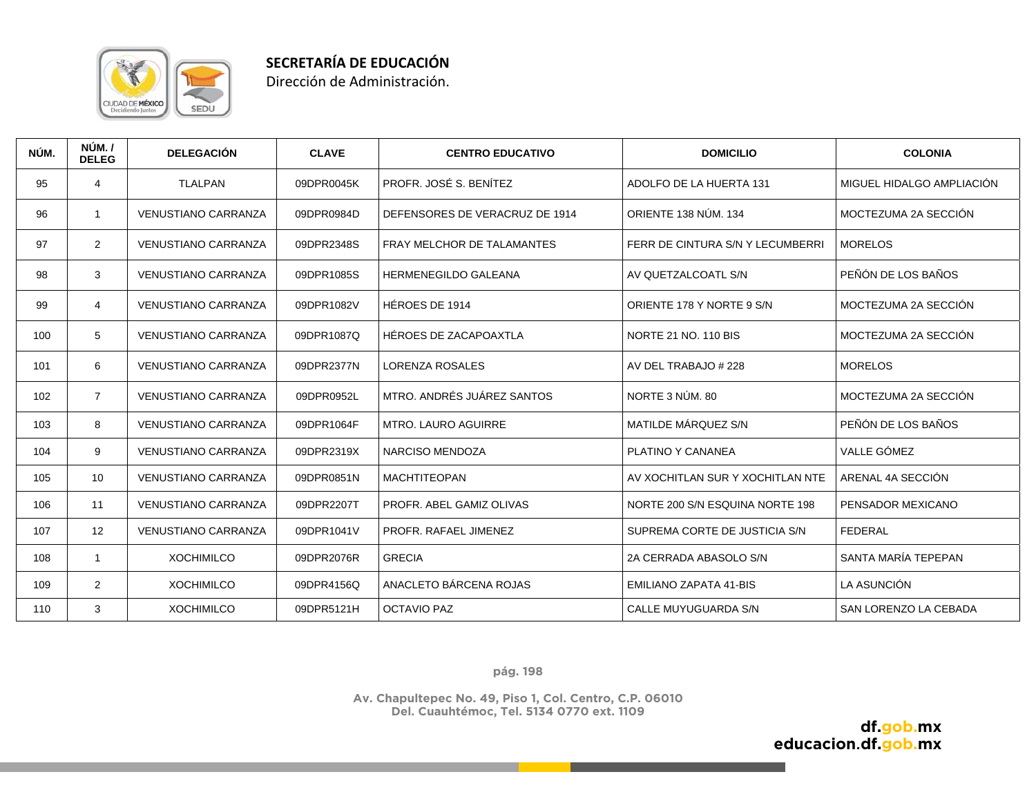**SECRETARÍA DE EDUCACIÓN**
Dirección de Administración.

| NÚM. | NÚM. / DELEG | DELEGACIÓN | CLAVE | CENTRO EDUCATIVO | DOMICILIO | COLONIA |
|---|---|---|---|---|---|---|
| 95 | 4 | TLALPAN | 09DPR0045K | PROFR. JOSÉ S. BENÍTEZ | ADOLFO DE LA HUERTA 131 | MIGUEL HIDALGO AMPLIACIÓN |
| 96 | 1 | VENUSTIANO CARRANZA | 09DPR0984D | DEFENSORES DE VERACRUZ DE 1914 | ORIENTE 138 NÚM. 134 | MOCTEZUMA 2A SECCIÓN |
| 97 | 2 | VENUSTIANO CARRANZA | 09DPR2348S | FRAY MELCHOR DE TALAMANTES | FERR DE CINTURA S/N Y LECUMBERRI | MORELOS |
| 98 | 3 | VENUSTIANO CARRANZA | 09DPR1085S | HERMENEGILDO GALEANA | AV QUETZALCOATL S/N | PEÑÓN DE LOS BAÑOS |
| 99 | 4 | VENUSTIANO CARRANZA | 09DPR1082V | HÉROES DE 1914 | ORIENTE 178 Y NORTE 9 S/N | MOCTEZUMA 2A SECCIÓN |
| 100 | 5 | VENUSTIANO CARRANZA | 09DPR1087Q | HÉROES DE ZACAPOAXTLA | NORTE 21 NO. 110 BIS | MOCTEZUMA 2A SECCIÓN |
| 101 | 6 | VENUSTIANO CARRANZA | 09DPR2377N | LORENZA ROSALES | AV DEL TRABAJO # 228 | MORELOS |
| 102 | 7 | VENUSTIANO CARRANZA | 09DPR0952L | MTRO. ANDRÉS JUÁREZ SANTOS | NORTE 3 NÚM. 80 | MOCTEZUMA 2A SECCIÓN |
| 103 | 8 | VENUSTIANO CARRANZA | 09DPR1064F | MTRO. LAURO AGUIRRE | MATILDE MÁRQUEZ S/N | PEÑÓN DE LOS BAÑOS |
| 104 | 9 | VENUSTIANO CARRANZA | 09DPR2319X | NARCISO MENDOZA | PLATINO Y CANANEA | VALLE GÓMEZ |
| 105 | 10 | VENUSTIANO CARRANZA | 09DPR0851N | MACHTITEOPAN | AV XOCHITLAN SUR Y XOCHITLAN NTE | ARENAL 4A SECCIÓN |
| 106 | 11 | VENUSTIANO CARRANZA | 09DPR2207T | PROFR. ABEL GAMIZ OLIVAS | NORTE 200 S/N ESQUINA NORTE 198 | PENSADOR MEXICANO |
| 107 | 12 | VENUSTIANO CARRANZA | 09DPR1041V | PROFR. RAFAEL JIMENEZ | SUPREMA CORTE DE JUSTICIA S/N | FEDERAL |
| 108 | 1 | XOCHIMILCO | 09DPR2076R | GRECIA | 2A CERRADA ABASOLO S/N | SANTA MARÍA TEPEPAN |
| 109 | 2 | XOCHIMILCO | 09DPR4156Q | ANACLETO BÁRCENA ROJAS | EMILIANO ZAPATA 41-BIS | LA ASUNCIÓN |
| 110 | 3 | XOCHIMILCO | 09DPR5121H | OCTAVIO PAZ | CALLE MUYUGUARDA S/N | SAN LORENZO LA CEBADA |

Av. Chapultepec No. 49, Piso 1, Col. Centro, C.P. 06010
Del. Cuauhtémoc, Tel. 5134 0770 ext. 1109

df.gob.mx
educacion.df.gob.mx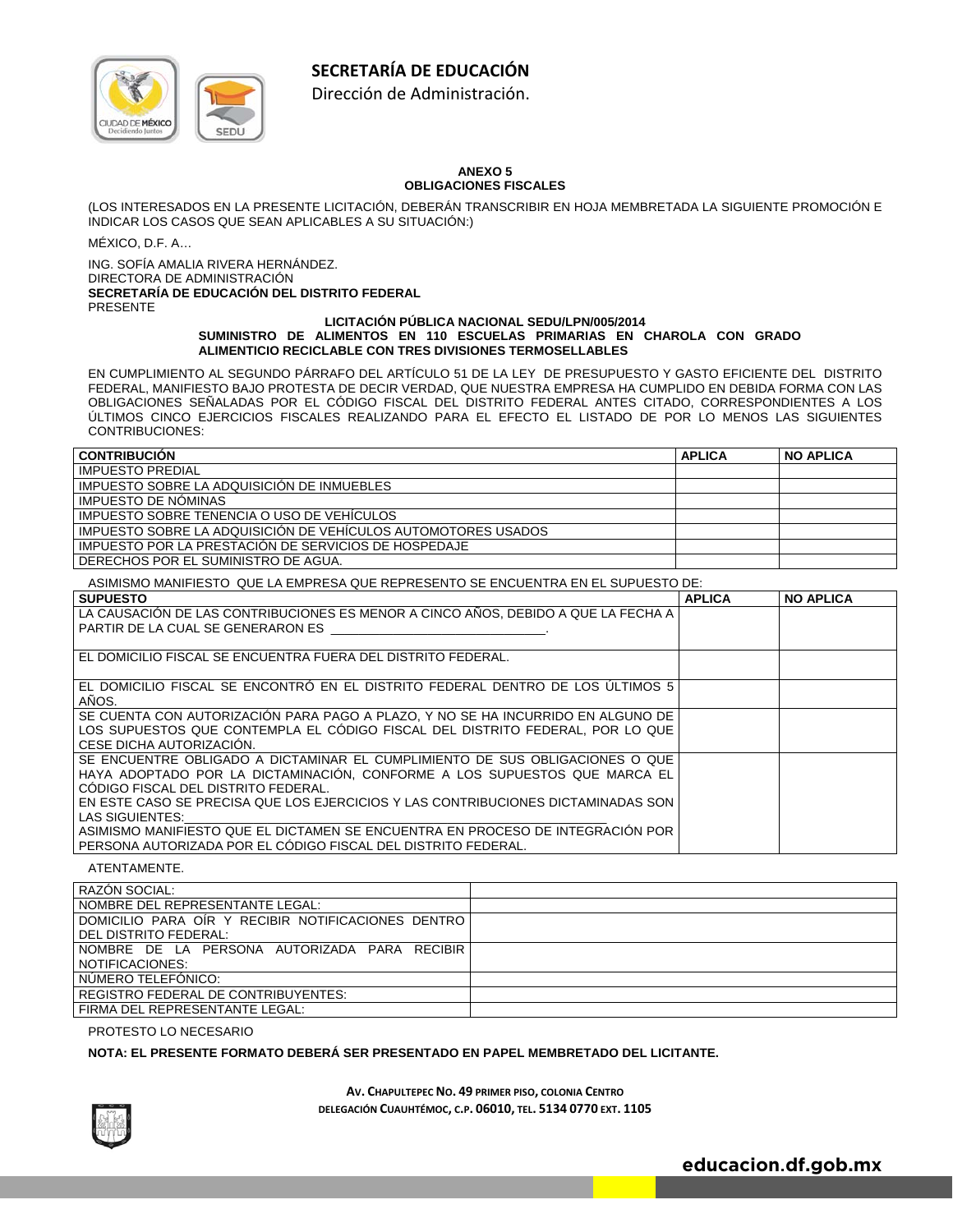**SECRETARÍA DE EDUCACIÓN**
Dirección de Administración.

**ANEXO 5**
**OBLIGACIONES FISCALES**

(LOS INTERESADOS EN LA PRESENTE LICITACIÓN, DEBERÁN TRANSCRIBIR EN HOJA MEMBRETADA LA SIGUIENTE PROMOCIÓN E INDICAR LOS CASOS QUE SEAN APLICABLES A SU SITUACIÓN:)

MÉXICO, D.F. A…

ING. SOFÍA AMALIA RIVERA HERNÁNDEZ.
DIRECTORA DE ADMINISTRACIÓN
**SECRETARÍA DE EDUCACIÓN DEL DISTRITO FEDERAL**
PRESENTE

**LICITACIÓN PÚBLICA NACIONAL SEDU/LPN/005/2014**
**SUMINISTRO DE ALIMENTOS EN 110 ESCUELAS PRIMARIAS EN CHAROLA CON GRADO ALIMENTICIO RECICLABLE CON TRES DIVISIONES TERMOSELLABLES**

EN CUMPLIMIENTO AL SEGUNDO PÁRRAFO DEL ARTÍCULO 51 DE LA LEY DE PRESUPUESTO Y GASTO EFICIENTE DEL DISTRITO FEDERAL, MANIFIESTO BAJO PROTESTA DE DECIR VERDAD, QUE NUESTRA EMPRESA HA CUMPLIDO EN DEBIDA FORMA CON LAS OBLIGACIONES SEÑALADAS POR EL CÓDIGO FISCAL DEL DISTRITO FEDERAL ANTES CITADO, CORRESPONDIENTES A LOS ÚLTIMOS CINCO EJERCICIOS FISCALES REALIZANDO PARA EL EFECTO EL LISTADO DE POR LO MENOS LAS SIGUIENTES CONTRIBUCIONES:

| CONTRIBUCIÓN | APLICA | NO APLICA |
|---|---|---|
| IMPUESTO PREDIAL | | |
| IMPUESTO SOBRE LA ADQUISICIÓN DE INMUEBLES | | |
| IMPUESTO DE NÓMINAS | | |
| IMPUESTO SOBRE TENENCIA O USO DE VEHÍCULOS | | |
| IMPUESTO SOBRE LA ADQUISICIÓN DE VEHÍCULOS AUTOMOTORES USADOS | | |
| IMPUESTO POR LA PRESTACIÓN DE SERVICIOS DE HOSPEDAJE | | |
| DERECHOS POR EL SUMINISTRO DE AGUA. | | |

ASIMISMO MANIFIESTO QUE LA EMPRESA QUE REPRESENTO SE ENCUENTRA EN EL SUPUESTO DE:

| SUPUESTO | APLICA | NO APLICA |
|---|---|---|
| LA CAUSACIÓN DE LAS CONTRIBUCIONES ES MENOR A CINCO AÑOS, DEBIDO A QUE LA FECHA A PARTIR DE LA CUAL SE GENERARON ES ______________________________. | | |
| EL DOMICILIO FISCAL SE ENCUENTRA FUERA DEL DISTRITO FEDERAL. | | |
| EL DOMICILIO FISCAL SE ENCONTRÓ EN EL DISTRITO FEDERAL DENTRO DE LOS ÚLTIMOS 5 AÑOS. | | |
| SE CUENTA CON AUTORIZACIÓN PARA PAGO A PLAZO, Y NO SE HA INCURRIDO EN ALGUNO DE LOS SUPUESTOS QUE CONTEMPLA EL CÓDIGO FISCAL DEL DISTRITO FEDERAL, POR LO QUE CESE DICHA AUTORIZACIÓN. | | |
| SE ENCUENTRE OBLIGADO A DICTAMINAR EL CUMPLIMIENTO DE SUS OBLIGACIONES O QUE HAYA ADOPTADO POR LA DICTAMINACIÓN, CONFORME A LOS SUPUESTOS QUE MARCA EL CÓDIGO FISCAL DEL DISTRITO FEDERAL. EN ESTE CASO SE PRECISA QUE LOS EJERCICIOS Y LAS CONTRIBUCIONES DICTAMINADAS SON LAS SIGUIENTES:______________________________ ASIMISMO MANIFIESTO QUE EL DICTAMEN SE ENCUENTRA EN PROCESO DE INTEGRACIÓN POR PERSONA AUTORIZADA POR EL CÓDIGO FISCAL DEL DISTRITO FEDERAL. | | |

ATENTAMENTE.

| | |
|---|---|
| RAZÓN SOCIAL: | |
| NOMBRE DEL REPRESENTANTE LEGAL: | |
| DOMICILIO PARA OÍR Y RECIBIR NOTIFICACIONES DENTRO DEL DISTRITO FEDERAL: | |
| NOMBRE DE LA PERSONA AUTORIZADA PARA RECIBIR NOTIFICACIONES: | |
| NÚMERO TELEFÓNICO: | |
| REGISTRO FEDERAL DE CONTRIBUYENTES: | |
| FIRMA DEL REPRESENTANTE LEGAL: | |

PROTESTO LO NECESARIO

**NOTA: EL PRESENTE FORMATO DEBERÁ SER PRESENTADO EN PAPEL MEMBRETADO DEL LICITANTE.**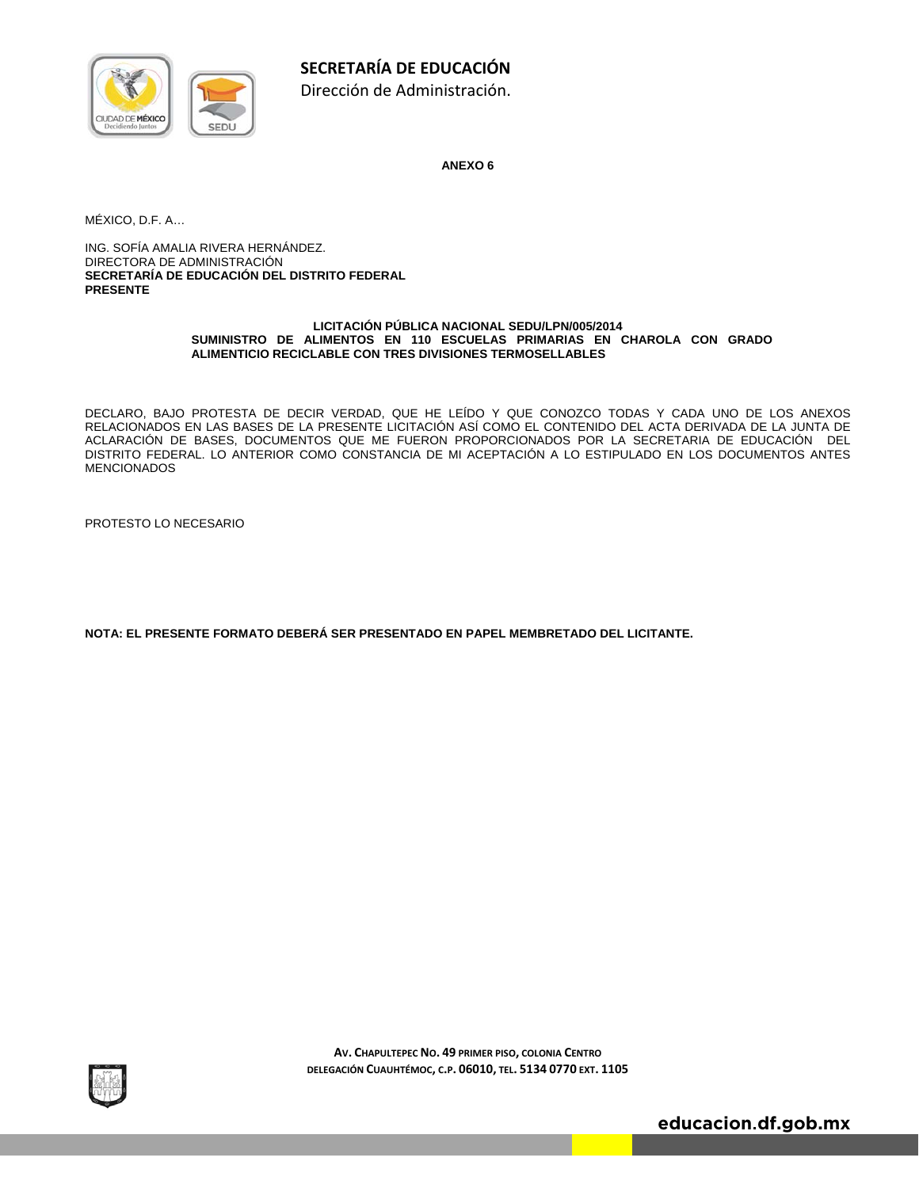**SECRETARÍA DE EDUCACIÓN**

Dirección de Administración.

**ANEXO 6**

MÉXICO, D.F. A…

ING. SOFÍA AMALIA RIVERA HERNÁNDEZ.
DIRECTORA DE ADMINISTRACIÓN
**SECRETARÍA DE EDUCACIÓN DEL DISTRITO FEDERAL**
**PRESENTE**

**LICITACIÓN PÚBLICA NACIONAL SEDU/LPN/005/2014**
**SUMINISTRO DE ALIMENTOS EN 110 ESCUELAS PRIMARIAS EN CHAROLA CON GRADO ALIMENTICIO RECICLABLE CON TRES DIVISIONES TERMOSELLABLES**

DECLARO, BAJO PROTESTA DE DECIR VERDAD, QUE HE LEÍDO Y QUE CONOZCO TODAS Y CADA UNO DE LOS ANEXOS RELACIONADOS EN LAS BASES DE LA PRESENTE LICITACIÓN ASÍ COMO EL CONTENIDO DEL ACTA DERIVADA DE LA JUNTA DE ACLARACIÓN DE BASES, DOCUMENTOS QUE ME FUERON PROPORCIONADOS POR LA SECRETARIA DE EDUCACIÓN DEL DISTRITO FEDERAL. LO ANTERIOR COMO CONSTANCIA DE MI ACEPTACIÓN A LO ESTIPULADO EN LOS DOCUMENTOS ANTES MENCIONADOS

PROTESTO LO NECESARIO

**NOTA: EL PRESENTE FORMATO DEBERÁ SER PRESENTADO EN PAPEL MEMBRETADO DEL LICITANTE.**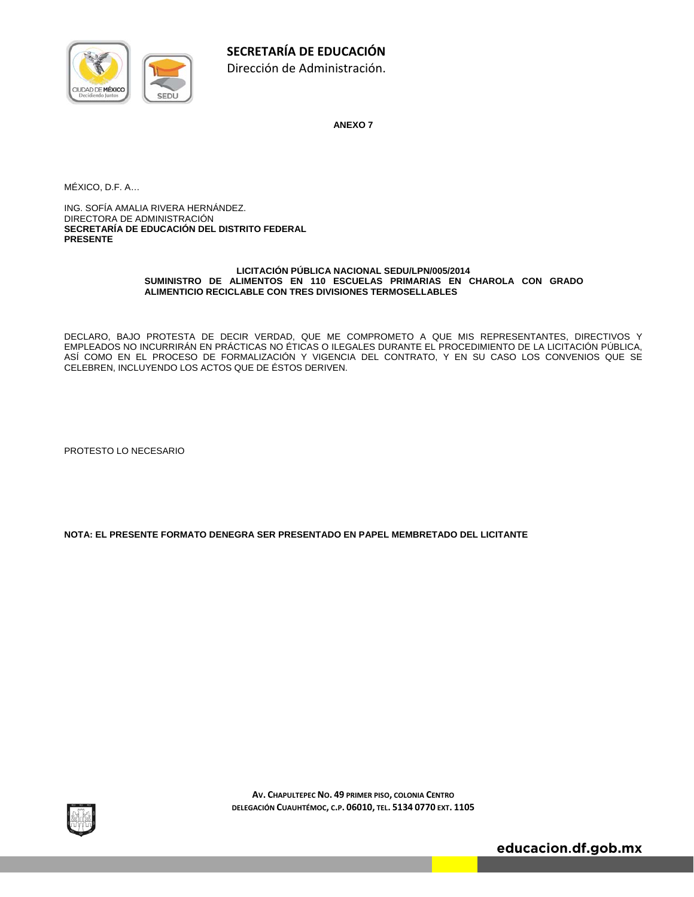**SECRETARÍA DE EDUCACIÓN**
Dirección de Administración.

**ANEXO 7**

MÉXICO, D.F. A…

ING. SOFÍA AMALIA RIVERA HERNÁNDEZ.
DIRECTORA DE ADMINISTRACIÓN
**SECRETARÍA DE EDUCACIÓN DEL DISTRITO FEDERAL**
**PRESENTE**

**LICITACIÓN PÚBLICA NACIONAL SEDU/LPN/005/2014**
**SUMINISTRO DE ALIMENTOS EN 110 ESCUELAS PRIMARIAS EN CHAROLA CON GRADO ALIMENTICIO RECICLABLE CON TRES DIVISIONES TERMOSELLABLES**

DECLARO, BAJO PROTESTA DE DECIR VERDAD, QUE ME COMPROMETO A QUE MIS REPRESENTANTES, DIRECTIVOS Y EMPLEADOS NO INCURRIRÁN EN PRÁCTICAS NO ÉTICAS O ILEGALES DURANTE EL PROCEDIMIENTO DE LA LICITACIÓN PÚBLICA, ASÍ COMO EN EL PROCESO DE FORMALIZACIÓN Y VIGENCIA DEL CONTRATO, Y EN SU CASO LOS CONVENIOS QUE SE CELEBREN, INCLUYENDO LOS ACTOS QUE DE ÉSTOS DERIVEN.

PROTESTO LO NECESARIO

**NOTA: EL PRESENTE FORMATO DENEGRA SER PRESENTADO EN PAPEL MEMBRETADO DEL LICITANTE**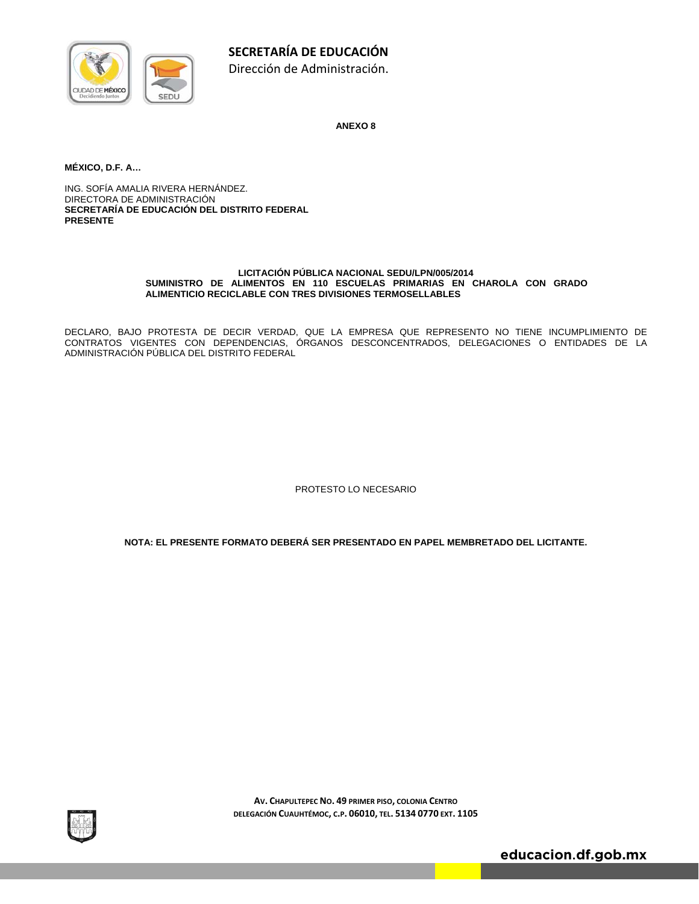**SECRETARÍA DE EDUCACIÓN**

Dirección de Administración.

**ANEXO 8**

**MÉXICO, D.F. A…**

ING. SOFÍA AMALIA RIVERA HERNÁNDEZ.
DIRECTORA DE ADMINISTRACIÓN
**SECRETARÍA DE EDUCACIÓN DEL DISTRITO FEDERAL**
**PRESENTE**

**LICITACIÓN PÚBLICA NACIONAL SEDU/LPN/005/2014**
**SUMINISTRO DE ALIMENTOS EN 110 ESCUELAS PRIMARIAS EN CHAROLA CON GRADO ALIMENTICIO RECICLABLE CON TRES DIVISIONES TERMOSELLABLES**

DECLARO, BAJO PROTESTA DE DECIR VERDAD, QUE LA EMPRESA QUE REPRESENTO NO TIENE INCUMPLIMIENTO DE CONTRATOS VIGENTES CON DEPENDENCIAS, ÓRGANOS DESCONCENTRADOS, DELEGACIONES O ENTIDADES DE LA ADMINISTRACIÓN PÚBLICA DEL DISTRITO FEDERAL

PROTESTO LO NECESARIO

**NOTA: EL PRESENTE FORMATO DEBERÁ SER PRESENTADO EN PAPEL MEMBRETADO DEL LICITANTE.**

**AV. CHAPULTEPEC NO. 49 PRIMER PISO, COLONIA CENTRO**
**DELEGACIÓN CUAUHTÉMOC, C.P. 06010, TEL. 5134 0770 EXT. 1105**

**educacion.df.gob.mx**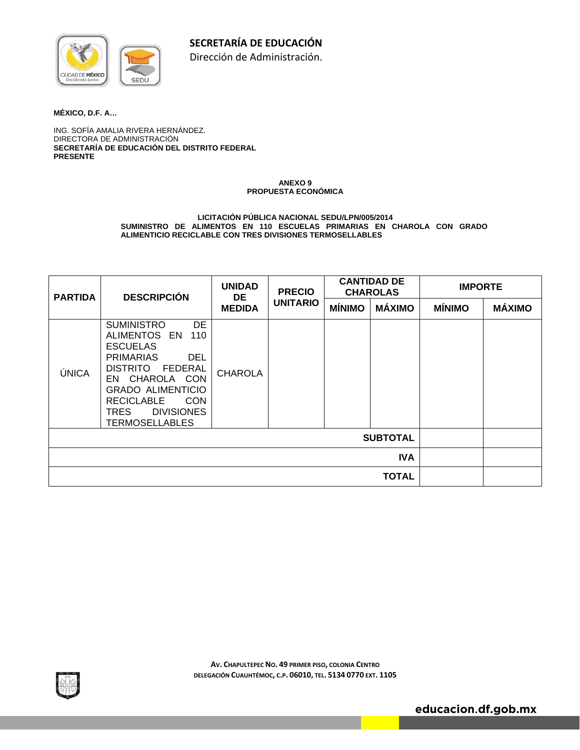**SECRETARÍA DE EDUCACIÓN**
Dirección de Administración.

**MÉXICO, D.F. A…**

ING. SOFÍA AMALIA RIVERA HERNÁNDEZ.
DIRECTORA DE ADMINISTRACIÓN
**SECRETARÍA DE EDUCACIÓN DEL DISTRITO FEDERAL**
**PRESENTE**

**ANEXO 9**
**PROPUESTA ECONÓMICA**

**LICITACIÓN PÚBLICA NACIONAL SEDU/LPN/005/2014**
**SUMINISTRO DE ALIMENTOS EN 110 ESCUELAS PRIMARIAS EN CHAROLA CON GRADO ALIMENTICIO RECICLABLE CON TRES DIVISIONES TERMOSELLABLES**

| PARTIDA | DESCRIPCIÓN | UNIDAD DE MEDIDA | PRECIO UNITARIO | CANTIDAD DE CHAROLAS | | IMPORTE | |
|---|---|---|---|---|---|---|---|
| | | | | MÍNIMO | MÁXIMO | MÍNIMO | MÁXIMO |
| ÚNICA | SUMINISTRO DE ALIMENTOS EN 110 ESCUELAS PRIMARIAS DEL DISTRITO FEDERAL EN CHAROLA CON GRADO ALIMENTICIO RECICLABLE CON TRES DIVISIONES TERMOSELLABLES | CHAROLA | | | | | |
| | | | | | **SUBTOTAL** | | |
| | | | | | **IVA** | | |
| | | | | | **TOTAL** | | |

**AV. CHAPULTEPEC NO. 49 PRIMER PISO, COLONIA CENTRO**
**DELEGACIÓN CUAUHTÉMOC, C.P. 06010, TEL. 5134 0770 EXT. 1105**

**educacion.df.gob.mx**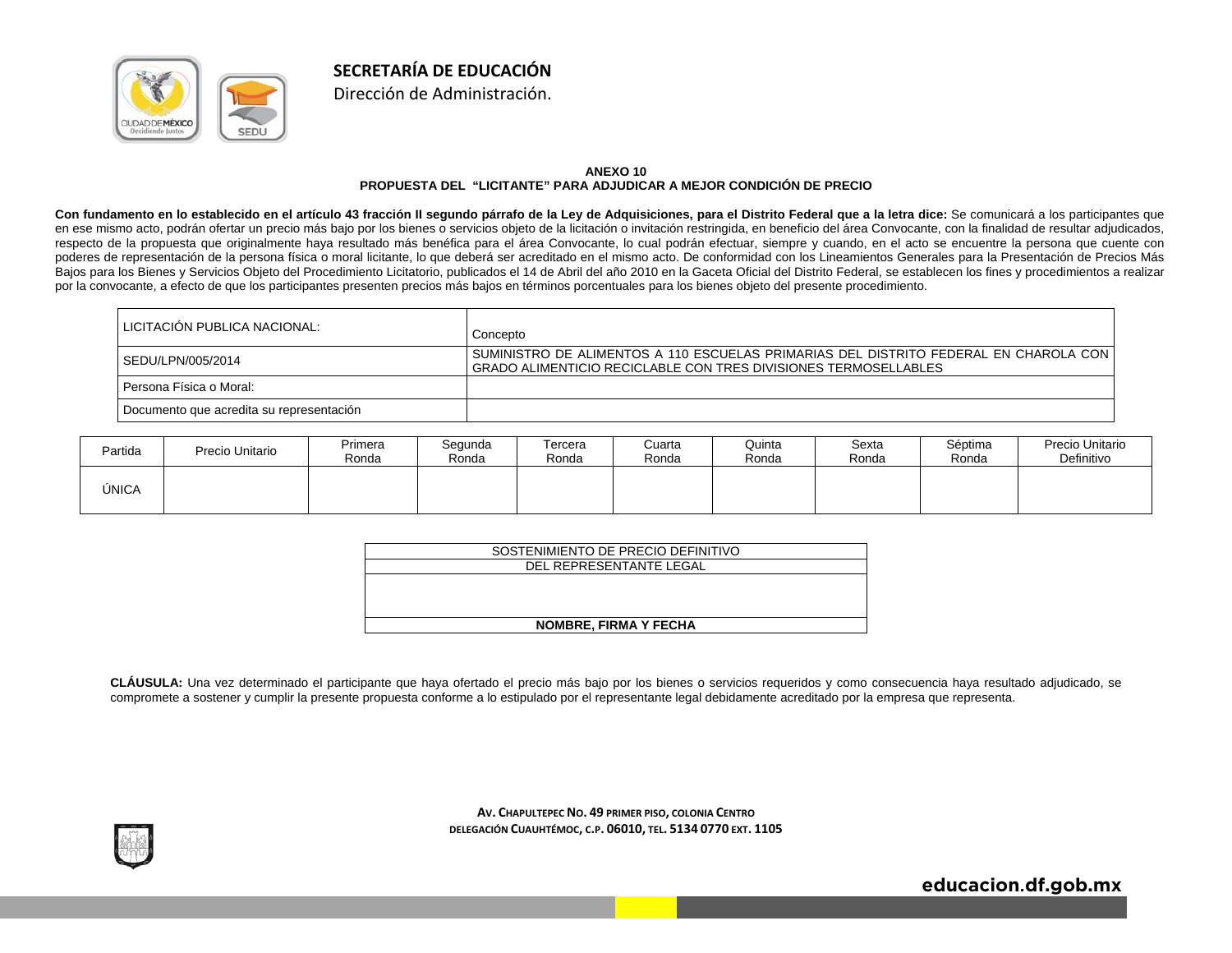**SECRETARÍA DE EDUCACIÓN**

Dirección de Administración.

**ANEXO 10**

**PROPUESTA DEL "LICITANTE" PARA ADJUDICAR A MEJOR CONDICIÓN DE PRECIO**

**Con fundamento en lo establecido en el artículo 43 fracción II segundo párrafo de la Ley de Adquisiciones, para el Distrito Federal que a la letra dice:** Se comunicará a los participantes que en ese mismo acto, podrán ofertar un precio más bajo por los bienes o servicios objeto de la licitación o invitación restringida, en beneficio del área Convocante, con la finalidad de resultar adjudicados, respecto de la propuesta que originalmente haya resultado más benéfica para el área Convocante, lo cual podrán efectuar, siempre y cuando, en el acto se encuentre la persona que cuente con poderes de representación de la persona física o moral licitante, lo que deberá ser acreditado en el mismo acto. De conformidad con los Lineamientos Generales para la Presentación de Precios Más Bajos para los Bienes y Servicios Objeto del Procedimiento Licitatorio, publicados el 14 de Abril del año 2010 en la Gaceta Oficial del Distrito Federal, se establecen los fines y procedimientos a realizar por la convocante, a efecto de que los participantes presenten precios más bajos en términos porcentuales para los bienes objeto del presente procedimiento.

| LICITACIÓN PUBLICA NACIONAL: | Concepto |
|---|---|
| SEDU/LPN/005/2014 | SUMINISTRO DE ALIMENTOS A 110 ESCUELAS PRIMARIAS DEL DISTRITO FEDERAL EN CHAROLA CON GRADO ALIMENTICIO RECICLABLE CON TRES DIVISIONES TERMOSELLABLES |
| Persona Física o Moral: | |
| Documento que acredita su representación | |

| Partida | Precio Unitario | Primera Ronda | Segunda Ronda | Tercera Ronda | Cuarta Ronda | Quinta Ronda | Sexta Ronda | Séptima Ronda | Precio Unitario Definitivo |
|---|---|---|---|---|---|---|---|---|---|
| ÚNICA | | | | | | | | | |

| SOSTENIMIENTO DE PRECIO DEFINITIVO |
|---|
| DEL REPRESENTANTE LEGAL |
| |
| **NOMBRE, FIRMA Y FECHA** |

**CLÁUSULA:** Una vez determinado el participante que haya ofertado el precio más bajo por los bienes o servicios requeridos y como consecuencia haya resultado adjudicado, se compromete a sostener y cumplir la presente propuesta conforme a lo estipulado por el representante legal debidamente acreditado por la empresa que representa.

**AV. CHAPULTEPEC NO. 49 PRIMER PISO, COLONIA CENTRO**
**DELEGACIÓN CUAUHTÉMOC, C.P. 06010, TEL. 5134 0770 EXT. 1105**

**educacion.df.gob.mx**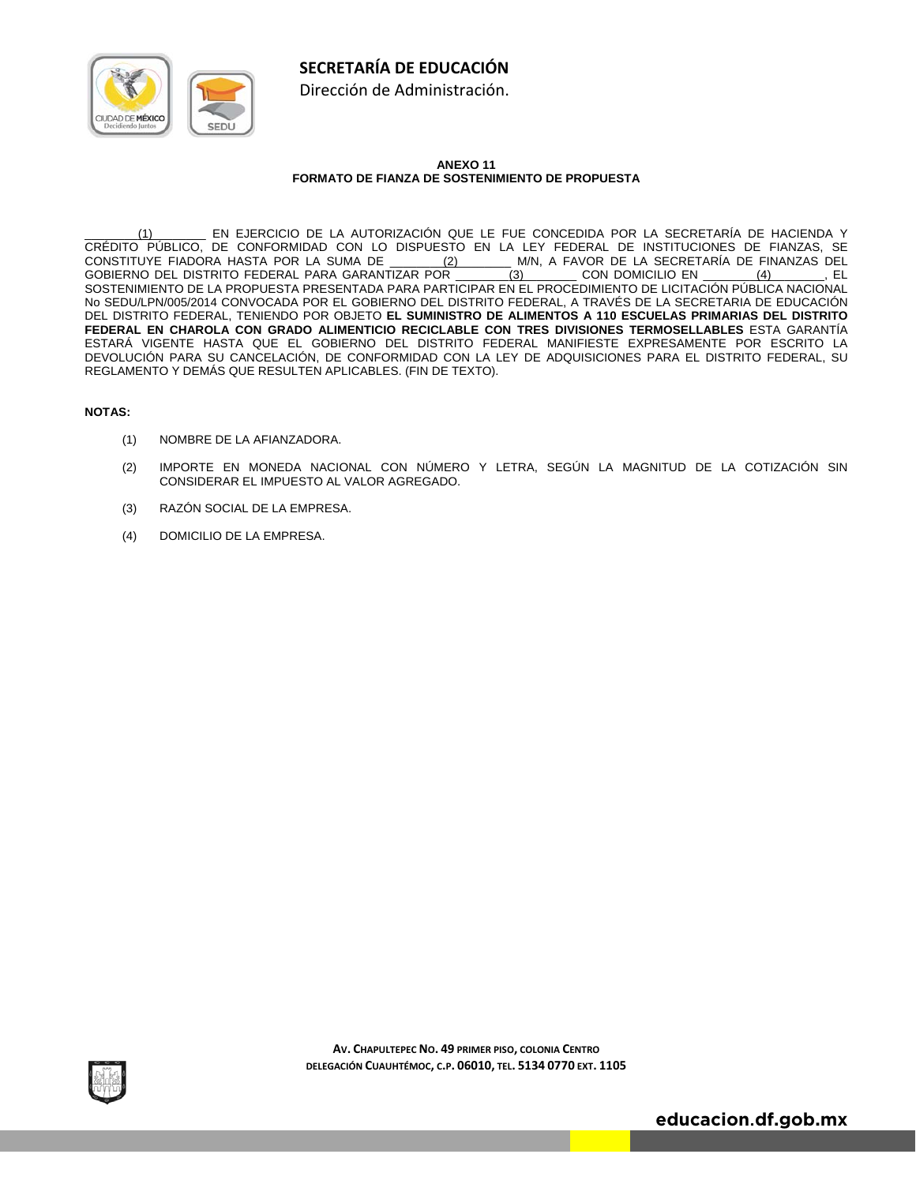**SECRETARÍA DE EDUCACIÓN**
Dirección de Administración.

**ANEXO 11**
**FORMATO DE FIANZA DE SOSTENIMIENTO DE PROPUESTA**

\_\_\_\_\_\_\_\_(1)\_\_\_\_\_\_\_\_ EN EJERCICIO DE LA AUTORIZACIÓN QUE LE FUE CONCEDIDA POR LA SECRETARÍA DE HACIENDA Y CRÉDITO PÚBLICO, DE CONFORMIDAD CON LO DISPUESTO EN LA LEY FEDERAL DE INSTITUCIONES DE FIANZAS, SE CONSTITUYE FIADORA HASTA POR LA SUMA DE \_\_\_\_\_\_\_\_(2)\_\_\_\_\_\_\_\_ M/N, A FAVOR DE LA SECRETARÍA DE FINANZAS DEL GOBIERNO DEL DISTRITO FEDERAL PARA GARANTIZAR POR \_\_\_\_\_\_\_\_(3)\_\_\_\_\_\_\_\_ CON DOMICILIO EN \_\_\_\_\_\_\_\_(4)\_\_\_\_\_\_\_\_, EL SOSTENIMIENTO DE LA PROPUESTA PRESENTADA PARA PARTICIPAR EN EL PROCEDIMIENTO DE LICITACIÓN PÚBLICA NACIONAL No SEDU/LPN/005/2014 CONVOCADA POR EL GOBIERNO DEL DISTRITO FEDERAL, A TRAVÉS DE LA SECRETARIA DE EDUCACIÓN DEL DISTRITO FEDERAL, TENIENDO POR OBJETO **EL SUMINISTRO DE ALIMENTOS A 110 ESCUELAS PRIMARIAS DEL DISTRITO FEDERAL EN CHAROLA CON GRADO ALIMENTICIO RECICLABLE CON TRES DIVISIONES TERMOSELLABLES** ESTA GARANTÍA ESTARÁ VIGENTE HASTA QUE EL GOBIERNO DEL DISTRITO FEDERAL MANIFIESTE EXPRESAMENTE POR ESCRITO LA DEVOLUCIÓN PARA SU CANCELACIÓN, DE CONFORMIDAD CON LA LEY DE ADQUISICIONES PARA EL DISTRITO FEDERAL, SU REGLAMENTO Y DEMÁS QUE RESULTEN APLICABLES. (FIN DE TEXTO).

**NOTAS:**

(1) NOMBRE DE LA AFIANZADORA.

(2) IMPORTE EN MONEDA NACIONAL CON NÚMERO Y LETRA, SEGÚN LA MAGNITUD DE LA COTIZACIÓN SIN CONSIDERAR EL IMPUESTO AL VALOR AGREGADO.

(3) RAZÓN SOCIAL DE LA EMPRESA.

(4) DOMICILIO DE LA EMPRESA.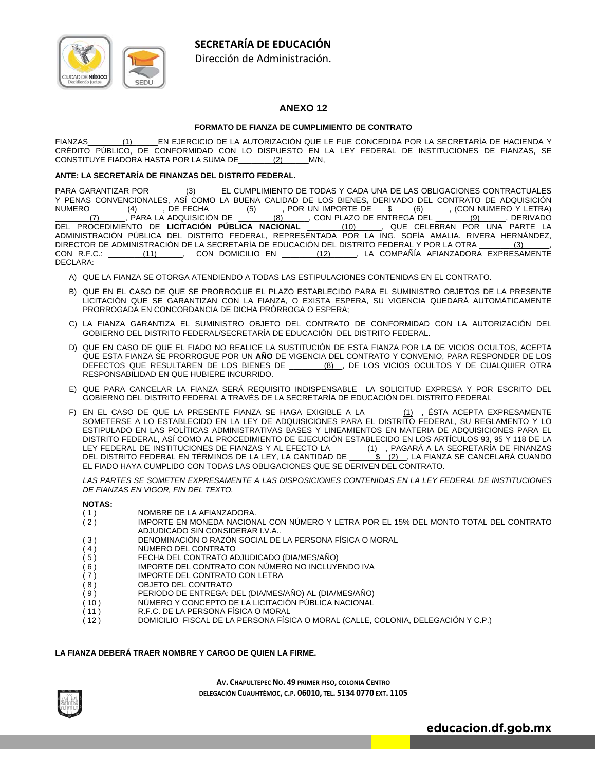# SECRETARÍA DE EDUCACIÓN

Dirección de Administración.

## ANEXO 12

### FORMATO DE FIANZA DE CUMPLIMIENTO DE CONTRATO

FIANZAS ____(1)____ EN EJERCICIO DE LA AUTORIZACIÓN QUE LE FUE CONCEDIDA POR LA SECRETARÍA DE HACIENDA Y CRÉDITO PÚBLICO, DE CONFORMIDAD CON LO DISPUESTO EN LA LEY FEDERAL DE INSTITUCIONES DE FIANZAS, SE CONSTITUYE FIADORA HASTA POR LA SUMA DE ____(2)____ M/N,

**ANTE: LA SECRETARÍA DE FINANZAS DEL DISTRITO FEDERAL.**

PARA GARANTIZAR POR ____(3)____ EL CUMPLIMIENTO DE TODAS Y CADA UNA DE LAS OBLIGACIONES CONTRACTUALES Y PENAS CONVENCIONALES, ASÍ COMO LA BUENA CALIDAD DE LOS BIENES**,** DERIVADO DEL CONTRATO DE ADQUISICIÓN NUMERO ____(4)____, DE FECHA ____(5)____, POR UN IMPORTE DE __$__(6)____, (CON NUMERO Y LETRA) ____(7)____, PARA LA ADQUISICIÓN DE ____(8)____, CON PLAZO DE ENTREGA DEL ____(9)____, DERIVADO DEL PROCEDIMIENTO DE **LICITACIÓN PÚBLICA NACIONAL** ____(10)____, QUE CELEBRAN POR UNA PARTE LA ADMINISTRACIÓN PÚBLICA DEL DISTRITO FEDERAL, REPRESENTADA POR LA ING. SOFÍA AMALIA. RIVERA HERNÁNDEZ, DIRECTOR DE ADMINISTRACIÓN DE LA SECRETARÍA DE EDUCACIÓN DEL DISTRITO FEDERAL Y POR LA OTRA ____(3)____, CON R.F.C.: ____(11)____, CON DOMICILIO EN ____(12)____, LA COMPAÑÍA AFIANZADORA EXPRESAMENTE DECLARA:

A) QUE LA FIANZA SE OTORGA ATENDIENDO A TODAS LAS ESTIPULACIONES CONTENIDAS EN EL CONTRATO.

B) QUE EN EL CASO DE QUE SE PRORROGUE EL PLAZO ESTABLECIDO PARA EL SUMINISTRO OBJETOS DE LA PRESENTE LICITACIÓN QUE SE GARANTIZAN CON LA FIANZA, O EXISTA ESPERA, SU VIGENCIA QUEDARÁ AUTOMÁTICAMENTE PRORROGADA EN CONCORDANCIA DE DICHA PRÓRROGA O ESPERA;

C) LA FIANZA GARANTIZA EL SUMINISTRO OBJETO DEL CONTRATO DE CONFORMIDAD CON LA AUTORIZACIÓN DEL GOBIERNO DEL DISTRITO FEDERAL/SECRETARÍA DE EDUCACIÓN DEL DISTRITO FEDERAL.

D) QUE EN CASO DE QUE EL FIADO NO REALICE LA SUSTITUCIÓN DE ESTA FIANZA POR LA DE VICIOS OCULTOS, ACEPTA QUE ESTA FIANZA SE PRORROGUE POR UN **AÑO** DE VIGENCIA DEL CONTRATO Y CONVENIO, PARA RESPONDER DE LOS DEFECTOS QUE RESULTAREN DE LOS BIENES DE ____(8)__, DE LOS VICIOS OCULTOS Y DE CUALQUIER OTRA RESPONSABILIDAD EN QUE HUBIERE INCURRIDO.

E) QUE PARA CANCELAR LA FIANZA SERÁ REQUISITO INDISPENSABLE LA SOLICITUD EXPRESA Y POR ESCRITO DEL GOBIERNO DEL DISTRITO FEDERAL A TRAVÉS DE LA SECRETARÍA DE EDUCACIÓN DEL DISTRITO FEDERAL

F) EN EL CASO DE QUE LA PRESENTE FIANZA SE HAGA EXIGIBLE A LA ____(1)__, ÉSTA ACEPTA EXPRESAMENTE SOMETERSE A LO ESTABLECIDO EN LA LEY DE ADQUISICIONES PARA EL DISTRITO FEDERAL, SU REGLAMENTO Y LO ESTIPULADO EN LAS POLÍTICAS ADMINISTRATIVAS BASES Y LINEAMIENTOS EN MATERIA DE ADQUISICIONES PARA EL DISTRITO FEDERAL, ASÍ COMO AL PROCEDIMIENTO DE EJECUCIÓN ESTABLECIDO EN LOS ARTÍCULOS 93, 95 Y 118 DE LA LEY FEDERAL DE INSTITUCIONES DE FIANZAS Y AL EFECTO LA ____(1)__, PAGARÁ A LA SECRETARÍA DE FINANZAS DEL DISTRITO FEDERAL EN TÉRMINOS DE LA LEY, LA CANTIDAD DE ___$ (2)__, LA FIANZA SE CANCELARÁ CUANDO EL FIADO HAYA CUMPLIDO CON TODAS LAS OBLIGACIONES QUE SE DERIVEN DEL CONTRATO.

*LAS PARTES SE SOMETEN EXPRESAMENTE A LAS DISPOSICIONES CONTENIDAS EN LA LEY FEDERAL DE INSTITUCIONES DE FIANZAS EN VIGOR, FIN DEL TEXTO.*

**NOTAS:**

| | |
|---|---|
| ( 1 ) | NOMBRE DE LA AFIANZADORA. |
| ( 2 ) | IMPORTE EN MONEDA NACIONAL CON NÚMERO Y LETRA POR EL 15% DEL MONTO TOTAL DEL CONTRATO ADJUDICADO SIN CONSIDERAR I.V.A.. |
| ( 3 ) | DENOMINACIÓN O RAZÓN SOCIAL DE LA PERSONA FÍSICA O MORAL |
| ( 4 ) | NÚMERO DEL CONTRATO |
| ( 5 ) | FECHA DEL CONTRATO ADJUDICADO (DIA/MES/AÑO) |
| ( 6 ) | IMPORTE DEL CONTRATO CON NÚMERO NO INCLUYENDO IVA |
| ( 7 ) | IMPORTE DEL CONTRATO CON LETRA |
| ( 8 ) | OBJETO DEL CONTRATO |
| ( 9 ) | PERIODO DE ENTREGA: DEL (DIA/MES/AÑO) AL (DIA/MES/AÑO) |
| ( 10 ) | NÚMERO Y CONCEPTO DE LA LICITACIÓN PÚBLICA NACIONAL |
| ( 11 ) | R.F.C. DE LA PERSONA FÍSICA O MORAL |
| ( 12 ) | DOMICILIO FISCAL DE LA PERSONA FÍSICA O MORAL (CALLE, COLONIA, DELEGACIÓN Y C.P.) |

**LA FIANZA DEBERÁ TRAER NOMBRE Y CARGO DE QUIEN LA FIRME.**

AV. CHAPULTEPEC NO. 49 PRIMER PISO, COLONIA CENTRO
DELEGACIÓN CUAUHTÉMOC, C.P. 06010, TEL. 5134 0770 EXT. 1105

educacion.df.gob.mx